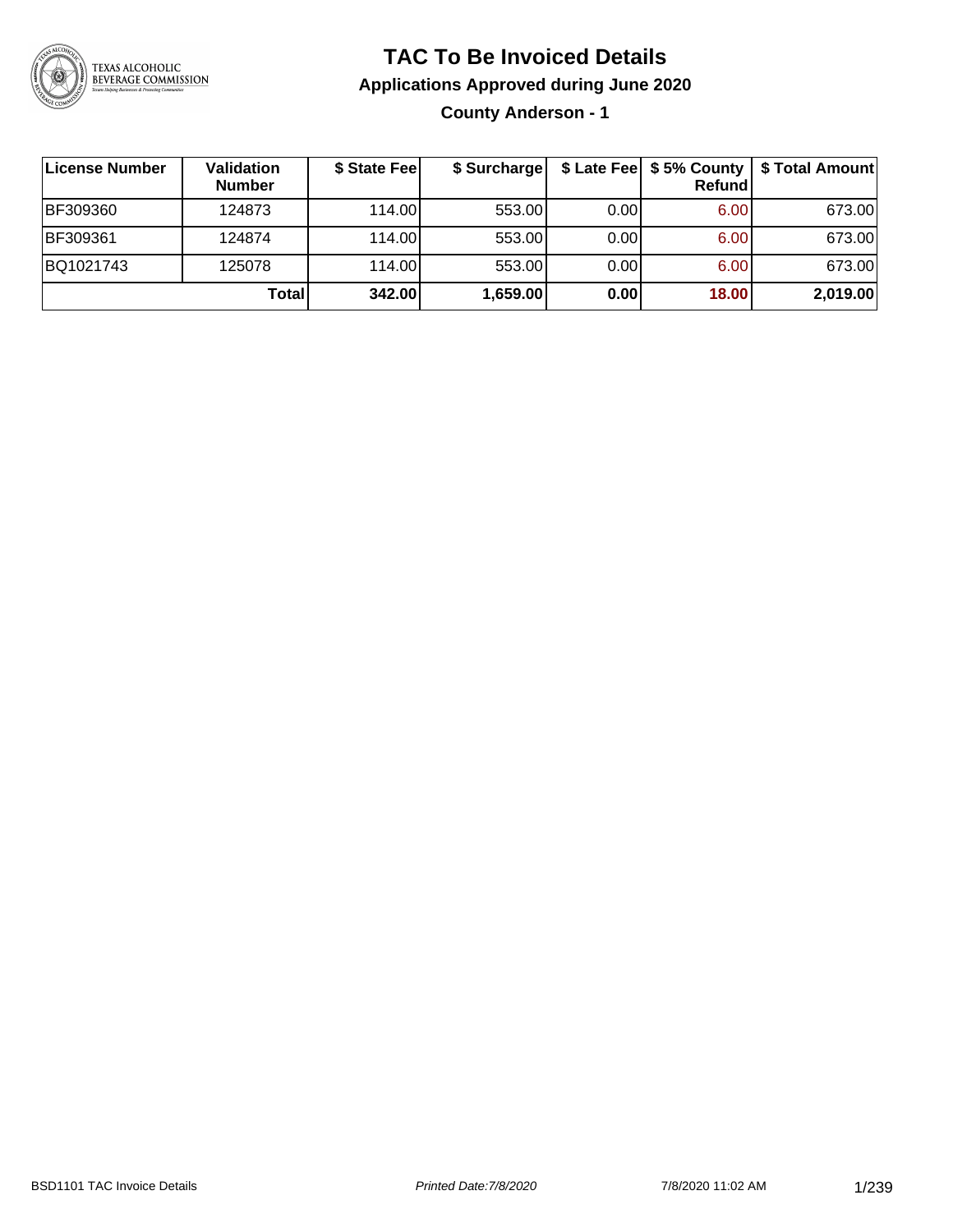# TAC To Be Invoiced Details

## Applications Approved during June 2020

### County Anderson - 1

| License Number | Validation Number | $ State Fee | $ Surcharge | $ Late Fee | $ 5% County Refund | $ Total Amount |
|---|---|---|---|---|---|---|
| BF309360 | 124873 | 114.00 | 553.00 | 0.00 | 6.00 | 673.00 |
| BF309361 | 124874 | 114.00 | 553.00 | 0.00 | 6.00 | 673.00 |
| BQ1021743 | 125078 | 114.00 | 553.00 | 0.00 | 6.00 | 673.00 |
| | **Total** | **342.00** | **1,659.00** | **0.00** | **18.00** | **2,019.00** |

BSD1101 TAC Invoice Details | *Printed Date:7/8/2020* | 7/8/2020 11:02 AM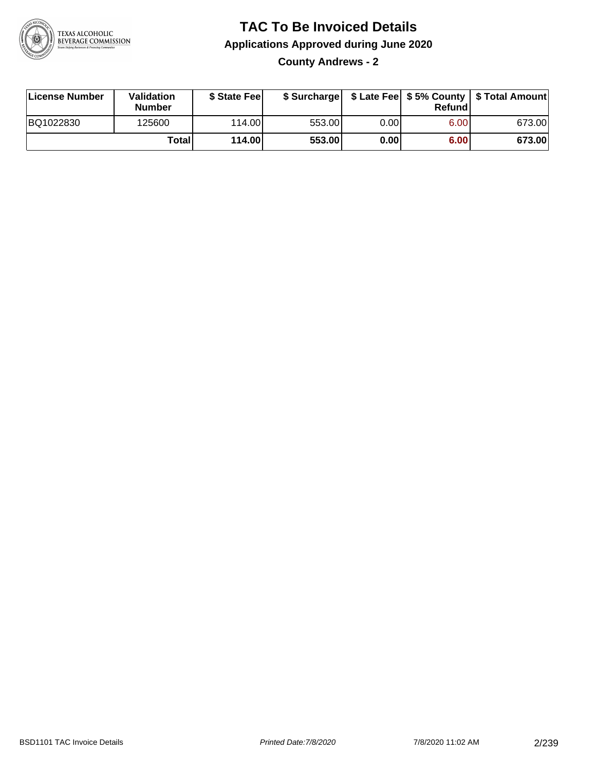# TAC To Be Invoiced Details

## Applications Approved during June 2020

### County Andrews - 2

| License Number | Validation Number | $ State Fee | $ Surcharge | $ Late Fee | $ 5% County Refund | $ Total Amount |
|---|---|---|---|---|---|---|
| BQ1022830 | 125600 | 114.00 | 553.00 | 0.00 | 6.00 | 673.00 |
| | **Total** | **114.00** | **553.00** | **0.00** | **6.00** | **673.00** |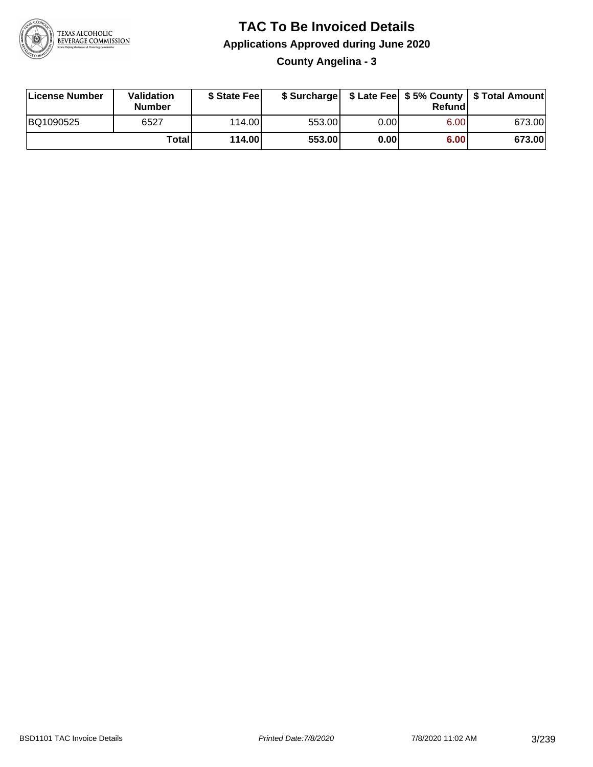# TAC To Be Invoiced Details

## Applications Approved during June 2020

### County Angelina - 3

| License Number | Validation Number | $ State Fee | $ Surcharge | $ Late Fee | $ 5% County Refund | $ Total Amount |
|---|---|---|---|---|---|---|
| BQ1090525 | 6527 | 114.00 | 553.00 | 0.00 | 6.00 | 673.00 |
| | **Total** | **114.00** | **553.00** | **0.00** | **6.00** | **673.00** |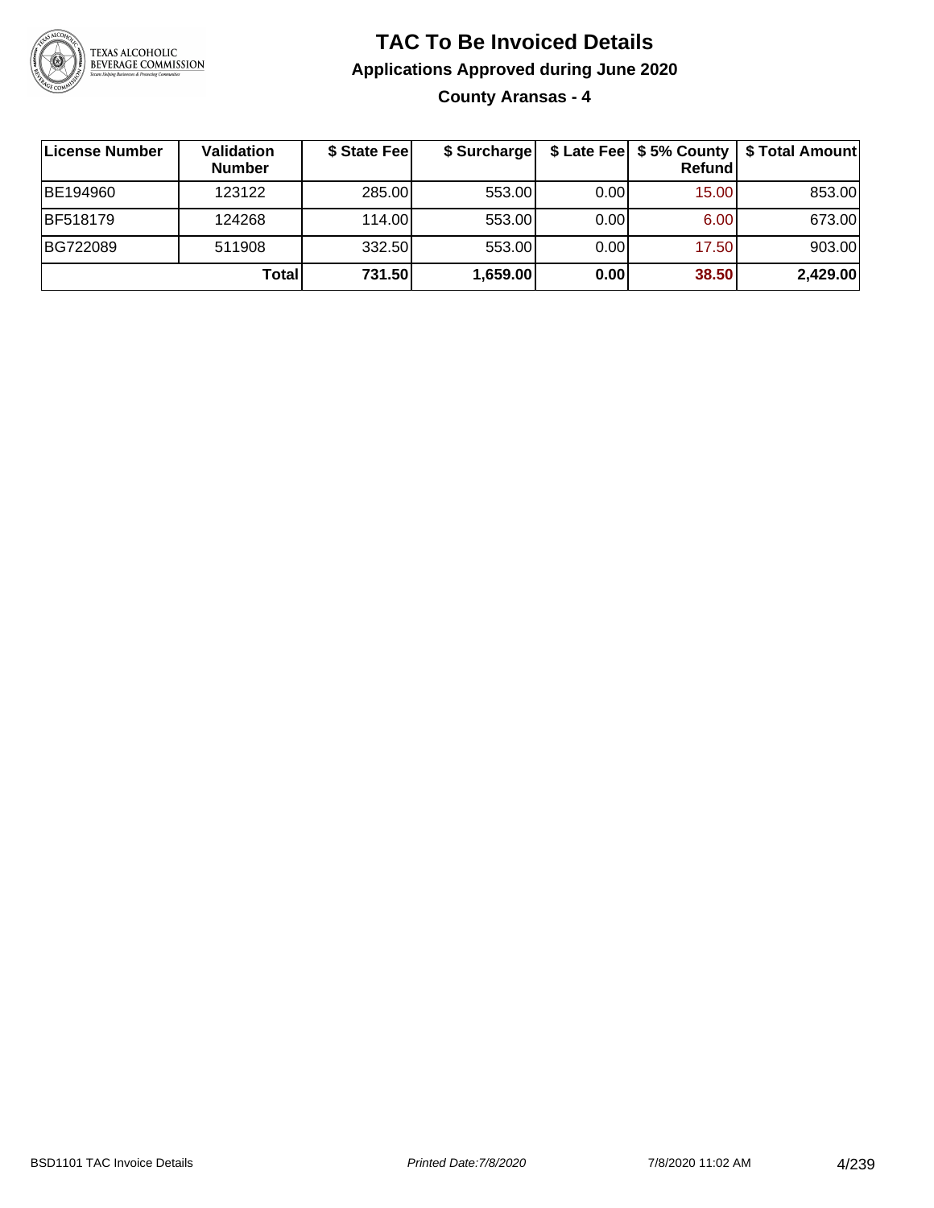# TAC To Be Invoiced Details

## Applications Approved during June 2020

### County Aransas - 4

| License Number | Validation Number | $ State Fee | $ Surcharge | $ Late Fee | $ 5% County Refund | $ Total Amount |
|---|---|---|---|---|---|---|
| BE194960 | 123122 | 285.00 | 553.00 | 0.00 | 15.00 | 853.00 |
| BF518179 | 124268 | 114.00 | 553.00 | 0.00 | 6.00 | 673.00 |
| BG722089 | 511908 | 332.50 | 553.00 | 0.00 | 17.50 | 903.00 |
| | **Total** | **731.50** | **1,659.00** | **0.00** | **38.50** | **2,429.00** |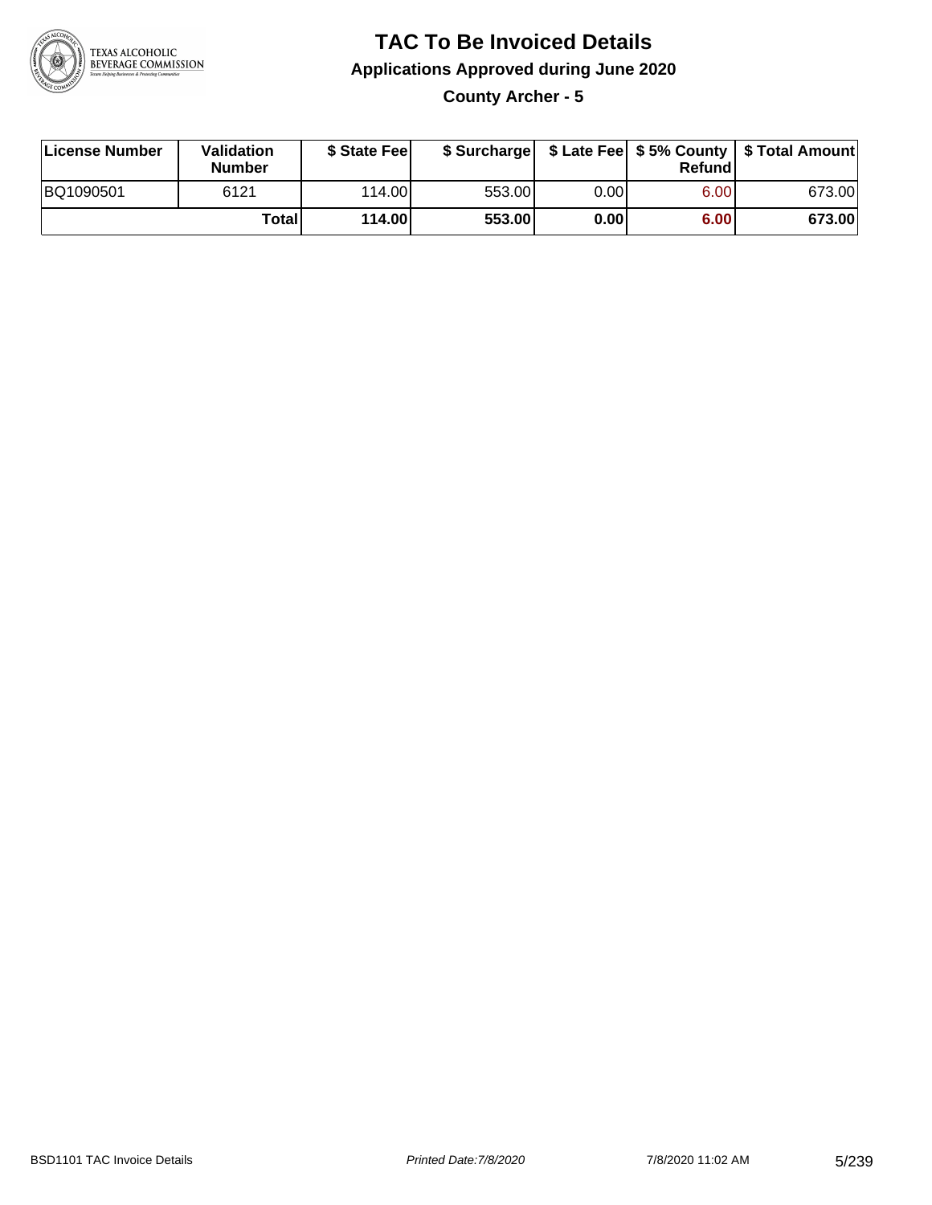# TAC To Be Invoiced Details

## Applications Approved during June 2020

### County Archer - 5

| License Number | Validation Number | $ State Fee | $ Surcharge | $ Late Fee | $ 5% County Refund | $ Total Amount |
|---|---|---|---|---|---|---|
| BQ1090501 | 6121 | 114.00 | 553.00 | 0.00 | 6.00 | 673.00 |
| | **Total** | **114.00** | **553.00** | **0.00** | **6.00** | **673.00** |

BSD1101 TAC Invoice Details | *Printed Date:7/8/2020* | 7/8/2020 11:02 AM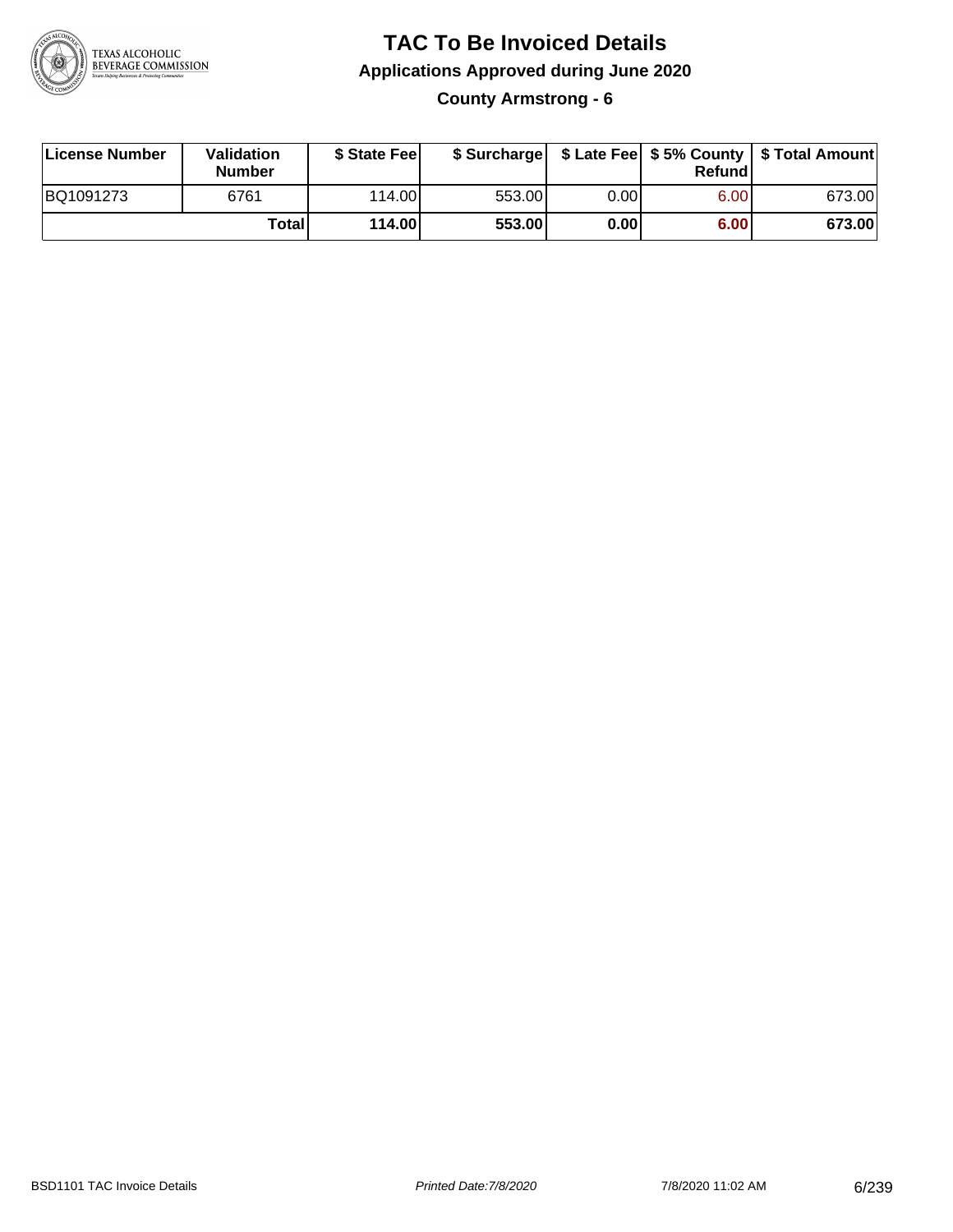# TAC To Be Invoiced Details

## Applications Approved during June 2020

### County Armstrong - 6

| License Number | Validation Number | $ State Fee | $ Surcharge | $ Late Fee | $ 5% County Refund | $ Total Amount |
|---|---|---|---|---|---|---|
| BQ1091273 | 6761 | 114.00 | 553.00 | 0.00 | 6.00 | 673.00 |
| | **Total** | **114.00** | **553.00** | **0.00** | **6.00** | **673.00** |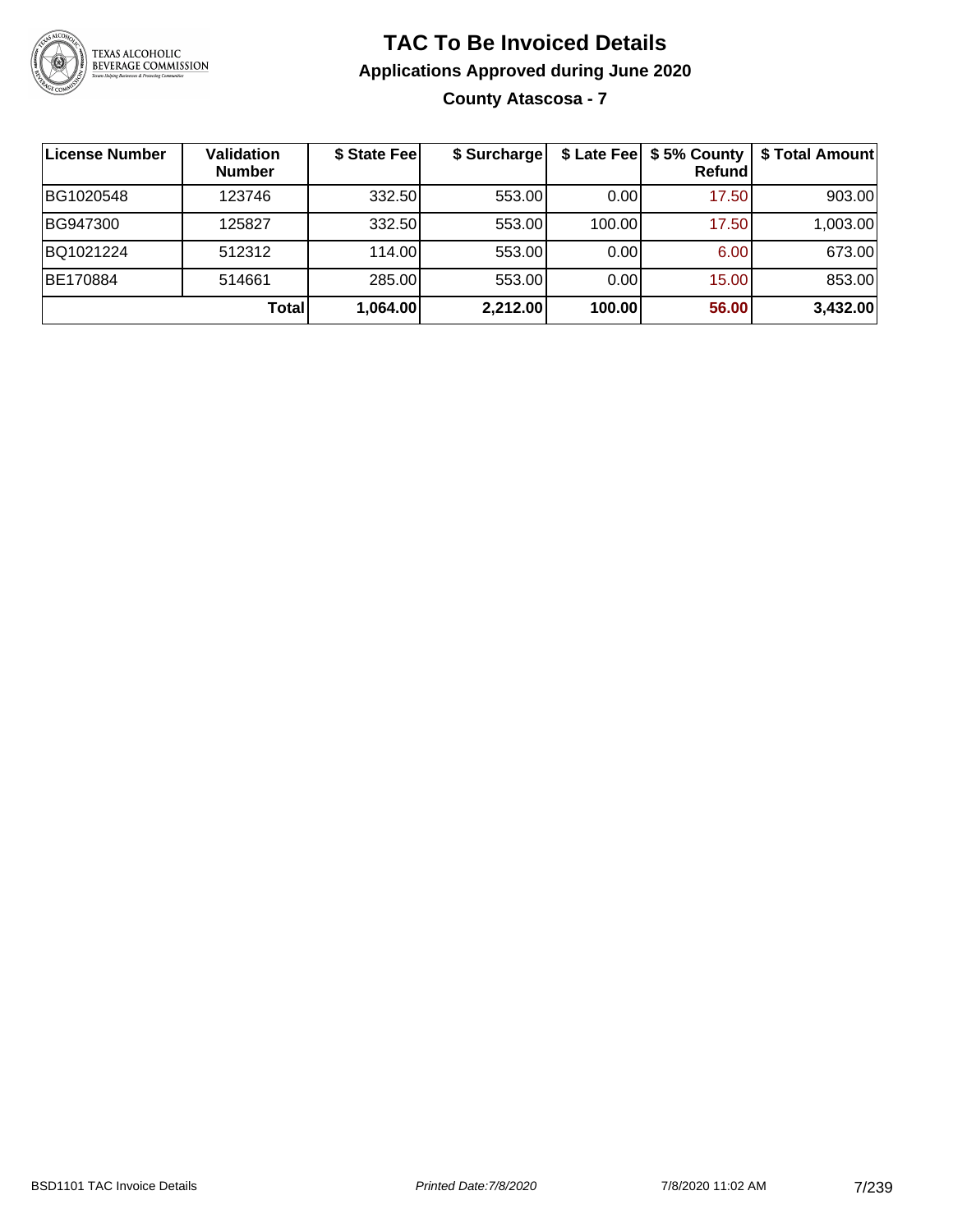# TAC To Be Invoiced Details

## Applications Approved during June 2020

### County Atascosa - 7

| License Number | Validation Number | \$ State Fee | \$ Surcharge | \$ Late Fee | \$ 5% County Refund | \$ Total Amount |
|---|---|---|---|---|---|---|
| BG1020548 | 123746 | 332.50 | 553.00 | 0.00 | 17.50 | 903.00 |
| BG947300 | 125827 | 332.50 | 553.00 | 100.00 | 17.50 | 1,003.00 |
| BQ1021224 | 512312 | 114.00 | 553.00 | 0.00 | 6.00 | 673.00 |
| BE170884 | 514661 | 285.00 | 553.00 | 0.00 | 15.00 | 853.00 |
| | **Total** | **1,064.00** | **2,212.00** | **100.00** | **56.00** | **3,432.00** |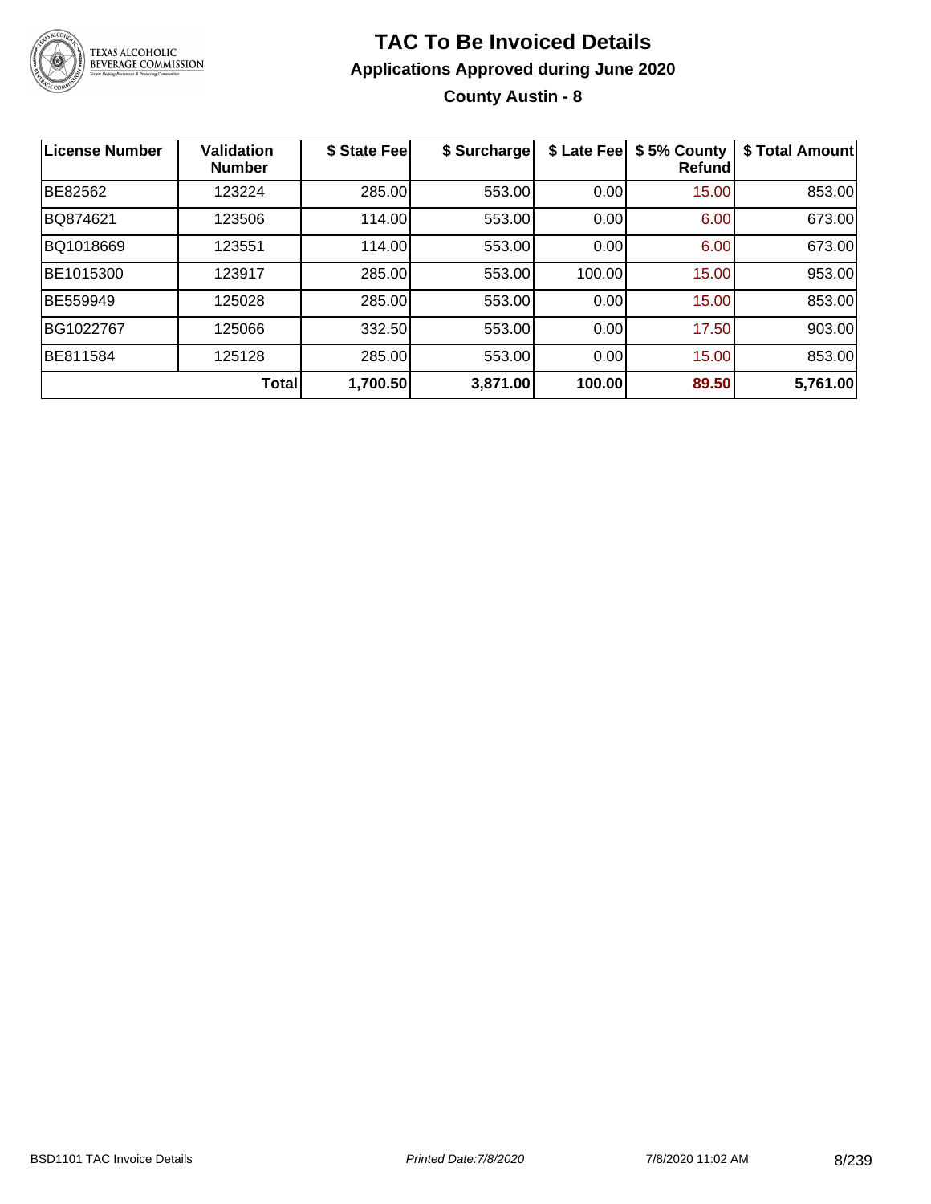# TAC To Be Invoiced Details

## Applications Approved during June 2020

### County Austin - 8

| License Number | Validation Number | $ State Fee | $ Surcharge | $ Late Fee | $ 5% County Refund | $ Total Amount |
|---|---|---|---|---|---|---|
| BE82562 | 123224 | 285.00 | 553.00 | 0.00 | 15.00 | 853.00 |
| BQ874621 | 123506 | 114.00 | 553.00 | 0.00 | 6.00 | 673.00 |
| BQ1018669 | 123551 | 114.00 | 553.00 | 0.00 | 6.00 | 673.00 |
| BE1015300 | 123917 | 285.00 | 553.00 | 100.00 | 15.00 | 953.00 |
| BE559949 | 125028 | 285.00 | 553.00 | 0.00 | 15.00 | 853.00 |
| BG1022767 | 125066 | 332.50 | 553.00 | 0.00 | 17.50 | 903.00 |
| BE811584 | 125128 | 285.00 | 553.00 | 0.00 | 15.00 | 853.00 |
| | **Total** | **1,700.50** | **3,871.00** | **100.00** | **89.50** | **5,761.00** |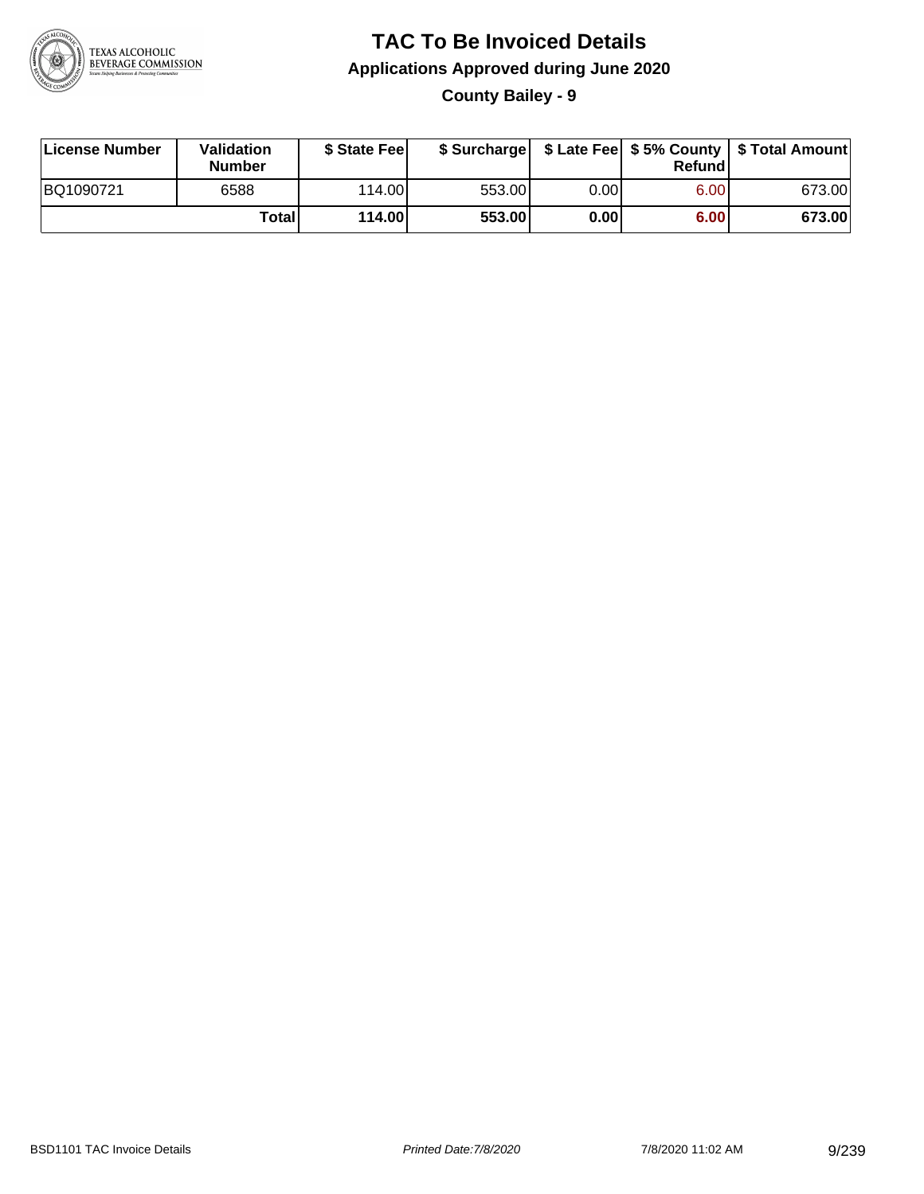# TAC To Be Invoiced Details

## Applications Approved during June 2020

### County Bailey - 9

| License Number | Validation Number | $ State Fee | $ Surcharge | $ Late Fee | $ 5% County Refund | $ Total Amount |
|---|---|---|---|---|---|---|
| BQ1090721 | 6588 | 114.00 | 553.00 | 0.00 | 6.00 | 673.00 |
| | **Total** | **114.00** | **553.00** | **0.00** | **6.00** | **673.00** |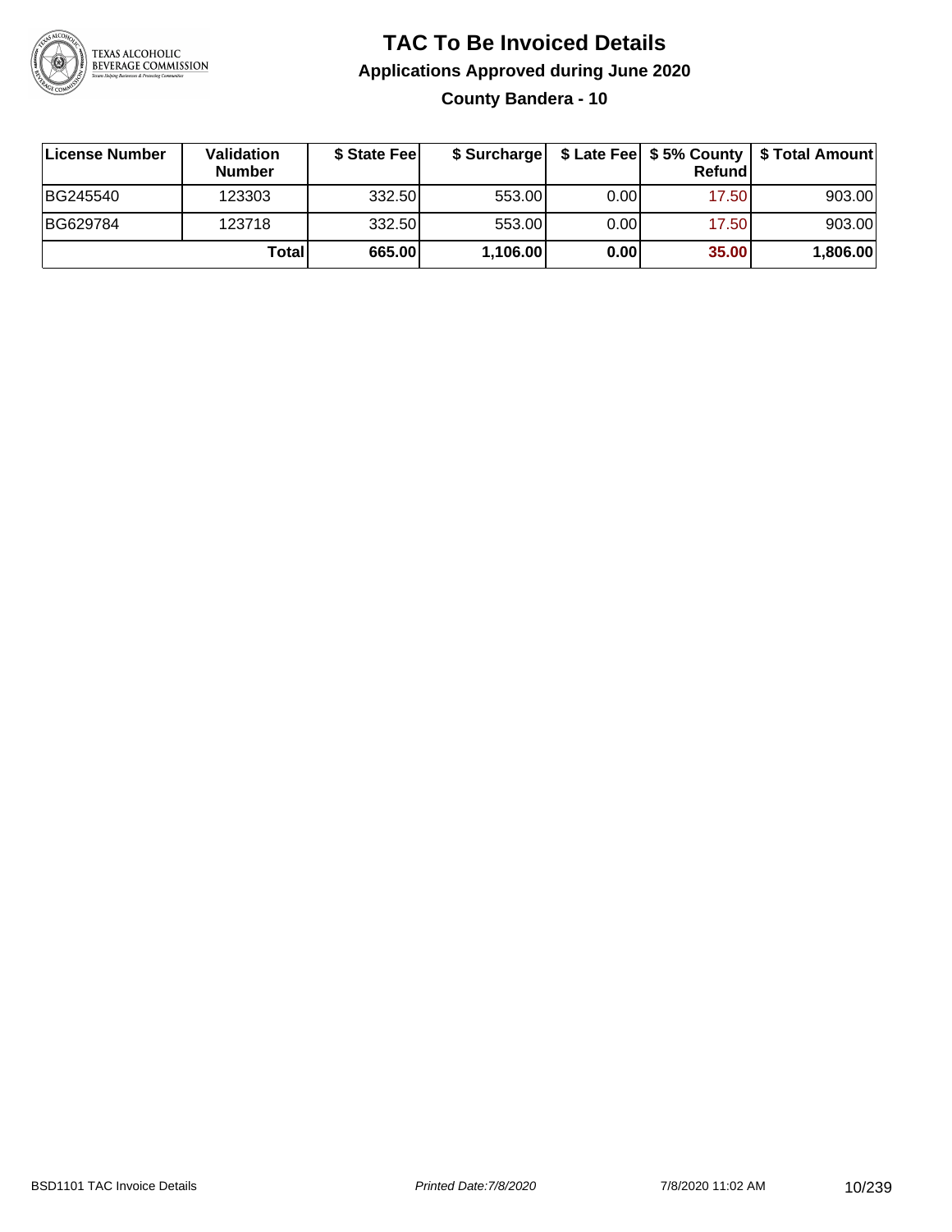# TAC To Be Invoiced Details

## Applications Approved during June 2020

### County Bandera - 10

| License Number | Validation Number | $ State Fee | $ Surcharge | $ Late Fee | $ 5% County Refund | $ Total Amount |
|---|---|---|---|---|---|---|
| BG245540 | 123303 | 332.50 | 553.00 | 0.00 | 17.50 | 903.00 |
| BG629784 | 123718 | 332.50 | 553.00 | 0.00 | 17.50 | 903.00 |
| | **Total** | **665.00** | **1,106.00** | **0.00** | **35.00** | **1,806.00** |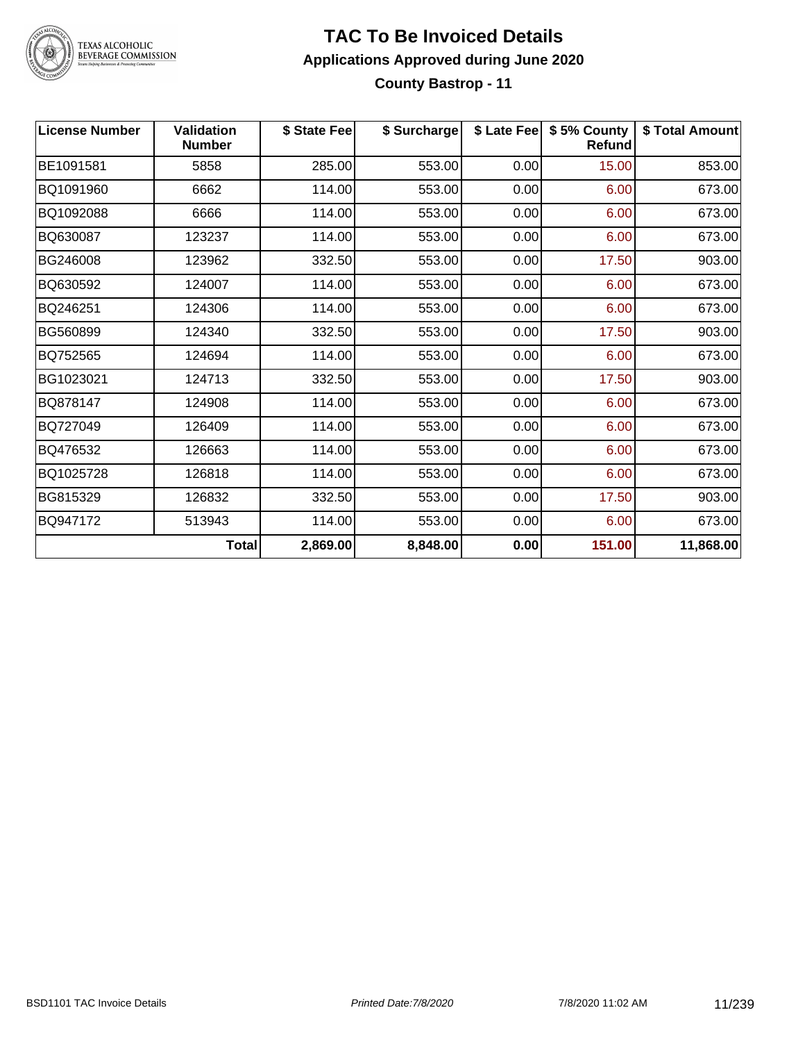# TAC To Be Invoiced Details

## Applications Approved during June 2020

### County Bastrop - 11

| License Number | Validation Number | $ State Fee | $ Surcharge | $ Late Fee | $ 5% County Refund | $ Total Amount |
|---|---|---|---|---|---|---|
| BE1091581 | 5858 | 285.00 | 553.00 | 0.00 | 15.00 | 853.00 |
| BQ1091960 | 6662 | 114.00 | 553.00 | 0.00 | 6.00 | 673.00 |
| BQ1092088 | 6666 | 114.00 | 553.00 | 0.00 | 6.00 | 673.00 |
| BQ630087 | 123237 | 114.00 | 553.00 | 0.00 | 6.00 | 673.00 |
| BG246008 | 123962 | 332.50 | 553.00 | 0.00 | 17.50 | 903.00 |
| BQ630592 | 124007 | 114.00 | 553.00 | 0.00 | 6.00 | 673.00 |
| BQ246251 | 124306 | 114.00 | 553.00 | 0.00 | 6.00 | 673.00 |
| BG560899 | 124340 | 332.50 | 553.00 | 0.00 | 17.50 | 903.00 |
| BQ752565 | 124694 | 114.00 | 553.00 | 0.00 | 6.00 | 673.00 |
| BG1023021 | 124713 | 332.50 | 553.00 | 0.00 | 17.50 | 903.00 |
| BQ878147 | 124908 | 114.00 | 553.00 | 0.00 | 6.00 | 673.00 |
| BQ727049 | 126409 | 114.00 | 553.00 | 0.00 | 6.00 | 673.00 |
| BQ476532 | 126663 | 114.00 | 553.00 | 0.00 | 6.00 | 673.00 |
| BQ1025728 | 126818 | 114.00 | 553.00 | 0.00 | 6.00 | 673.00 |
| BG815329 | 126832 | 332.50 | 553.00 | 0.00 | 17.50 | 903.00 |
| BQ947172 | 513943 | 114.00 | 553.00 | 0.00 | 6.00 | 673.00 |
| | **Total** | **2,869.00** | **8,848.00** | **0.00** | **151.00** | **11,868.00** |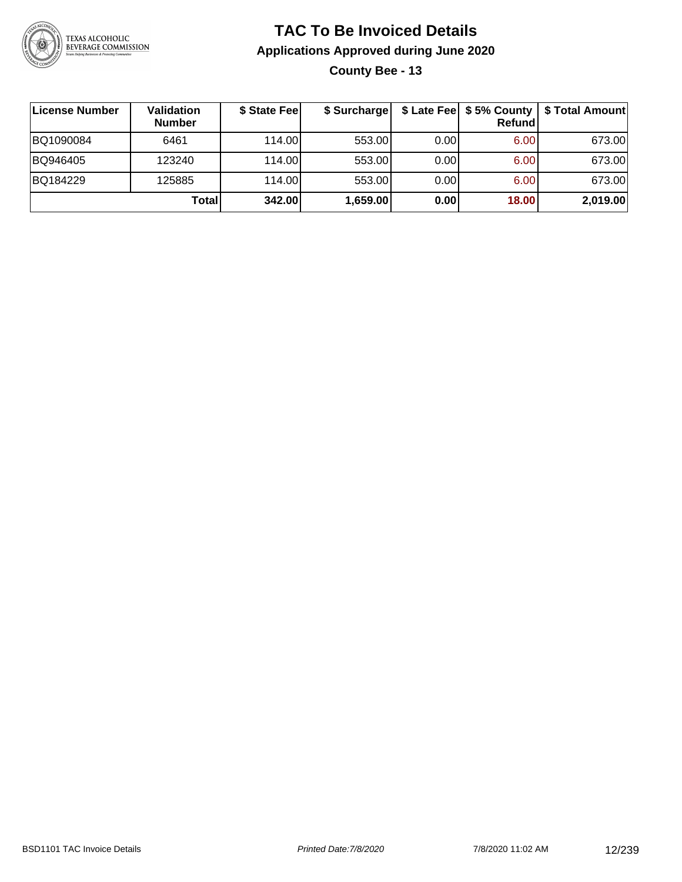# TAC To Be Invoiced Details

## Applications Approved during June 2020

### County Bee - 13

| License Number | Validation Number | $ State Fee | $ Surcharge | $ Late Fee | $ 5% County Refund | $ Total Amount |
|---|---|---|---|---|---|---|
| BQ1090084 | 6461 | 114.00 | 553.00 | 0.00 | 6.00 | 673.00 |
| BQ946405 | 123240 | 114.00 | 553.00 | 0.00 | 6.00 | 673.00 |
| BQ184229 | 125885 | 114.00 | 553.00 | 0.00 | 6.00 | 673.00 |
| | **Total** | **342.00** | **1,659.00** | **0.00** | **18.00** | **2,019.00** |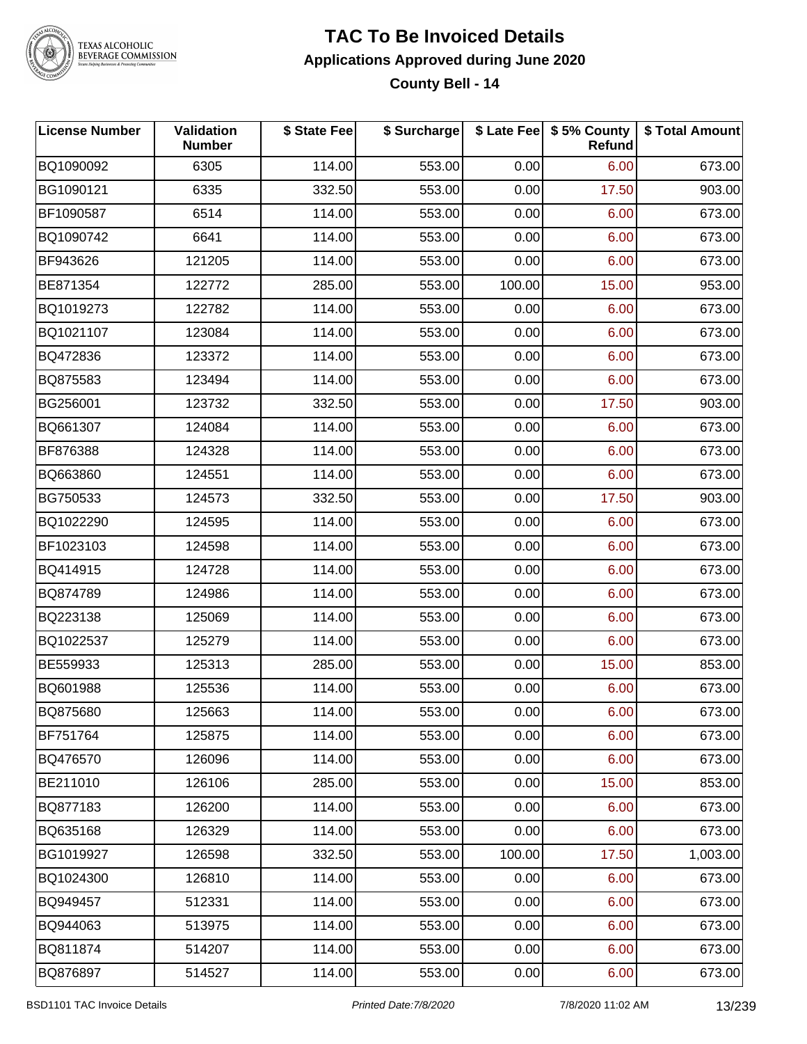# TAC To Be Invoiced Details

## Applications Approved during June 2020

### County Bell - 14

| License Number | Validation Number | $ State Fee | $ Surcharge | $ Late Fee | $ 5% County Refund | $ Total Amount |
|---|---|---|---|---|---|---|
| BQ1090092 | 6305 | 114.00 | 553.00 | 0.00 | 6.00 | 673.00 |
| BG1090121 | 6335 | 332.50 | 553.00 | 0.00 | 17.50 | 903.00 |
| BF1090587 | 6514 | 114.00 | 553.00 | 0.00 | 6.00 | 673.00 |
| BQ1090742 | 6641 | 114.00 | 553.00 | 0.00 | 6.00 | 673.00 |
| BF943626 | 121205 | 114.00 | 553.00 | 0.00 | 6.00 | 673.00 |
| BE871354 | 122772 | 285.00 | 553.00 | 100.00 | 15.00 | 953.00 |
| BQ1019273 | 122782 | 114.00 | 553.00 | 0.00 | 6.00 | 673.00 |
| BQ1021107 | 123084 | 114.00 | 553.00 | 0.00 | 6.00 | 673.00 |
| BQ472836 | 123372 | 114.00 | 553.00 | 0.00 | 6.00 | 673.00 |
| BQ875583 | 123494 | 114.00 | 553.00 | 0.00 | 6.00 | 673.00 |
| BG256001 | 123732 | 332.50 | 553.00 | 0.00 | 17.50 | 903.00 |
| BQ661307 | 124084 | 114.00 | 553.00 | 0.00 | 6.00 | 673.00 |
| BF876388 | 124328 | 114.00 | 553.00 | 0.00 | 6.00 | 673.00 |
| BQ663860 | 124551 | 114.00 | 553.00 | 0.00 | 6.00 | 673.00 |
| BG750533 | 124573 | 332.50 | 553.00 | 0.00 | 17.50 | 903.00 |
| BQ1022290 | 124595 | 114.00 | 553.00 | 0.00 | 6.00 | 673.00 |
| BF1023103 | 124598 | 114.00 | 553.00 | 0.00 | 6.00 | 673.00 |
| BQ414915 | 124728 | 114.00 | 553.00 | 0.00 | 6.00 | 673.00 |
| BQ874789 | 124986 | 114.00 | 553.00 | 0.00 | 6.00 | 673.00 |
| BQ223138 | 125069 | 114.00 | 553.00 | 0.00 | 6.00 | 673.00 |
| BQ1022537 | 125279 | 114.00 | 553.00 | 0.00 | 6.00 | 673.00 |
| BE559933 | 125313 | 285.00 | 553.00 | 0.00 | 15.00 | 853.00 |
| BQ601988 | 125536 | 114.00 | 553.00 | 0.00 | 6.00 | 673.00 |
| BQ875680 | 125663 | 114.00 | 553.00 | 0.00 | 6.00 | 673.00 |
| BF751764 | 125875 | 114.00 | 553.00 | 0.00 | 6.00 | 673.00 |
| BQ476570 | 126096 | 114.00 | 553.00 | 0.00 | 6.00 | 673.00 |
| BE211010 | 126106 | 285.00 | 553.00 | 0.00 | 15.00 | 853.00 |
| BQ877183 | 126200 | 114.00 | 553.00 | 0.00 | 6.00 | 673.00 |
| BQ635168 | 126329 | 114.00 | 553.00 | 0.00 | 6.00 | 673.00 |
| BG1019927 | 126598 | 332.50 | 553.00 | 100.00 | 17.50 | 1,003.00 |
| BQ1024300 | 126810 | 114.00 | 553.00 | 0.00 | 6.00 | 673.00 |
| BQ949457 | 512331 | 114.00 | 553.00 | 0.00 | 6.00 | 673.00 |
| BQ944063 | 513975 | 114.00 | 553.00 | 0.00 | 6.00 | 673.00 |
| BQ811874 | 514207 | 114.00 | 553.00 | 0.00 | 6.00 | 673.00 |
| BQ876897 | 514527 | 114.00 | 553.00 | 0.00 | 6.00 | 673.00 |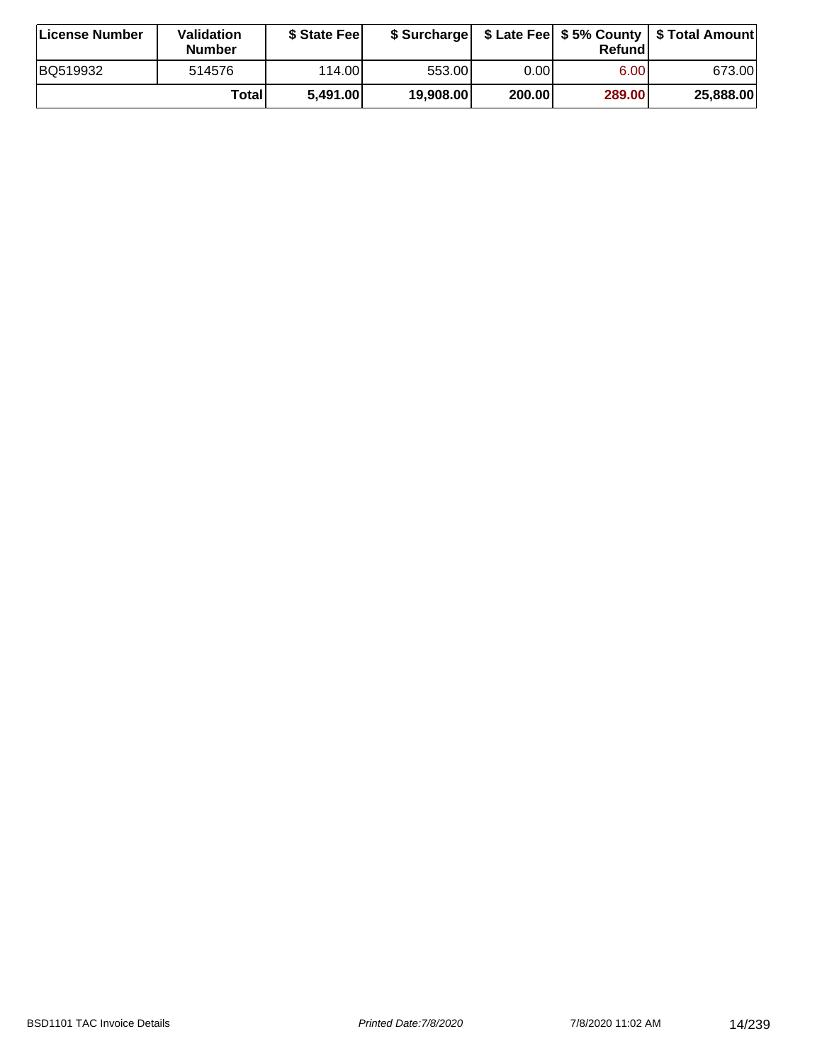| License Number | Validation Number | $ State Fee | $ Surcharge | $ Late Fee | $ 5% County Refund | $ Total Amount |
| --- | --- | --- | --- | --- | --- | --- |
| BQ519932 | 514576 | 114.00 | 553.00 | 0.00 | 6.00 | 673.00 |
| | **Total** | **5,491.00** | **19,908.00** | **200.00** | **289.00** | **25,888.00** |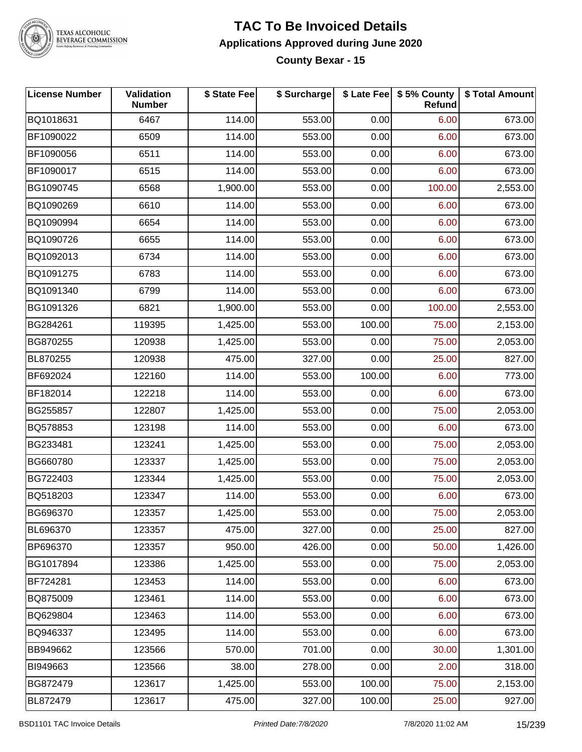# TAC To Be Invoiced Details

## Applications Approved during June 2020

### County Bexar - 15

| License Number | Validation Number | $ State Fee | $ Surcharge | $ Late Fee | $ 5% County Refund | $ Total Amount |
|---|---|---|---|---|---|---|
| BQ1018631 | 6467 | 114.00 | 553.00 | 0.00 | 6.00 | 673.00 |
| BF1090022 | 6509 | 114.00 | 553.00 | 0.00 | 6.00 | 673.00 |
| BF1090056 | 6511 | 114.00 | 553.00 | 0.00 | 6.00 | 673.00 |
| BF1090017 | 6515 | 114.00 | 553.00 | 0.00 | 6.00 | 673.00 |
| BG1090745 | 6568 | 1,900.00 | 553.00 | 0.00 | 100.00 | 2,553.00 |
| BQ1090269 | 6610 | 114.00 | 553.00 | 0.00 | 6.00 | 673.00 |
| BQ1090994 | 6654 | 114.00 | 553.00 | 0.00 | 6.00 | 673.00 |
| BQ1090726 | 6655 | 114.00 | 553.00 | 0.00 | 6.00 | 673.00 |
| BQ1092013 | 6734 | 114.00 | 553.00 | 0.00 | 6.00 | 673.00 |
| BQ1091275 | 6783 | 114.00 | 553.00 | 0.00 | 6.00 | 673.00 |
| BQ1091340 | 6799 | 114.00 | 553.00 | 0.00 | 6.00 | 673.00 |
| BG1091326 | 6821 | 1,900.00 | 553.00 | 0.00 | 100.00 | 2,553.00 |
| BG284261 | 119395 | 1,425.00 | 553.00 | 100.00 | 75.00 | 2,153.00 |
| BG870255 | 120938 | 1,425.00 | 553.00 | 0.00 | 75.00 | 2,053.00 |
| BL870255 | 120938 | 475.00 | 327.00 | 0.00 | 25.00 | 827.00 |
| BF692024 | 122160 | 114.00 | 553.00 | 100.00 | 6.00 | 773.00 |
| BF182014 | 122218 | 114.00 | 553.00 | 0.00 | 6.00 | 673.00 |
| BG255857 | 122807 | 1,425.00 | 553.00 | 0.00 | 75.00 | 2,053.00 |
| BQ578853 | 123198 | 114.00 | 553.00 | 0.00 | 6.00 | 673.00 |
| BG233481 | 123241 | 1,425.00 | 553.00 | 0.00 | 75.00 | 2,053.00 |
| BG660780 | 123337 | 1,425.00 | 553.00 | 0.00 | 75.00 | 2,053.00 |
| BG722403 | 123344 | 1,425.00 | 553.00 | 0.00 | 75.00 | 2,053.00 |
| BQ518203 | 123347 | 114.00 | 553.00 | 0.00 | 6.00 | 673.00 |
| BG696370 | 123357 | 1,425.00 | 553.00 | 0.00 | 75.00 | 2,053.00 |
| BL696370 | 123357 | 475.00 | 327.00 | 0.00 | 25.00 | 827.00 |
| BP696370 | 123357 | 950.00 | 426.00 | 0.00 | 50.00 | 1,426.00 |
| BG1017894 | 123386 | 1,425.00 | 553.00 | 0.00 | 75.00 | 2,053.00 |
| BF724281 | 123453 | 114.00 | 553.00 | 0.00 | 6.00 | 673.00 |
| BQ875009 | 123461 | 114.00 | 553.00 | 0.00 | 6.00 | 673.00 |
| BQ629804 | 123463 | 114.00 | 553.00 | 0.00 | 6.00 | 673.00 |
| BQ946337 | 123495 | 114.00 | 553.00 | 0.00 | 6.00 | 673.00 |
| BB949662 | 123566 | 570.00 | 701.00 | 0.00 | 30.00 | 1,301.00 |
| BI949663 | 123566 | 38.00 | 278.00 | 0.00 | 2.00 | 318.00 |
| BG872479 | 123617 | 1,425.00 | 553.00 | 100.00 | 75.00 | 2,153.00 |
| BL872479 | 123617 | 475.00 | 327.00 | 100.00 | 25.00 | 927.00 |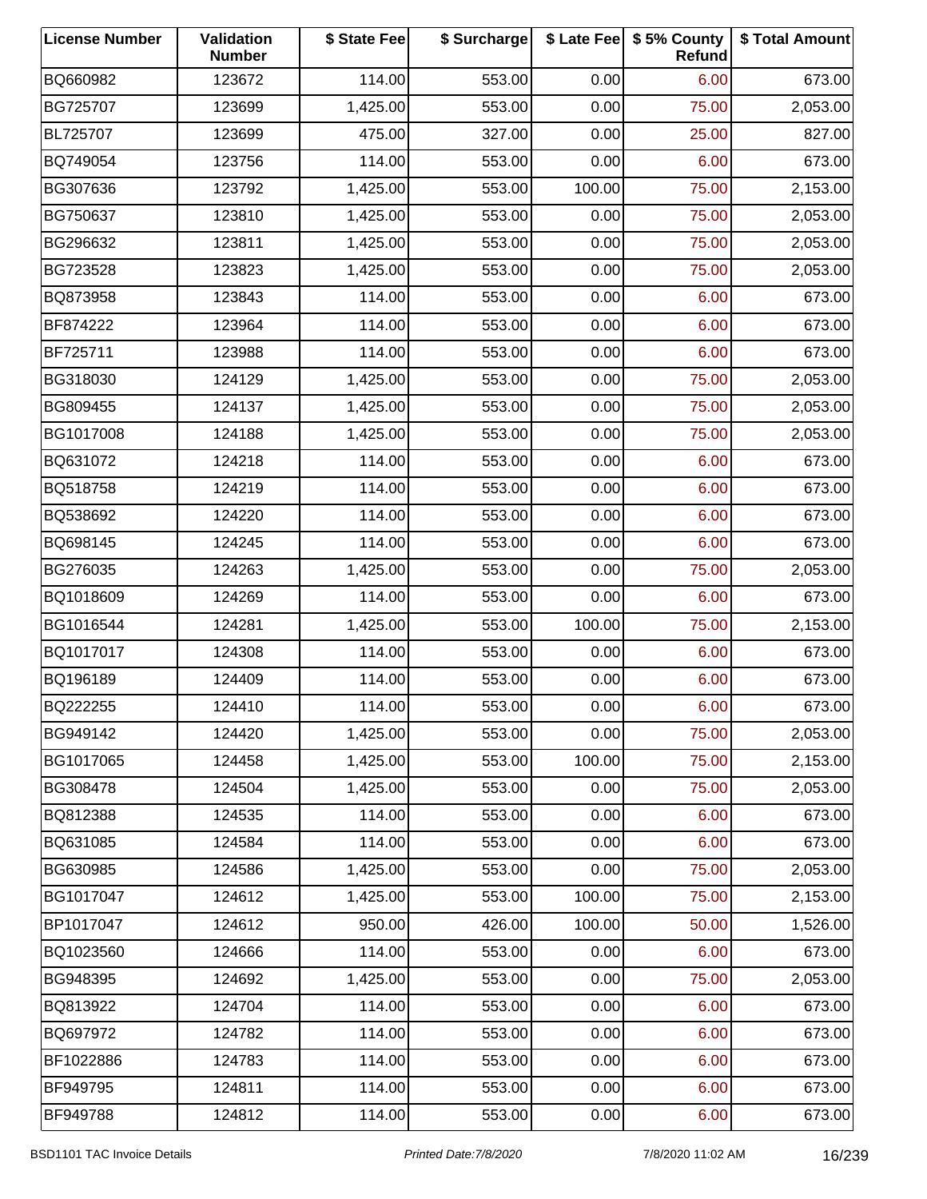| License Number | Validation Number | $ State Fee | $ Surcharge | $ Late Fee | $ 5% County Refund | $ Total Amount |
|---|---|---|---|---|---|---|
| BQ660982 | 123672 | 114.00 | 553.00 | 0.00 | 6.00 | 673.00 |
| BG725707 | 123699 | 1,425.00 | 553.00 | 0.00 | 75.00 | 2,053.00 |
| BL725707 | 123699 | 475.00 | 327.00 | 0.00 | 25.00 | 827.00 |
| BQ749054 | 123756 | 114.00 | 553.00 | 0.00 | 6.00 | 673.00 |
| BG307636 | 123792 | 1,425.00 | 553.00 | 100.00 | 75.00 | 2,153.00 |
| BG750637 | 123810 | 1,425.00 | 553.00 | 0.00 | 75.00 | 2,053.00 |
| BG296632 | 123811 | 1,425.00 | 553.00 | 0.00 | 75.00 | 2,053.00 |
| BG723528 | 123823 | 1,425.00 | 553.00 | 0.00 | 75.00 | 2,053.00 |
| BQ873958 | 123843 | 114.00 | 553.00 | 0.00 | 6.00 | 673.00 |
| BF874222 | 123964 | 114.00 | 553.00 | 0.00 | 6.00 | 673.00 |
| BF725711 | 123988 | 114.00 | 553.00 | 0.00 | 6.00 | 673.00 |
| BG318030 | 124129 | 1,425.00 | 553.00 | 0.00 | 75.00 | 2,053.00 |
| BG809455 | 124137 | 1,425.00 | 553.00 | 0.00 | 75.00 | 2,053.00 |
| BG1017008 | 124188 | 1,425.00 | 553.00 | 0.00 | 75.00 | 2,053.00 |
| BQ631072 | 124218 | 114.00 | 553.00 | 0.00 | 6.00 | 673.00 |
| BQ518758 | 124219 | 114.00 | 553.00 | 0.00 | 6.00 | 673.00 |
| BQ538692 | 124220 | 114.00 | 553.00 | 0.00 | 6.00 | 673.00 |
| BQ698145 | 124245 | 114.00 | 553.00 | 0.00 | 6.00 | 673.00 |
| BG276035 | 124263 | 1,425.00 | 553.00 | 0.00 | 75.00 | 2,053.00 |
| BQ1018609 | 124269 | 114.00 | 553.00 | 0.00 | 6.00 | 673.00 |
| BG1016544 | 124281 | 1,425.00 | 553.00 | 100.00 | 75.00 | 2,153.00 |
| BQ1017017 | 124308 | 114.00 | 553.00 | 0.00 | 6.00 | 673.00 |
| BQ196189 | 124409 | 114.00 | 553.00 | 0.00 | 6.00 | 673.00 |
| BQ222255 | 124410 | 114.00 | 553.00 | 0.00 | 6.00 | 673.00 |
| BG949142 | 124420 | 1,425.00 | 553.00 | 0.00 | 75.00 | 2,053.00 |
| BG1017065 | 124458 | 1,425.00 | 553.00 | 100.00 | 75.00 | 2,153.00 |
| BG308478 | 124504 | 1,425.00 | 553.00 | 0.00 | 75.00 | 2,053.00 |
| BQ812388 | 124535 | 114.00 | 553.00 | 0.00 | 6.00 | 673.00 |
| BQ631085 | 124584 | 114.00 | 553.00 | 0.00 | 6.00 | 673.00 |
| BG630985 | 124586 | 1,425.00 | 553.00 | 0.00 | 75.00 | 2,053.00 |
| BG1017047 | 124612 | 1,425.00 | 553.00 | 100.00 | 75.00 | 2,153.00 |
| BP1017047 | 124612 | 950.00 | 426.00 | 100.00 | 50.00 | 1,526.00 |
| BQ1023560 | 124666 | 114.00 | 553.00 | 0.00 | 6.00 | 673.00 |
| BG948395 | 124692 | 1,425.00 | 553.00 | 0.00 | 75.00 | 2,053.00 |
| BQ813922 | 124704 | 114.00 | 553.00 | 0.00 | 6.00 | 673.00 |
| BQ697972 | 124782 | 114.00 | 553.00 | 0.00 | 6.00 | 673.00 |
| BF1022886 | 124783 | 114.00 | 553.00 | 0.00 | 6.00 | 673.00 |
| BF949795 | 124811 | 114.00 | 553.00 | 0.00 | 6.00 | 673.00 |
| BF949788 | 124812 | 114.00 | 553.00 | 0.00 | 6.00 | 673.00 |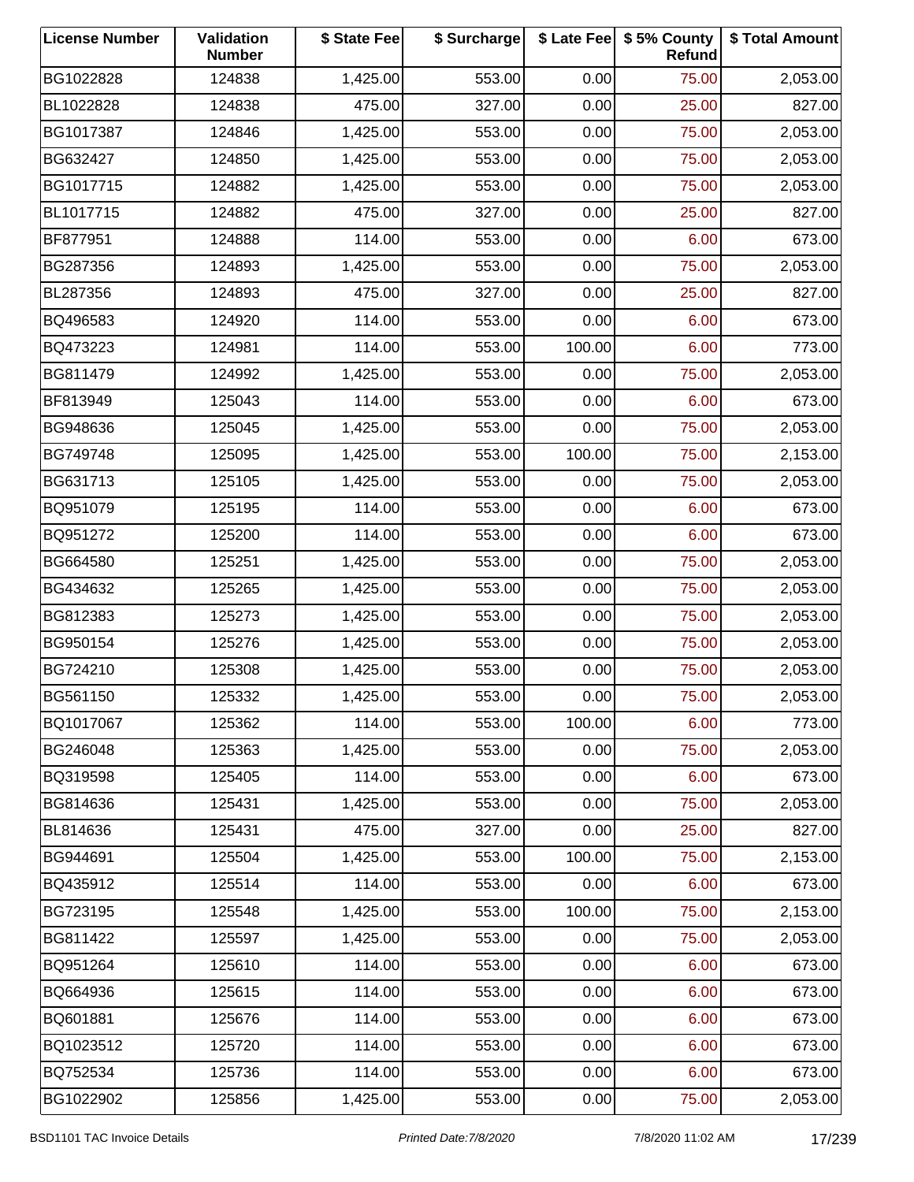| License Number | Validation Number | $ State Fee | $ Surcharge | $ Late Fee | $ 5% County Refund | $ Total Amount |
|---|---|---|---|---|---|---|
| BG1022828 | 124838 | 1,425.00 | 553.00 | 0.00 | 75.00 | 2,053.00 |
| BL1022828 | 124838 | 475.00 | 327.00 | 0.00 | 25.00 | 827.00 |
| BG1017387 | 124846 | 1,425.00 | 553.00 | 0.00 | 75.00 | 2,053.00 |
| BG632427 | 124850 | 1,425.00 | 553.00 | 0.00 | 75.00 | 2,053.00 |
| BG1017715 | 124882 | 1,425.00 | 553.00 | 0.00 | 75.00 | 2,053.00 |
| BL1017715 | 124882 | 475.00 | 327.00 | 0.00 | 25.00 | 827.00 |
| BF877951 | 124888 | 114.00 | 553.00 | 0.00 | 6.00 | 673.00 |
| BG287356 | 124893 | 1,425.00 | 553.00 | 0.00 | 75.00 | 2,053.00 |
| BL287356 | 124893 | 475.00 | 327.00 | 0.00 | 25.00 | 827.00 |
| BQ496583 | 124920 | 114.00 | 553.00 | 0.00 | 6.00 | 673.00 |
| BQ473223 | 124981 | 114.00 | 553.00 | 100.00 | 6.00 | 773.00 |
| BG811479 | 124992 | 1,425.00 | 553.00 | 0.00 | 75.00 | 2,053.00 |
| BF813949 | 125043 | 114.00 | 553.00 | 0.00 | 6.00 | 673.00 |
| BG948636 | 125045 | 1,425.00 | 553.00 | 0.00 | 75.00 | 2,053.00 |
| BG749748 | 125095 | 1,425.00 | 553.00 | 100.00 | 75.00 | 2,153.00 |
| BG631713 | 125105 | 1,425.00 | 553.00 | 0.00 | 75.00 | 2,053.00 |
| BQ951079 | 125195 | 114.00 | 553.00 | 0.00 | 6.00 | 673.00 |
| BQ951272 | 125200 | 114.00 | 553.00 | 0.00 | 6.00 | 673.00 |
| BG664580 | 125251 | 1,425.00 | 553.00 | 0.00 | 75.00 | 2,053.00 |
| BG434632 | 125265 | 1,425.00 | 553.00 | 0.00 | 75.00 | 2,053.00 |
| BG812383 | 125273 | 1,425.00 | 553.00 | 0.00 | 75.00 | 2,053.00 |
| BG950154 | 125276 | 1,425.00 | 553.00 | 0.00 | 75.00 | 2,053.00 |
| BG724210 | 125308 | 1,425.00 | 553.00 | 0.00 | 75.00 | 2,053.00 |
| BG561150 | 125332 | 1,425.00 | 553.00 | 0.00 | 75.00 | 2,053.00 |
| BQ1017067 | 125362 | 114.00 | 553.00 | 100.00 | 6.00 | 773.00 |
| BG246048 | 125363 | 1,425.00 | 553.00 | 0.00 | 75.00 | 2,053.00 |
| BQ319598 | 125405 | 114.00 | 553.00 | 0.00 | 6.00 | 673.00 |
| BG814636 | 125431 | 1,425.00 | 553.00 | 0.00 | 75.00 | 2,053.00 |
| BL814636 | 125431 | 475.00 | 327.00 | 0.00 | 25.00 | 827.00 |
| BG944691 | 125504 | 1,425.00 | 553.00 | 100.00 | 75.00 | 2,153.00 |
| BQ435912 | 125514 | 114.00 | 553.00 | 0.00 | 6.00 | 673.00 |
| BG723195 | 125548 | 1,425.00 | 553.00 | 100.00 | 75.00 | 2,153.00 |
| BG811422 | 125597 | 1,425.00 | 553.00 | 0.00 | 75.00 | 2,053.00 |
| BQ951264 | 125610 | 114.00 | 553.00 | 0.00 | 6.00 | 673.00 |
| BQ664936 | 125615 | 114.00 | 553.00 | 0.00 | 6.00 | 673.00 |
| BQ601881 | 125676 | 114.00 | 553.00 | 0.00 | 6.00 | 673.00 |
| BQ1023512 | 125720 | 114.00 | 553.00 | 0.00 | 6.00 | 673.00 |
| BQ752534 | 125736 | 114.00 | 553.00 | 0.00 | 6.00 | 673.00 |
| BG1022902 | 125856 | 1,425.00 | 553.00 | 0.00 | 75.00 | 2,053.00 |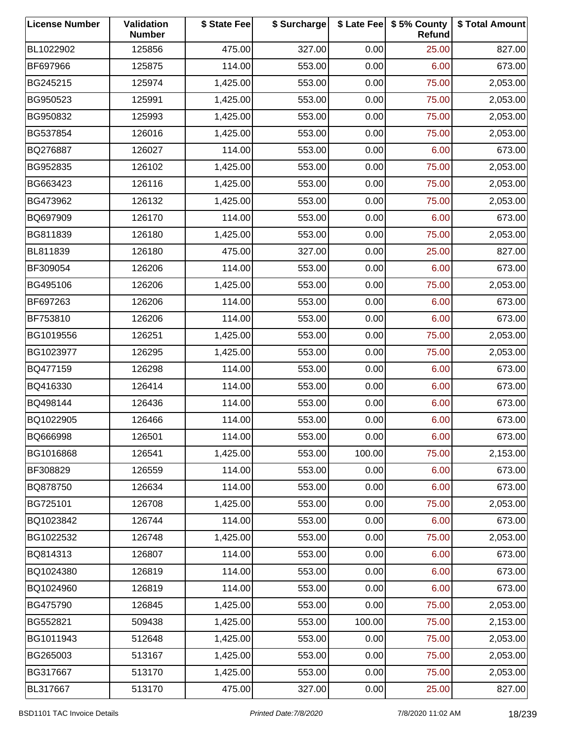| License Number | Validation Number | $ State Fee | $ Surcharge | $ Late Fee | $ 5% County Refund | $ Total Amount |
|---|---|---|---|---|---|---|
| BL1022902 | 125856 | 475.00 | 327.00 | 0.00 | 25.00 | 827.00 |
| BF697966 | 125875 | 114.00 | 553.00 | 0.00 | 6.00 | 673.00 |
| BG245215 | 125974 | 1,425.00 | 553.00 | 0.00 | 75.00 | 2,053.00 |
| BG950523 | 125991 | 1,425.00 | 553.00 | 0.00 | 75.00 | 2,053.00 |
| BG950832 | 125993 | 1,425.00 | 553.00 | 0.00 | 75.00 | 2,053.00 |
| BG537854 | 126016 | 1,425.00 | 553.00 | 0.00 | 75.00 | 2,053.00 |
| BQ276887 | 126027 | 114.00 | 553.00 | 0.00 | 6.00 | 673.00 |
| BG952835 | 126102 | 1,425.00 | 553.00 | 0.00 | 75.00 | 2,053.00 |
| BG663423 | 126116 | 1,425.00 | 553.00 | 0.00 | 75.00 | 2,053.00 |
| BG473962 | 126132 | 1,425.00 | 553.00 | 0.00 | 75.00 | 2,053.00 |
| BQ697909 | 126170 | 114.00 | 553.00 | 0.00 | 6.00 | 673.00 |
| BG811839 | 126180 | 1,425.00 | 553.00 | 0.00 | 75.00 | 2,053.00 |
| BL811839 | 126180 | 475.00 | 327.00 | 0.00 | 25.00 | 827.00 |
| BF309054 | 126206 | 114.00 | 553.00 | 0.00 | 6.00 | 673.00 |
| BG495106 | 126206 | 1,425.00 | 553.00 | 0.00 | 75.00 | 2,053.00 |
| BF697263 | 126206 | 114.00 | 553.00 | 0.00 | 6.00 | 673.00 |
| BF753810 | 126206 | 114.00 | 553.00 | 0.00 | 6.00 | 673.00 |
| BG1019556 | 126251 | 1,425.00 | 553.00 | 0.00 | 75.00 | 2,053.00 |
| BG1023977 | 126295 | 1,425.00 | 553.00 | 0.00 | 75.00 | 2,053.00 |
| BQ477159 | 126298 | 114.00 | 553.00 | 0.00 | 6.00 | 673.00 |
| BQ416330 | 126414 | 114.00 | 553.00 | 0.00 | 6.00 | 673.00 |
| BQ498144 | 126436 | 114.00 | 553.00 | 0.00 | 6.00 | 673.00 |
| BQ1022905 | 126466 | 114.00 | 553.00 | 0.00 | 6.00 | 673.00 |
| BQ666998 | 126501 | 114.00 | 553.00 | 0.00 | 6.00 | 673.00 |
| BG1016868 | 126541 | 1,425.00 | 553.00 | 100.00 | 75.00 | 2,153.00 |
| BF308829 | 126559 | 114.00 | 553.00 | 0.00 | 6.00 | 673.00 |
| BQ878750 | 126634 | 114.00 | 553.00 | 0.00 | 6.00 | 673.00 |
| BG725101 | 126708 | 1,425.00 | 553.00 | 0.00 | 75.00 | 2,053.00 |
| BQ1023842 | 126744 | 114.00 | 553.00 | 0.00 | 6.00 | 673.00 |
| BG1022532 | 126748 | 1,425.00 | 553.00 | 0.00 | 75.00 | 2,053.00 |
| BQ814313 | 126807 | 114.00 | 553.00 | 0.00 | 6.00 | 673.00 |
| BQ1024380 | 126819 | 114.00 | 553.00 | 0.00 | 6.00 | 673.00 |
| BQ1024960 | 126819 | 114.00 | 553.00 | 0.00 | 6.00 | 673.00 |
| BG475790 | 126845 | 1,425.00 | 553.00 | 0.00 | 75.00 | 2,053.00 |
| BG552821 | 509438 | 1,425.00 | 553.00 | 100.00 | 75.00 | 2,153.00 |
| BG1011943 | 512648 | 1,425.00 | 553.00 | 0.00 | 75.00 | 2,053.00 |
| BG265003 | 513167 | 1,425.00 | 553.00 | 0.00 | 75.00 | 2,053.00 |
| BG317667 | 513170 | 1,425.00 | 553.00 | 0.00 | 75.00 | 2,053.00 |
| BL317667 | 513170 | 475.00 | 327.00 | 0.00 | 25.00 | 827.00 |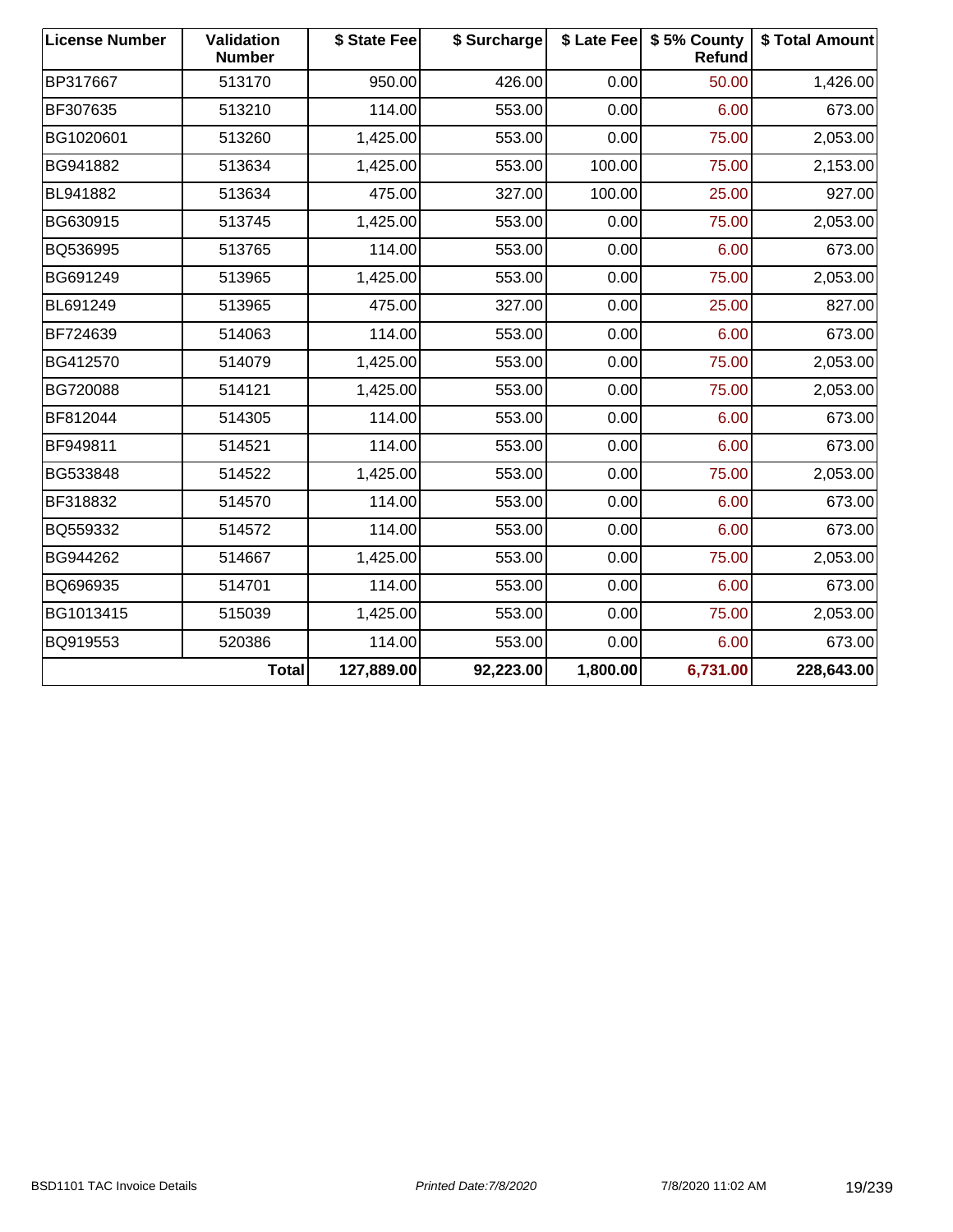| License Number | Validation Number | $ State Fee | $ Surcharge | $ Late Fee | $ 5% County Refund | $ Total Amount |
|---|---|---|---|---|---|---|
| BP317667 | 513170 | 950.00 | 426.00 | 0.00 | 50.00 | 1,426.00 |
| BF307635 | 513210 | 114.00 | 553.00 | 0.00 | 6.00 | 673.00 |
| BG1020601 | 513260 | 1,425.00 | 553.00 | 0.00 | 75.00 | 2,053.00 |
| BG941882 | 513634 | 1,425.00 | 553.00 | 100.00 | 75.00 | 2,153.00 |
| BL941882 | 513634 | 475.00 | 327.00 | 100.00 | 25.00 | 927.00 |
| BG630915 | 513745 | 1,425.00 | 553.00 | 0.00 | 75.00 | 2,053.00 |
| BQ536995 | 513765 | 114.00 | 553.00 | 0.00 | 6.00 | 673.00 |
| BG691249 | 513965 | 1,425.00 | 553.00 | 0.00 | 75.00 | 2,053.00 |
| BL691249 | 513965 | 475.00 | 327.00 | 0.00 | 25.00 | 827.00 |
| BF724639 | 514063 | 114.00 | 553.00 | 0.00 | 6.00 | 673.00 |
| BG412570 | 514079 | 1,425.00 | 553.00 | 0.00 | 75.00 | 2,053.00 |
| BG720088 | 514121 | 1,425.00 | 553.00 | 0.00 | 75.00 | 2,053.00 |
| BF812044 | 514305 | 114.00 | 553.00 | 0.00 | 6.00 | 673.00 |
| BF949811 | 514521 | 114.00 | 553.00 | 0.00 | 6.00 | 673.00 |
| BG533848 | 514522 | 1,425.00 | 553.00 | 0.00 | 75.00 | 2,053.00 |
| BF318832 | 514570 | 114.00 | 553.00 | 0.00 | 6.00 | 673.00 |
| BQ559332 | 514572 | 114.00 | 553.00 | 0.00 | 6.00 | 673.00 |
| BG944262 | 514667 | 1,425.00 | 553.00 | 0.00 | 75.00 | 2,053.00 |
| BQ696935 | 514701 | 114.00 | 553.00 | 0.00 | 6.00 | 673.00 |
| BG1013415 | 515039 | 1,425.00 | 553.00 | 0.00 | 75.00 | 2,053.00 |
| BQ919553 | 520386 | 114.00 | 553.00 | 0.00 | 6.00 | 673.00 |
| | **Total** | **127,889.00** | **92,223.00** | **1,800.00** | **6,731.00** | **228,643.00** |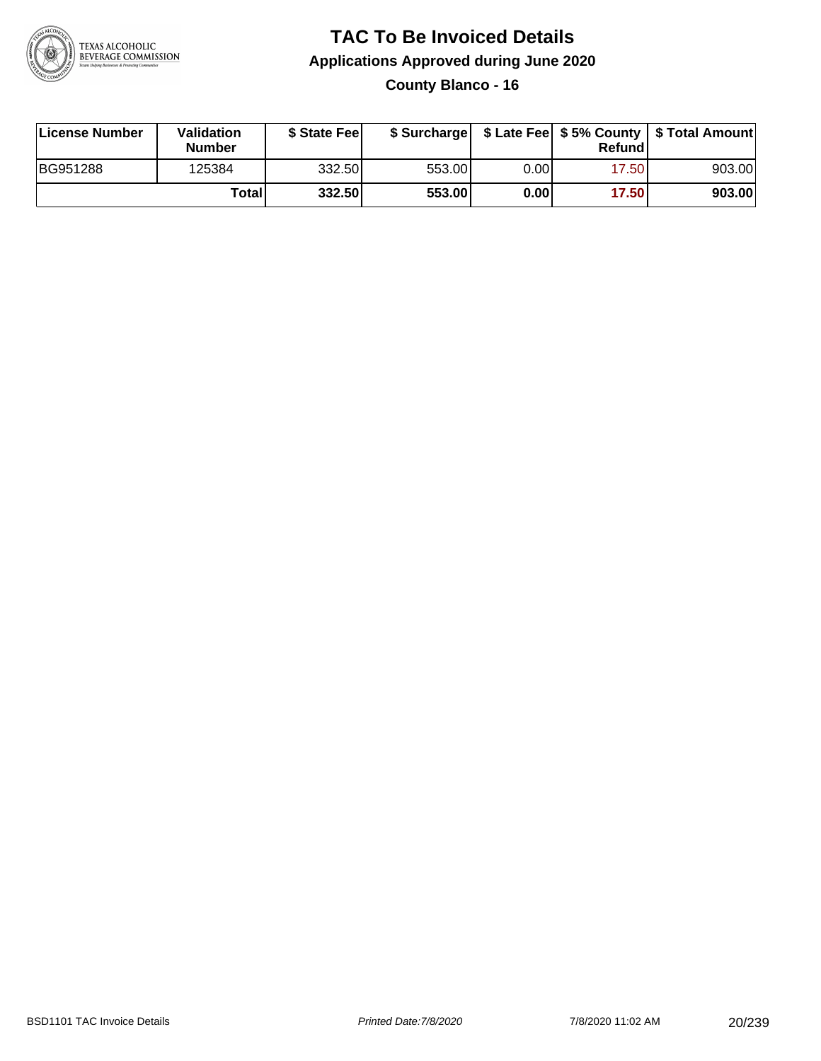# TAC To Be Invoiced Details

## Applications Approved during June 2020

### County Blanco - 16

| License Number | Validation Number | $ State Fee | $ Surcharge | $ Late Fee | $ 5% County Refund | $ Total Amount |
|---|---|---|---|---|---|---|
| BG951288 | 125384 | 332.50 | 553.00 | 0.00 | 17.50 | 903.00 |
| | **Total** | **332.50** | **553.00** | **0.00** | **17.50** | **903.00** |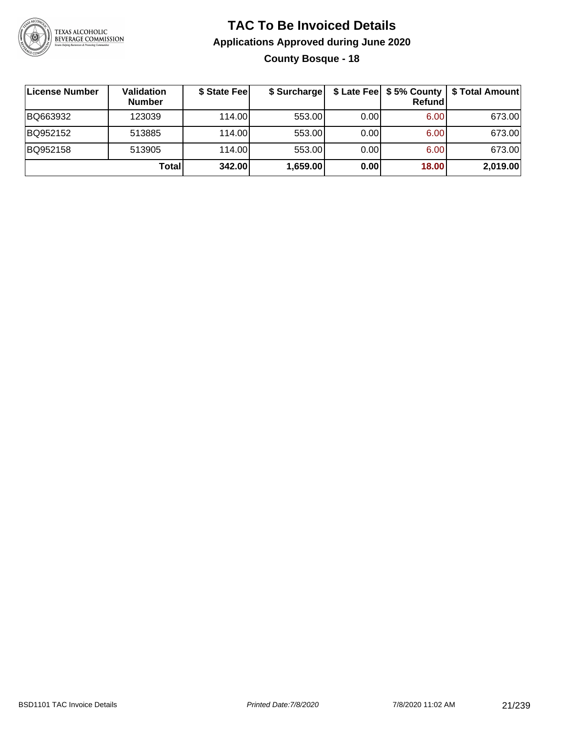# TAC To Be Invoiced Details

## Applications Approved during June 2020

### County Bosque - 18

| License Number | Validation Number | $ State Fee | $ Surcharge | $ Late Fee | $ 5% County Refund | $ Total Amount |
|---|---|---|---|---|---|---|
| BQ663932 | 123039 | 114.00 | 553.00 | 0.00 | 6.00 | 673.00 |
| BQ952152 | 513885 | 114.00 | 553.00 | 0.00 | 6.00 | 673.00 |
| BQ952158 | 513905 | 114.00 | 553.00 | 0.00 | 6.00 | 673.00 |
| | **Total** | **342.00** | **1,659.00** | **0.00** | **18.00** | **2,019.00** |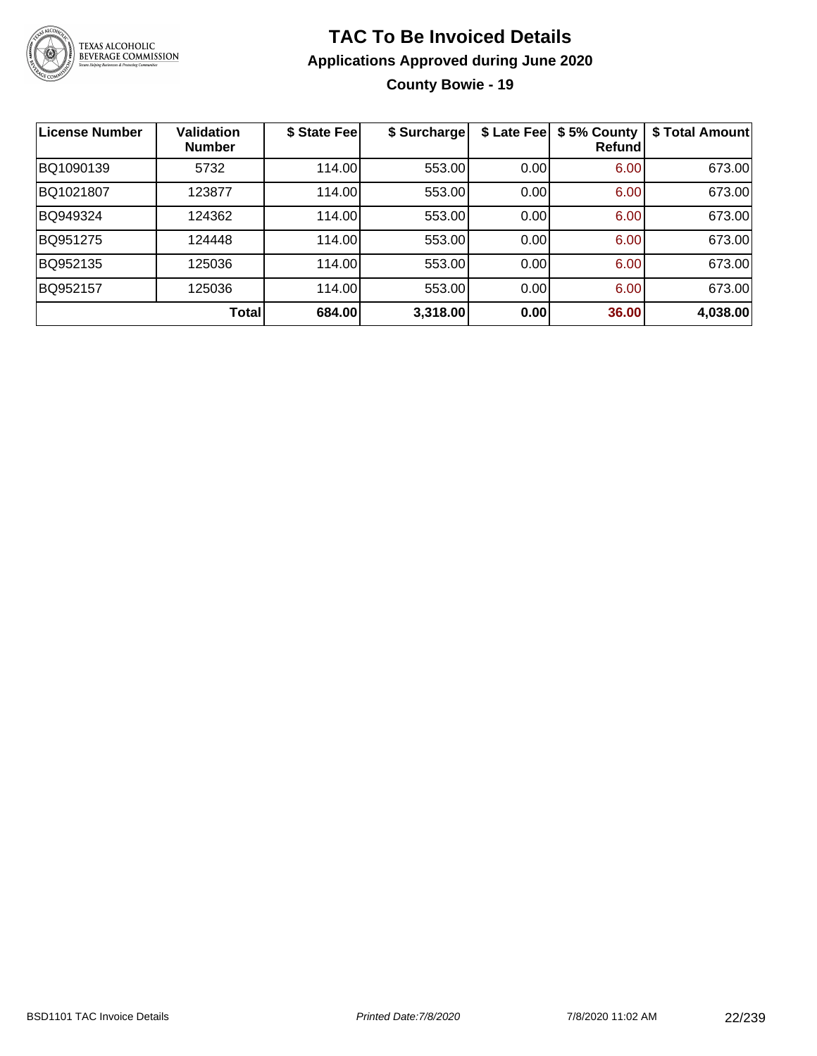# TAC To Be Invoiced Details

## Applications Approved during June 2020

### County Bowie - 19

| License Number | Validation Number | $ State Fee | $ Surcharge | $ Late Fee | $ 5% County Refund | $ Total Amount |
|---|---|---|---|---|---|---|
| BQ1090139 | 5732 | 114.00 | 553.00 | 0.00 | 6.00 | 673.00 |
| BQ1021807 | 123877 | 114.00 | 553.00 | 0.00 | 6.00 | 673.00 |
| BQ949324 | 124362 | 114.00 | 553.00 | 0.00 | 6.00 | 673.00 |
| BQ951275 | 124448 | 114.00 | 553.00 | 0.00 | 6.00 | 673.00 |
| BQ952135 | 125036 | 114.00 | 553.00 | 0.00 | 6.00 | 673.00 |
| BQ952157 | 125036 | 114.00 | 553.00 | 0.00 | 6.00 | 673.00 |
| | **Total** | **684.00** | **3,318.00** | **0.00** | **36.00** | **4,038.00** |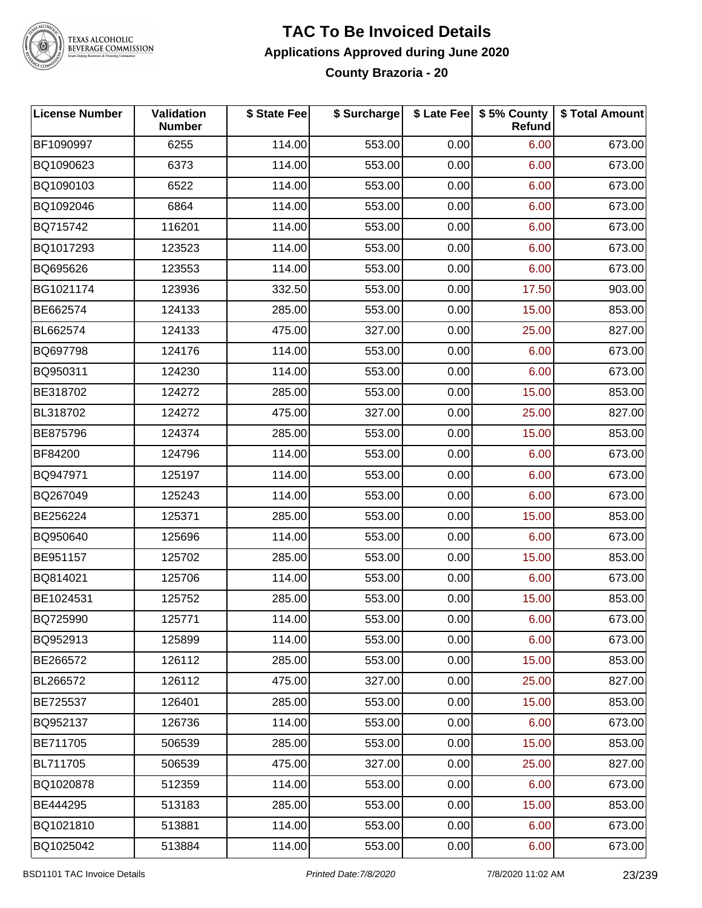# TAC To Be Invoiced Details

## Applications Approved during June 2020

### County Brazoria - 20

| License Number | Validation Number | $ State Fee | $ Surcharge | $ Late Fee | $ 5% County Refund | $ Total Amount |
|---|---|---|---|---|---|---|
| BF1090997 | 6255 | 114.00 | 553.00 | 0.00 | 6.00 | 673.00 |
| BQ1090623 | 6373 | 114.00 | 553.00 | 0.00 | 6.00 | 673.00 |
| BQ1090103 | 6522 | 114.00 | 553.00 | 0.00 | 6.00 | 673.00 |
| BQ1092046 | 6864 | 114.00 | 553.00 | 0.00 | 6.00 | 673.00 |
| BQ715742 | 116201 | 114.00 | 553.00 | 0.00 | 6.00 | 673.00 |
| BQ1017293 | 123523 | 114.00 | 553.00 | 0.00 | 6.00 | 673.00 |
| BQ695626 | 123553 | 114.00 | 553.00 | 0.00 | 6.00 | 673.00 |
| BG1021174 | 123936 | 332.50 | 553.00 | 0.00 | 17.50 | 903.00 |
| BE662574 | 124133 | 285.00 | 553.00 | 0.00 | 15.00 | 853.00 |
| BL662574 | 124133 | 475.00 | 327.00 | 0.00 | 25.00 | 827.00 |
| BQ697798 | 124176 | 114.00 | 553.00 | 0.00 | 6.00 | 673.00 |
| BQ950311 | 124230 | 114.00 | 553.00 | 0.00 | 6.00 | 673.00 |
| BE318702 | 124272 | 285.00 | 553.00 | 0.00 | 15.00 | 853.00 |
| BL318702 | 124272 | 475.00 | 327.00 | 0.00 | 25.00 | 827.00 |
| BE875796 | 124374 | 285.00 | 553.00 | 0.00 | 15.00 | 853.00 |
| BF84200 | 124796 | 114.00 | 553.00 | 0.00 | 6.00 | 673.00 |
| BQ947971 | 125197 | 114.00 | 553.00 | 0.00 | 6.00 | 673.00 |
| BQ267049 | 125243 | 114.00 | 553.00 | 0.00 | 6.00 | 673.00 |
| BE256224 | 125371 | 285.00 | 553.00 | 0.00 | 15.00 | 853.00 |
| BQ950640 | 125696 | 114.00 | 553.00 | 0.00 | 6.00 | 673.00 |
| BE951157 | 125702 | 285.00 | 553.00 | 0.00 | 15.00 | 853.00 |
| BQ814021 | 125706 | 114.00 | 553.00 | 0.00 | 6.00 | 673.00 |
| BE1024531 | 125752 | 285.00 | 553.00 | 0.00 | 15.00 | 853.00 |
| BQ725990 | 125771 | 114.00 | 553.00 | 0.00 | 6.00 | 673.00 |
| BQ952913 | 125899 | 114.00 | 553.00 | 0.00 | 6.00 | 673.00 |
| BE266572 | 126112 | 285.00 | 553.00 | 0.00 | 15.00 | 853.00 |
| BL266572 | 126112 | 475.00 | 327.00 | 0.00 | 25.00 | 827.00 |
| BE725537 | 126401 | 285.00 | 553.00 | 0.00 | 15.00 | 853.00 |
| BQ952137 | 126736 | 114.00 | 553.00 | 0.00 | 6.00 | 673.00 |
| BE711705 | 506539 | 285.00 | 553.00 | 0.00 | 15.00 | 853.00 |
| BL711705 | 506539 | 475.00 | 327.00 | 0.00 | 25.00 | 827.00 |
| BQ1020878 | 512359 | 114.00 | 553.00 | 0.00 | 6.00 | 673.00 |
| BE444295 | 513183 | 285.00 | 553.00 | 0.00 | 15.00 | 853.00 |
| BQ1021810 | 513881 | 114.00 | 553.00 | 0.00 | 6.00 | 673.00 |
| BQ1025042 | 513884 | 114.00 | 553.00 | 0.00 | 6.00 | 673.00 |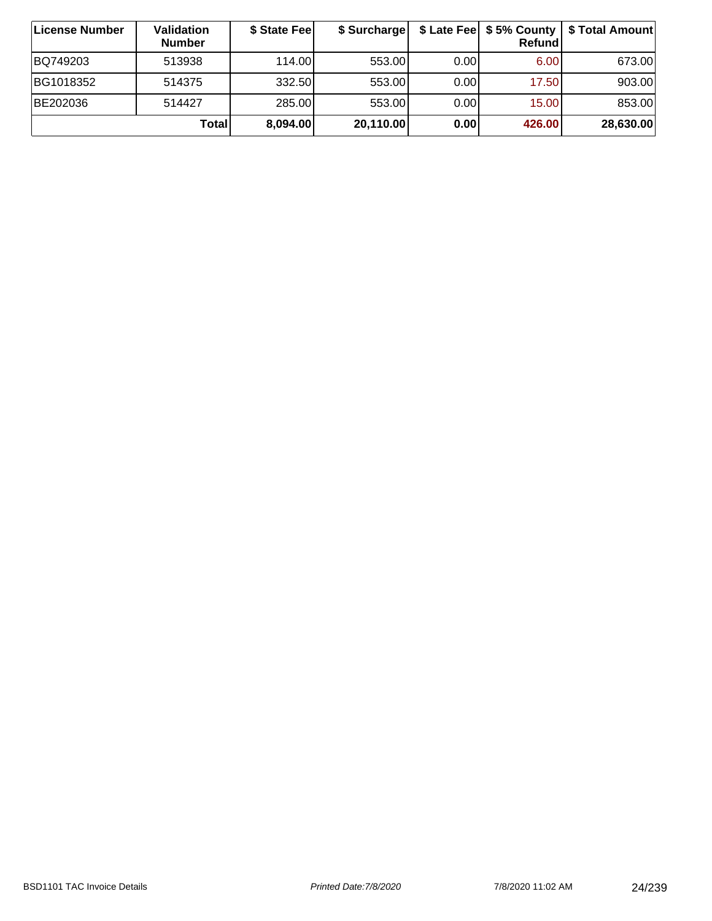| License Number | Validation Number | $ State Fee | $ Surcharge | $ Late Fee | $ 5% County Refund | $ Total Amount |
| --- | --- | --- | --- | --- | --- | --- |
| BQ749203 | 513938 | 114.00 | 553.00 | 0.00 | 6.00 | 673.00 |
| BG1018352 | 514375 | 332.50 | 553.00 | 0.00 | 17.50 | 903.00 |
| BE202036 | 514427 | 285.00 | 553.00 | 0.00 | 15.00 | 853.00 |
| | **Total** | **8,094.00** | **20,110.00** | **0.00** | **426.00** | **28,630.00** |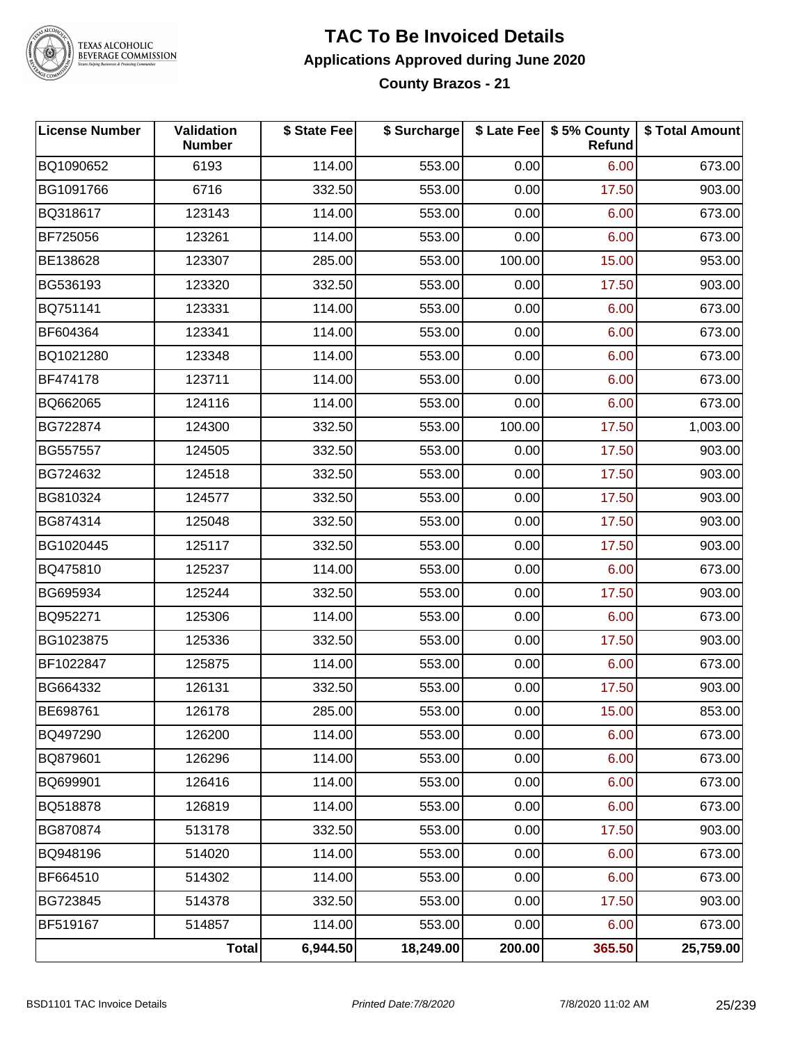# TAC To Be Invoiced Details

## Applications Approved during June 2020

### County Brazos - 21

| License Number | Validation Number | $ State Fee | $ Surcharge | $ Late Fee | $ 5% County Refund | $ Total Amount |
|---|---|---|---|---|---|---|
| BQ1090652 | 6193 | 114.00 | 553.00 | 0.00 | 6.00 | 673.00 |
| BG1091766 | 6716 | 332.50 | 553.00 | 0.00 | 17.50 | 903.00 |
| BQ318617 | 123143 | 114.00 | 553.00 | 0.00 | 6.00 | 673.00 |
| BF725056 | 123261 | 114.00 | 553.00 | 0.00 | 6.00 | 673.00 |
| BE138628 | 123307 | 285.00 | 553.00 | 100.00 | 15.00 | 953.00 |
| BG536193 | 123320 | 332.50 | 553.00 | 0.00 | 17.50 | 903.00 |
| BQ751141 | 123331 | 114.00 | 553.00 | 0.00 | 6.00 | 673.00 |
| BF604364 | 123341 | 114.00 | 553.00 | 0.00 | 6.00 | 673.00 |
| BQ1021280 | 123348 | 114.00 | 553.00 | 0.00 | 6.00 | 673.00 |
| BF474178 | 123711 | 114.00 | 553.00 | 0.00 | 6.00 | 673.00 |
| BQ662065 | 124116 | 114.00 | 553.00 | 0.00 | 6.00 | 673.00 |
| BG722874 | 124300 | 332.50 | 553.00 | 100.00 | 17.50 | 1,003.00 |
| BG557557 | 124505 | 332.50 | 553.00 | 0.00 | 17.50 | 903.00 |
| BG724632 | 124518 | 332.50 | 553.00 | 0.00 | 17.50 | 903.00 |
| BG810324 | 124577 | 332.50 | 553.00 | 0.00 | 17.50 | 903.00 |
| BG874314 | 125048 | 332.50 | 553.00 | 0.00 | 17.50 | 903.00 |
| BG1020445 | 125117 | 332.50 | 553.00 | 0.00 | 17.50 | 903.00 |
| BQ475810 | 125237 | 114.00 | 553.00 | 0.00 | 6.00 | 673.00 |
| BG695934 | 125244 | 332.50 | 553.00 | 0.00 | 17.50 | 903.00 |
| BQ952271 | 125306 | 114.00 | 553.00 | 0.00 | 6.00 | 673.00 |
| BG1023875 | 125336 | 332.50 | 553.00 | 0.00 | 17.50 | 903.00 |
| BF1022847 | 125875 | 114.00 | 553.00 | 0.00 | 6.00 | 673.00 |
| BG664332 | 126131 | 332.50 | 553.00 | 0.00 | 17.50 | 903.00 |
| BE698761 | 126178 | 285.00 | 553.00 | 0.00 | 15.00 | 853.00 |
| BQ497290 | 126200 | 114.00 | 553.00 | 0.00 | 6.00 | 673.00 |
| BQ879601 | 126296 | 114.00 | 553.00 | 0.00 | 6.00 | 673.00 |
| BQ699901 | 126416 | 114.00 | 553.00 | 0.00 | 6.00 | 673.00 |
| BQ518878 | 126819 | 114.00 | 553.00 | 0.00 | 6.00 | 673.00 |
| BG870874 | 513178 | 332.50 | 553.00 | 0.00 | 17.50 | 903.00 |
| BQ948196 | 514020 | 114.00 | 553.00 | 0.00 | 6.00 | 673.00 |
| BF664510 | 514302 | 114.00 | 553.00 | 0.00 | 6.00 | 673.00 |
| BG723845 | 514378 | 332.50 | 553.00 | 0.00 | 17.50 | 903.00 |
| BF519167 | 514857 | 114.00 | 553.00 | 0.00 | 6.00 | 673.00 |
| | **Total** | **6,944.50** | **18,249.00** | **200.00** | **365.50** | **25,759.00** |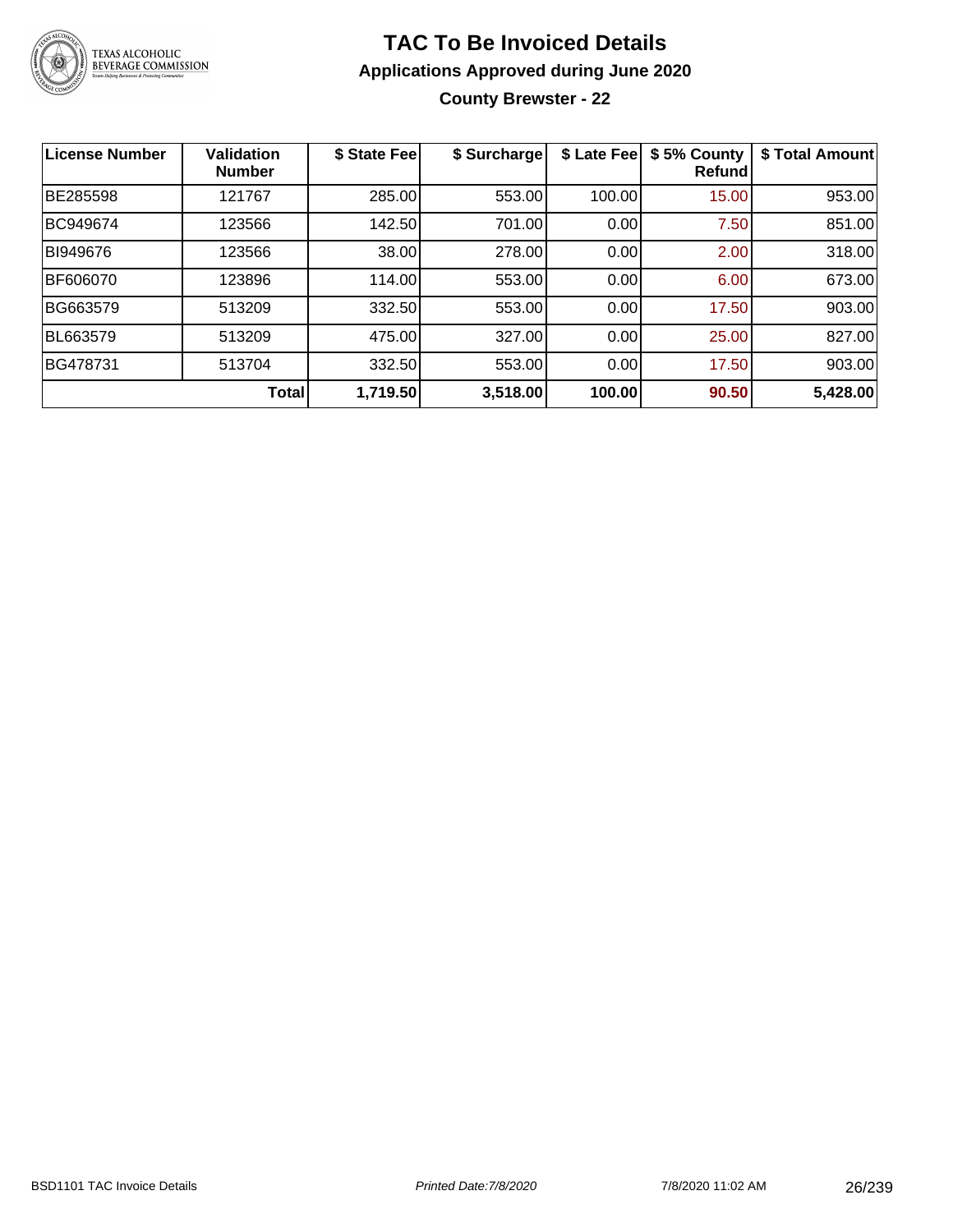# TAC To Be Invoiced Details

## Applications Approved during June 2020

### County Brewster - 22

| License Number | Validation Number | $ State Fee | $ Surcharge | $ Late Fee | $ 5% County Refund | $ Total Amount |
|---|---|---|---|---|---|---|
| BE285598 | 121767 | 285.00 | 553.00 | 100.00 | 15.00 | 953.00 |
| BC949674 | 123566 | 142.50 | 701.00 | 0.00 | 7.50 | 851.00 |
| BI949676 | 123566 | 38.00 | 278.00 | 0.00 | 2.00 | 318.00 |
| BF606070 | 123896 | 114.00 | 553.00 | 0.00 | 6.00 | 673.00 |
| BG663579 | 513209 | 332.50 | 553.00 | 0.00 | 17.50 | 903.00 |
| BL663579 | 513209 | 475.00 | 327.00 | 0.00 | 25.00 | 827.00 |
| BG478731 | 513704 | 332.50 | 553.00 | 0.00 | 17.50 | 903.00 |
| | **Total** | **1,719.50** | **3,518.00** | **100.00** | **90.50** | **5,428.00** |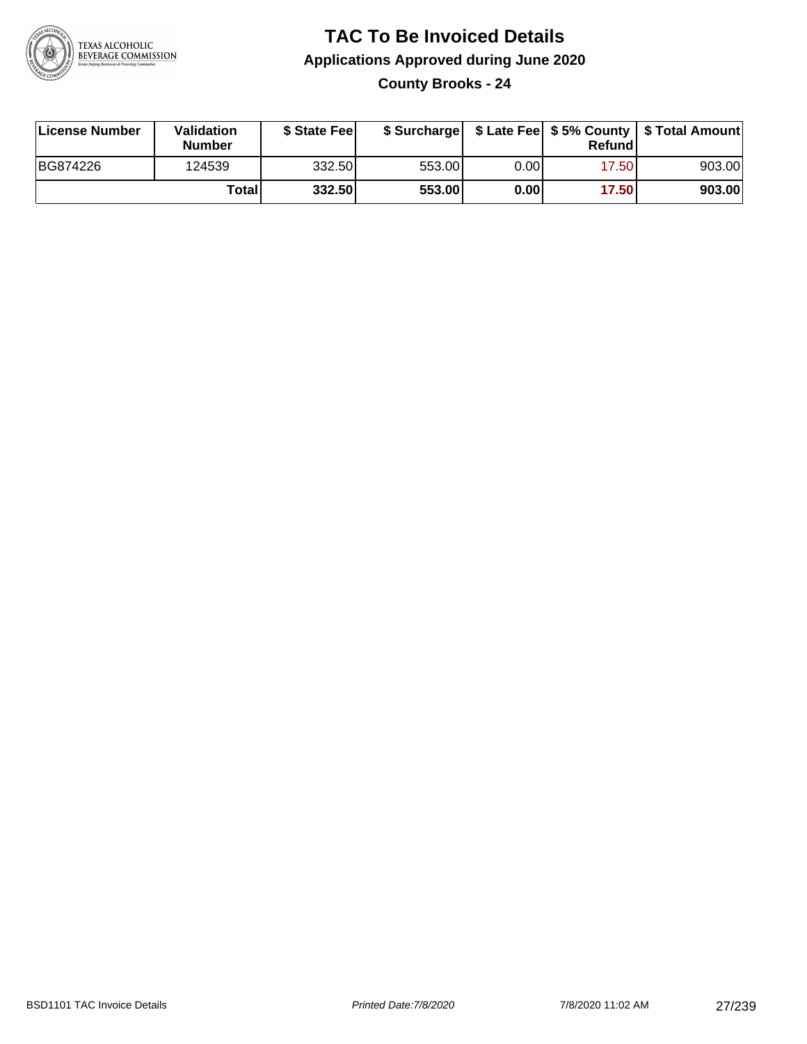# TAC To Be Invoiced Details

## Applications Approved during June 2020

### County Brooks - 24

| License Number | Validation Number | $ State Fee | $ Surcharge | $ Late Fee | $ 5% County Refund | $ Total Amount |
|---|---|---|---|---|---|---|
| BG874226 | 124539 | 332.50 | 553.00 | 0.00 | 17.50 | 903.00 |
| | **Total** | **332.50** | **553.00** | **0.00** | **17.50** | **903.00** |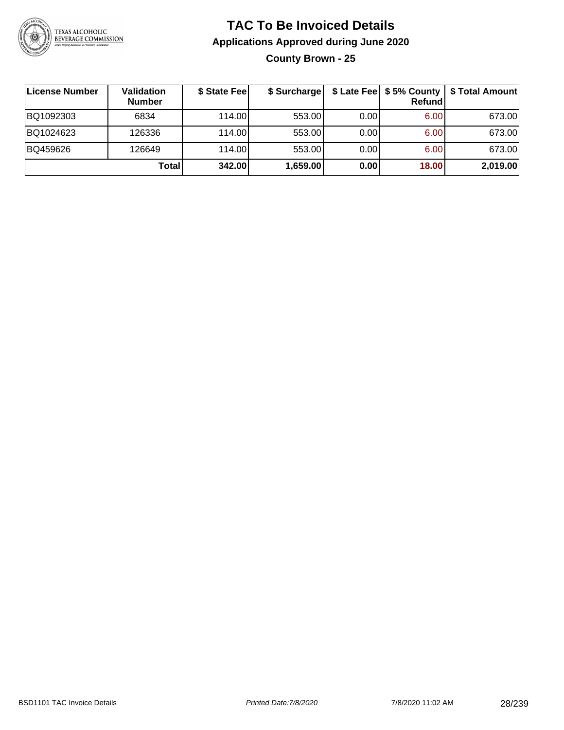# TAC To Be Invoiced Details

## Applications Approved during June 2020

### County Brown - 25

| License Number | Validation Number | $ State Fee | $ Surcharge | $ Late Fee | $ 5% County Refund | $ Total Amount |
|---|---|---|---|---|---|---|
| BQ1092303 | 6834 | 114.00 | 553.00 | 0.00 | 6.00 | 673.00 |
| BQ1024623 | 126336 | 114.00 | 553.00 | 0.00 | 6.00 | 673.00 |
| BQ459626 | 126649 | 114.00 | 553.00 | 0.00 | 6.00 | 673.00 |
| | **Total** | **342.00** | **1,659.00** | **0.00** | **18.00** | **2,019.00** |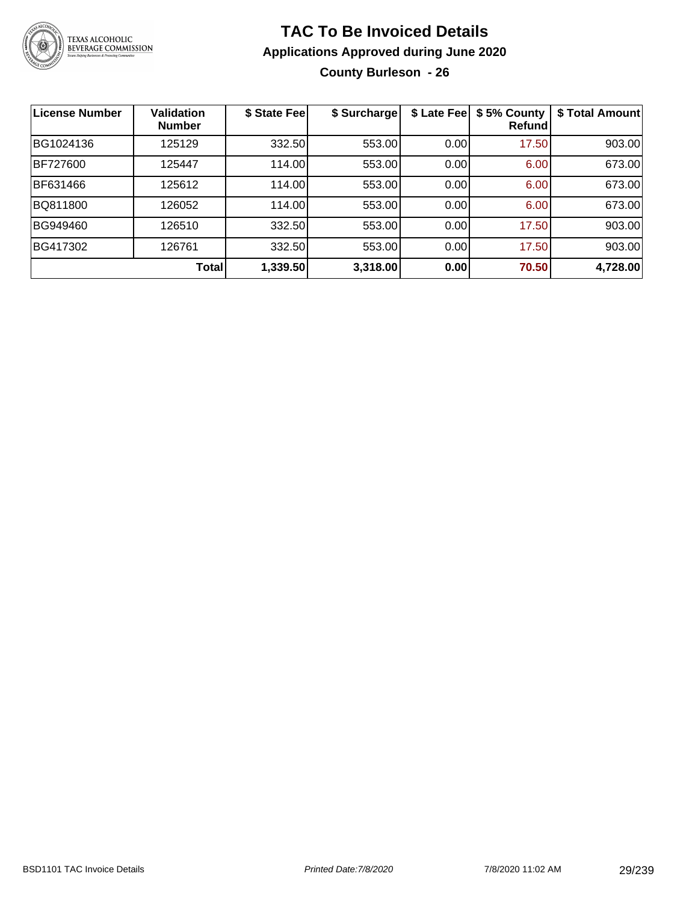# TAC To Be Invoiced Details

## Applications Approved during June 2020

### County Burleson - 26

| License Number | Validation Number | $ State Fee | $ Surcharge | $ Late Fee | $ 5% County Refund | $ Total Amount |
|---|---|---|---|---|---|---|
| BG1024136 | 125129 | 332.50 | 553.00 | 0.00 | 17.50 | 903.00 |
| BF727600 | 125447 | 114.00 | 553.00 | 0.00 | 6.00 | 673.00 |
| BF631466 | 125612 | 114.00 | 553.00 | 0.00 | 6.00 | 673.00 |
| BQ811800 | 126052 | 114.00 | 553.00 | 0.00 | 6.00 | 673.00 |
| BG949460 | 126510 | 332.50 | 553.00 | 0.00 | 17.50 | 903.00 |
| BG417302 | 126761 | 332.50 | 553.00 | 0.00 | 17.50 | 903.00 |
| | **Total** | **1,339.50** | **3,318.00** | **0.00** | **70.50** | **4,728.00** |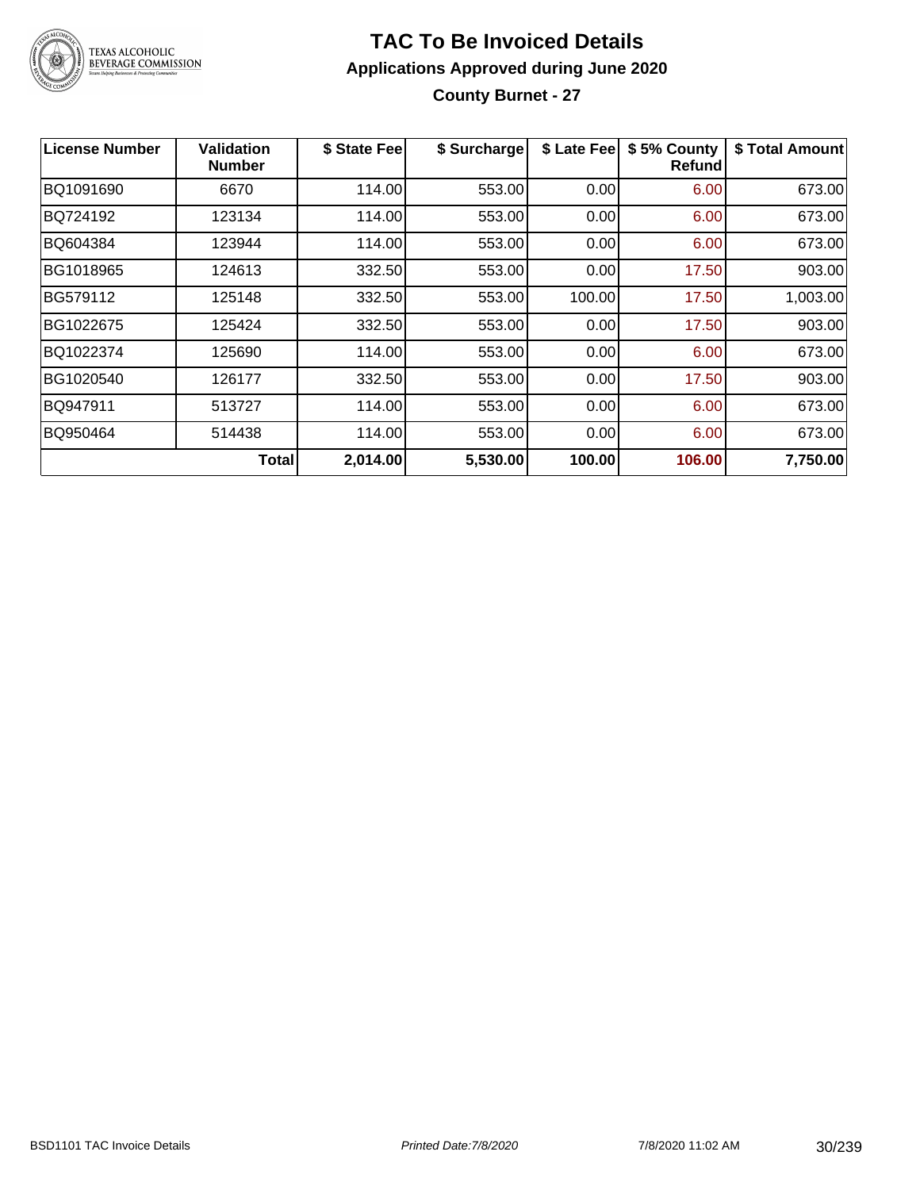# TAC To Be Invoiced Details

## Applications Approved during June 2020

### County Burnet - 27

| License Number | Validation Number | $ State Fee | $ Surcharge | $ Late Fee | $ 5% County Refund | $ Total Amount |
|---|---|---|---|---|---|---|
| BQ1091690 | 6670 | 114.00 | 553.00 | 0.00 | 6.00 | 673.00 |
| BQ724192 | 123134 | 114.00 | 553.00 | 0.00 | 6.00 | 673.00 |
| BQ604384 | 123944 | 114.00 | 553.00 | 0.00 | 6.00 | 673.00 |
| BG1018965 | 124613 | 332.50 | 553.00 | 0.00 | 17.50 | 903.00 |
| BG579112 | 125148 | 332.50 | 553.00 | 100.00 | 17.50 | 1,003.00 |
| BG1022675 | 125424 | 332.50 | 553.00 | 0.00 | 17.50 | 903.00 |
| BQ1022374 | 125690 | 114.00 | 553.00 | 0.00 | 6.00 | 673.00 |
| BG1020540 | 126177 | 332.50 | 553.00 | 0.00 | 17.50 | 903.00 |
| BQ947911 | 513727 | 114.00 | 553.00 | 0.00 | 6.00 | 673.00 |
| BQ950464 | 514438 | 114.00 | 553.00 | 0.00 | 6.00 | 673.00 |
| | **Total** | **2,014.00** | **5,530.00** | **100.00** | **106.00** | **7,750.00** |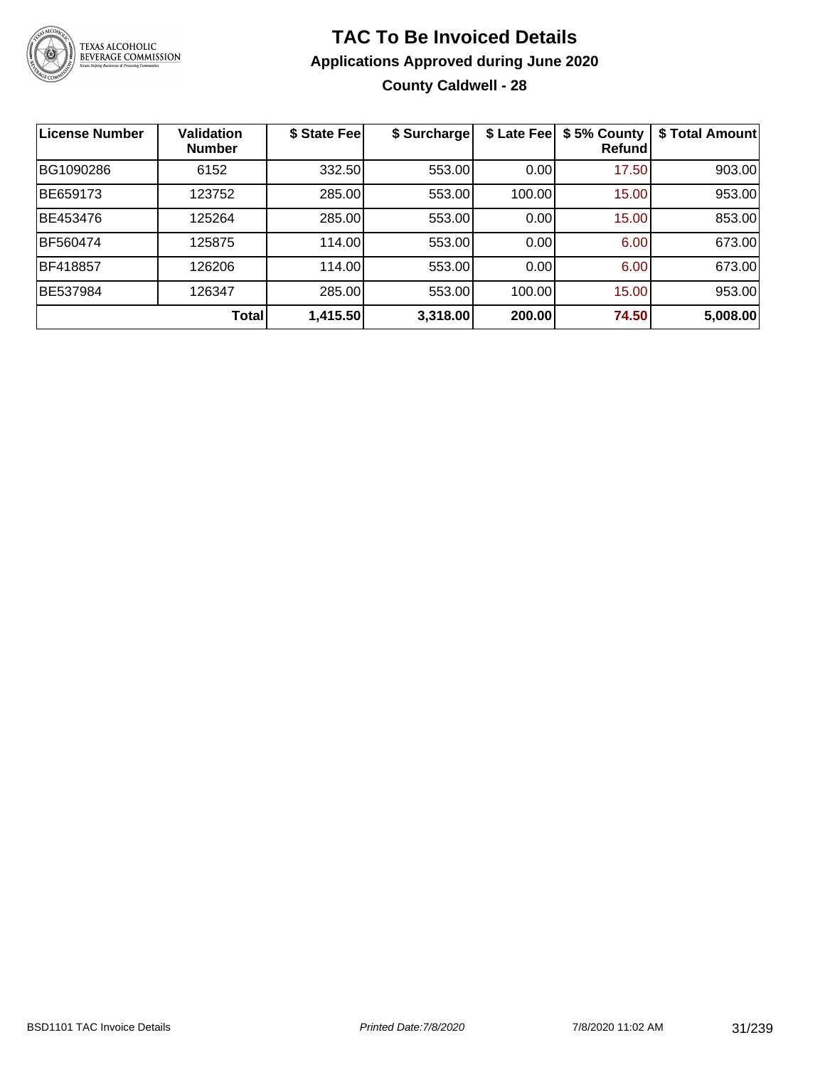# TAC To Be Invoiced Details

## Applications Approved during June 2020

### County Caldwell - 28

| License Number | Validation Number | $ State Fee | $ Surcharge | $ Late Fee | $ 5% County Refund | $ Total Amount |
|---|---|---|---|---|---|---|
| BG1090286 | 6152 | 332.50 | 553.00 | 0.00 | 17.50 | 903.00 |
| BE659173 | 123752 | 285.00 | 553.00 | 100.00 | 15.00 | 953.00 |
| BE453476 | 125264 | 285.00 | 553.00 | 0.00 | 15.00 | 853.00 |
| BF560474 | 125875 | 114.00 | 553.00 | 0.00 | 6.00 | 673.00 |
| BF418857 | 126206 | 114.00 | 553.00 | 0.00 | 6.00 | 673.00 |
| BE537984 | 126347 | 285.00 | 553.00 | 100.00 | 15.00 | 953.00 |
| | **Total** | **1,415.50** | **3,318.00** | **200.00** | **74.50** | **5,008.00** |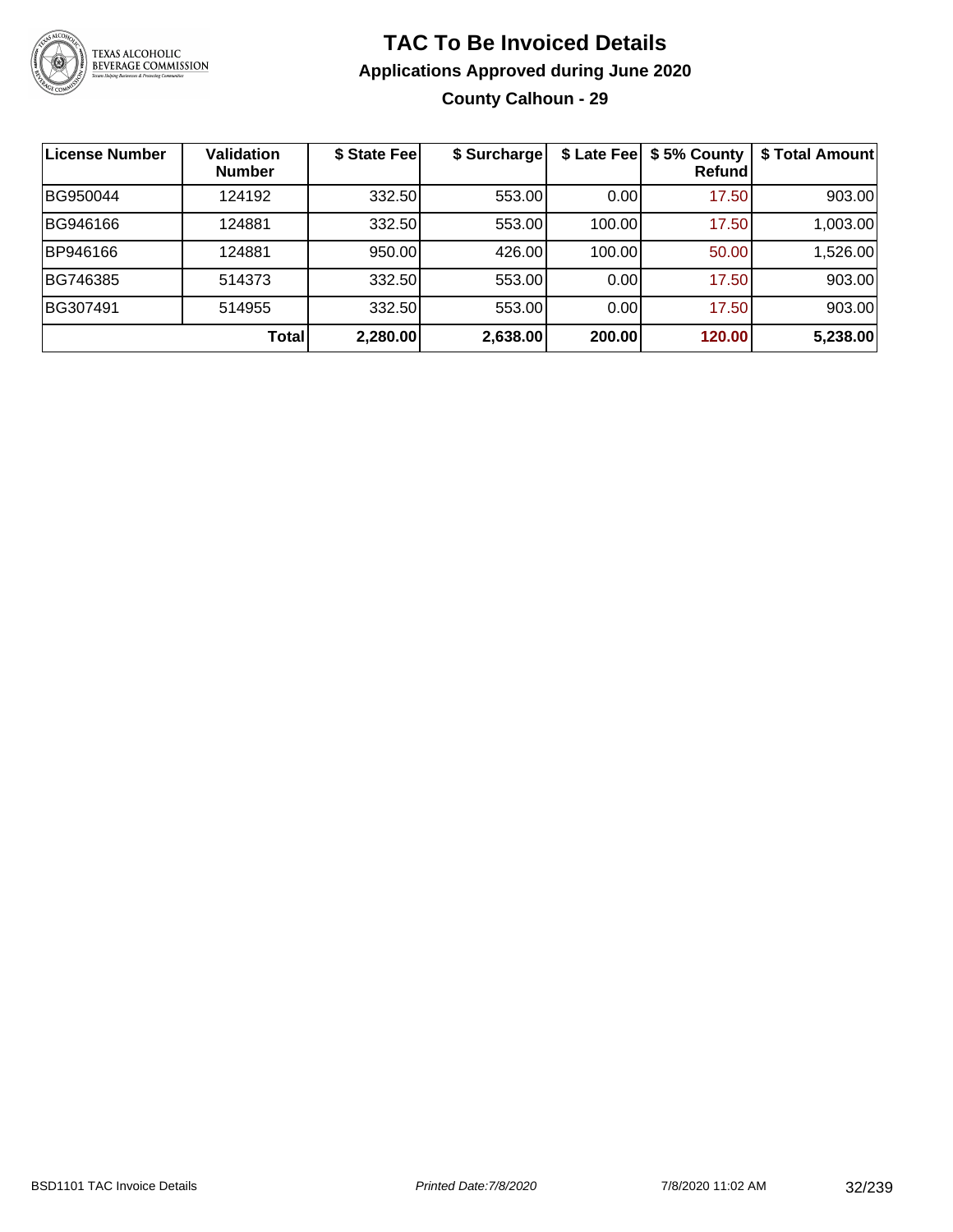# TAC To Be Invoiced Details

## Applications Approved during June 2020

### County Calhoun - 29

| License Number | Validation Number | $ State Fee | $ Surcharge | $ Late Fee | $ 5% County Refund | $ Total Amount |
|---|---|---|---|---|---|---|
| BG950044 | 124192 | 332.50 | 553.00 | 0.00 | 17.50 | 903.00 |
| BG946166 | 124881 | 332.50 | 553.00 | 100.00 | 17.50 | 1,003.00 |
| BP946166 | 124881 | 950.00 | 426.00 | 100.00 | 50.00 | 1,526.00 |
| BG746385 | 514373 | 332.50 | 553.00 | 0.00 | 17.50 | 903.00 |
| BG307491 | 514955 | 332.50 | 553.00 | 0.00 | 17.50 | 903.00 |
| | **Total** | **2,280.00** | **2,638.00** | **200.00** | **120.00** | **5,238.00** |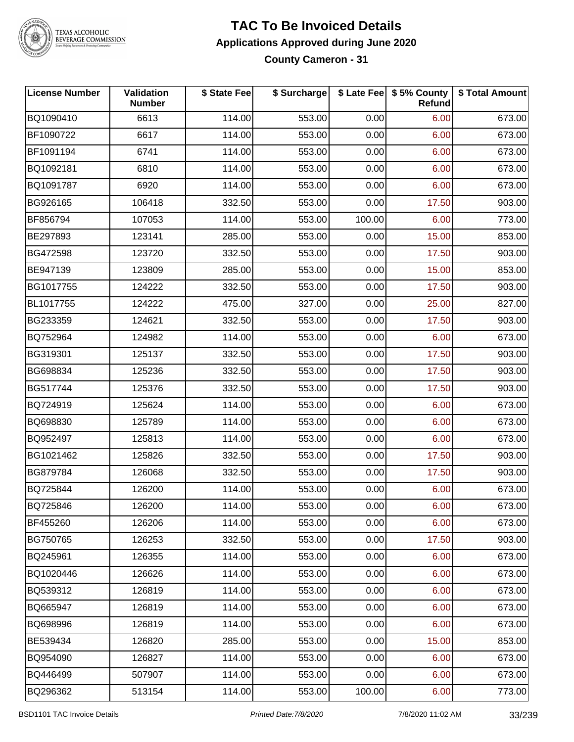# TAC To Be Invoiced Details

## Applications Approved during June 2020

### County Cameron - 31

| License Number | Validation Number | $ State Fee | $ Surcharge | $ Late Fee | $ 5% County Refund | $ Total Amount |
|---|---|---|---|---|---|---|
| BQ1090410 | 6613 | 114.00 | 553.00 | 0.00 | 6.00 | 673.00 |
| BF1090722 | 6617 | 114.00 | 553.00 | 0.00 | 6.00 | 673.00 |
| BF1091194 | 6741 | 114.00 | 553.00 | 0.00 | 6.00 | 673.00 |
| BQ1092181 | 6810 | 114.00 | 553.00 | 0.00 | 6.00 | 673.00 |
| BQ1091787 | 6920 | 114.00 | 553.00 | 0.00 | 6.00 | 673.00 |
| BG926165 | 106418 | 332.50 | 553.00 | 0.00 | 17.50 | 903.00 |
| BF856794 | 107053 | 114.00 | 553.00 | 100.00 | 6.00 | 773.00 |
| BE297893 | 123141 | 285.00 | 553.00 | 0.00 | 15.00 | 853.00 |
| BG472598 | 123720 | 332.50 | 553.00 | 0.00 | 17.50 | 903.00 |
| BE947139 | 123809 | 285.00 | 553.00 | 0.00 | 15.00 | 853.00 |
| BG1017755 | 124222 | 332.50 | 553.00 | 0.00 | 17.50 | 903.00 |
| BL1017755 | 124222 | 475.00 | 327.00 | 0.00 | 25.00 | 827.00 |
| BG233359 | 124621 | 332.50 | 553.00 | 0.00 | 17.50 | 903.00 |
| BQ752964 | 124982 | 114.00 | 553.00 | 0.00 | 6.00 | 673.00 |
| BG319301 | 125137 | 332.50 | 553.00 | 0.00 | 17.50 | 903.00 |
| BG698834 | 125236 | 332.50 | 553.00 | 0.00 | 17.50 | 903.00 |
| BG517744 | 125376 | 332.50 | 553.00 | 0.00 | 17.50 | 903.00 |
| BQ724919 | 125624 | 114.00 | 553.00 | 0.00 | 6.00 | 673.00 |
| BQ698830 | 125789 | 114.00 | 553.00 | 0.00 | 6.00 | 673.00 |
| BQ952497 | 125813 | 114.00 | 553.00 | 0.00 | 6.00 | 673.00 |
| BG1021462 | 125826 | 332.50 | 553.00 | 0.00 | 17.50 | 903.00 |
| BG879784 | 126068 | 332.50 | 553.00 | 0.00 | 17.50 | 903.00 |
| BQ725844 | 126200 | 114.00 | 553.00 | 0.00 | 6.00 | 673.00 |
| BQ725846 | 126200 | 114.00 | 553.00 | 0.00 | 6.00 | 673.00 |
| BF455260 | 126206 | 114.00 | 553.00 | 0.00 | 6.00 | 673.00 |
| BG750765 | 126253 | 332.50 | 553.00 | 0.00 | 17.50 | 903.00 |
| BQ245961 | 126355 | 114.00 | 553.00 | 0.00 | 6.00 | 673.00 |
| BQ1020446 | 126626 | 114.00 | 553.00 | 0.00 | 6.00 | 673.00 |
| BQ539312 | 126819 | 114.00 | 553.00 | 0.00 | 6.00 | 673.00 |
| BQ665947 | 126819 | 114.00 | 553.00 | 0.00 | 6.00 | 673.00 |
| BQ698996 | 126819 | 114.00 | 553.00 | 0.00 | 6.00 | 673.00 |
| BE539434 | 126820 | 285.00 | 553.00 | 0.00 | 15.00 | 853.00 |
| BQ954090 | 126827 | 114.00 | 553.00 | 0.00 | 6.00 | 673.00 |
| BQ446499 | 507907 | 114.00 | 553.00 | 0.00 | 6.00 | 673.00 |
| BQ296362 | 513154 | 114.00 | 553.00 | 100.00 | 6.00 | 773.00 |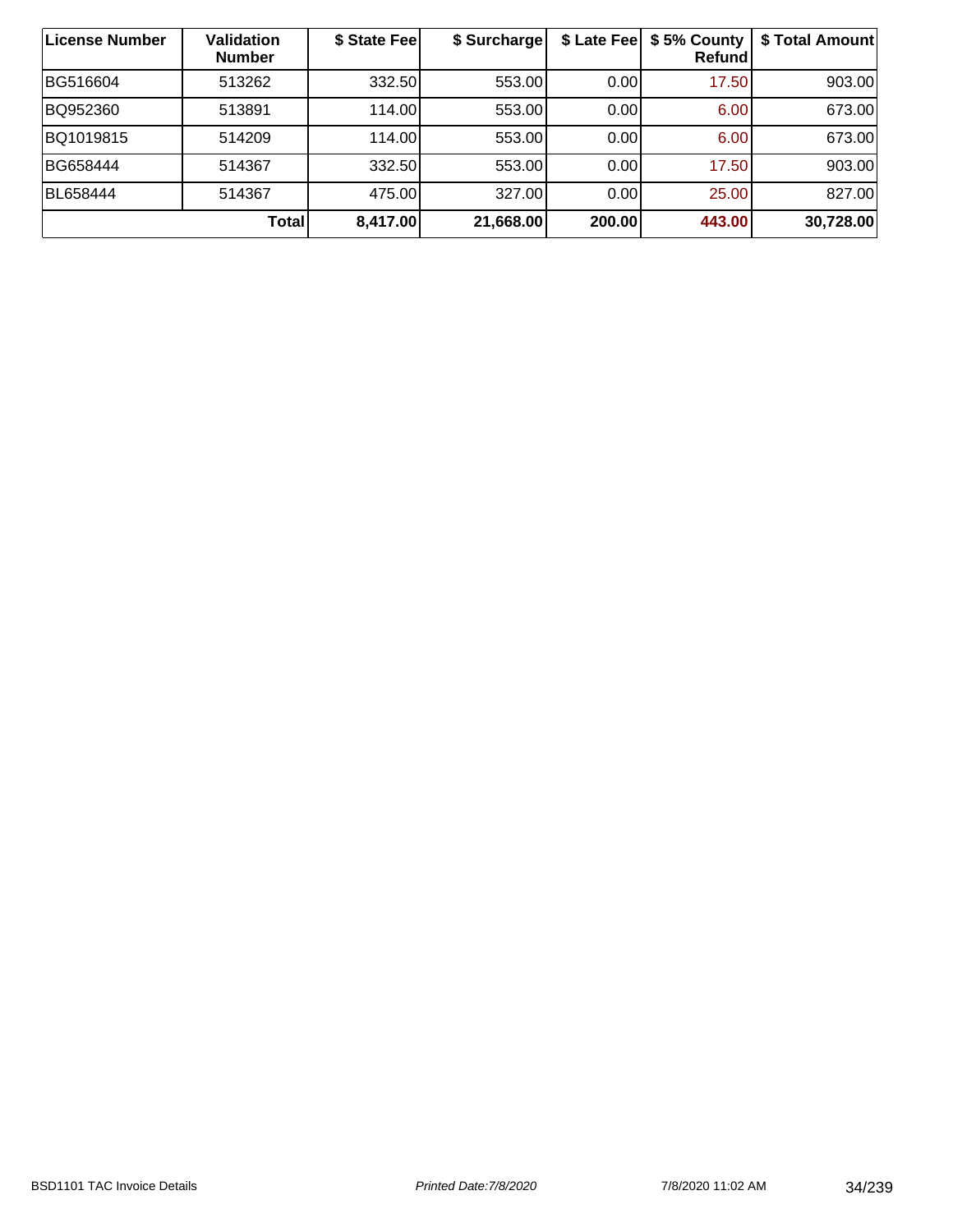| License Number | Validation Number | $ State Fee | $ Surcharge | $ Late Fee | $ 5% County Refund | $ Total Amount |
|---|---|---|---|---|---|---|
| BG516604 | 513262 | 332.50 | 553.00 | 0.00 | 17.50 | 903.00 |
| BQ952360 | 513891 | 114.00 | 553.00 | 0.00 | 6.00 | 673.00 |
| BQ1019815 | 514209 | 114.00 | 553.00 | 0.00 | 6.00 | 673.00 |
| BG658444 | 514367 | 332.50 | 553.00 | 0.00 | 17.50 | 903.00 |
| BL658444 | 514367 | 475.00 | 327.00 | 0.00 | 25.00 | 827.00 |
| **Total** | | **8,417.00** | **21,668.00** | **200.00** | **443.00** | **30,728.00** |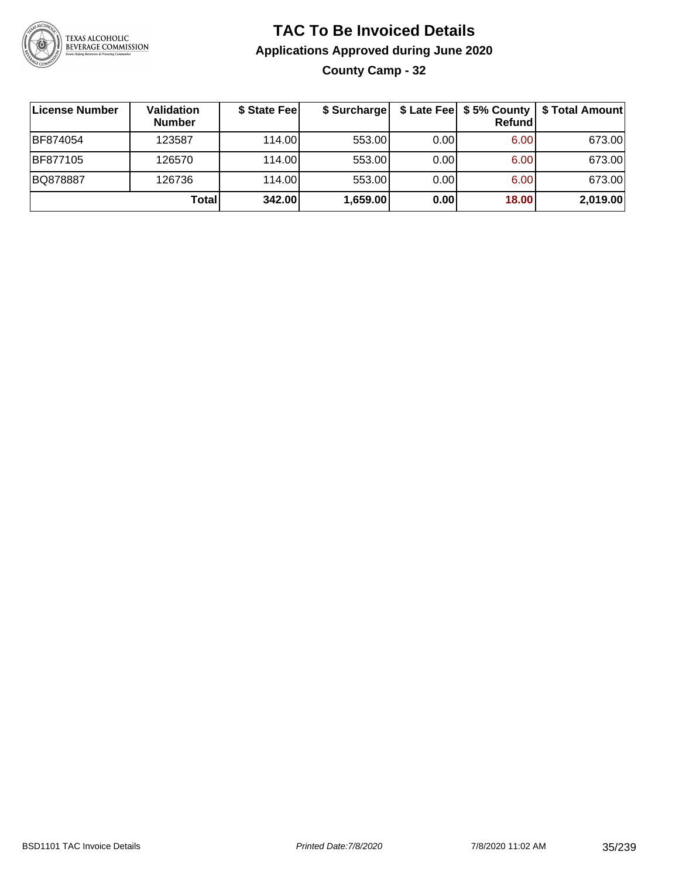# TAC To Be Invoiced Details

## Applications Approved during June 2020

### County Camp - 32

| License Number | Validation Number | $ State Fee | $ Surcharge | $ Late Fee | $ 5% County Refund | $ Total Amount |
|---|---|---|---|---|---|---|
| BF874054 | 123587 | 114.00 | 553.00 | 0.00 | 6.00 | 673.00 |
| BF877105 | 126570 | 114.00 | 553.00 | 0.00 | 6.00 | 673.00 |
| BQ878887 | 126736 | 114.00 | 553.00 | 0.00 | 6.00 | 673.00 |
| | **Total** | **342.00** | **1,659.00** | **0.00** | **18.00** | **2,019.00** |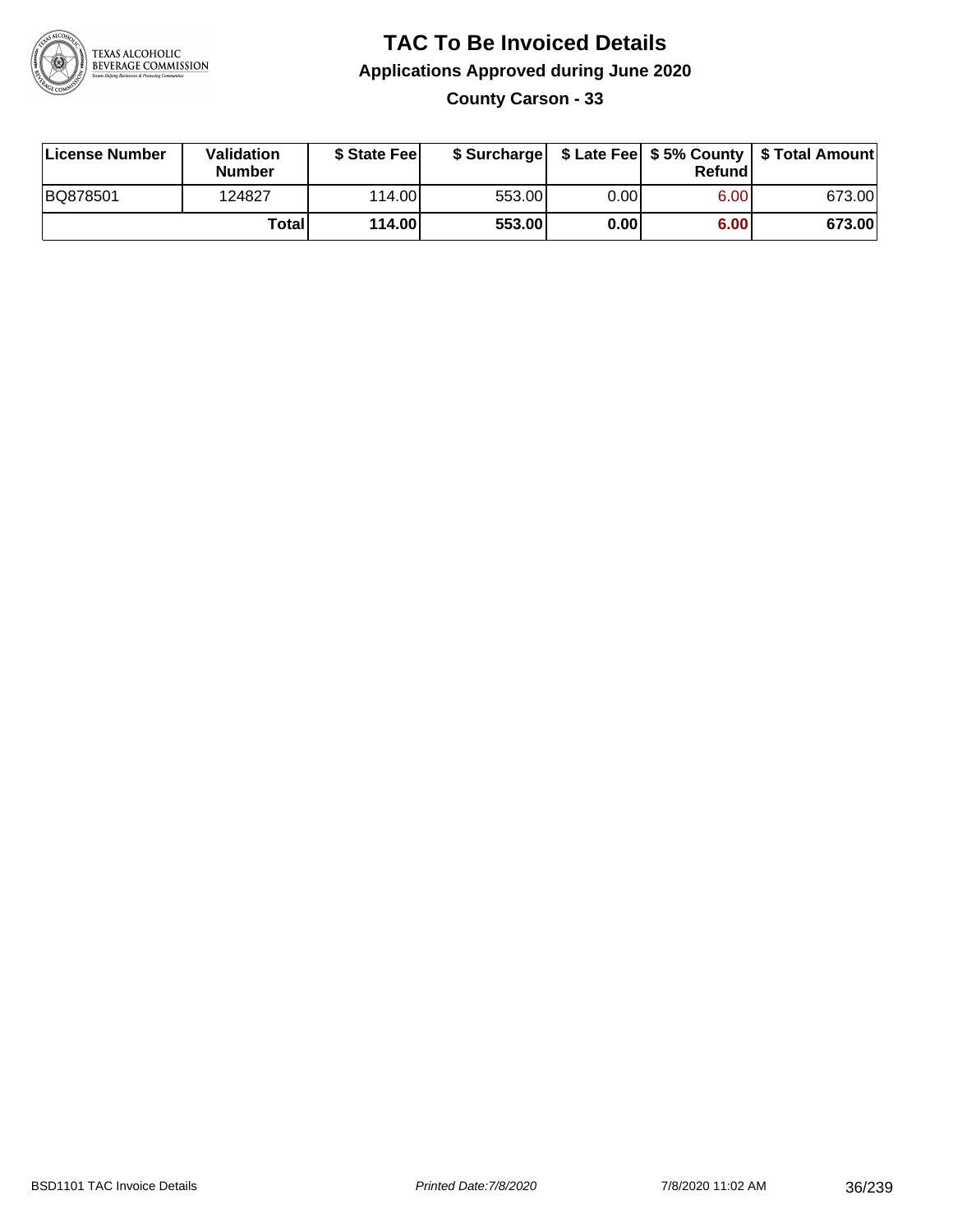# TAC To Be Invoiced Details

## Applications Approved during June 2020

### County Carson - 33

| License Number | Validation Number | $ State Fee | $ Surcharge | $ Late Fee | $ 5% County Refund | $ Total Amount |
|---|---|---|---|---|---|---|
| BQ878501 | 124827 | 114.00 | 553.00 | 0.00 | 6.00 | 673.00 |
| | **Total** | **114.00** | **553.00** | **0.00** | **6.00** | **673.00** |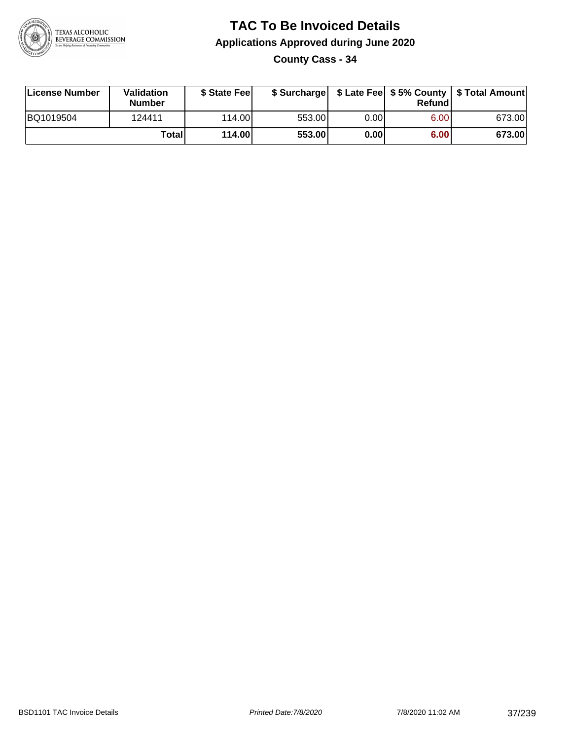# TAC To Be Invoiced Details

## Applications Approved during June 2020

### County Cass - 34

| License Number | Validation Number | $ State Fee | $ Surcharge | $ Late Fee | $ 5% County Refund | $ Total Amount |
|---|---|---|---|---|---|---|
| BQ1019504 | 124411 | 114.00 | 553.00 | 0.00 | 6.00 | 673.00 |
| | **Total** | **114.00** | **553.00** | **0.00** | **6.00** | **673.00** |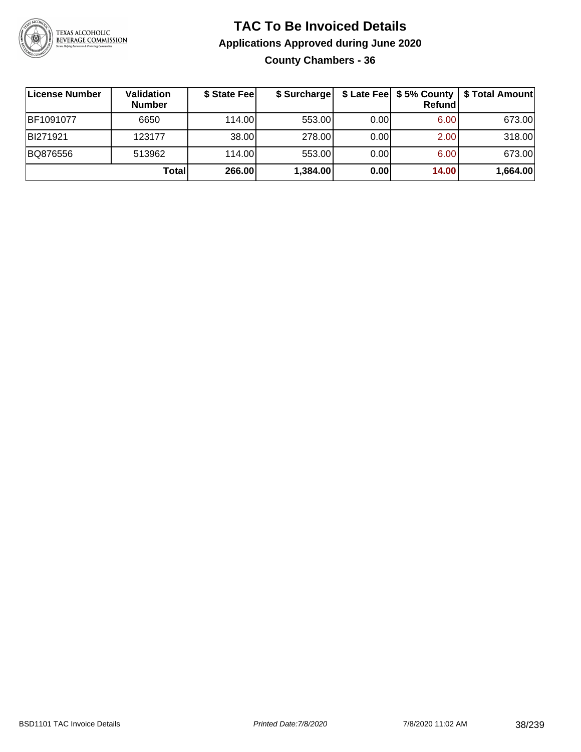# TAC To Be Invoiced Details

## Applications Approved during June 2020

### County Chambers - 36

| License Number | Validation Number | $ State Fee | $ Surcharge | $ Late Fee | $ 5% County Refund | $ Total Amount |
|---|---|---|---|---|---|---|
| BF1091077 | 6650 | 114.00 | 553.00 | 0.00 | 6.00 | 673.00 |
| BI271921 | 123177 | 38.00 | 278.00 | 0.00 | 2.00 | 318.00 |
| BQ876556 | 513962 | 114.00 | 553.00 | 0.00 | 6.00 | 673.00 |
| | **Total** | **266.00** | **1,384.00** | **0.00** | **14.00** | **1,664.00** |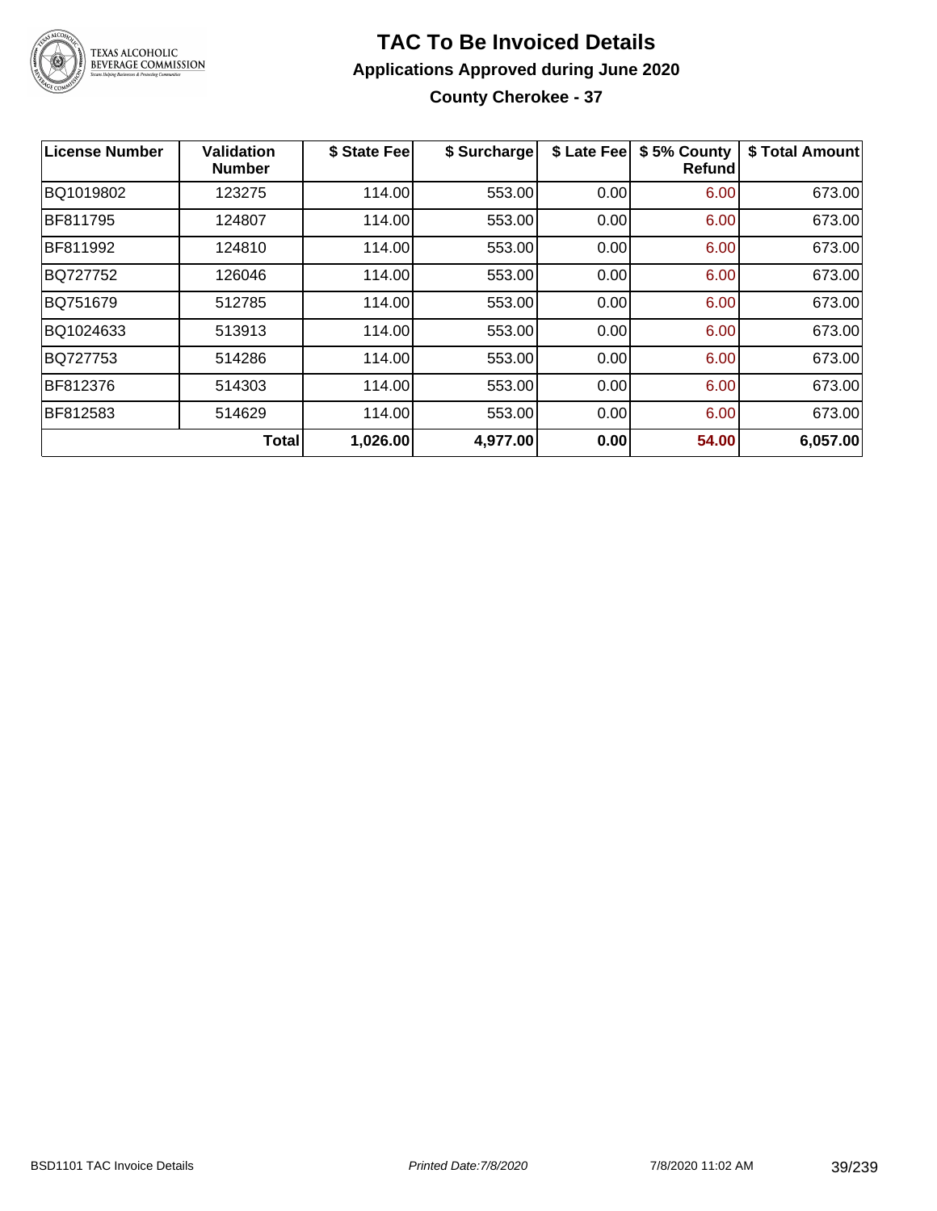# TAC To Be Invoiced Details

## Applications Approved during June 2020

### County Cherokee - 37

| License Number | Validation Number | $ State Fee | $ Surcharge | $ Late Fee | $ 5% County Refund | $ Total Amount |
|---|---|---|---|---|---|---|
| BQ1019802 | 123275 | 114.00 | 553.00 | 0.00 | 6.00 | 673.00 |
| BF811795 | 124807 | 114.00 | 553.00 | 0.00 | 6.00 | 673.00 |
| BF811992 | 124810 | 114.00 | 553.00 | 0.00 | 6.00 | 673.00 |
| BQ727752 | 126046 | 114.00 | 553.00 | 0.00 | 6.00 | 673.00 |
| BQ751679 | 512785 | 114.00 | 553.00 | 0.00 | 6.00 | 673.00 |
| BQ1024633 | 513913 | 114.00 | 553.00 | 0.00 | 6.00 | 673.00 |
| BQ727753 | 514286 | 114.00 | 553.00 | 0.00 | 6.00 | 673.00 |
| BF812376 | 514303 | 114.00 | 553.00 | 0.00 | 6.00 | 673.00 |
| BF812583 | 514629 | 114.00 | 553.00 | 0.00 | 6.00 | 673.00 |
| | **Total** | **1,026.00** | **4,977.00** | **0.00** | **54.00** | **6,057.00** |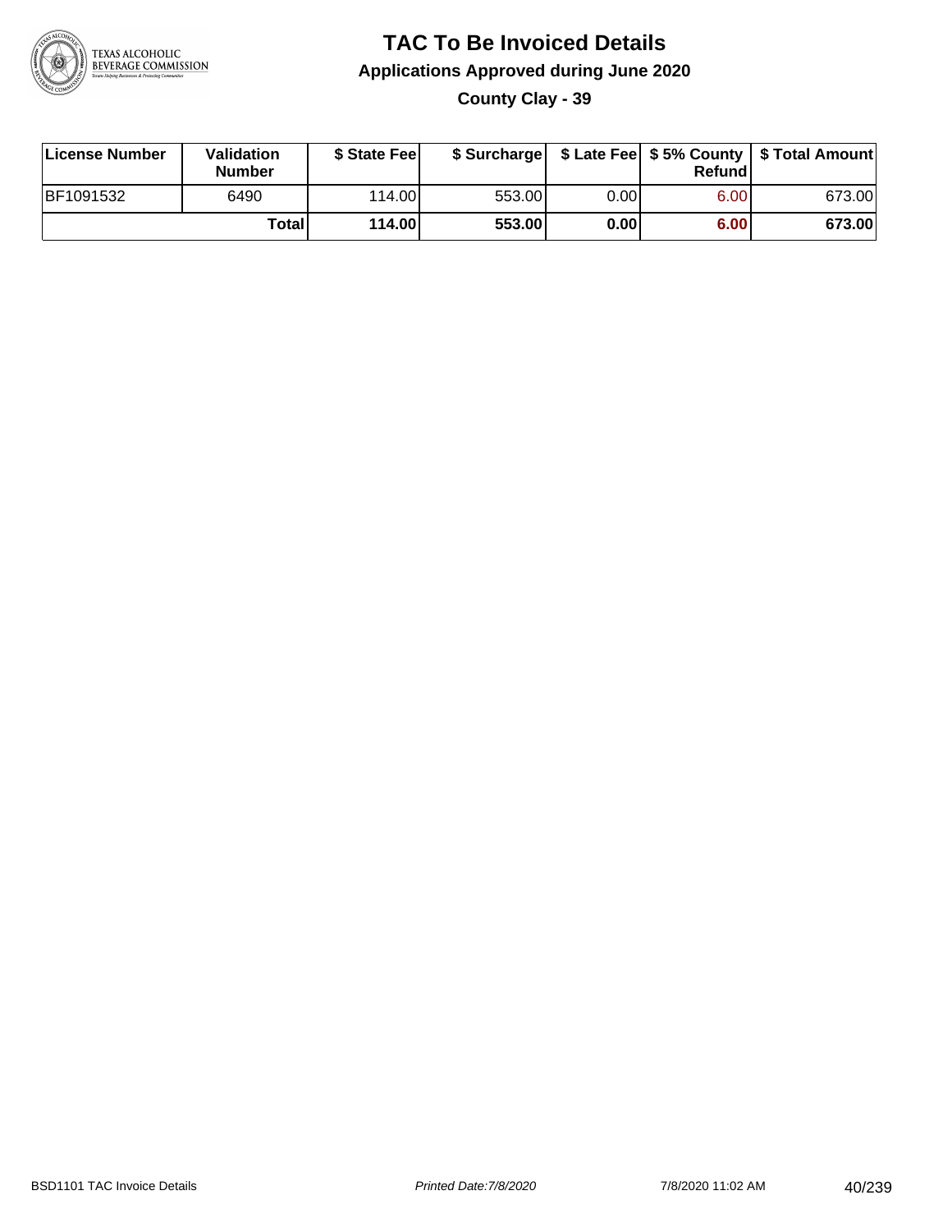# TAC To Be Invoiced Details

## Applications Approved during June 2020

### County Clay - 39

| License Number | Validation Number | $ State Fee | $ Surcharge | $ Late Fee | $ 5% County Refund | $ Total Amount |
|---|---|---|---|---|---|---|
| BF1091532 | 6490 | 114.00 | 553.00 | 0.00 | 6.00 | 673.00 |
| | **Total** | **114.00** | **553.00** | **0.00** | **6.00** | **673.00** |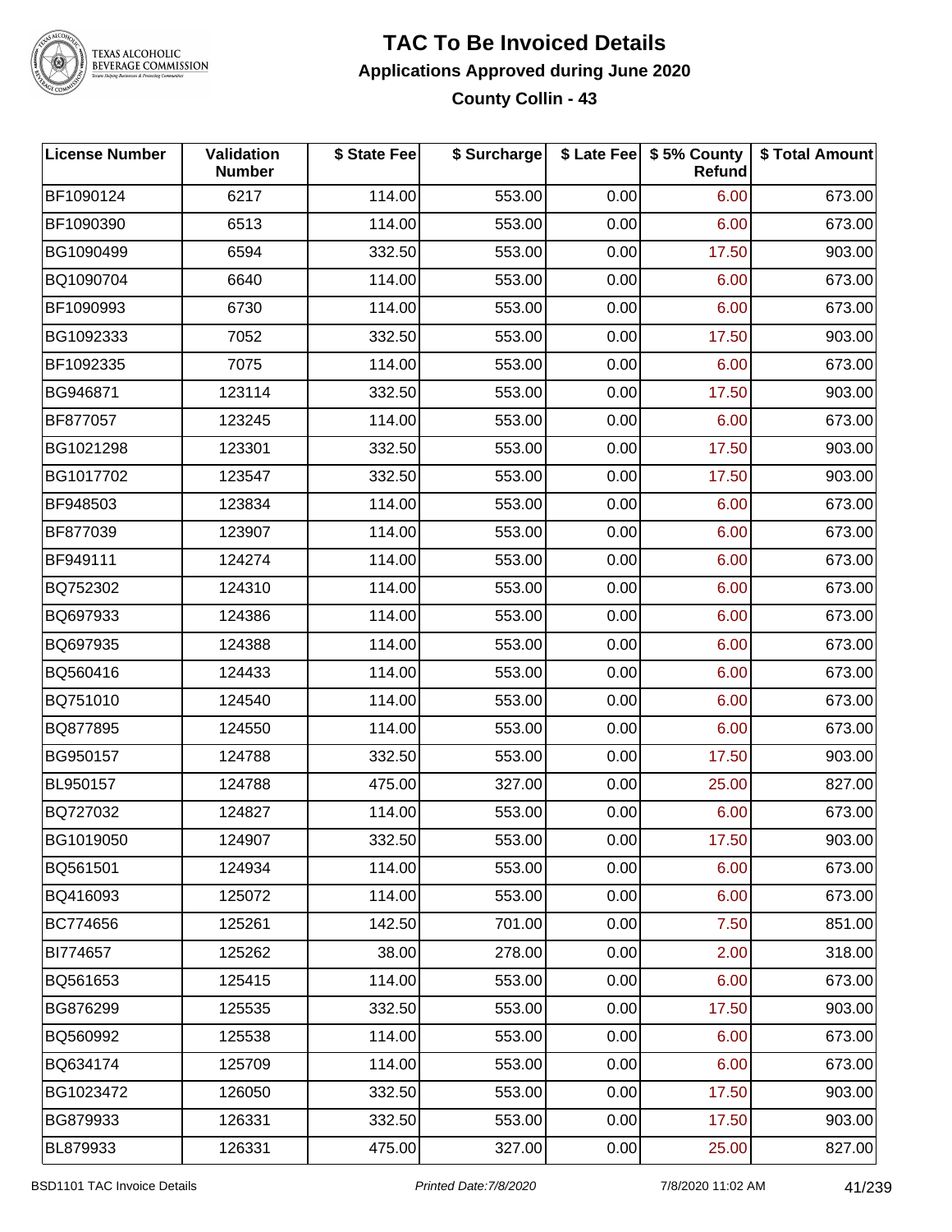# TAC To Be Invoiced Details

## Applications Approved during June 2020

### County Collin - 43

| License Number | Validation Number | $ State Fee | $ Surcharge | $ Late Fee | $ 5% County Refund | $ Total Amount |
|---|---|---|---|---|---|---|
| BF1090124 | 6217 | 114.00 | 553.00 | 0.00 | 6.00 | 673.00 |
| BF1090390 | 6513 | 114.00 | 553.00 | 0.00 | 6.00 | 673.00 |
| BG1090499 | 6594 | 332.50 | 553.00 | 0.00 | 17.50 | 903.00 |
| BQ1090704 | 6640 | 114.00 | 553.00 | 0.00 | 6.00 | 673.00 |
| BF1090993 | 6730 | 114.00 | 553.00 | 0.00 | 6.00 | 673.00 |
| BG1092333 | 7052 | 332.50 | 553.00 | 0.00 | 17.50 | 903.00 |
| BF1092335 | 7075 | 114.00 | 553.00 | 0.00 | 6.00 | 673.00 |
| BG946871 | 123114 | 332.50 | 553.00 | 0.00 | 17.50 | 903.00 |
| BF877057 | 123245 | 114.00 | 553.00 | 0.00 | 6.00 | 673.00 |
| BG1021298 | 123301 | 332.50 | 553.00 | 0.00 | 17.50 | 903.00 |
| BG1017702 | 123547 | 332.50 | 553.00 | 0.00 | 17.50 | 903.00 |
| BF948503 | 123834 | 114.00 | 553.00 | 0.00 | 6.00 | 673.00 |
| BF877039 | 123907 | 114.00 | 553.00 | 0.00 | 6.00 | 673.00 |
| BF949111 | 124274 | 114.00 | 553.00 | 0.00 | 6.00 | 673.00 |
| BQ752302 | 124310 | 114.00 | 553.00 | 0.00 | 6.00 | 673.00 |
| BQ697933 | 124386 | 114.00 | 553.00 | 0.00 | 6.00 | 673.00 |
| BQ697935 | 124388 | 114.00 | 553.00 | 0.00 | 6.00 | 673.00 |
| BQ560416 | 124433 | 114.00 | 553.00 | 0.00 | 6.00 | 673.00 |
| BQ751010 | 124540 | 114.00 | 553.00 | 0.00 | 6.00 | 673.00 |
| BQ877895 | 124550 | 114.00 | 553.00 | 0.00 | 6.00 | 673.00 |
| BG950157 | 124788 | 332.50 | 553.00 | 0.00 | 17.50 | 903.00 |
| BL950157 | 124788 | 475.00 | 327.00 | 0.00 | 25.00 | 827.00 |
| BQ727032 | 124827 | 114.00 | 553.00 | 0.00 | 6.00 | 673.00 |
| BG1019050 | 124907 | 332.50 | 553.00 | 0.00 | 17.50 | 903.00 |
| BQ561501 | 124934 | 114.00 | 553.00 | 0.00 | 6.00 | 673.00 |
| BQ416093 | 125072 | 114.00 | 553.00 | 0.00 | 6.00 | 673.00 |
| BC774656 | 125261 | 142.50 | 701.00 | 0.00 | 7.50 | 851.00 |
| BI774657 | 125262 | 38.00 | 278.00 | 0.00 | 2.00 | 318.00 |
| BQ561653 | 125415 | 114.00 | 553.00 | 0.00 | 6.00 | 673.00 |
| BG876299 | 125535 | 332.50 | 553.00 | 0.00 | 17.50 | 903.00 |
| BQ560992 | 125538 | 114.00 | 553.00 | 0.00 | 6.00 | 673.00 |
| BQ634174 | 125709 | 114.00 | 553.00 | 0.00 | 6.00 | 673.00 |
| BG1023472 | 126050 | 332.50 | 553.00 | 0.00 | 17.50 | 903.00 |
| BG879933 | 126331 | 332.50 | 553.00 | 0.00 | 17.50 | 903.00 |
| BL879933 | 126331 | 475.00 | 327.00 | 0.00 | 25.00 | 827.00 |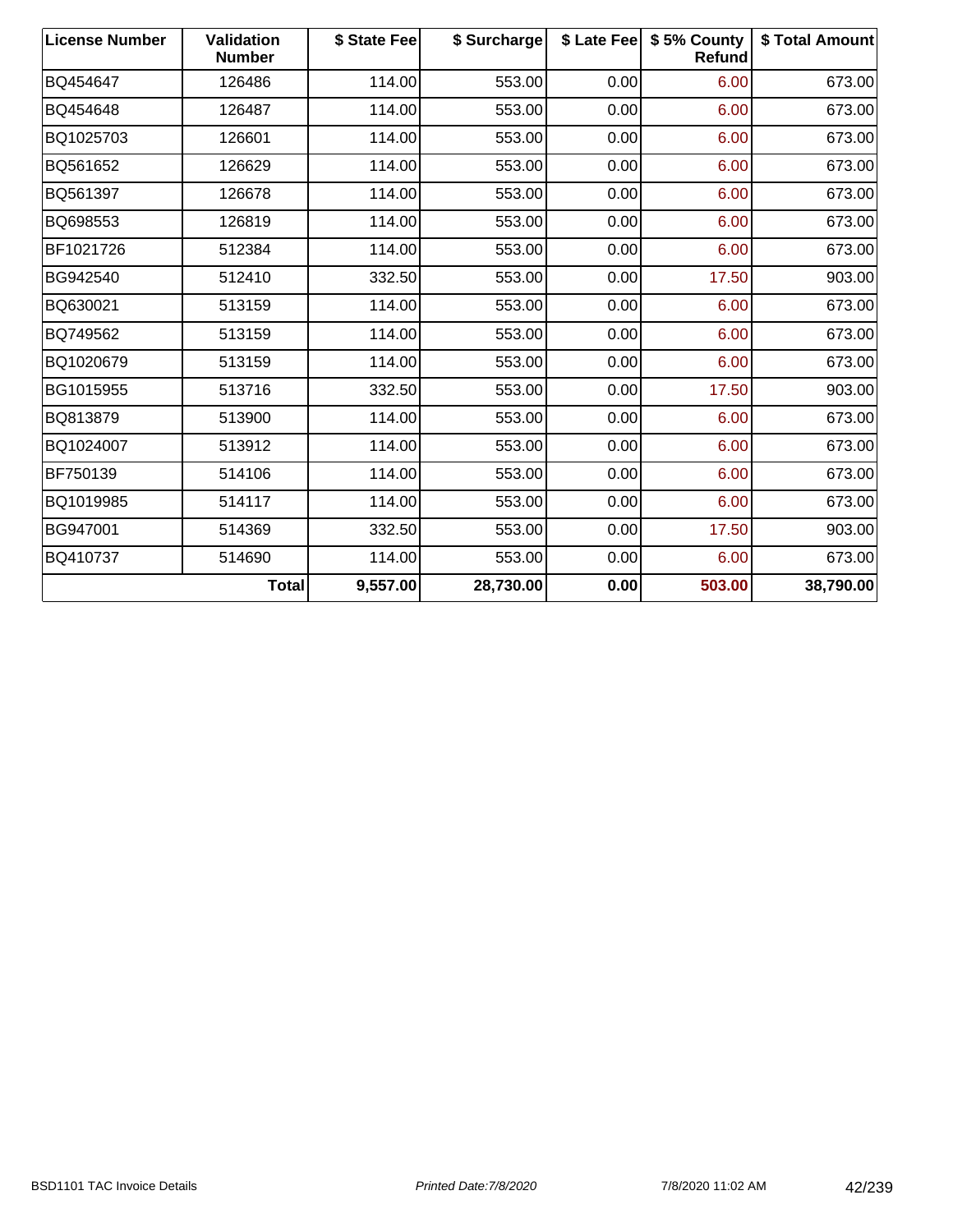| License Number | Validation Number | $ State Fee | $ Surcharge | $ Late Fee | $ 5% County Refund | $ Total Amount |
|---|---|---|---|---|---|---|
| BQ454647 | 126486 | 114.00 | 553.00 | 0.00 | 6.00 | 673.00 |
| BQ454648 | 126487 | 114.00 | 553.00 | 0.00 | 6.00 | 673.00 |
| BQ1025703 | 126601 | 114.00 | 553.00 | 0.00 | 6.00 | 673.00 |
| BQ561652 | 126629 | 114.00 | 553.00 | 0.00 | 6.00 | 673.00 |
| BQ561397 | 126678 | 114.00 | 553.00 | 0.00 | 6.00 | 673.00 |
| BQ698553 | 126819 | 114.00 | 553.00 | 0.00 | 6.00 | 673.00 |
| BF1021726 | 512384 | 114.00 | 553.00 | 0.00 | 6.00 | 673.00 |
| BG942540 | 512410 | 332.50 | 553.00 | 0.00 | 17.50 | 903.00 |
| BQ630021 | 513159 | 114.00 | 553.00 | 0.00 | 6.00 | 673.00 |
| BQ749562 | 513159 | 114.00 | 553.00 | 0.00 | 6.00 | 673.00 |
| BQ1020679 | 513159 | 114.00 | 553.00 | 0.00 | 6.00 | 673.00 |
| BG1015955 | 513716 | 332.50 | 553.00 | 0.00 | 17.50 | 903.00 |
| BQ813879 | 513900 | 114.00 | 553.00 | 0.00 | 6.00 | 673.00 |
| BQ1024007 | 513912 | 114.00 | 553.00 | 0.00 | 6.00 | 673.00 |
| BF750139 | 514106 | 114.00 | 553.00 | 0.00 | 6.00 | 673.00 |
| BQ1019985 | 514117 | 114.00 | 553.00 | 0.00 | 6.00 | 673.00 |
| BG947001 | 514369 | 332.50 | 553.00 | 0.00 | 17.50 | 903.00 |
| BQ410737 | 514690 | 114.00 | 553.00 | 0.00 | 6.00 | 673.00 |
| | **Total** | **9,557.00** | **28,730.00** | **0.00** | **503.00** | **38,790.00** |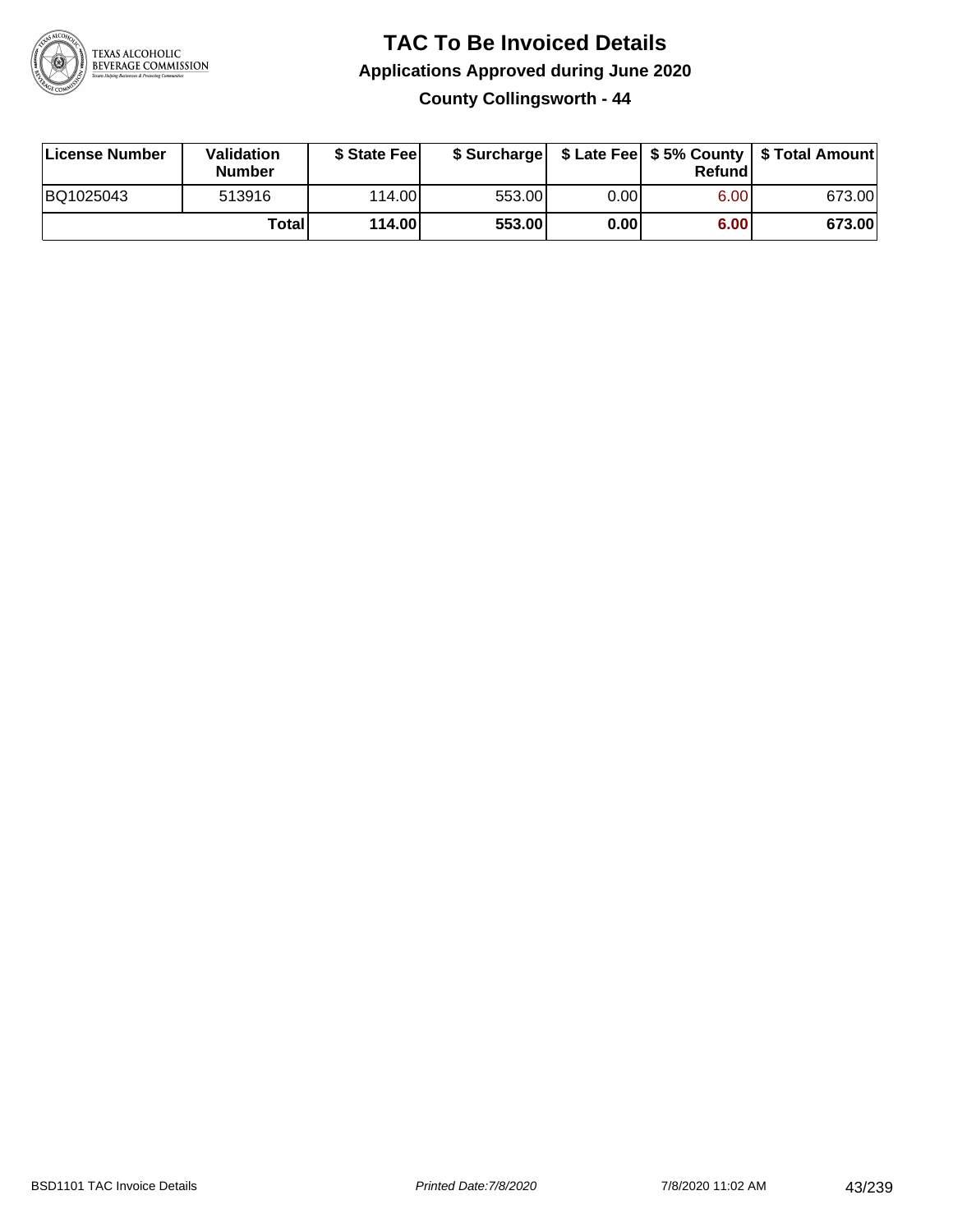# TAC To Be Invoiced Details

## Applications Approved during June 2020

### County Collingsworth - 44

| License Number | Validation Number | $ State Fee | $ Surcharge | $ Late Fee | $ 5% County Refund | $ Total Amount |
|---|---|---|---|---|---|---|
| BQ1025043 | 513916 | 114.00 | 553.00 | 0.00 | 6.00 | 673.00 |
| | **Total** | **114.00** | **553.00** | **0.00** | **6.00** | **673.00** |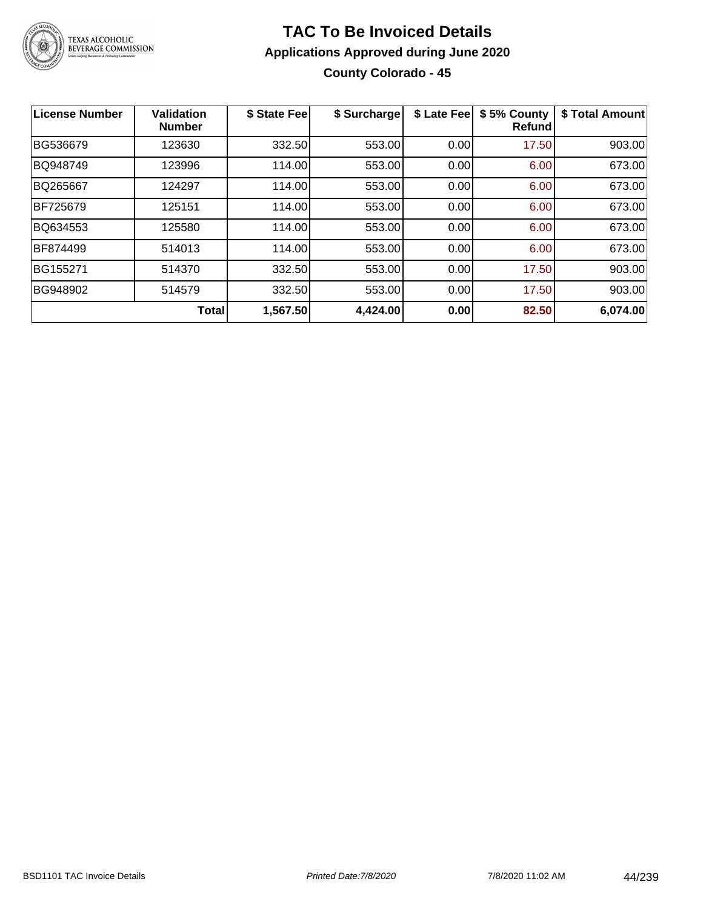# TAC To Be Invoiced Details

## Applications Approved during June 2020

### County Colorado - 45

| License Number | Validation Number | $ State Fee | $ Surcharge | $ Late Fee | $ 5% County Refund | $ Total Amount |
|---|---|---|---|---|---|---|
| BG536679 | 123630 | 332.50 | 553.00 | 0.00 | 17.50 | 903.00 |
| BQ948749 | 123996 | 114.00 | 553.00 | 0.00 | 6.00 | 673.00 |
| BQ265667 | 124297 | 114.00 | 553.00 | 0.00 | 6.00 | 673.00 |
| BF725679 | 125151 | 114.00 | 553.00 | 0.00 | 6.00 | 673.00 |
| BQ634553 | 125580 | 114.00 | 553.00 | 0.00 | 6.00 | 673.00 |
| BF874499 | 514013 | 114.00 | 553.00 | 0.00 | 6.00 | 673.00 |
| BG155271 | 514370 | 332.50 | 553.00 | 0.00 | 17.50 | 903.00 |
| BG948902 | 514579 | 332.50 | 553.00 | 0.00 | 17.50 | 903.00 |
| | **Total** | **1,567.50** | **4,424.00** | **0.00** | **82.50** | **6,074.00** |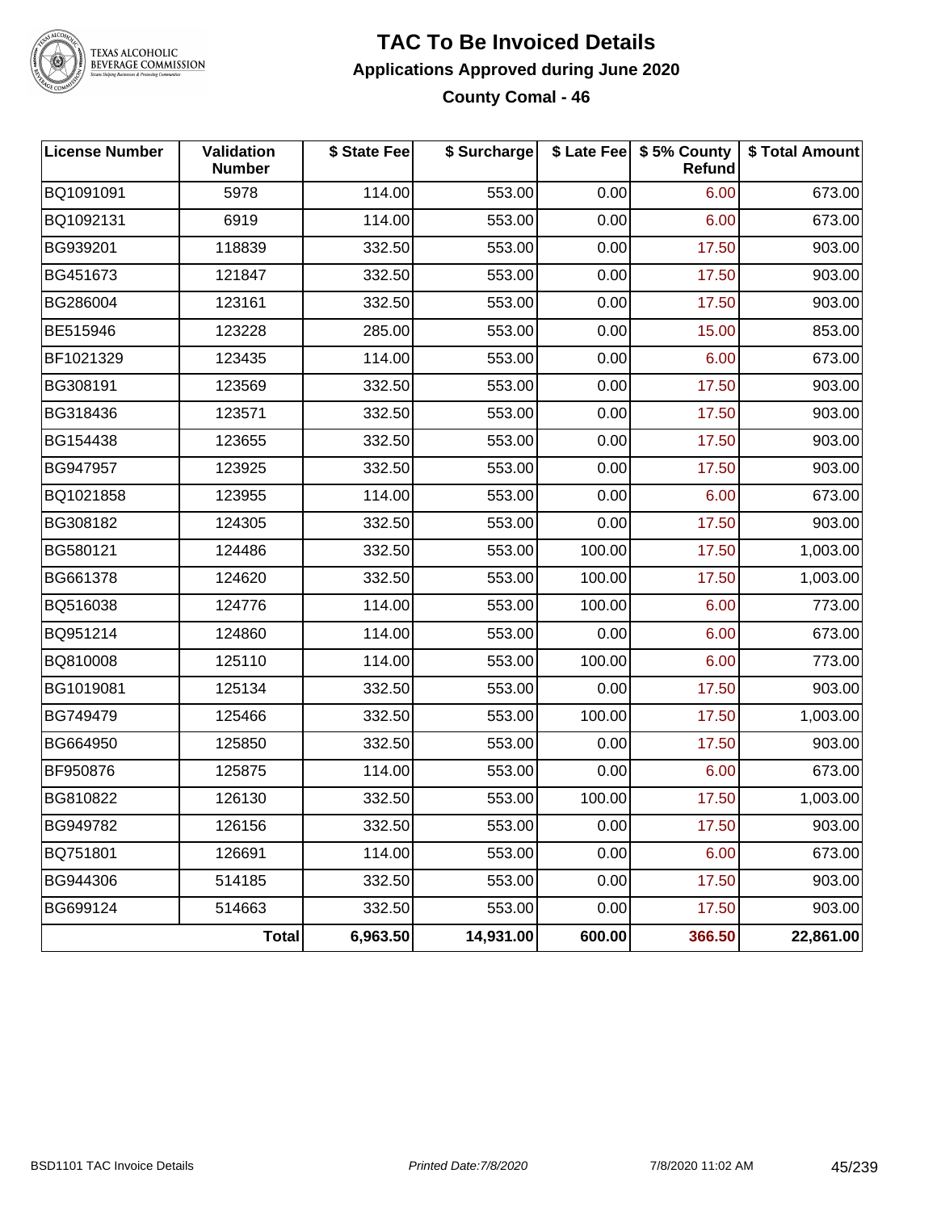# TAC To Be Invoiced Details

## Applications Approved during June 2020

### County Comal - 46

| License Number | Validation Number | $ State Fee | $ Surcharge | $ Late Fee | $ 5% County Refund | $ Total Amount |
|---|---|---|---|---|---|---|
| BQ1091091 | 5978 | 114.00 | 553.00 | 0.00 | 6.00 | 673.00 |
| BQ1092131 | 6919 | 114.00 | 553.00 | 0.00 | 6.00 | 673.00 |
| BG939201 | 118839 | 332.50 | 553.00 | 0.00 | 17.50 | 903.00 |
| BG451673 | 121847 | 332.50 | 553.00 | 0.00 | 17.50 | 903.00 |
| BG286004 | 123161 | 332.50 | 553.00 | 0.00 | 17.50 | 903.00 |
| BE515946 | 123228 | 285.00 | 553.00 | 0.00 | 15.00 | 853.00 |
| BF1021329 | 123435 | 114.00 | 553.00 | 0.00 | 6.00 | 673.00 |
| BG308191 | 123569 | 332.50 | 553.00 | 0.00 | 17.50 | 903.00 |
| BG318436 | 123571 | 332.50 | 553.00 | 0.00 | 17.50 | 903.00 |
| BG154438 | 123655 | 332.50 | 553.00 | 0.00 | 17.50 | 903.00 |
| BG947957 | 123925 | 332.50 | 553.00 | 0.00 | 17.50 | 903.00 |
| BQ1021858 | 123955 | 114.00 | 553.00 | 0.00 | 6.00 | 673.00 |
| BG308182 | 124305 | 332.50 | 553.00 | 0.00 | 17.50 | 903.00 |
| BG580121 | 124486 | 332.50 | 553.00 | 100.00 | 17.50 | 1,003.00 |
| BG661378 | 124620 | 332.50 | 553.00 | 100.00 | 17.50 | 1,003.00 |
| BQ516038 | 124776 | 114.00 | 553.00 | 100.00 | 6.00 | 773.00 |
| BQ951214 | 124860 | 114.00 | 553.00 | 0.00 | 6.00 | 673.00 |
| BQ810008 | 125110 | 114.00 | 553.00 | 100.00 | 6.00 | 773.00 |
| BG1019081 | 125134 | 332.50 | 553.00 | 0.00 | 17.50 | 903.00 |
| BG749479 | 125466 | 332.50 | 553.00 | 100.00 | 17.50 | 1,003.00 |
| BG664950 | 125850 | 332.50 | 553.00 | 0.00 | 17.50 | 903.00 |
| BF950876 | 125875 | 114.00 | 553.00 | 0.00 | 6.00 | 673.00 |
| BG810822 | 126130 | 332.50 | 553.00 | 100.00 | 17.50 | 1,003.00 |
| BG949782 | 126156 | 332.50 | 553.00 | 0.00 | 17.50 | 903.00 |
| BQ751801 | 126691 | 114.00 | 553.00 | 0.00 | 6.00 | 673.00 |
| BG944306 | 514185 | 332.50 | 553.00 | 0.00 | 17.50 | 903.00 |
| BG699124 | 514663 | 332.50 | 553.00 | 0.00 | 17.50 | 903.00 |
| | **Total** | **6,963.50** | **14,931.00** | **600.00** | **366.50** | **22,861.00** |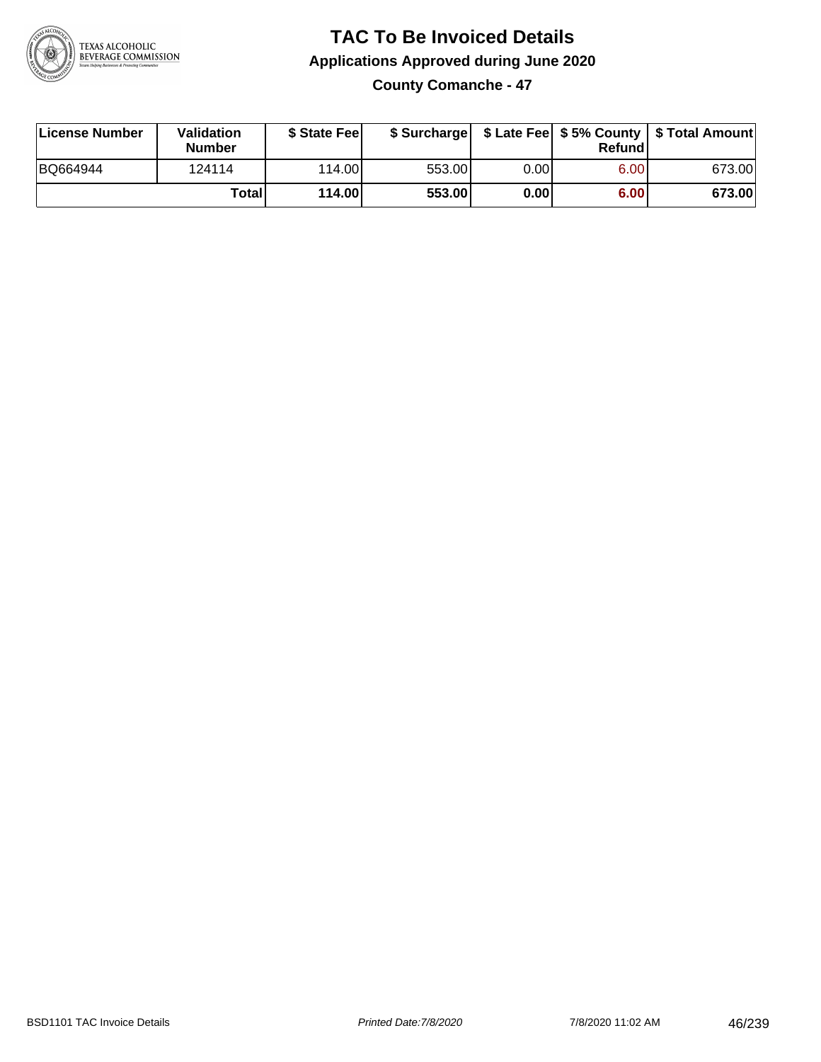# TAC To Be Invoiced Details

## Applications Approved during June 2020

### County Comanche - 47

| License Number | Validation Number | $ State Fee | $ Surcharge | $ Late Fee | $ 5% County Refund | $ Total Amount |
|---|---|---|---|---|---|---|
| BQ664944 | 124114 | 114.00 | 553.00 | 0.00 | 6.00 | 673.00 |
| | **Total** | **114.00** | **553.00** | **0.00** | **6.00** | **673.00** |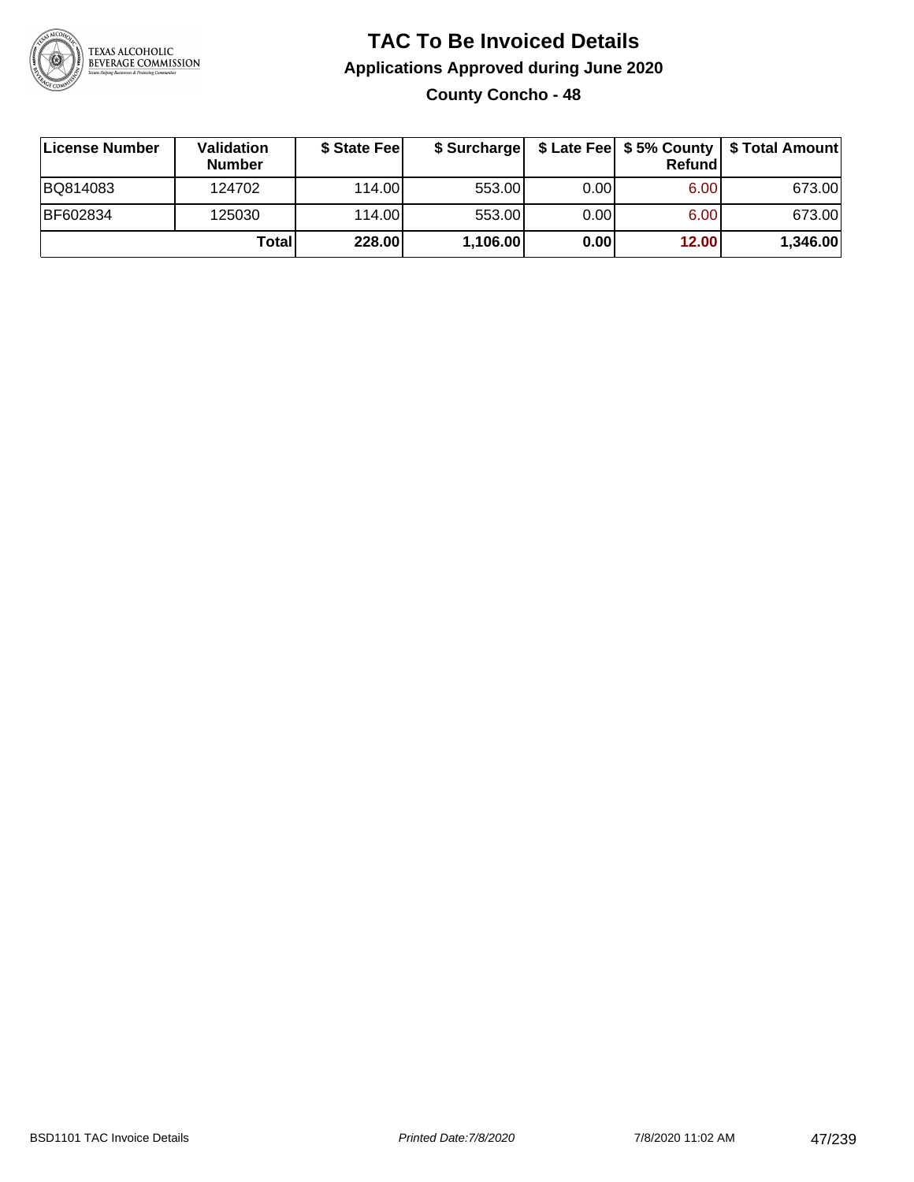# TAC To Be Invoiced Details

## Applications Approved during June 2020

### County Concho - 48

| License Number | Validation Number | $ State Fee | $ Surcharge | $ Late Fee | $ 5% County Refund | $ Total Amount |
|---|---|---|---|---|---|---|
| BQ814083 | 124702 | 114.00 | 553.00 | 0.00 | 6.00 | 673.00 |
| BF602834 | 125030 | 114.00 | 553.00 | 0.00 | 6.00 | 673.00 |
| | **Total** | **228.00** | **1,106.00** | **0.00** | **12.00** | **1,346.00** |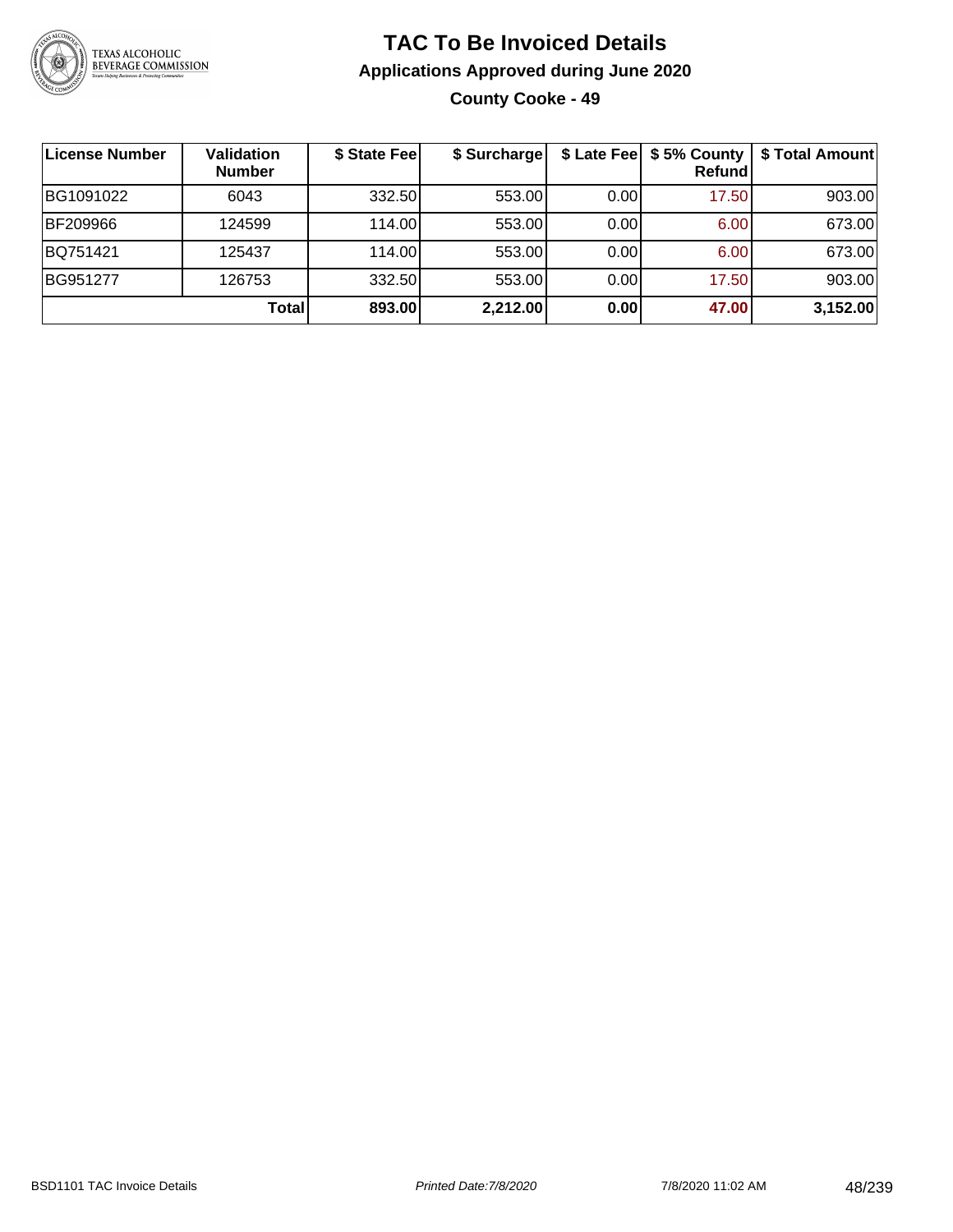# TAC To Be Invoiced Details

## Applications Approved during June 2020

### County Cooke - 49

| License Number | Validation Number | $ State Fee | $ Surcharge | $ Late Fee | $ 5% County Refund | $ Total Amount |
|---|---|---|---|---|---|---|
| BG1091022 | 6043 | 332.50 | 553.00 | 0.00 | 17.50 | 903.00 |
| BF209966 | 124599 | 114.00 | 553.00 | 0.00 | 6.00 | 673.00 |
| BQ751421 | 125437 | 114.00 | 553.00 | 0.00 | 6.00 | 673.00 |
| BG951277 | 126753 | 332.50 | 553.00 | 0.00 | 17.50 | 903.00 |
| | **Total** | **893.00** | **2,212.00** | **0.00** | **47.00** | **3,152.00** |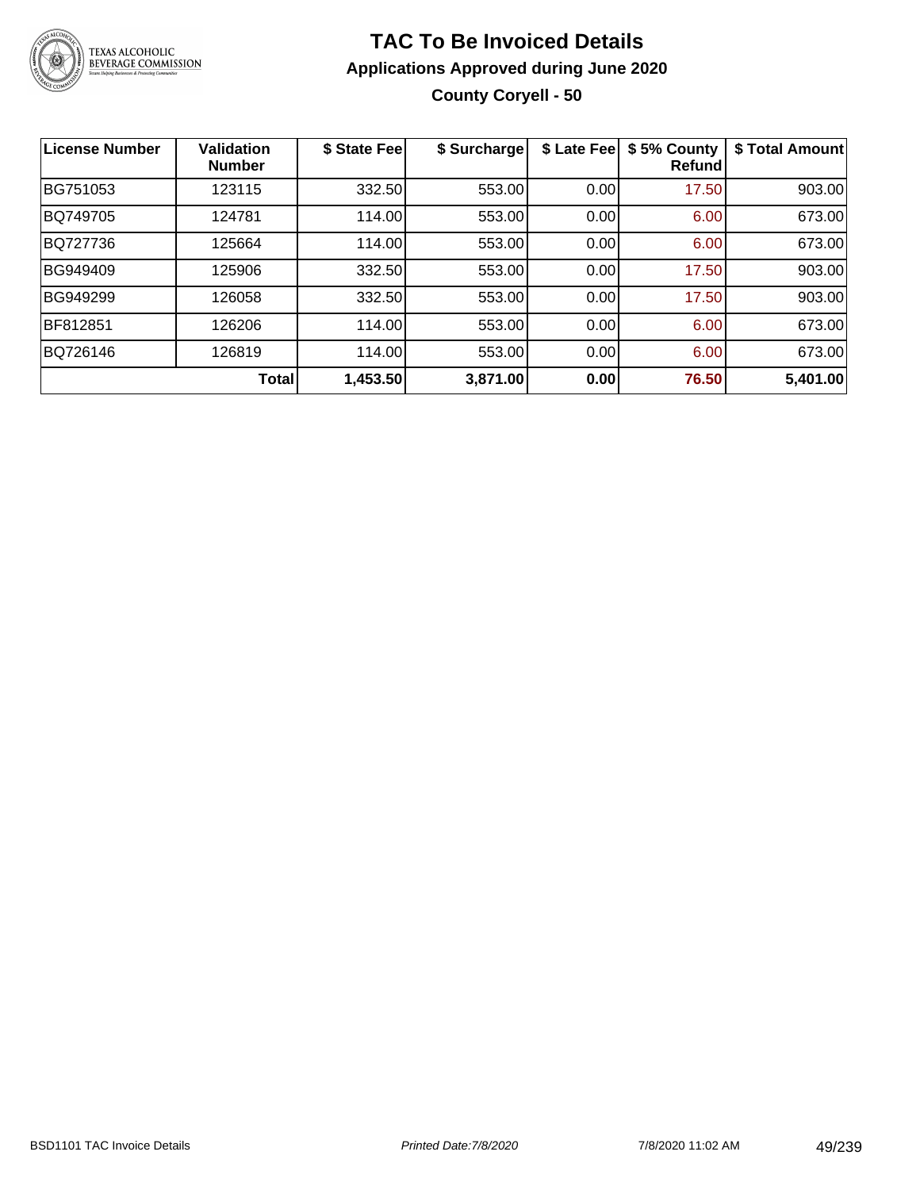# TAC To Be Invoiced Details

## Applications Approved during June 2020

### County Coryell - 50

| License Number | Validation Number | $ State Fee | $ Surcharge | $ Late Fee | $ 5% County Refund | $ Total Amount |
|---|---|---|---|---|---|---|
| BG751053 | 123115 | 332.50 | 553.00 | 0.00 | 17.50 | 903.00 |
| BQ749705 | 124781 | 114.00 | 553.00 | 0.00 | 6.00 | 673.00 |
| BQ727736 | 125664 | 114.00 | 553.00 | 0.00 | 6.00 | 673.00 |
| BG949409 | 125906 | 332.50 | 553.00 | 0.00 | 17.50 | 903.00 |
| BG949299 | 126058 | 332.50 | 553.00 | 0.00 | 17.50 | 903.00 |
| BF812851 | 126206 | 114.00 | 553.00 | 0.00 | 6.00 | 673.00 |
| BQ726146 | 126819 | 114.00 | 553.00 | 0.00 | 6.00 | 673.00 |
| | **Total** | **1,453.50** | **3,871.00** | **0.00** | **76.50** | **5,401.00** |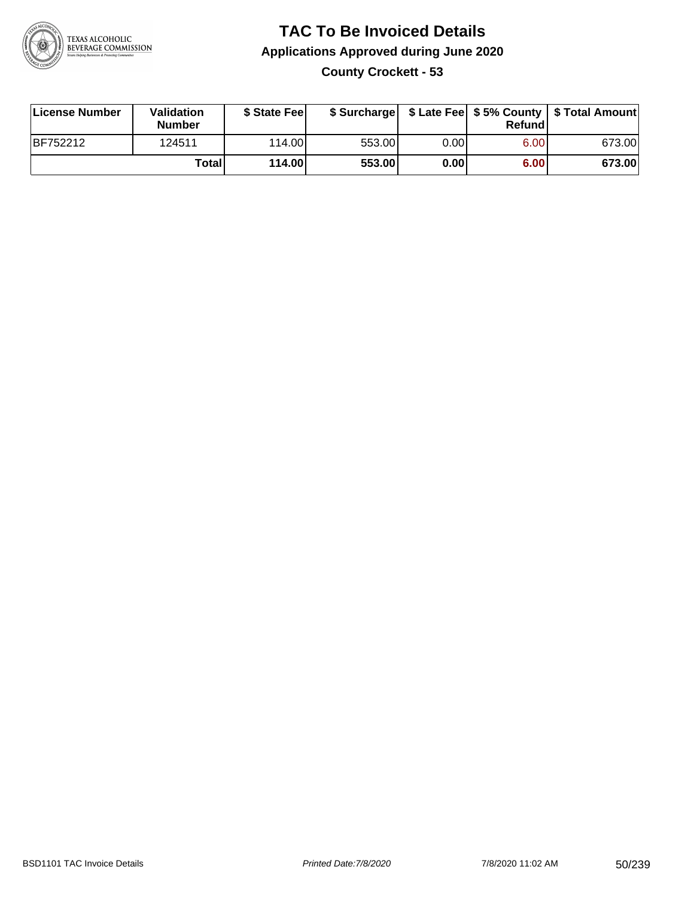# TAC To Be Invoiced Details

## Applications Approved during June 2020

### County Crockett - 53

| License Number | Validation Number | $ State Fee | $ Surcharge | $ Late Fee | $ 5% County Refund | $ Total Amount |
|---|---|---|---|---|---|---|
| BF752212 | 124511 | 114.00 | 553.00 | 0.00 | 6.00 | 673.00 |
| | **Total** | **114.00** | **553.00** | **0.00** | **6.00** | **673.00** |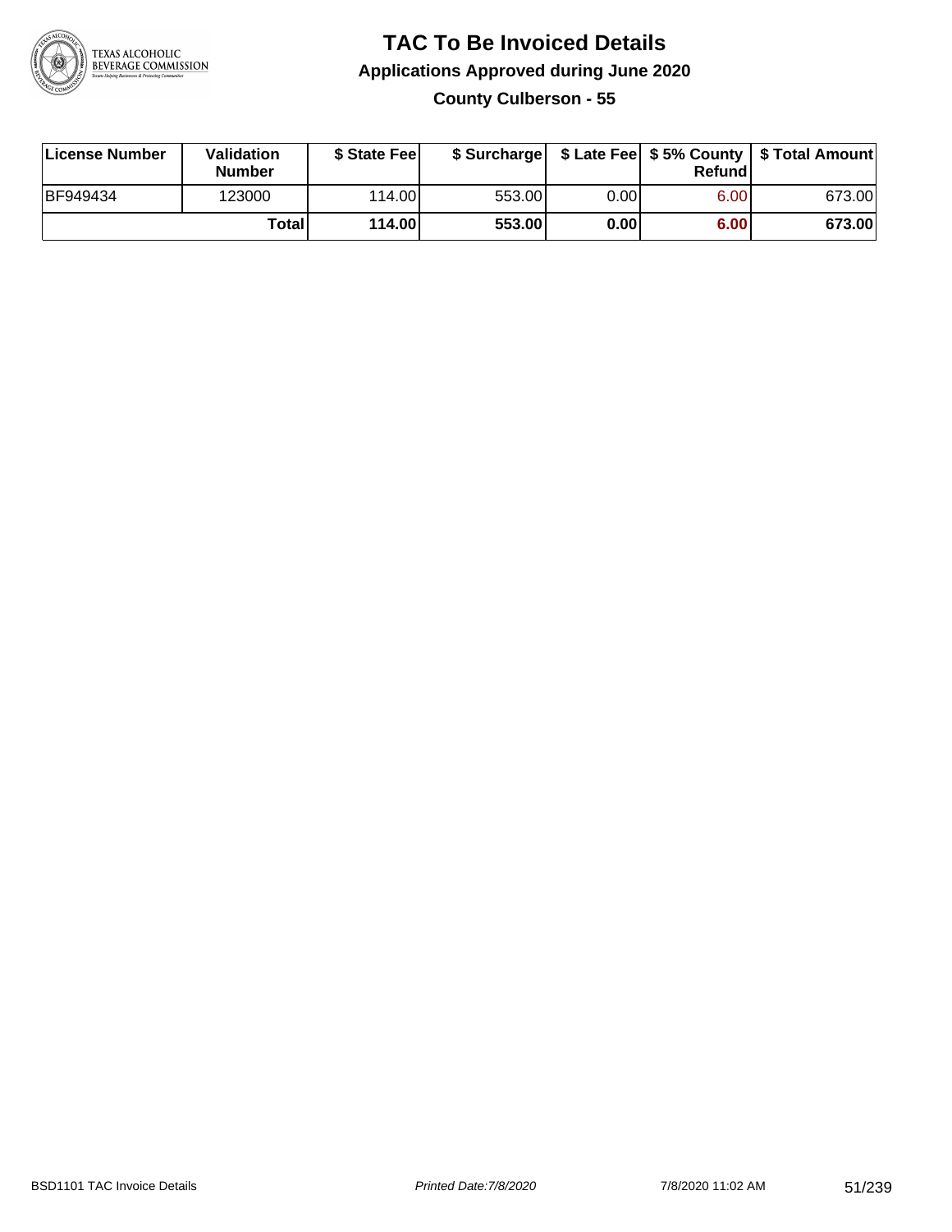# TAC To Be Invoiced Details

## Applications Approved during June 2020

### County Culberson - 55

| License Number | Validation Number | $ State Fee | $ Surcharge | $ Late Fee | $ 5% County Refund | $ Total Amount |
|---|---|---|---|---|---|---|
| BF949434 | 123000 | 114.00 | 553.00 | 0.00 | 6.00 | 673.00 |
| | **Total** | **114.00** | **553.00** | **0.00** | **6.00** | **673.00** |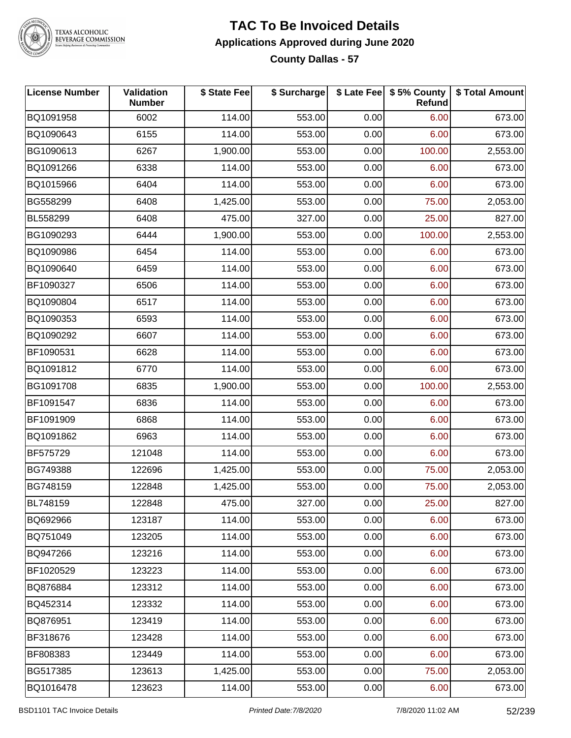# TAC To Be Invoiced Details

## Applications Approved during June 2020

### County Dallas - 57

| License Number | Validation Number | $ State Fee | $ Surcharge | $ Late Fee | $ 5% County Refund | $ Total Amount |
|---|---|---|---|---|---|---|
| BQ1091958 | 6002 | 114.00 | 553.00 | 0.00 | 6.00 | 673.00 |
| BQ1090643 | 6155 | 114.00 | 553.00 | 0.00 | 6.00 | 673.00 |
| BG1090613 | 6267 | 1,900.00 | 553.00 | 0.00 | 100.00 | 2,553.00 |
| BQ1091266 | 6338 | 114.00 | 553.00 | 0.00 | 6.00 | 673.00 |
| BQ1015966 | 6404 | 114.00 | 553.00 | 0.00 | 6.00 | 673.00 |
| BG558299 | 6408 | 1,425.00 | 553.00 | 0.00 | 75.00 | 2,053.00 |
| BL558299 | 6408 | 475.00 | 327.00 | 0.00 | 25.00 | 827.00 |
| BG1090293 | 6444 | 1,900.00 | 553.00 | 0.00 | 100.00 | 2,553.00 |
| BQ1090986 | 6454 | 114.00 | 553.00 | 0.00 | 6.00 | 673.00 |
| BQ1090640 | 6459 | 114.00 | 553.00 | 0.00 | 6.00 | 673.00 |
| BF1090327 | 6506 | 114.00 | 553.00 | 0.00 | 6.00 | 673.00 |
| BQ1090804 | 6517 | 114.00 | 553.00 | 0.00 | 6.00 | 673.00 |
| BQ1090353 | 6593 | 114.00 | 553.00 | 0.00 | 6.00 | 673.00 |
| BQ1090292 | 6607 | 114.00 | 553.00 | 0.00 | 6.00 | 673.00 |
| BF1090531 | 6628 | 114.00 | 553.00 | 0.00 | 6.00 | 673.00 |
| BQ1091812 | 6770 | 114.00 | 553.00 | 0.00 | 6.00 | 673.00 |
| BG1091708 | 6835 | 1,900.00 | 553.00 | 0.00 | 100.00 | 2,553.00 |
| BF1091547 | 6836 | 114.00 | 553.00 | 0.00 | 6.00 | 673.00 |
| BF1091909 | 6868 | 114.00 | 553.00 | 0.00 | 6.00 | 673.00 |
| BQ1091862 | 6963 | 114.00 | 553.00 | 0.00 | 6.00 | 673.00 |
| BF575729 | 121048 | 114.00 | 553.00 | 0.00 | 6.00 | 673.00 |
| BG749388 | 122696 | 1,425.00 | 553.00 | 0.00 | 75.00 | 2,053.00 |
| BG748159 | 122848 | 1,425.00 | 553.00 | 0.00 | 75.00 | 2,053.00 |
| BL748159 | 122848 | 475.00 | 327.00 | 0.00 | 25.00 | 827.00 |
| BQ692966 | 123187 | 114.00 | 553.00 | 0.00 | 6.00 | 673.00 |
| BQ751049 | 123205 | 114.00 | 553.00 | 0.00 | 6.00 | 673.00 |
| BQ947266 | 123216 | 114.00 | 553.00 | 0.00 | 6.00 | 673.00 |
| BF1020529 | 123223 | 114.00 | 553.00 | 0.00 | 6.00 | 673.00 |
| BQ876884 | 123312 | 114.00 | 553.00 | 0.00 | 6.00 | 673.00 |
| BQ452314 | 123332 | 114.00 | 553.00 | 0.00 | 6.00 | 673.00 |
| BQ876951 | 123419 | 114.00 | 553.00 | 0.00 | 6.00 | 673.00 |
| BF318676 | 123428 | 114.00 | 553.00 | 0.00 | 6.00 | 673.00 |
| BF808383 | 123449 | 114.00 | 553.00 | 0.00 | 6.00 | 673.00 |
| BG517385 | 123613 | 1,425.00 | 553.00 | 0.00 | 75.00 | 2,053.00 |
| BQ1016478 | 123623 | 114.00 | 553.00 | 0.00 | 6.00 | 673.00 |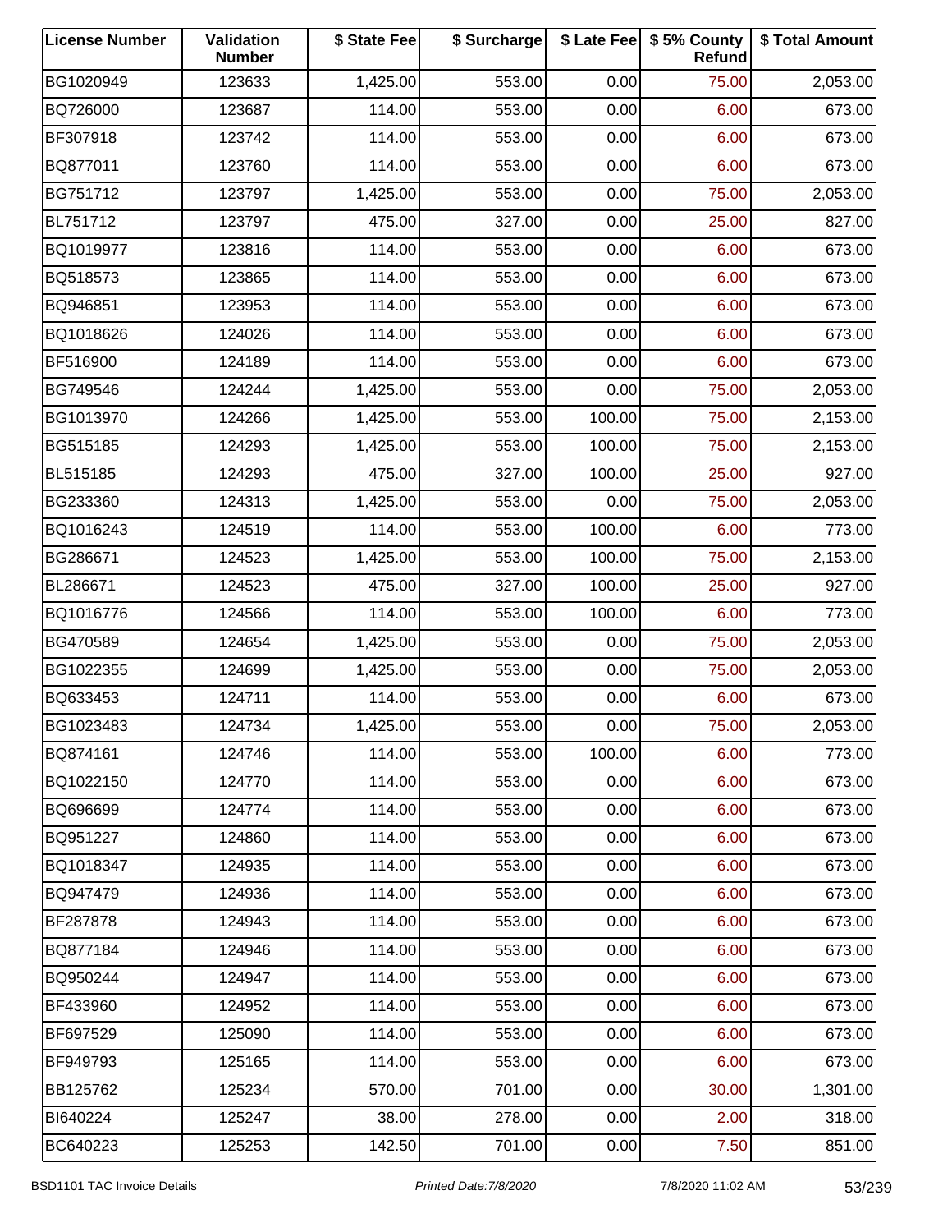| License Number | Validation Number | $ State Fee | $ Surcharge | $ Late Fee | $ 5% County Refund | $ Total Amount |
|---|---|---|---|---|---|---|
| BG1020949 | 123633 | 1,425.00 | 553.00 | 0.00 | 75.00 | 2,053.00 |
| BQ726000 | 123687 | 114.00 | 553.00 | 0.00 | 6.00 | 673.00 |
| BF307918 | 123742 | 114.00 | 553.00 | 0.00 | 6.00 | 673.00 |
| BQ877011 | 123760 | 114.00 | 553.00 | 0.00 | 6.00 | 673.00 |
| BG751712 | 123797 | 1,425.00 | 553.00 | 0.00 | 75.00 | 2,053.00 |
| BL751712 | 123797 | 475.00 | 327.00 | 0.00 | 25.00 | 827.00 |
| BQ1019977 | 123816 | 114.00 | 553.00 | 0.00 | 6.00 | 673.00 |
| BQ518573 | 123865 | 114.00 | 553.00 | 0.00 | 6.00 | 673.00 |
| BQ946851 | 123953 | 114.00 | 553.00 | 0.00 | 6.00 | 673.00 |
| BQ1018626 | 124026 | 114.00 | 553.00 | 0.00 | 6.00 | 673.00 |
| BF516900 | 124189 | 114.00 | 553.00 | 0.00 | 6.00 | 673.00 |
| BG749546 | 124244 | 1,425.00 | 553.00 | 0.00 | 75.00 | 2,053.00 |
| BG1013970 | 124266 | 1,425.00 | 553.00 | 100.00 | 75.00 | 2,153.00 |
| BG515185 | 124293 | 1,425.00 | 553.00 | 100.00 | 75.00 | 2,153.00 |
| BL515185 | 124293 | 475.00 | 327.00 | 100.00 | 25.00 | 927.00 |
| BG233360 | 124313 | 1,425.00 | 553.00 | 0.00 | 75.00 | 2,053.00 |
| BQ1016243 | 124519 | 114.00 | 553.00 | 100.00 | 6.00 | 773.00 |
| BG286671 | 124523 | 1,425.00 | 553.00 | 100.00 | 75.00 | 2,153.00 |
| BL286671 | 124523 | 475.00 | 327.00 | 100.00 | 25.00 | 927.00 |
| BQ1016776 | 124566 | 114.00 | 553.00 | 100.00 | 6.00 | 773.00 |
| BG470589 | 124654 | 1,425.00 | 553.00 | 0.00 | 75.00 | 2,053.00 |
| BG1022355 | 124699 | 1,425.00 | 553.00 | 0.00 | 75.00 | 2,053.00 |
| BQ633453 | 124711 | 114.00 | 553.00 | 0.00 | 6.00 | 673.00 |
| BG1023483 | 124734 | 1,425.00 | 553.00 | 0.00 | 75.00 | 2,053.00 |
| BQ874161 | 124746 | 114.00 | 553.00 | 100.00 | 6.00 | 773.00 |
| BQ1022150 | 124770 | 114.00 | 553.00 | 0.00 | 6.00 | 673.00 |
| BQ696699 | 124774 | 114.00 | 553.00 | 0.00 | 6.00 | 673.00 |
| BQ951227 | 124860 | 114.00 | 553.00 | 0.00 | 6.00 | 673.00 |
| BQ1018347 | 124935 | 114.00 | 553.00 | 0.00 | 6.00 | 673.00 |
| BQ947479 | 124936 | 114.00 | 553.00 | 0.00 | 6.00 | 673.00 |
| BF287878 | 124943 | 114.00 | 553.00 | 0.00 | 6.00 | 673.00 |
| BQ877184 | 124946 | 114.00 | 553.00 | 0.00 | 6.00 | 673.00 |
| BQ950244 | 124947 | 114.00 | 553.00 | 0.00 | 6.00 | 673.00 |
| BF433960 | 124952 | 114.00 | 553.00 | 0.00 | 6.00 | 673.00 |
| BF697529 | 125090 | 114.00 | 553.00 | 0.00 | 6.00 | 673.00 |
| BF949793 | 125165 | 114.00 | 553.00 | 0.00 | 6.00 | 673.00 |
| BB125762 | 125234 | 570.00 | 701.00 | 0.00 | 30.00 | 1,301.00 |
| BI640224 | 125247 | 38.00 | 278.00 | 0.00 | 2.00 | 318.00 |
| BC640223 | 125253 | 142.50 | 701.00 | 0.00 | 7.50 | 851.00 |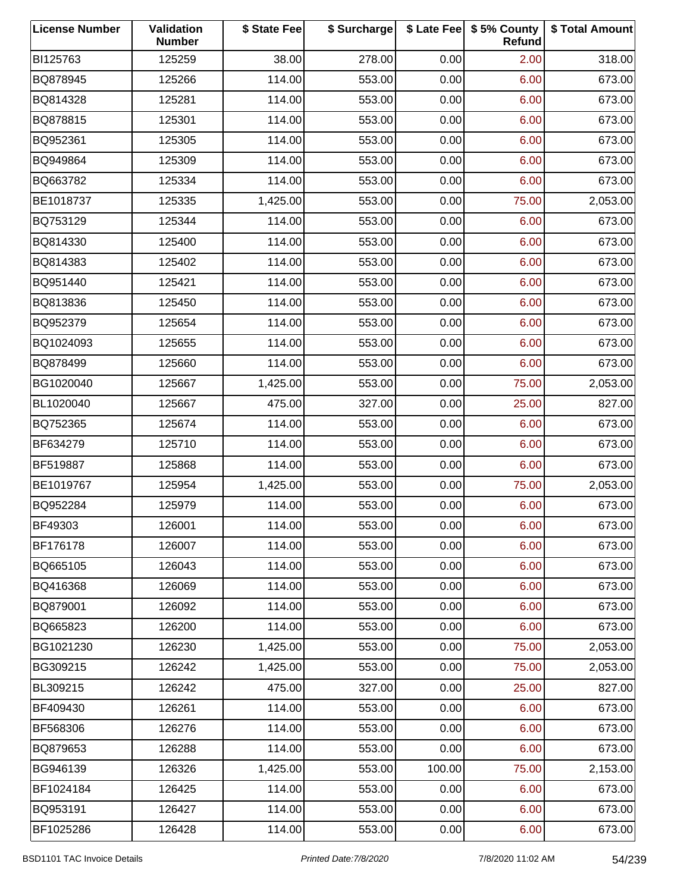| License Number | Validation Number | $ State Fee | $ Surcharge | $ Late Fee | $ 5% County Refund | $ Total Amount |
|---|---|---|---|---|---|---|
| BI125763 | 125259 | 38.00 | 278.00 | 0.00 | 2.00 | 318.00 |
| BQ878945 | 125266 | 114.00 | 553.00 | 0.00 | 6.00 | 673.00 |
| BQ814328 | 125281 | 114.00 | 553.00 | 0.00 | 6.00 | 673.00 |
| BQ878815 | 125301 | 114.00 | 553.00 | 0.00 | 6.00 | 673.00 |
| BQ952361 | 125305 | 114.00 | 553.00 | 0.00 | 6.00 | 673.00 |
| BQ949864 | 125309 | 114.00 | 553.00 | 0.00 | 6.00 | 673.00 |
| BQ663782 | 125334 | 114.00 | 553.00 | 0.00 | 6.00 | 673.00 |
| BE1018737 | 125335 | 1,425.00 | 553.00 | 0.00 | 75.00 | 2,053.00 |
| BQ753129 | 125344 | 114.00 | 553.00 | 0.00 | 6.00 | 673.00 |
| BQ814330 | 125400 | 114.00 | 553.00 | 0.00 | 6.00 | 673.00 |
| BQ814383 | 125402 | 114.00 | 553.00 | 0.00 | 6.00 | 673.00 |
| BQ951440 | 125421 | 114.00 | 553.00 | 0.00 | 6.00 | 673.00 |
| BQ813836 | 125450 | 114.00 | 553.00 | 0.00 | 6.00 | 673.00 |
| BQ952379 | 125654 | 114.00 | 553.00 | 0.00 | 6.00 | 673.00 |
| BQ1024093 | 125655 | 114.00 | 553.00 | 0.00 | 6.00 | 673.00 |
| BQ878499 | 125660 | 114.00 | 553.00 | 0.00 | 6.00 | 673.00 |
| BG1020040 | 125667 | 1,425.00 | 553.00 | 0.00 | 75.00 | 2,053.00 |
| BL1020040 | 125667 | 475.00 | 327.00 | 0.00 | 25.00 | 827.00 |
| BQ752365 | 125674 | 114.00 | 553.00 | 0.00 | 6.00 | 673.00 |
| BF634279 | 125710 | 114.00 | 553.00 | 0.00 | 6.00 | 673.00 |
| BF519887 | 125868 | 114.00 | 553.00 | 0.00 | 6.00 | 673.00 |
| BE1019767 | 125954 | 1,425.00 | 553.00 | 0.00 | 75.00 | 2,053.00 |
| BQ952284 | 125979 | 114.00 | 553.00 | 0.00 | 6.00 | 673.00 |
| BF49303 | 126001 | 114.00 | 553.00 | 0.00 | 6.00 | 673.00 |
| BF176178 | 126007 | 114.00 | 553.00 | 0.00 | 6.00 | 673.00 |
| BQ665105 | 126043 | 114.00 | 553.00 | 0.00 | 6.00 | 673.00 |
| BQ416368 | 126069 | 114.00 | 553.00 | 0.00 | 6.00 | 673.00 |
| BQ879001 | 126092 | 114.00 | 553.00 | 0.00 | 6.00 | 673.00 |
| BQ665823 | 126200 | 114.00 | 553.00 | 0.00 | 6.00 | 673.00 |
| BG1021230 | 126230 | 1,425.00 | 553.00 | 0.00 | 75.00 | 2,053.00 |
| BG309215 | 126242 | 1,425.00 | 553.00 | 0.00 | 75.00 | 2,053.00 |
| BL309215 | 126242 | 475.00 | 327.00 | 0.00 | 25.00 | 827.00 |
| BF409430 | 126261 | 114.00 | 553.00 | 0.00 | 6.00 | 673.00 |
| BF568306 | 126276 | 114.00 | 553.00 | 0.00 | 6.00 | 673.00 |
| BQ879653 | 126288 | 114.00 | 553.00 | 0.00 | 6.00 | 673.00 |
| BG946139 | 126326 | 1,425.00 | 553.00 | 100.00 | 75.00 | 2,153.00 |
| BF1024184 | 126425 | 114.00 | 553.00 | 0.00 | 6.00 | 673.00 |
| BQ953191 | 126427 | 114.00 | 553.00 | 0.00 | 6.00 | 673.00 |
| BF1025286 | 126428 | 114.00 | 553.00 | 0.00 | 6.00 | 673.00 |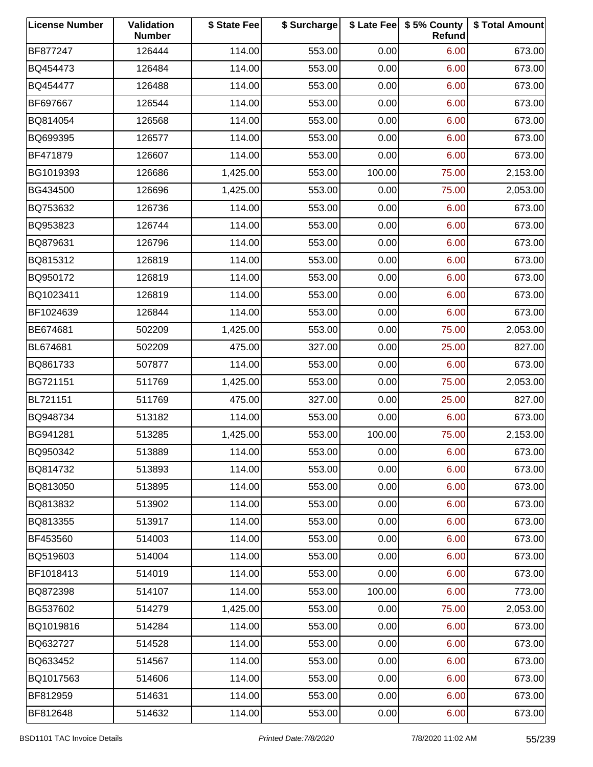| License Number | Validation Number | $ State Fee | $ Surcharge | $ Late Fee | $ 5% County Refund | $ Total Amount |
|---|---|---|---|---|---|---|
| BF877247 | 126444 | 114.00 | 553.00 | 0.00 | 6.00 | 673.00 |
| BQ454473 | 126484 | 114.00 | 553.00 | 0.00 | 6.00 | 673.00 |
| BQ454477 | 126488 | 114.00 | 553.00 | 0.00 | 6.00 | 673.00 |
| BF697667 | 126544 | 114.00 | 553.00 | 0.00 | 6.00 | 673.00 |
| BQ814054 | 126568 | 114.00 | 553.00 | 0.00 | 6.00 | 673.00 |
| BQ699395 | 126577 | 114.00 | 553.00 | 0.00 | 6.00 | 673.00 |
| BF471879 | 126607 | 114.00 | 553.00 | 0.00 | 6.00 | 673.00 |
| BG1019393 | 126686 | 1,425.00 | 553.00 | 100.00 | 75.00 | 2,153.00 |
| BG434500 | 126696 | 1,425.00 | 553.00 | 0.00 | 75.00 | 2,053.00 |
| BQ753632 | 126736 | 114.00 | 553.00 | 0.00 | 6.00 | 673.00 |
| BQ953823 | 126744 | 114.00 | 553.00 | 0.00 | 6.00 | 673.00 |
| BQ879631 | 126796 | 114.00 | 553.00 | 0.00 | 6.00 | 673.00 |
| BQ815312 | 126819 | 114.00 | 553.00 | 0.00 | 6.00 | 673.00 |
| BQ950172 | 126819 | 114.00 | 553.00 | 0.00 | 6.00 | 673.00 |
| BQ1023411 | 126819 | 114.00 | 553.00 | 0.00 | 6.00 | 673.00 |
| BF1024639 | 126844 | 114.00 | 553.00 | 0.00 | 6.00 | 673.00 |
| BE674681 | 502209 | 1,425.00 | 553.00 | 0.00 | 75.00 | 2,053.00 |
| BL674681 | 502209 | 475.00 | 327.00 | 0.00 | 25.00 | 827.00 |
| BQ861733 | 507877 | 114.00 | 553.00 | 0.00 | 6.00 | 673.00 |
| BG721151 | 511769 | 1,425.00 | 553.00 | 0.00 | 75.00 | 2,053.00 |
| BL721151 | 511769 | 475.00 | 327.00 | 0.00 | 25.00 | 827.00 |
| BQ948734 | 513182 | 114.00 | 553.00 | 0.00 | 6.00 | 673.00 |
| BG941281 | 513285 | 1,425.00 | 553.00 | 100.00 | 75.00 | 2,153.00 |
| BQ950342 | 513889 | 114.00 | 553.00 | 0.00 | 6.00 | 673.00 |
| BQ814732 | 513893 | 114.00 | 553.00 | 0.00 | 6.00 | 673.00 |
| BQ813050 | 513895 | 114.00 | 553.00 | 0.00 | 6.00 | 673.00 |
| BQ813832 | 513902 | 114.00 | 553.00 | 0.00 | 6.00 | 673.00 |
| BQ813355 | 513917 | 114.00 | 553.00 | 0.00 | 6.00 | 673.00 |
| BF453560 | 514003 | 114.00 | 553.00 | 0.00 | 6.00 | 673.00 |
| BQ519603 | 514004 | 114.00 | 553.00 | 0.00 | 6.00 | 673.00 |
| BF1018413 | 514019 | 114.00 | 553.00 | 0.00 | 6.00 | 673.00 |
| BQ872398 | 514107 | 114.00 | 553.00 | 100.00 | 6.00 | 773.00 |
| BG537602 | 514279 | 1,425.00 | 553.00 | 0.00 | 75.00 | 2,053.00 |
| BQ1019816 | 514284 | 114.00 | 553.00 | 0.00 | 6.00 | 673.00 |
| BQ632727 | 514528 | 114.00 | 553.00 | 0.00 | 6.00 | 673.00 |
| BQ633452 | 514567 | 114.00 | 553.00 | 0.00 | 6.00 | 673.00 |
| BQ1017563 | 514606 | 114.00 | 553.00 | 0.00 | 6.00 | 673.00 |
| BF812959 | 514631 | 114.00 | 553.00 | 0.00 | 6.00 | 673.00 |
| BF812648 | 514632 | 114.00 | 553.00 | 0.00 | 6.00 | 673.00 |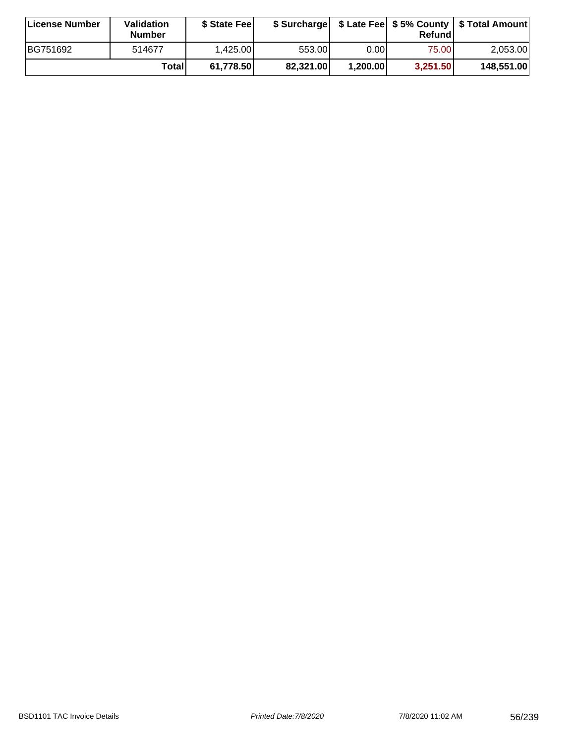| License Number | Validation Number | $ State Fee | $ Surcharge | $ Late Fee | $ 5% County Refund | $ Total Amount |
|---|---|---|---|---|---|---|
| BG751692 | 514677 | 1,425.00 | 553.00 | 0.00 | 75.00 | 2,053.00 |
| | **Total** | **61,778.50** | **82,321.00** | **1,200.00** | **3,251.50** | **148,551.00** |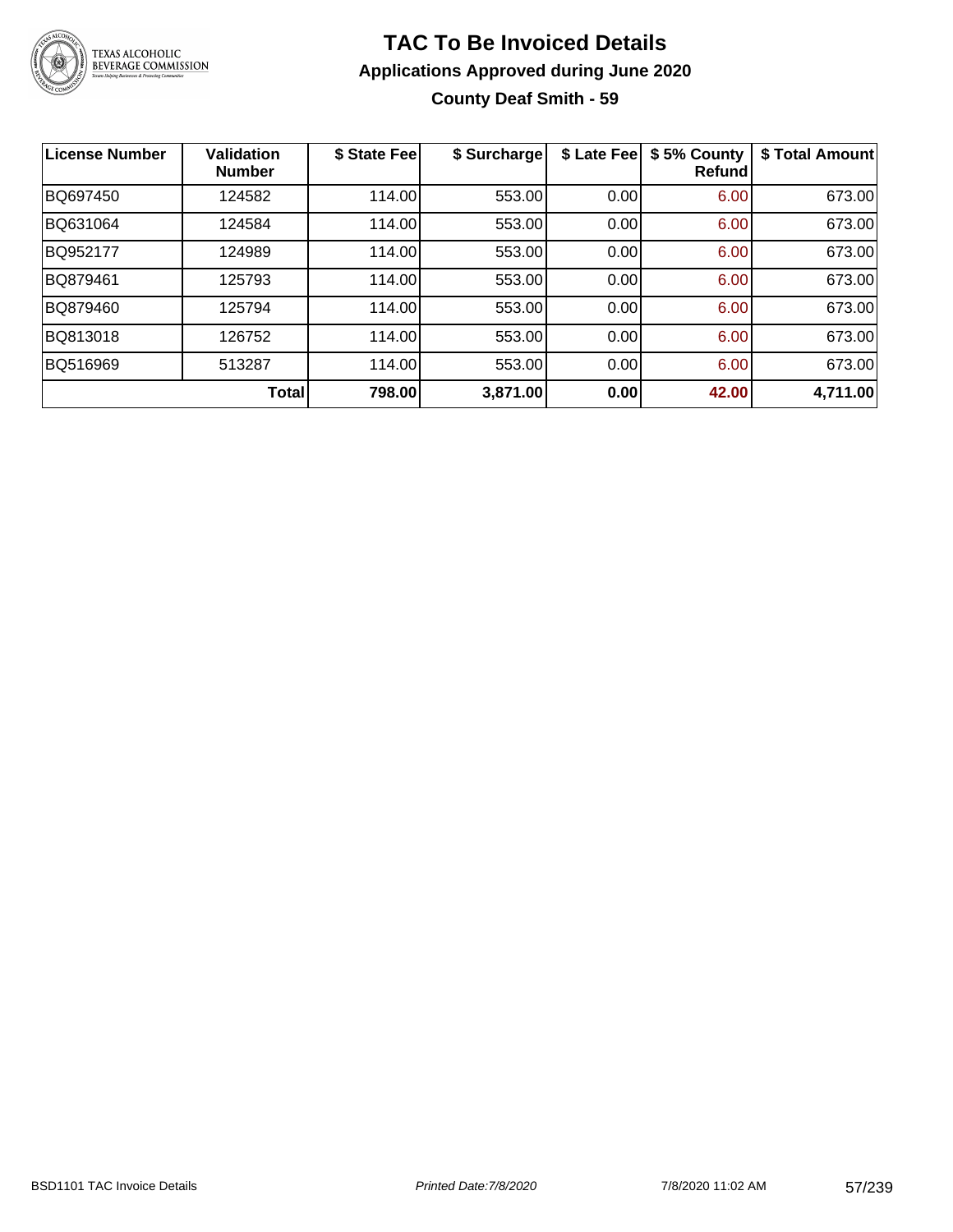# TAC To Be Invoiced Details

## Applications Approved during June 2020

### County Deaf Smith - 59

| License Number | Validation Number | $ State Fee | $ Surcharge | $ Late Fee | $ 5% County Refund | $ Total Amount |
|---|---|---|---|---|---|---|
| BQ697450 | 124582 | 114.00 | 553.00 | 0.00 | 6.00 | 673.00 |
| BQ631064 | 124584 | 114.00 | 553.00 | 0.00 | 6.00 | 673.00 |
| BQ952177 | 124989 | 114.00 | 553.00 | 0.00 | 6.00 | 673.00 |
| BQ879461 | 125793 | 114.00 | 553.00 | 0.00 | 6.00 | 673.00 |
| BQ879460 | 125794 | 114.00 | 553.00 | 0.00 | 6.00 | 673.00 |
| BQ813018 | 126752 | 114.00 | 553.00 | 0.00 | 6.00 | 673.00 |
| BQ516969 | 513287 | 114.00 | 553.00 | 0.00 | 6.00 | 673.00 |
| | **Total** | **798.00** | **3,871.00** | **0.00** | **42.00** | **4,711.00** |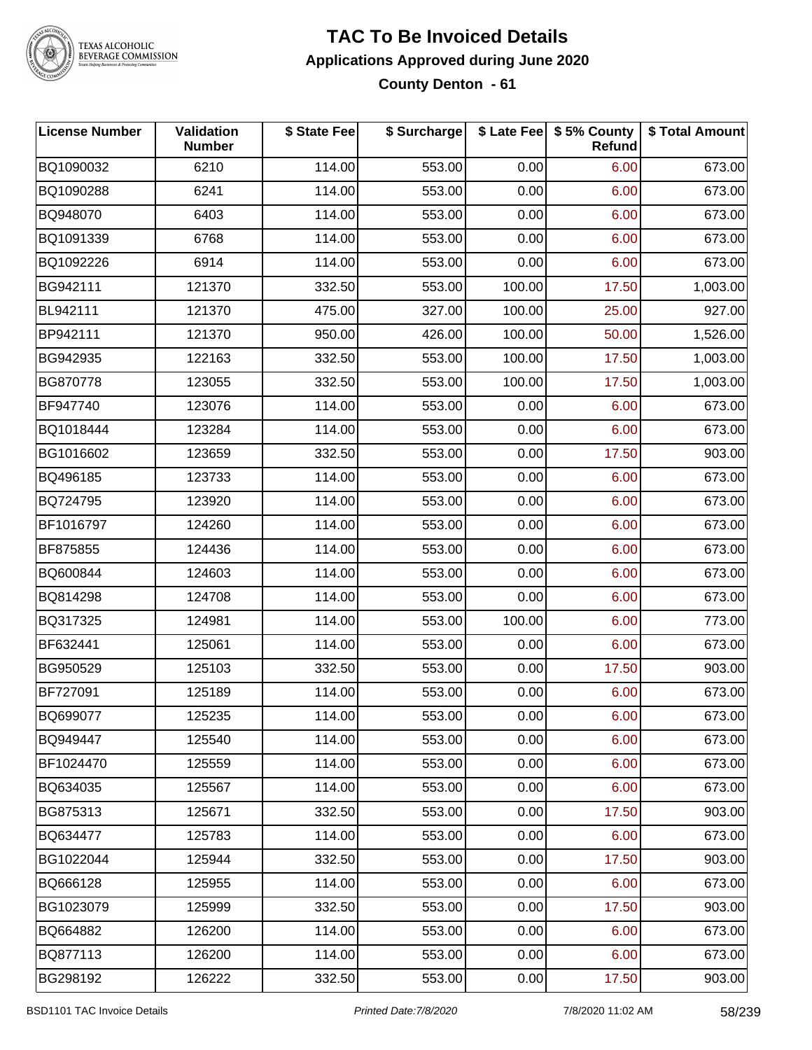# TAC To Be Invoiced Details

## Applications Approved during June 2020

### County Denton - 61

| License Number | Validation Number | $ State Fee | $ Surcharge | $ Late Fee | $ 5% County Refund | $ Total Amount |
|---|---|---|---|---|---|---|
| BQ1090032 | 6210 | 114.00 | 553.00 | 0.00 | 6.00 | 673.00 |
| BQ1090288 | 6241 | 114.00 | 553.00 | 0.00 | 6.00 | 673.00 |
| BQ948070 | 6403 | 114.00 | 553.00 | 0.00 | 6.00 | 673.00 |
| BQ1091339 | 6768 | 114.00 | 553.00 | 0.00 | 6.00 | 673.00 |
| BQ1092226 | 6914 | 114.00 | 553.00 | 0.00 | 6.00 | 673.00 |
| BG942111 | 121370 | 332.50 | 553.00 | 100.00 | 17.50 | 1,003.00 |
| BL942111 | 121370 | 475.00 | 327.00 | 100.00 | 25.00 | 927.00 |
| BP942111 | 121370 | 950.00 | 426.00 | 100.00 | 50.00 | 1,526.00 |
| BG942935 | 122163 | 332.50 | 553.00 | 100.00 | 17.50 | 1,003.00 |
| BG870778 | 123055 | 332.50 | 553.00 | 100.00 | 17.50 | 1,003.00 |
| BF947740 | 123076 | 114.00 | 553.00 | 0.00 | 6.00 | 673.00 |
| BQ1018444 | 123284 | 114.00 | 553.00 | 0.00 | 6.00 | 673.00 |
| BG1016602 | 123659 | 332.50 | 553.00 | 0.00 | 17.50 | 903.00 |
| BQ496185 | 123733 | 114.00 | 553.00 | 0.00 | 6.00 | 673.00 |
| BQ724795 | 123920 | 114.00 | 553.00 | 0.00 | 6.00 | 673.00 |
| BF1016797 | 124260 | 114.00 | 553.00 | 0.00 | 6.00 | 673.00 |
| BF875855 | 124436 | 114.00 | 553.00 | 0.00 | 6.00 | 673.00 |
| BQ600844 | 124603 | 114.00 | 553.00 | 0.00 | 6.00 | 673.00 |
| BQ814298 | 124708 | 114.00 | 553.00 | 0.00 | 6.00 | 673.00 |
| BQ317325 | 124981 | 114.00 | 553.00 | 100.00 | 6.00 | 773.00 |
| BF632441 | 125061 | 114.00 | 553.00 | 0.00 | 6.00 | 673.00 |
| BG950529 | 125103 | 332.50 | 553.00 | 0.00 | 17.50 | 903.00 |
| BF727091 | 125189 | 114.00 | 553.00 | 0.00 | 6.00 | 673.00 |
| BQ699077 | 125235 | 114.00 | 553.00 | 0.00 | 6.00 | 673.00 |
| BQ949447 | 125540 | 114.00 | 553.00 | 0.00 | 6.00 | 673.00 |
| BF1024470 | 125559 | 114.00 | 553.00 | 0.00 | 6.00 | 673.00 |
| BQ634035 | 125567 | 114.00 | 553.00 | 0.00 | 6.00 | 673.00 |
| BG875313 | 125671 | 332.50 | 553.00 | 0.00 | 17.50 | 903.00 |
| BQ634477 | 125783 | 114.00 | 553.00 | 0.00 | 6.00 | 673.00 |
| BG1022044 | 125944 | 332.50 | 553.00 | 0.00 | 17.50 | 903.00 |
| BQ666128 | 125955 | 114.00 | 553.00 | 0.00 | 6.00 | 673.00 |
| BG1023079 | 125999 | 332.50 | 553.00 | 0.00 | 17.50 | 903.00 |
| BQ664882 | 126200 | 114.00 | 553.00 | 0.00 | 6.00 | 673.00 |
| BQ877113 | 126200 | 114.00 | 553.00 | 0.00 | 6.00 | 673.00 |
| BG298192 | 126222 | 332.50 | 553.00 | 0.00 | 17.50 | 903.00 |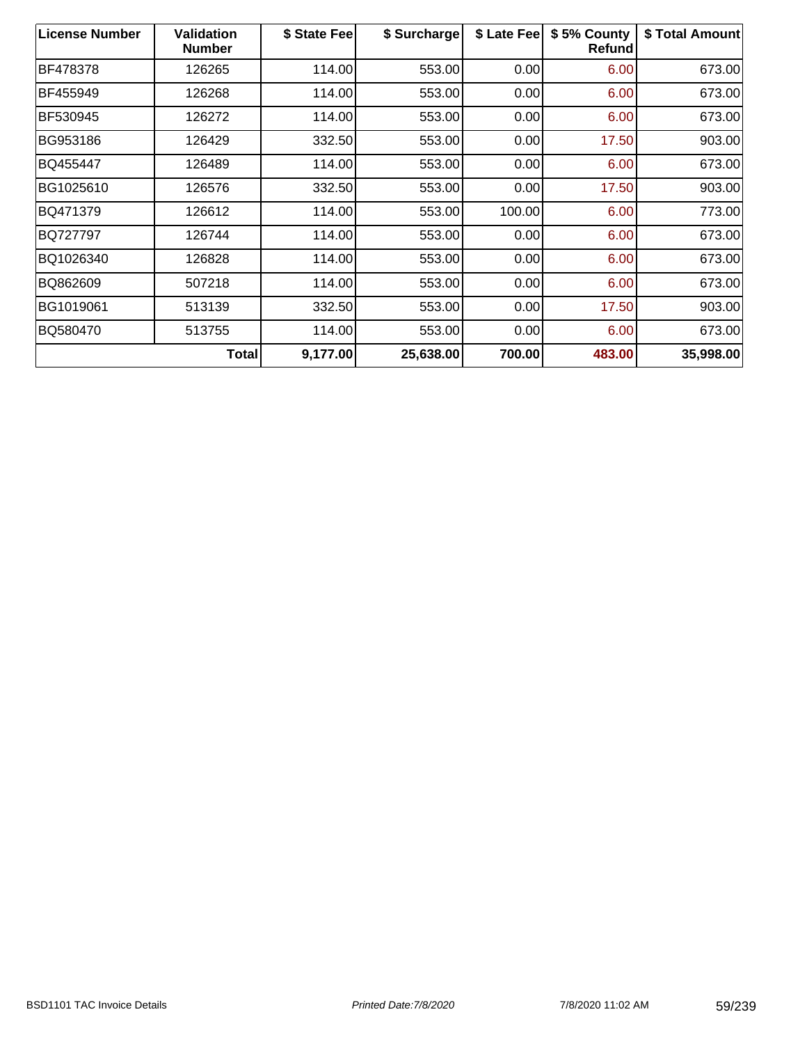| License Number | Validation Number | $ State Fee | $ Surcharge | $ Late Fee | $ 5% County Refund | $ Total Amount |
|---|---|---|---|---|---|---|
| BF478378 | 126265 | 114.00 | 553.00 | 0.00 | 6.00 | 673.00 |
| BF455949 | 126268 | 114.00 | 553.00 | 0.00 | 6.00 | 673.00 |
| BF530945 | 126272 | 114.00 | 553.00 | 0.00 | 6.00 | 673.00 |
| BG953186 | 126429 | 332.50 | 553.00 | 0.00 | 17.50 | 903.00 |
| BQ455447 | 126489 | 114.00 | 553.00 | 0.00 | 6.00 | 673.00 |
| BG1025610 | 126576 | 332.50 | 553.00 | 0.00 | 17.50 | 903.00 |
| BQ471379 | 126612 | 114.00 | 553.00 | 100.00 | 6.00 | 773.00 |
| BQ727797 | 126744 | 114.00 | 553.00 | 0.00 | 6.00 | 673.00 |
| BQ1026340 | 126828 | 114.00 | 553.00 | 0.00 | 6.00 | 673.00 |
| BQ862609 | 507218 | 114.00 | 553.00 | 0.00 | 6.00 | 673.00 |
| BG1019061 | 513139 | 332.50 | 553.00 | 0.00 | 17.50 | 903.00 |
| BQ580470 | 513755 | 114.00 | 553.00 | 0.00 | 6.00 | 673.00 |
| | **Total** | **9,177.00** | **25,638.00** | **700.00** | **483.00** | **35,998.00** |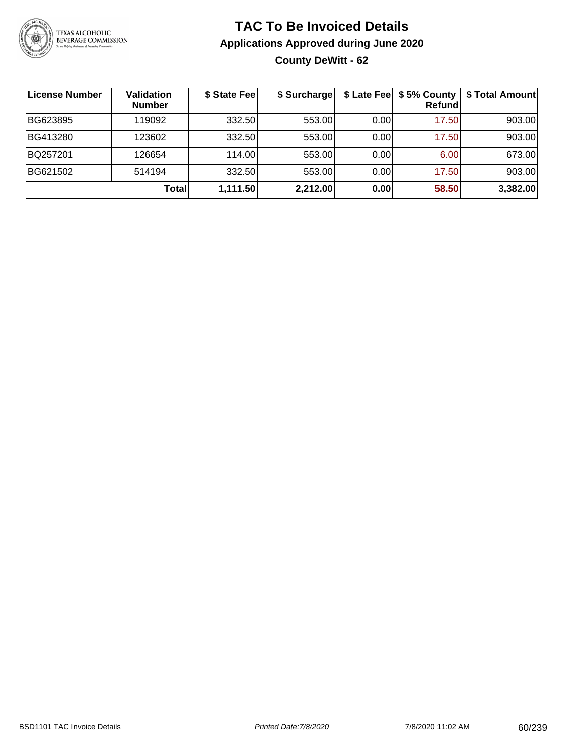# TAC To Be Invoiced Details

## Applications Approved during June 2020

### County DeWitt - 62

| License Number | Validation Number | $ State Fee | $ Surcharge | $ Late Fee | $ 5% County Refund | $ Total Amount |
|---|---|---|---|---|---|---|
| BG623895 | 119092 | 332.50 | 553.00 | 0.00 | 17.50 | 903.00 |
| BG413280 | 123602 | 332.50 | 553.00 | 0.00 | 17.50 | 903.00 |
| BQ257201 | 126654 | 114.00 | 553.00 | 0.00 | 6.00 | 673.00 |
| BG621502 | 514194 | 332.50 | 553.00 | 0.00 | 17.50 | 903.00 |
| | **Total** | **1,111.50** | **2,212.00** | **0.00** | **58.50** | **3,382.00** |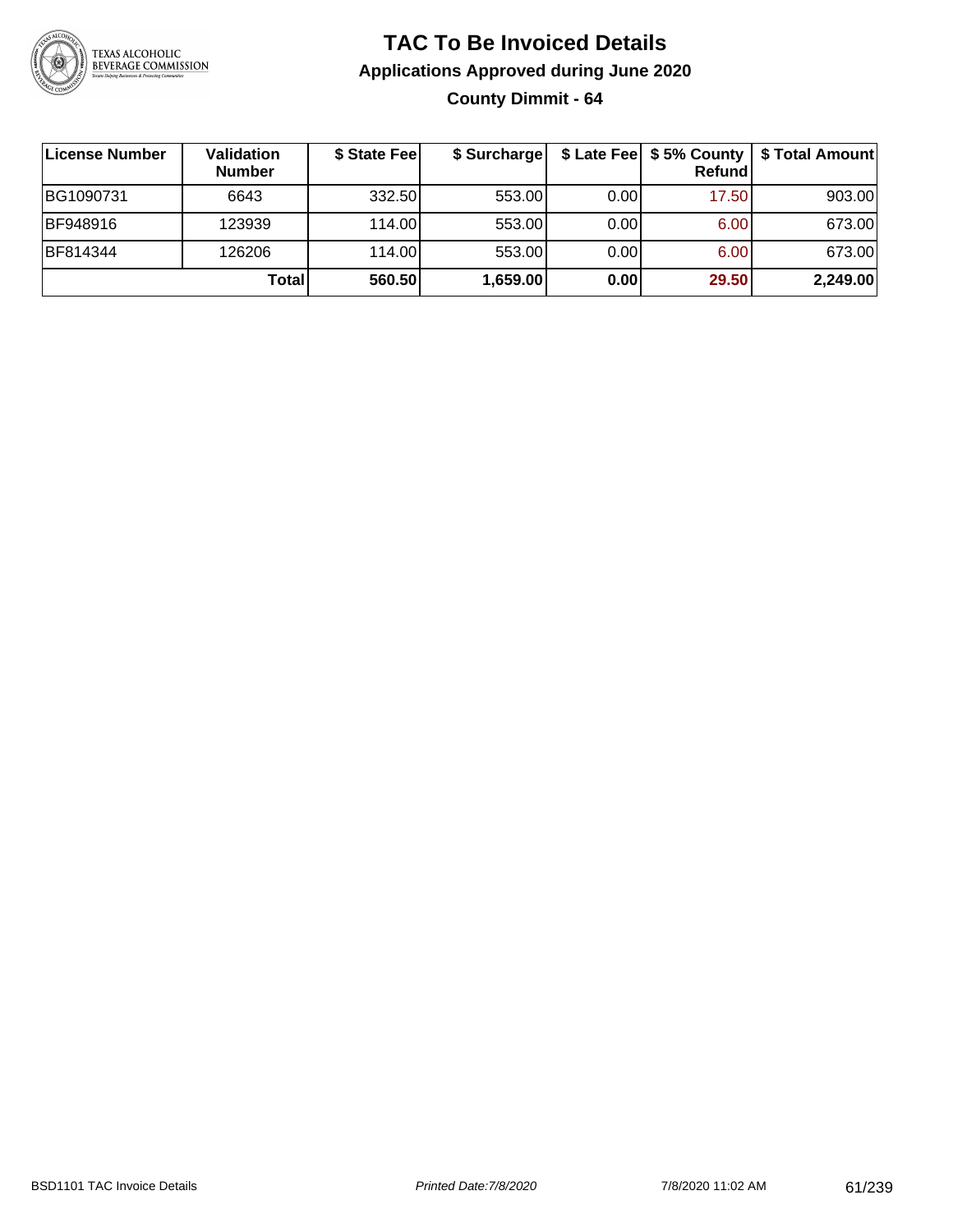# TAC To Be Invoiced Details

## Applications Approved during June 2020

### County Dimmit - 64

| License Number | Validation Number | $ State Fee | $ Surcharge | $ Late Fee | $ 5% County Refund | $ Total Amount |
|---|---|---|---|---|---|---|
| BG1090731 | 6643 | 332.50 | 553.00 | 0.00 | 17.50 | 903.00 |
| BF948916 | 123939 | 114.00 | 553.00 | 0.00 | 6.00 | 673.00 |
| BF814344 | 126206 | 114.00 | 553.00 | 0.00 | 6.00 | 673.00 |
| | **Total** | **560.50** | **1,659.00** | **0.00** | **29.50** | **2,249.00** |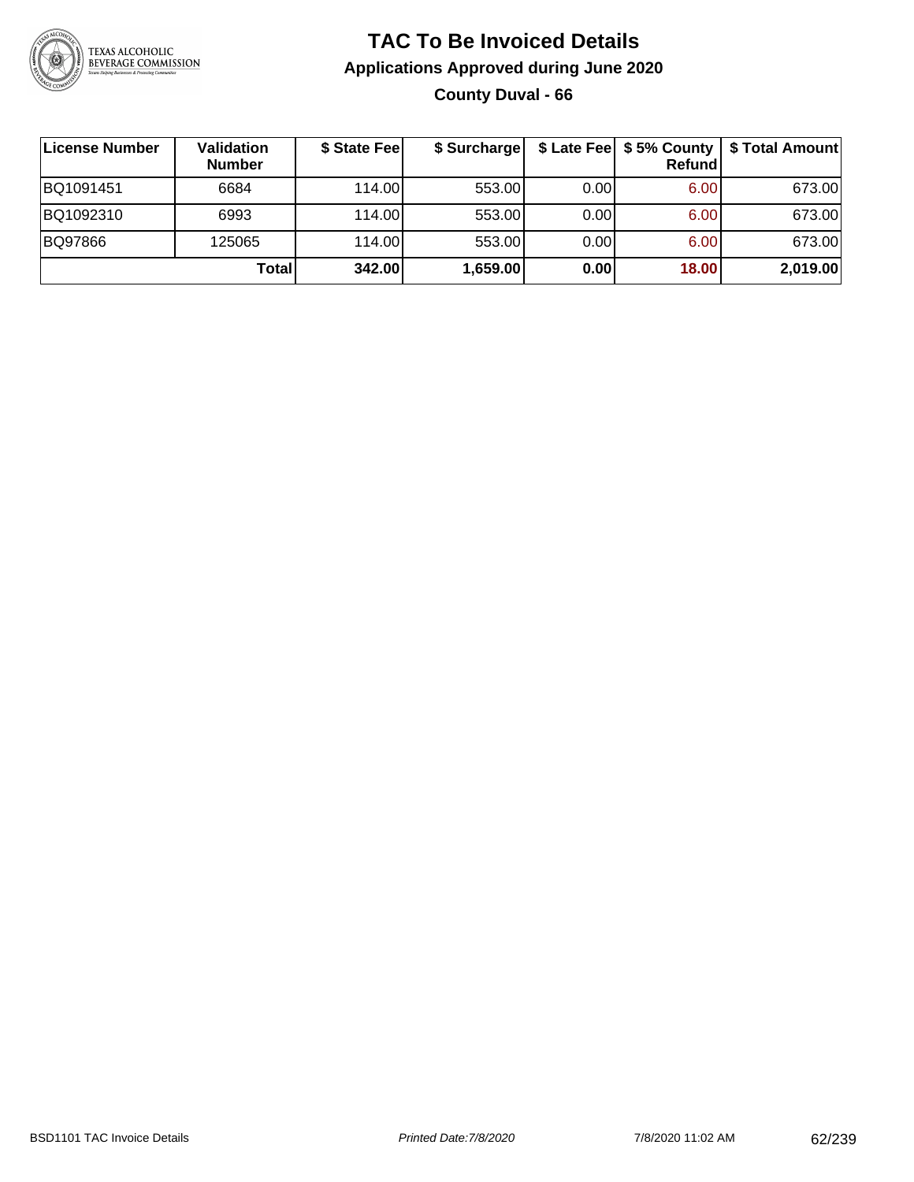# TAC To Be Invoiced Details

## Applications Approved during June 2020

### County Duval - 66

| License Number | Validation Number | $ State Fee | $ Surcharge | $ Late Fee | $ 5% County Refund | $ Total Amount |
|---|---|---|---|---|---|---|
| BQ1091451 | 6684 | 114.00 | 553.00 | 0.00 | 6.00 | 673.00 |
| BQ1092310 | 6993 | 114.00 | 553.00 | 0.00 | 6.00 | 673.00 |
| BQ97866 | 125065 | 114.00 | 553.00 | 0.00 | 6.00 | 673.00 |
| | **Total** | **342.00** | **1,659.00** | **0.00** | **18.00** | **2,019.00** |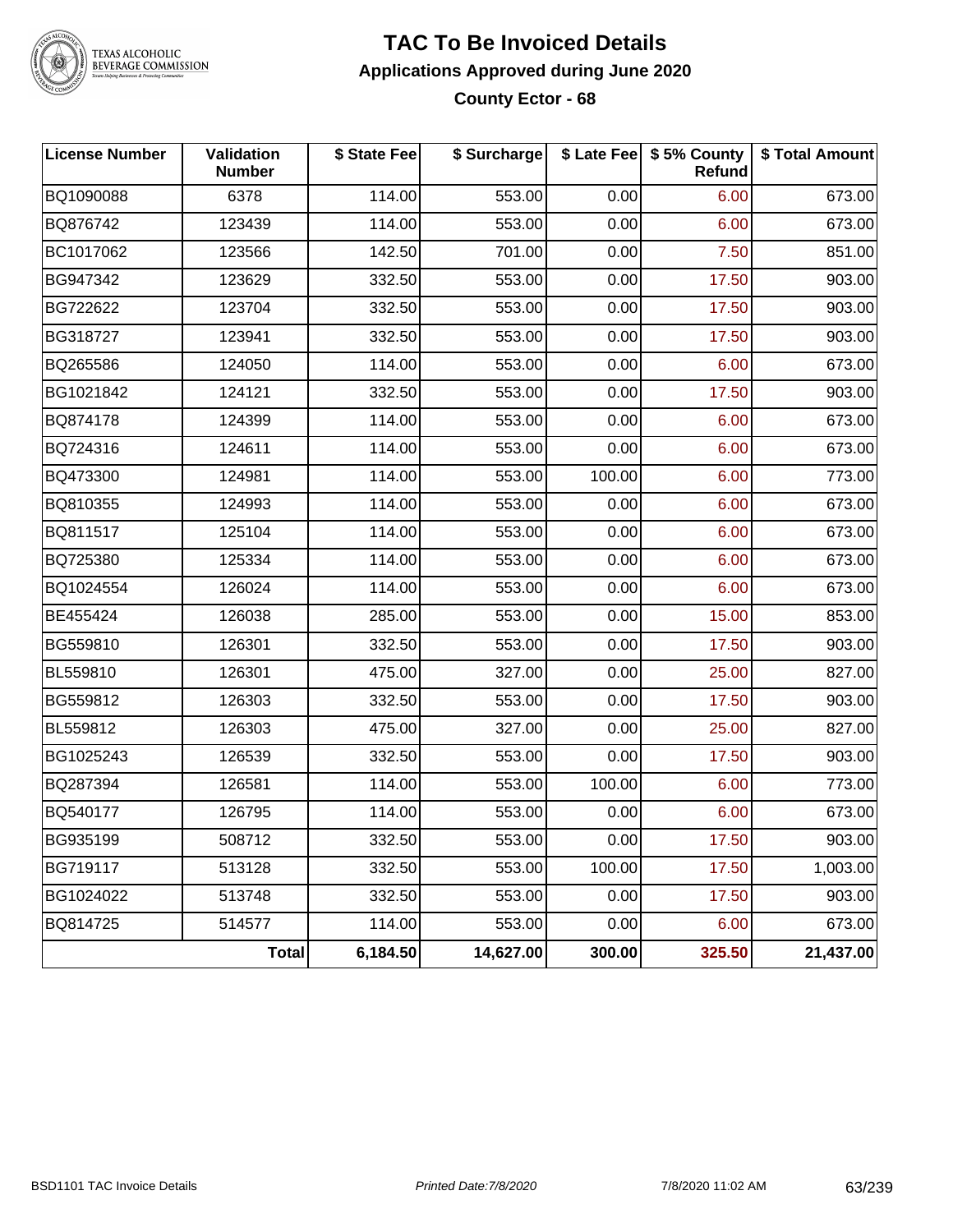# TAC To Be Invoiced Details

## Applications Approved during June 2020

### County Ector - 68

| License Number | Validation Number | $ State Fee | $ Surcharge | $ Late Fee | $ 5% County Refund | $ Total Amount |
|---|---|---|---|---|---|---|
| BQ1090088 | 6378 | 114.00 | 553.00 | 0.00 | 6.00 | 673.00 |
| BQ876742 | 123439 | 114.00 | 553.00 | 0.00 | 6.00 | 673.00 |
| BC1017062 | 123566 | 142.50 | 701.00 | 0.00 | 7.50 | 851.00 |
| BG947342 | 123629 | 332.50 | 553.00 | 0.00 | 17.50 | 903.00 |
| BG722622 | 123704 | 332.50 | 553.00 | 0.00 | 17.50 | 903.00 |
| BG318727 | 123941 | 332.50 | 553.00 | 0.00 | 17.50 | 903.00 |
| BQ265586 | 124050 | 114.00 | 553.00 | 0.00 | 6.00 | 673.00 |
| BG1021842 | 124121 | 332.50 | 553.00 | 0.00 | 17.50 | 903.00 |
| BQ874178 | 124399 | 114.00 | 553.00 | 0.00 | 6.00 | 673.00 |
| BQ724316 | 124611 | 114.00 | 553.00 | 0.00 | 6.00 | 673.00 |
| BQ473300 | 124981 | 114.00 | 553.00 | 100.00 | 6.00 | 773.00 |
| BQ810355 | 124993 | 114.00 | 553.00 | 0.00 | 6.00 | 673.00 |
| BQ811517 | 125104 | 114.00 | 553.00 | 0.00 | 6.00 | 673.00 |
| BQ725380 | 125334 | 114.00 | 553.00 | 0.00 | 6.00 | 673.00 |
| BQ1024554 | 126024 | 114.00 | 553.00 | 0.00 | 6.00 | 673.00 |
| BE455424 | 126038 | 285.00 | 553.00 | 0.00 | 15.00 | 853.00 |
| BG559810 | 126301 | 332.50 | 553.00 | 0.00 | 17.50 | 903.00 |
| BL559810 | 126301 | 475.00 | 327.00 | 0.00 | 25.00 | 827.00 |
| BG559812 | 126303 | 332.50 | 553.00 | 0.00 | 17.50 | 903.00 |
| BL559812 | 126303 | 475.00 | 327.00 | 0.00 | 25.00 | 827.00 |
| BG1025243 | 126539 | 332.50 | 553.00 | 0.00 | 17.50 | 903.00 |
| BQ287394 | 126581 | 114.00 | 553.00 | 100.00 | 6.00 | 773.00 |
| BQ540177 | 126795 | 114.00 | 553.00 | 0.00 | 6.00 | 673.00 |
| BG935199 | 508712 | 332.50 | 553.00 | 0.00 | 17.50 | 903.00 |
| BG719117 | 513128 | 332.50 | 553.00 | 100.00 | 17.50 | 1,003.00 |
| BG1024022 | 513748 | 332.50 | 553.00 | 0.00 | 17.50 | 903.00 |
| BQ814725 | 514577 | 114.00 | 553.00 | 0.00 | 6.00 | 673.00 |
| | **Total** | **6,184.50** | **14,627.00** | **300.00** | **325.50** | **21,437.00** |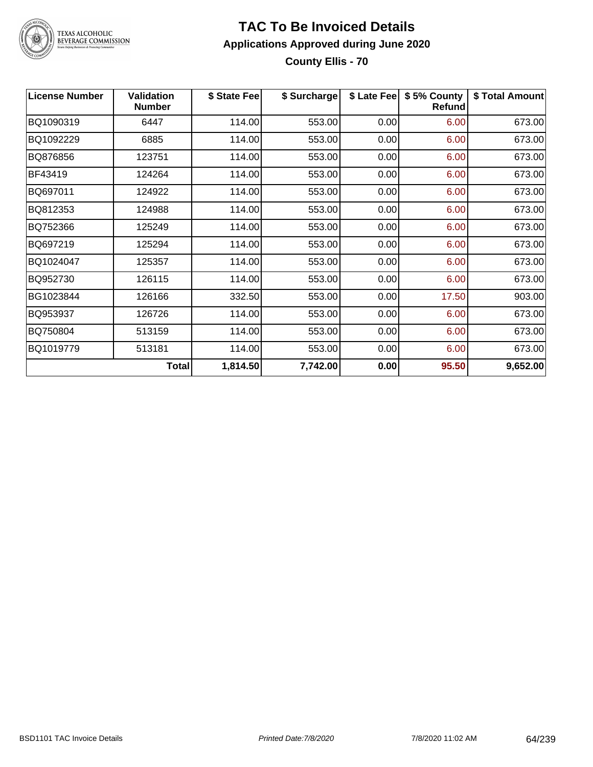# TAC To Be Invoiced Details

## Applications Approved during June 2020

### County Ellis - 70

| License Number | Validation Number | $ State Fee | $ Surcharge | $ Late Fee | $ 5% County Refund | $ Total Amount |
|---|---|---|---|---|---|---|
| BQ1090319 | 6447 | 114.00 | 553.00 | 0.00 | 6.00 | 673.00 |
| BQ1092229 | 6885 | 114.00 | 553.00 | 0.00 | 6.00 | 673.00 |
| BQ876856 | 123751 | 114.00 | 553.00 | 0.00 | 6.00 | 673.00 |
| BF43419 | 124264 | 114.00 | 553.00 | 0.00 | 6.00 | 673.00 |
| BQ697011 | 124922 | 114.00 | 553.00 | 0.00 | 6.00 | 673.00 |
| BQ812353 | 124988 | 114.00 | 553.00 | 0.00 | 6.00 | 673.00 |
| BQ752366 | 125249 | 114.00 | 553.00 | 0.00 | 6.00 | 673.00 |
| BQ697219 | 125294 | 114.00 | 553.00 | 0.00 | 6.00 | 673.00 |
| BQ1024047 | 125357 | 114.00 | 553.00 | 0.00 | 6.00 | 673.00 |
| BQ952730 | 126115 | 114.00 | 553.00 | 0.00 | 6.00 | 673.00 |
| BG1023844 | 126166 | 332.50 | 553.00 | 0.00 | 17.50 | 903.00 |
| BQ953937 | 126726 | 114.00 | 553.00 | 0.00 | 6.00 | 673.00 |
| BQ750804 | 513159 | 114.00 | 553.00 | 0.00 | 6.00 | 673.00 |
| BQ1019779 | 513181 | 114.00 | 553.00 | 0.00 | 6.00 | 673.00 |
| | **Total** | **1,814.50** | **7,742.00** | **0.00** | **95.50** | **9,652.00** |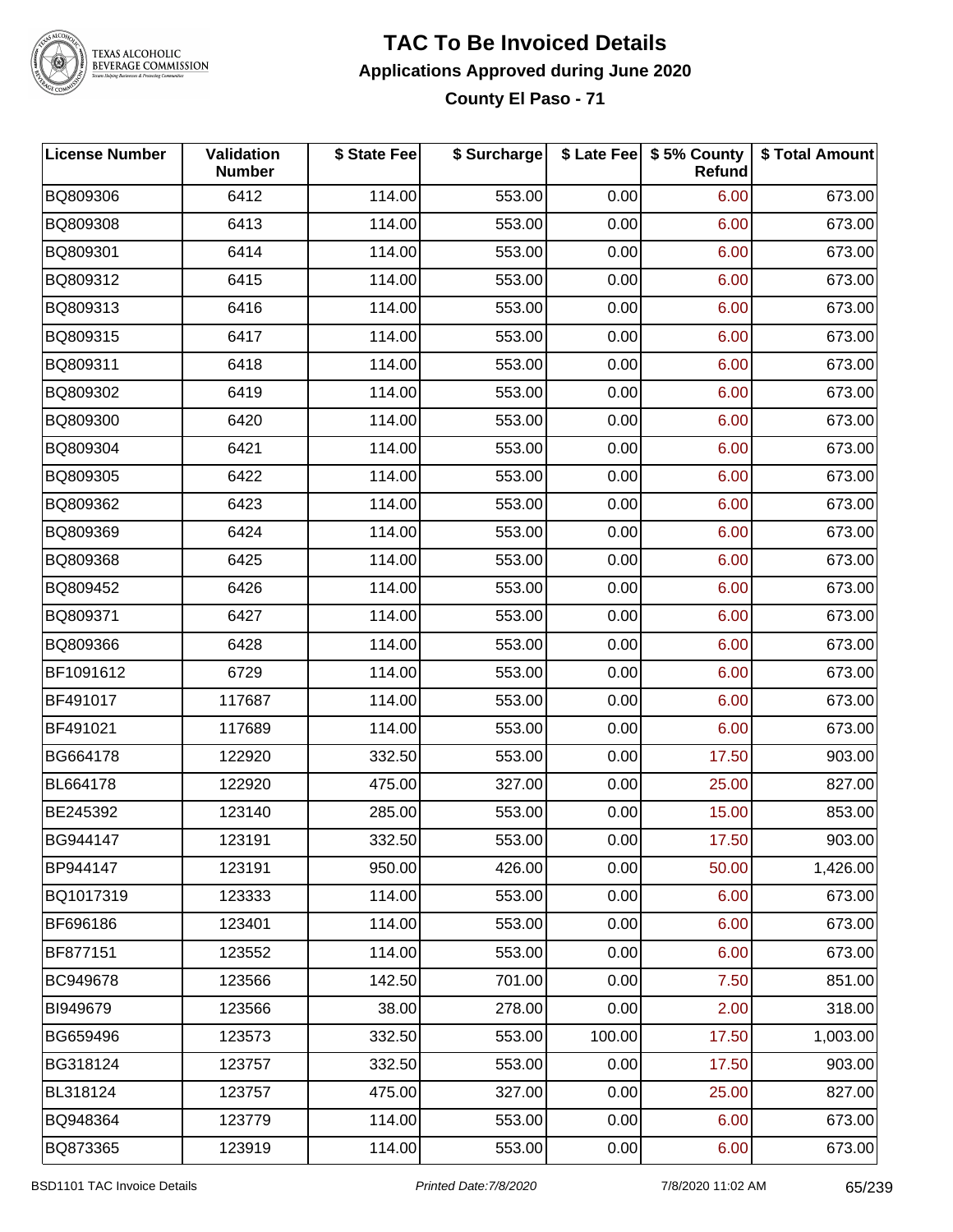# TAC To Be Invoiced Details

## Applications Approved during June 2020

### County El Paso - 71

| License Number | Validation Number | $ State Fee | $ Surcharge | $ Late Fee | $ 5% County Refund | $ Total Amount |
|---|---|---|---|---|---|---|
| BQ809306 | 6412 | 114.00 | 553.00 | 0.00 | 6.00 | 673.00 |
| BQ809308 | 6413 | 114.00 | 553.00 | 0.00 | 6.00 | 673.00 |
| BQ809301 | 6414 | 114.00 | 553.00 | 0.00 | 6.00 | 673.00 |
| BQ809312 | 6415 | 114.00 | 553.00 | 0.00 | 6.00 | 673.00 |
| BQ809313 | 6416 | 114.00 | 553.00 | 0.00 | 6.00 | 673.00 |
| BQ809315 | 6417 | 114.00 | 553.00 | 0.00 | 6.00 | 673.00 |
| BQ809311 | 6418 | 114.00 | 553.00 | 0.00 | 6.00 | 673.00 |
| BQ809302 | 6419 | 114.00 | 553.00 | 0.00 | 6.00 | 673.00 |
| BQ809300 | 6420 | 114.00 | 553.00 | 0.00 | 6.00 | 673.00 |
| BQ809304 | 6421 | 114.00 | 553.00 | 0.00 | 6.00 | 673.00 |
| BQ809305 | 6422 | 114.00 | 553.00 | 0.00 | 6.00 | 673.00 |
| BQ809362 | 6423 | 114.00 | 553.00 | 0.00 | 6.00 | 673.00 |
| BQ809369 | 6424 | 114.00 | 553.00 | 0.00 | 6.00 | 673.00 |
| BQ809368 | 6425 | 114.00 | 553.00 | 0.00 | 6.00 | 673.00 |
| BQ809452 | 6426 | 114.00 | 553.00 | 0.00 | 6.00 | 673.00 |
| BQ809371 | 6427 | 114.00 | 553.00 | 0.00 | 6.00 | 673.00 |
| BQ809366 | 6428 | 114.00 | 553.00 | 0.00 | 6.00 | 673.00 |
| BF1091612 | 6729 | 114.00 | 553.00 | 0.00 | 6.00 | 673.00 |
| BF491017 | 117687 | 114.00 | 553.00 | 0.00 | 6.00 | 673.00 |
| BF491021 | 117689 | 114.00 | 553.00 | 0.00 | 6.00 | 673.00 |
| BG664178 | 122920 | 332.50 | 553.00 | 0.00 | 17.50 | 903.00 |
| BL664178 | 122920 | 475.00 | 327.00 | 0.00 | 25.00 | 827.00 |
| BE245392 | 123140 | 285.00 | 553.00 | 0.00 | 15.00 | 853.00 |
| BG944147 | 123191 | 332.50 | 553.00 | 0.00 | 17.50 | 903.00 |
| BP944147 | 123191 | 950.00 | 426.00 | 0.00 | 50.00 | 1,426.00 |
| BQ1017319 | 123333 | 114.00 | 553.00 | 0.00 | 6.00 | 673.00 |
| BF696186 | 123401 | 114.00 | 553.00 | 0.00 | 6.00 | 673.00 |
| BF877151 | 123552 | 114.00 | 553.00 | 0.00 | 6.00 | 673.00 |
| BC949678 | 123566 | 142.50 | 701.00 | 0.00 | 7.50 | 851.00 |
| BI949679 | 123566 | 38.00 | 278.00 | 0.00 | 2.00 | 318.00 |
| BG659496 | 123573 | 332.50 | 553.00 | 100.00 | 17.50 | 1,003.00 |
| BG318124 | 123757 | 332.50 | 553.00 | 0.00 | 17.50 | 903.00 |
| BL318124 | 123757 | 475.00 | 327.00 | 0.00 | 25.00 | 827.00 |
| BQ948364 | 123779 | 114.00 | 553.00 | 0.00 | 6.00 | 673.00 |
| BQ873365 | 123919 | 114.00 | 553.00 | 0.00 | 6.00 | 673.00 |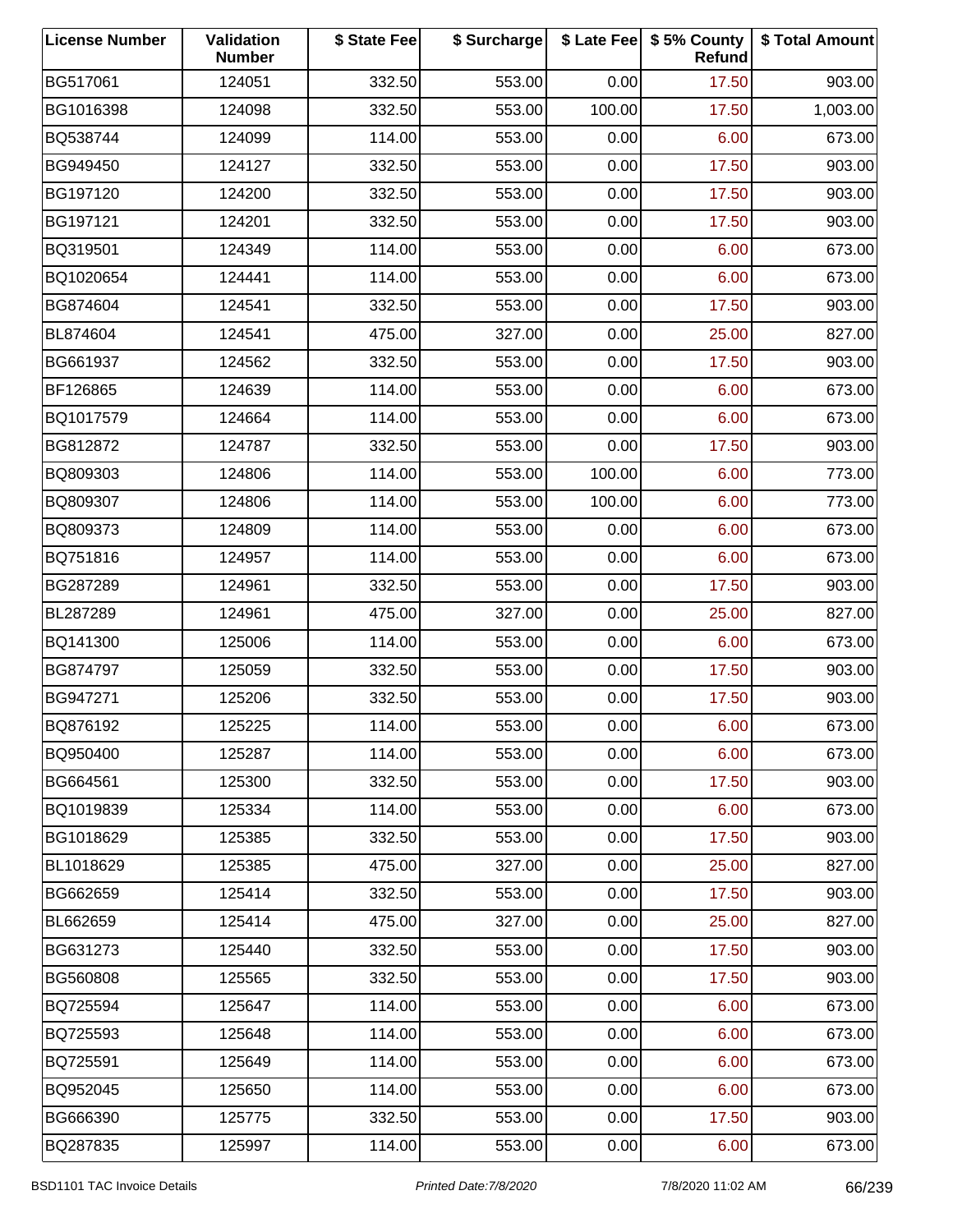| License Number | Validation Number | $ State Fee | $ Surcharge | $ Late Fee | $ 5% County Refund | $ Total Amount |
|---|---|---|---|---|---|---|
| BG517061 | 124051 | 332.50 | 553.00 | 0.00 | 17.50 | 903.00 |
| BG1016398 | 124098 | 332.50 | 553.00 | 100.00 | 17.50 | 1,003.00 |
| BQ538744 | 124099 | 114.00 | 553.00 | 0.00 | 6.00 | 673.00 |
| BG949450 | 124127 | 332.50 | 553.00 | 0.00 | 17.50 | 903.00 |
| BG197120 | 124200 | 332.50 | 553.00 | 0.00 | 17.50 | 903.00 |
| BG197121 | 124201 | 332.50 | 553.00 | 0.00 | 17.50 | 903.00 |
| BQ319501 | 124349 | 114.00 | 553.00 | 0.00 | 6.00 | 673.00 |
| BQ1020654 | 124441 | 114.00 | 553.00 | 0.00 | 6.00 | 673.00 |
| BG874604 | 124541 | 332.50 | 553.00 | 0.00 | 17.50 | 903.00 |
| BL874604 | 124541 | 475.00 | 327.00 | 0.00 | 25.00 | 827.00 |
| BG661937 | 124562 | 332.50 | 553.00 | 0.00 | 17.50 | 903.00 |
| BF126865 | 124639 | 114.00 | 553.00 | 0.00 | 6.00 | 673.00 |
| BQ1017579 | 124664 | 114.00 | 553.00 | 0.00 | 6.00 | 673.00 |
| BG812872 | 124787 | 332.50 | 553.00 | 0.00 | 17.50 | 903.00 |
| BQ809303 | 124806 | 114.00 | 553.00 | 100.00 | 6.00 | 773.00 |
| BQ809307 | 124806 | 114.00 | 553.00 | 100.00 | 6.00 | 773.00 |
| BQ809373 | 124809 | 114.00 | 553.00 | 0.00 | 6.00 | 673.00 |
| BQ751816 | 124957 | 114.00 | 553.00 | 0.00 | 6.00 | 673.00 |
| BG287289 | 124961 | 332.50 | 553.00 | 0.00 | 17.50 | 903.00 |
| BL287289 | 124961 | 475.00 | 327.00 | 0.00 | 25.00 | 827.00 |
| BQ141300 | 125006 | 114.00 | 553.00 | 0.00 | 6.00 | 673.00 |
| BG874797 | 125059 | 332.50 | 553.00 | 0.00 | 17.50 | 903.00 |
| BG947271 | 125206 | 332.50 | 553.00 | 0.00 | 17.50 | 903.00 |
| BQ876192 | 125225 | 114.00 | 553.00 | 0.00 | 6.00 | 673.00 |
| BQ950400 | 125287 | 114.00 | 553.00 | 0.00 | 6.00 | 673.00 |
| BG664561 | 125300 | 332.50 | 553.00 | 0.00 | 17.50 | 903.00 |
| BQ1019839 | 125334 | 114.00 | 553.00 | 0.00 | 6.00 | 673.00 |
| BG1018629 | 125385 | 332.50 | 553.00 | 0.00 | 17.50 | 903.00 |
| BL1018629 | 125385 | 475.00 | 327.00 | 0.00 | 25.00 | 827.00 |
| BG662659 | 125414 | 332.50 | 553.00 | 0.00 | 17.50 | 903.00 |
| BL662659 | 125414 | 475.00 | 327.00 | 0.00 | 25.00 | 827.00 |
| BG631273 | 125440 | 332.50 | 553.00 | 0.00 | 17.50 | 903.00 |
| BG560808 | 125565 | 332.50 | 553.00 | 0.00 | 17.50 | 903.00 |
| BQ725594 | 125647 | 114.00 | 553.00 | 0.00 | 6.00 | 673.00 |
| BQ725593 | 125648 | 114.00 | 553.00 | 0.00 | 6.00 | 673.00 |
| BQ725591 | 125649 | 114.00 | 553.00 | 0.00 | 6.00 | 673.00 |
| BQ952045 | 125650 | 114.00 | 553.00 | 0.00 | 6.00 | 673.00 |
| BG666390 | 125775 | 332.50 | 553.00 | 0.00 | 17.50 | 903.00 |
| BQ287835 | 125997 | 114.00 | 553.00 | 0.00 | 6.00 | 673.00 |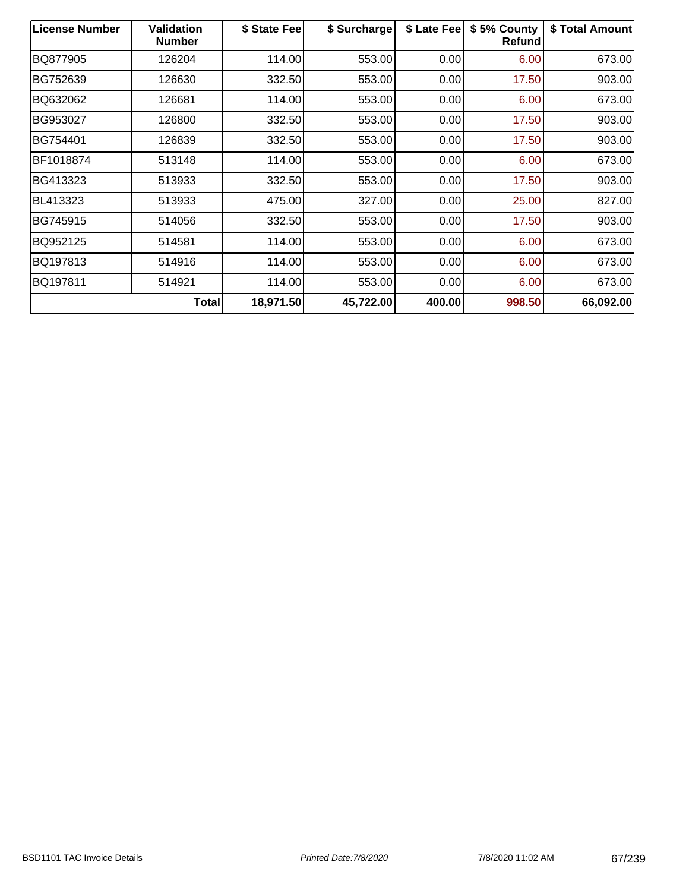| License Number | Validation Number | $ State Fee | $ Surcharge | $ Late Fee | $ 5% County Refund | $ Total Amount |
|---|---|---|---|---|---|---|
| BQ877905 | 126204 | 114.00 | 553.00 | 0.00 | 6.00 | 673.00 |
| BG752639 | 126630 | 332.50 | 553.00 | 0.00 | 17.50 | 903.00 |
| BQ632062 | 126681 | 114.00 | 553.00 | 0.00 | 6.00 | 673.00 |
| BG953027 | 126800 | 332.50 | 553.00 | 0.00 | 17.50 | 903.00 |
| BG754401 | 126839 | 332.50 | 553.00 | 0.00 | 17.50 | 903.00 |
| BF1018874 | 513148 | 114.00 | 553.00 | 0.00 | 6.00 | 673.00 |
| BG413323 | 513933 | 332.50 | 553.00 | 0.00 | 17.50 | 903.00 |
| BL413323 | 513933 | 475.00 | 327.00 | 0.00 | 25.00 | 827.00 |
| BG745915 | 514056 | 332.50 | 553.00 | 0.00 | 17.50 | 903.00 |
| BQ952125 | 514581 | 114.00 | 553.00 | 0.00 | 6.00 | 673.00 |
| BQ197813 | 514916 | 114.00 | 553.00 | 0.00 | 6.00 | 673.00 |
| BQ197811 | 514921 | 114.00 | 553.00 | 0.00 | 6.00 | 673.00 |
| | **Total** | **18,971.50** | **45,722.00** | **400.00** | **998.50** | **66,092.00** |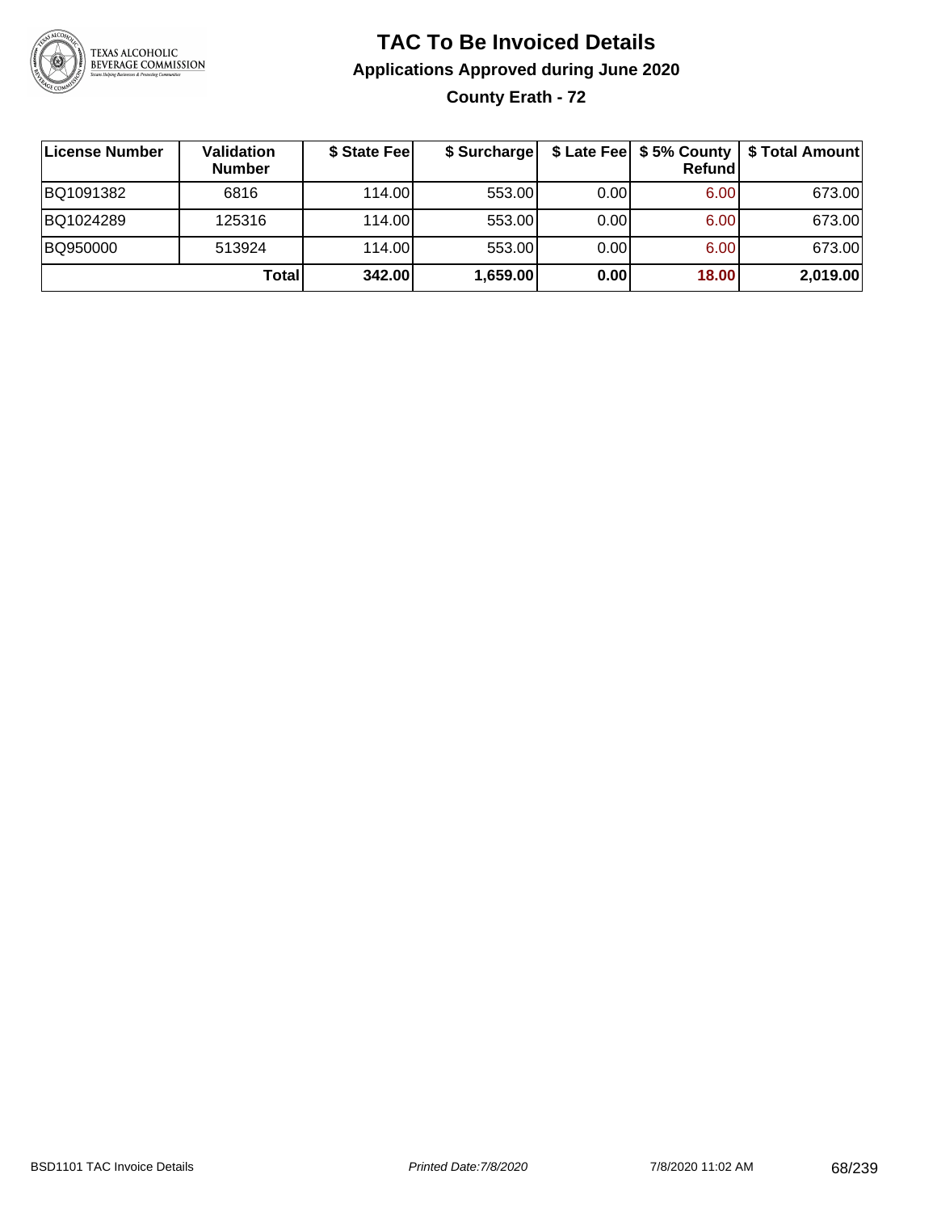# TAC To Be Invoiced Details

## Applications Approved during June 2020

### County Erath - 72

| License Number | Validation Number | $ State Fee | $ Surcharge | $ Late Fee | $ 5% County Refund | $ Total Amount |
|---|---|---|---|---|---|---|
| BQ1091382 | 6816 | 114.00 | 553.00 | 0.00 | 6.00 | 673.00 |
| BQ1024289 | 125316 | 114.00 | 553.00 | 0.00 | 6.00 | 673.00 |
| BQ950000 | 513924 | 114.00 | 553.00 | 0.00 | 6.00 | 673.00 |
| | **Total** | **342.00** | **1,659.00** | **0.00** | **18.00** | **2,019.00** |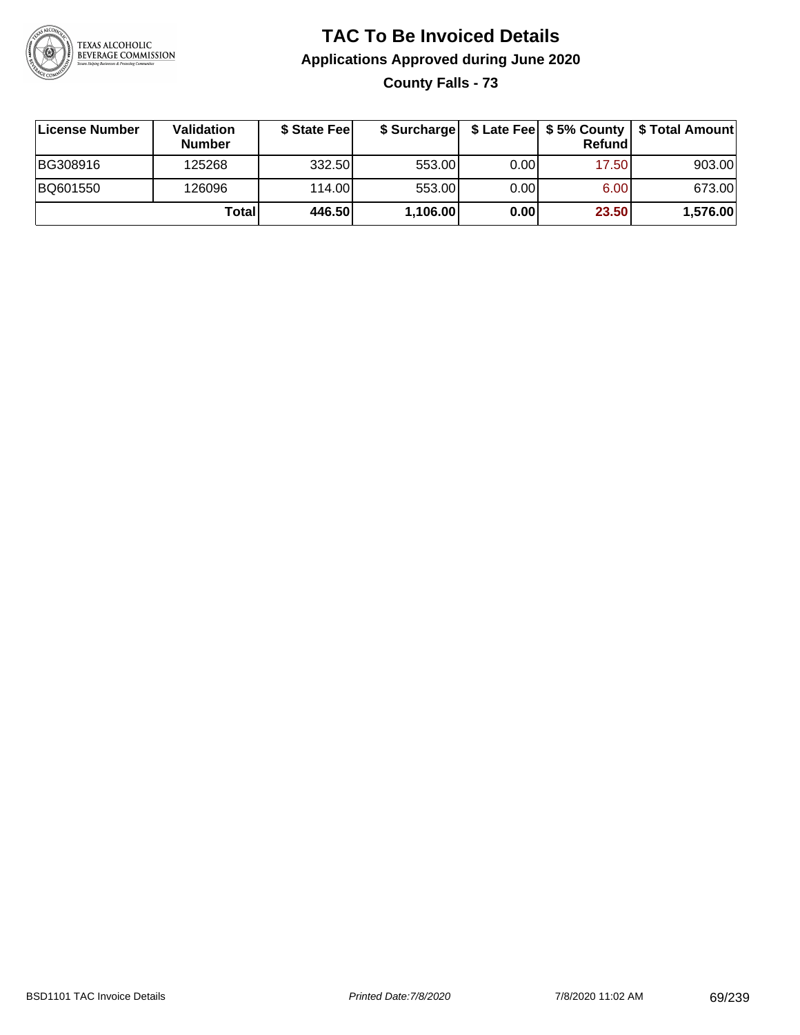# TAC To Be Invoiced Details

## Applications Approved during June 2020

### County Falls - 73

| License Number | Validation Number | $ State Fee | $ Surcharge | $ Late Fee | $ 5% County Refund | $ Total Amount |
|---|---|---|---|---|---|---|
| BG308916 | 125268 | 332.50 | 553.00 | 0.00 | 17.50 | 903.00 |
| BQ601550 | 126096 | 114.00 | 553.00 | 0.00 | 6.00 | 673.00 |
| | **Total** | **446.50** | **1,106.00** | **0.00** | **23.50** | **1,576.00** |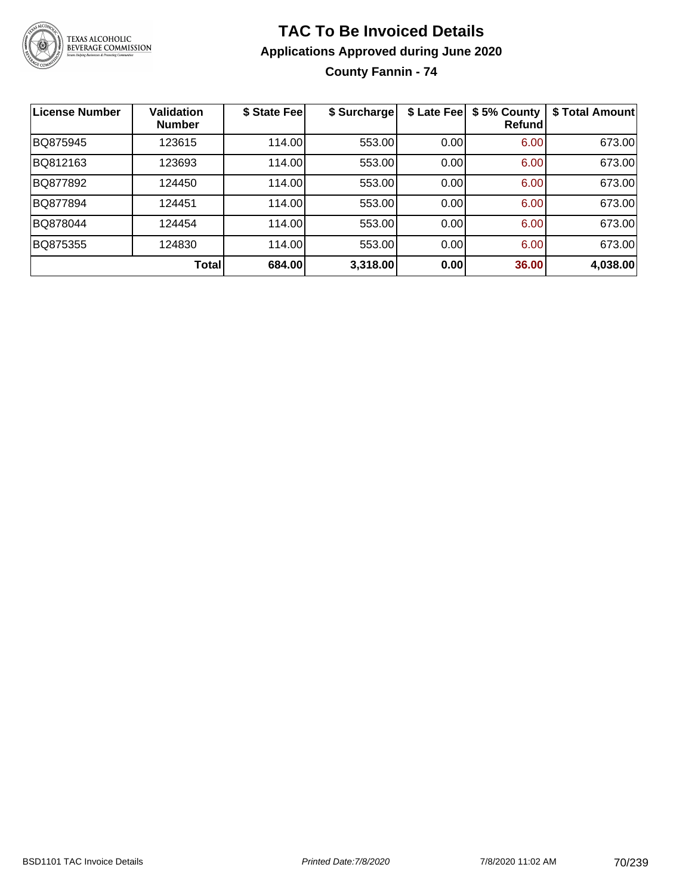# TAC To Be Invoiced Details

## Applications Approved during June 2020

### County Fannin - 74

| License Number | Validation Number | $ State Fee | $ Surcharge | $ Late Fee | $ 5% County Refund | $ Total Amount |
|---|---|---|---|---|---|---|
| BQ875945 | 123615 | 114.00 | 553.00 | 0.00 | 6.00 | 673.00 |
| BQ812163 | 123693 | 114.00 | 553.00 | 0.00 | 6.00 | 673.00 |
| BQ877892 | 124450 | 114.00 | 553.00 | 0.00 | 6.00 | 673.00 |
| BQ877894 | 124451 | 114.00 | 553.00 | 0.00 | 6.00 | 673.00 |
| BQ878044 | 124454 | 114.00 | 553.00 | 0.00 | 6.00 | 673.00 |
| BQ875355 | 124830 | 114.00 | 553.00 | 0.00 | 6.00 | 673.00 |
| | **Total** | **684.00** | **3,318.00** | **0.00** | **36.00** | **4,038.00** |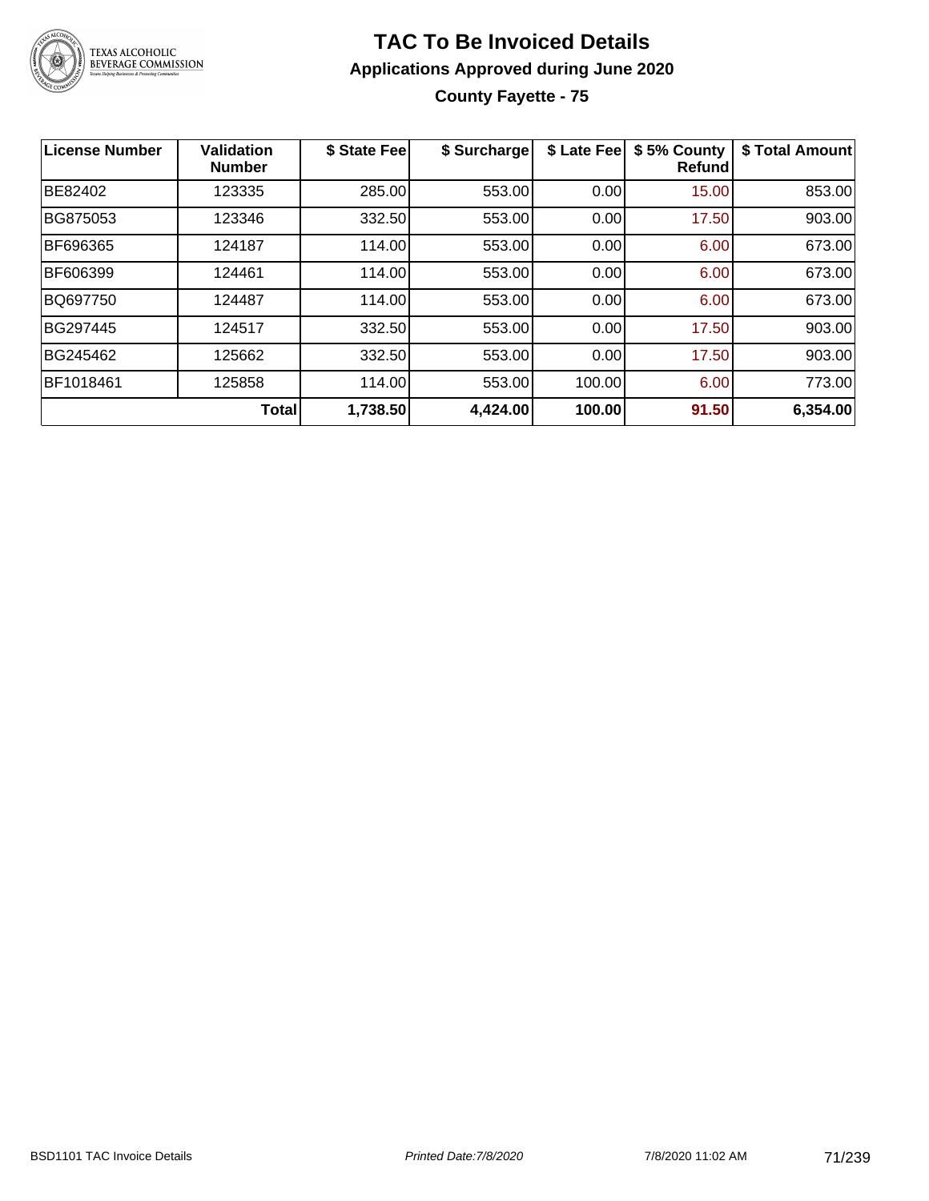# TAC To Be Invoiced Details

## Applications Approved during June 2020

### County Fayette - 75

| License Number | Validation Number | $ State Fee | $ Surcharge | $ Late Fee | $ 5% County Refund | $ Total Amount |
|---|---|---|---|---|---|---|
| BE82402 | 123335 | 285.00 | 553.00 | 0.00 | 15.00 | 853.00 |
| BG875053 | 123346 | 332.50 | 553.00 | 0.00 | 17.50 | 903.00 |
| BF696365 | 124187 | 114.00 | 553.00 | 0.00 | 6.00 | 673.00 |
| BF606399 | 124461 | 114.00 | 553.00 | 0.00 | 6.00 | 673.00 |
| BQ697750 | 124487 | 114.00 | 553.00 | 0.00 | 6.00 | 673.00 |
| BG297445 | 124517 | 332.50 | 553.00 | 0.00 | 17.50 | 903.00 |
| BG245462 | 125662 | 332.50 | 553.00 | 0.00 | 17.50 | 903.00 |
| BF1018461 | 125858 | 114.00 | 553.00 | 100.00 | 6.00 | 773.00 |
| | **Total** | **1,738.50** | **4,424.00** | **100.00** | **91.50** | **6,354.00** |

BSD1101 TAC Invoice Details *Printed Date:7/8/2020* 7/8/2020 11:02 AM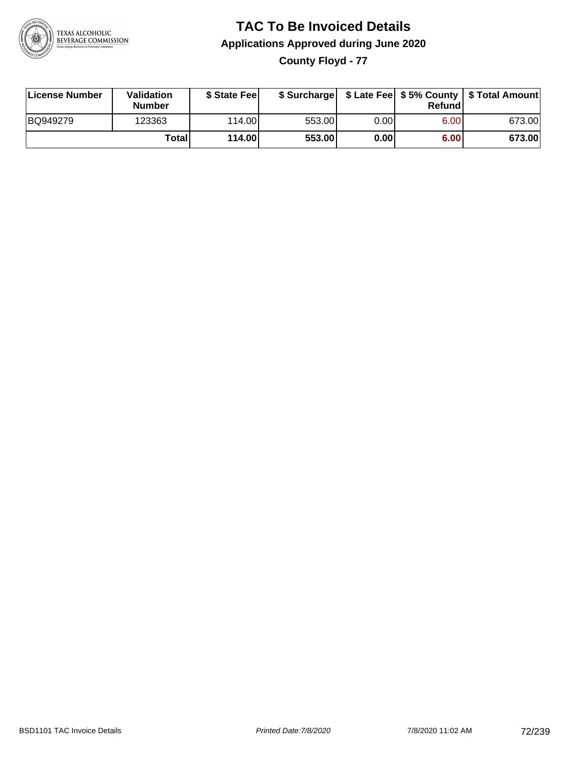# TAC To Be Invoiced Details

## Applications Approved during June 2020

### County Floyd - 77

| License Number | Validation Number | $ State Fee | $ Surcharge | $ Late Fee | $ 5% County Refund | $ Total Amount |
|---|---|---|---|---|---|---|
| BQ949279 | 123363 | 114.00 | 553.00 | 0.00 | 6.00 | 673.00 |
| | **Total** | **114.00** | **553.00** | **0.00** | **6.00** | **673.00** |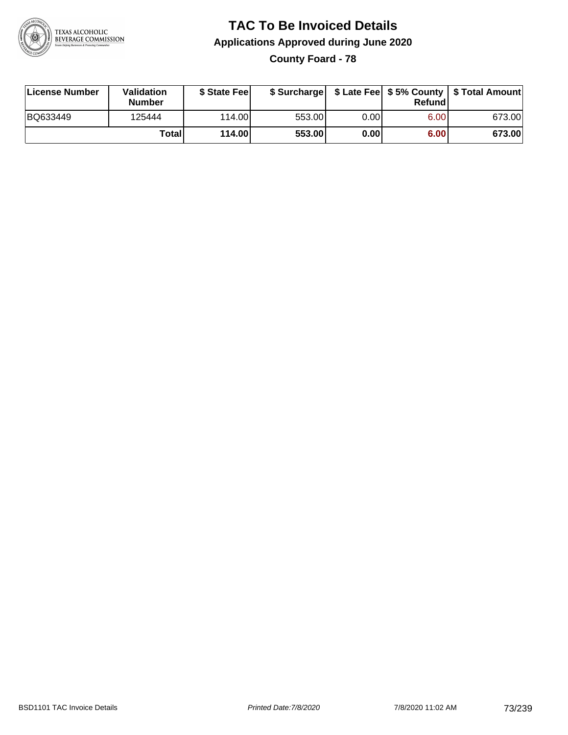# TAC To Be Invoiced Details

## Applications Approved during June 2020

### County Foard - 78

| License Number | Validation Number | $ State Fee | $ Surcharge | $ Late Fee | $ 5% County Refund | $ Total Amount |
|---|---|---|---|---|---|---|
| BQ633449 | 125444 | 114.00 | 553.00 | 0.00 | 6.00 | 673.00 |
| | **Total** | **114.00** | **553.00** | **0.00** | **6.00** | **673.00** |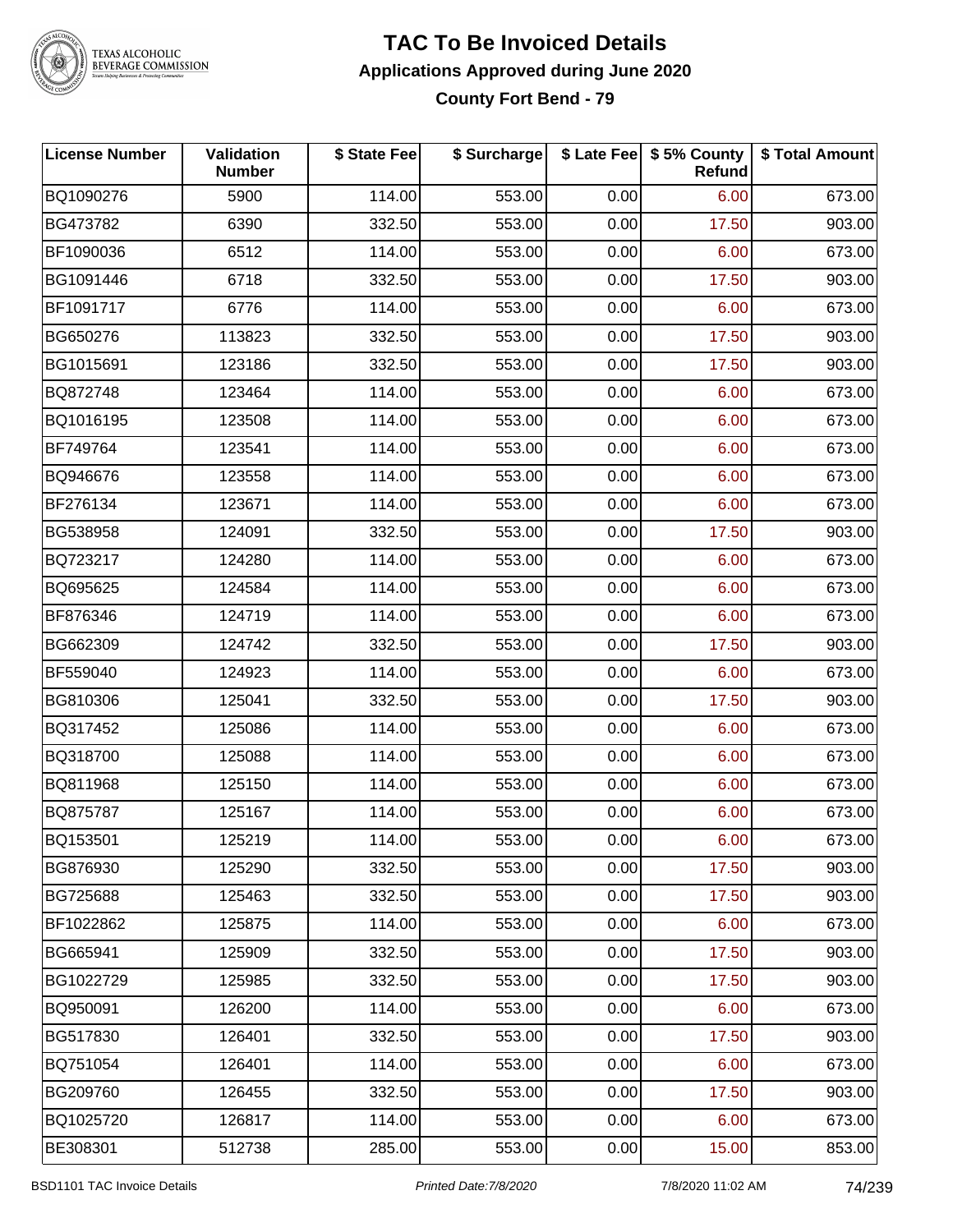# TAC To Be Invoiced Details

## Applications Approved during June 2020

### County Fort Bend - 79

| License Number | Validation Number | $ State Fee | $ Surcharge | $ Late Fee | $ 5% County Refund | $ Total Amount |
|---|---|---|---|---|---|---|
| BQ1090276 | 5900 | 114.00 | 553.00 | 0.00 | 6.00 | 673.00 |
| BG473782 | 6390 | 332.50 | 553.00 | 0.00 | 17.50 | 903.00 |
| BF1090036 | 6512 | 114.00 | 553.00 | 0.00 | 6.00 | 673.00 |
| BG1091446 | 6718 | 332.50 | 553.00 | 0.00 | 17.50 | 903.00 |
| BF1091717 | 6776 | 114.00 | 553.00 | 0.00 | 6.00 | 673.00 |
| BG650276 | 113823 | 332.50 | 553.00 | 0.00 | 17.50 | 903.00 |
| BG1015691 | 123186 | 332.50 | 553.00 | 0.00 | 17.50 | 903.00 |
| BQ872748 | 123464 | 114.00 | 553.00 | 0.00 | 6.00 | 673.00 |
| BQ1016195 | 123508 | 114.00 | 553.00 | 0.00 | 6.00 | 673.00 |
| BF749764 | 123541 | 114.00 | 553.00 | 0.00 | 6.00 | 673.00 |
| BQ946676 | 123558 | 114.00 | 553.00 | 0.00 | 6.00 | 673.00 |
| BF276134 | 123671 | 114.00 | 553.00 | 0.00 | 6.00 | 673.00 |
| BG538958 | 124091 | 332.50 | 553.00 | 0.00 | 17.50 | 903.00 |
| BQ723217 | 124280 | 114.00 | 553.00 | 0.00 | 6.00 | 673.00 |
| BQ695625 | 124584 | 114.00 | 553.00 | 0.00 | 6.00 | 673.00 |
| BF876346 | 124719 | 114.00 | 553.00 | 0.00 | 6.00 | 673.00 |
| BG662309 | 124742 | 332.50 | 553.00 | 0.00 | 17.50 | 903.00 |
| BF559040 | 124923 | 114.00 | 553.00 | 0.00 | 6.00 | 673.00 |
| BG810306 | 125041 | 332.50 | 553.00 | 0.00 | 17.50 | 903.00 |
| BQ317452 | 125086 | 114.00 | 553.00 | 0.00 | 6.00 | 673.00 |
| BQ318700 | 125088 | 114.00 | 553.00 | 0.00 | 6.00 | 673.00 |
| BQ811968 | 125150 | 114.00 | 553.00 | 0.00 | 6.00 | 673.00 |
| BQ875787 | 125167 | 114.00 | 553.00 | 0.00 | 6.00 | 673.00 |
| BQ153501 | 125219 | 114.00 | 553.00 | 0.00 | 6.00 | 673.00 |
| BG876930 | 125290 | 332.50 | 553.00 | 0.00 | 17.50 | 903.00 |
| BG725688 | 125463 | 332.50 | 553.00 | 0.00 | 17.50 | 903.00 |
| BF1022862 | 125875 | 114.00 | 553.00 | 0.00 | 6.00 | 673.00 |
| BG665941 | 125909 | 332.50 | 553.00 | 0.00 | 17.50 | 903.00 |
| BG1022729 | 125985 | 332.50 | 553.00 | 0.00 | 17.50 | 903.00 |
| BQ950091 | 126200 | 114.00 | 553.00 | 0.00 | 6.00 | 673.00 |
| BG517830 | 126401 | 332.50 | 553.00 | 0.00 | 17.50 | 903.00 |
| BQ751054 | 126401 | 114.00 | 553.00 | 0.00 | 6.00 | 673.00 |
| BG209760 | 126455 | 332.50 | 553.00 | 0.00 | 17.50 | 903.00 |
| BQ1025720 | 126817 | 114.00 | 553.00 | 0.00 | 6.00 | 673.00 |
| BE308301 | 512738 | 285.00 | 553.00 | 0.00 | 15.00 | 853.00 |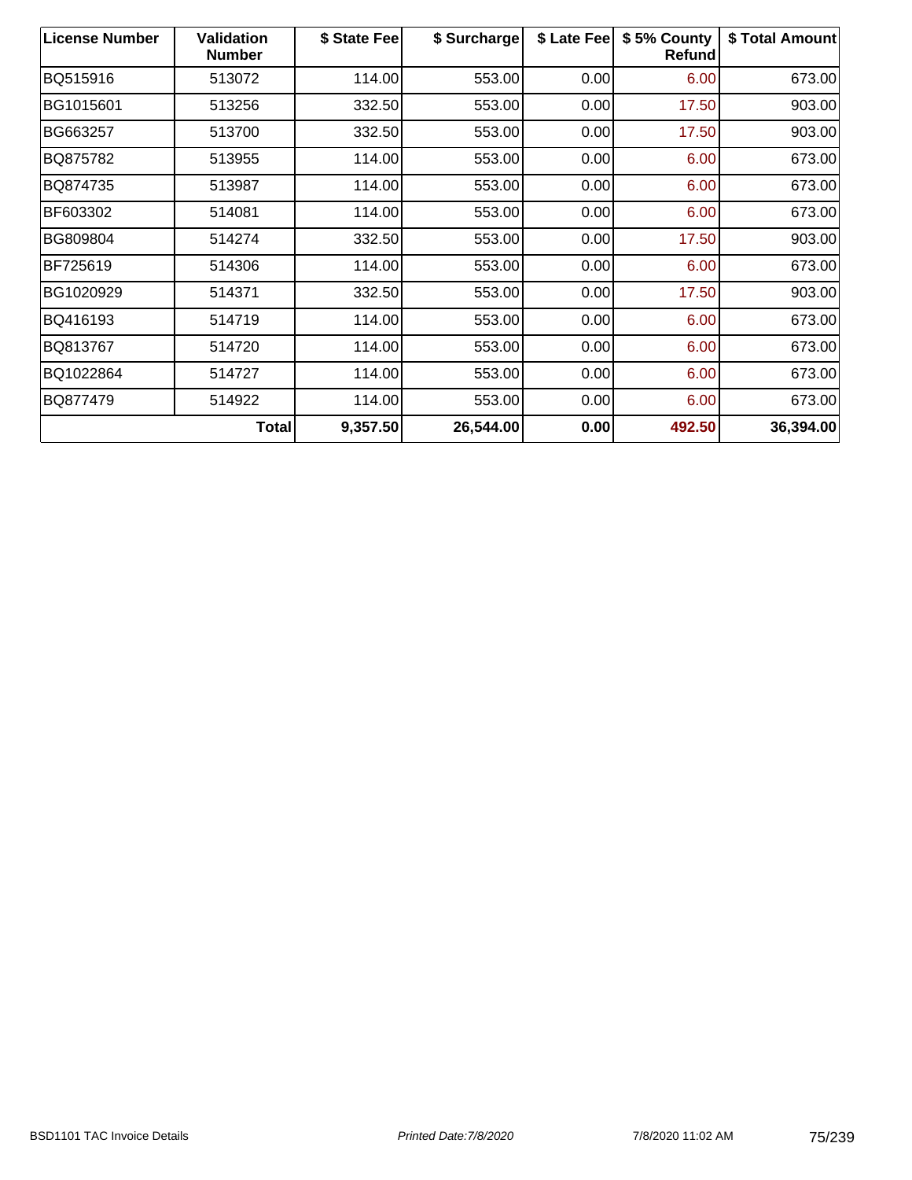| License Number | Validation Number | $ State Fee | $ Surcharge | $ Late Fee | $ 5% County Refund | $ Total Amount |
|---|---|---|---|---|---|---|
| BQ515916 | 513072 | 114.00 | 553.00 | 0.00 | 6.00 | 673.00 |
| BG1015601 | 513256 | 332.50 | 553.00 | 0.00 | 17.50 | 903.00 |
| BG663257 | 513700 | 332.50 | 553.00 | 0.00 | 17.50 | 903.00 |
| BQ875782 | 513955 | 114.00 | 553.00 | 0.00 | 6.00 | 673.00 |
| BQ874735 | 513987 | 114.00 | 553.00 | 0.00 | 6.00 | 673.00 |
| BF603302 | 514081 | 114.00 | 553.00 | 0.00 | 6.00 | 673.00 |
| BG809804 | 514274 | 332.50 | 553.00 | 0.00 | 17.50 | 903.00 |
| BF725619 | 514306 | 114.00 | 553.00 | 0.00 | 6.00 | 673.00 |
| BG1020929 | 514371 | 332.50 | 553.00 | 0.00 | 17.50 | 903.00 |
| BQ416193 | 514719 | 114.00 | 553.00 | 0.00 | 6.00 | 673.00 |
| BQ813767 | 514720 | 114.00 | 553.00 | 0.00 | 6.00 | 673.00 |
| BQ1022864 | 514727 | 114.00 | 553.00 | 0.00 | 6.00 | 673.00 |
| BQ877479 | 514922 | 114.00 | 553.00 | 0.00 | 6.00 | 673.00 |
| | **Total** | **9,357.50** | **26,544.00** | **0.00** | **492.50** | **36,394.00** |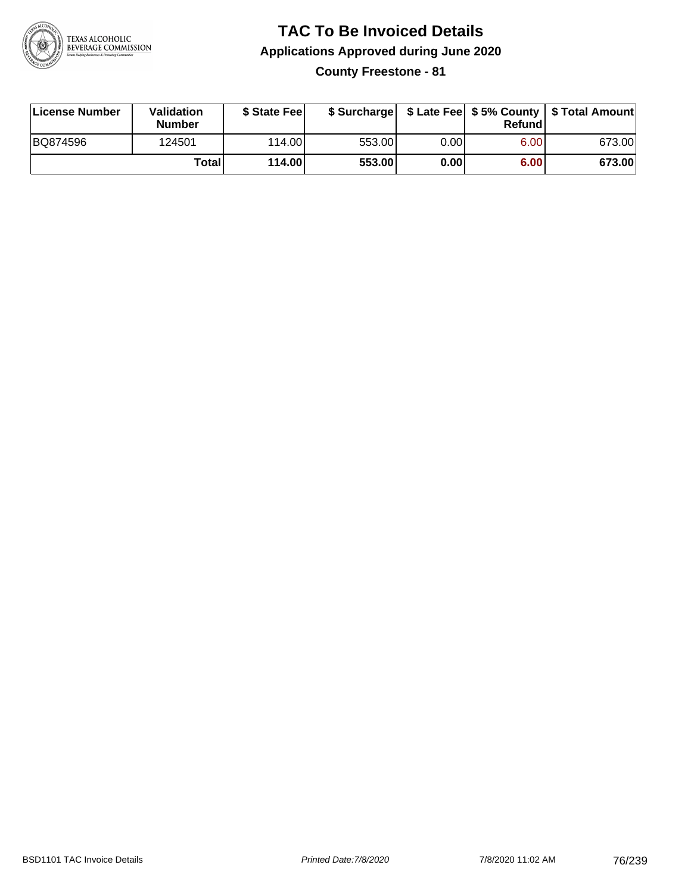# TAC To Be Invoiced Details

## Applications Approved during June 2020

### County Freestone - 81

| License Number | Validation Number | $ State Fee | $ Surcharge | $ Late Fee | $ 5% County Refund | $ Total Amount |
|---|---|---|---|---|---|---|
| BQ874596 | 124501 | 114.00 | 553.00 | 0.00 | 6.00 | 673.00 |
| | **Total** | **114.00** | **553.00** | **0.00** | **6.00** | **673.00** |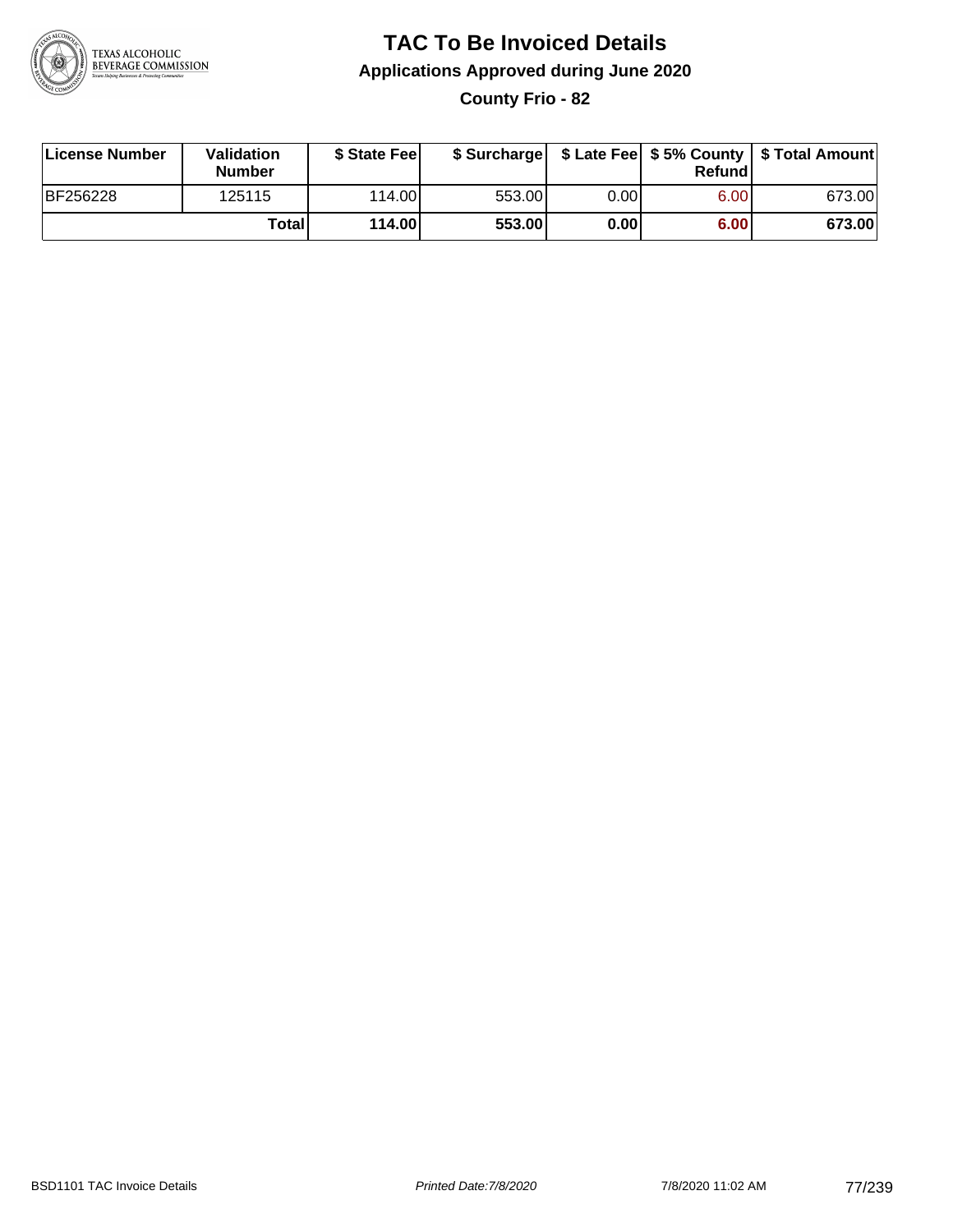# TAC To Be Invoiced Details

## Applications Approved during June 2020

### County Frio - 82

| License Number | Validation Number | $ State Fee | $ Surcharge | $ Late Fee | $ 5% County Refund | $ Total Amount |
|---|---|---|---|---|---|---|
| BF256228 | 125115 | 114.00 | 553.00 | 0.00 | 6.00 | 673.00 |
| | **Total** | **114.00** | **553.00** | **0.00** | **6.00** | **673.00** |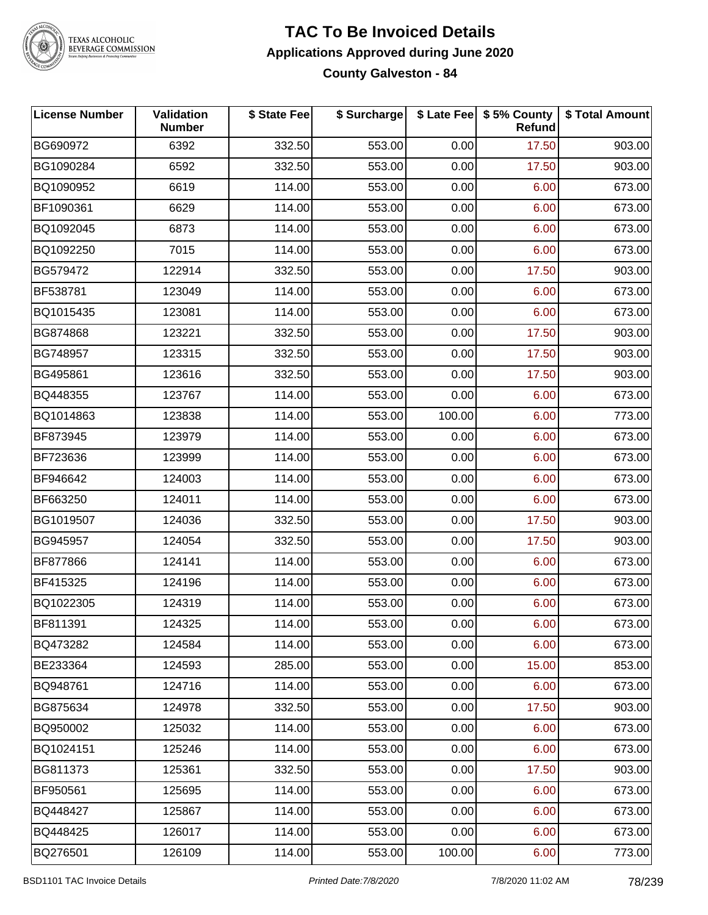# TAC To Be Invoiced Details

## Applications Approved during June 2020

### County Galveston - 84

| License Number | Validation Number | $ State Fee | $ Surcharge | $ Late Fee | $ 5% County Refund | $ Total Amount |
|---|---|---|---|---|---|---|
| BG690972 | 6392 | 332.50 | 553.00 | 0.00 | 17.50 | 903.00 |
| BG1090284 | 6592 | 332.50 | 553.00 | 0.00 | 17.50 | 903.00 |
| BQ1090952 | 6619 | 114.00 | 553.00 | 0.00 | 6.00 | 673.00 |
| BF1090361 | 6629 | 114.00 | 553.00 | 0.00 | 6.00 | 673.00 |
| BQ1092045 | 6873 | 114.00 | 553.00 | 0.00 | 6.00 | 673.00 |
| BQ1092250 | 7015 | 114.00 | 553.00 | 0.00 | 6.00 | 673.00 |
| BG579472 | 122914 | 332.50 | 553.00 | 0.00 | 17.50 | 903.00 |
| BF538781 | 123049 | 114.00 | 553.00 | 0.00 | 6.00 | 673.00 |
| BQ1015435 | 123081 | 114.00 | 553.00 | 0.00 | 6.00 | 673.00 |
| BG874868 | 123221 | 332.50 | 553.00 | 0.00 | 17.50 | 903.00 |
| BG748957 | 123315 | 332.50 | 553.00 | 0.00 | 17.50 | 903.00 |
| BG495861 | 123616 | 332.50 | 553.00 | 0.00 | 17.50 | 903.00 |
| BQ448355 | 123767 | 114.00 | 553.00 | 0.00 | 6.00 | 673.00 |
| BQ1014863 | 123838 | 114.00 | 553.00 | 100.00 | 6.00 | 773.00 |
| BF873945 | 123979 | 114.00 | 553.00 | 0.00 | 6.00 | 673.00 |
| BF723636 | 123999 | 114.00 | 553.00 | 0.00 | 6.00 | 673.00 |
| BF946642 | 124003 | 114.00 | 553.00 | 0.00 | 6.00 | 673.00 |
| BF663250 | 124011 | 114.00 | 553.00 | 0.00 | 6.00 | 673.00 |
| BG1019507 | 124036 | 332.50 | 553.00 | 0.00 | 17.50 | 903.00 |
| BG945957 | 124054 | 332.50 | 553.00 | 0.00 | 17.50 | 903.00 |
| BF877866 | 124141 | 114.00 | 553.00 | 0.00 | 6.00 | 673.00 |
| BF415325 | 124196 | 114.00 | 553.00 | 0.00 | 6.00 | 673.00 |
| BQ1022305 | 124319 | 114.00 | 553.00 | 0.00 | 6.00 | 673.00 |
| BF811391 | 124325 | 114.00 | 553.00 | 0.00 | 6.00 | 673.00 |
| BQ473282 | 124584 | 114.00 | 553.00 | 0.00 | 6.00 | 673.00 |
| BE233364 | 124593 | 285.00 | 553.00 | 0.00 | 15.00 | 853.00 |
| BQ948761 | 124716 | 114.00 | 553.00 | 0.00 | 6.00 | 673.00 |
| BG875634 | 124978 | 332.50 | 553.00 | 0.00 | 17.50 | 903.00 |
| BQ950002 | 125032 | 114.00 | 553.00 | 0.00 | 6.00 | 673.00 |
| BQ1024151 | 125246 | 114.00 | 553.00 | 0.00 | 6.00 | 673.00 |
| BG811373 | 125361 | 332.50 | 553.00 | 0.00 | 17.50 | 903.00 |
| BF950561 | 125695 | 114.00 | 553.00 | 0.00 | 6.00 | 673.00 |
| BQ448427 | 125867 | 114.00 | 553.00 | 0.00 | 6.00 | 673.00 |
| BQ448425 | 126017 | 114.00 | 553.00 | 0.00 | 6.00 | 673.00 |
| BQ276501 | 126109 | 114.00 | 553.00 | 100.00 | 6.00 | 773.00 |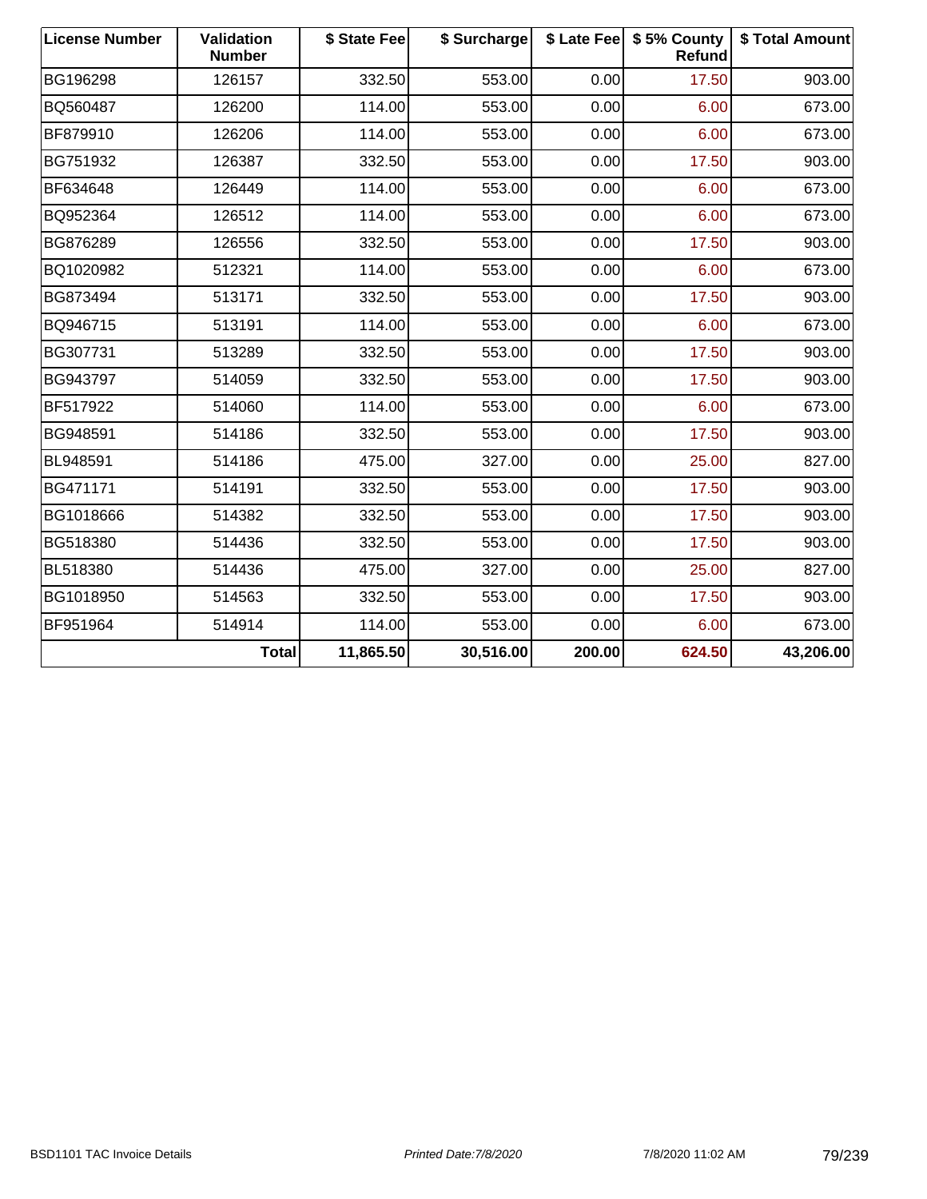| License Number | Validation Number | $ State Fee | $ Surcharge | $ Late Fee | $ 5% County Refund | $ Total Amount |
|---|---|---|---|---|---|---|
| BG196298 | 126157 | 332.50 | 553.00 | 0.00 | 17.50 | 903.00 |
| BQ560487 | 126200 | 114.00 | 553.00 | 0.00 | 6.00 | 673.00 |
| BF879910 | 126206 | 114.00 | 553.00 | 0.00 | 6.00 | 673.00 |
| BG751932 | 126387 | 332.50 | 553.00 | 0.00 | 17.50 | 903.00 |
| BF634648 | 126449 | 114.00 | 553.00 | 0.00 | 6.00 | 673.00 |
| BQ952364 | 126512 | 114.00 | 553.00 | 0.00 | 6.00 | 673.00 |
| BG876289 | 126556 | 332.50 | 553.00 | 0.00 | 17.50 | 903.00 |
| BQ1020982 | 512321 | 114.00 | 553.00 | 0.00 | 6.00 | 673.00 |
| BG873494 | 513171 | 332.50 | 553.00 | 0.00 | 17.50 | 903.00 |
| BQ946715 | 513191 | 114.00 | 553.00 | 0.00 | 6.00 | 673.00 |
| BG307731 | 513289 | 332.50 | 553.00 | 0.00 | 17.50 | 903.00 |
| BG943797 | 514059 | 332.50 | 553.00 | 0.00 | 17.50 | 903.00 |
| BF517922 | 514060 | 114.00 | 553.00 | 0.00 | 6.00 | 673.00 |
| BG948591 | 514186 | 332.50 | 553.00 | 0.00 | 17.50 | 903.00 |
| BL948591 | 514186 | 475.00 | 327.00 | 0.00 | 25.00 | 827.00 |
| BG471171 | 514191 | 332.50 | 553.00 | 0.00 | 17.50 | 903.00 |
| BG1018666 | 514382 | 332.50 | 553.00 | 0.00 | 17.50 | 903.00 |
| BG518380 | 514436 | 332.50 | 553.00 | 0.00 | 17.50 | 903.00 |
| BL518380 | 514436 | 475.00 | 327.00 | 0.00 | 25.00 | 827.00 |
| BG1018950 | 514563 | 332.50 | 553.00 | 0.00 | 17.50 | 903.00 |
| BF951964 | 514914 | 114.00 | 553.00 | 0.00 | 6.00 | 673.00 |
| | **Total** | **11,865.50** | **30,516.00** | **200.00** | **624.50** | **43,206.00** |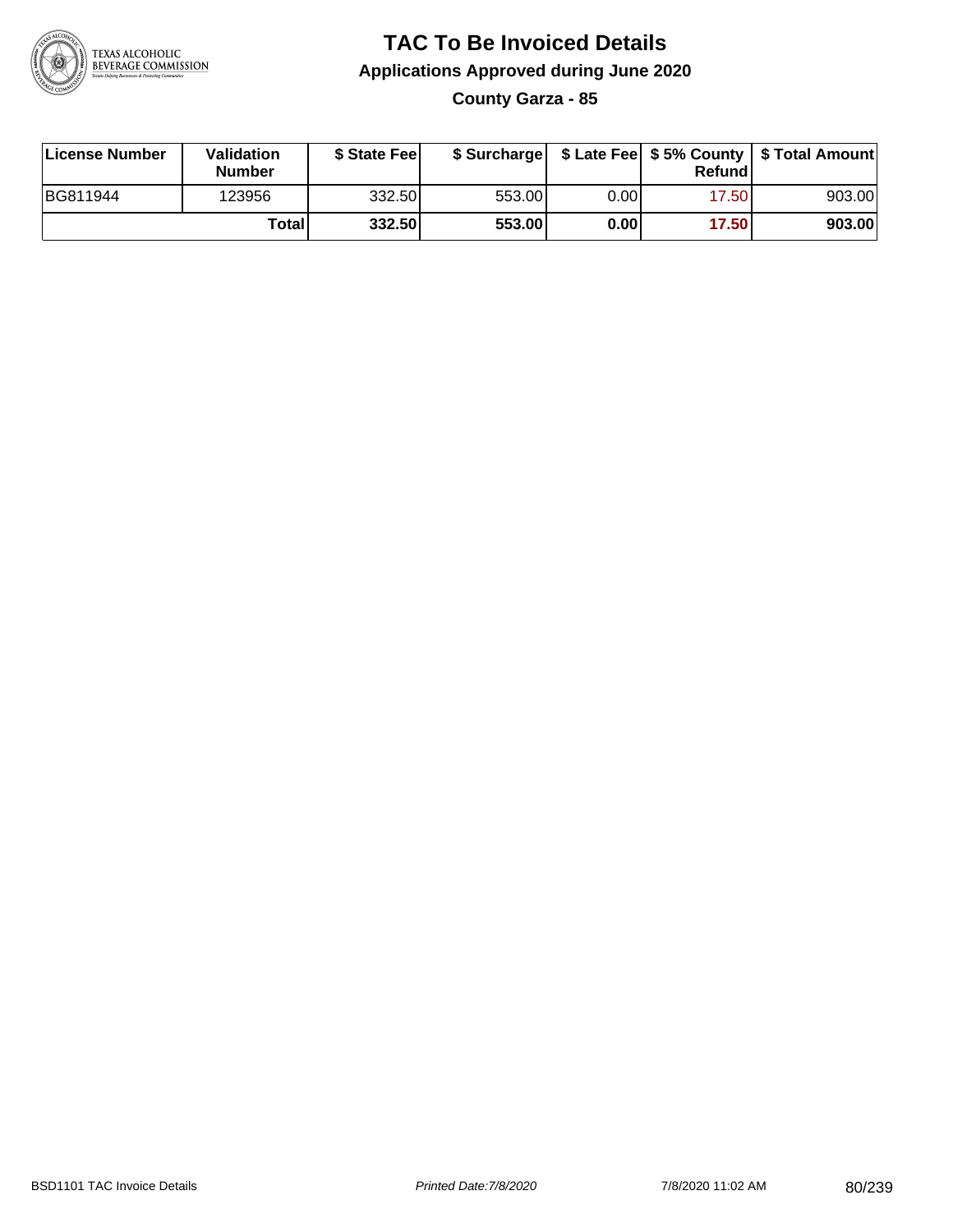# TAC To Be Invoiced Details

## Applications Approved during June 2020

### County Garza - 85

| License Number | Validation Number | $ State Fee | $ Surcharge | $ Late Fee | $ 5% County Refund | $ Total Amount |
| --- | --- | --- | --- | --- | --- | --- |
| BG811944 | 123956 | 332.50 | 553.00 | 0.00 | 17.50 | 903.00 |
| | **Total** | **332.50** | **553.00** | **0.00** | **17.50** | **903.00** |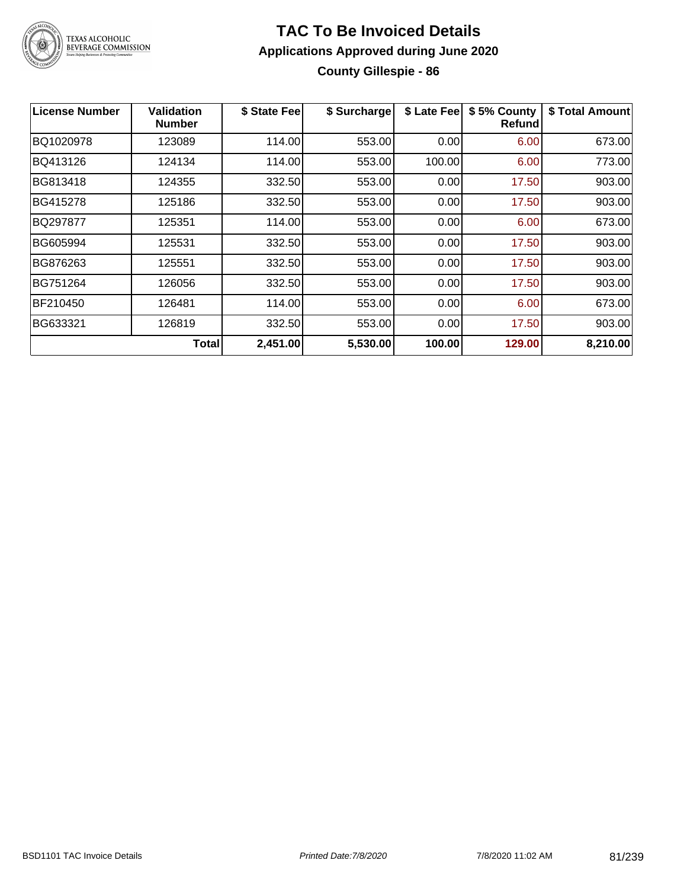# TAC To Be Invoiced Details

## Applications Approved during June 2020

### County Gillespie - 86

| License Number | Validation Number | $ State Fee | $ Surcharge | $ Late Fee | $ 5% County Refund | $ Total Amount |
|---|---|---|---|---|---|---|
| BQ1020978 | 123089 | 114.00 | 553.00 | 0.00 | 6.00 | 673.00 |
| BQ413126 | 124134 | 114.00 | 553.00 | 100.00 | 6.00 | 773.00 |
| BG813418 | 124355 | 332.50 | 553.00 | 0.00 | 17.50 | 903.00 |
| BG415278 | 125186 | 332.50 | 553.00 | 0.00 | 17.50 | 903.00 |
| BQ297877 | 125351 | 114.00 | 553.00 | 0.00 | 6.00 | 673.00 |
| BG605994 | 125531 | 332.50 | 553.00 | 0.00 | 17.50 | 903.00 |
| BG876263 | 125551 | 332.50 | 553.00 | 0.00 | 17.50 | 903.00 |
| BG751264 | 126056 | 332.50 | 553.00 | 0.00 | 17.50 | 903.00 |
| BF210450 | 126481 | 114.00 | 553.00 | 0.00 | 6.00 | 673.00 |
| BG633321 | 126819 | 332.50 | 553.00 | 0.00 | 17.50 | 903.00 |
| | **Total** | **2,451.00** | **5,530.00** | **100.00** | **129.00** | **8,210.00** |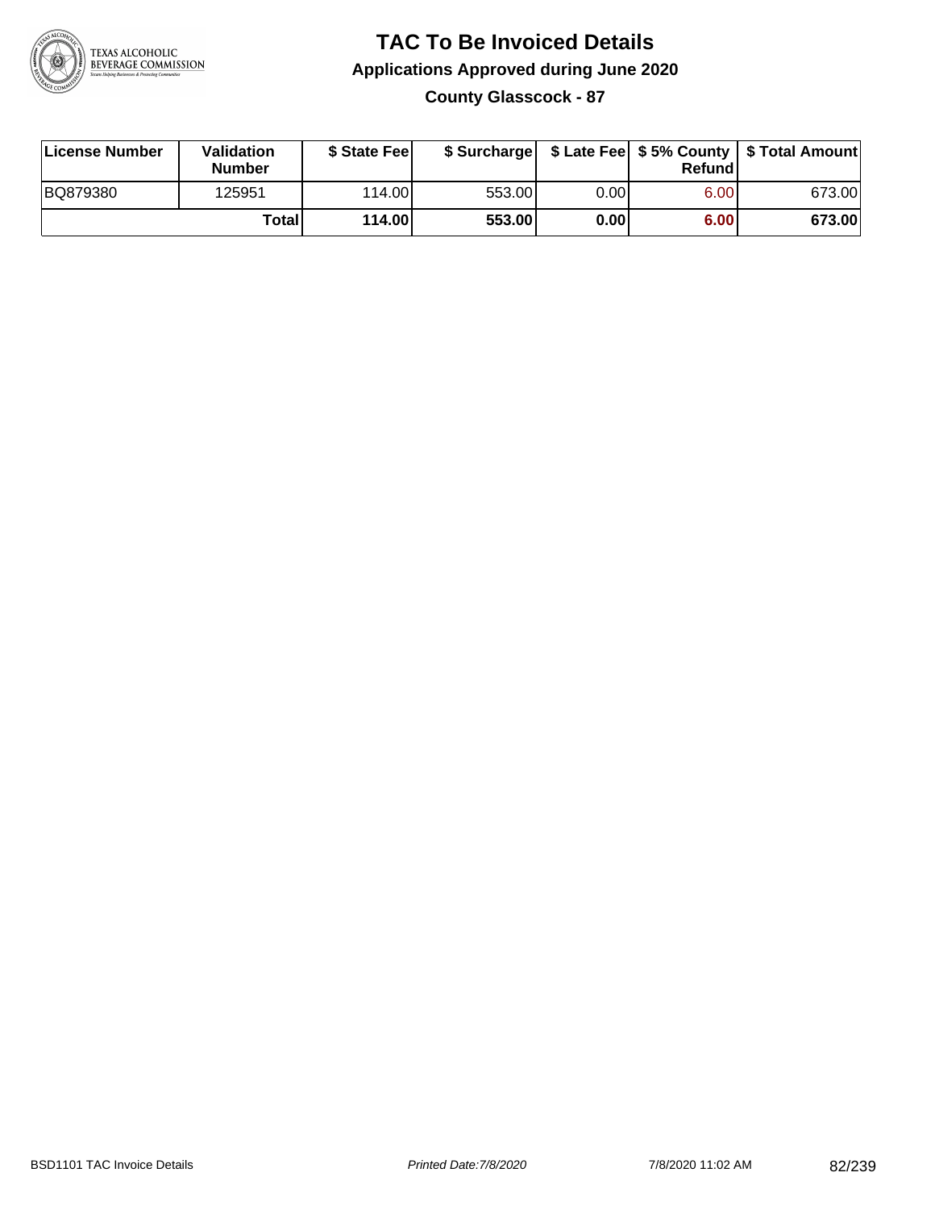# TAC To Be Invoiced Details

## Applications Approved during June 2020

### County Glasscock - 87

| License Number | Validation Number | $ State Fee | $ Surcharge | $ Late Fee | $ 5% County Refund | $ Total Amount |
|---|---|---|---|---|---|---|
| BQ879380 | 125951 | 114.00 | 553.00 | 0.00 | 6.00 | 673.00 |
| | **Total** | **114.00** | **553.00** | **0.00** | **6.00** | **673.00** |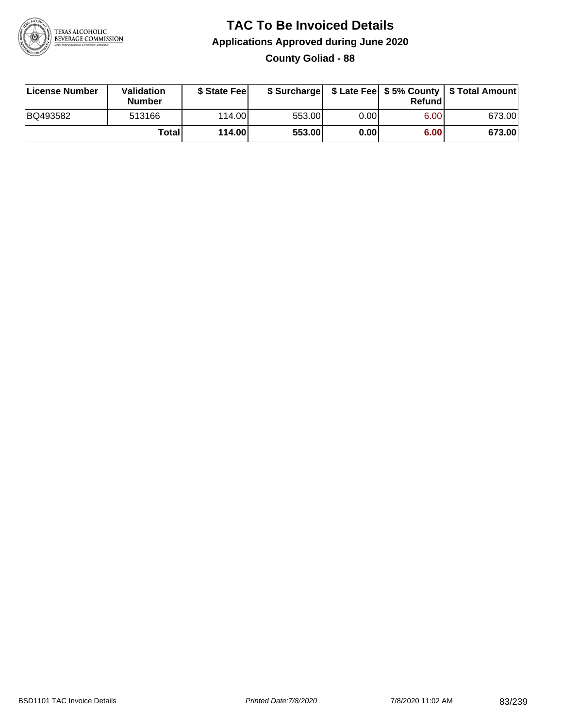# TAC To Be Invoiced Details

## Applications Approved during June 2020

### County Goliad - 88

| License Number | Validation Number | $ State Fee | $ Surcharge | $ Late Fee | $ 5% County Refund | $ Total Amount |
|---|---|---|---|---|---|---|
| BQ493582 | 513166 | 114.00 | 553.00 | 0.00 | 6.00 | 673.00 |
| | **Total** | **114.00** | **553.00** | **0.00** | **6.00** | **673.00** |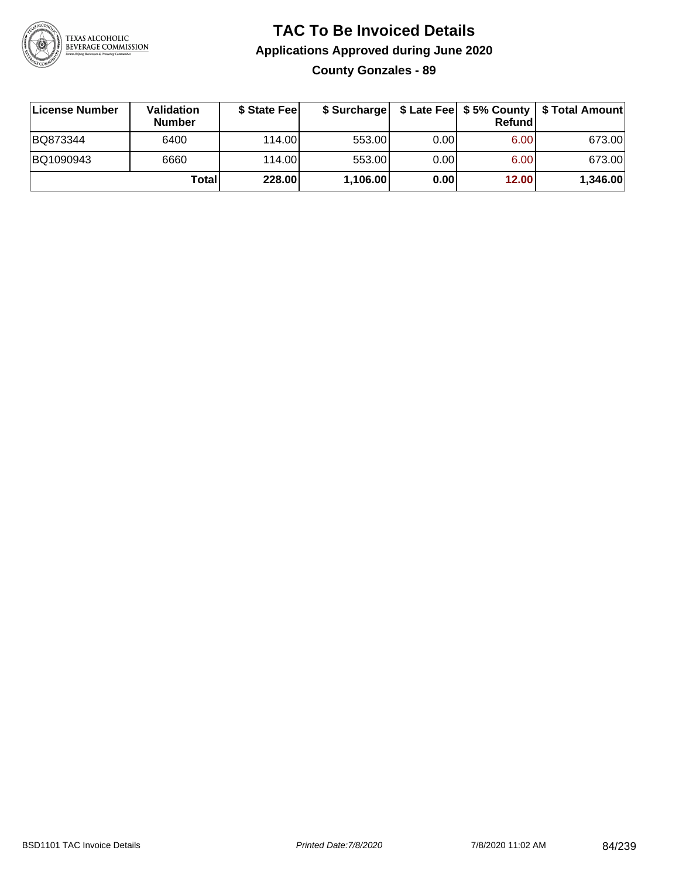# TAC To Be Invoiced Details

## Applications Approved during June 2020

### County Gonzales - 89

| License Number | Validation Number | $ State Fee | $ Surcharge | $ Late Fee | $ 5% County Refund | $ Total Amount |
|---|---|---|---|---|---|---|
| BQ873344 | 6400 | 114.00 | 553.00 | 0.00 | 6.00 | 673.00 |
| BQ1090943 | 6660 | 114.00 | 553.00 | 0.00 | 6.00 | 673.00 |
| | **Total** | **228.00** | **1,106.00** | **0.00** | **12.00** | **1,346.00** |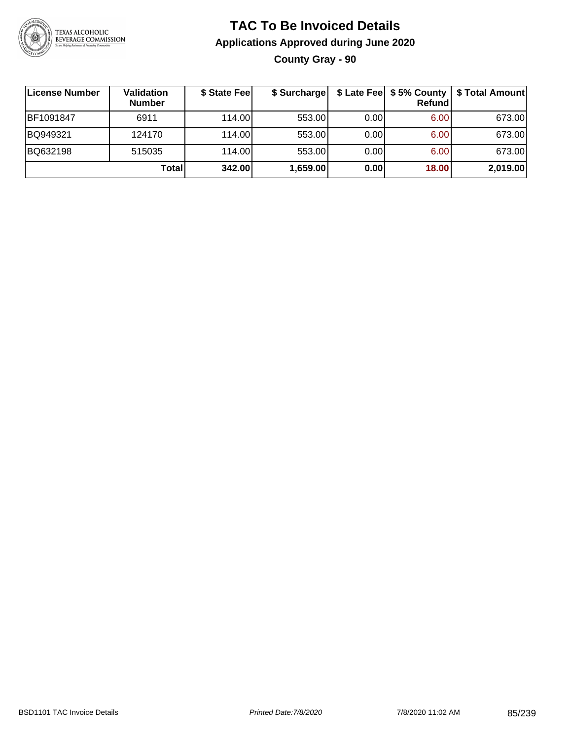# TAC To Be Invoiced Details

## Applications Approved during June 2020

### County Gray - 90

| License Number | Validation Number | $ State Fee | $ Surcharge | $ Late Fee | $ 5% County Refund | $ Total Amount |
|---|---|---|---|---|---|---|
| BF1091847 | 6911 | 114.00 | 553.00 | 0.00 | 6.00 | 673.00 |
| BQ949321 | 124170 | 114.00 | 553.00 | 0.00 | 6.00 | 673.00 |
| BQ632198 | 515035 | 114.00 | 553.00 | 0.00 | 6.00 | 673.00 |
| | **Total** | **342.00** | **1,659.00** | **0.00** | **18.00** | **2,019.00** |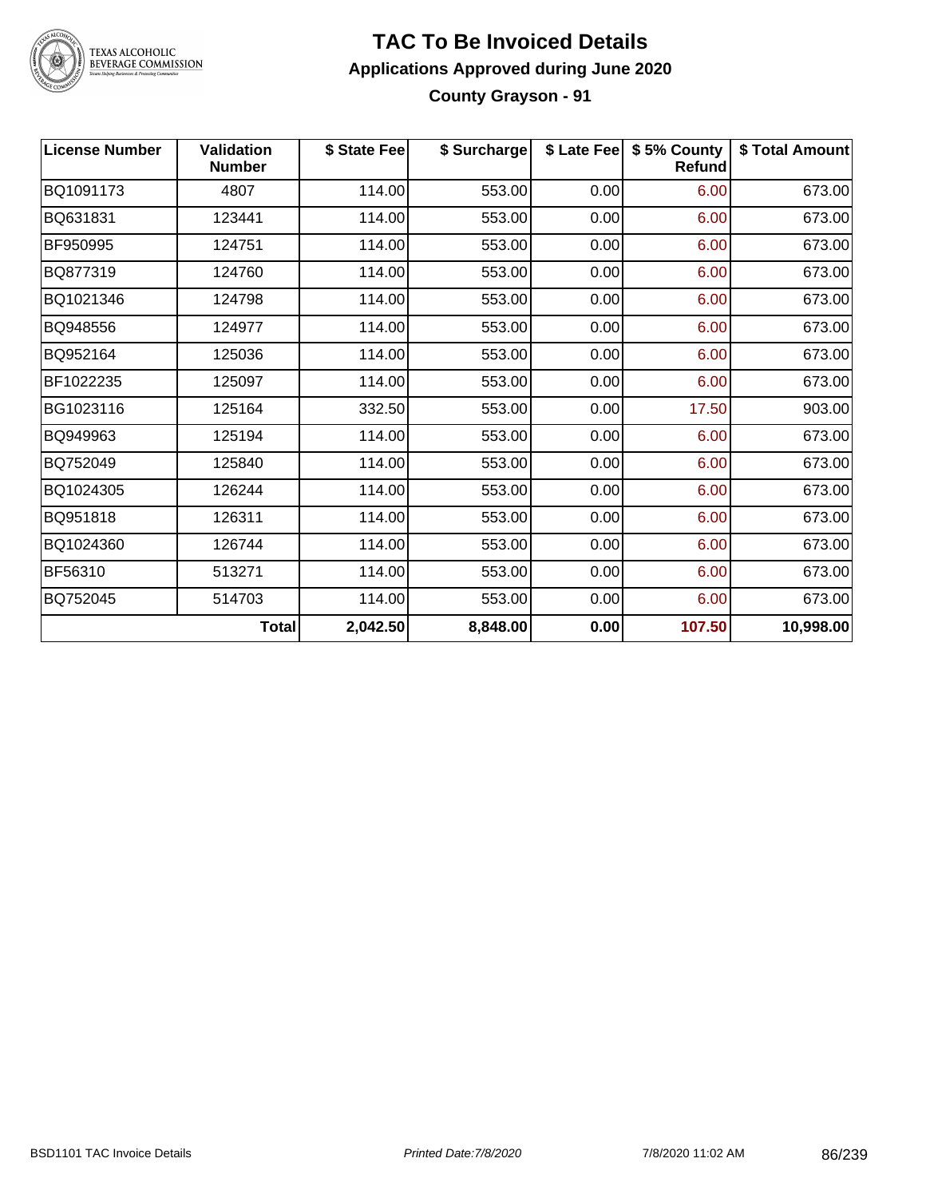# TAC To Be Invoiced Details

## Applications Approved during June 2020

### County Grayson - 91

| License Number | Validation Number | $ State Fee | $ Surcharge | $ Late Fee | $ 5% County Refund | $ Total Amount |
|---|---|---|---|---|---|---|
| BQ1091173 | 4807 | 114.00 | 553.00 | 0.00 | 6.00 | 673.00 |
| BQ631831 | 123441 | 114.00 | 553.00 | 0.00 | 6.00 | 673.00 |
| BF950995 | 124751 | 114.00 | 553.00 | 0.00 | 6.00 | 673.00 |
| BQ877319 | 124760 | 114.00 | 553.00 | 0.00 | 6.00 | 673.00 |
| BQ1021346 | 124798 | 114.00 | 553.00 | 0.00 | 6.00 | 673.00 |
| BQ948556 | 124977 | 114.00 | 553.00 | 0.00 | 6.00 | 673.00 |
| BQ952164 | 125036 | 114.00 | 553.00 | 0.00 | 6.00 | 673.00 |
| BF1022235 | 125097 | 114.00 | 553.00 | 0.00 | 6.00 | 673.00 |
| BG1023116 | 125164 | 332.50 | 553.00 | 0.00 | 17.50 | 903.00 |
| BQ949963 | 125194 | 114.00 | 553.00 | 0.00 | 6.00 | 673.00 |
| BQ752049 | 125840 | 114.00 | 553.00 | 0.00 | 6.00 | 673.00 |
| BQ1024305 | 126244 | 114.00 | 553.00 | 0.00 | 6.00 | 673.00 |
| BQ951818 | 126311 | 114.00 | 553.00 | 0.00 | 6.00 | 673.00 |
| BQ1024360 | 126744 | 114.00 | 553.00 | 0.00 | 6.00 | 673.00 |
| BF56310 | 513271 | 114.00 | 553.00 | 0.00 | 6.00 | 673.00 |
| BQ752045 | 514703 | 114.00 | 553.00 | 0.00 | 6.00 | 673.00 |
| | **Total** | **2,042.50** | **8,848.00** | **0.00** | **107.50** | **10,998.00** |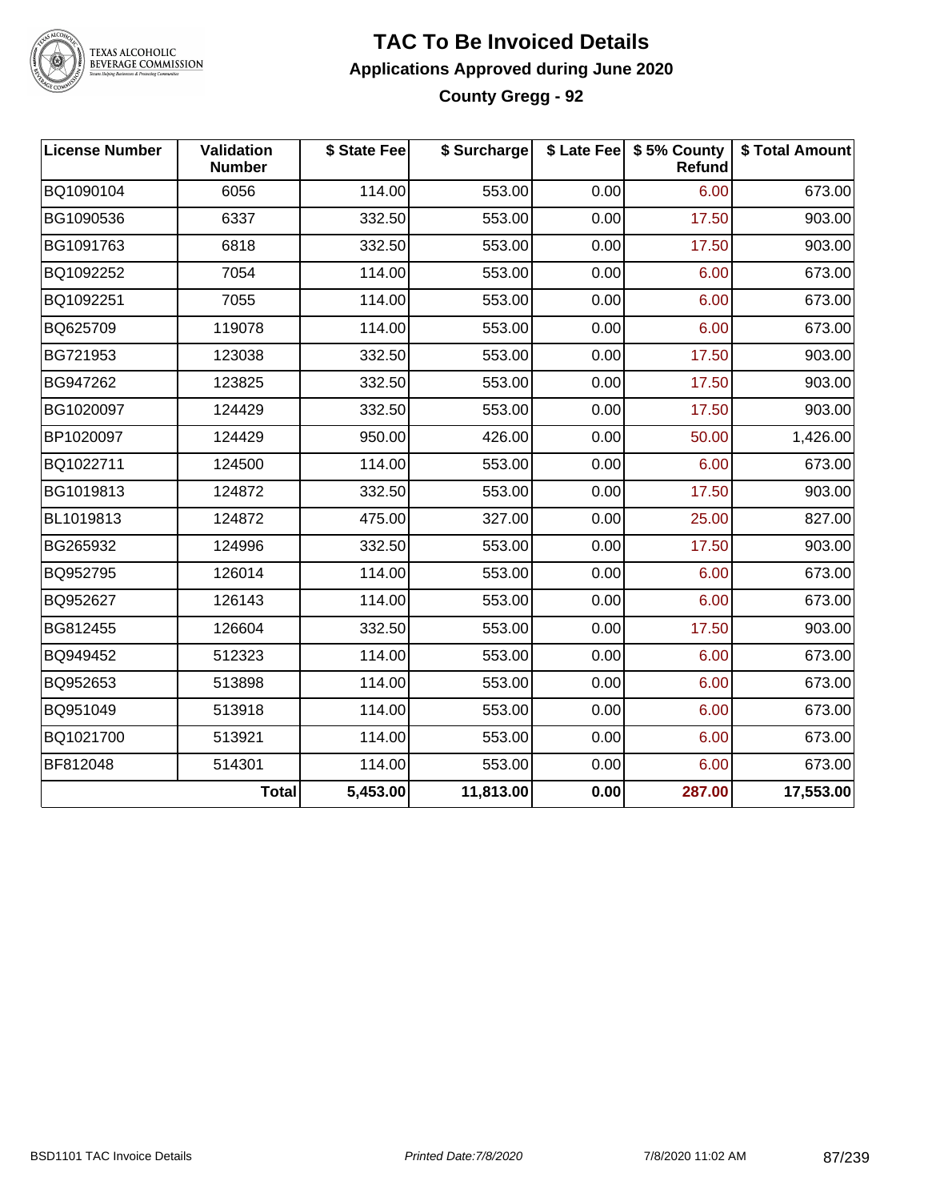# TAC To Be Invoiced Details

## Applications Approved during June 2020

### County Gregg - 92

| License Number | Validation Number | $ State Fee | $ Surcharge | $ Late Fee | $ 5% County Refund | $ Total Amount |
|---|---|---|---|---|---|---|
| BQ1090104 | 6056 | 114.00 | 553.00 | 0.00 | 6.00 | 673.00 |
| BG1090536 | 6337 | 332.50 | 553.00 | 0.00 | 17.50 | 903.00 |
| BG1091763 | 6818 | 332.50 | 553.00 | 0.00 | 17.50 | 903.00 |
| BQ1092252 | 7054 | 114.00 | 553.00 | 0.00 | 6.00 | 673.00 |
| BQ1092251 | 7055 | 114.00 | 553.00 | 0.00 | 6.00 | 673.00 |
| BQ625709 | 119078 | 114.00 | 553.00 | 0.00 | 6.00 | 673.00 |
| BG721953 | 123038 | 332.50 | 553.00 | 0.00 | 17.50 | 903.00 |
| BG947262 | 123825 | 332.50 | 553.00 | 0.00 | 17.50 | 903.00 |
| BG1020097 | 124429 | 332.50 | 553.00 | 0.00 | 17.50 | 903.00 |
| BP1020097 | 124429 | 950.00 | 426.00 | 0.00 | 50.00 | 1,426.00 |
| BQ1022711 | 124500 | 114.00 | 553.00 | 0.00 | 6.00 | 673.00 |
| BG1019813 | 124872 | 332.50 | 553.00 | 0.00 | 17.50 | 903.00 |
| BL1019813 | 124872 | 475.00 | 327.00 | 0.00 | 25.00 | 827.00 |
| BG265932 | 124996 | 332.50 | 553.00 | 0.00 | 17.50 | 903.00 |
| BQ952795 | 126014 | 114.00 | 553.00 | 0.00 | 6.00 | 673.00 |
| BQ952627 | 126143 | 114.00 | 553.00 | 0.00 | 6.00 | 673.00 |
| BG812455 | 126604 | 332.50 | 553.00 | 0.00 | 17.50 | 903.00 |
| BQ949452 | 512323 | 114.00 | 553.00 | 0.00 | 6.00 | 673.00 |
| BQ952653 | 513898 | 114.00 | 553.00 | 0.00 | 6.00 | 673.00 |
| BQ951049 | 513918 | 114.00 | 553.00 | 0.00 | 6.00 | 673.00 |
| BQ1021700 | 513921 | 114.00 | 553.00 | 0.00 | 6.00 | 673.00 |
| BF812048 | 514301 | 114.00 | 553.00 | 0.00 | 6.00 | 673.00 |
| | **Total** | **5,453.00** | **11,813.00** | **0.00** | **287.00** | **17,553.00** |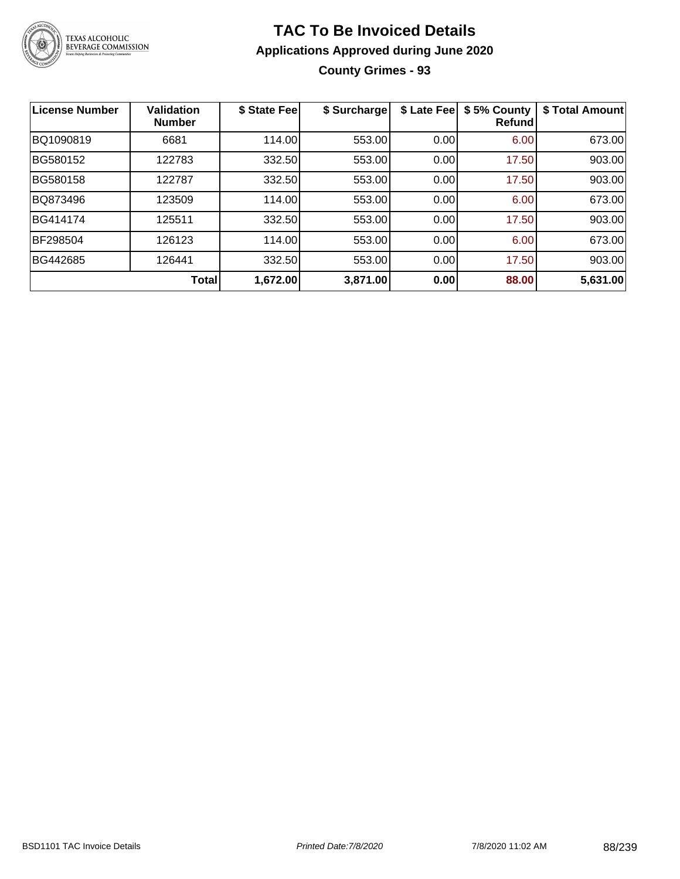# TAC To Be Invoiced Details

## Applications Approved during June 2020

### County Grimes - 93

| License Number | Validation Number | $ State Fee | $ Surcharge | $ Late Fee | $ 5% County Refund | $ Total Amount |
|---|---|---|---|---|---|---|
| BQ1090819 | 6681 | 114.00 | 553.00 | 0.00 | 6.00 | 673.00 |
| BG580152 | 122783 | 332.50 | 553.00 | 0.00 | 17.50 | 903.00 |
| BG580158 | 122787 | 332.50 | 553.00 | 0.00 | 17.50 | 903.00 |
| BQ873496 | 123509 | 114.00 | 553.00 | 0.00 | 6.00 | 673.00 |
| BG414174 | 125511 | 332.50 | 553.00 | 0.00 | 17.50 | 903.00 |
| BF298504 | 126123 | 114.00 | 553.00 | 0.00 | 6.00 | 673.00 |
| BG442685 | 126441 | 332.50 | 553.00 | 0.00 | 17.50 | 903.00 |
| | **Total** | **1,672.00** | **3,871.00** | **0.00** | **88.00** | **5,631.00** |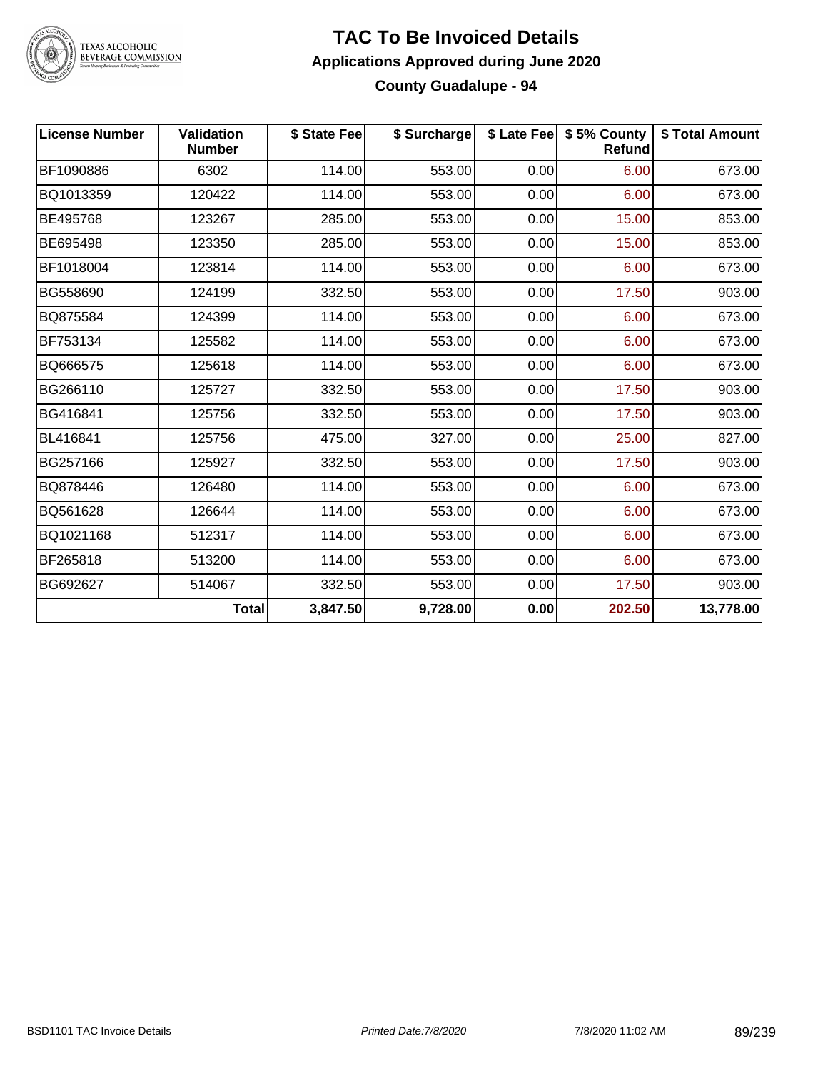# TAC To Be Invoiced Details

## Applications Approved during June 2020

### County Guadalupe - 94

| License Number | Validation Number | $ State Fee | $ Surcharge | $ Late Fee | $ 5% County Refund | $ Total Amount |
|---|---|---|---|---|---|---|
| BF1090886 | 6302 | 114.00 | 553.00 | 0.00 | 6.00 | 673.00 |
| BQ1013359 | 120422 | 114.00 | 553.00 | 0.00 | 6.00 | 673.00 |
| BE495768 | 123267 | 285.00 | 553.00 | 0.00 | 15.00 | 853.00 |
| BE695498 | 123350 | 285.00 | 553.00 | 0.00 | 15.00 | 853.00 |
| BF1018004 | 123814 | 114.00 | 553.00 | 0.00 | 6.00 | 673.00 |
| BG558690 | 124199 | 332.50 | 553.00 | 0.00 | 17.50 | 903.00 |
| BQ875584 | 124399 | 114.00 | 553.00 | 0.00 | 6.00 | 673.00 |
| BF753134 | 125582 | 114.00 | 553.00 | 0.00 | 6.00 | 673.00 |
| BQ666575 | 125618 | 114.00 | 553.00 | 0.00 | 6.00 | 673.00 |
| BG266110 | 125727 | 332.50 | 553.00 | 0.00 | 17.50 | 903.00 |
| BG416841 | 125756 | 332.50 | 553.00 | 0.00 | 17.50 | 903.00 |
| BL416841 | 125756 | 475.00 | 327.00 | 0.00 | 25.00 | 827.00 |
| BG257166 | 125927 | 332.50 | 553.00 | 0.00 | 17.50 | 903.00 |
| BQ878446 | 126480 | 114.00 | 553.00 | 0.00 | 6.00 | 673.00 |
| BQ561628 | 126644 | 114.00 | 553.00 | 0.00 | 6.00 | 673.00 |
| BQ1021168 | 512317 | 114.00 | 553.00 | 0.00 | 6.00 | 673.00 |
| BF265818 | 513200 | 114.00 | 553.00 | 0.00 | 6.00 | 673.00 |
| BG692627 | 514067 | 332.50 | 553.00 | 0.00 | 17.50 | 903.00 |
| | **Total** | **3,847.50** | **9,728.00** | **0.00** | **202.50** | **13,778.00** |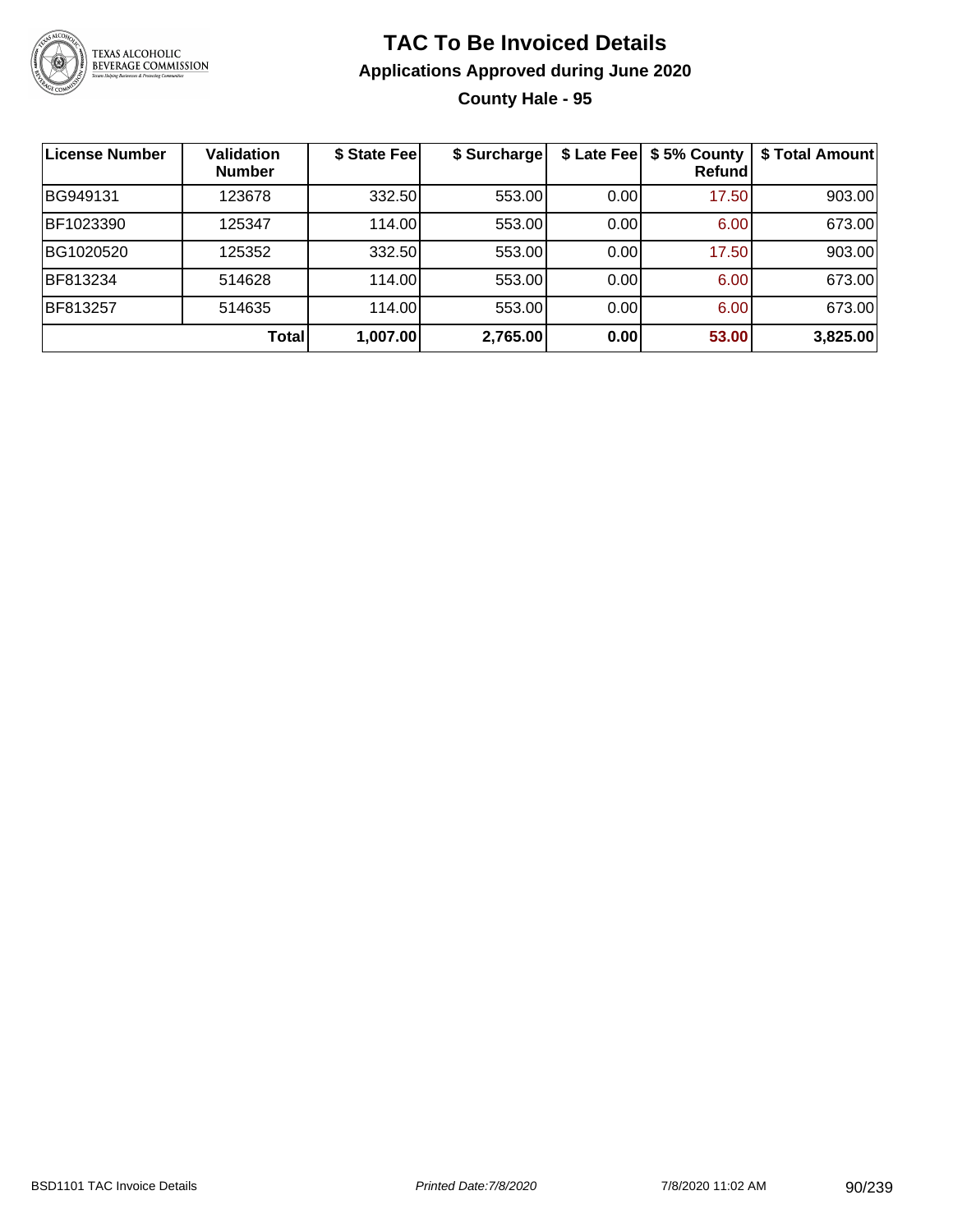# TAC To Be Invoiced Details

## Applications Approved during June 2020

### County Hale - 95

| License Number | Validation Number | $ State Fee | $ Surcharge | $ Late Fee | $ 5% County Refund | $ Total Amount |
|---|---|---|---|---|---|---|
| BG949131 | 123678 | 332.50 | 553.00 | 0.00 | 17.50 | 903.00 |
| BF1023390 | 125347 | 114.00 | 553.00 | 0.00 | 6.00 | 673.00 |
| BG1020520 | 125352 | 332.50 | 553.00 | 0.00 | 17.50 | 903.00 |
| BF813234 | 514628 | 114.00 | 553.00 | 0.00 | 6.00 | 673.00 |
| BF813257 | 514635 | 114.00 | 553.00 | 0.00 | 6.00 | 673.00 |
| | **Total** | **1,007.00** | **2,765.00** | **0.00** | **53.00** | **3,825.00** |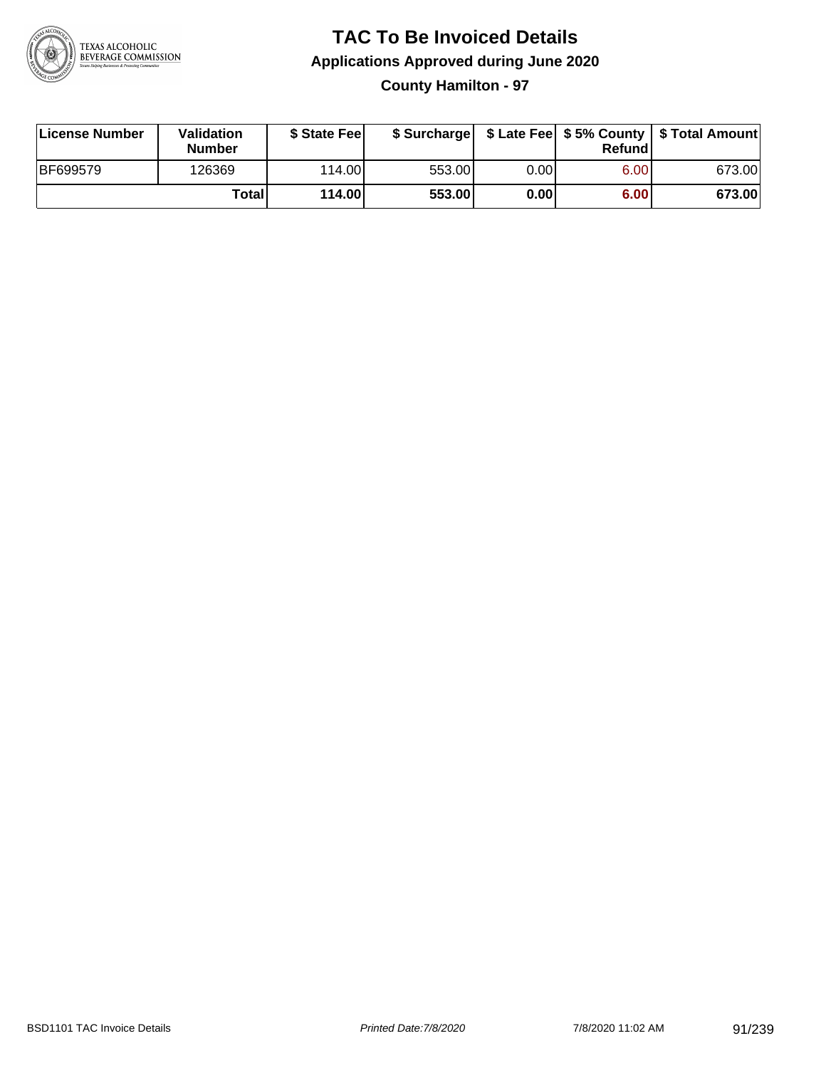# TAC To Be Invoiced Details

## Applications Approved during June 2020

### County Hamilton - 97

| License Number | Validation Number | $ State Fee | $ Surcharge | $ Late Fee | $ 5% County Refund | $ Total Amount |
|---|---|---|---|---|---|---|
| BF699579 | 126369 | 114.00 | 553.00 | 0.00 | 6.00 | 673.00 |
| | **Total** | **114.00** | **553.00** | **0.00** | **6.00** | **673.00** |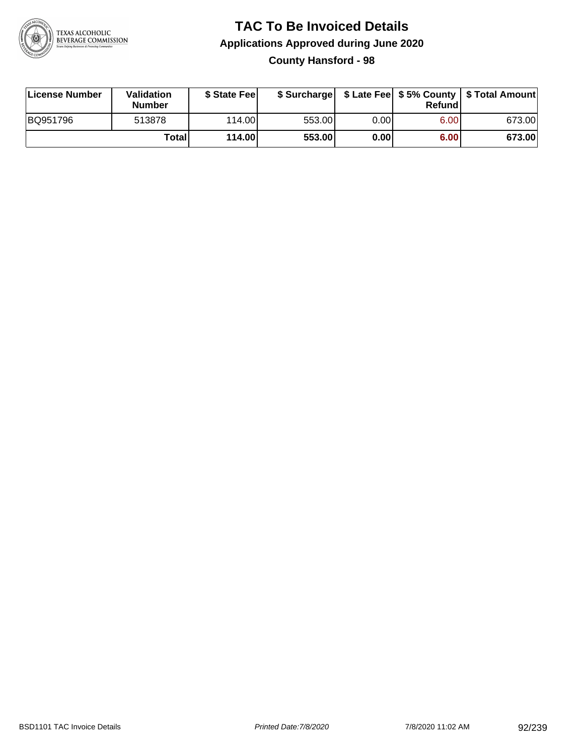# TAC To Be Invoiced Details

## Applications Approved during June 2020

### County Hansford - 98

| License Number | Validation Number | $ State Fee | $ Surcharge | $ Late Fee | $ 5% County Refund | $ Total Amount |
|---|---|---|---|---|---|---|
| BQ951796 | 513878 | 114.00 | 553.00 | 0.00 | 6.00 | 673.00 |
| | **Total** | **114.00** | **553.00** | **0.00** | **6.00** | **673.00** |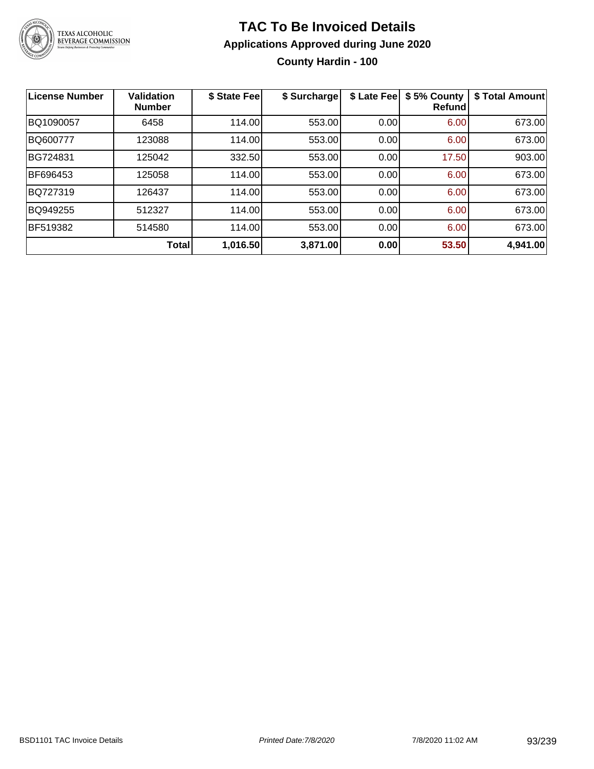# TAC To Be Invoiced Details

## Applications Approved during June 2020

### County Hardin - 100

| License Number | Validation Number | $ State Fee | $ Surcharge | $ Late Fee | $ 5% County Refund | $ Total Amount |
|---|---|---|---|---|---|---|
| BQ1090057 | 6458 | 114.00 | 553.00 | 0.00 | 6.00 | 673.00 |
| BQ600777 | 123088 | 114.00 | 553.00 | 0.00 | 6.00 | 673.00 |
| BG724831 | 125042 | 332.50 | 553.00 | 0.00 | 17.50 | 903.00 |
| BF696453 | 125058 | 114.00 | 553.00 | 0.00 | 6.00 | 673.00 |
| BQ727319 | 126437 | 114.00 | 553.00 | 0.00 | 6.00 | 673.00 |
| BQ949255 | 512327 | 114.00 | 553.00 | 0.00 | 6.00 | 673.00 |
| BF519382 | 514580 | 114.00 | 553.00 | 0.00 | 6.00 | 673.00 |
| | **Total** | **1,016.50** | **3,871.00** | **0.00** | **53.50** | **4,941.00** |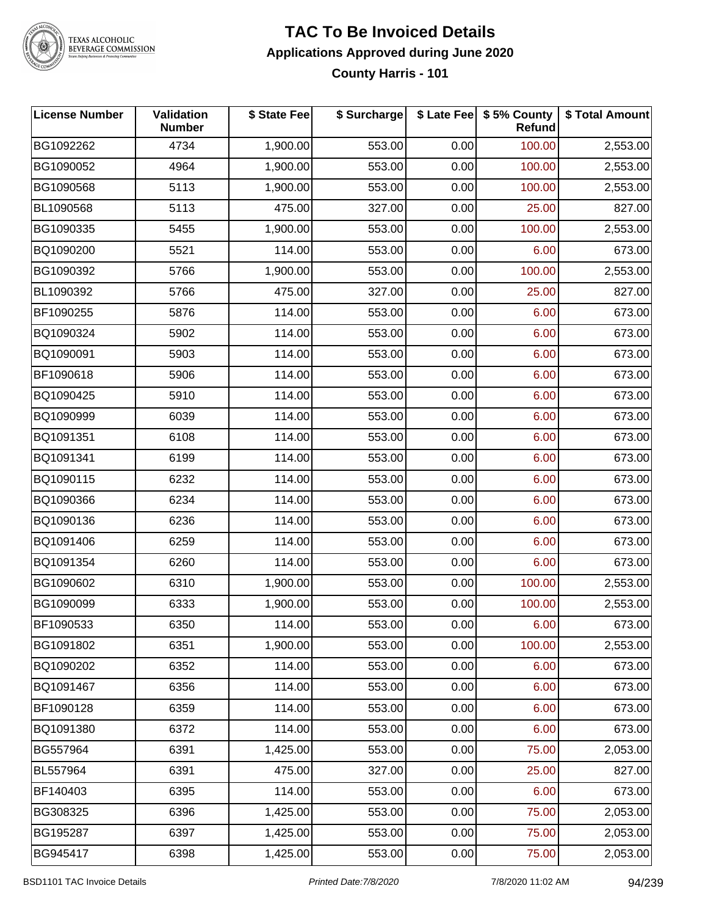# TAC To Be Invoiced Details

## Applications Approved during June 2020

### County Harris - 101

| License Number | Validation Number | $ State Fee | $ Surcharge | $ Late Fee | $ 5% County Refund | $ Total Amount |
|---|---|---|---|---|---|---|
| BG1092262 | 4734 | 1,900.00 | 553.00 | 0.00 | 100.00 | 2,553.00 |
| BG1090052 | 4964 | 1,900.00 | 553.00 | 0.00 | 100.00 | 2,553.00 |
| BG1090568 | 5113 | 1,900.00 | 553.00 | 0.00 | 100.00 | 2,553.00 |
| BL1090568 | 5113 | 475.00 | 327.00 | 0.00 | 25.00 | 827.00 |
| BG1090335 | 5455 | 1,900.00 | 553.00 | 0.00 | 100.00 | 2,553.00 |
| BQ1090200 | 5521 | 114.00 | 553.00 | 0.00 | 6.00 | 673.00 |
| BG1090392 | 5766 | 1,900.00 | 553.00 | 0.00 | 100.00 | 2,553.00 |
| BL1090392 | 5766 | 475.00 | 327.00 | 0.00 | 25.00 | 827.00 |
| BF1090255 | 5876 | 114.00 | 553.00 | 0.00 | 6.00 | 673.00 |
| BQ1090324 | 5902 | 114.00 | 553.00 | 0.00 | 6.00 | 673.00 |
| BQ1090091 | 5903 | 114.00 | 553.00 | 0.00 | 6.00 | 673.00 |
| BF1090618 | 5906 | 114.00 | 553.00 | 0.00 | 6.00 | 673.00 |
| BQ1090425 | 5910 | 114.00 | 553.00 | 0.00 | 6.00 | 673.00 |
| BQ1090999 | 6039 | 114.00 | 553.00 | 0.00 | 6.00 | 673.00 |
| BQ1091351 | 6108 | 114.00 | 553.00 | 0.00 | 6.00 | 673.00 |
| BQ1091341 | 6199 | 114.00 | 553.00 | 0.00 | 6.00 | 673.00 |
| BQ1090115 | 6232 | 114.00 | 553.00 | 0.00 | 6.00 | 673.00 |
| BQ1090366 | 6234 | 114.00 | 553.00 | 0.00 | 6.00 | 673.00 |
| BQ1090136 | 6236 | 114.00 | 553.00 | 0.00 | 6.00 | 673.00 |
| BQ1091406 | 6259 | 114.00 | 553.00 | 0.00 | 6.00 | 673.00 |
| BQ1091354 | 6260 | 114.00 | 553.00 | 0.00 | 6.00 | 673.00 |
| BG1090602 | 6310 | 1,900.00 | 553.00 | 0.00 | 100.00 | 2,553.00 |
| BG1090099 | 6333 | 1,900.00 | 553.00 | 0.00 | 100.00 | 2,553.00 |
| BF1090533 | 6350 | 114.00 | 553.00 | 0.00 | 6.00 | 673.00 |
| BG1091802 | 6351 | 1,900.00 | 553.00 | 0.00 | 100.00 | 2,553.00 |
| BQ1090202 | 6352 | 114.00 | 553.00 | 0.00 | 6.00 | 673.00 |
| BQ1091467 | 6356 | 114.00 | 553.00 | 0.00 | 6.00 | 673.00 |
| BF1090128 | 6359 | 114.00 | 553.00 | 0.00 | 6.00 | 673.00 |
| BQ1091380 | 6372 | 114.00 | 553.00 | 0.00 | 6.00 | 673.00 |
| BG557964 | 6391 | 1,425.00 | 553.00 | 0.00 | 75.00 | 2,053.00 |
| BL557964 | 6391 | 475.00 | 327.00 | 0.00 | 25.00 | 827.00 |
| BF140403 | 6395 | 114.00 | 553.00 | 0.00 | 6.00 | 673.00 |
| BG308325 | 6396 | 1,425.00 | 553.00 | 0.00 | 75.00 | 2,053.00 |
| BG195287 | 6397 | 1,425.00 | 553.00 | 0.00 | 75.00 | 2,053.00 |
| BG945417 | 6398 | 1,425.00 | 553.00 | 0.00 | 75.00 | 2,053.00 |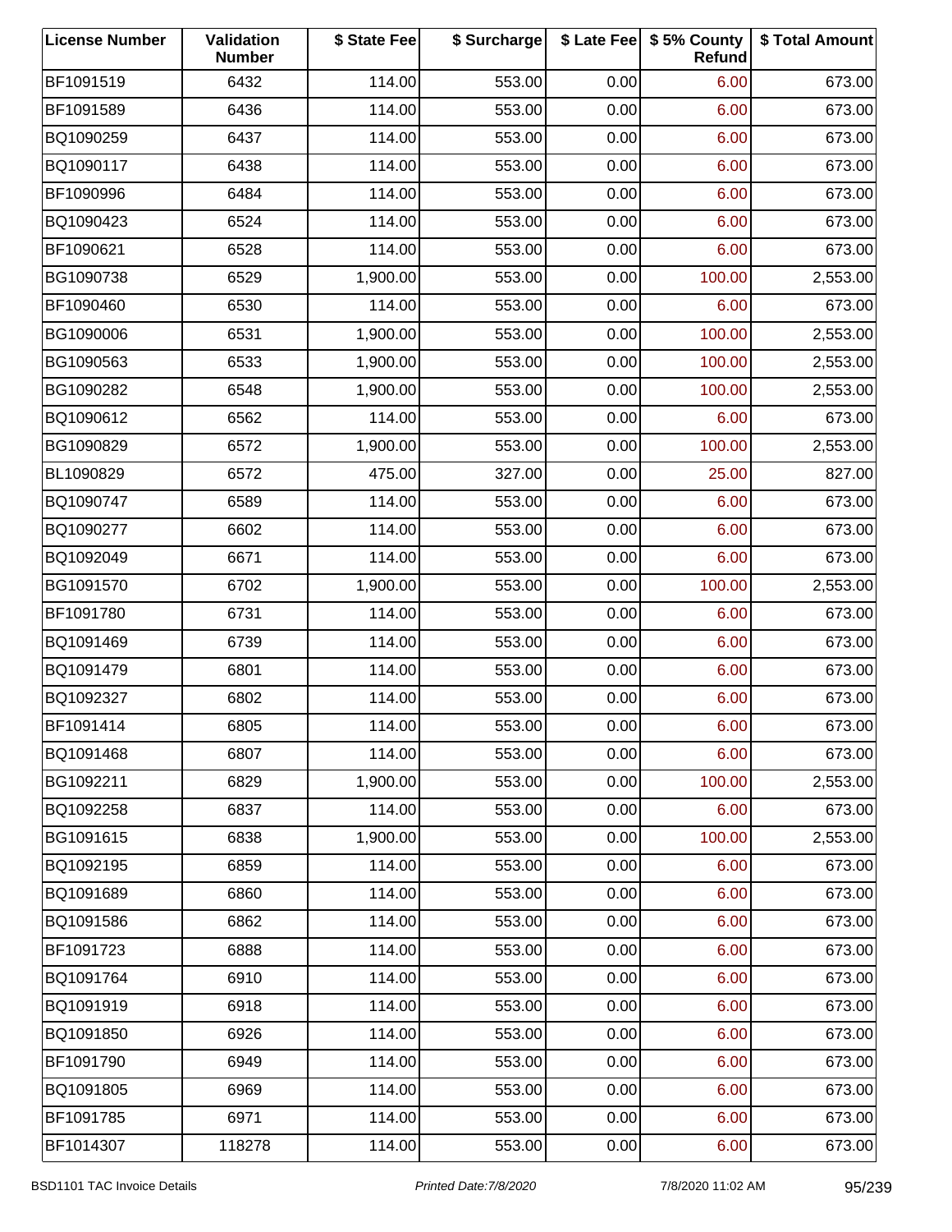| License Number | Validation Number | $ State Fee | $ Surcharge | $ Late Fee | $ 5% County Refund | $ Total Amount |
|---|---|---|---|---|---|---|
| BF1091519 | 6432 | 114.00 | 553.00 | 0.00 | 6.00 | 673.00 |
| BF1091589 | 6436 | 114.00 | 553.00 | 0.00 | 6.00 | 673.00 |
| BQ1090259 | 6437 | 114.00 | 553.00 | 0.00 | 6.00 | 673.00 |
| BQ1090117 | 6438 | 114.00 | 553.00 | 0.00 | 6.00 | 673.00 |
| BF1090996 | 6484 | 114.00 | 553.00 | 0.00 | 6.00 | 673.00 |
| BQ1090423 | 6524 | 114.00 | 553.00 | 0.00 | 6.00 | 673.00 |
| BF1090621 | 6528 | 114.00 | 553.00 | 0.00 | 6.00 | 673.00 |
| BG1090738 | 6529 | 1,900.00 | 553.00 | 0.00 | 100.00 | 2,553.00 |
| BF1090460 | 6530 | 114.00 | 553.00 | 0.00 | 6.00 | 673.00 |
| BG1090006 | 6531 | 1,900.00 | 553.00 | 0.00 | 100.00 | 2,553.00 |
| BG1090563 | 6533 | 1,900.00 | 553.00 | 0.00 | 100.00 | 2,553.00 |
| BG1090282 | 6548 | 1,900.00 | 553.00 | 0.00 | 100.00 | 2,553.00 |
| BQ1090612 | 6562 | 114.00 | 553.00 | 0.00 | 6.00 | 673.00 |
| BG1090829 | 6572 | 1,900.00 | 553.00 | 0.00 | 100.00 | 2,553.00 |
| BL1090829 | 6572 | 475.00 | 327.00 | 0.00 | 25.00 | 827.00 |
| BQ1090747 | 6589 | 114.00 | 553.00 | 0.00 | 6.00 | 673.00 |
| BQ1090277 | 6602 | 114.00 | 553.00 | 0.00 | 6.00 | 673.00 |
| BQ1092049 | 6671 | 114.00 | 553.00 | 0.00 | 6.00 | 673.00 |
| BG1091570 | 6702 | 1,900.00 | 553.00 | 0.00 | 100.00 | 2,553.00 |
| BF1091780 | 6731 | 114.00 | 553.00 | 0.00 | 6.00 | 673.00 |
| BQ1091469 | 6739 | 114.00 | 553.00 | 0.00 | 6.00 | 673.00 |
| BQ1091479 | 6801 | 114.00 | 553.00 | 0.00 | 6.00 | 673.00 |
| BQ1092327 | 6802 | 114.00 | 553.00 | 0.00 | 6.00 | 673.00 |
| BF1091414 | 6805 | 114.00 | 553.00 | 0.00 | 6.00 | 673.00 |
| BQ1091468 | 6807 | 114.00 | 553.00 | 0.00 | 6.00 | 673.00 |
| BG1092211 | 6829 | 1,900.00 | 553.00 | 0.00 | 100.00 | 2,553.00 |
| BQ1092258 | 6837 | 114.00 | 553.00 | 0.00 | 6.00 | 673.00 |
| BG1091615 | 6838 | 1,900.00 | 553.00 | 0.00 | 100.00 | 2,553.00 |
| BQ1092195 | 6859 | 114.00 | 553.00 | 0.00 | 6.00 | 673.00 |
| BQ1091689 | 6860 | 114.00 | 553.00 | 0.00 | 6.00 | 673.00 |
| BQ1091586 | 6862 | 114.00 | 553.00 | 0.00 | 6.00 | 673.00 |
| BF1091723 | 6888 | 114.00 | 553.00 | 0.00 | 6.00 | 673.00 |
| BQ1091764 | 6910 | 114.00 | 553.00 | 0.00 | 6.00 | 673.00 |
| BQ1091919 | 6918 | 114.00 | 553.00 | 0.00 | 6.00 | 673.00 |
| BQ1091850 | 6926 | 114.00 | 553.00 | 0.00 | 6.00 | 673.00 |
| BF1091790 | 6949 | 114.00 | 553.00 | 0.00 | 6.00 | 673.00 |
| BQ1091805 | 6969 | 114.00 | 553.00 | 0.00 | 6.00 | 673.00 |
| BF1091785 | 6971 | 114.00 | 553.00 | 0.00 | 6.00 | 673.00 |
| BF1014307 | 118278 | 114.00 | 553.00 | 0.00 | 6.00 | 673.00 |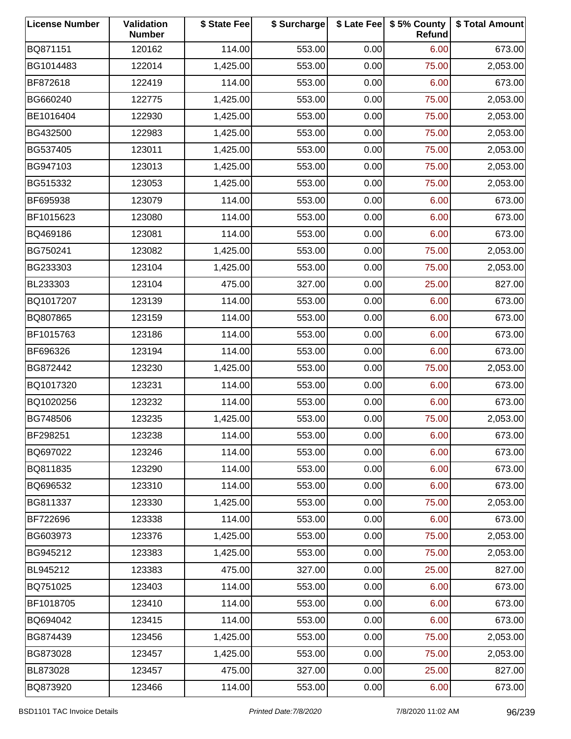| License Number | Validation Number | $ State Fee | $ Surcharge | $ Late Fee | $ 5% County Refund | $ Total Amount |
|---|---|---|---|---|---|---|
| BQ871151 | 120162 | 114.00 | 553.00 | 0.00 | 6.00 | 673.00 |
| BG1014483 | 122014 | 1,425.00 | 553.00 | 0.00 | 75.00 | 2,053.00 |
| BF872618 | 122419 | 114.00 | 553.00 | 0.00 | 6.00 | 673.00 |
| BG660240 | 122775 | 1,425.00 | 553.00 | 0.00 | 75.00 | 2,053.00 |
| BE1016404 | 122930 | 1,425.00 | 553.00 | 0.00 | 75.00 | 2,053.00 |
| BG432500 | 122983 | 1,425.00 | 553.00 | 0.00 | 75.00 | 2,053.00 |
| BG537405 | 123011 | 1,425.00 | 553.00 | 0.00 | 75.00 | 2,053.00 |
| BG947103 | 123013 | 1,425.00 | 553.00 | 0.00 | 75.00 | 2,053.00 |
| BG515332 | 123053 | 1,425.00 | 553.00 | 0.00 | 75.00 | 2,053.00 |
| BF695938 | 123079 | 114.00 | 553.00 | 0.00 | 6.00 | 673.00 |
| BF1015623 | 123080 | 114.00 | 553.00 | 0.00 | 6.00 | 673.00 |
| BQ469186 | 123081 | 114.00 | 553.00 | 0.00 | 6.00 | 673.00 |
| BG750241 | 123082 | 1,425.00 | 553.00 | 0.00 | 75.00 | 2,053.00 |
| BG233303 | 123104 | 1,425.00 | 553.00 | 0.00 | 75.00 | 2,053.00 |
| BL233303 | 123104 | 475.00 | 327.00 | 0.00 | 25.00 | 827.00 |
| BQ1017207 | 123139 | 114.00 | 553.00 | 0.00 | 6.00 | 673.00 |
| BQ807865 | 123159 | 114.00 | 553.00 | 0.00 | 6.00 | 673.00 |
| BF1015763 | 123186 | 114.00 | 553.00 | 0.00 | 6.00 | 673.00 |
| BF696326 | 123194 | 114.00 | 553.00 | 0.00 | 6.00 | 673.00 |
| BG872442 | 123230 | 1,425.00 | 553.00 | 0.00 | 75.00 | 2,053.00 |
| BQ1017320 | 123231 | 114.00 | 553.00 | 0.00 | 6.00 | 673.00 |
| BQ1020256 | 123232 | 114.00 | 553.00 | 0.00 | 6.00 | 673.00 |
| BG748506 | 123235 | 1,425.00 | 553.00 | 0.00 | 75.00 | 2,053.00 |
| BF298251 | 123238 | 114.00 | 553.00 | 0.00 | 6.00 | 673.00 |
| BQ697022 | 123246 | 114.00 | 553.00 | 0.00 | 6.00 | 673.00 |
| BQ811835 | 123290 | 114.00 | 553.00 | 0.00 | 6.00 | 673.00 |
| BQ696532 | 123310 | 114.00 | 553.00 | 0.00 | 6.00 | 673.00 |
| BG811337 | 123330 | 1,425.00 | 553.00 | 0.00 | 75.00 | 2,053.00 |
| BF722696 | 123338 | 114.00 | 553.00 | 0.00 | 6.00 | 673.00 |
| BG603973 | 123376 | 1,425.00 | 553.00 | 0.00 | 75.00 | 2,053.00 |
| BG945212 | 123383 | 1,425.00 | 553.00 | 0.00 | 75.00 | 2,053.00 |
| BL945212 | 123383 | 475.00 | 327.00 | 0.00 | 25.00 | 827.00 |
| BQ751025 | 123403 | 114.00 | 553.00 | 0.00 | 6.00 | 673.00 |
| BF1018705 | 123410 | 114.00 | 553.00 | 0.00 | 6.00 | 673.00 |
| BQ694042 | 123415 | 114.00 | 553.00 | 0.00 | 6.00 | 673.00 |
| BG874439 | 123456 | 1,425.00 | 553.00 | 0.00 | 75.00 | 2,053.00 |
| BG873028 | 123457 | 1,425.00 | 553.00 | 0.00 | 75.00 | 2,053.00 |
| BL873028 | 123457 | 475.00 | 327.00 | 0.00 | 25.00 | 827.00 |
| BQ873920 | 123466 | 114.00 | 553.00 | 0.00 | 6.00 | 673.00 |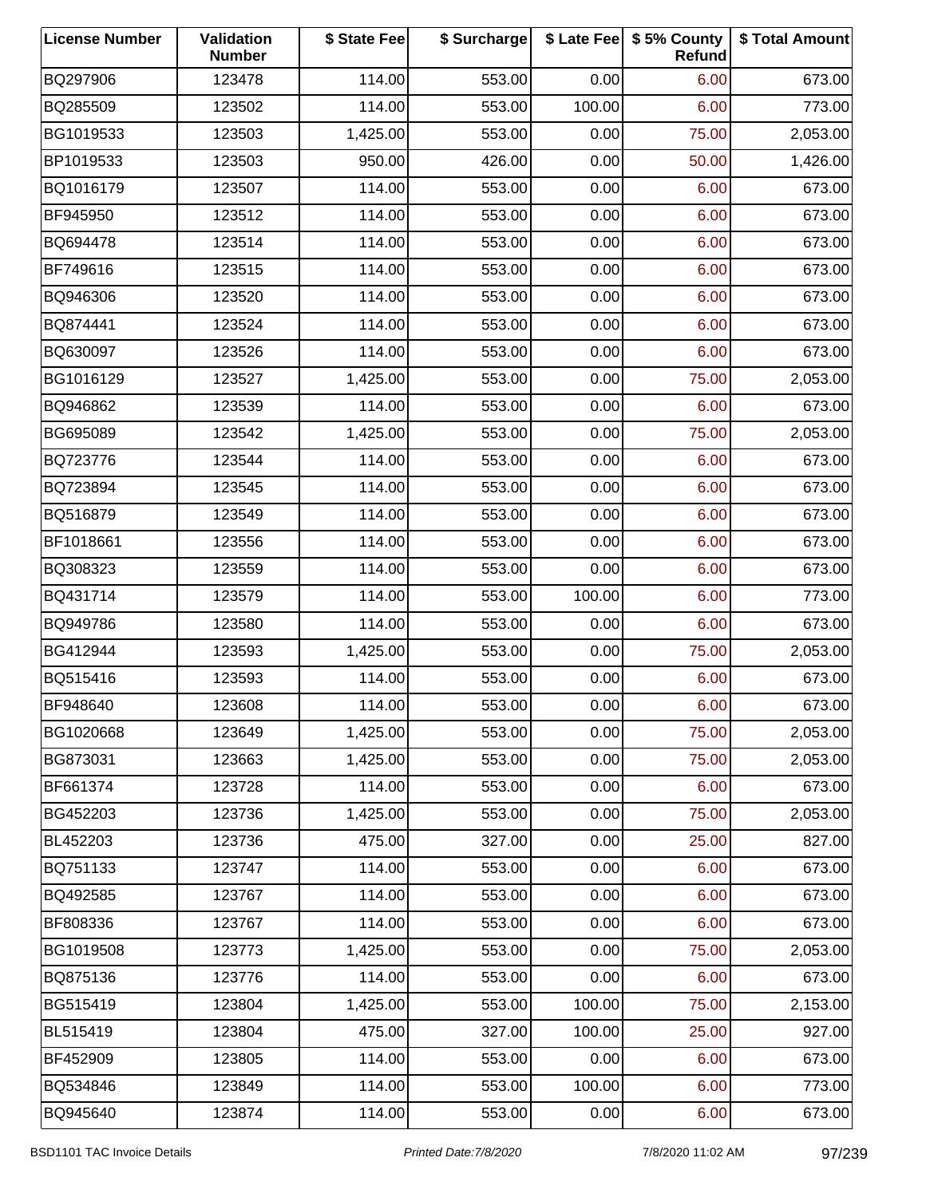| License Number | Validation Number | $ State Fee | $ Surcharge | $ Late Fee | $ 5% County Refund | $ Total Amount |
| --- | --- | --- | --- | --- | --- | --- |
| BQ297906 | 123478 | 114.00 | 553.00 | 0.00 | 6.00 | 673.00 |
| BQ285509 | 123502 | 114.00 | 553.00 | 100.00 | 6.00 | 773.00 |
| BG1019533 | 123503 | 1,425.00 | 553.00 | 0.00 | 75.00 | 2,053.00 |
| BP1019533 | 123503 | 950.00 | 426.00 | 0.00 | 50.00 | 1,426.00 |
| BQ1016179 | 123507 | 114.00 | 553.00 | 0.00 | 6.00 | 673.00 |
| BF945950 | 123512 | 114.00 | 553.00 | 0.00 | 6.00 | 673.00 |
| BQ694478 | 123514 | 114.00 | 553.00 | 0.00 | 6.00 | 673.00 |
| BF749616 | 123515 | 114.00 | 553.00 | 0.00 | 6.00 | 673.00 |
| BQ946306 | 123520 | 114.00 | 553.00 | 0.00 | 6.00 | 673.00 |
| BQ874441 | 123524 | 114.00 | 553.00 | 0.00 | 6.00 | 673.00 |
| BQ630097 | 123526 | 114.00 | 553.00 | 0.00 | 6.00 | 673.00 |
| BG1016129 | 123527 | 1,425.00 | 553.00 | 0.00 | 75.00 | 2,053.00 |
| BQ946862 | 123539 | 114.00 | 553.00 | 0.00 | 6.00 | 673.00 |
| BG695089 | 123542 | 1,425.00 | 553.00 | 0.00 | 75.00 | 2,053.00 |
| BQ723776 | 123544 | 114.00 | 553.00 | 0.00 | 6.00 | 673.00 |
| BQ723894 | 123545 | 114.00 | 553.00 | 0.00 | 6.00 | 673.00 |
| BQ516879 | 123549 | 114.00 | 553.00 | 0.00 | 6.00 | 673.00 |
| BF1018661 | 123556 | 114.00 | 553.00 | 0.00 | 6.00 | 673.00 |
| BQ308323 | 123559 | 114.00 | 553.00 | 0.00 | 6.00 | 673.00 |
| BQ431714 | 123579 | 114.00 | 553.00 | 100.00 | 6.00 | 773.00 |
| BQ949786 | 123580 | 114.00 | 553.00 | 0.00 | 6.00 | 673.00 |
| BG412944 | 123593 | 1,425.00 | 553.00 | 0.00 | 75.00 | 2,053.00 |
| BQ515416 | 123593 | 114.00 | 553.00 | 0.00 | 6.00 | 673.00 |
| BF948640 | 123608 | 114.00 | 553.00 | 0.00 | 6.00 | 673.00 |
| BG1020668 | 123649 | 1,425.00 | 553.00 | 0.00 | 75.00 | 2,053.00 |
| BG873031 | 123663 | 1,425.00 | 553.00 | 0.00 | 75.00 | 2,053.00 |
| BF661374 | 123728 | 114.00 | 553.00 | 0.00 | 6.00 | 673.00 |
| BG452203 | 123736 | 1,425.00 | 553.00 | 0.00 | 75.00 | 2,053.00 |
| BL452203 | 123736 | 475.00 | 327.00 | 0.00 | 25.00 | 827.00 |
| BQ751133 | 123747 | 114.00 | 553.00 | 0.00 | 6.00 | 673.00 |
| BQ492585 | 123767 | 114.00 | 553.00 | 0.00 | 6.00 | 673.00 |
| BF808336 | 123767 | 114.00 | 553.00 | 0.00 | 6.00 | 673.00 |
| BG1019508 | 123773 | 1,425.00 | 553.00 | 0.00 | 75.00 | 2,053.00 |
| BQ875136 | 123776 | 114.00 | 553.00 | 0.00 | 6.00 | 673.00 |
| BG515419 | 123804 | 1,425.00 | 553.00 | 100.00 | 75.00 | 2,153.00 |
| BL515419 | 123804 | 475.00 | 327.00 | 100.00 | 25.00 | 927.00 |
| BF452909 | 123805 | 114.00 | 553.00 | 0.00 | 6.00 | 673.00 |
| BQ534846 | 123849 | 114.00 | 553.00 | 100.00 | 6.00 | 773.00 |
| BQ945640 | 123874 | 114.00 | 553.00 | 0.00 | 6.00 | 673.00 |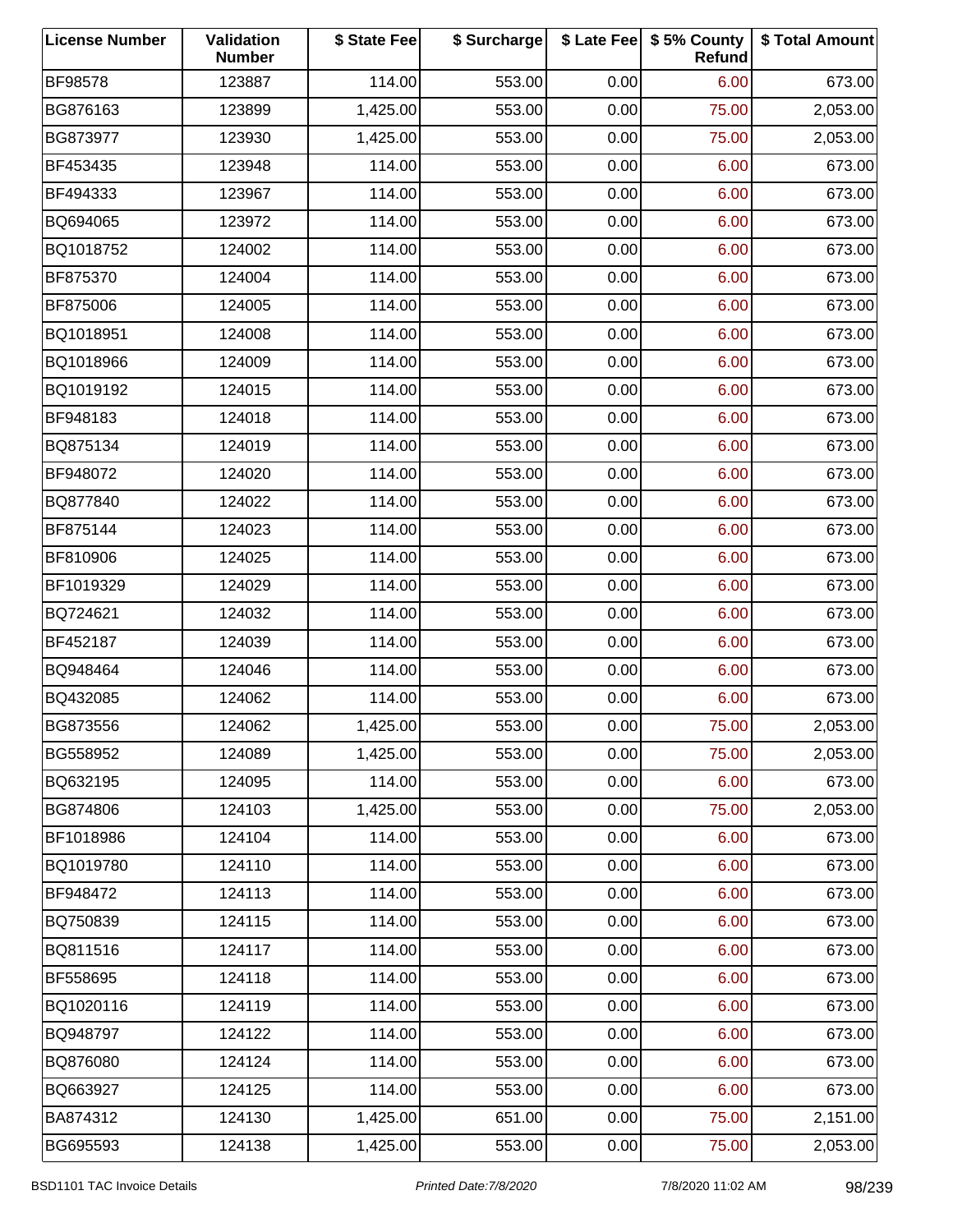| License Number | Validation Number | $ State Fee | $ Surcharge | $ Late Fee | $ 5% County Refund | $ Total Amount |
|---|---|---|---|---|---|---|
| BF98578 | 123887 | 114.00 | 553.00 | 0.00 | 6.00 | 673.00 |
| BG876163 | 123899 | 1,425.00 | 553.00 | 0.00 | 75.00 | 2,053.00 |
| BG873977 | 123930 | 1,425.00 | 553.00 | 0.00 | 75.00 | 2,053.00 |
| BF453435 | 123948 | 114.00 | 553.00 | 0.00 | 6.00 | 673.00 |
| BF494333 | 123967 | 114.00 | 553.00 | 0.00 | 6.00 | 673.00 |
| BQ694065 | 123972 | 114.00 | 553.00 | 0.00 | 6.00 | 673.00 |
| BQ1018752 | 124002 | 114.00 | 553.00 | 0.00 | 6.00 | 673.00 |
| BF875370 | 124004 | 114.00 | 553.00 | 0.00 | 6.00 | 673.00 |
| BF875006 | 124005 | 114.00 | 553.00 | 0.00 | 6.00 | 673.00 |
| BQ1018951 | 124008 | 114.00 | 553.00 | 0.00 | 6.00 | 673.00 |
| BQ1018966 | 124009 | 114.00 | 553.00 | 0.00 | 6.00 | 673.00 |
| BQ1019192 | 124015 | 114.00 | 553.00 | 0.00 | 6.00 | 673.00 |
| BF948183 | 124018 | 114.00 | 553.00 | 0.00 | 6.00 | 673.00 |
| BQ875134 | 124019 | 114.00 | 553.00 | 0.00 | 6.00 | 673.00 |
| BF948072 | 124020 | 114.00 | 553.00 | 0.00 | 6.00 | 673.00 |
| BQ877840 | 124022 | 114.00 | 553.00 | 0.00 | 6.00 | 673.00 |
| BF875144 | 124023 | 114.00 | 553.00 | 0.00 | 6.00 | 673.00 |
| BF810906 | 124025 | 114.00 | 553.00 | 0.00 | 6.00 | 673.00 |
| BF1019329 | 124029 | 114.00 | 553.00 | 0.00 | 6.00 | 673.00 |
| BQ724621 | 124032 | 114.00 | 553.00 | 0.00 | 6.00 | 673.00 |
| BF452187 | 124039 | 114.00 | 553.00 | 0.00 | 6.00 | 673.00 |
| BQ948464 | 124046 | 114.00 | 553.00 | 0.00 | 6.00 | 673.00 |
| BQ432085 | 124062 | 114.00 | 553.00 | 0.00 | 6.00 | 673.00 |
| BG873556 | 124062 | 1,425.00 | 553.00 | 0.00 | 75.00 | 2,053.00 |
| BG558952 | 124089 | 1,425.00 | 553.00 | 0.00 | 75.00 | 2,053.00 |
| BQ632195 | 124095 | 114.00 | 553.00 | 0.00 | 6.00 | 673.00 |
| BG874806 | 124103 | 1,425.00 | 553.00 | 0.00 | 75.00 | 2,053.00 |
| BF1018986 | 124104 | 114.00 | 553.00 | 0.00 | 6.00 | 673.00 |
| BQ1019780 | 124110 | 114.00 | 553.00 | 0.00 | 6.00 | 673.00 |
| BF948472 | 124113 | 114.00 | 553.00 | 0.00 | 6.00 | 673.00 |
| BQ750839 | 124115 | 114.00 | 553.00 | 0.00 | 6.00 | 673.00 |
| BQ811516 | 124117 | 114.00 | 553.00 | 0.00 | 6.00 | 673.00 |
| BF558695 | 124118 | 114.00 | 553.00 | 0.00 | 6.00 | 673.00 |
| BQ1020116 | 124119 | 114.00 | 553.00 | 0.00 | 6.00 | 673.00 |
| BQ948797 | 124122 | 114.00 | 553.00 | 0.00 | 6.00 | 673.00 |
| BQ876080 | 124124 | 114.00 | 553.00 | 0.00 | 6.00 | 673.00 |
| BQ663927 | 124125 | 114.00 | 553.00 | 0.00 | 6.00 | 673.00 |
| BA874312 | 124130 | 1,425.00 | 651.00 | 0.00 | 75.00 | 2,151.00 |
| BG695593 | 124138 | 1,425.00 | 553.00 | 0.00 | 75.00 | 2,053.00 |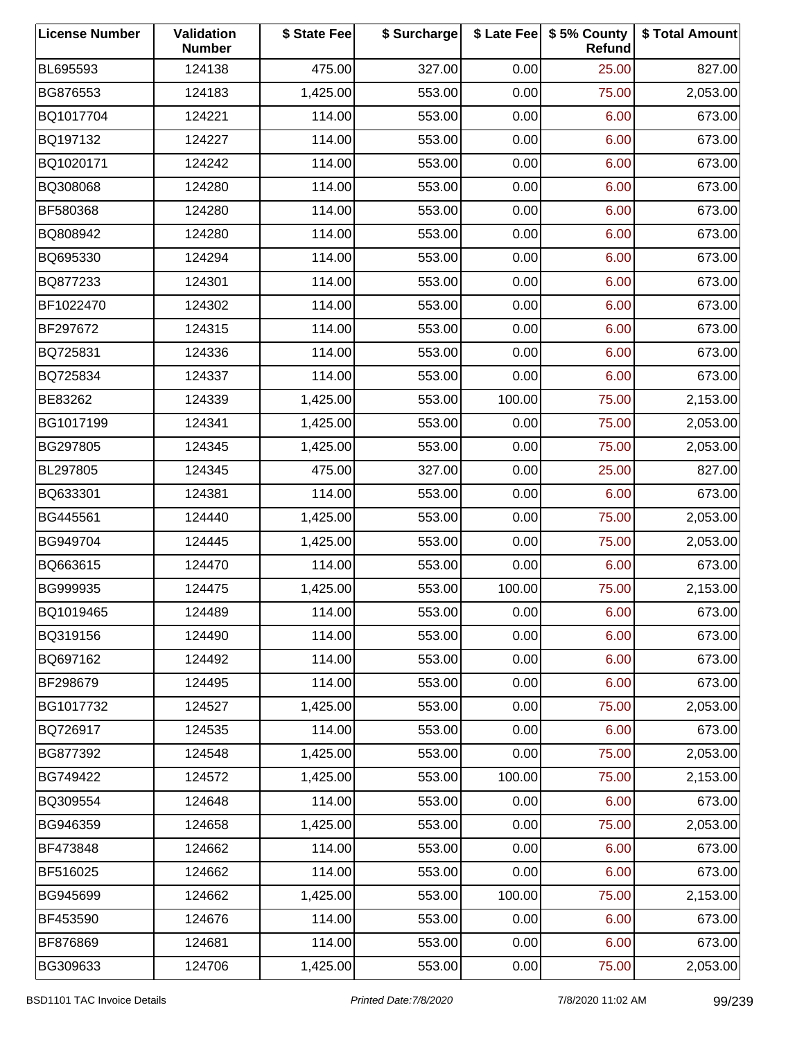| License Number | Validation Number | $ State Fee | $ Surcharge | $ Late Fee | $ 5% County Refund | $ Total Amount |
|---|---|---|---|---|---|---|
| BL695593 | 124138 | 475.00 | 327.00 | 0.00 | 25.00 | 827.00 |
| BG876553 | 124183 | 1,425.00 | 553.00 | 0.00 | 75.00 | 2,053.00 |
| BQ1017704 | 124221 | 114.00 | 553.00 | 0.00 | 6.00 | 673.00 |
| BQ197132 | 124227 | 114.00 | 553.00 | 0.00 | 6.00 | 673.00 |
| BQ1020171 | 124242 | 114.00 | 553.00 | 0.00 | 6.00 | 673.00 |
| BQ308068 | 124280 | 114.00 | 553.00 | 0.00 | 6.00 | 673.00 |
| BF580368 | 124280 | 114.00 | 553.00 | 0.00 | 6.00 | 673.00 |
| BQ808942 | 124280 | 114.00 | 553.00 | 0.00 | 6.00 | 673.00 |
| BQ695330 | 124294 | 114.00 | 553.00 | 0.00 | 6.00 | 673.00 |
| BQ877233 | 124301 | 114.00 | 553.00 | 0.00 | 6.00 | 673.00 |
| BF1022470 | 124302 | 114.00 | 553.00 | 0.00 | 6.00 | 673.00 |
| BF297672 | 124315 | 114.00 | 553.00 | 0.00 | 6.00 | 673.00 |
| BQ725831 | 124336 | 114.00 | 553.00 | 0.00 | 6.00 | 673.00 |
| BQ725834 | 124337 | 114.00 | 553.00 | 0.00 | 6.00 | 673.00 |
| BE83262 | 124339 | 1,425.00 | 553.00 | 100.00 | 75.00 | 2,153.00 |
| BG1017199 | 124341 | 1,425.00 | 553.00 | 0.00 | 75.00 | 2,053.00 |
| BG297805 | 124345 | 1,425.00 | 553.00 | 0.00 | 75.00 | 2,053.00 |
| BL297805 | 124345 | 475.00 | 327.00 | 0.00 | 25.00 | 827.00 |
| BQ633301 | 124381 | 114.00 | 553.00 | 0.00 | 6.00 | 673.00 |
| BG445561 | 124440 | 1,425.00 | 553.00 | 0.00 | 75.00 | 2,053.00 |
| BG949704 | 124445 | 1,425.00 | 553.00 | 0.00 | 75.00 | 2,053.00 |
| BQ663615 | 124470 | 114.00 | 553.00 | 0.00 | 6.00 | 673.00 |
| BG999935 | 124475 | 1,425.00 | 553.00 | 100.00 | 75.00 | 2,153.00 |
| BQ1019465 | 124489 | 114.00 | 553.00 | 0.00 | 6.00 | 673.00 |
| BQ319156 | 124490 | 114.00 | 553.00 | 0.00 | 6.00 | 673.00 |
| BQ697162 | 124492 | 114.00 | 553.00 | 0.00 | 6.00 | 673.00 |
| BF298679 | 124495 | 114.00 | 553.00 | 0.00 | 6.00 | 673.00 |
| BG1017732 | 124527 | 1,425.00 | 553.00 | 0.00 | 75.00 | 2,053.00 |
| BQ726917 | 124535 | 114.00 | 553.00 | 0.00 | 6.00 | 673.00 |
| BG877392 | 124548 | 1,425.00 | 553.00 | 0.00 | 75.00 | 2,053.00 |
| BG749422 | 124572 | 1,425.00 | 553.00 | 100.00 | 75.00 | 2,153.00 |
| BQ309554 | 124648 | 114.00 | 553.00 | 0.00 | 6.00 | 673.00 |
| BG946359 | 124658 | 1,425.00 | 553.00 | 0.00 | 75.00 | 2,053.00 |
| BF473848 | 124662 | 114.00 | 553.00 | 0.00 | 6.00 | 673.00 |
| BF516025 | 124662 | 114.00 | 553.00 | 0.00 | 6.00 | 673.00 |
| BG945699 | 124662 | 1,425.00 | 553.00 | 100.00 | 75.00 | 2,153.00 |
| BF453590 | 124676 | 114.00 | 553.00 | 0.00 | 6.00 | 673.00 |
| BF876869 | 124681 | 114.00 | 553.00 | 0.00 | 6.00 | 673.00 |
| BG309633 | 124706 | 1,425.00 | 553.00 | 0.00 | 75.00 | 2,053.00 |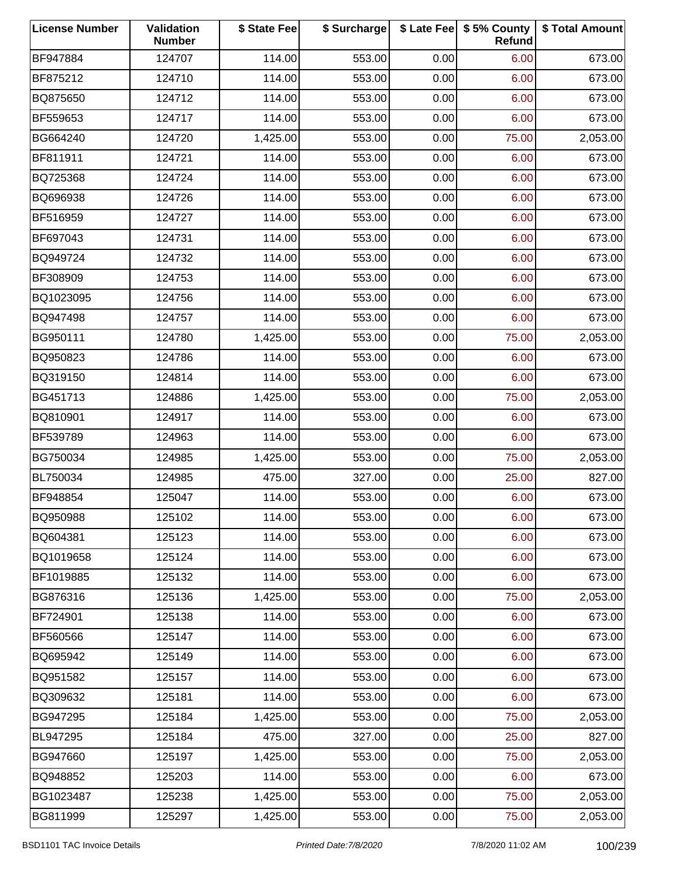| License Number | Validation Number | $ State Fee | $ Surcharge | $ Late Fee | $ 5% County Refund | $ Total Amount |
|---|---|---|---|---|---|---|
| BF947884 | 124707 | 114.00 | 553.00 | 0.00 | 6.00 | 673.00 |
| BF875212 | 124710 | 114.00 | 553.00 | 0.00 | 6.00 | 673.00 |
| BQ875650 | 124712 | 114.00 | 553.00 | 0.00 | 6.00 | 673.00 |
| BF559653 | 124717 | 114.00 | 553.00 | 0.00 | 6.00 | 673.00 |
| BG664240 | 124720 | 1,425.00 | 553.00 | 0.00 | 75.00 | 2,053.00 |
| BF811911 | 124721 | 114.00 | 553.00 | 0.00 | 6.00 | 673.00 |
| BQ725368 | 124724 | 114.00 | 553.00 | 0.00 | 6.00 | 673.00 |
| BQ696938 | 124726 | 114.00 | 553.00 | 0.00 | 6.00 | 673.00 |
| BF516959 | 124727 | 114.00 | 553.00 | 0.00 | 6.00 | 673.00 |
| BF697043 | 124731 | 114.00 | 553.00 | 0.00 | 6.00 | 673.00 |
| BQ949724 | 124732 | 114.00 | 553.00 | 0.00 | 6.00 | 673.00 |
| BF308909 | 124753 | 114.00 | 553.00 | 0.00 | 6.00 | 673.00 |
| BQ1023095 | 124756 | 114.00 | 553.00 | 0.00 | 6.00 | 673.00 |
| BQ947498 | 124757 | 114.00 | 553.00 | 0.00 | 6.00 | 673.00 |
| BG950111 | 124780 | 1,425.00 | 553.00 | 0.00 | 75.00 | 2,053.00 |
| BQ950823 | 124786 | 114.00 | 553.00 | 0.00 | 6.00 | 673.00 |
| BQ319150 | 124814 | 114.00 | 553.00 | 0.00 | 6.00 | 673.00 |
| BG451713 | 124886 | 1,425.00 | 553.00 | 0.00 | 75.00 | 2,053.00 |
| BQ810901 | 124917 | 114.00 | 553.00 | 0.00 | 6.00 | 673.00 |
| BF539789 | 124963 | 114.00 | 553.00 | 0.00 | 6.00 | 673.00 |
| BG750034 | 124985 | 1,425.00 | 553.00 | 0.00 | 75.00 | 2,053.00 |
| BL750034 | 124985 | 475.00 | 327.00 | 0.00 | 25.00 | 827.00 |
| BF948854 | 125047 | 114.00 | 553.00 | 0.00 | 6.00 | 673.00 |
| BQ950988 | 125102 | 114.00 | 553.00 | 0.00 | 6.00 | 673.00 |
| BQ604381 | 125123 | 114.00 | 553.00 | 0.00 | 6.00 | 673.00 |
| BQ1019658 | 125124 | 114.00 | 553.00 | 0.00 | 6.00 | 673.00 |
| BF1019885 | 125132 | 114.00 | 553.00 | 0.00 | 6.00 | 673.00 |
| BG876316 | 125136 | 1,425.00 | 553.00 | 0.00 | 75.00 | 2,053.00 |
| BF724901 | 125138 | 114.00 | 553.00 | 0.00 | 6.00 | 673.00 |
| BF560566 | 125147 | 114.00 | 553.00 | 0.00 | 6.00 | 673.00 |
| BQ695942 | 125149 | 114.00 | 553.00 | 0.00 | 6.00 | 673.00 |
| BQ951582 | 125157 | 114.00 | 553.00 | 0.00 | 6.00 | 673.00 |
| BQ309632 | 125181 | 114.00 | 553.00 | 0.00 | 6.00 | 673.00 |
| BG947295 | 125184 | 1,425.00 | 553.00 | 0.00 | 75.00 | 2,053.00 |
| BL947295 | 125184 | 475.00 | 327.00 | 0.00 | 25.00 | 827.00 |
| BG947660 | 125197 | 1,425.00 | 553.00 | 0.00 | 75.00 | 2,053.00 |
| BQ948852 | 125203 | 114.00 | 553.00 | 0.00 | 6.00 | 673.00 |
| BG1023487 | 125238 | 1,425.00 | 553.00 | 0.00 | 75.00 | 2,053.00 |
| BG811999 | 125297 | 1,425.00 | 553.00 | 0.00 | 75.00 | 2,053.00 |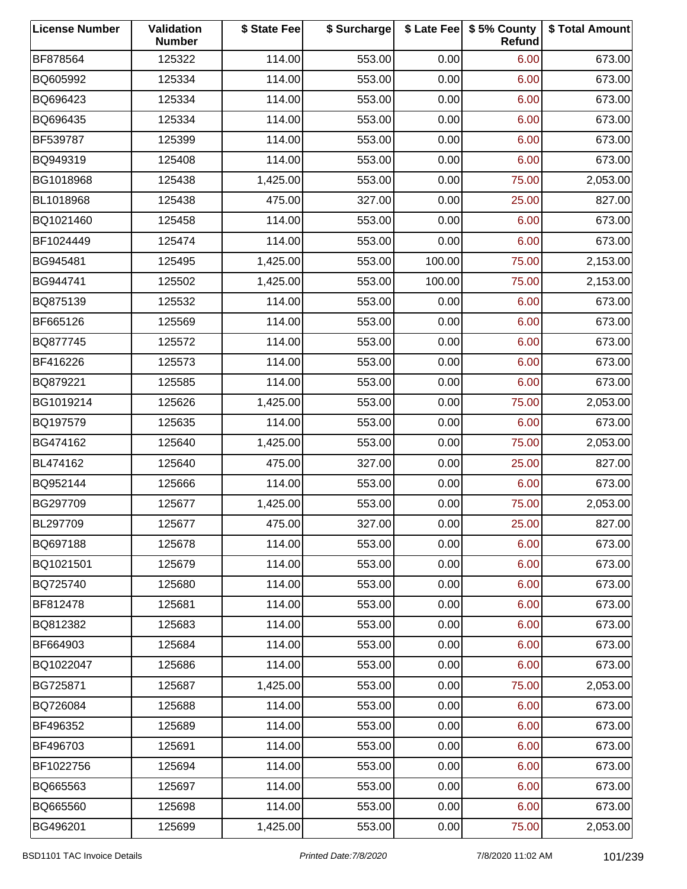| License Number | Validation Number | $ State Fee | $ Surcharge | $ Late Fee | $ 5% County Refund | $ Total Amount |
|---|---|---|---|---|---|---|
| BF878564 | 125322 | 114.00 | 553.00 | 0.00 | 6.00 | 673.00 |
| BQ605992 | 125334 | 114.00 | 553.00 | 0.00 | 6.00 | 673.00 |
| BQ696423 | 125334 | 114.00 | 553.00 | 0.00 | 6.00 | 673.00 |
| BQ696435 | 125334 | 114.00 | 553.00 | 0.00 | 6.00 | 673.00 |
| BF539787 | 125399 | 114.00 | 553.00 | 0.00 | 6.00 | 673.00 |
| BQ949319 | 125408 | 114.00 | 553.00 | 0.00 | 6.00 | 673.00 |
| BG1018968 | 125438 | 1,425.00 | 553.00 | 0.00 | 75.00 | 2,053.00 |
| BL1018968 | 125438 | 475.00 | 327.00 | 0.00 | 25.00 | 827.00 |
| BQ1021460 | 125458 | 114.00 | 553.00 | 0.00 | 6.00 | 673.00 |
| BF1024449 | 125474 | 114.00 | 553.00 | 0.00 | 6.00 | 673.00 |
| BG945481 | 125495 | 1,425.00 | 553.00 | 100.00 | 75.00 | 2,153.00 |
| BG944741 | 125502 | 1,425.00 | 553.00 | 100.00 | 75.00 | 2,153.00 |
| BQ875139 | 125532 | 114.00 | 553.00 | 0.00 | 6.00 | 673.00 |
| BF665126 | 125569 | 114.00 | 553.00 | 0.00 | 6.00 | 673.00 |
| BQ877745 | 125572 | 114.00 | 553.00 | 0.00 | 6.00 | 673.00 |
| BF416226 | 125573 | 114.00 | 553.00 | 0.00 | 6.00 | 673.00 |
| BQ879221 | 125585 | 114.00 | 553.00 | 0.00 | 6.00 | 673.00 |
| BG1019214 | 125626 | 1,425.00 | 553.00 | 0.00 | 75.00 | 2,053.00 |
| BQ197579 | 125635 | 114.00 | 553.00 | 0.00 | 6.00 | 673.00 |
| BG474162 | 125640 | 1,425.00 | 553.00 | 0.00 | 75.00 | 2,053.00 |
| BL474162 | 125640 | 475.00 | 327.00 | 0.00 | 25.00 | 827.00 |
| BQ952144 | 125666 | 114.00 | 553.00 | 0.00 | 6.00 | 673.00 |
| BG297709 | 125677 | 1,425.00 | 553.00 | 0.00 | 75.00 | 2,053.00 |
| BL297709 | 125677 | 475.00 | 327.00 | 0.00 | 25.00 | 827.00 |
| BQ697188 | 125678 | 114.00 | 553.00 | 0.00 | 6.00 | 673.00 |
| BQ1021501 | 125679 | 114.00 | 553.00 | 0.00 | 6.00 | 673.00 |
| BQ725740 | 125680 | 114.00 | 553.00 | 0.00 | 6.00 | 673.00 |
| BF812478 | 125681 | 114.00 | 553.00 | 0.00 | 6.00 | 673.00 |
| BQ812382 | 125683 | 114.00 | 553.00 | 0.00 | 6.00 | 673.00 |
| BF664903 | 125684 | 114.00 | 553.00 | 0.00 | 6.00 | 673.00 |
| BQ1022047 | 125686 | 114.00 | 553.00 | 0.00 | 6.00 | 673.00 |
| BG725871 | 125687 | 1,425.00 | 553.00 | 0.00 | 75.00 | 2,053.00 |
| BQ726084 | 125688 | 114.00 | 553.00 | 0.00 | 6.00 | 673.00 |
| BF496352 | 125689 | 114.00 | 553.00 | 0.00 | 6.00 | 673.00 |
| BF496703 | 125691 | 114.00 | 553.00 | 0.00 | 6.00 | 673.00 |
| BF1022756 | 125694 | 114.00 | 553.00 | 0.00 | 6.00 | 673.00 |
| BQ665563 | 125697 | 114.00 | 553.00 | 0.00 | 6.00 | 673.00 |
| BQ665560 | 125698 | 114.00 | 553.00 | 0.00 | 6.00 | 673.00 |
| BG496201 | 125699 | 1,425.00 | 553.00 | 0.00 | 75.00 | 2,053.00 |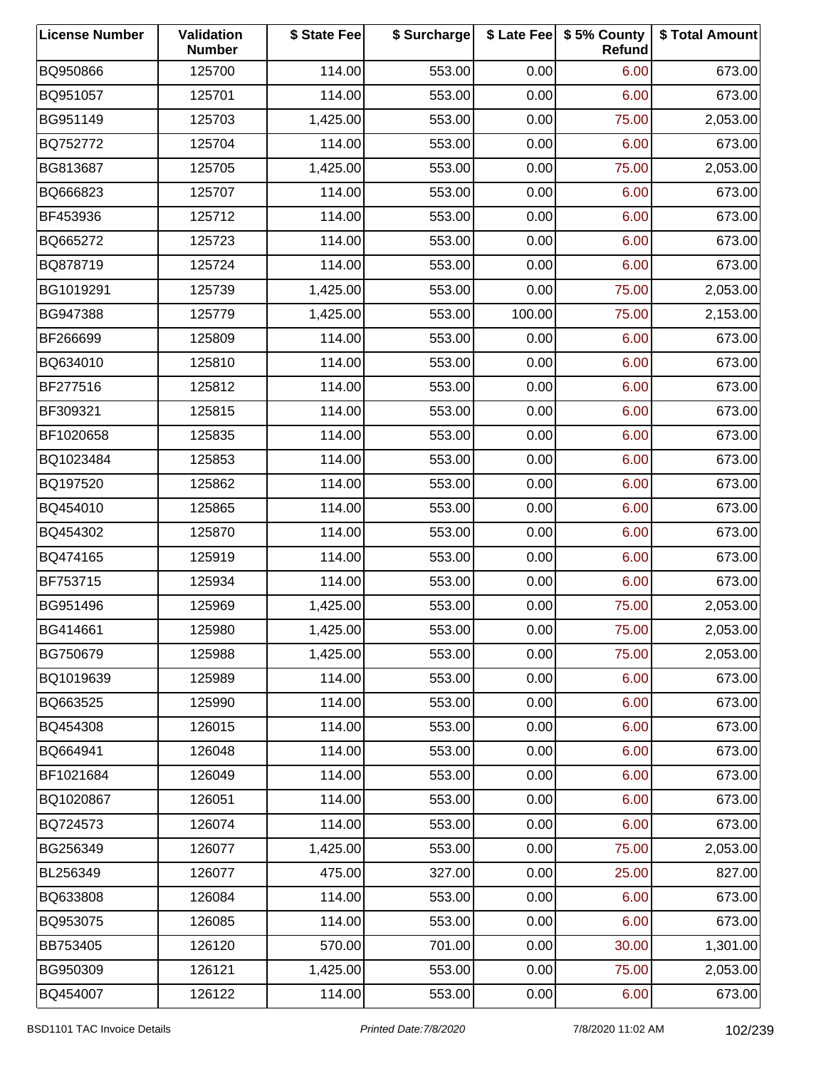| License Number | Validation Number | $ State Fee | $ Surcharge | $ Late Fee | $ 5% County Refund | $ Total Amount |
|---|---|---|---|---|---|---|
| BQ950866 | 125700 | 114.00 | 553.00 | 0.00 | 6.00 | 673.00 |
| BQ951057 | 125701 | 114.00 | 553.00 | 0.00 | 6.00 | 673.00 |
| BG951149 | 125703 | 1,425.00 | 553.00 | 0.00 | 75.00 | 2,053.00 |
| BQ752772 | 125704 | 114.00 | 553.00 | 0.00 | 6.00 | 673.00 |
| BG813687 | 125705 | 1,425.00 | 553.00 | 0.00 | 75.00 | 2,053.00 |
| BQ666823 | 125707 | 114.00 | 553.00 | 0.00 | 6.00 | 673.00 |
| BF453936 | 125712 | 114.00 | 553.00 | 0.00 | 6.00 | 673.00 |
| BQ665272 | 125723 | 114.00 | 553.00 | 0.00 | 6.00 | 673.00 |
| BQ878719 | 125724 | 114.00 | 553.00 | 0.00 | 6.00 | 673.00 |
| BG1019291 | 125739 | 1,425.00 | 553.00 | 0.00 | 75.00 | 2,053.00 |
| BG947388 | 125779 | 1,425.00 | 553.00 | 100.00 | 75.00 | 2,153.00 |
| BF266699 | 125809 | 114.00 | 553.00 | 0.00 | 6.00 | 673.00 |
| BQ634010 | 125810 | 114.00 | 553.00 | 0.00 | 6.00 | 673.00 |
| BF277516 | 125812 | 114.00 | 553.00 | 0.00 | 6.00 | 673.00 |
| BF309321 | 125815 | 114.00 | 553.00 | 0.00 | 6.00 | 673.00 |
| BF1020658 | 125835 | 114.00 | 553.00 | 0.00 | 6.00 | 673.00 |
| BQ1023484 | 125853 | 114.00 | 553.00 | 0.00 | 6.00 | 673.00 |
| BQ197520 | 125862 | 114.00 | 553.00 | 0.00 | 6.00 | 673.00 |
| BQ454010 | 125865 | 114.00 | 553.00 | 0.00 | 6.00 | 673.00 |
| BQ454302 | 125870 | 114.00 | 553.00 | 0.00 | 6.00 | 673.00 |
| BQ474165 | 125919 | 114.00 | 553.00 | 0.00 | 6.00 | 673.00 |
| BF753715 | 125934 | 114.00 | 553.00 | 0.00 | 6.00 | 673.00 |
| BG951496 | 125969 | 1,425.00 | 553.00 | 0.00 | 75.00 | 2,053.00 |
| BG414661 | 125980 | 1,425.00 | 553.00 | 0.00 | 75.00 | 2,053.00 |
| BG750679 | 125988 | 1,425.00 | 553.00 | 0.00 | 75.00 | 2,053.00 |
| BQ1019639 | 125989 | 114.00 | 553.00 | 0.00 | 6.00 | 673.00 |
| BQ663525 | 125990 | 114.00 | 553.00 | 0.00 | 6.00 | 673.00 |
| BQ454308 | 126015 | 114.00 | 553.00 | 0.00 | 6.00 | 673.00 |
| BQ664941 | 126048 | 114.00 | 553.00 | 0.00 | 6.00 | 673.00 |
| BF1021684 | 126049 | 114.00 | 553.00 | 0.00 | 6.00 | 673.00 |
| BQ1020867 | 126051 | 114.00 | 553.00 | 0.00 | 6.00 | 673.00 |
| BQ724573 | 126074 | 114.00 | 553.00 | 0.00 | 6.00 | 673.00 |
| BG256349 | 126077 | 1,425.00 | 553.00 | 0.00 | 75.00 | 2,053.00 |
| BL256349 | 126077 | 475.00 | 327.00 | 0.00 | 25.00 | 827.00 |
| BQ633808 | 126084 | 114.00 | 553.00 | 0.00 | 6.00 | 673.00 |
| BQ953075 | 126085 | 114.00 | 553.00 | 0.00 | 6.00 | 673.00 |
| BB753405 | 126120 | 570.00 | 701.00 | 0.00 | 30.00 | 1,301.00 |
| BG950309 | 126121 | 1,425.00 | 553.00 | 0.00 | 75.00 | 2,053.00 |
| BQ454007 | 126122 | 114.00 | 553.00 | 0.00 | 6.00 | 673.00 |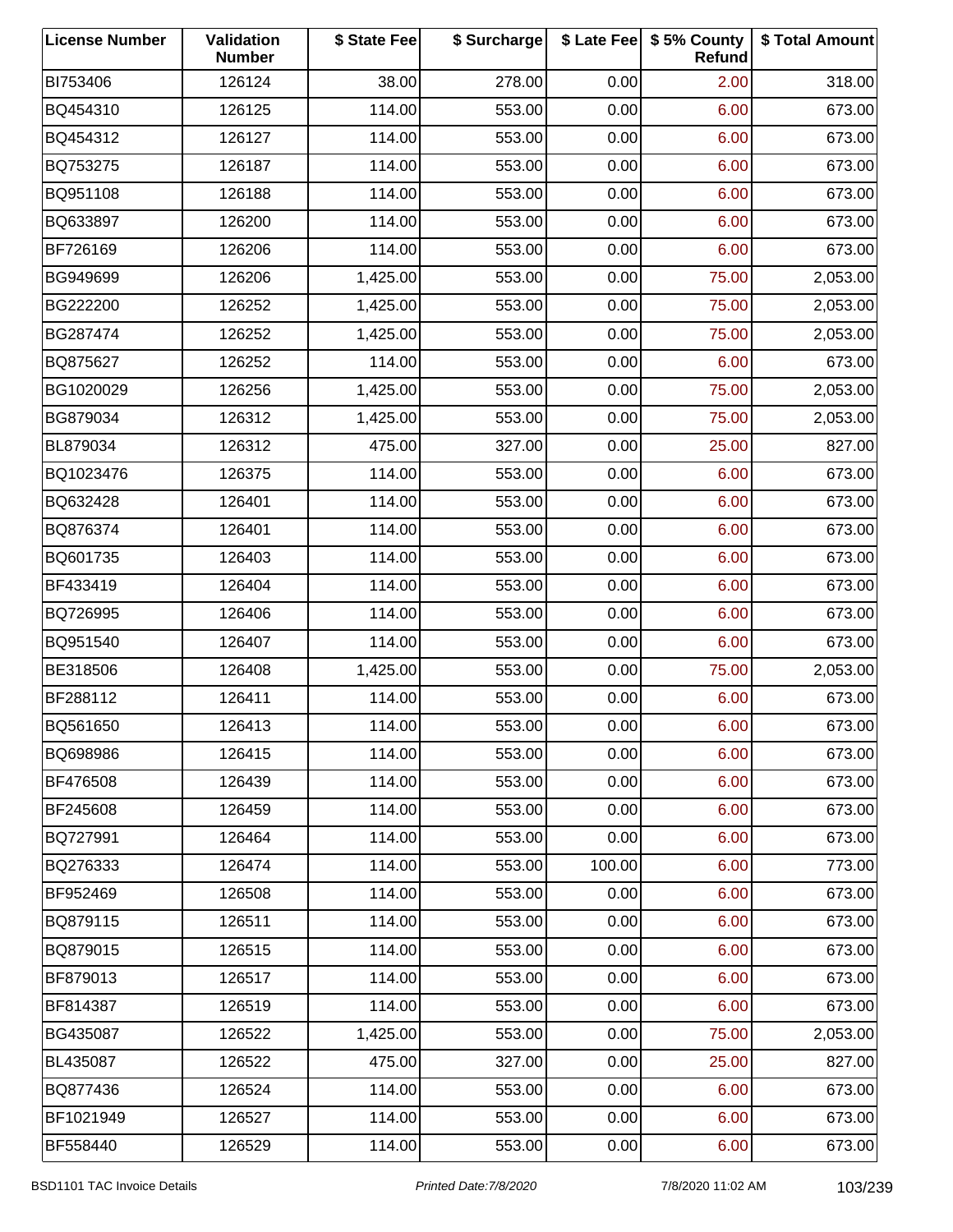| License Number | Validation Number | $ State Fee | $ Surcharge | $ Late Fee | $ 5% County Refund | $ Total Amount |
|---|---|---|---|---|---|---|
| BI753406 | 126124 | 38.00 | 278.00 | 0.00 | 2.00 | 318.00 |
| BQ454310 | 126125 | 114.00 | 553.00 | 0.00 | 6.00 | 673.00 |
| BQ454312 | 126127 | 114.00 | 553.00 | 0.00 | 6.00 | 673.00 |
| BQ753275 | 126187 | 114.00 | 553.00 | 0.00 | 6.00 | 673.00 |
| BQ951108 | 126188 | 114.00 | 553.00 | 0.00 | 6.00 | 673.00 |
| BQ633897 | 126200 | 114.00 | 553.00 | 0.00 | 6.00 | 673.00 |
| BF726169 | 126206 | 114.00 | 553.00 | 0.00 | 6.00 | 673.00 |
| BG949699 | 126206 | 1,425.00 | 553.00 | 0.00 | 75.00 | 2,053.00 |
| BG222200 | 126252 | 1,425.00 | 553.00 | 0.00 | 75.00 | 2,053.00 |
| BG287474 | 126252 | 1,425.00 | 553.00 | 0.00 | 75.00 | 2,053.00 |
| BQ875627 | 126252 | 114.00 | 553.00 | 0.00 | 6.00 | 673.00 |
| BG1020029 | 126256 | 1,425.00 | 553.00 | 0.00 | 75.00 | 2,053.00 |
| BG879034 | 126312 | 1,425.00 | 553.00 | 0.00 | 75.00 | 2,053.00 |
| BL879034 | 126312 | 475.00 | 327.00 | 0.00 | 25.00 | 827.00 |
| BQ1023476 | 126375 | 114.00 | 553.00 | 0.00 | 6.00 | 673.00 |
| BQ632428 | 126401 | 114.00 | 553.00 | 0.00 | 6.00 | 673.00 |
| BQ876374 | 126401 | 114.00 | 553.00 | 0.00 | 6.00 | 673.00 |
| BQ601735 | 126403 | 114.00 | 553.00 | 0.00 | 6.00 | 673.00 |
| BF433419 | 126404 | 114.00 | 553.00 | 0.00 | 6.00 | 673.00 |
| BQ726995 | 126406 | 114.00 | 553.00 | 0.00 | 6.00 | 673.00 |
| BQ951540 | 126407 | 114.00 | 553.00 | 0.00 | 6.00 | 673.00 |
| BE318506 | 126408 | 1,425.00 | 553.00 | 0.00 | 75.00 | 2,053.00 |
| BF288112 | 126411 | 114.00 | 553.00 | 0.00 | 6.00 | 673.00 |
| BQ561650 | 126413 | 114.00 | 553.00 | 0.00 | 6.00 | 673.00 |
| BQ698986 | 126415 | 114.00 | 553.00 | 0.00 | 6.00 | 673.00 |
| BF476508 | 126439 | 114.00 | 553.00 | 0.00 | 6.00 | 673.00 |
| BF245608 | 126459 | 114.00 | 553.00 | 0.00 | 6.00 | 673.00 |
| BQ727991 | 126464 | 114.00 | 553.00 | 0.00 | 6.00 | 673.00 |
| BQ276333 | 126474 | 114.00 | 553.00 | 100.00 | 6.00 | 773.00 |
| BF952469 | 126508 | 114.00 | 553.00 | 0.00 | 6.00 | 673.00 |
| BQ879115 | 126511 | 114.00 | 553.00 | 0.00 | 6.00 | 673.00 |
| BQ879015 | 126515 | 114.00 | 553.00 | 0.00 | 6.00 | 673.00 |
| BF879013 | 126517 | 114.00 | 553.00 | 0.00 | 6.00 | 673.00 |
| BF814387 | 126519 | 114.00 | 553.00 | 0.00 | 6.00 | 673.00 |
| BG435087 | 126522 | 1,425.00 | 553.00 | 0.00 | 75.00 | 2,053.00 |
| BL435087 | 126522 | 475.00 | 327.00 | 0.00 | 25.00 | 827.00 |
| BQ877436 | 126524 | 114.00 | 553.00 | 0.00 | 6.00 | 673.00 |
| BF1021949 | 126527 | 114.00 | 553.00 | 0.00 | 6.00 | 673.00 |
| BF558440 | 126529 | 114.00 | 553.00 | 0.00 | 6.00 | 673.00 |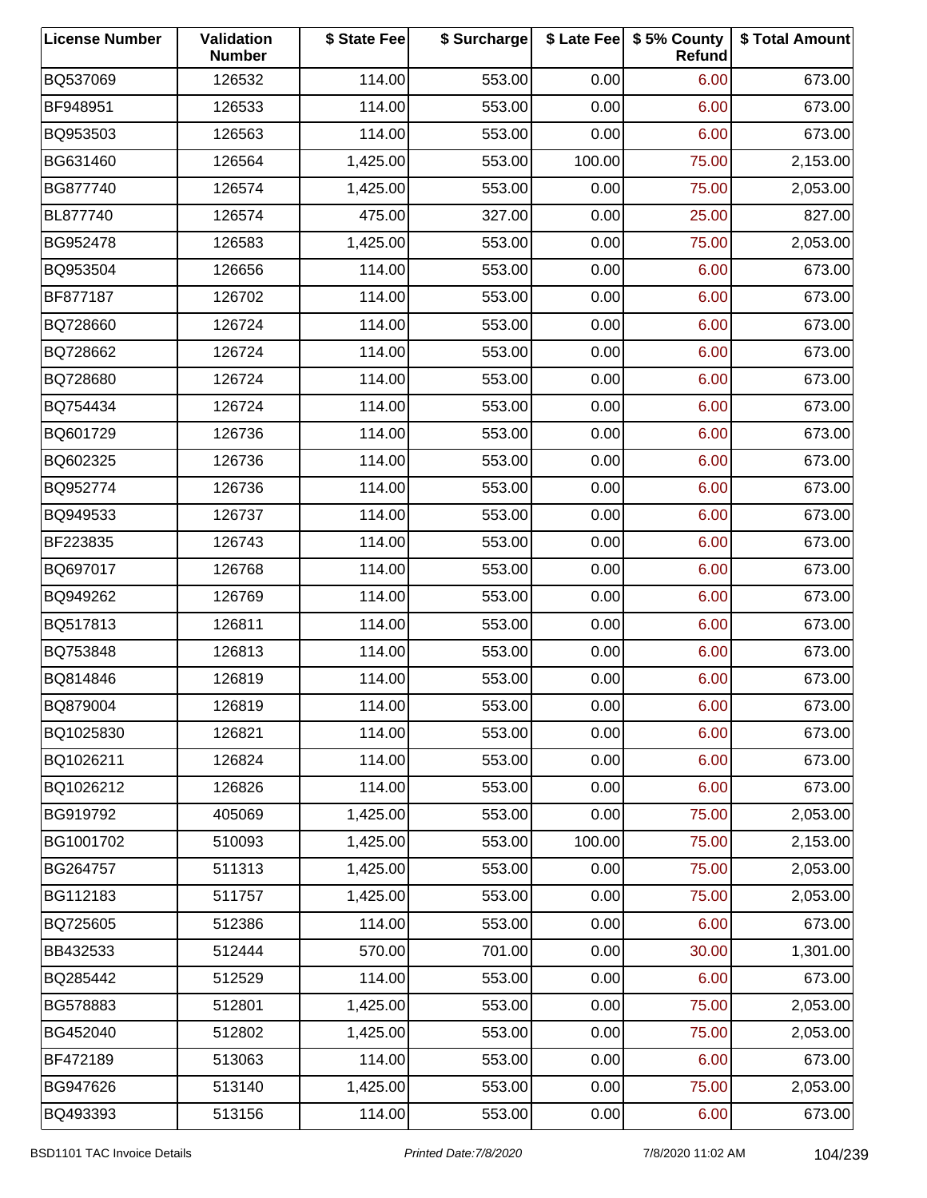| License Number | Validation Number | $ State Fee | $ Surcharge | $ Late Fee | $ 5% County Refund | $ Total Amount |
|---|---|---|---|---|---|---|
| BQ537069 | 126532 | 114.00 | 553.00 | 0.00 | 6.00 | 673.00 |
| BF948951 | 126533 | 114.00 | 553.00 | 0.00 | 6.00 | 673.00 |
| BQ953503 | 126563 | 114.00 | 553.00 | 0.00 | 6.00 | 673.00 |
| BG631460 | 126564 | 1,425.00 | 553.00 | 100.00 | 75.00 | 2,153.00 |
| BG877740 | 126574 | 1,425.00 | 553.00 | 0.00 | 75.00 | 2,053.00 |
| BL877740 | 126574 | 475.00 | 327.00 | 0.00 | 25.00 | 827.00 |
| BG952478 | 126583 | 1,425.00 | 553.00 | 0.00 | 75.00 | 2,053.00 |
| BQ953504 | 126656 | 114.00 | 553.00 | 0.00 | 6.00 | 673.00 |
| BF877187 | 126702 | 114.00 | 553.00 | 0.00 | 6.00 | 673.00 |
| BQ728660 | 126724 | 114.00 | 553.00 | 0.00 | 6.00 | 673.00 |
| BQ728662 | 126724 | 114.00 | 553.00 | 0.00 | 6.00 | 673.00 |
| BQ728680 | 126724 | 114.00 | 553.00 | 0.00 | 6.00 | 673.00 |
| BQ754434 | 126724 | 114.00 | 553.00 | 0.00 | 6.00 | 673.00 |
| BQ601729 | 126736 | 114.00 | 553.00 | 0.00 | 6.00 | 673.00 |
| BQ602325 | 126736 | 114.00 | 553.00 | 0.00 | 6.00 | 673.00 |
| BQ952774 | 126736 | 114.00 | 553.00 | 0.00 | 6.00 | 673.00 |
| BQ949533 | 126737 | 114.00 | 553.00 | 0.00 | 6.00 | 673.00 |
| BF223835 | 126743 | 114.00 | 553.00 | 0.00 | 6.00 | 673.00 |
| BQ697017 | 126768 | 114.00 | 553.00 | 0.00 | 6.00 | 673.00 |
| BQ949262 | 126769 | 114.00 | 553.00 | 0.00 | 6.00 | 673.00 |
| BQ517813 | 126811 | 114.00 | 553.00 | 0.00 | 6.00 | 673.00 |
| BQ753848 | 126813 | 114.00 | 553.00 | 0.00 | 6.00 | 673.00 |
| BQ814846 | 126819 | 114.00 | 553.00 | 0.00 | 6.00 | 673.00 |
| BQ879004 | 126819 | 114.00 | 553.00 | 0.00 | 6.00 | 673.00 |
| BQ1025830 | 126821 | 114.00 | 553.00 | 0.00 | 6.00 | 673.00 |
| BQ1026211 | 126824 | 114.00 | 553.00 | 0.00 | 6.00 | 673.00 |
| BQ1026212 | 126826 | 114.00 | 553.00 | 0.00 | 6.00 | 673.00 |
| BG919792 | 405069 | 1,425.00 | 553.00 | 0.00 | 75.00 | 2,053.00 |
| BG1001702 | 510093 | 1,425.00 | 553.00 | 100.00 | 75.00 | 2,153.00 |
| BG264757 | 511313 | 1,425.00 | 553.00 | 0.00 | 75.00 | 2,053.00 |
| BG112183 | 511757 | 1,425.00 | 553.00 | 0.00 | 75.00 | 2,053.00 |
| BQ725605 | 512386 | 114.00 | 553.00 | 0.00 | 6.00 | 673.00 |
| BB432533 | 512444 | 570.00 | 701.00 | 0.00 | 30.00 | 1,301.00 |
| BQ285442 | 512529 | 114.00 | 553.00 | 0.00 | 6.00 | 673.00 |
| BG578883 | 512801 | 1,425.00 | 553.00 | 0.00 | 75.00 | 2,053.00 |
| BG452040 | 512802 | 1,425.00 | 553.00 | 0.00 | 75.00 | 2,053.00 |
| BF472189 | 513063 | 114.00 | 553.00 | 0.00 | 6.00 | 673.00 |
| BG947626 | 513140 | 1,425.00 | 553.00 | 0.00 | 75.00 | 2,053.00 |
| BQ493393 | 513156 | 114.00 | 553.00 | 0.00 | 6.00 | 673.00 |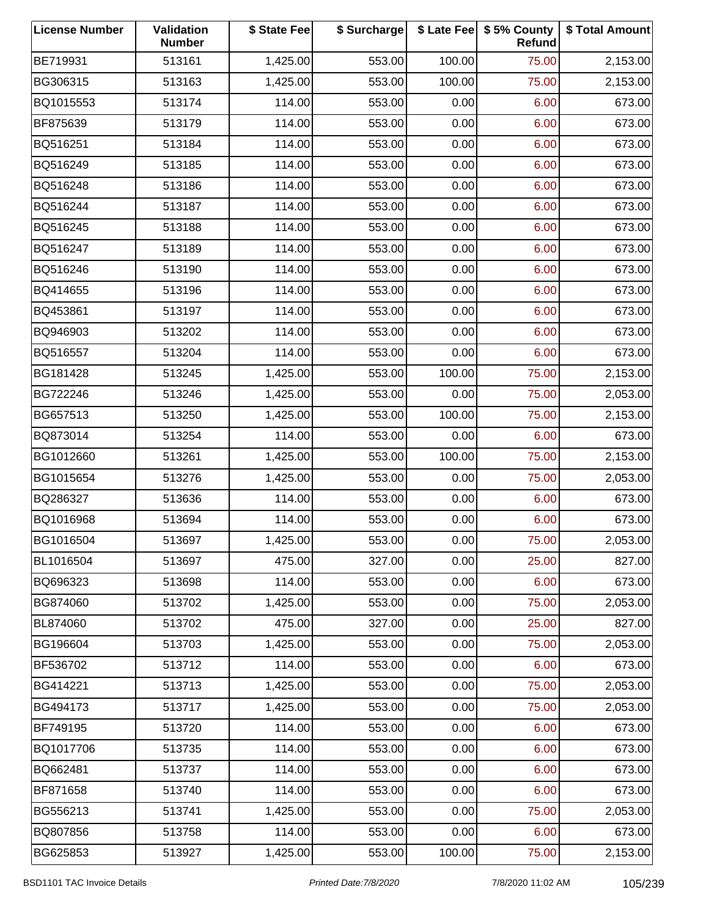| License Number | Validation Number | $ State Fee | $ Surcharge | $ Late Fee | $ 5% County Refund | $ Total Amount |
|---|---|---|---|---|---|---|
| BE719931 | 513161 | 1,425.00 | 553.00 | 100.00 | 75.00 | 2,153.00 |
| BG306315 | 513163 | 1,425.00 | 553.00 | 100.00 | 75.00 | 2,153.00 |
| BQ1015553 | 513174 | 114.00 | 553.00 | 0.00 | 6.00 | 673.00 |
| BF875639 | 513179 | 114.00 | 553.00 | 0.00 | 6.00 | 673.00 |
| BQ516251 | 513184 | 114.00 | 553.00 | 0.00 | 6.00 | 673.00 |
| BQ516249 | 513185 | 114.00 | 553.00 | 0.00 | 6.00 | 673.00 |
| BQ516248 | 513186 | 114.00 | 553.00 | 0.00 | 6.00 | 673.00 |
| BQ516244 | 513187 | 114.00 | 553.00 | 0.00 | 6.00 | 673.00 |
| BQ516245 | 513188 | 114.00 | 553.00 | 0.00 | 6.00 | 673.00 |
| BQ516247 | 513189 | 114.00 | 553.00 | 0.00 | 6.00 | 673.00 |
| BQ516246 | 513190 | 114.00 | 553.00 | 0.00 | 6.00 | 673.00 |
| BQ414655 | 513196 | 114.00 | 553.00 | 0.00 | 6.00 | 673.00 |
| BQ453861 | 513197 | 114.00 | 553.00 | 0.00 | 6.00 | 673.00 |
| BQ946903 | 513202 | 114.00 | 553.00 | 0.00 | 6.00 | 673.00 |
| BQ516557 | 513204 | 114.00 | 553.00 | 0.00 | 6.00 | 673.00 |
| BG181428 | 513245 | 1,425.00 | 553.00 | 100.00 | 75.00 | 2,153.00 |
| BG722246 | 513246 | 1,425.00 | 553.00 | 0.00 | 75.00 | 2,053.00 |
| BG657513 | 513250 | 1,425.00 | 553.00 | 100.00 | 75.00 | 2,153.00 |
| BQ873014 | 513254 | 114.00 | 553.00 | 0.00 | 6.00 | 673.00 |
| BG1012660 | 513261 | 1,425.00 | 553.00 | 100.00 | 75.00 | 2,153.00 |
| BG1015654 | 513276 | 1,425.00 | 553.00 | 0.00 | 75.00 | 2,053.00 |
| BQ286327 | 513636 | 114.00 | 553.00 | 0.00 | 6.00 | 673.00 |
| BQ1016968 | 513694 | 114.00 | 553.00 | 0.00 | 6.00 | 673.00 |
| BG1016504 | 513697 | 1,425.00 | 553.00 | 0.00 | 75.00 | 2,053.00 |
| BL1016504 | 513697 | 475.00 | 327.00 | 0.00 | 25.00 | 827.00 |
| BQ696323 | 513698 | 114.00 | 553.00 | 0.00 | 6.00 | 673.00 |
| BG874060 | 513702 | 1,425.00 | 553.00 | 0.00 | 75.00 | 2,053.00 |
| BL874060 | 513702 | 475.00 | 327.00 | 0.00 | 25.00 | 827.00 |
| BG196604 | 513703 | 1,425.00 | 553.00 | 0.00 | 75.00 | 2,053.00 |
| BF536702 | 513712 | 114.00 | 553.00 | 0.00 | 6.00 | 673.00 |
| BG414221 | 513713 | 1,425.00 | 553.00 | 0.00 | 75.00 | 2,053.00 |
| BG494173 | 513717 | 1,425.00 | 553.00 | 0.00 | 75.00 | 2,053.00 |
| BF749195 | 513720 | 114.00 | 553.00 | 0.00 | 6.00 | 673.00 |
| BQ1017706 | 513735 | 114.00 | 553.00 | 0.00 | 6.00 | 673.00 |
| BQ662481 | 513737 | 114.00 | 553.00 | 0.00 | 6.00 | 673.00 |
| BF871658 | 513740 | 114.00 | 553.00 | 0.00 | 6.00 | 673.00 |
| BG556213 | 513741 | 1,425.00 | 553.00 | 0.00 | 75.00 | 2,053.00 |
| BQ807856 | 513758 | 114.00 | 553.00 | 0.00 | 6.00 | 673.00 |
| BG625853 | 513927 | 1,425.00 | 553.00 | 100.00 | 75.00 | 2,153.00 |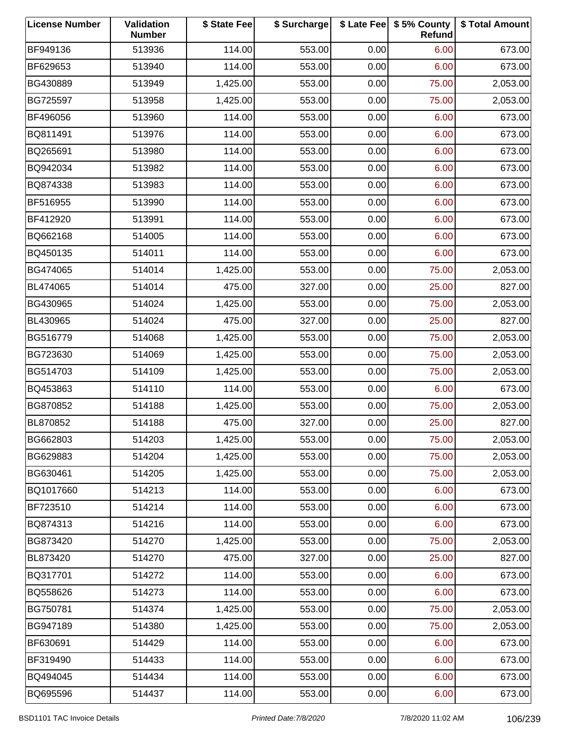| License Number | Validation Number | $ State Fee | $ Surcharge | $ Late Fee | $ 5% County Refund | $ Total Amount |
|---|---|---|---|---|---|---|
| BF949136 | 513936 | 114.00 | 553.00 | 0.00 | 6.00 | 673.00 |
| BF629653 | 513940 | 114.00 | 553.00 | 0.00 | 6.00 | 673.00 |
| BG430889 | 513949 | 1,425.00 | 553.00 | 0.00 | 75.00 | 2,053.00 |
| BG725597 | 513958 | 1,425.00 | 553.00 | 0.00 | 75.00 | 2,053.00 |
| BF496056 | 513960 | 114.00 | 553.00 | 0.00 | 6.00 | 673.00 |
| BQ811491 | 513976 | 114.00 | 553.00 | 0.00 | 6.00 | 673.00 |
| BQ265691 | 513980 | 114.00 | 553.00 | 0.00 | 6.00 | 673.00 |
| BQ942034 | 513982 | 114.00 | 553.00 | 0.00 | 6.00 | 673.00 |
| BQ874338 | 513983 | 114.00 | 553.00 | 0.00 | 6.00 | 673.00 |
| BF516955 | 513990 | 114.00 | 553.00 | 0.00 | 6.00 | 673.00 |
| BF412920 | 513991 | 114.00 | 553.00 | 0.00 | 6.00 | 673.00 |
| BQ662168 | 514005 | 114.00 | 553.00 | 0.00 | 6.00 | 673.00 |
| BQ450135 | 514011 | 114.00 | 553.00 | 0.00 | 6.00 | 673.00 |
| BG474065 | 514014 | 1,425.00 | 553.00 | 0.00 | 75.00 | 2,053.00 |
| BL474065 | 514014 | 475.00 | 327.00 | 0.00 | 25.00 | 827.00 |
| BG430965 | 514024 | 1,425.00 | 553.00 | 0.00 | 75.00 | 2,053.00 |
| BL430965 | 514024 | 475.00 | 327.00 | 0.00 | 25.00 | 827.00 |
| BG516779 | 514068 | 1,425.00 | 553.00 | 0.00 | 75.00 | 2,053.00 |
| BG723630 | 514069 | 1,425.00 | 553.00 | 0.00 | 75.00 | 2,053.00 |
| BG514703 | 514109 | 1,425.00 | 553.00 | 0.00 | 75.00 | 2,053.00 |
| BQ453863 | 514110 | 114.00 | 553.00 | 0.00 | 6.00 | 673.00 |
| BG870852 | 514188 | 1,425.00 | 553.00 | 0.00 | 75.00 | 2,053.00 |
| BL870852 | 514188 | 475.00 | 327.00 | 0.00 | 25.00 | 827.00 |
| BG662803 | 514203 | 1,425.00 | 553.00 | 0.00 | 75.00 | 2,053.00 |
| BG629883 | 514204 | 1,425.00 | 553.00 | 0.00 | 75.00 | 2,053.00 |
| BG630461 | 514205 | 1,425.00 | 553.00 | 0.00 | 75.00 | 2,053.00 |
| BQ1017660 | 514213 | 114.00 | 553.00 | 0.00 | 6.00 | 673.00 |
| BF723510 | 514214 | 114.00 | 553.00 | 0.00 | 6.00 | 673.00 |
| BQ874313 | 514216 | 114.00 | 553.00 | 0.00 | 6.00 | 673.00 |
| BG873420 | 514270 | 1,425.00 | 553.00 | 0.00 | 75.00 | 2,053.00 |
| BL873420 | 514270 | 475.00 | 327.00 | 0.00 | 25.00 | 827.00 |
| BQ317701 | 514272 | 114.00 | 553.00 | 0.00 | 6.00 | 673.00 |
| BQ558626 | 514273 | 114.00 | 553.00 | 0.00 | 6.00 | 673.00 |
| BG750781 | 514374 | 1,425.00 | 553.00 | 0.00 | 75.00 | 2,053.00 |
| BG947189 | 514380 | 1,425.00 | 553.00 | 0.00 | 75.00 | 2,053.00 |
| BF630691 | 514429 | 114.00 | 553.00 | 0.00 | 6.00 | 673.00 |
| BF319490 | 514433 | 114.00 | 553.00 | 0.00 | 6.00 | 673.00 |
| BQ494045 | 514434 | 114.00 | 553.00 | 0.00 | 6.00 | 673.00 |
| BQ695596 | 514437 | 114.00 | 553.00 | 0.00 | 6.00 | 673.00 |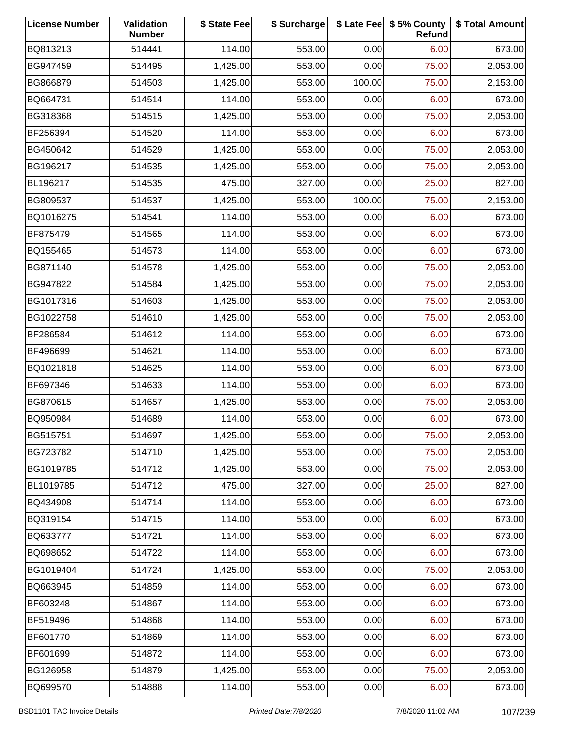| License Number | Validation Number | $ State Fee | $ Surcharge | $ Late Fee | $ 5% County Refund | $ Total Amount |
|---|---|---|---|---|---|---|
| BQ813213 | 514441 | 114.00 | 553.00 | 0.00 | 6.00 | 673.00 |
| BG947459 | 514495 | 1,425.00 | 553.00 | 0.00 | 75.00 | 2,053.00 |
| BG866879 | 514503 | 1,425.00 | 553.00 | 100.00 | 75.00 | 2,153.00 |
| BQ664731 | 514514 | 114.00 | 553.00 | 0.00 | 6.00 | 673.00 |
| BG318368 | 514515 | 1,425.00 | 553.00 | 0.00 | 75.00 | 2,053.00 |
| BF256394 | 514520 | 114.00 | 553.00 | 0.00 | 6.00 | 673.00 |
| BG450642 | 514529 | 1,425.00 | 553.00 | 0.00 | 75.00 | 2,053.00 |
| BG196217 | 514535 | 1,425.00 | 553.00 | 0.00 | 75.00 | 2,053.00 |
| BL196217 | 514535 | 475.00 | 327.00 | 0.00 | 25.00 | 827.00 |
| BG809537 | 514537 | 1,425.00 | 553.00 | 100.00 | 75.00 | 2,153.00 |
| BQ1016275 | 514541 | 114.00 | 553.00 | 0.00 | 6.00 | 673.00 |
| BF875479 | 514565 | 114.00 | 553.00 | 0.00 | 6.00 | 673.00 |
| BQ155465 | 514573 | 114.00 | 553.00 | 0.00 | 6.00 | 673.00 |
| BG871140 | 514578 | 1,425.00 | 553.00 | 0.00 | 75.00 | 2,053.00 |
| BG947822 | 514584 | 1,425.00 | 553.00 | 0.00 | 75.00 | 2,053.00 |
| BG1017316 | 514603 | 1,425.00 | 553.00 | 0.00 | 75.00 | 2,053.00 |
| BG1022758 | 514610 | 1,425.00 | 553.00 | 0.00 | 75.00 | 2,053.00 |
| BF286584 | 514612 | 114.00 | 553.00 | 0.00 | 6.00 | 673.00 |
| BF496699 | 514621 | 114.00 | 553.00 | 0.00 | 6.00 | 673.00 |
| BQ1021818 | 514625 | 114.00 | 553.00 | 0.00 | 6.00 | 673.00 |
| BF697346 | 514633 | 114.00 | 553.00 | 0.00 | 6.00 | 673.00 |
| BG870615 | 514657 | 1,425.00 | 553.00 | 0.00 | 75.00 | 2,053.00 |
| BQ950984 | 514689 | 114.00 | 553.00 | 0.00 | 6.00 | 673.00 |
| BG515751 | 514697 | 1,425.00 | 553.00 | 0.00 | 75.00 | 2,053.00 |
| BG723782 | 514710 | 1,425.00 | 553.00 | 0.00 | 75.00 | 2,053.00 |
| BG1019785 | 514712 | 1,425.00 | 553.00 | 0.00 | 75.00 | 2,053.00 |
| BL1019785 | 514712 | 475.00 | 327.00 | 0.00 | 25.00 | 827.00 |
| BQ434908 | 514714 | 114.00 | 553.00 | 0.00 | 6.00 | 673.00 |
| BQ319154 | 514715 | 114.00 | 553.00 | 0.00 | 6.00 | 673.00 |
| BQ633777 | 514721 | 114.00 | 553.00 | 0.00 | 6.00 | 673.00 |
| BQ698652 | 514722 | 114.00 | 553.00 | 0.00 | 6.00 | 673.00 |
| BG1019404 | 514724 | 1,425.00 | 553.00 | 0.00 | 75.00 | 2,053.00 |
| BQ663945 | 514859 | 114.00 | 553.00 | 0.00 | 6.00 | 673.00 |
| BF603248 | 514867 | 114.00 | 553.00 | 0.00 | 6.00 | 673.00 |
| BF519496 | 514868 | 114.00 | 553.00 | 0.00 | 6.00 | 673.00 |
| BF601770 | 514869 | 114.00 | 553.00 | 0.00 | 6.00 | 673.00 |
| BF601699 | 514872 | 114.00 | 553.00 | 0.00 | 6.00 | 673.00 |
| BG126958 | 514879 | 1,425.00 | 553.00 | 0.00 | 75.00 | 2,053.00 |
| BQ699570 | 514888 | 114.00 | 553.00 | 0.00 | 6.00 | 673.00 |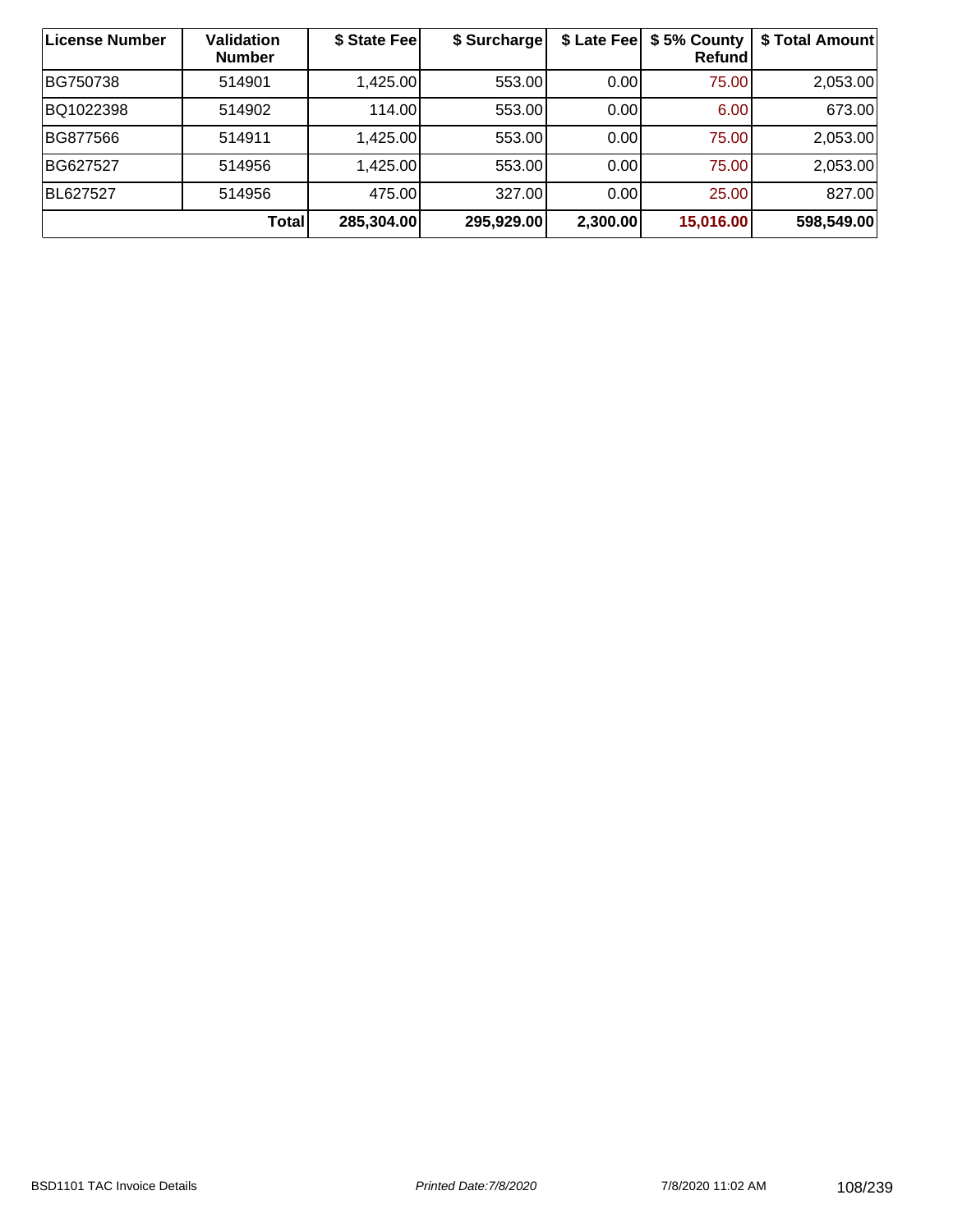| License Number | Validation Number | $ State Fee | $ Surcharge | $ Late Fee | $ 5% County Refund | $ Total Amount |
|---|---|---|---|---|---|---|
| BG750738 | 514901 | 1,425.00 | 553.00 | 0.00 | 75.00 | 2,053.00 |
| BQ1022398 | 514902 | 114.00 | 553.00 | 0.00 | 6.00 | 673.00 |
| BG877566 | 514911 | 1,425.00 | 553.00 | 0.00 | 75.00 | 2,053.00 |
| BG627527 | 514956 | 1,425.00 | 553.00 | 0.00 | 75.00 | 2,053.00 |
| BL627527 | 514956 | 475.00 | 327.00 | 0.00 | 25.00 | 827.00 |
| **Total** | | **285,304.00** | **295,929.00** | **2,300.00** | **15,016.00** | **598,549.00** |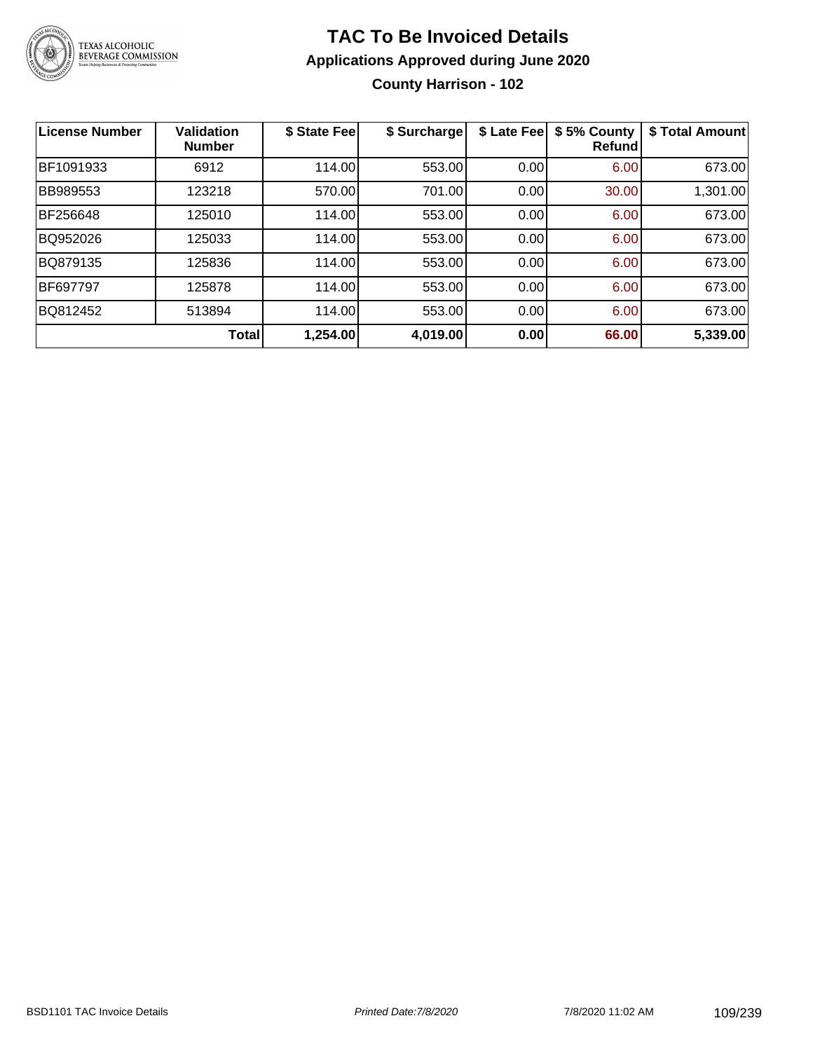# TAC To Be Invoiced Details

## Applications Approved during June 2020

### County Harrison - 102

| License Number | Validation Number | $ State Fee | $ Surcharge | $ Late Fee | $ 5% County Refund | $ Total Amount |
|---|---|---|---|---|---|---|
| BF1091933 | 6912 | 114.00 | 553.00 | 0.00 | 6.00 | 673.00 |
| BB989553 | 123218 | 570.00 | 701.00 | 0.00 | 30.00 | 1,301.00 |
| BF256648 | 125010 | 114.00 | 553.00 | 0.00 | 6.00 | 673.00 |
| BQ952026 | 125033 | 114.00 | 553.00 | 0.00 | 6.00 | 673.00 |
| BQ879135 | 125836 | 114.00 | 553.00 | 0.00 | 6.00 | 673.00 |
| BF697797 | 125878 | 114.00 | 553.00 | 0.00 | 6.00 | 673.00 |
| BQ812452 | 513894 | 114.00 | 553.00 | 0.00 | 6.00 | 673.00 |
| | **Total** | **1,254.00** | **4,019.00** | **0.00** | **66.00** | **5,339.00** |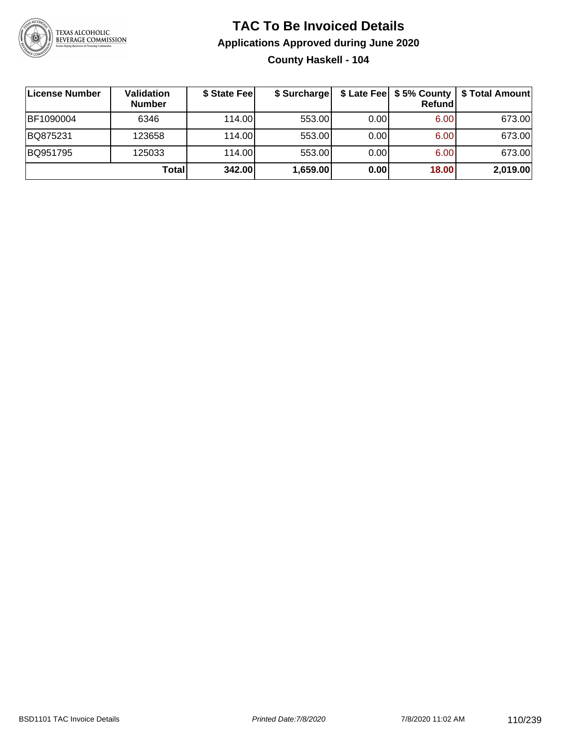# TAC To Be Invoiced Details

## Applications Approved during June 2020

### County Haskell - 104

| License Number | Validation Number | $ State Fee | $ Surcharge | $ Late Fee | $ 5% County Refund | $ Total Amount |
|---|---|---|---|---|---|---|
| BF1090004 | 6346 | 114.00 | 553.00 | 0.00 | 6.00 | 673.00 |
| BQ875231 | 123658 | 114.00 | 553.00 | 0.00 | 6.00 | 673.00 |
| BQ951795 | 125033 | 114.00 | 553.00 | 0.00 | 6.00 | 673.00 |
| | **Total** | **342.00** | **1,659.00** | **0.00** | **18.00** | **2,019.00** |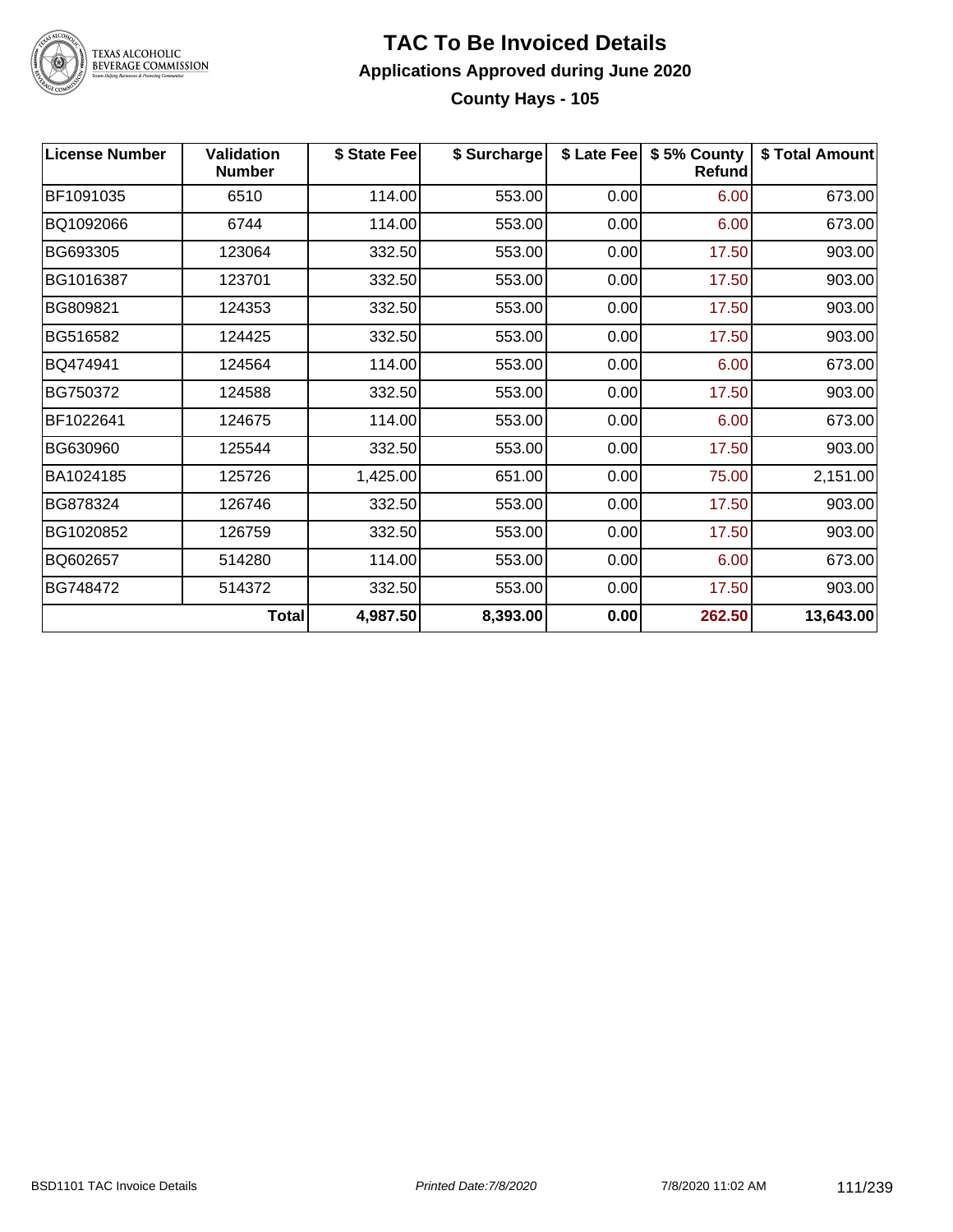# TAC To Be Invoiced Details

## Applications Approved during June 2020

### County Hays - 105

| License Number | Validation Number | $ State Fee | $ Surcharge | $ Late Fee | $ 5% County Refund | $ Total Amount |
|---|---|---|---|---|---|---|
| BF1091035 | 6510 | 114.00 | 553.00 | 0.00 | 6.00 | 673.00 |
| BQ1092066 | 6744 | 114.00 | 553.00 | 0.00 | 6.00 | 673.00 |
| BG693305 | 123064 | 332.50 | 553.00 | 0.00 | 17.50 | 903.00 |
| BG1016387 | 123701 | 332.50 | 553.00 | 0.00 | 17.50 | 903.00 |
| BG809821 | 124353 | 332.50 | 553.00 | 0.00 | 17.50 | 903.00 |
| BG516582 | 124425 | 332.50 | 553.00 | 0.00 | 17.50 | 903.00 |
| BQ474941 | 124564 | 114.00 | 553.00 | 0.00 | 6.00 | 673.00 |
| BG750372 | 124588 | 332.50 | 553.00 | 0.00 | 17.50 | 903.00 |
| BF1022641 | 124675 | 114.00 | 553.00 | 0.00 | 6.00 | 673.00 |
| BG630960 | 125544 | 332.50 | 553.00 | 0.00 | 17.50 | 903.00 |
| BA1024185 | 125726 | 1,425.00 | 651.00 | 0.00 | 75.00 | 2,151.00 |
| BG878324 | 126746 | 332.50 | 553.00 | 0.00 | 17.50 | 903.00 |
| BG1020852 | 126759 | 332.50 | 553.00 | 0.00 | 17.50 | 903.00 |
| BQ602657 | 514280 | 114.00 | 553.00 | 0.00 | 6.00 | 673.00 |
| BG748472 | 514372 | 332.50 | 553.00 | 0.00 | 17.50 | 903.00 |
| | **Total** | **4,987.50** | **8,393.00** | **0.00** | **262.50** | **13,643.00** |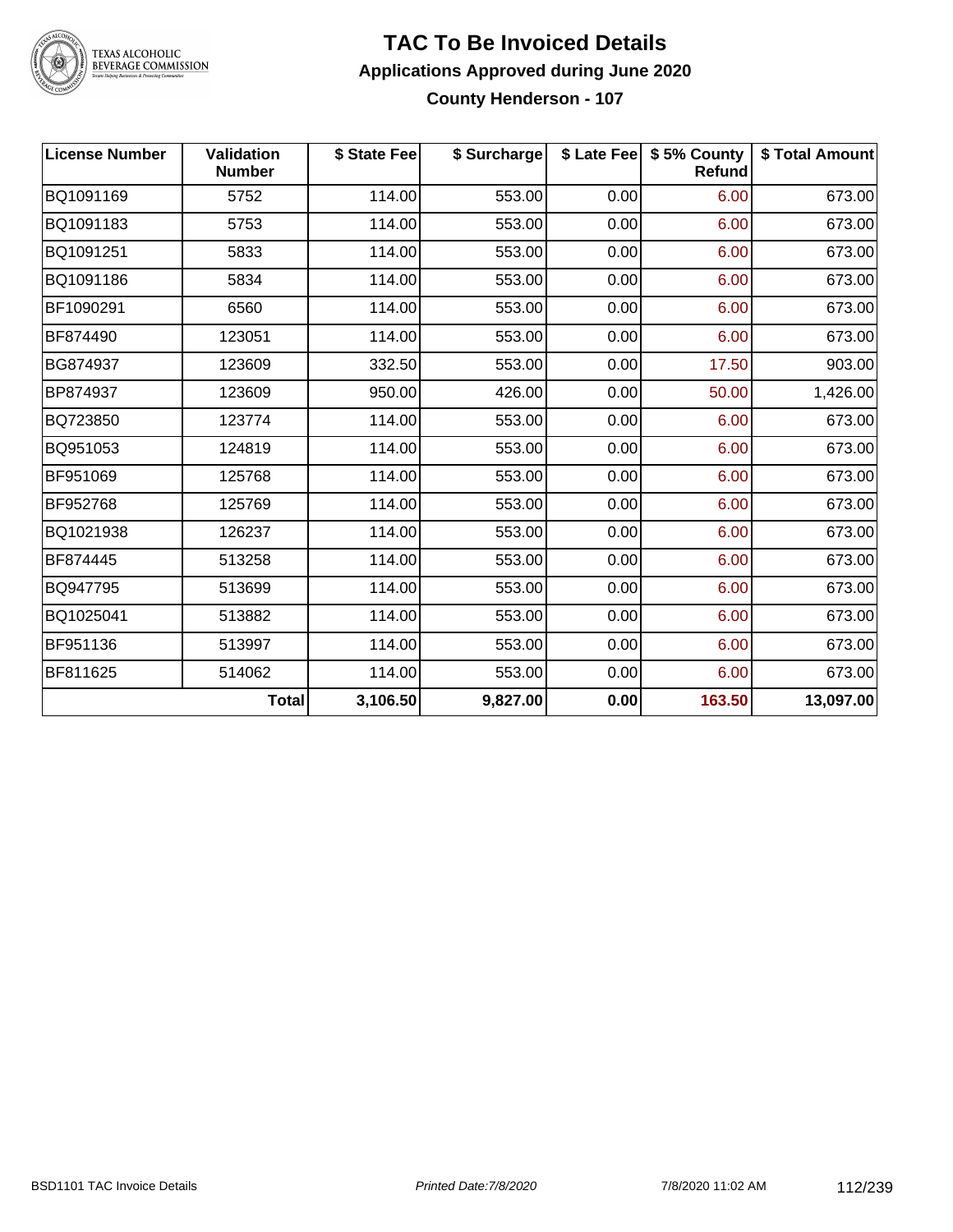# TAC To Be Invoiced Details

## Applications Approved during June 2020

### County Henderson - 107

| License Number | Validation Number | $ State Fee | $ Surcharge | $ Late Fee | $ 5% County Refund | $ Total Amount |
|---|---|---|---|---|---|---|
| BQ1091169 | 5752 | 114.00 | 553.00 | 0.00 | 6.00 | 673.00 |
| BQ1091183 | 5753 | 114.00 | 553.00 | 0.00 | 6.00 | 673.00 |
| BQ1091251 | 5833 | 114.00 | 553.00 | 0.00 | 6.00 | 673.00 |
| BQ1091186 | 5834 | 114.00 | 553.00 | 0.00 | 6.00 | 673.00 |
| BF1090291 | 6560 | 114.00 | 553.00 | 0.00 | 6.00 | 673.00 |
| BF874490 | 123051 | 114.00 | 553.00 | 0.00 | 6.00 | 673.00 |
| BG874937 | 123609 | 332.50 | 553.00 | 0.00 | 17.50 | 903.00 |
| BP874937 | 123609 | 950.00 | 426.00 | 0.00 | 50.00 | 1,426.00 |
| BQ723850 | 123774 | 114.00 | 553.00 | 0.00 | 6.00 | 673.00 |
| BQ951053 | 124819 | 114.00 | 553.00 | 0.00 | 6.00 | 673.00 |
| BF951069 | 125768 | 114.00 | 553.00 | 0.00 | 6.00 | 673.00 |
| BF952768 | 125769 | 114.00 | 553.00 | 0.00 | 6.00 | 673.00 |
| BQ1021938 | 126237 | 114.00 | 553.00 | 0.00 | 6.00 | 673.00 |
| BF874445 | 513258 | 114.00 | 553.00 | 0.00 | 6.00 | 673.00 |
| BQ947795 | 513699 | 114.00 | 553.00 | 0.00 | 6.00 | 673.00 |
| BQ1025041 | 513882 | 114.00 | 553.00 | 0.00 | 6.00 | 673.00 |
| BF951136 | 513997 | 114.00 | 553.00 | 0.00 | 6.00 | 673.00 |
| BF811625 | 514062 | 114.00 | 553.00 | 0.00 | 6.00 | 673.00 |
| | **Total** | **3,106.50** | **9,827.00** | **0.00** | **163.50** | **13,097.00** |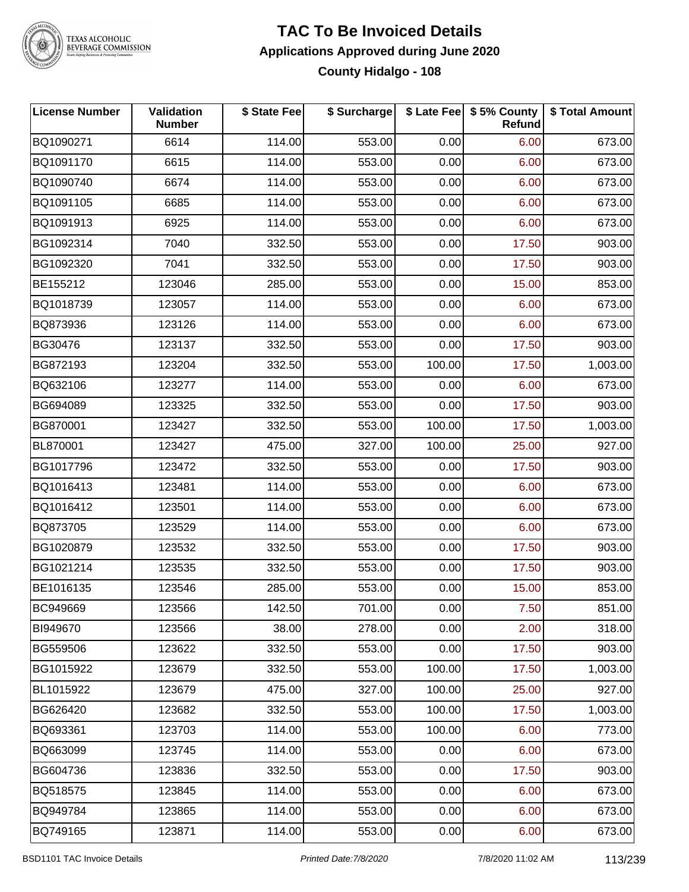# TAC To Be Invoiced Details

## Applications Approved during June 2020

### County Hidalgo - 108

| License Number | Validation Number | $ State Fee | $ Surcharge | $ Late Fee | $ 5% County Refund | $ Total Amount |
|---|---|---|---|---|---|---|
| BQ1090271 | 6614 | 114.00 | 553.00 | 0.00 | 6.00 | 673.00 |
| BQ1091170 | 6615 | 114.00 | 553.00 | 0.00 | 6.00 | 673.00 |
| BQ1090740 | 6674 | 114.00 | 553.00 | 0.00 | 6.00 | 673.00 |
| BQ1091105 | 6685 | 114.00 | 553.00 | 0.00 | 6.00 | 673.00 |
| BQ1091913 | 6925 | 114.00 | 553.00 | 0.00 | 6.00 | 673.00 |
| BG1092314 | 7040 | 332.50 | 553.00 | 0.00 | 17.50 | 903.00 |
| BG1092320 | 7041 | 332.50 | 553.00 | 0.00 | 17.50 | 903.00 |
| BE155212 | 123046 | 285.00 | 553.00 | 0.00 | 15.00 | 853.00 |
| BQ1018739 | 123057 | 114.00 | 553.00 | 0.00 | 6.00 | 673.00 |
| BQ873936 | 123126 | 114.00 | 553.00 | 0.00 | 6.00 | 673.00 |
| BG30476 | 123137 | 332.50 | 553.00 | 0.00 | 17.50 | 903.00 |
| BG872193 | 123204 | 332.50 | 553.00 | 100.00 | 17.50 | 1,003.00 |
| BQ632106 | 123277 | 114.00 | 553.00 | 0.00 | 6.00 | 673.00 |
| BG694089 | 123325 | 332.50 | 553.00 | 0.00 | 17.50 | 903.00 |
| BG870001 | 123427 | 332.50 | 553.00 | 100.00 | 17.50 | 1,003.00 |
| BL870001 | 123427 | 475.00 | 327.00 | 100.00 | 25.00 | 927.00 |
| BG1017796 | 123472 | 332.50 | 553.00 | 0.00 | 17.50 | 903.00 |
| BQ1016413 | 123481 | 114.00 | 553.00 | 0.00 | 6.00 | 673.00 |
| BQ1016412 | 123501 | 114.00 | 553.00 | 0.00 | 6.00 | 673.00 |
| BQ873705 | 123529 | 114.00 | 553.00 | 0.00 | 6.00 | 673.00 |
| BG1020879 | 123532 | 332.50 | 553.00 | 0.00 | 17.50 | 903.00 |
| BG1021214 | 123535 | 332.50 | 553.00 | 0.00 | 17.50 | 903.00 |
| BE1016135 | 123546 | 285.00 | 553.00 | 0.00 | 15.00 | 853.00 |
| BC949669 | 123566 | 142.50 | 701.00 | 0.00 | 7.50 | 851.00 |
| BI949670 | 123566 | 38.00 | 278.00 | 0.00 | 2.00 | 318.00 |
| BG559506 | 123622 | 332.50 | 553.00 | 0.00 | 17.50 | 903.00 |
| BG1015922 | 123679 | 332.50 | 553.00 | 100.00 | 17.50 | 1,003.00 |
| BL1015922 | 123679 | 475.00 | 327.00 | 100.00 | 25.00 | 927.00 |
| BG626420 | 123682 | 332.50 | 553.00 | 100.00 | 17.50 | 1,003.00 |
| BQ693361 | 123703 | 114.00 | 553.00 | 100.00 | 6.00 | 773.00 |
| BQ663099 | 123745 | 114.00 | 553.00 | 0.00 | 6.00 | 673.00 |
| BG604736 | 123836 | 332.50 | 553.00 | 0.00 | 17.50 | 903.00 |
| BQ518575 | 123845 | 114.00 | 553.00 | 0.00 | 6.00 | 673.00 |
| BQ949784 | 123865 | 114.00 | 553.00 | 0.00 | 6.00 | 673.00 |
| BQ749165 | 123871 | 114.00 | 553.00 | 0.00 | 6.00 | 673.00 |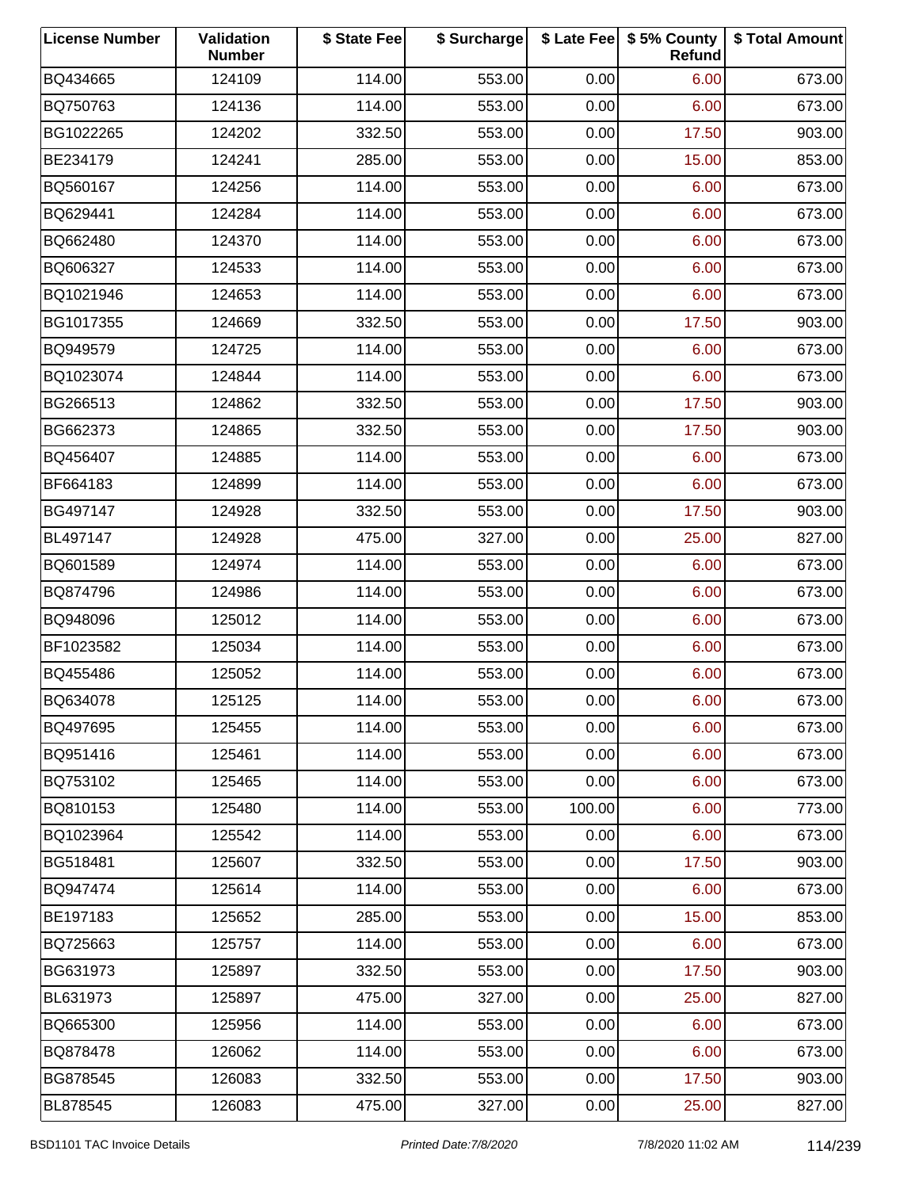| License Number | Validation Number | $ State Fee | $ Surcharge | $ Late Fee | $ 5% County Refund | $ Total Amount |
|---|---|---|---|---|---|---|
| BQ434665 | 124109 | 114.00 | 553.00 | 0.00 | 6.00 | 673.00 |
| BQ750763 | 124136 | 114.00 | 553.00 | 0.00 | 6.00 | 673.00 |
| BG1022265 | 124202 | 332.50 | 553.00 | 0.00 | 17.50 | 903.00 |
| BE234179 | 124241 | 285.00 | 553.00 | 0.00 | 15.00 | 853.00 |
| BQ560167 | 124256 | 114.00 | 553.00 | 0.00 | 6.00 | 673.00 |
| BQ629441 | 124284 | 114.00 | 553.00 | 0.00 | 6.00 | 673.00 |
| BQ662480 | 124370 | 114.00 | 553.00 | 0.00 | 6.00 | 673.00 |
| BQ606327 | 124533 | 114.00 | 553.00 | 0.00 | 6.00 | 673.00 |
| BQ1021946 | 124653 | 114.00 | 553.00 | 0.00 | 6.00 | 673.00 |
| BG1017355 | 124669 | 332.50 | 553.00 | 0.00 | 17.50 | 903.00 |
| BQ949579 | 124725 | 114.00 | 553.00 | 0.00 | 6.00 | 673.00 |
| BQ1023074 | 124844 | 114.00 | 553.00 | 0.00 | 6.00 | 673.00 |
| BG266513 | 124862 | 332.50 | 553.00 | 0.00 | 17.50 | 903.00 |
| BG662373 | 124865 | 332.50 | 553.00 | 0.00 | 17.50 | 903.00 |
| BQ456407 | 124885 | 114.00 | 553.00 | 0.00 | 6.00 | 673.00 |
| BF664183 | 124899 | 114.00 | 553.00 | 0.00 | 6.00 | 673.00 |
| BG497147 | 124928 | 332.50 | 553.00 | 0.00 | 17.50 | 903.00 |
| BL497147 | 124928 | 475.00 | 327.00 | 0.00 | 25.00 | 827.00 |
| BQ601589 | 124974 | 114.00 | 553.00 | 0.00 | 6.00 | 673.00 |
| BQ874796 | 124986 | 114.00 | 553.00 | 0.00 | 6.00 | 673.00 |
| BQ948096 | 125012 | 114.00 | 553.00 | 0.00 | 6.00 | 673.00 |
| BF1023582 | 125034 | 114.00 | 553.00 | 0.00 | 6.00 | 673.00 |
| BQ455486 | 125052 | 114.00 | 553.00 | 0.00 | 6.00 | 673.00 |
| BQ634078 | 125125 | 114.00 | 553.00 | 0.00 | 6.00 | 673.00 |
| BQ497695 | 125455 | 114.00 | 553.00 | 0.00 | 6.00 | 673.00 |
| BQ951416 | 125461 | 114.00 | 553.00 | 0.00 | 6.00 | 673.00 |
| BQ753102 | 125465 | 114.00 | 553.00 | 0.00 | 6.00 | 673.00 |
| BQ810153 | 125480 | 114.00 | 553.00 | 100.00 | 6.00 | 773.00 |
| BQ1023964 | 125542 | 114.00 | 553.00 | 0.00 | 6.00 | 673.00 |
| BG518481 | 125607 | 332.50 | 553.00 | 0.00 | 17.50 | 903.00 |
| BQ947474 | 125614 | 114.00 | 553.00 | 0.00 | 6.00 | 673.00 |
| BE197183 | 125652 | 285.00 | 553.00 | 0.00 | 15.00 | 853.00 |
| BQ725663 | 125757 | 114.00 | 553.00 | 0.00 | 6.00 | 673.00 |
| BG631973 | 125897 | 332.50 | 553.00 | 0.00 | 17.50 | 903.00 |
| BL631973 | 125897 | 475.00 | 327.00 | 0.00 | 25.00 | 827.00 |
| BQ665300 | 125956 | 114.00 | 553.00 | 0.00 | 6.00 | 673.00 |
| BQ878478 | 126062 | 114.00 | 553.00 | 0.00 | 6.00 | 673.00 |
| BG878545 | 126083 | 332.50 | 553.00 | 0.00 | 17.50 | 903.00 |
| BL878545 | 126083 | 475.00 | 327.00 | 0.00 | 25.00 | 827.00 |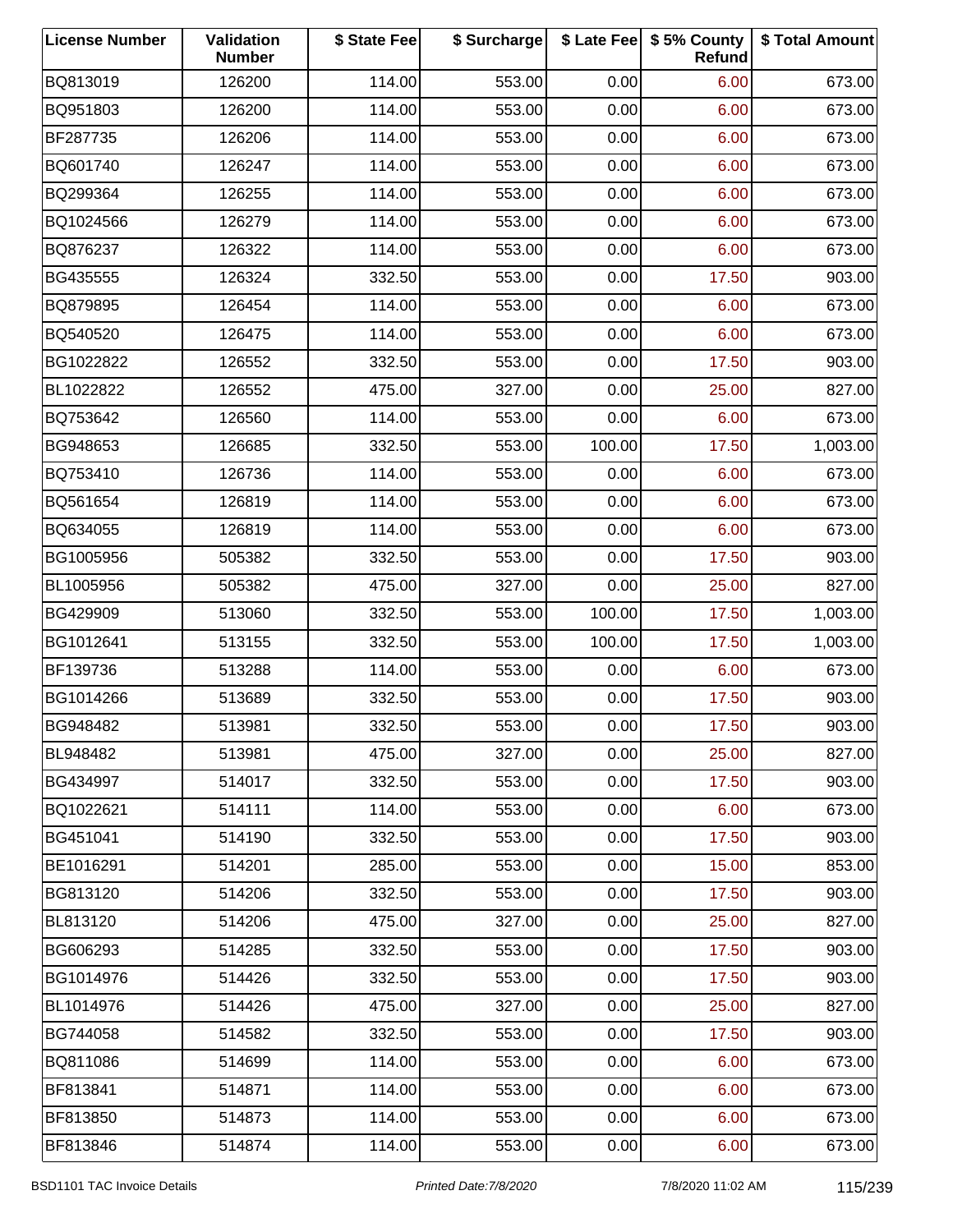| License Number | Validation Number | $ State Fee | $ Surcharge | $ Late Fee | $ 5% County Refund | $ Total Amount |
|---|---|---|---|---|---|---|
| BQ813019 | 126200 | 114.00 | 553.00 | 0.00 | 6.00 | 673.00 |
| BQ951803 | 126200 | 114.00 | 553.00 | 0.00 | 6.00 | 673.00 |
| BF287735 | 126206 | 114.00 | 553.00 | 0.00 | 6.00 | 673.00 |
| BQ601740 | 126247 | 114.00 | 553.00 | 0.00 | 6.00 | 673.00 |
| BQ299364 | 126255 | 114.00 | 553.00 | 0.00 | 6.00 | 673.00 |
| BQ1024566 | 126279 | 114.00 | 553.00 | 0.00 | 6.00 | 673.00 |
| BQ876237 | 126322 | 114.00 | 553.00 | 0.00 | 6.00 | 673.00 |
| BG435555 | 126324 | 332.50 | 553.00 | 0.00 | 17.50 | 903.00 |
| BQ879895 | 126454 | 114.00 | 553.00 | 0.00 | 6.00 | 673.00 |
| BQ540520 | 126475 | 114.00 | 553.00 | 0.00 | 6.00 | 673.00 |
| BG1022822 | 126552 | 332.50 | 553.00 | 0.00 | 17.50 | 903.00 |
| BL1022822 | 126552 | 475.00 | 327.00 | 0.00 | 25.00 | 827.00 |
| BQ753642 | 126560 | 114.00 | 553.00 | 0.00 | 6.00 | 673.00 |
| BG948653 | 126685 | 332.50 | 553.00 | 100.00 | 17.50 | 1,003.00 |
| BQ753410 | 126736 | 114.00 | 553.00 | 0.00 | 6.00 | 673.00 |
| BQ561654 | 126819 | 114.00 | 553.00 | 0.00 | 6.00 | 673.00 |
| BQ634055 | 126819 | 114.00 | 553.00 | 0.00 | 6.00 | 673.00 |
| BG1005956 | 505382 | 332.50 | 553.00 | 0.00 | 17.50 | 903.00 |
| BL1005956 | 505382 | 475.00 | 327.00 | 0.00 | 25.00 | 827.00 |
| BG429909 | 513060 | 332.50 | 553.00 | 100.00 | 17.50 | 1,003.00 |
| BG1012641 | 513155 | 332.50 | 553.00 | 100.00 | 17.50 | 1,003.00 |
| BF139736 | 513288 | 114.00 | 553.00 | 0.00 | 6.00 | 673.00 |
| BG1014266 | 513689 | 332.50 | 553.00 | 0.00 | 17.50 | 903.00 |
| BG948482 | 513981 | 332.50 | 553.00 | 0.00 | 17.50 | 903.00 |
| BL948482 | 513981 | 475.00 | 327.00 | 0.00 | 25.00 | 827.00 |
| BG434997 | 514017 | 332.50 | 553.00 | 0.00 | 17.50 | 903.00 |
| BQ1022621 | 514111 | 114.00 | 553.00 | 0.00 | 6.00 | 673.00 |
| BG451041 | 514190 | 332.50 | 553.00 | 0.00 | 17.50 | 903.00 |
| BE1016291 | 514201 | 285.00 | 553.00 | 0.00 | 15.00 | 853.00 |
| BG813120 | 514206 | 332.50 | 553.00 | 0.00 | 17.50 | 903.00 |
| BL813120 | 514206 | 475.00 | 327.00 | 0.00 | 25.00 | 827.00 |
| BG606293 | 514285 | 332.50 | 553.00 | 0.00 | 17.50 | 903.00 |
| BG1014976 | 514426 | 332.50 | 553.00 | 0.00 | 17.50 | 903.00 |
| BL1014976 | 514426 | 475.00 | 327.00 | 0.00 | 25.00 | 827.00 |
| BG744058 | 514582 | 332.50 | 553.00 | 0.00 | 17.50 | 903.00 |
| BQ811086 | 514699 | 114.00 | 553.00 | 0.00 | 6.00 | 673.00 |
| BF813841 | 514871 | 114.00 | 553.00 | 0.00 | 6.00 | 673.00 |
| BF813850 | 514873 | 114.00 | 553.00 | 0.00 | 6.00 | 673.00 |
| BF813846 | 514874 | 114.00 | 553.00 | 0.00 | 6.00 | 673.00 |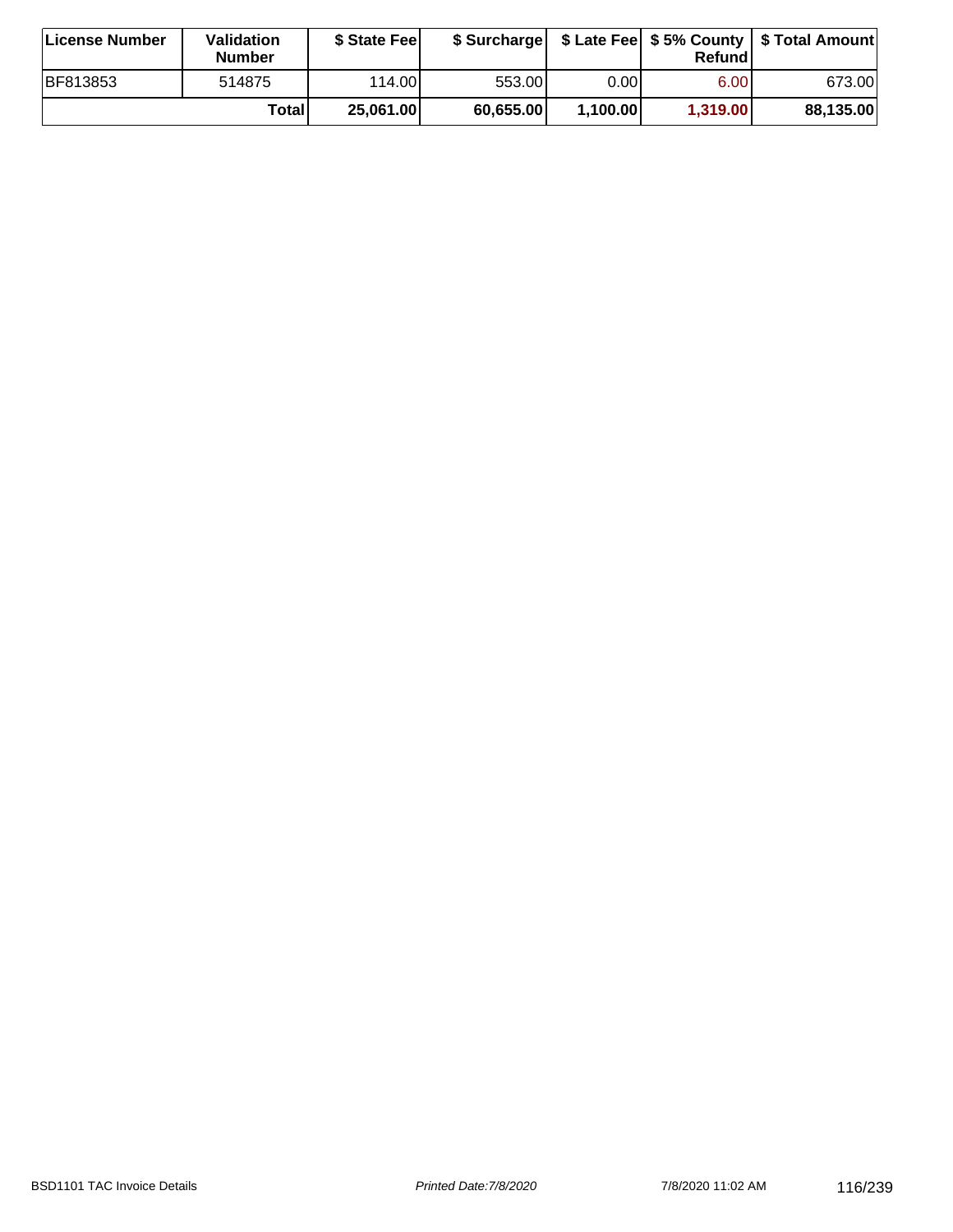| License Number | Validation Number | $ State Fee | $ Surcharge | $ Late Fee | $ 5% County Refund | $ Total Amount |
|---|---|---|---|---|---|---|
| BF813853 | 514875 | 114.00 | 553.00 | 0.00 | 6.00 | 673.00 |
| | **Total** | **25,061.00** | **60,655.00** | **1,100.00** | **1,319.00** | **88,135.00** |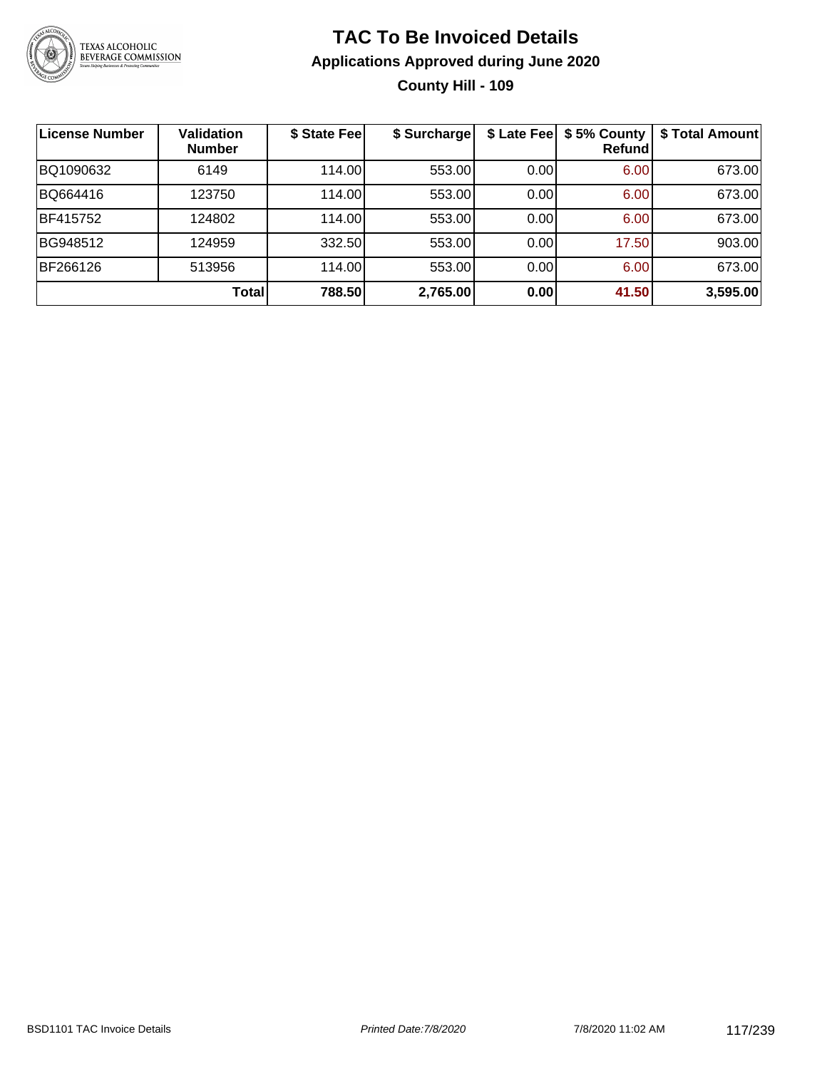# TAC To Be Invoiced Details

## Applications Approved during June 2020

### County Hill - 109

| License Number | Validation Number | $ State Fee | $ Surcharge | $ Late Fee | $ 5% County Refund | $ Total Amount |
|---|---|---|---|---|---|---|
| BQ1090632 | 6149 | 114.00 | 553.00 | 0.00 | 6.00 | 673.00 |
| BQ664416 | 123750 | 114.00 | 553.00 | 0.00 | 6.00 | 673.00 |
| BF415752 | 124802 | 114.00 | 553.00 | 0.00 | 6.00 | 673.00 |
| BG948512 | 124959 | 332.50 | 553.00 | 0.00 | 17.50 | 903.00 |
| BF266126 | 513956 | 114.00 | 553.00 | 0.00 | 6.00 | 673.00 |
| | **Total** | **788.50** | **2,765.00** | **0.00** | **41.50** | **3,595.00** |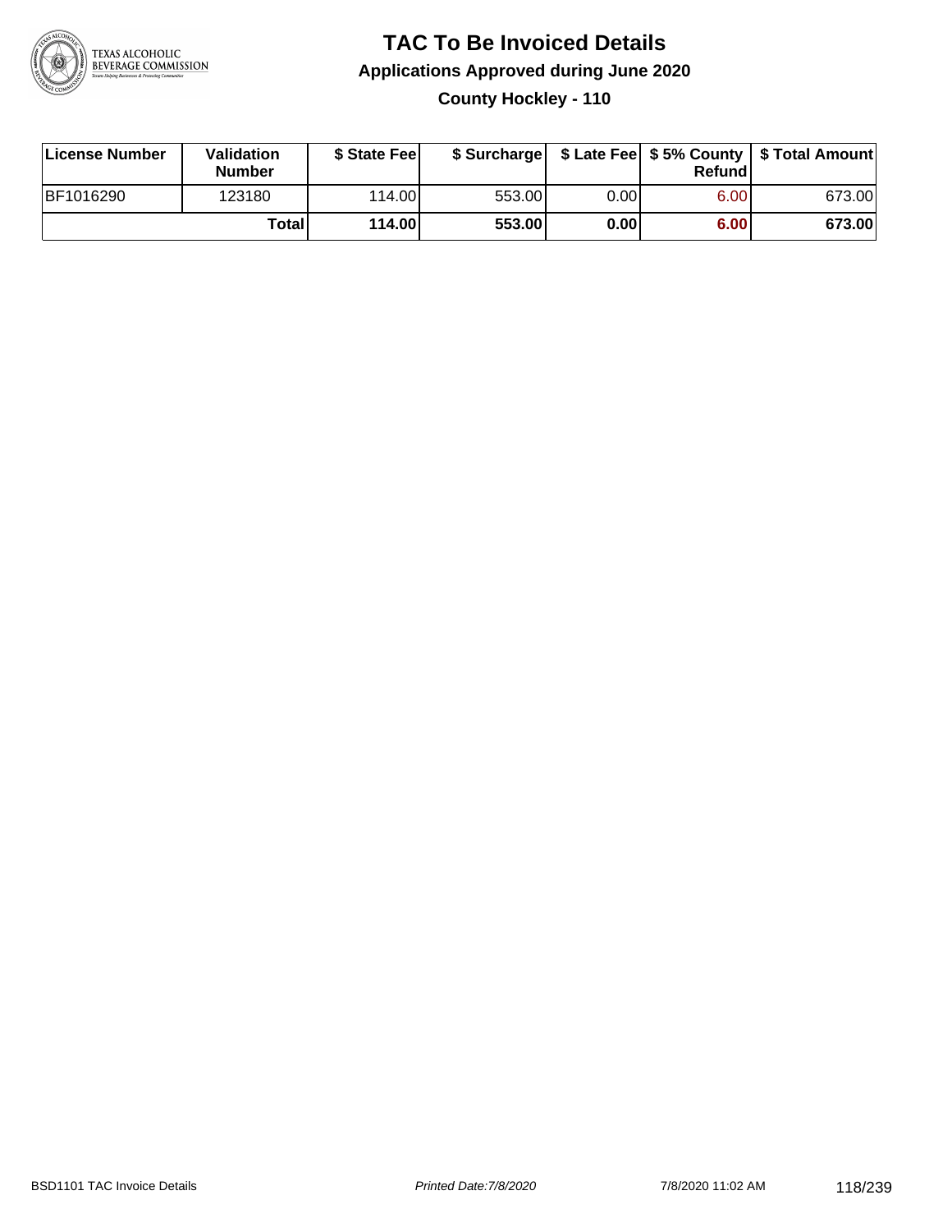# TAC To Be Invoiced Details

## Applications Approved during June 2020

### County Hockley - 110

| License Number | Validation Number | $ State Fee | $ Surcharge | $ Late Fee | $ 5% County Refund | $ Total Amount |
|---|---|---|---|---|---|---|
| BF1016290 | 123180 | 114.00 | 553.00 | 0.00 | 6.00 | 673.00 |
| | **Total** | **114.00** | **553.00** | **0.00** | **6.00** | **673.00** |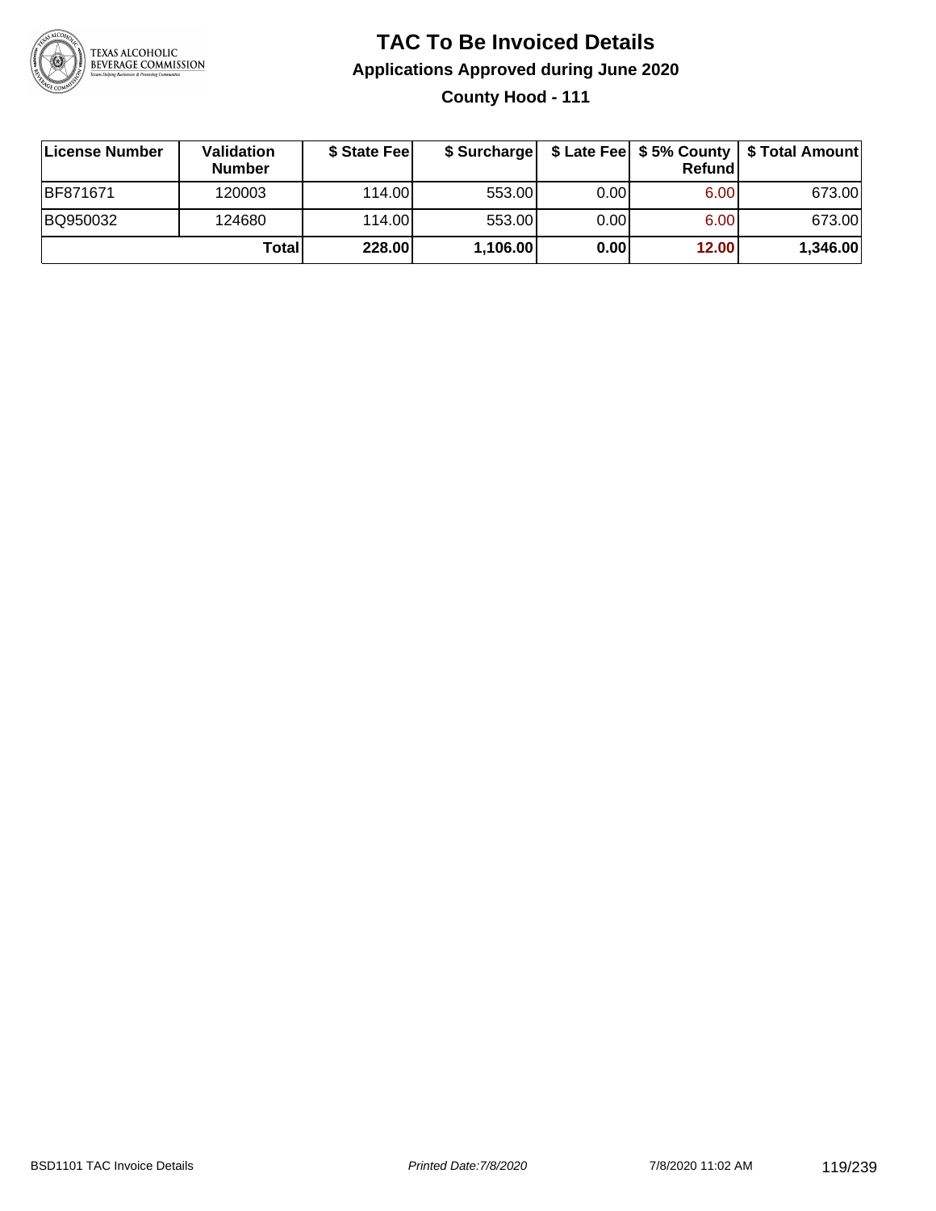# TAC To Be Invoiced Details

## Applications Approved during June 2020

### County Hood - 111

| License Number | Validation Number | $ State Fee | $ Surcharge | $ Late Fee | $ 5% County Refund | $ Total Amount |
|---|---|---|---|---|---|---|
| BF871671 | 120003 | 114.00 | 553.00 | 0.00 | 6.00 | 673.00 |
| BQ950032 | 124680 | 114.00 | 553.00 | 0.00 | 6.00 | 673.00 |
| | **Total** | **228.00** | **1,106.00** | **0.00** | **12.00** | **1,346.00** |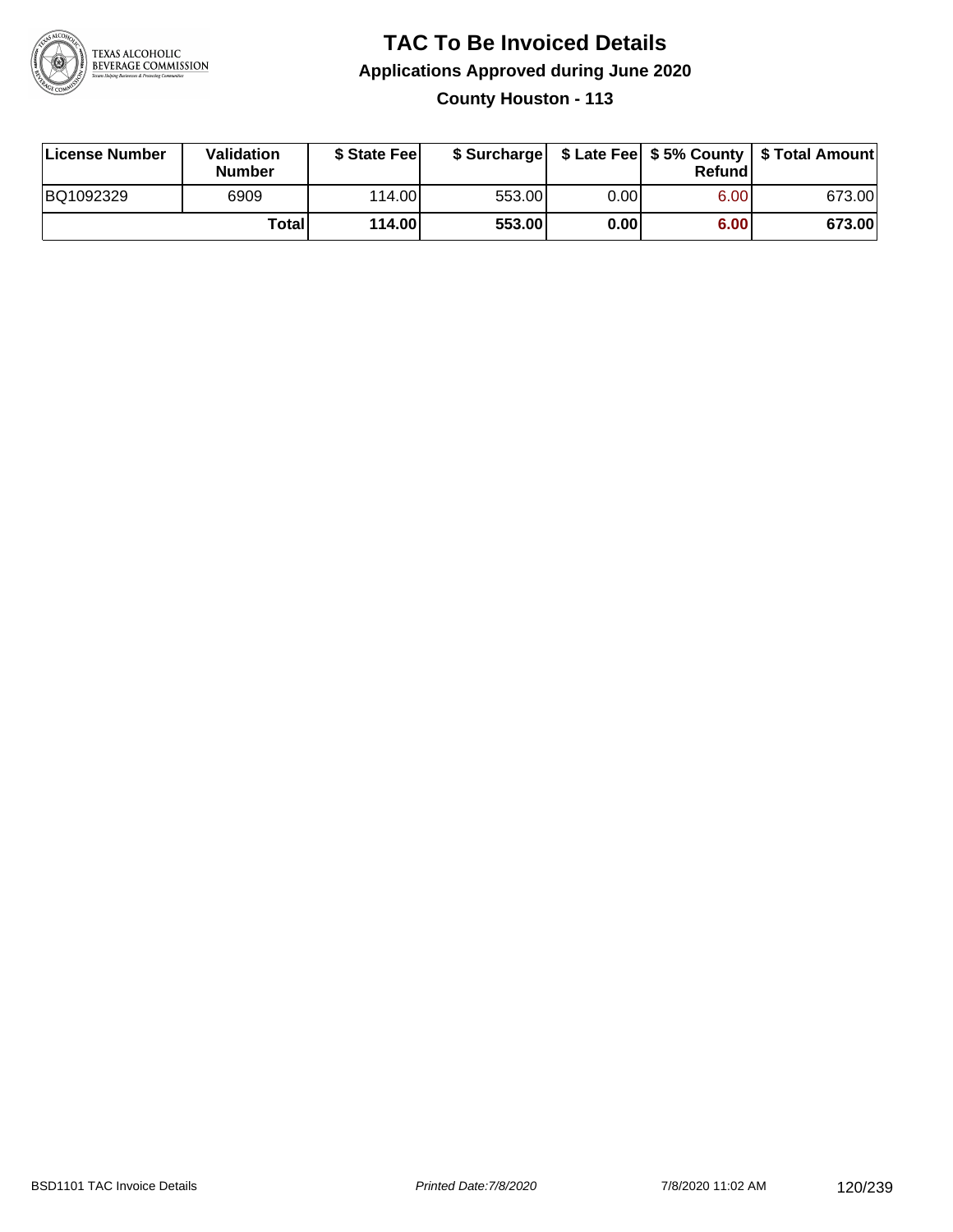# TAC To Be Invoiced Details

## Applications Approved during June 2020

### County Houston - 113

| License Number | Validation Number | $ State Fee | $ Surcharge | $ Late Fee | $ 5% County Refund | $ Total Amount |
|---|---|---|---|---|---|---|
| BQ1092329 | 6909 | 114.00 | 553.00 | 0.00 | 6.00 | 673.00 |
| | **Total** | **114.00** | **553.00** | **0.00** | **6.00** | **673.00** |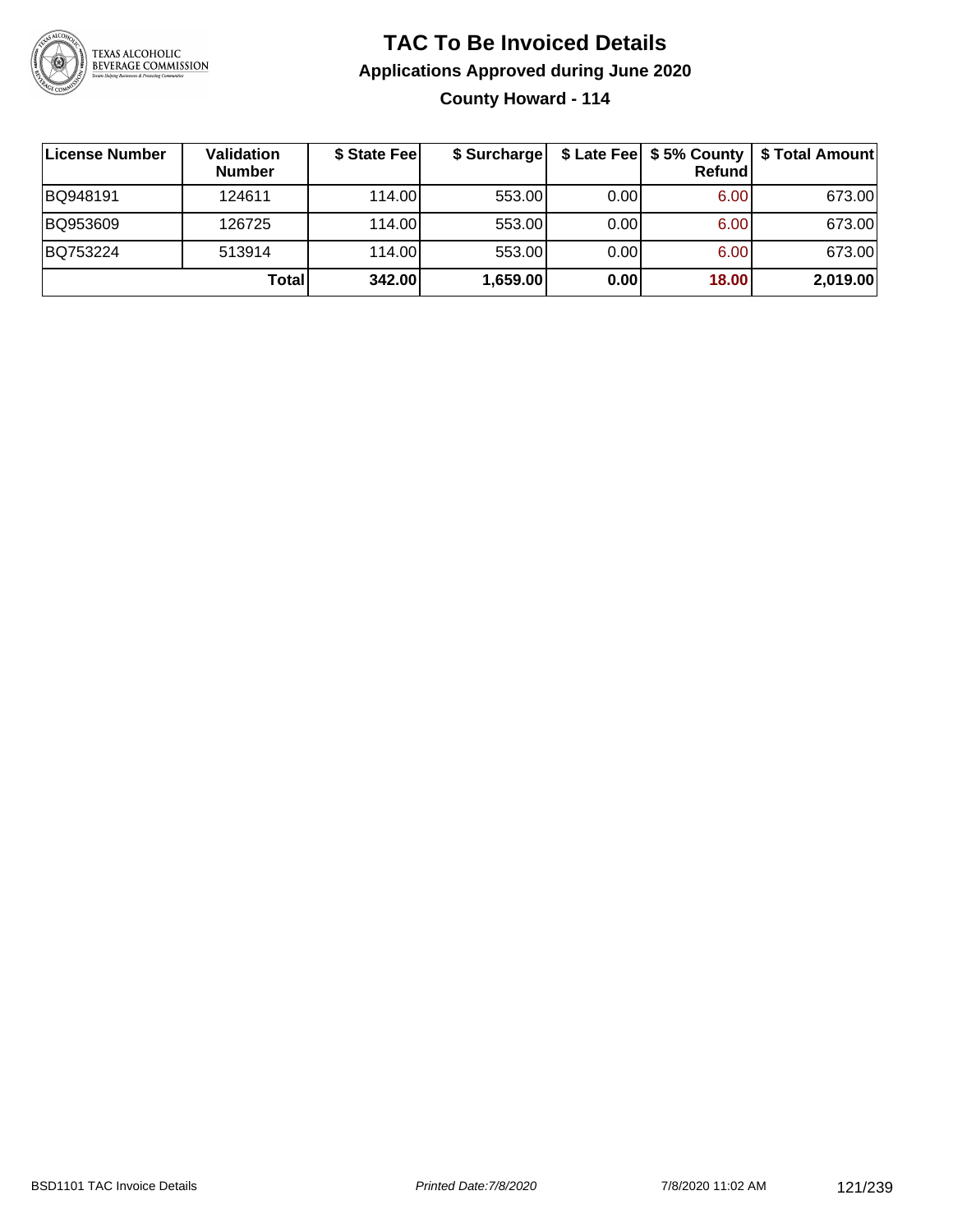# TAC To Be Invoiced Details

## Applications Approved during June 2020

### County Howard - 114

| License Number | Validation Number | $ State Fee | $ Surcharge | $ Late Fee | $ 5% County Refund | $ Total Amount |
|---|---|---|---|---|---|---|
| BQ948191 | 124611 | 114.00 | 553.00 | 0.00 | 6.00 | 673.00 |
| BQ953609 | 126725 | 114.00 | 553.00 | 0.00 | 6.00 | 673.00 |
| BQ753224 | 513914 | 114.00 | 553.00 | 0.00 | 6.00 | 673.00 |
| | **Total** | **342.00** | **1,659.00** | **0.00** | **18.00** | **2,019.00** |

BSD1101 TAC Invoice Details | *Printed Date:7/8/2020* | 7/8/2020 11:02 AM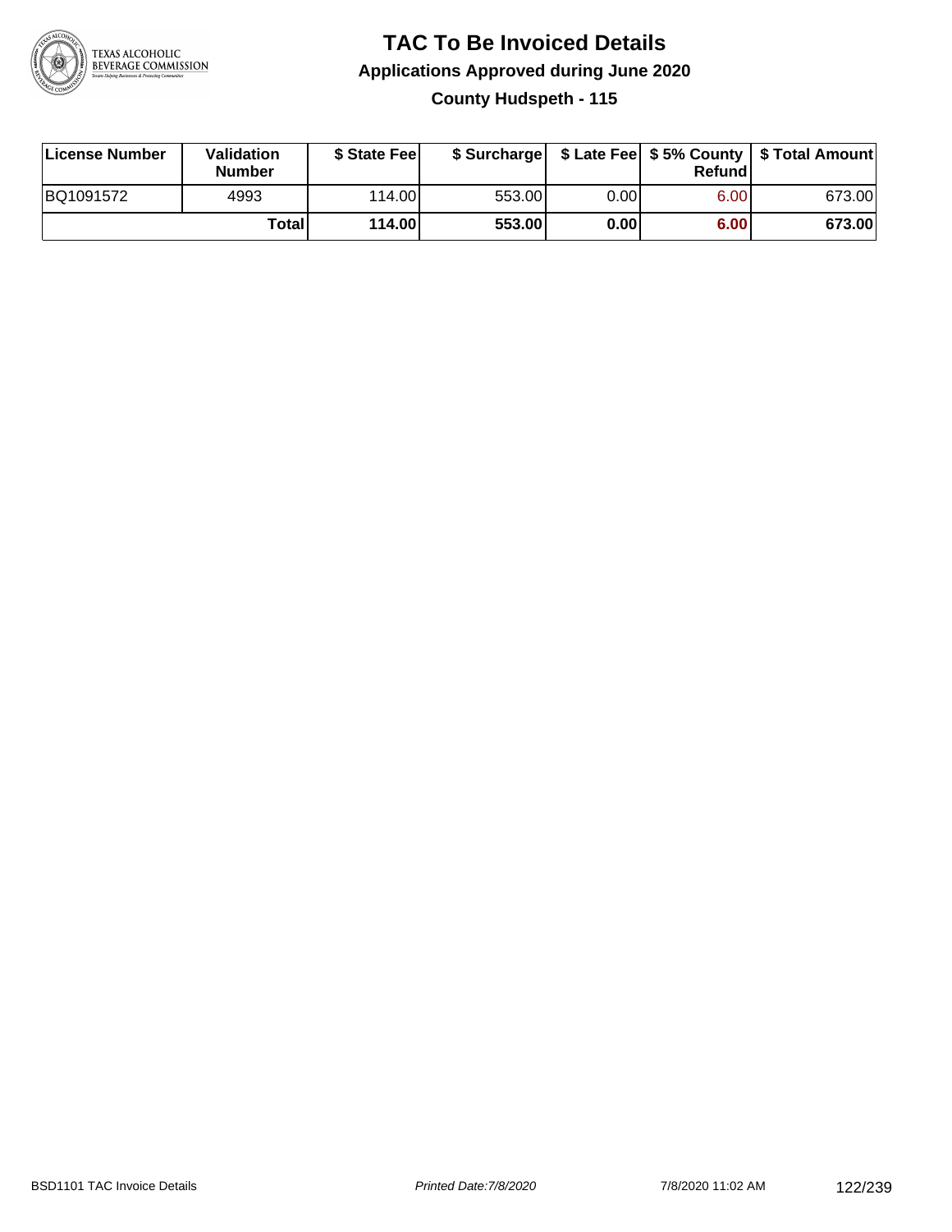# TAC To Be Invoiced Details

## Applications Approved during June 2020

### County Hudspeth - 115

| License Number | Validation Number | $ State Fee | $ Surcharge | $ Late Fee | $ 5% County Refund | $ Total Amount |
|---|---|---|---|---|---|---|
| BQ1091572 | 4993 | 114.00 | 553.00 | 0.00 | 6.00 | 673.00 |
| | **Total** | **114.00** | **553.00** | **0.00** | **6.00** | **673.00** |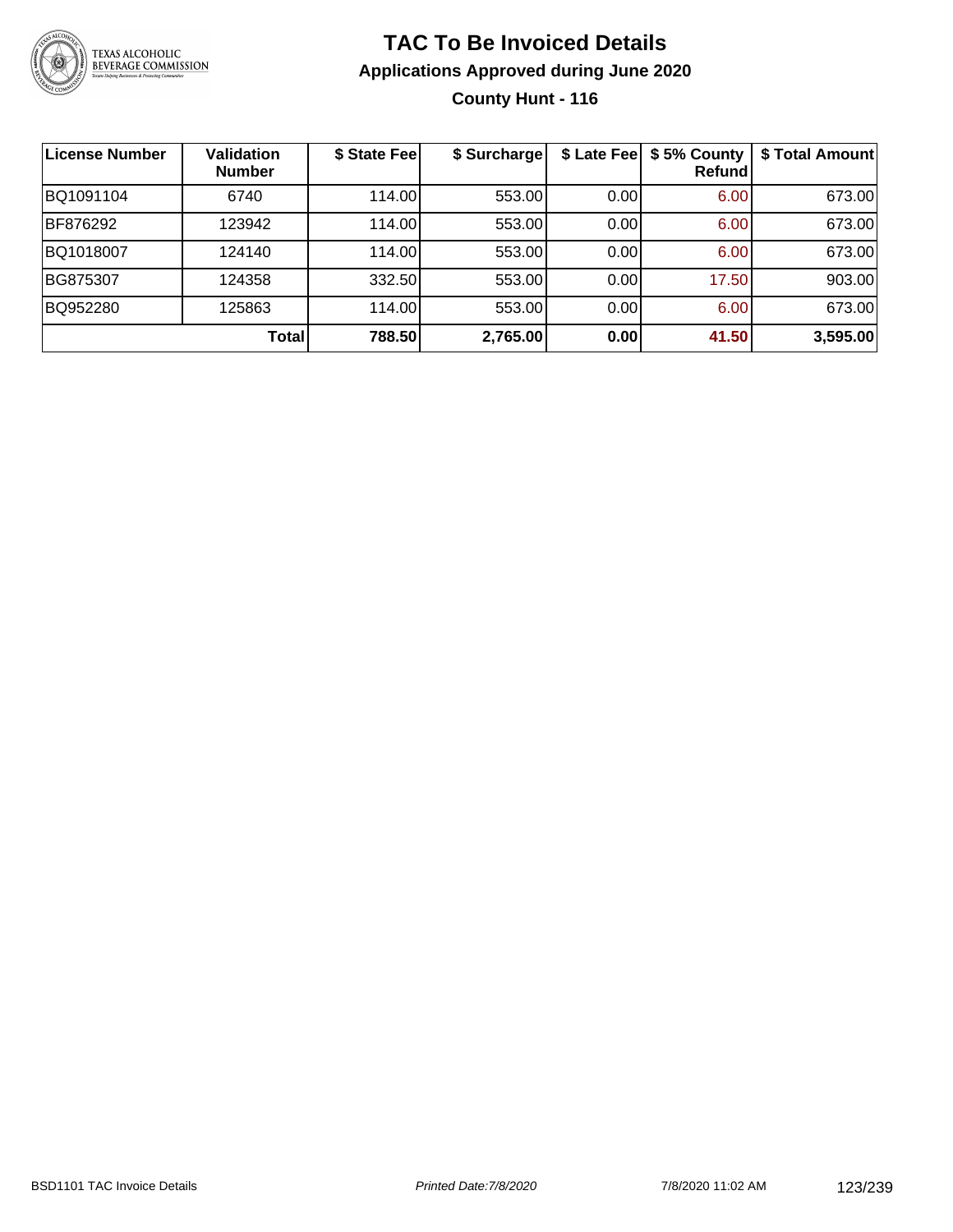# TAC To Be Invoiced Details

## Applications Approved during June 2020

### County Hunt - 116

| License Number | Validation Number | \$ State Fee | \$ Surcharge | \$ Late Fee | \$ 5% County Refund | \$ Total Amount |
|---|---|---|---|---|---|---|
| BQ1091104 | 6740 | 114.00 | 553.00 | 0.00 | 6.00 | 673.00 |
| BF876292 | 123942 | 114.00 | 553.00 | 0.00 | 6.00 | 673.00 |
| BQ1018007 | 124140 | 114.00 | 553.00 | 0.00 | 6.00 | 673.00 |
| BG875307 | 124358 | 332.50 | 553.00 | 0.00 | 17.50 | 903.00 |
| BQ952280 | 125863 | 114.00 | 553.00 | 0.00 | 6.00 | 673.00 |
| | **Total** | **788.50** | **2,765.00** | **0.00** | **41.50** | **3,595.00** |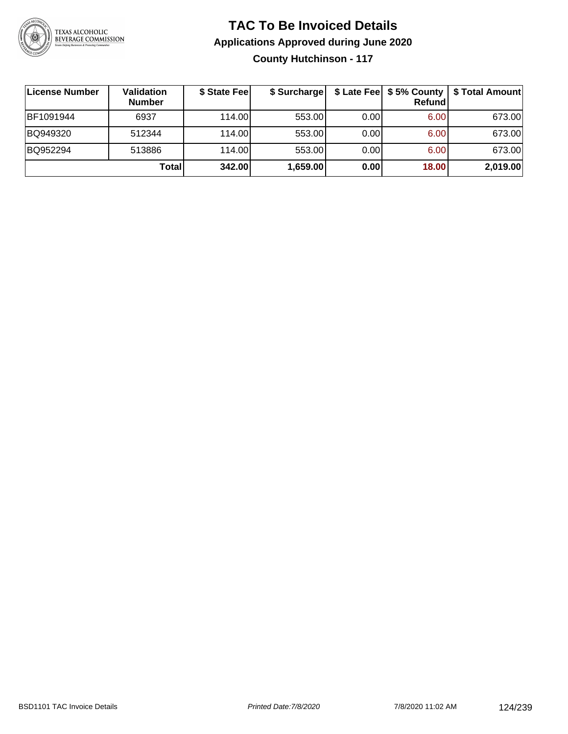# TAC To Be Invoiced Details

## Applications Approved during June 2020

### County Hutchinson - 117

| License Number | Validation Number | $ State Fee | $ Surcharge | $ Late Fee | $ 5% County Refund | $ Total Amount |
|---|---|---|---|---|---|---|
| BF1091944 | 6937 | 114.00 | 553.00 | 0.00 | 6.00 | 673.00 |
| BQ949320 | 512344 | 114.00 | 553.00 | 0.00 | 6.00 | 673.00 |
| BQ952294 | 513886 | 114.00 | 553.00 | 0.00 | 6.00 | 673.00 |
| | **Total** | **342.00** | **1,659.00** | **0.00** | **18.00** | **2,019.00** |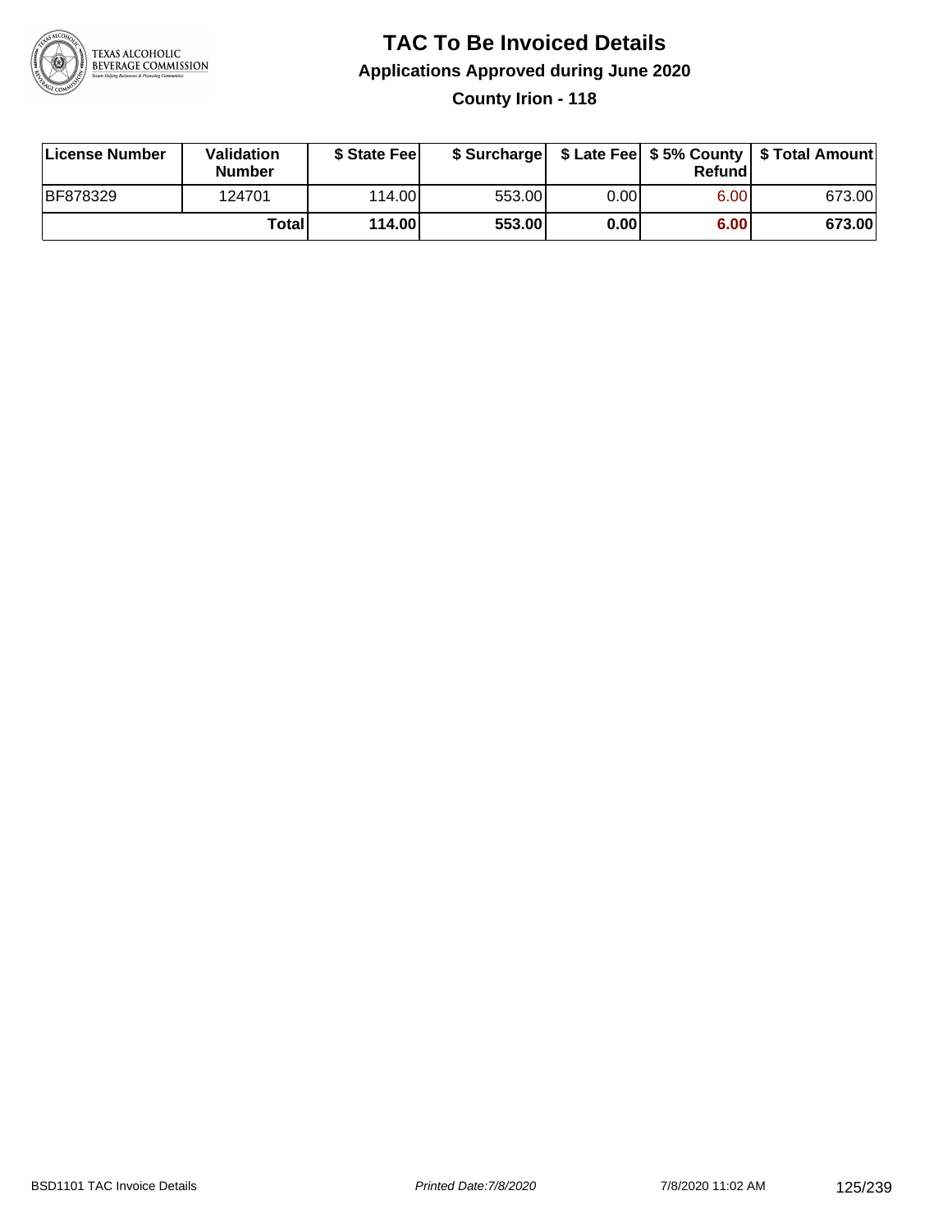# TAC To Be Invoiced Details

## Applications Approved during June 2020

### County Irion - 118

| License Number | Validation Number | $ State Fee | $ Surcharge | $ Late Fee | $ 5% County Refund | $ Total Amount |
|---|---|---|---|---|---|---|
| BF878329 | 124701 | 114.00 | 553.00 | 0.00 | 6.00 | 673.00 |
| | **Total** | **114.00** | **553.00** | **0.00** | **6.00** | **673.00** |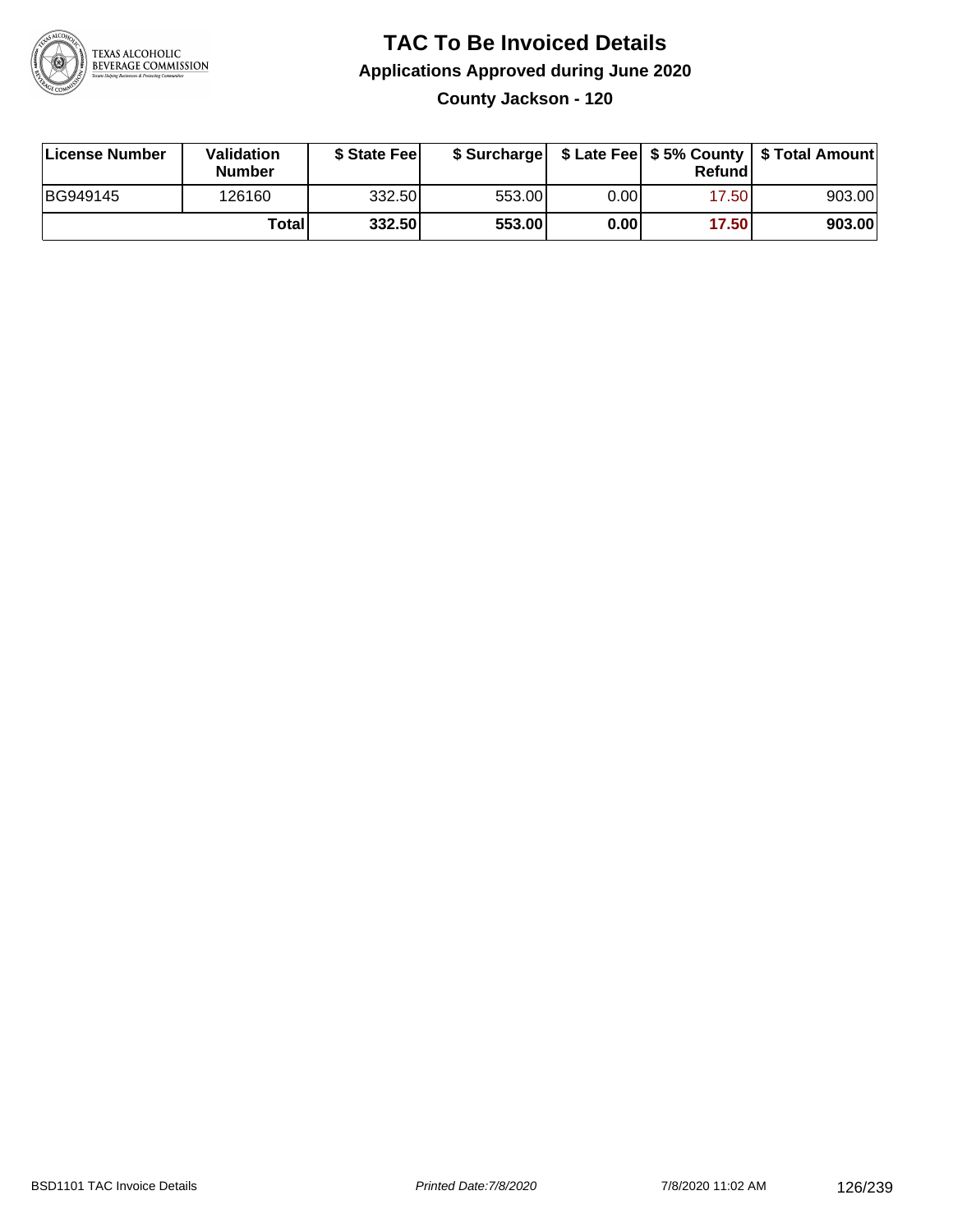# TAC To Be Invoiced Details

## Applications Approved during June 2020

### County Jackson - 120

| License Number | Validation Number | $ State Fee | $ Surcharge | $ Late Fee | $ 5% County Refund | $ Total Amount |
| --- | --- | --- | --- | --- | --- | --- |
| BG949145 | 126160 | 332.50 | 553.00 | 0.00 | 17.50 | 903.00 |
| | **Total** | **332.50** | **553.00** | **0.00** | **17.50** | **903.00** |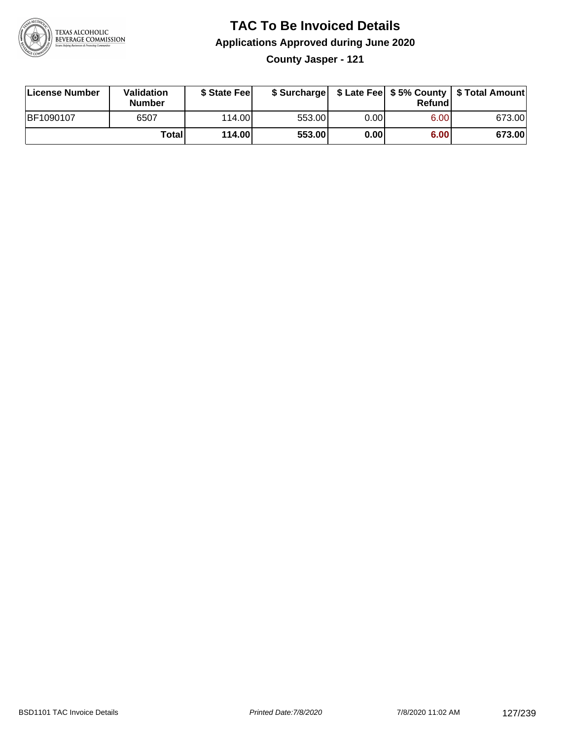# TAC To Be Invoiced Details

## Applications Approved during June 2020

### County Jasper - 121

| License Number | Validation Number | $ State Fee | $ Surcharge | $ Late Fee | $ 5% County Refund | $ Total Amount |
|---|---|---|---|---|---|---|
| BF1090107 | 6507 | 114.00 | 553.00 | 0.00 | 6.00 | 673.00 |
| | **Total** | **114.00** | **553.00** | **0.00** | **6.00** | **673.00** |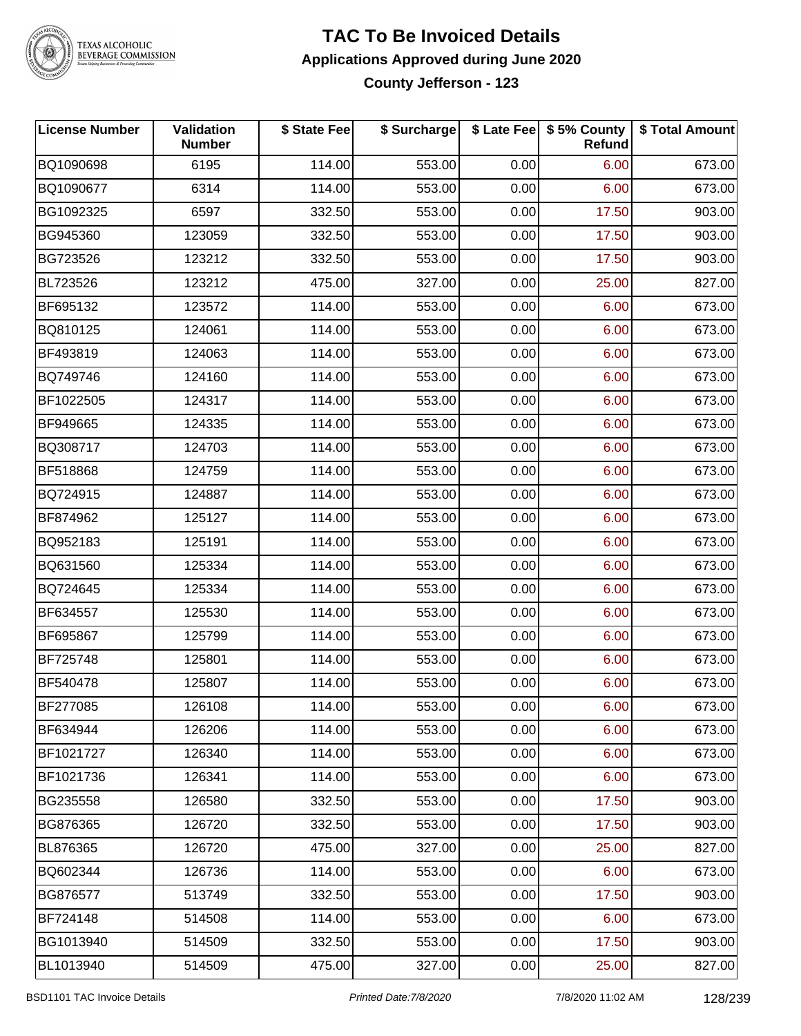# TAC To Be Invoiced Details

## Applications Approved during June 2020

### County Jefferson - 123

| License Number | Validation Number | $ State Fee | $ Surcharge | $ Late Fee | $ 5% County Refund | $ Total Amount |
|---|---|---|---|---|---|---|
| BQ1090698 | 6195 | 114.00 | 553.00 | 0.00 | 6.00 | 673.00 |
| BQ1090677 | 6314 | 114.00 | 553.00 | 0.00 | 6.00 | 673.00 |
| BG1092325 | 6597 | 332.50 | 553.00 | 0.00 | 17.50 | 903.00 |
| BG945360 | 123059 | 332.50 | 553.00 | 0.00 | 17.50 | 903.00 |
| BG723526 | 123212 | 332.50 | 553.00 | 0.00 | 17.50 | 903.00 |
| BL723526 | 123212 | 475.00 | 327.00 | 0.00 | 25.00 | 827.00 |
| BF695132 | 123572 | 114.00 | 553.00 | 0.00 | 6.00 | 673.00 |
| BQ810125 | 124061 | 114.00 | 553.00 | 0.00 | 6.00 | 673.00 |
| BF493819 | 124063 | 114.00 | 553.00 | 0.00 | 6.00 | 673.00 |
| BQ749746 | 124160 | 114.00 | 553.00 | 0.00 | 6.00 | 673.00 |
| BF1022505 | 124317 | 114.00 | 553.00 | 0.00 | 6.00 | 673.00 |
| BF949665 | 124335 | 114.00 | 553.00 | 0.00 | 6.00 | 673.00 |
| BQ308717 | 124703 | 114.00 | 553.00 | 0.00 | 6.00 | 673.00 |
| BF518868 | 124759 | 114.00 | 553.00 | 0.00 | 6.00 | 673.00 |
| BQ724915 | 124887 | 114.00 | 553.00 | 0.00 | 6.00 | 673.00 |
| BF874962 | 125127 | 114.00 | 553.00 | 0.00 | 6.00 | 673.00 |
| BQ952183 | 125191 | 114.00 | 553.00 | 0.00 | 6.00 | 673.00 |
| BQ631560 | 125334 | 114.00 | 553.00 | 0.00 | 6.00 | 673.00 |
| BQ724645 | 125334 | 114.00 | 553.00 | 0.00 | 6.00 | 673.00 |
| BF634557 | 125530 | 114.00 | 553.00 | 0.00 | 6.00 | 673.00 |
| BF695867 | 125799 | 114.00 | 553.00 | 0.00 | 6.00 | 673.00 |
| BF725748 | 125801 | 114.00 | 553.00 | 0.00 | 6.00 | 673.00 |
| BF540478 | 125807 | 114.00 | 553.00 | 0.00 | 6.00 | 673.00 |
| BF277085 | 126108 | 114.00 | 553.00 | 0.00 | 6.00 | 673.00 |
| BF634944 | 126206 | 114.00 | 553.00 | 0.00 | 6.00 | 673.00 |
| BF1021727 | 126340 | 114.00 | 553.00 | 0.00 | 6.00 | 673.00 |
| BF1021736 | 126341 | 114.00 | 553.00 | 0.00 | 6.00 | 673.00 |
| BG235558 | 126580 | 332.50 | 553.00 | 0.00 | 17.50 | 903.00 |
| BG876365 | 126720 | 332.50 | 553.00 | 0.00 | 17.50 | 903.00 |
| BL876365 | 126720 | 475.00 | 327.00 | 0.00 | 25.00 | 827.00 |
| BQ602344 | 126736 | 114.00 | 553.00 | 0.00 | 6.00 | 673.00 |
| BG876577 | 513749 | 332.50 | 553.00 | 0.00 | 17.50 | 903.00 |
| BF724148 | 514508 | 114.00 | 553.00 | 0.00 | 6.00 | 673.00 |
| BG1013940 | 514509 | 332.50 | 553.00 | 0.00 | 17.50 | 903.00 |
| BL1013940 | 514509 | 475.00 | 327.00 | 0.00 | 25.00 | 827.00 |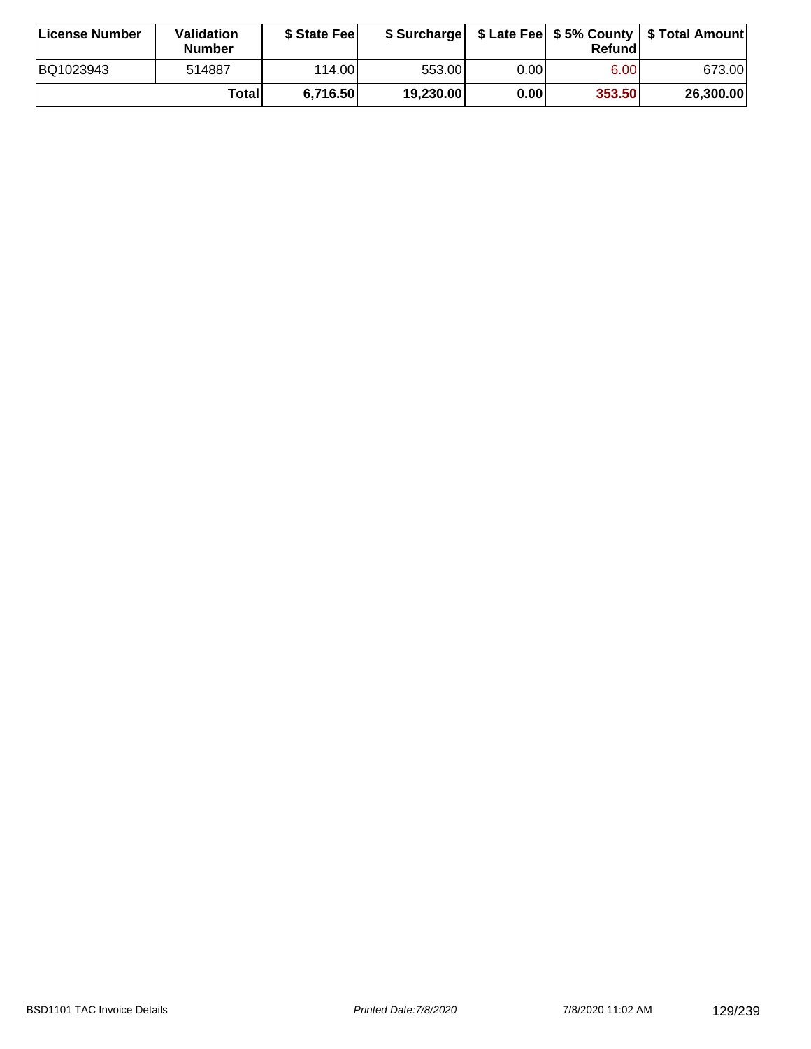| License Number | Validation Number | $ State Fee | $ Surcharge | $ Late Fee | $ 5% County Refund | $ Total Amount |
|---|---|---|---|---|---|---|
| BQ1023943 | 514887 | 114.00 | 553.00 | 0.00 | 6.00 | 673.00 |
| | **Total** | **6,716.50** | **19,230.00** | **0.00** | **353.50** | **26,300.00** |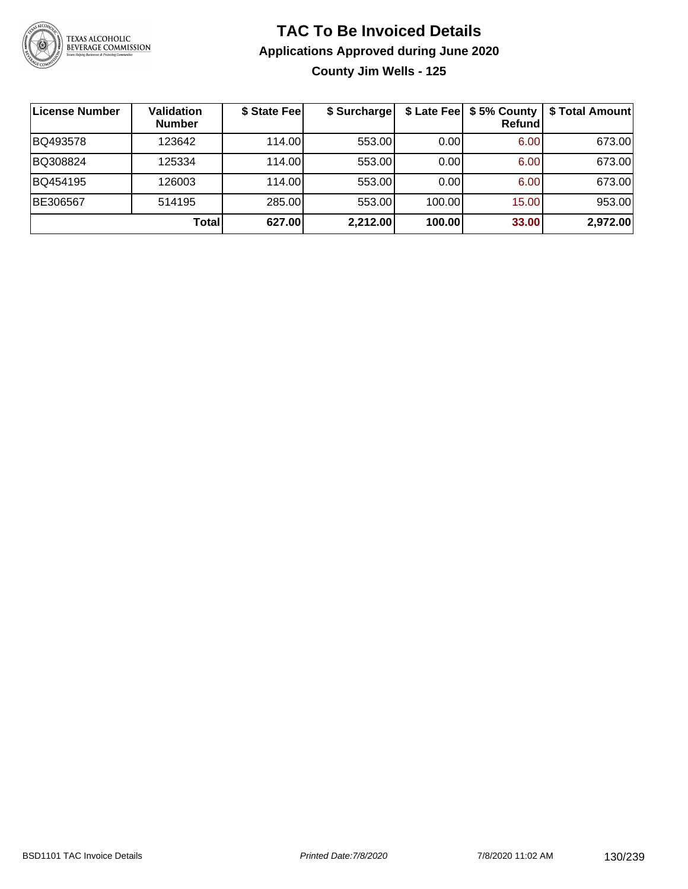# TAC To Be Invoiced Details

## Applications Approved during June 2020

### County Jim Wells - 125

| License Number | Validation Number | $ State Fee | $ Surcharge | $ Late Fee | $ 5% County Refund | $ Total Amount |
|---|---|---|---|---|---|---|
| BQ493578 | 123642 | 114.00 | 553.00 | 0.00 | 6.00 | 673.00 |
| BQ308824 | 125334 | 114.00 | 553.00 | 0.00 | 6.00 | 673.00 |
| BQ454195 | 126003 | 114.00 | 553.00 | 0.00 | 6.00 | 673.00 |
| BE306567 | 514195 | 285.00 | 553.00 | 100.00 | 15.00 | 953.00 |
| | **Total** | **627.00** | **2,212.00** | **100.00** | **33.00** | **2,972.00** |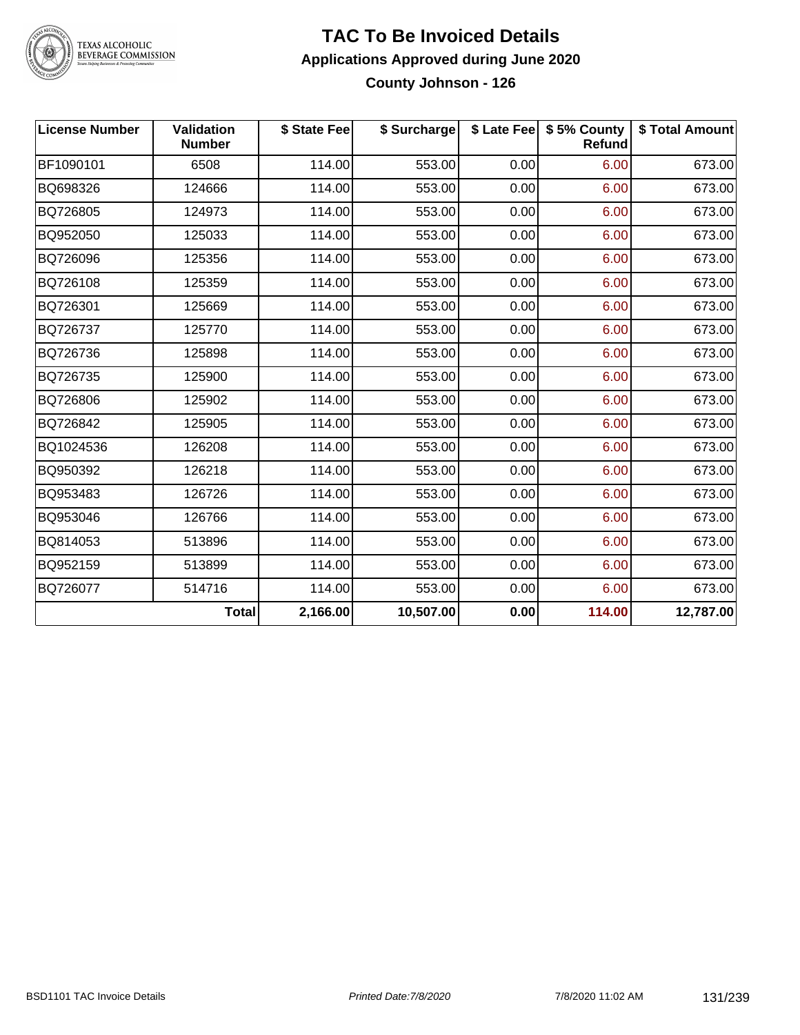# TAC To Be Invoiced Details

## Applications Approved during June 2020

### County Johnson - 126

| License Number | Validation Number | $ State Fee | $ Surcharge | $ Late Fee | $ 5% County Refund | $ Total Amount |
|---|---|---|---|---|---|---|
| BF1090101 | 6508 | 114.00 | 553.00 | 0.00 | 6.00 | 673.00 |
| BQ698326 | 124666 | 114.00 | 553.00 | 0.00 | 6.00 | 673.00 |
| BQ726805 | 124973 | 114.00 | 553.00 | 0.00 | 6.00 | 673.00 |
| BQ952050 | 125033 | 114.00 | 553.00 | 0.00 | 6.00 | 673.00 |
| BQ726096 | 125356 | 114.00 | 553.00 | 0.00 | 6.00 | 673.00 |
| BQ726108 | 125359 | 114.00 | 553.00 | 0.00 | 6.00 | 673.00 |
| BQ726301 | 125669 | 114.00 | 553.00 | 0.00 | 6.00 | 673.00 |
| BQ726737 | 125770 | 114.00 | 553.00 | 0.00 | 6.00 | 673.00 |
| BQ726736 | 125898 | 114.00 | 553.00 | 0.00 | 6.00 | 673.00 |
| BQ726735 | 125900 | 114.00 | 553.00 | 0.00 | 6.00 | 673.00 |
| BQ726806 | 125902 | 114.00 | 553.00 | 0.00 | 6.00 | 673.00 |
| BQ726842 | 125905 | 114.00 | 553.00 | 0.00 | 6.00 | 673.00 |
| BQ1024536 | 126208 | 114.00 | 553.00 | 0.00 | 6.00 | 673.00 |
| BQ950392 | 126218 | 114.00 | 553.00 | 0.00 | 6.00 | 673.00 |
| BQ953483 | 126726 | 114.00 | 553.00 | 0.00 | 6.00 | 673.00 |
| BQ953046 | 126766 | 114.00 | 553.00 | 0.00 | 6.00 | 673.00 |
| BQ814053 | 513896 | 114.00 | 553.00 | 0.00 | 6.00 | 673.00 |
| BQ952159 | 513899 | 114.00 | 553.00 | 0.00 | 6.00 | 673.00 |
| BQ726077 | 514716 | 114.00 | 553.00 | 0.00 | 6.00 | 673.00 |
| | **Total** | **2,166.00** | **10,507.00** | **0.00** | **114.00** | **12,787.00** |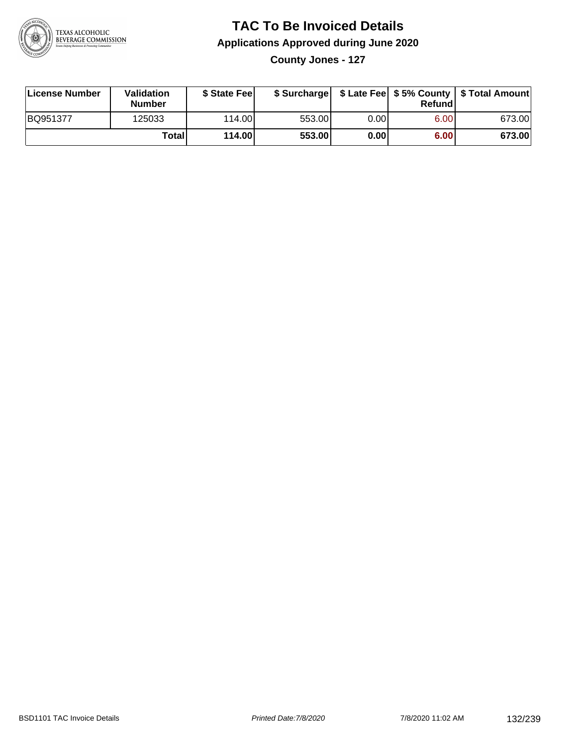# TAC To Be Invoiced Details

## Applications Approved during June 2020

### County Jones - 127

| License Number | Validation Number | $ State Fee | $ Surcharge | $ Late Fee | $ 5% County Refund | $ Total Amount |
|---|---|---|---|---|---|---|
| BQ951377 | 125033 | 114.00 | 553.00 | 0.00 | 6.00 | 673.00 |
| | **Total** | **114.00** | **553.00** | **0.00** | **6.00** | **673.00** |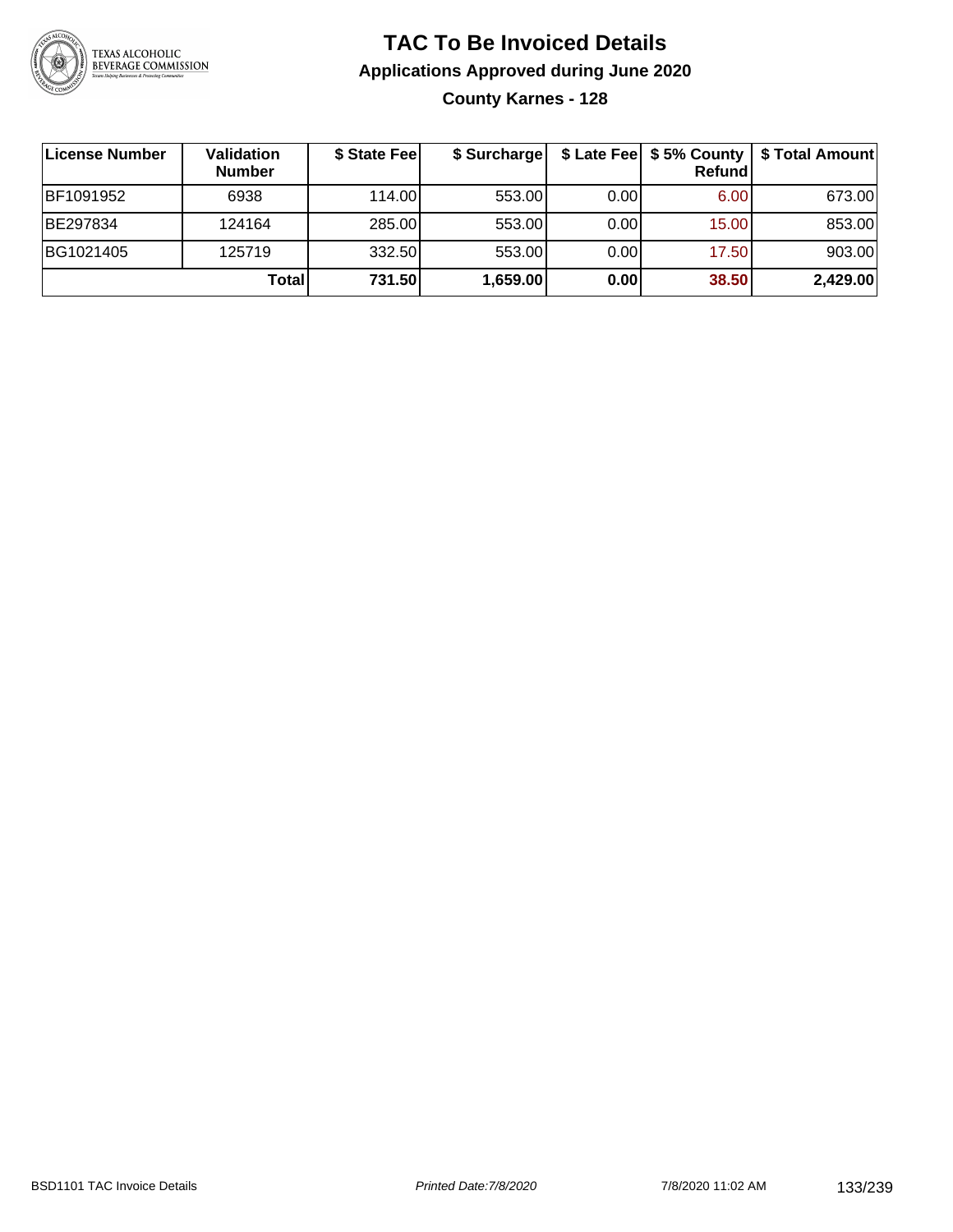# TAC To Be Invoiced Details

## Applications Approved during June 2020

### County Karnes - 128

| License Number | Validation Number | $ State Fee | $ Surcharge | $ Late Fee | $ 5% County Refund | $ Total Amount |
|---|---|---|---|---|---|---|
| BF1091952 | 6938 | 114.00 | 553.00 | 0.00 | 6.00 | 673.00 |
| BE297834 | 124164 | 285.00 | 553.00 | 0.00 | 15.00 | 853.00 |
| BG1021405 | 125719 | 332.50 | 553.00 | 0.00 | 17.50 | 903.00 |
| | **Total** | **731.50** | **1,659.00** | **0.00** | **38.50** | **2,429.00** |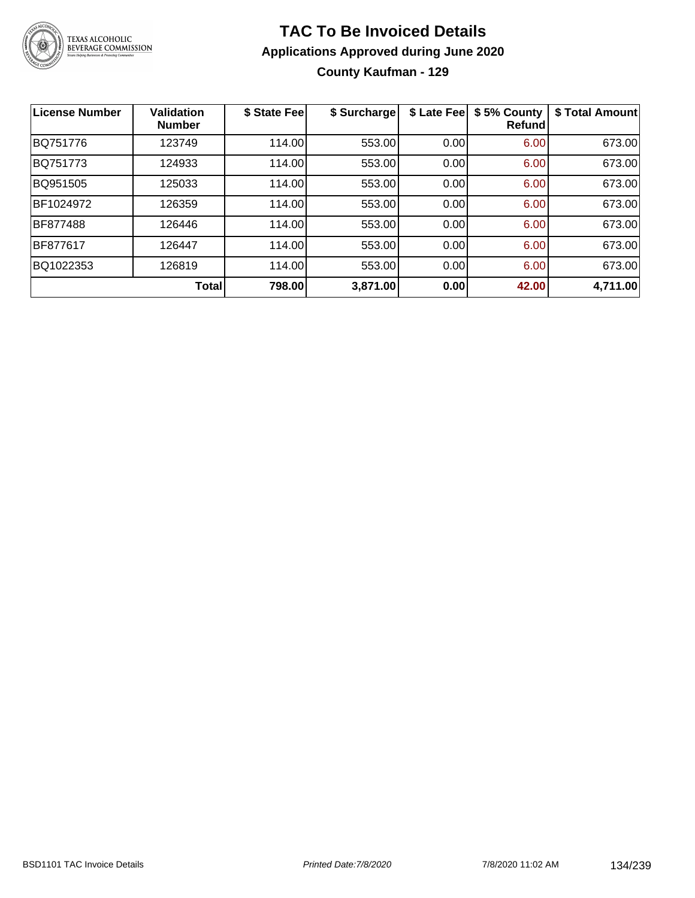# TAC To Be Invoiced Details

## Applications Approved during June 2020

### County Kaufman - 129

| License Number | Validation Number | $ State Fee | $ Surcharge | $ Late Fee | $ 5% County Refund | $ Total Amount |
|---|---|---|---|---|---|---|
| BQ751776 | 123749 | 114.00 | 553.00 | 0.00 | 6.00 | 673.00 |
| BQ751773 | 124933 | 114.00 | 553.00 | 0.00 | 6.00 | 673.00 |
| BQ951505 | 125033 | 114.00 | 553.00 | 0.00 | 6.00 | 673.00 |
| BF1024972 | 126359 | 114.00 | 553.00 | 0.00 | 6.00 | 673.00 |
| BF877488 | 126446 | 114.00 | 553.00 | 0.00 | 6.00 | 673.00 |
| BF877617 | 126447 | 114.00 | 553.00 | 0.00 | 6.00 | 673.00 |
| BQ1022353 | 126819 | 114.00 | 553.00 | 0.00 | 6.00 | 673.00 |
| | **Total** | **798.00** | **3,871.00** | **0.00** | **42.00** | **4,711.00** |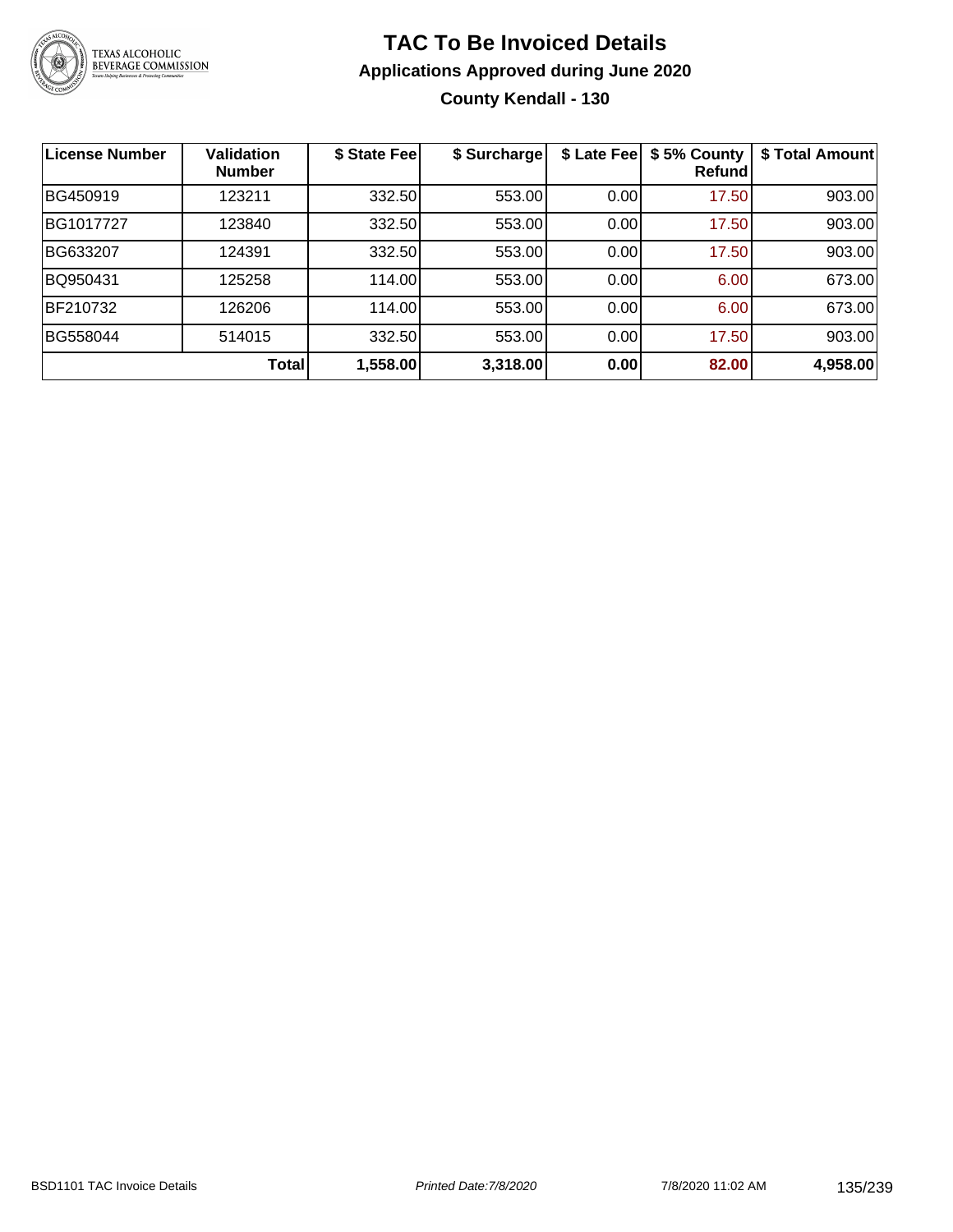# TAC To Be Invoiced Details

## Applications Approved during June 2020

### County Kendall - 130

| License Number | Validation Number | $ State Fee | $ Surcharge | $ Late Fee | $ 5% County Refund | $ Total Amount |
|---|---|---|---|---|---|---|
| BG450919 | 123211 | 332.50 | 553.00 | 0.00 | 17.50 | 903.00 |
| BG1017727 | 123840 | 332.50 | 553.00 | 0.00 | 17.50 | 903.00 |
| BG633207 | 124391 | 332.50 | 553.00 | 0.00 | 17.50 | 903.00 |
| BQ950431 | 125258 | 114.00 | 553.00 | 0.00 | 6.00 | 673.00 |
| BF210732 | 126206 | 114.00 | 553.00 | 0.00 | 6.00 | 673.00 |
| BG558044 | 514015 | 332.50 | 553.00 | 0.00 | 17.50 | 903.00 |
| | **Total** | **1,558.00** | **3,318.00** | **0.00** | **82.00** | **4,958.00** |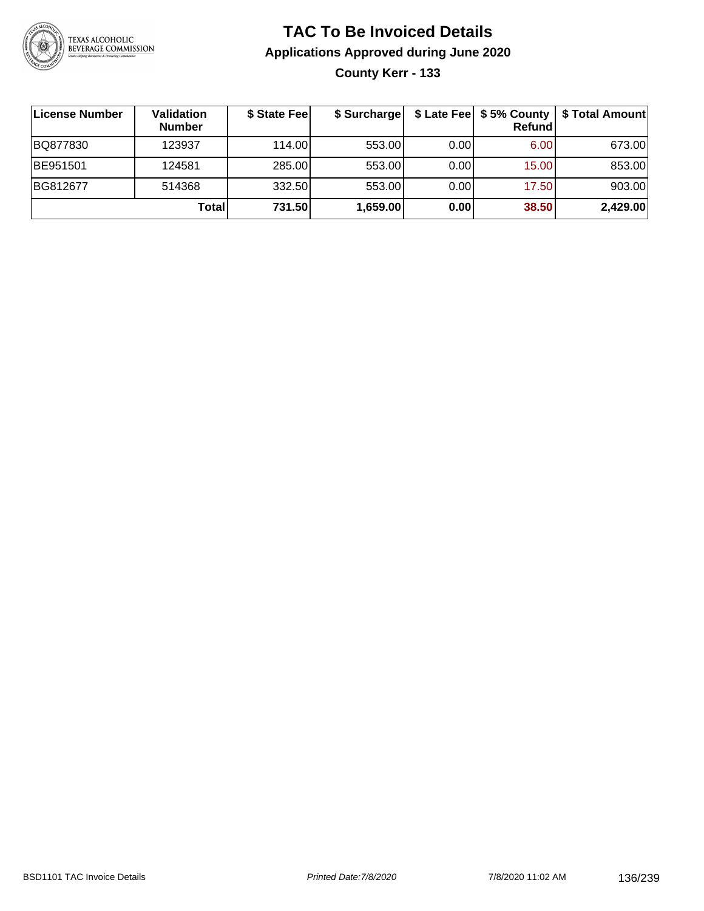# TAC To Be Invoiced Details

## Applications Approved during June 2020

### County Kerr - 133

| License Number | Validation Number | $ State Fee | $ Surcharge | $ Late Fee | $ 5% County Refund | $ Total Amount |
|---|---|---|---|---|---|---|
| BQ877830 | 123937 | 114.00 | 553.00 | 0.00 | 6.00 | 673.00 |
| BE951501 | 124581 | 285.00 | 553.00 | 0.00 | 15.00 | 853.00 |
| BG812677 | 514368 | 332.50 | 553.00 | 0.00 | 17.50 | 903.00 |
| | **Total** | **731.50** | **1,659.00** | **0.00** | **38.50** | **2,429.00** |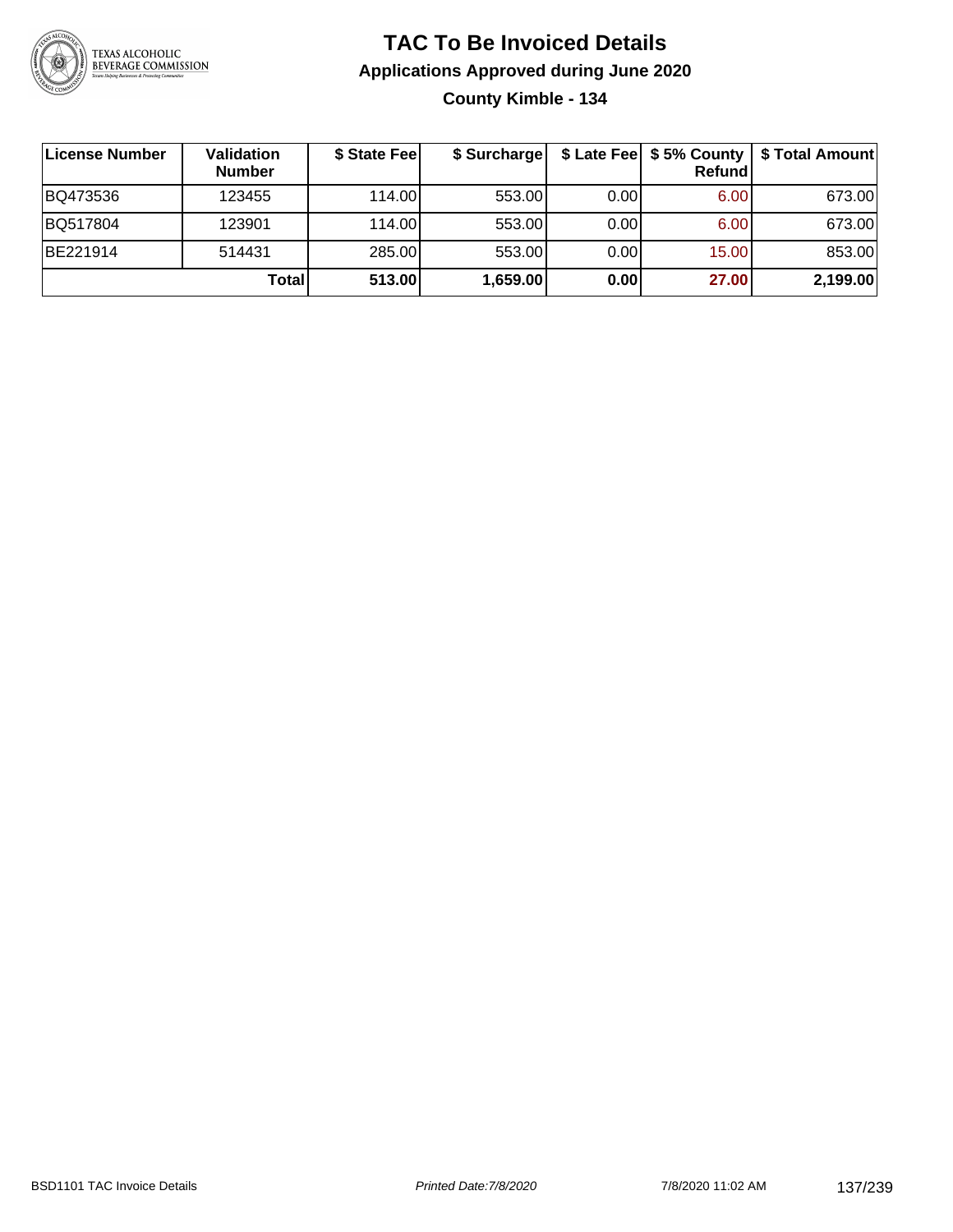# TAC To Be Invoiced Details

## Applications Approved during June 2020

### County Kimble - 134

| License Number | Validation Number | $ State Fee | $ Surcharge | $ Late Fee | $ 5% County Refund | $ Total Amount |
|---|---|---|---|---|---|---|
| BQ473536 | 123455 | 114.00 | 553.00 | 0.00 | 6.00 | 673.00 |
| BQ517804 | 123901 | 114.00 | 553.00 | 0.00 | 6.00 | 673.00 |
| BE221914 | 514431 | 285.00 | 553.00 | 0.00 | 15.00 | 853.00 |
| | **Total** | **513.00** | **1,659.00** | **0.00** | **27.00** | **2,199.00** |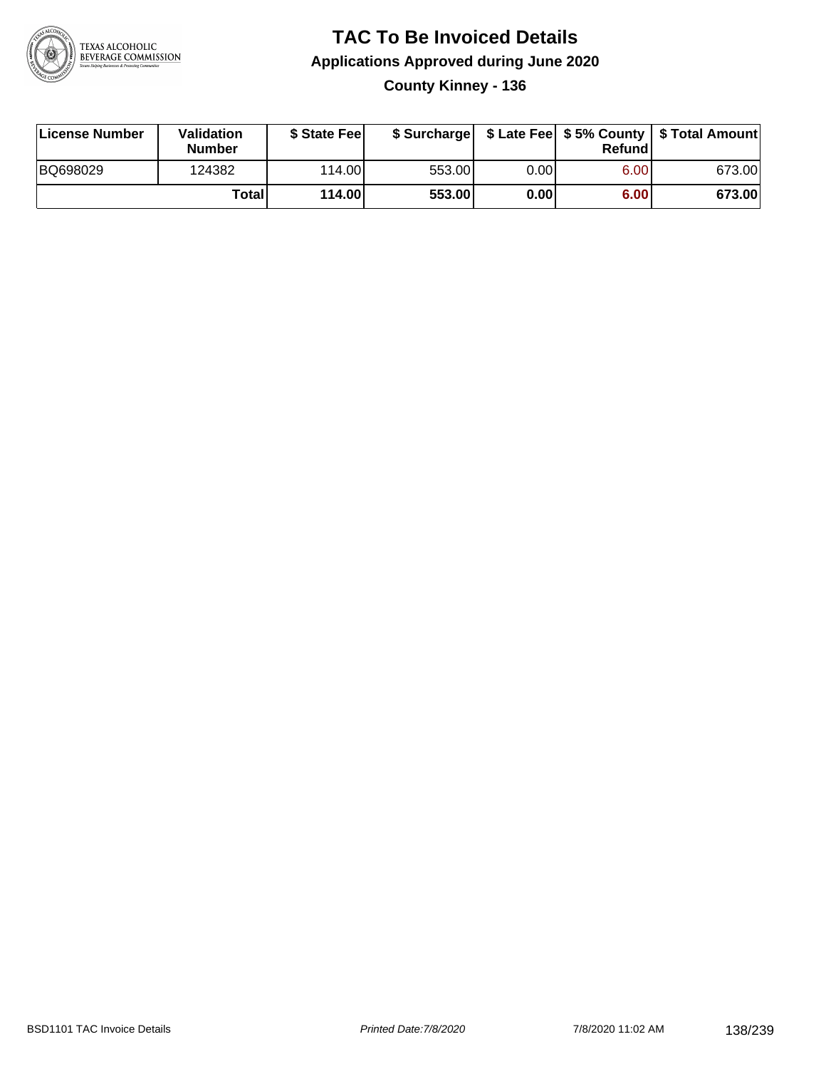# TAC To Be Invoiced Details

## Applications Approved during June 2020

### County Kinney - 136

| License Number | Validation Number | $ State Fee | $ Surcharge | $ Late Fee | $ 5% County Refund | $ Total Amount |
|---|---|---|---|---|---|---|
| BQ698029 | 124382 | 114.00 | 553.00 | 0.00 | 6.00 | 673.00 |
| | **Total** | **114.00** | **553.00** | **0.00** | **6.00** | **673.00** |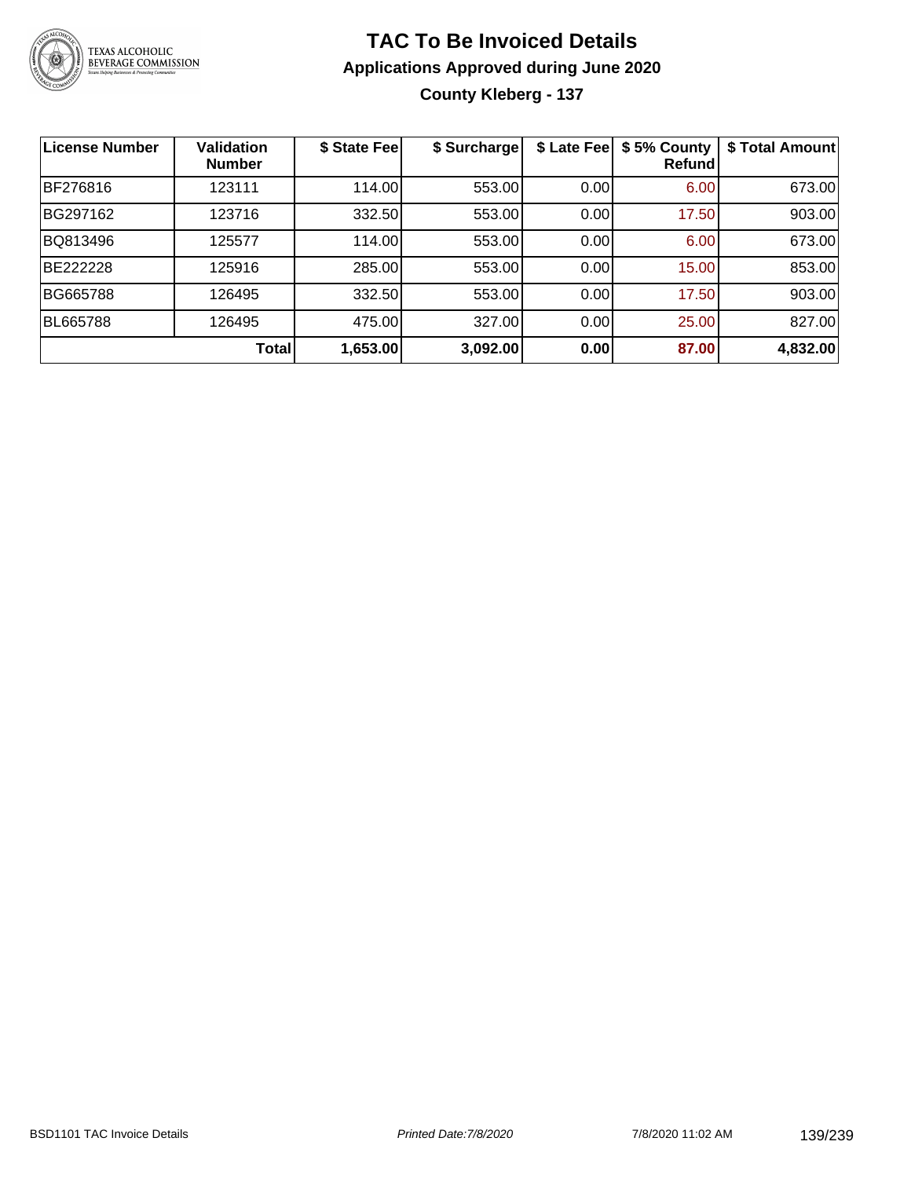# TAC To Be Invoiced Details

## Applications Approved during June 2020

### County Kleberg - 137

| License Number | Validation Number | $ State Fee | $ Surcharge | $ Late Fee | $ 5% County Refund | $ Total Amount |
|---|---|---|---|---|---|---|
| BF276816 | 123111 | 114.00 | 553.00 | 0.00 | 6.00 | 673.00 |
| BG297162 | 123716 | 332.50 | 553.00 | 0.00 | 17.50 | 903.00 |
| BQ813496 | 125577 | 114.00 | 553.00 | 0.00 | 6.00 | 673.00 |
| BE222228 | 125916 | 285.00 | 553.00 | 0.00 | 15.00 | 853.00 |
| BG665788 | 126495 | 332.50 | 553.00 | 0.00 | 17.50 | 903.00 |
| BL665788 | 126495 | 475.00 | 327.00 | 0.00 | 25.00 | 827.00 |
| | **Total** | **1,653.00** | **3,092.00** | **0.00** | **87.00** | **4,832.00** |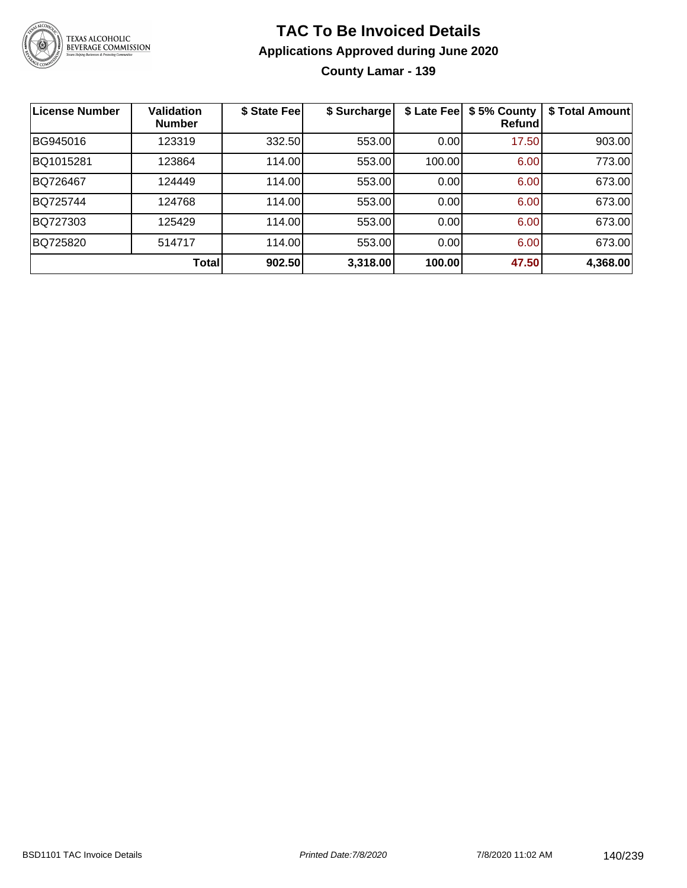# TAC To Be Invoiced Details

## Applications Approved during June 2020

### County Lamar - 139

| License Number | Validation Number | $ State Fee | $ Surcharge | $ Late Fee | $ 5% County Refund | $ Total Amount |
|---|---|---|---|---|---|---|
| BG945016 | 123319 | 332.50 | 553.00 | 0.00 | 17.50 | 903.00 |
| BQ1015281 | 123864 | 114.00 | 553.00 | 100.00 | 6.00 | 773.00 |
| BQ726467 | 124449 | 114.00 | 553.00 | 0.00 | 6.00 | 673.00 |
| BQ725744 | 124768 | 114.00 | 553.00 | 0.00 | 6.00 | 673.00 |
| BQ727303 | 125429 | 114.00 | 553.00 | 0.00 | 6.00 | 673.00 |
| BQ725820 | 514717 | 114.00 | 553.00 | 0.00 | 6.00 | 673.00 |
| | **Total** | **902.50** | **3,318.00** | **100.00** | **47.50** | **4,368.00** |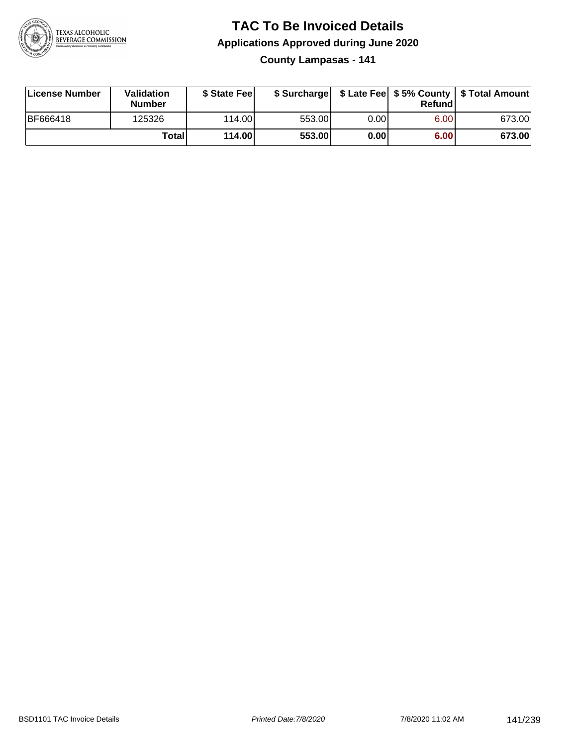# TAC To Be Invoiced Details

## Applications Approved during June 2020

### County Lampasas - 141

| License Number | Validation Number | $ State Fee | $ Surcharge | $ Late Fee | $ 5% County Refund | $ Total Amount |
|---|---|---|---|---|---|---|
| BF666418 | 125326 | 114.00 | 553.00 | 0.00 | 6.00 | 673.00 |
| | **Total** | **114.00** | **553.00** | **0.00** | **6.00** | **673.00** |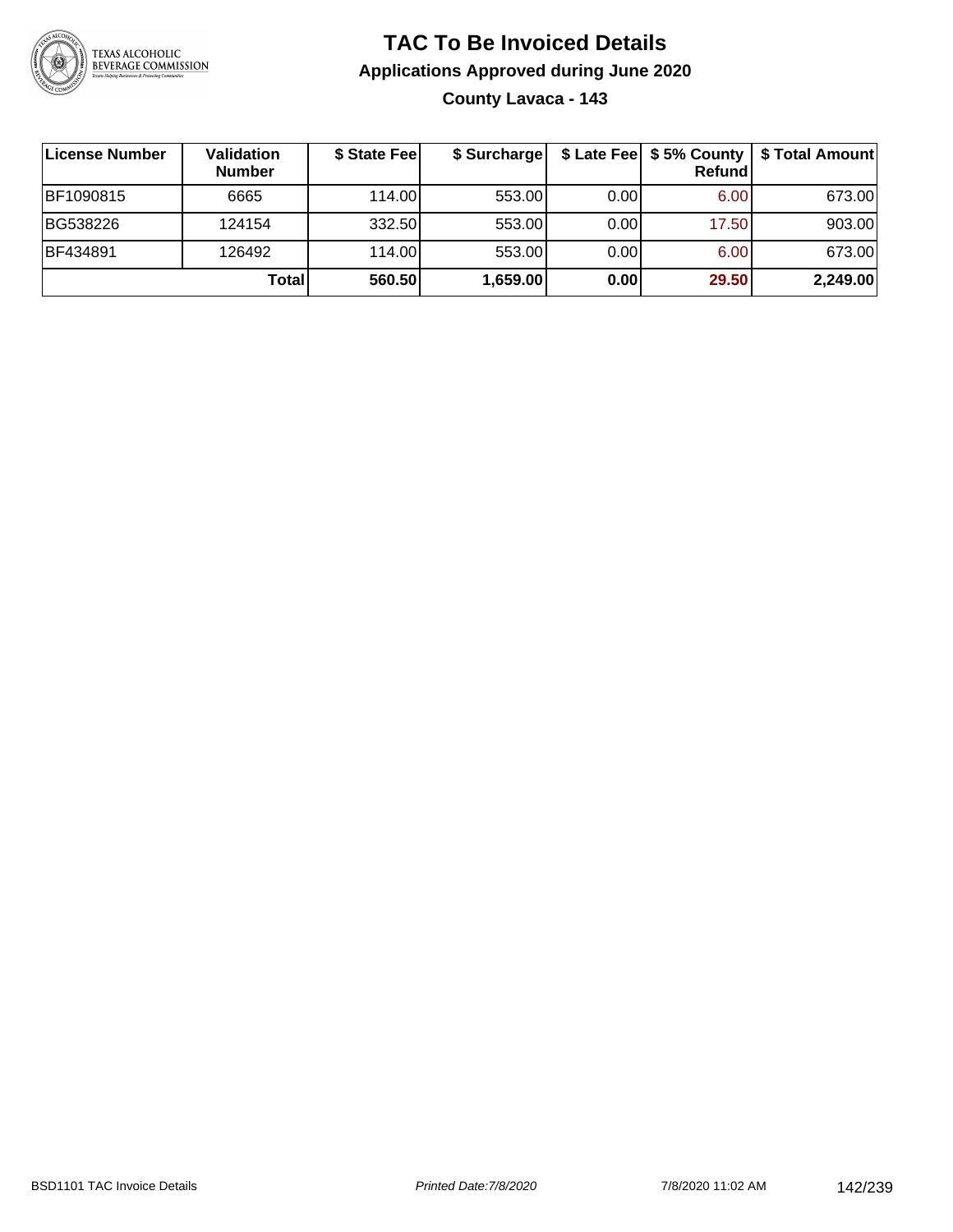# TAC To Be Invoiced Details

## Applications Approved during June 2020

### County Lavaca - 143

| License Number | Validation Number | $ State Fee | $ Surcharge | $ Late Fee | $ 5% County Refund | $ Total Amount |
|---|---|---|---|---|---|---|
| BF1090815 | 6665 | 114.00 | 553.00 | 0.00 | 6.00 | 673.00 |
| BG538226 | 124154 | 332.50 | 553.00 | 0.00 | 17.50 | 903.00 |
| BF434891 | 126492 | 114.00 | 553.00 | 0.00 | 6.00 | 673.00 |
| | **Total** | **560.50** | **1,659.00** | **0.00** | **29.50** | **2,249.00** |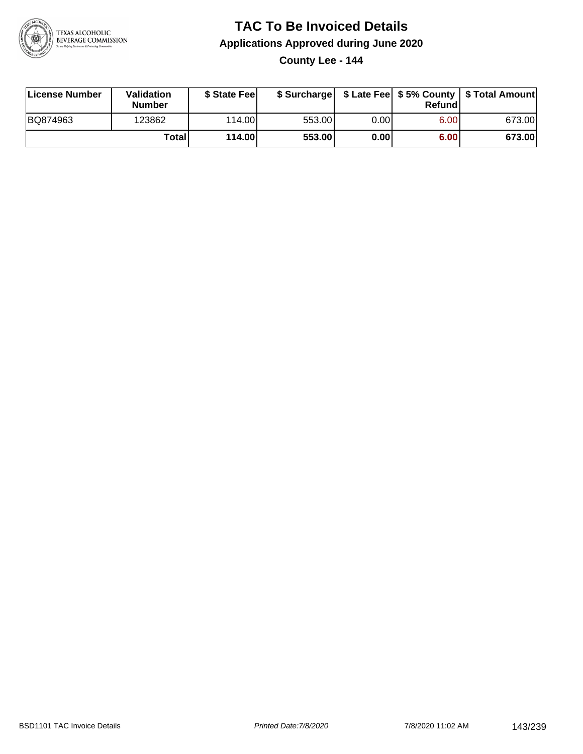# TAC To Be Invoiced Details

## Applications Approved during June 2020

### County Lee - 144

| License Number | Validation Number | $ State Fee | $ Surcharge | $ Late Fee | $ 5% County Refund | $ Total Amount |
|---|---|---|---|---|---|---|
| BQ874963 | 123862 | 114.00 | 553.00 | 0.00 | 6.00 | 673.00 |
| | **Total** | **114.00** | **553.00** | **0.00** | **6.00** | **673.00** |

BSD1101 TAC Invoice Details | *Printed Date:7/8/2020* | 7/8/2020 11:02 AM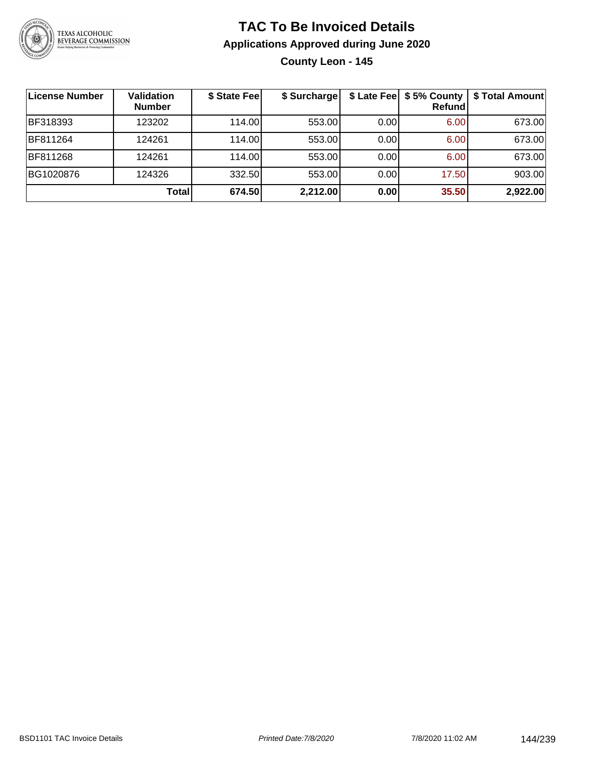# TAC To Be Invoiced Details

## Applications Approved during June 2020

### County Leon - 145

| License Number | Validation Number | $ State Fee | $ Surcharge | $ Late Fee | $ 5% County Refund | $ Total Amount |
|---|---|---|---|---|---|---|
| BF318393 | 123202 | 114.00 | 553.00 | 0.00 | 6.00 | 673.00 |
| BF811264 | 124261 | 114.00 | 553.00 | 0.00 | 6.00 | 673.00 |
| BF811268 | 124261 | 114.00 | 553.00 | 0.00 | 6.00 | 673.00 |
| BG1020876 | 124326 | 332.50 | 553.00 | 0.00 | 17.50 | 903.00 |
| | **Total** | **674.50** | **2,212.00** | **0.00** | **35.50** | **2,922.00** |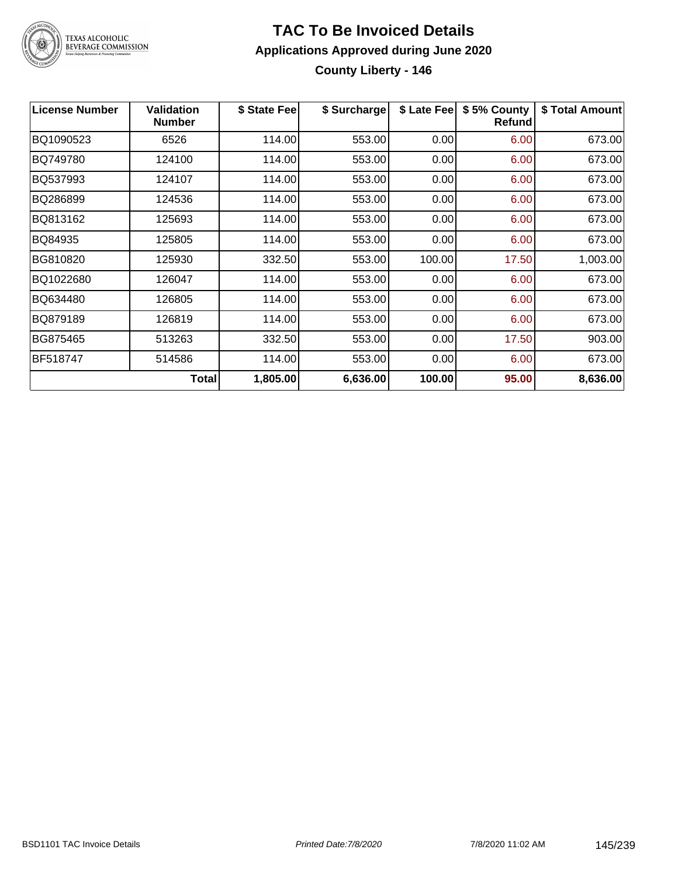# TAC To Be Invoiced Details

## Applications Approved during June 2020

### County Liberty - 146

| License Number | Validation Number | $ State Fee | $ Surcharge | $ Late Fee | $ 5% County Refund | $ Total Amount |
|---|---|---|---|---|---|---|
| BQ1090523 | 6526 | 114.00 | 553.00 | 0.00 | 6.00 | 673.00 |
| BQ749780 | 124100 | 114.00 | 553.00 | 0.00 | 6.00 | 673.00 |
| BQ537993 | 124107 | 114.00 | 553.00 | 0.00 | 6.00 | 673.00 |
| BQ286899 | 124536 | 114.00 | 553.00 | 0.00 | 6.00 | 673.00 |
| BQ813162 | 125693 | 114.00 | 553.00 | 0.00 | 6.00 | 673.00 |
| BQ84935 | 125805 | 114.00 | 553.00 | 0.00 | 6.00 | 673.00 |
| BG810820 | 125930 | 332.50 | 553.00 | 100.00 | 17.50 | 1,003.00 |
| BQ1022680 | 126047 | 114.00 | 553.00 | 0.00 | 6.00 | 673.00 |
| BQ634480 | 126805 | 114.00 | 553.00 | 0.00 | 6.00 | 673.00 |
| BQ879189 | 126819 | 114.00 | 553.00 | 0.00 | 6.00 | 673.00 |
| BG875465 | 513263 | 332.50 | 553.00 | 0.00 | 17.50 | 903.00 |
| BF518747 | 514586 | 114.00 | 553.00 | 0.00 | 6.00 | 673.00 |
| | **Total** | **1,805.00** | **6,636.00** | **100.00** | **95.00** | **8,636.00** |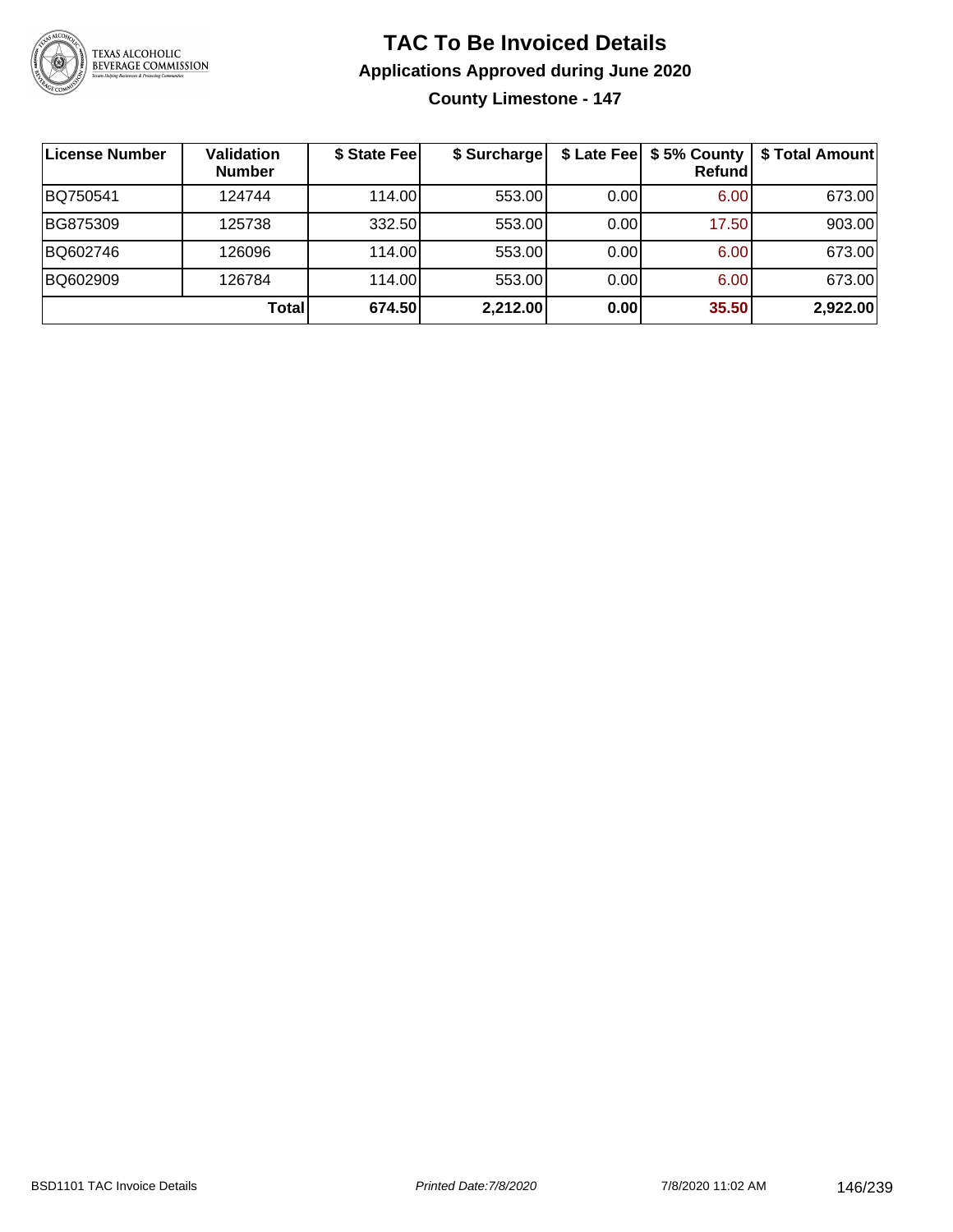# TAC To Be Invoiced Details

## Applications Approved during June 2020

### County Limestone - 147

| License Number | Validation Number | \$ State Fee | \$ Surcharge | \$ Late Fee | \$ 5% County Refund | \$ Total Amount |
|---|---|---|---|---|---|---|
| BQ750541 | 124744 | 114.00 | 553.00 | 0.00 | 6.00 | 673.00 |
| BG875309 | 125738 | 332.50 | 553.00 | 0.00 | 17.50 | 903.00 |
| BQ602746 | 126096 | 114.00 | 553.00 | 0.00 | 6.00 | 673.00 |
| BQ602909 | 126784 | 114.00 | 553.00 | 0.00 | 6.00 | 673.00 |
| | **Total** | **674.50** | **2,212.00** | **0.00** | **35.50** | **2,922.00** |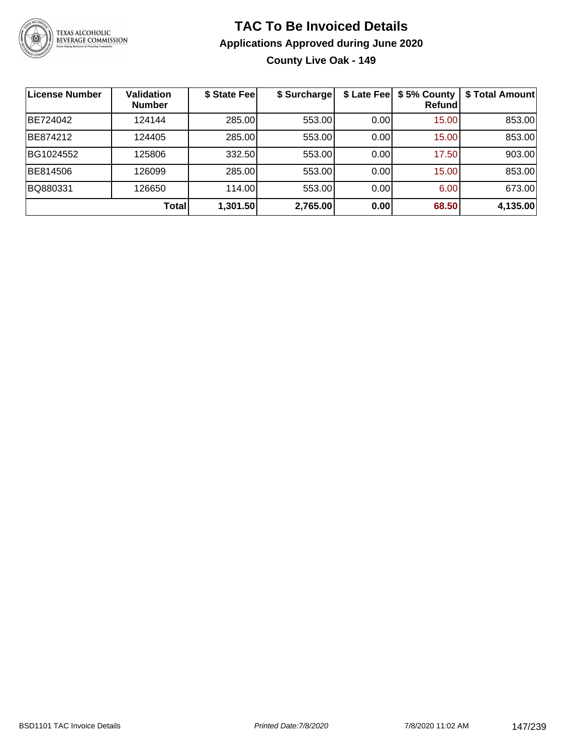# TAC To Be Invoiced Details

## Applications Approved during June 2020

### County Live Oak - 149

| License Number | Validation Number | $ State Fee | $ Surcharge | $ Late Fee | $ 5% County Refund | $ Total Amount |
|---|---|---|---|---|---|---|
| BE724042 | 124144 | 285.00 | 553.00 | 0.00 | 15.00 | 853.00 |
| BE874212 | 124405 | 285.00 | 553.00 | 0.00 | 15.00 | 853.00 |
| BG1024552 | 125806 | 332.50 | 553.00 | 0.00 | 17.50 | 903.00 |
| BE814506 | 126099 | 285.00 | 553.00 | 0.00 | 15.00 | 853.00 |
| BQ880331 | 126650 | 114.00 | 553.00 | 0.00 | 6.00 | 673.00 |
| | **Total** | **1,301.50** | **2,765.00** | **0.00** | **68.50** | **4,135.00** |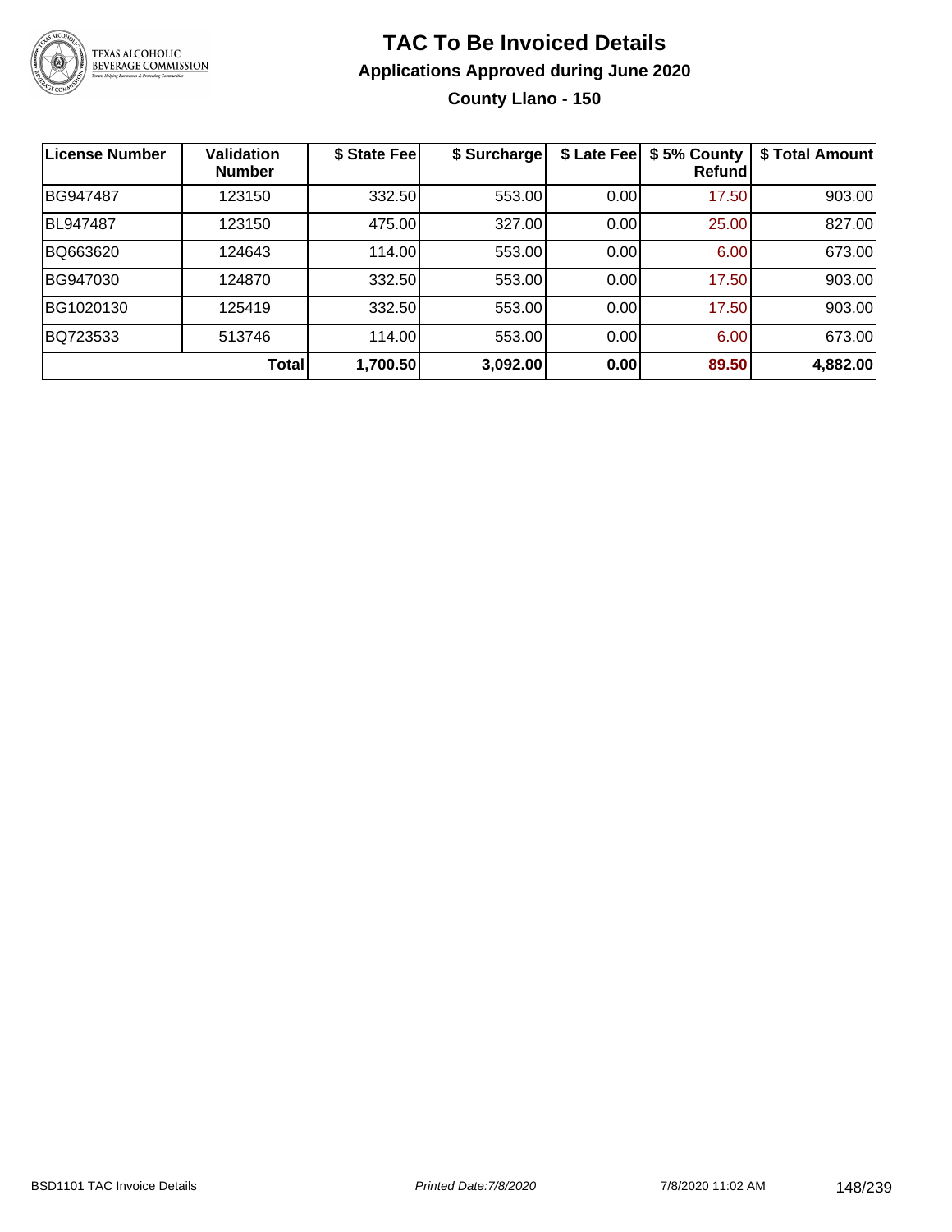# TAC To Be Invoiced Details

## Applications Approved during June 2020

### County Llano - 150

| License Number | Validation Number | $ State Fee | $ Surcharge | $ Late Fee | $ 5% County Refund | $ Total Amount |
|---|---|---|---|---|---|---|
| BG947487 | 123150 | 332.50 | 553.00 | 0.00 | 17.50 | 903.00 |
| BL947487 | 123150 | 475.00 | 327.00 | 0.00 | 25.00 | 827.00 |
| BQ663620 | 124643 | 114.00 | 553.00 | 0.00 | 6.00 | 673.00 |
| BG947030 | 124870 | 332.50 | 553.00 | 0.00 | 17.50 | 903.00 |
| BG1020130 | 125419 | 332.50 | 553.00 | 0.00 | 17.50 | 903.00 |
| BQ723533 | 513746 | 114.00 | 553.00 | 0.00 | 6.00 | 673.00 |
| | **Total** | **1,700.50** | **3,092.00** | **0.00** | **89.50** | **4,882.00** |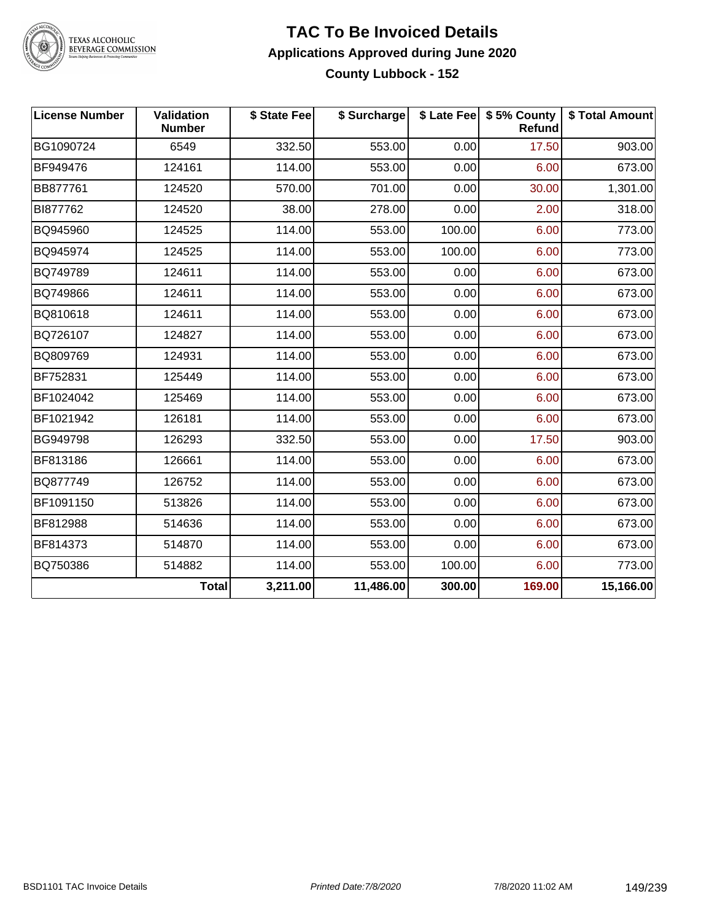# TAC To Be Invoiced Details

## Applications Approved during June 2020

### County Lubbock - 152

| License Number | Validation Number | $ State Fee | $ Surcharge | $ Late Fee | $ 5% County Refund | $ Total Amount |
|---|---|---|---|---|---|---|
| BG1090724 | 6549 | 332.50 | 553.00 | 0.00 | 17.50 | 903.00 |
| BF949476 | 124161 | 114.00 | 553.00 | 0.00 | 6.00 | 673.00 |
| BB877761 | 124520 | 570.00 | 701.00 | 0.00 | 30.00 | 1,301.00 |
| BI877762 | 124520 | 38.00 | 278.00 | 0.00 | 2.00 | 318.00 |
| BQ945960 | 124525 | 114.00 | 553.00 | 100.00 | 6.00 | 773.00 |
| BQ945974 | 124525 | 114.00 | 553.00 | 100.00 | 6.00 | 773.00 |
| BQ749789 | 124611 | 114.00 | 553.00 | 0.00 | 6.00 | 673.00 |
| BQ749866 | 124611 | 114.00 | 553.00 | 0.00 | 6.00 | 673.00 |
| BQ810618 | 124611 | 114.00 | 553.00 | 0.00 | 6.00 | 673.00 |
| BQ726107 | 124827 | 114.00 | 553.00 | 0.00 | 6.00 | 673.00 |
| BQ809769 | 124931 | 114.00 | 553.00 | 0.00 | 6.00 | 673.00 |
| BF752831 | 125449 | 114.00 | 553.00 | 0.00 | 6.00 | 673.00 |
| BF1024042 | 125469 | 114.00 | 553.00 | 0.00 | 6.00 | 673.00 |
| BF1021942 | 126181 | 114.00 | 553.00 | 0.00 | 6.00 | 673.00 |
| BG949798 | 126293 | 332.50 | 553.00 | 0.00 | 17.50 | 903.00 |
| BF813186 | 126661 | 114.00 | 553.00 | 0.00 | 6.00 | 673.00 |
| BQ877749 | 126752 | 114.00 | 553.00 | 0.00 | 6.00 | 673.00 |
| BF1091150 | 513826 | 114.00 | 553.00 | 0.00 | 6.00 | 673.00 |
| BF812988 | 514636 | 114.00 | 553.00 | 0.00 | 6.00 | 673.00 |
| BF814373 | 514870 | 114.00 | 553.00 | 0.00 | 6.00 | 673.00 |
| BQ750386 | 514882 | 114.00 | 553.00 | 100.00 | 6.00 | 773.00 |
| | **Total** | **3,211.00** | **11,486.00** | **300.00** | **169.00** | **15,166.00** |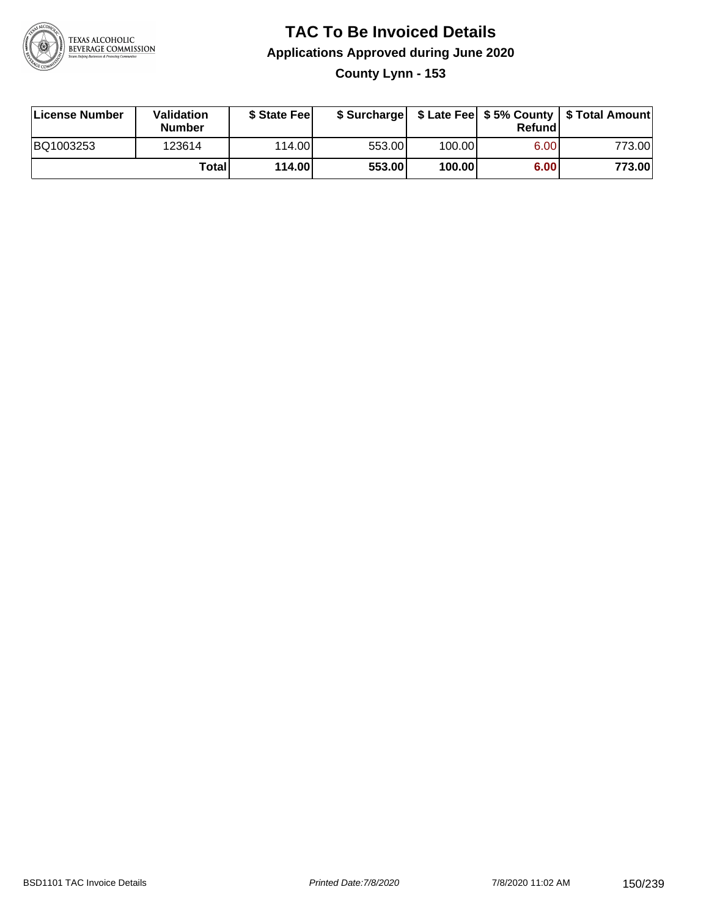# TAC To Be Invoiced Details

## Applications Approved during June 2020

### County Lynn - 153

| License Number | Validation Number | $ State Fee | $ Surcharge | $ Late Fee | $ 5% County Refund | $ Total Amount |
|---|---|---|---|---|---|---|
| BQ1003253 | 123614 | 114.00 | 553.00 | 100.00 | 6.00 | 773.00 |
| | **Total** | **114.00** | **553.00** | **100.00** | **6.00** | **773.00** |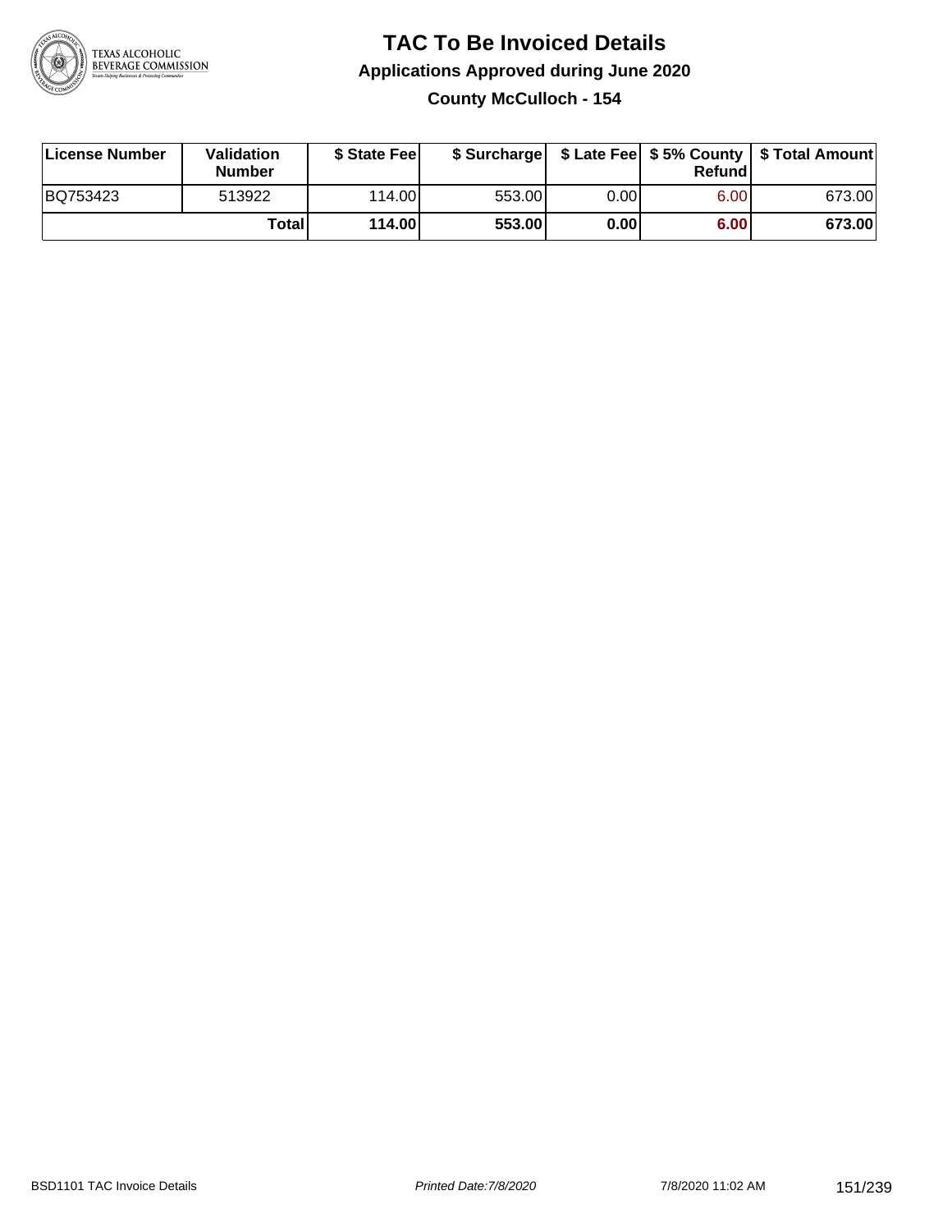# TAC To Be Invoiced Details

## Applications Approved during June 2020

### County McCulloch - 154

| License Number | Validation Number | $ State Fee | $ Surcharge | $ Late Fee | $ 5% County Refund | $ Total Amount |
|---|---|---|---|---|---|---|
| BQ753423 | 513922 | 114.00 | 553.00 | 0.00 | 6.00 | 673.00 |
| | **Total** | **114.00** | **553.00** | **0.00** | **6.00** | **673.00** |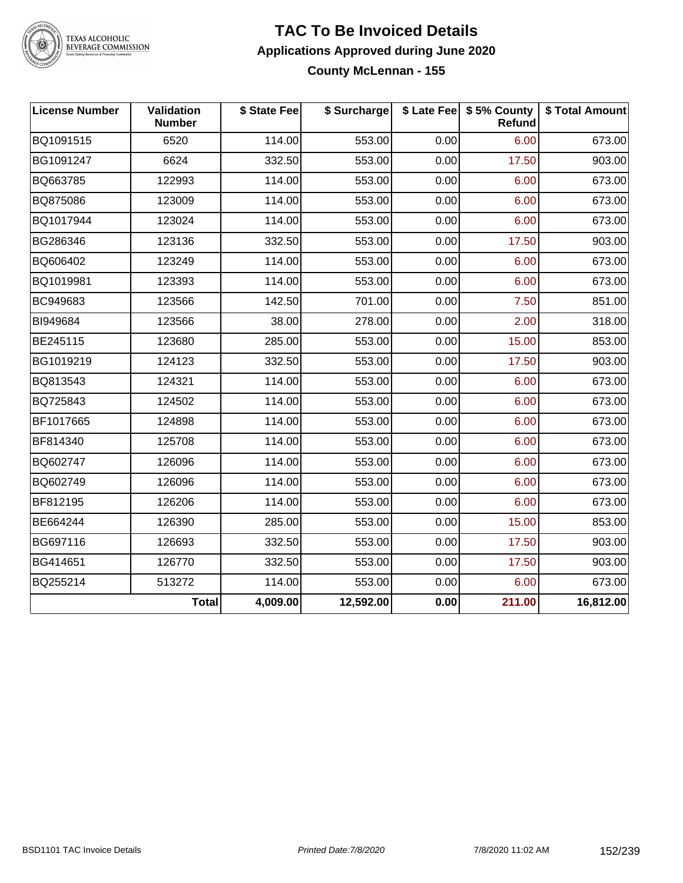# TAC To Be Invoiced Details

## Applications Approved during June 2020

### County McLennan - 155

| License Number | Validation Number | $ State Fee | $ Surcharge | $ Late Fee | $ 5% County Refund | $ Total Amount |
|---|---|---|---|---|---|---|
| BQ1091515 | 6520 | 114.00 | 553.00 | 0.00 | 6.00 | 673.00 |
| BG1091247 | 6624 | 332.50 | 553.00 | 0.00 | 17.50 | 903.00 |
| BQ663785 | 122993 | 114.00 | 553.00 | 0.00 | 6.00 | 673.00 |
| BQ875086 | 123009 | 114.00 | 553.00 | 0.00 | 6.00 | 673.00 |
| BQ1017944 | 123024 | 114.00 | 553.00 | 0.00 | 6.00 | 673.00 |
| BG286346 | 123136 | 332.50 | 553.00 | 0.00 | 17.50 | 903.00 |
| BQ606402 | 123249 | 114.00 | 553.00 | 0.00 | 6.00 | 673.00 |
| BQ1019981 | 123393 | 114.00 | 553.00 | 0.00 | 6.00 | 673.00 |
| BC949683 | 123566 | 142.50 | 701.00 | 0.00 | 7.50 | 851.00 |
| BI949684 | 123566 | 38.00 | 278.00 | 0.00 | 2.00 | 318.00 |
| BE245115 | 123680 | 285.00 | 553.00 | 0.00 | 15.00 | 853.00 |
| BG1019219 | 124123 | 332.50 | 553.00 | 0.00 | 17.50 | 903.00 |
| BQ813543 | 124321 | 114.00 | 553.00 | 0.00 | 6.00 | 673.00 |
| BQ725843 | 124502 | 114.00 | 553.00 | 0.00 | 6.00 | 673.00 |
| BF1017665 | 124898 | 114.00 | 553.00 | 0.00 | 6.00 | 673.00 |
| BF814340 | 125708 | 114.00 | 553.00 | 0.00 | 6.00 | 673.00 |
| BQ602747 | 126096 | 114.00 | 553.00 | 0.00 | 6.00 | 673.00 |
| BQ602749 | 126096 | 114.00 | 553.00 | 0.00 | 6.00 | 673.00 |
| BF812195 | 126206 | 114.00 | 553.00 | 0.00 | 6.00 | 673.00 |
| BE664244 | 126390 | 285.00 | 553.00 | 0.00 | 15.00 | 853.00 |
| BG697116 | 126693 | 332.50 | 553.00 | 0.00 | 17.50 | 903.00 |
| BG414651 | 126770 | 332.50 | 553.00 | 0.00 | 17.50 | 903.00 |
| BQ255214 | 513272 | 114.00 | 553.00 | 0.00 | 6.00 | 673.00 |
| | **Total** | **4,009.00** | **12,592.00** | **0.00** | **211.00** | **16,812.00** |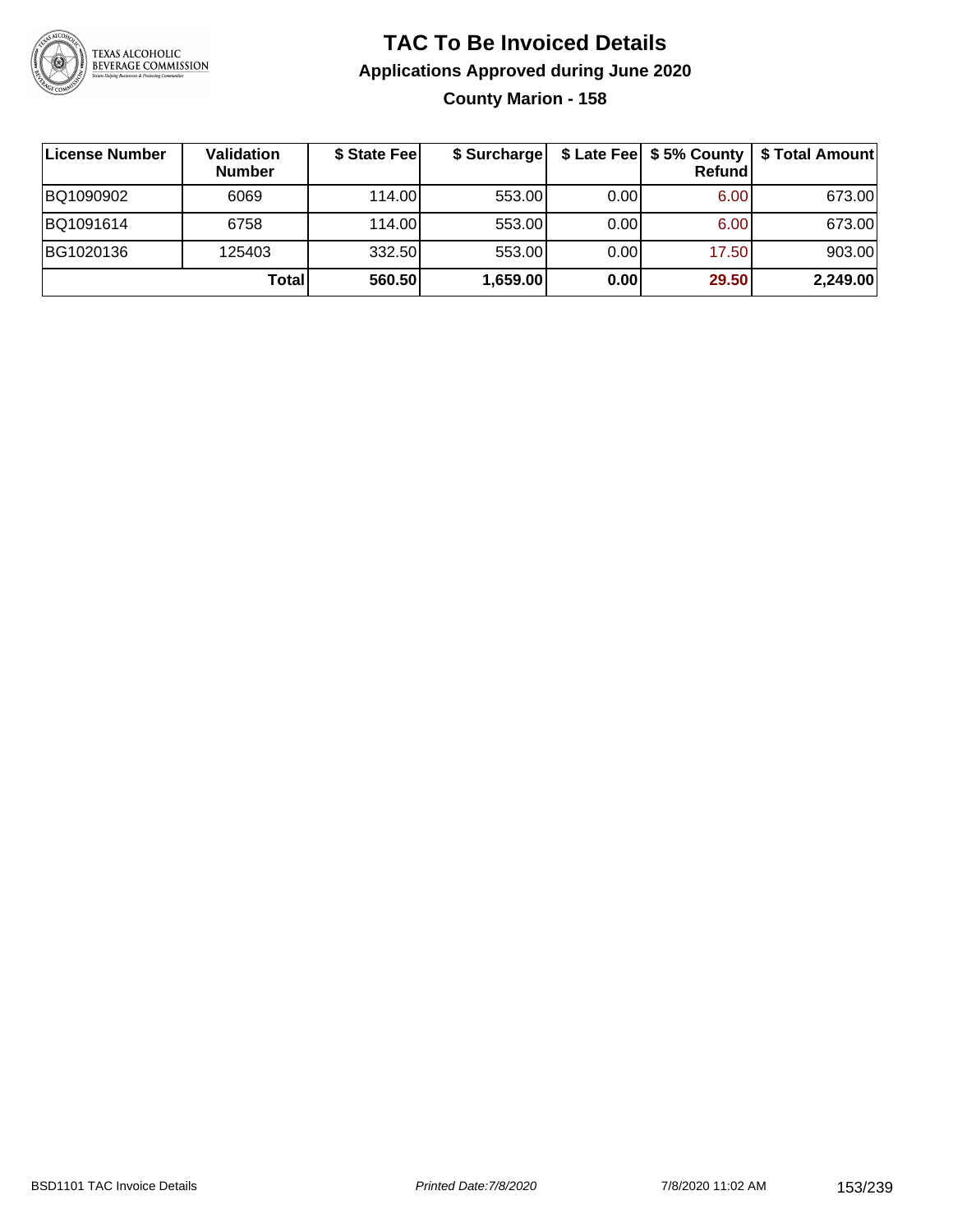# TAC To Be Invoiced Details

## Applications Approved during June 2020

### County Marion - 158

| License Number | Validation Number | $ State Fee | $ Surcharge | $ Late Fee | $ 5% County Refund | $ Total Amount |
|---|---|---|---|---|---|---|
| BQ1090902 | 6069 | 114.00 | 553.00 | 0.00 | 6.00 | 673.00 |
| BQ1091614 | 6758 | 114.00 | 553.00 | 0.00 | 6.00 | 673.00 |
| BG1020136 | 125403 | 332.50 | 553.00 | 0.00 | 17.50 | 903.00 |
| | **Total** | **560.50** | **1,659.00** | **0.00** | **29.50** | **2,249.00** |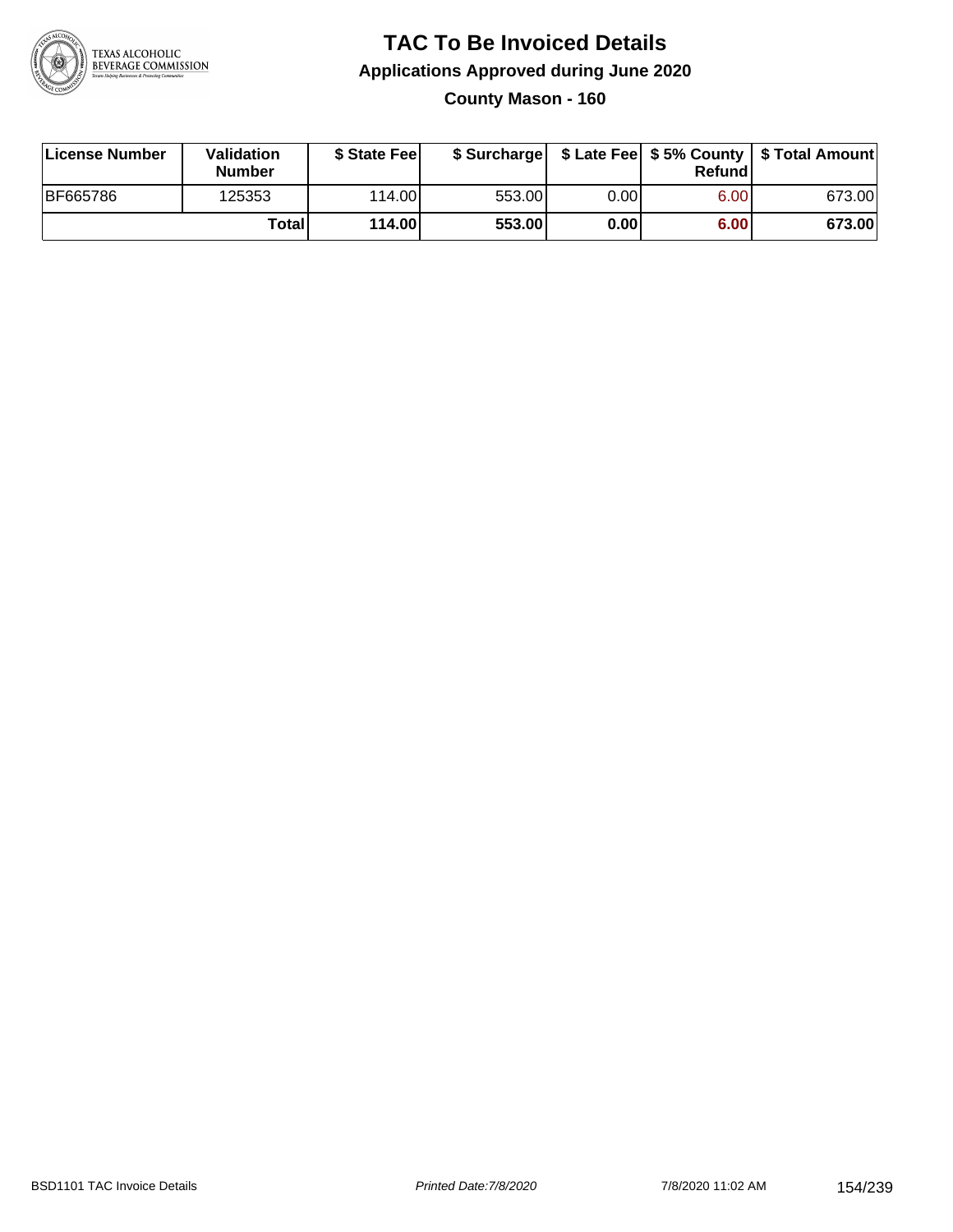# TAC To Be Invoiced Details

## Applications Approved during June 2020

### County Mason - 160

| License Number | Validation Number | $ State Fee | $ Surcharge | $ Late Fee | $ 5% County Refund | $ Total Amount |
|---|---|---|---|---|---|---|
| BF665786 | 125353 | 114.00 | 553.00 | 0.00 | 6.00 | 673.00 |
| | **Total** | **114.00** | **553.00** | **0.00** | **6.00** | **673.00** |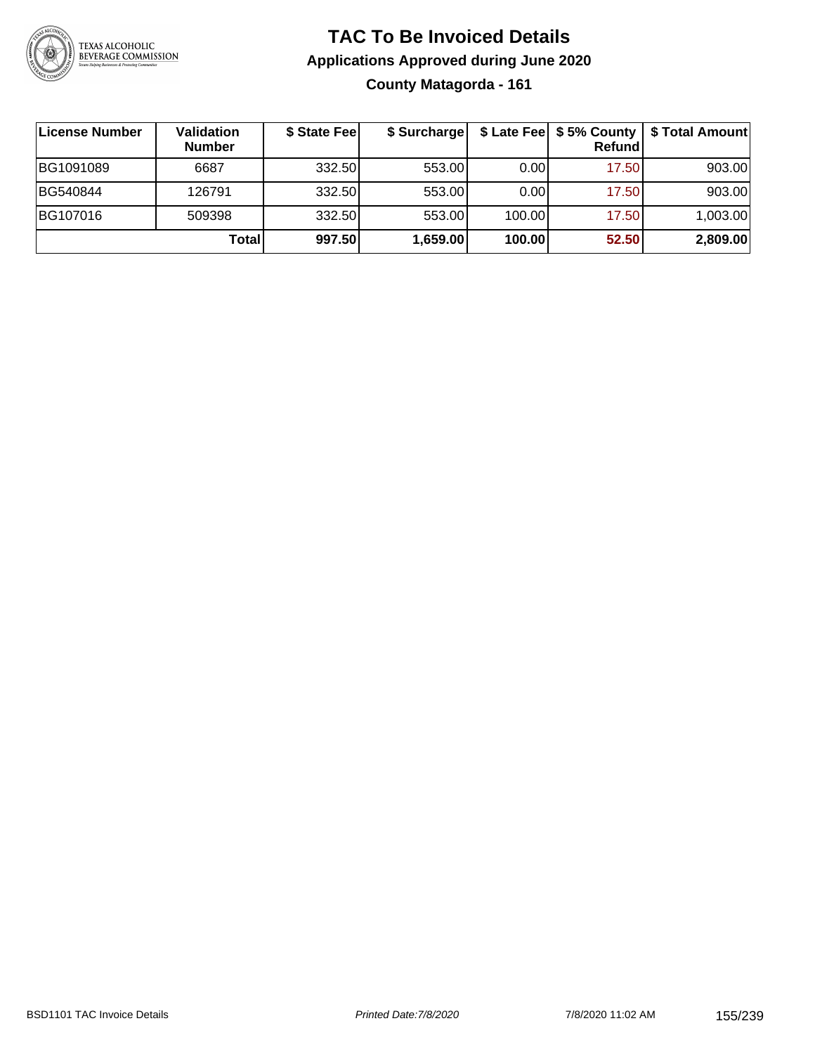# TAC To Be Invoiced Details

## Applications Approved during June 2020

### County Matagorda - 161

| License Number | Validation Number | $ State Fee | $ Surcharge | $ Late Fee | $ 5% County Refund | $ Total Amount |
|---|---|---|---|---|---|---|
| BG1091089 | 6687 | 332.50 | 553.00 | 0.00 | 17.50 | 903.00 |
| BG540844 | 126791 | 332.50 | 553.00 | 0.00 | 17.50 | 903.00 |
| BG107016 | 509398 | 332.50 | 553.00 | 100.00 | 17.50 | 1,003.00 |
| | **Total** | **997.50** | **1,659.00** | **100.00** | **52.50** | **2,809.00** |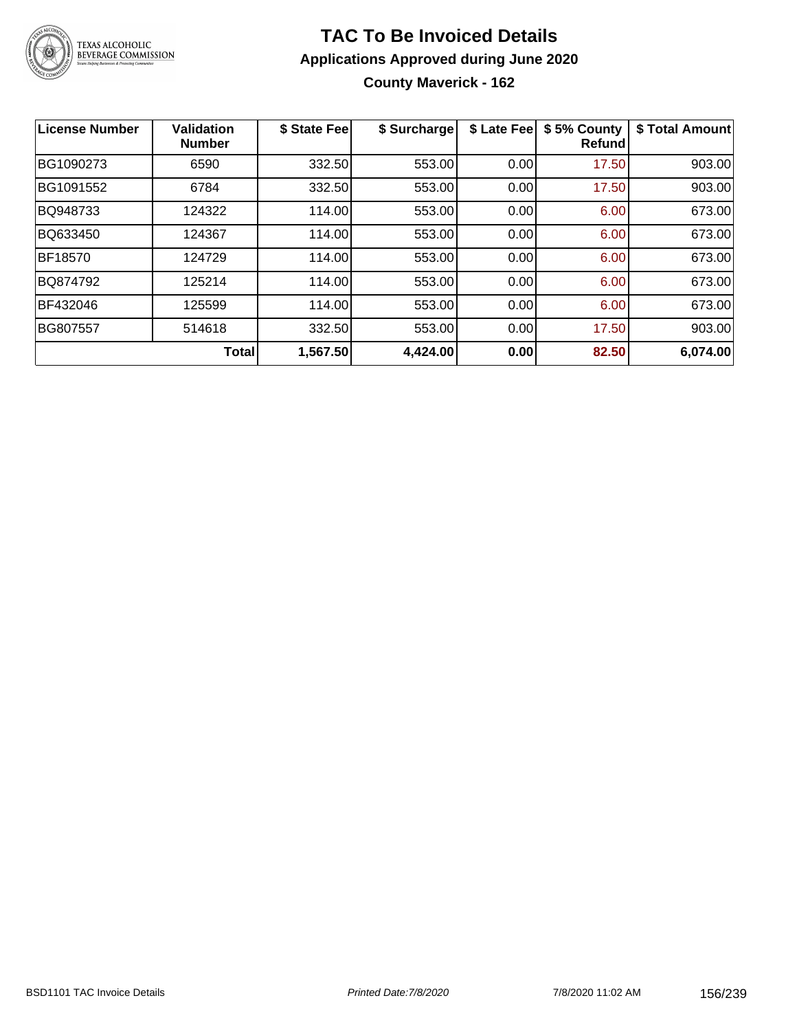# TAC To Be Invoiced Details

## Applications Approved during June 2020

### County Maverick - 162

| License Number | Validation Number | \$ State Fee | \$ Surcharge | \$ Late Fee | \$ 5% County Refund | \$ Total Amount |
|---|---|---|---|---|---|---|
| BG1090273 | 6590 | 332.50 | 553.00 | 0.00 | 17.50 | 903.00 |
| BG1091552 | 6784 | 332.50 | 553.00 | 0.00 | 17.50 | 903.00 |
| BQ948733 | 124322 | 114.00 | 553.00 | 0.00 | 6.00 | 673.00 |
| BQ633450 | 124367 | 114.00 | 553.00 | 0.00 | 6.00 | 673.00 |
| BF18570 | 124729 | 114.00 | 553.00 | 0.00 | 6.00 | 673.00 |
| BQ874792 | 125214 | 114.00 | 553.00 | 0.00 | 6.00 | 673.00 |
| BF432046 | 125599 | 114.00 | 553.00 | 0.00 | 6.00 | 673.00 |
| BG807557 | 514618 | 332.50 | 553.00 | 0.00 | 17.50 | 903.00 |
| | **Total** | **1,567.50** | **4,424.00** | **0.00** | **82.50** | **6,074.00** |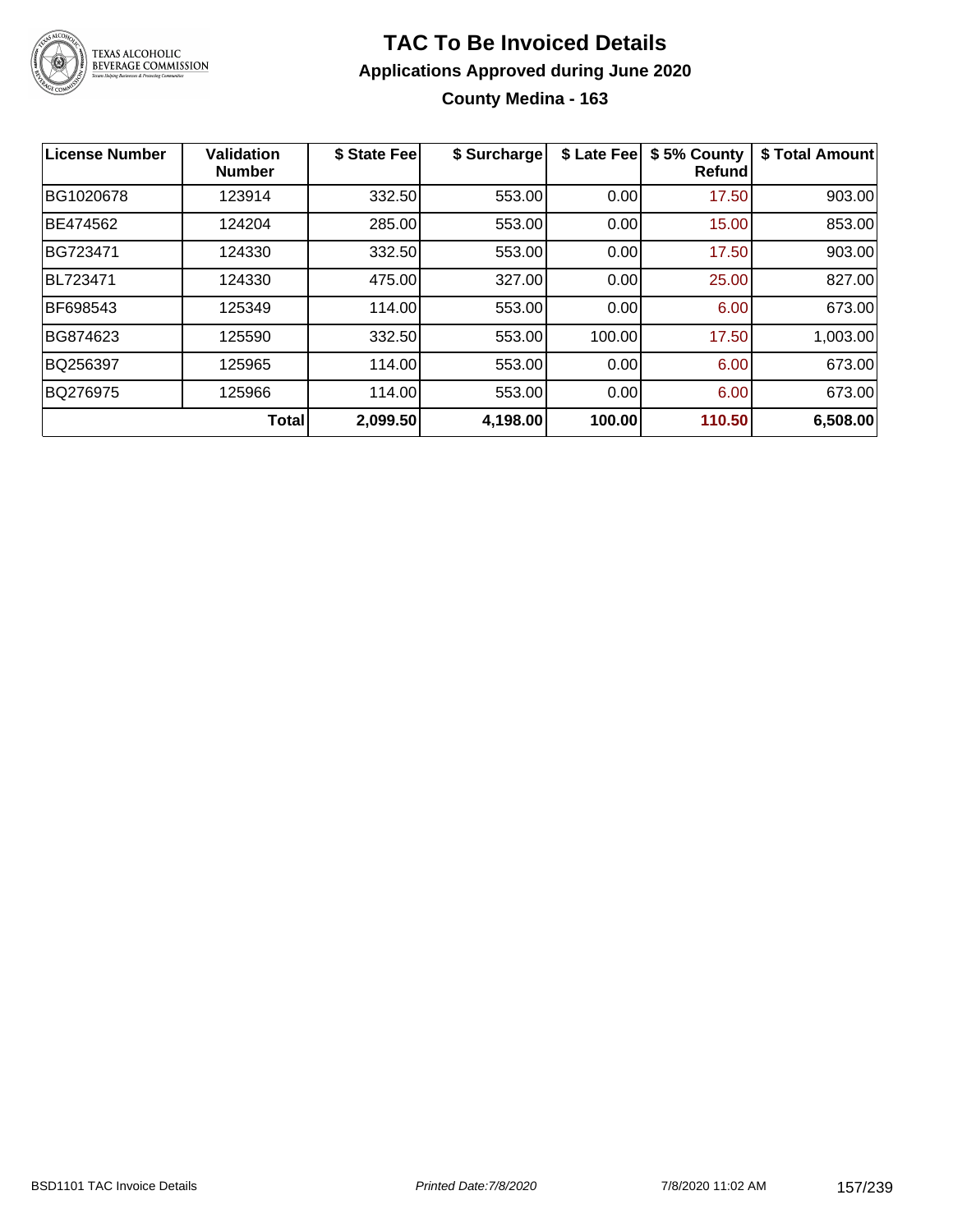# TAC To Be Invoiced Details

## Applications Approved during June 2020

### County Medina - 163

| License Number | Validation Number | $ State Fee | $ Surcharge | $ Late Fee | $ 5% County Refund | $ Total Amount |
|---|---|---|---|---|---|---|
| BG1020678 | 123914 | 332.50 | 553.00 | 0.00 | 17.50 | 903.00 |
| BE474562 | 124204 | 285.00 | 553.00 | 0.00 | 15.00 | 853.00 |
| BG723471 | 124330 | 332.50 | 553.00 | 0.00 | 17.50 | 903.00 |
| BL723471 | 124330 | 475.00 | 327.00 | 0.00 | 25.00 | 827.00 |
| BF698543 | 125349 | 114.00 | 553.00 | 0.00 | 6.00 | 673.00 |
| BG874623 | 125590 | 332.50 | 553.00 | 100.00 | 17.50 | 1,003.00 |
| BQ256397 | 125965 | 114.00 | 553.00 | 0.00 | 6.00 | 673.00 |
| BQ276975 | 125966 | 114.00 | 553.00 | 0.00 | 6.00 | 673.00 |
| | **Total** | **2,099.50** | **4,198.00** | **100.00** | **110.50** | **6,508.00** |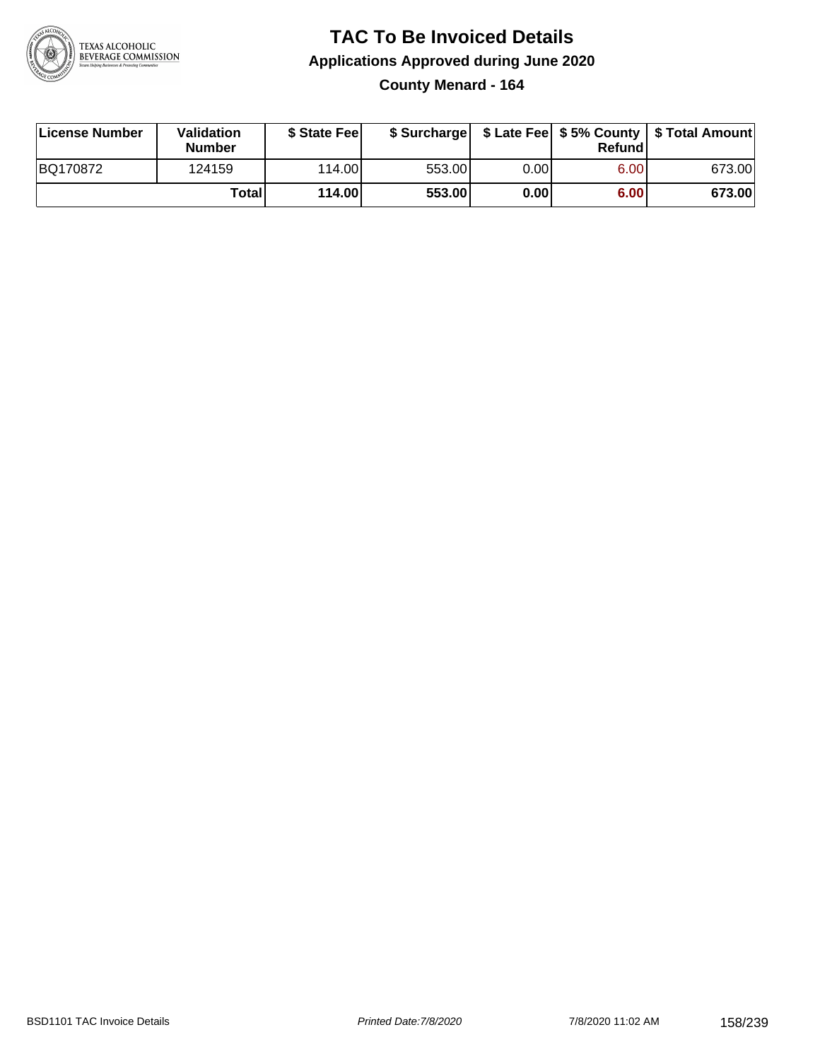# TAC To Be Invoiced Details

## Applications Approved during June 2020

### County Menard - 164

| License Number | Validation Number | $ State Fee | $ Surcharge | $ Late Fee | $ 5% County Refund | $ Total Amount |
|---|---|---|---|---|---|---|
| BQ170872 | 124159 | 114.00 | 553.00 | 0.00 | 6.00 | 673.00 |
| | **Total** | **114.00** | **553.00** | **0.00** | **6.00** | **673.00** |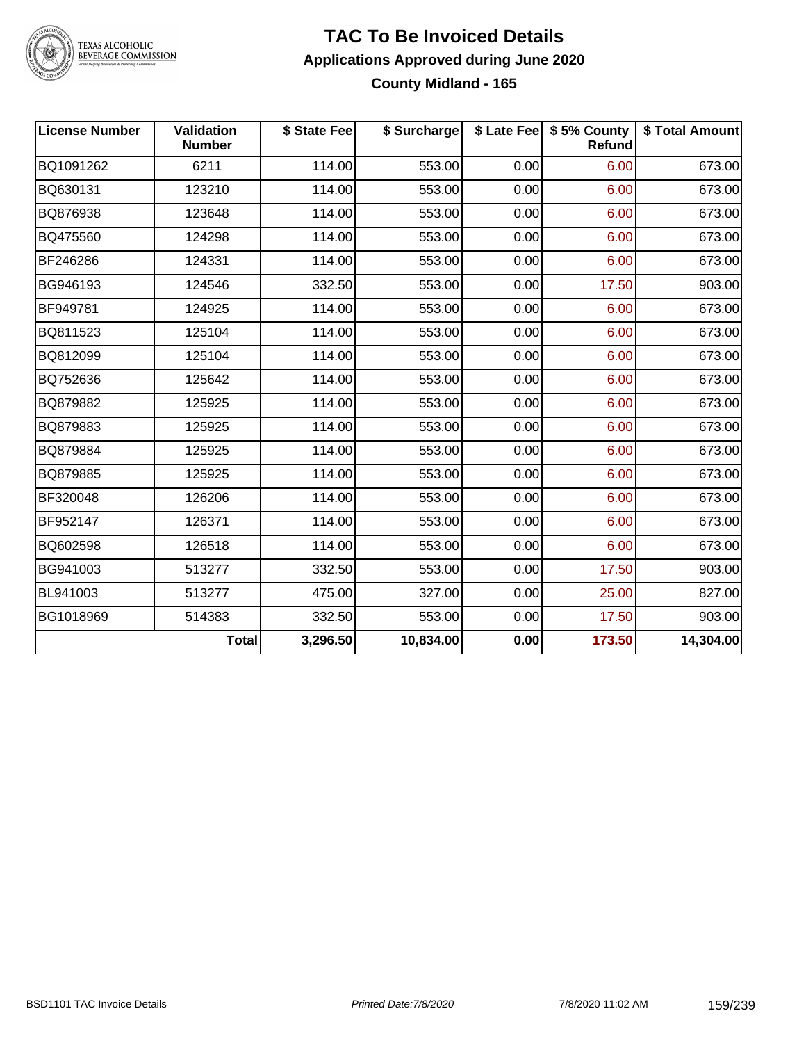# TAC To Be Invoiced Details

## Applications Approved during June 2020

### County Midland - 165

| License Number | Validation Number | $ State Fee | $ Surcharge | $ Late Fee | $ 5% County Refund | $ Total Amount |
|---|---|---|---|---|---|---|
| BQ1091262 | 6211 | 114.00 | 553.00 | 0.00 | 6.00 | 673.00 |
| BQ630131 | 123210 | 114.00 | 553.00 | 0.00 | 6.00 | 673.00 |
| BQ876938 | 123648 | 114.00 | 553.00 | 0.00 | 6.00 | 673.00 |
| BQ475560 | 124298 | 114.00 | 553.00 | 0.00 | 6.00 | 673.00 |
| BF246286 | 124331 | 114.00 | 553.00 | 0.00 | 6.00 | 673.00 |
| BG946193 | 124546 | 332.50 | 553.00 | 0.00 | 17.50 | 903.00 |
| BF949781 | 124925 | 114.00 | 553.00 | 0.00 | 6.00 | 673.00 |
| BQ811523 | 125104 | 114.00 | 553.00 | 0.00 | 6.00 | 673.00 |
| BQ812099 | 125104 | 114.00 | 553.00 | 0.00 | 6.00 | 673.00 |
| BQ752636 | 125642 | 114.00 | 553.00 | 0.00 | 6.00 | 673.00 |
| BQ879882 | 125925 | 114.00 | 553.00 | 0.00 | 6.00 | 673.00 |
| BQ879883 | 125925 | 114.00 | 553.00 | 0.00 | 6.00 | 673.00 |
| BQ879884 | 125925 | 114.00 | 553.00 | 0.00 | 6.00 | 673.00 |
| BQ879885 | 125925 | 114.00 | 553.00 | 0.00 | 6.00 | 673.00 |
| BF320048 | 126206 | 114.00 | 553.00 | 0.00 | 6.00 | 673.00 |
| BF952147 | 126371 | 114.00 | 553.00 | 0.00 | 6.00 | 673.00 |
| BQ602598 | 126518 | 114.00 | 553.00 | 0.00 | 6.00 | 673.00 |
| BG941003 | 513277 | 332.50 | 553.00 | 0.00 | 17.50 | 903.00 |
| BL941003 | 513277 | 475.00 | 327.00 | 0.00 | 25.00 | 827.00 |
| BG1018969 | 514383 | 332.50 | 553.00 | 0.00 | 17.50 | 903.00 |
| | **Total** | **3,296.50** | **10,834.00** | **0.00** | **173.50** | **14,304.00** |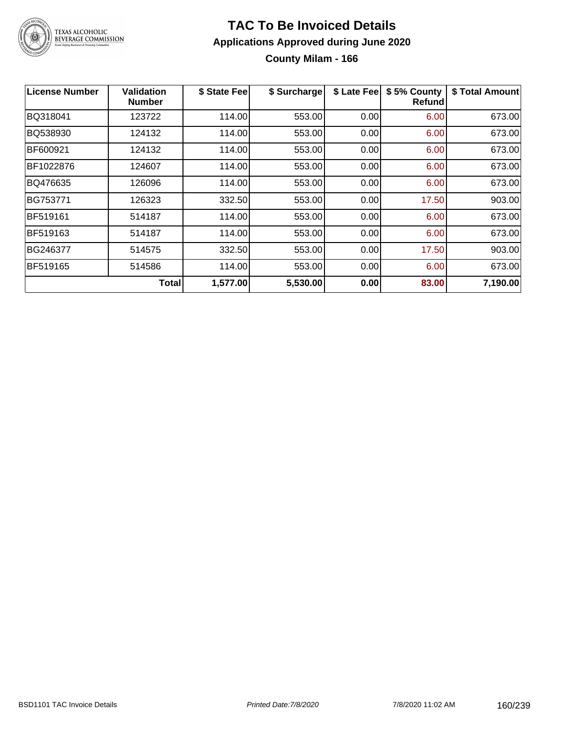# TAC To Be Invoiced Details

## Applications Approved during June 2020

### County Milam - 166

| License Number | Validation Number | $ State Fee | $ Surcharge | $ Late Fee | $ 5% County Refund | $ Total Amount |
|---|---|---|---|---|---|---|
| BQ318041 | 123722 | 114.00 | 553.00 | 0.00 | 6.00 | 673.00 |
| BQ538930 | 124132 | 114.00 | 553.00 | 0.00 | 6.00 | 673.00 |
| BF600921 | 124132 | 114.00 | 553.00 | 0.00 | 6.00 | 673.00 |
| BF1022876 | 124607 | 114.00 | 553.00 | 0.00 | 6.00 | 673.00 |
| BQ476635 | 126096 | 114.00 | 553.00 | 0.00 | 6.00 | 673.00 |
| BG753771 | 126323 | 332.50 | 553.00 | 0.00 | 17.50 | 903.00 |
| BF519161 | 514187 | 114.00 | 553.00 | 0.00 | 6.00 | 673.00 |
| BF519163 | 514187 | 114.00 | 553.00 | 0.00 | 6.00 | 673.00 |
| BG246377 | 514575 | 332.50 | 553.00 | 0.00 | 17.50 | 903.00 |
| BF519165 | 514586 | 114.00 | 553.00 | 0.00 | 6.00 | 673.00 |
| | **Total** | **1,577.00** | **5,530.00** | **0.00** | **83.00** | **7,190.00** |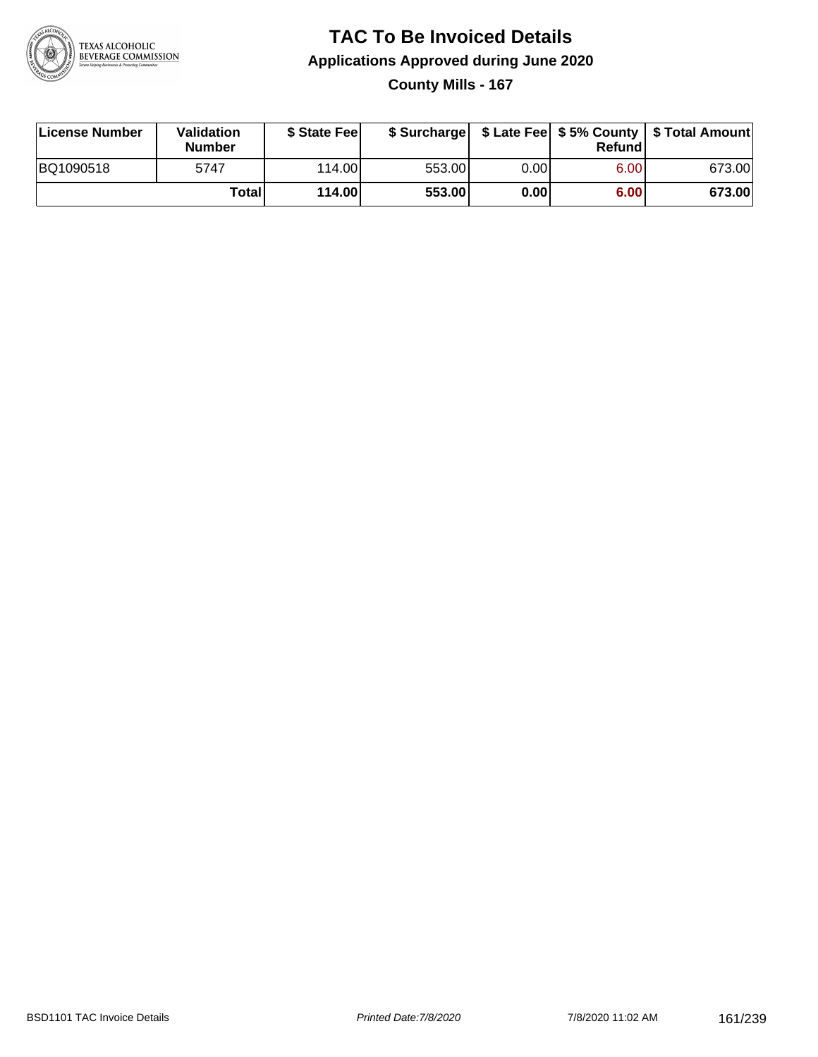# TAC To Be Invoiced Details

## Applications Approved during June 2020

### County Mills - 167

| License Number | Validation Number | $ State Fee | $ Surcharge | $ Late Fee | $ 5% County Refund | $ Total Amount |
|---|---|---|---|---|---|---|
| BQ1090518 | 5747 | 114.00 | 553.00 | 0.00 | 6.00 | 673.00 |
| | **Total** | **114.00** | **553.00** | **0.00** | **6.00** | **673.00** |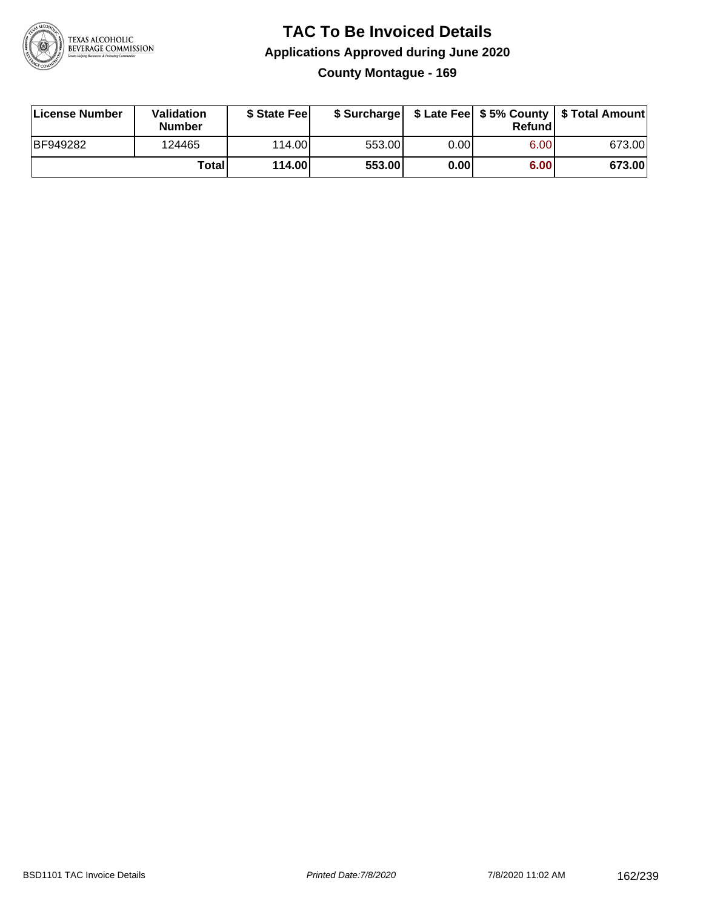# TAC To Be Invoiced Details

## Applications Approved during June 2020

### County Montague - 169

| License Number | Validation Number | $ State Fee | $ Surcharge | $ Late Fee | $ 5% County Refund | $ Total Amount |
|---|---|---|---|---|---|---|
| BF949282 | 124465 | 114.00 | 553.00 | 0.00 | 6.00 | 673.00 |
| | **Total** | **114.00** | **553.00** | **0.00** | **6.00** | **673.00** |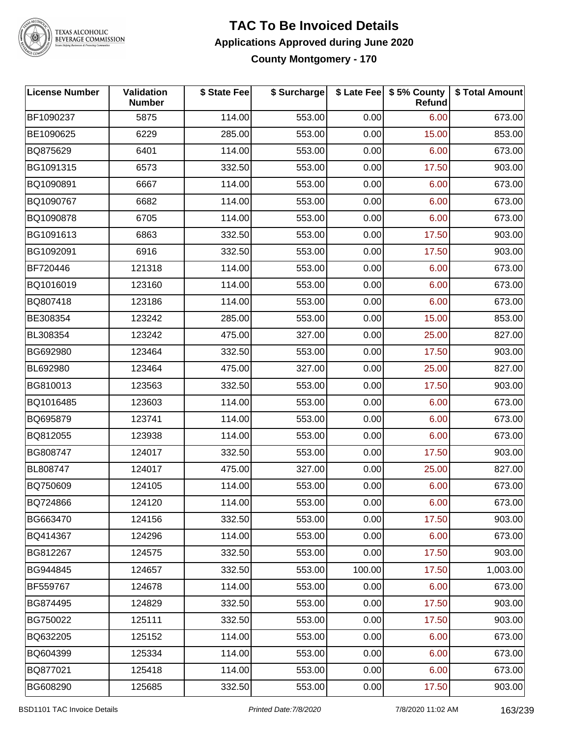# TAC To Be Invoiced Details

## Applications Approved during June 2020

### County Montgomery - 170

| License Number | Validation Number | $ State Fee | $ Surcharge | $ Late Fee | $ 5% County Refund | $ Total Amount |
|---|---|---|---|---|---|---|
| BF1090237 | 5875 | 114.00 | 553.00 | 0.00 | 6.00 | 673.00 |
| BE1090625 | 6229 | 285.00 | 553.00 | 0.00 | 15.00 | 853.00 |
| BQ875629 | 6401 | 114.00 | 553.00 | 0.00 | 6.00 | 673.00 |
| BG1091315 | 6573 | 332.50 | 553.00 | 0.00 | 17.50 | 903.00 |
| BQ1090891 | 6667 | 114.00 | 553.00 | 0.00 | 6.00 | 673.00 |
| BQ1090767 | 6682 | 114.00 | 553.00 | 0.00 | 6.00 | 673.00 |
| BQ1090878 | 6705 | 114.00 | 553.00 | 0.00 | 6.00 | 673.00 |
| BG1091613 | 6863 | 332.50 | 553.00 | 0.00 | 17.50 | 903.00 |
| BG1092091 | 6916 | 332.50 | 553.00 | 0.00 | 17.50 | 903.00 |
| BF720446 | 121318 | 114.00 | 553.00 | 0.00 | 6.00 | 673.00 |
| BQ1016019 | 123160 | 114.00 | 553.00 | 0.00 | 6.00 | 673.00 |
| BQ807418 | 123186 | 114.00 | 553.00 | 0.00 | 6.00 | 673.00 |
| BE308354 | 123242 | 285.00 | 553.00 | 0.00 | 15.00 | 853.00 |
| BL308354 | 123242 | 475.00 | 327.00 | 0.00 | 25.00 | 827.00 |
| BG692980 | 123464 | 332.50 | 553.00 | 0.00 | 17.50 | 903.00 |
| BL692980 | 123464 | 475.00 | 327.00 | 0.00 | 25.00 | 827.00 |
| BG810013 | 123563 | 332.50 | 553.00 | 0.00 | 17.50 | 903.00 |
| BQ1016485 | 123603 | 114.00 | 553.00 | 0.00 | 6.00 | 673.00 |
| BQ695879 | 123741 | 114.00 | 553.00 | 0.00 | 6.00 | 673.00 |
| BQ812055 | 123938 | 114.00 | 553.00 | 0.00 | 6.00 | 673.00 |
| BG808747 | 124017 | 332.50 | 553.00 | 0.00 | 17.50 | 903.00 |
| BL808747 | 124017 | 475.00 | 327.00 | 0.00 | 25.00 | 827.00 |
| BQ750609 | 124105 | 114.00 | 553.00 | 0.00 | 6.00 | 673.00 |
| BQ724866 | 124120 | 114.00 | 553.00 | 0.00 | 6.00 | 673.00 |
| BG663470 | 124156 | 332.50 | 553.00 | 0.00 | 17.50 | 903.00 |
| BQ414367 | 124296 | 114.00 | 553.00 | 0.00 | 6.00 | 673.00 |
| BG812267 | 124575 | 332.50 | 553.00 | 0.00 | 17.50 | 903.00 |
| BG944845 | 124657 | 332.50 | 553.00 | 100.00 | 17.50 | 1,003.00 |
| BF559767 | 124678 | 114.00 | 553.00 | 0.00 | 6.00 | 673.00 |
| BG874495 | 124829 | 332.50 | 553.00 | 0.00 | 17.50 | 903.00 |
| BG750022 | 125111 | 332.50 | 553.00 | 0.00 | 17.50 | 903.00 |
| BQ632205 | 125152 | 114.00 | 553.00 | 0.00 | 6.00 | 673.00 |
| BQ604399 | 125334 | 114.00 | 553.00 | 0.00 | 6.00 | 673.00 |
| BQ877021 | 125418 | 114.00 | 553.00 | 0.00 | 6.00 | 673.00 |
| BG608290 | 125685 | 332.50 | 553.00 | 0.00 | 17.50 | 903.00 |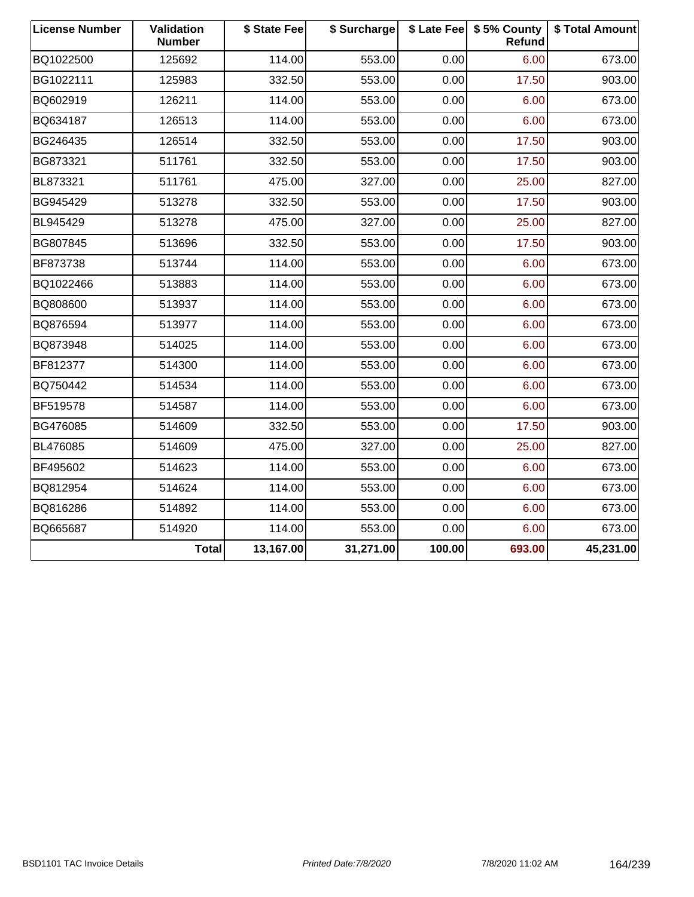| License Number | Validation Number | $ State Fee | $ Surcharge | $ Late Fee | $ 5% County Refund | $ Total Amount |
|---|---|---|---|---|---|---|
| BQ1022500 | 125692 | 114.00 | 553.00 | 0.00 | 6.00 | 673.00 |
| BG1022111 | 125983 | 332.50 | 553.00 | 0.00 | 17.50 | 903.00 |
| BQ602919 | 126211 | 114.00 | 553.00 | 0.00 | 6.00 | 673.00 |
| BQ634187 | 126513 | 114.00 | 553.00 | 0.00 | 6.00 | 673.00 |
| BG246435 | 126514 | 332.50 | 553.00 | 0.00 | 17.50 | 903.00 |
| BG873321 | 511761 | 332.50 | 553.00 | 0.00 | 17.50 | 903.00 |
| BL873321 | 511761 | 475.00 | 327.00 | 0.00 | 25.00 | 827.00 |
| BG945429 | 513278 | 332.50 | 553.00 | 0.00 | 17.50 | 903.00 |
| BL945429 | 513278 | 475.00 | 327.00 | 0.00 | 25.00 | 827.00 |
| BG807845 | 513696 | 332.50 | 553.00 | 0.00 | 17.50 | 903.00 |
| BF873738 | 513744 | 114.00 | 553.00 | 0.00 | 6.00 | 673.00 |
| BQ1022466 | 513883 | 114.00 | 553.00 | 0.00 | 6.00 | 673.00 |
| BQ808600 | 513937 | 114.00 | 553.00 | 0.00 | 6.00 | 673.00 |
| BQ876594 | 513977 | 114.00 | 553.00 | 0.00 | 6.00 | 673.00 |
| BQ873948 | 514025 | 114.00 | 553.00 | 0.00 | 6.00 | 673.00 |
| BF812377 | 514300 | 114.00 | 553.00 | 0.00 | 6.00 | 673.00 |
| BQ750442 | 514534 | 114.00 | 553.00 | 0.00 | 6.00 | 673.00 |
| BF519578 | 514587 | 114.00 | 553.00 | 0.00 | 6.00 | 673.00 |
| BG476085 | 514609 | 332.50 | 553.00 | 0.00 | 17.50 | 903.00 |
| BL476085 | 514609 | 475.00 | 327.00 | 0.00 | 25.00 | 827.00 |
| BF495602 | 514623 | 114.00 | 553.00 | 0.00 | 6.00 | 673.00 |
| BQ812954 | 514624 | 114.00 | 553.00 | 0.00 | 6.00 | 673.00 |
| BQ816286 | 514892 | 114.00 | 553.00 | 0.00 | 6.00 | 673.00 |
| BQ665687 | 514920 | 114.00 | 553.00 | 0.00 | 6.00 | 673.00 |
| | **Total** | **13,167.00** | **31,271.00** | **100.00** | **693.00** | **45,231.00** |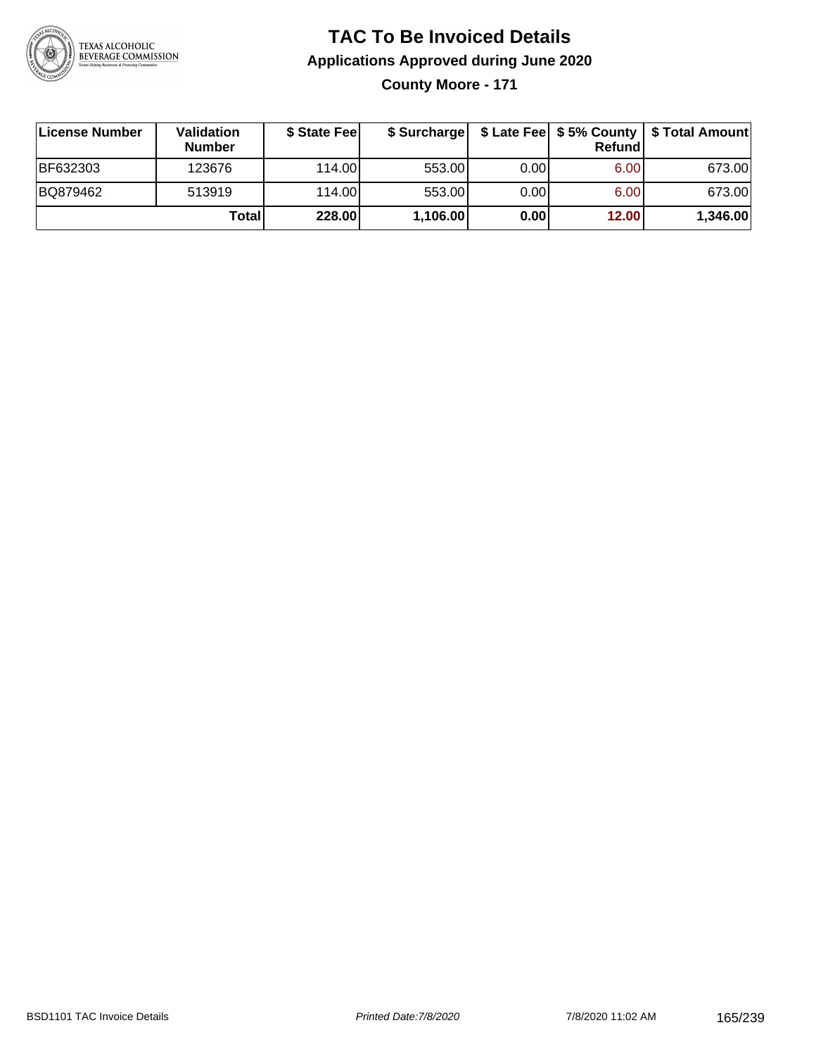# TAC To Be Invoiced Details

## Applications Approved during June 2020

### County Moore - 171

| License Number | Validation Number | $ State Fee | $ Surcharge | $ Late Fee | $ 5% County Refund | $ Total Amount |
|---|---|---|---|---|---|---|
| BF632303 | 123676 | 114.00 | 553.00 | 0.00 | 6.00 | 673.00 |
| BQ879462 | 513919 | 114.00 | 553.00 | 0.00 | 6.00 | 673.00 |
| | **Total** | **228.00** | **1,106.00** | **0.00** | **12.00** | **1,346.00** |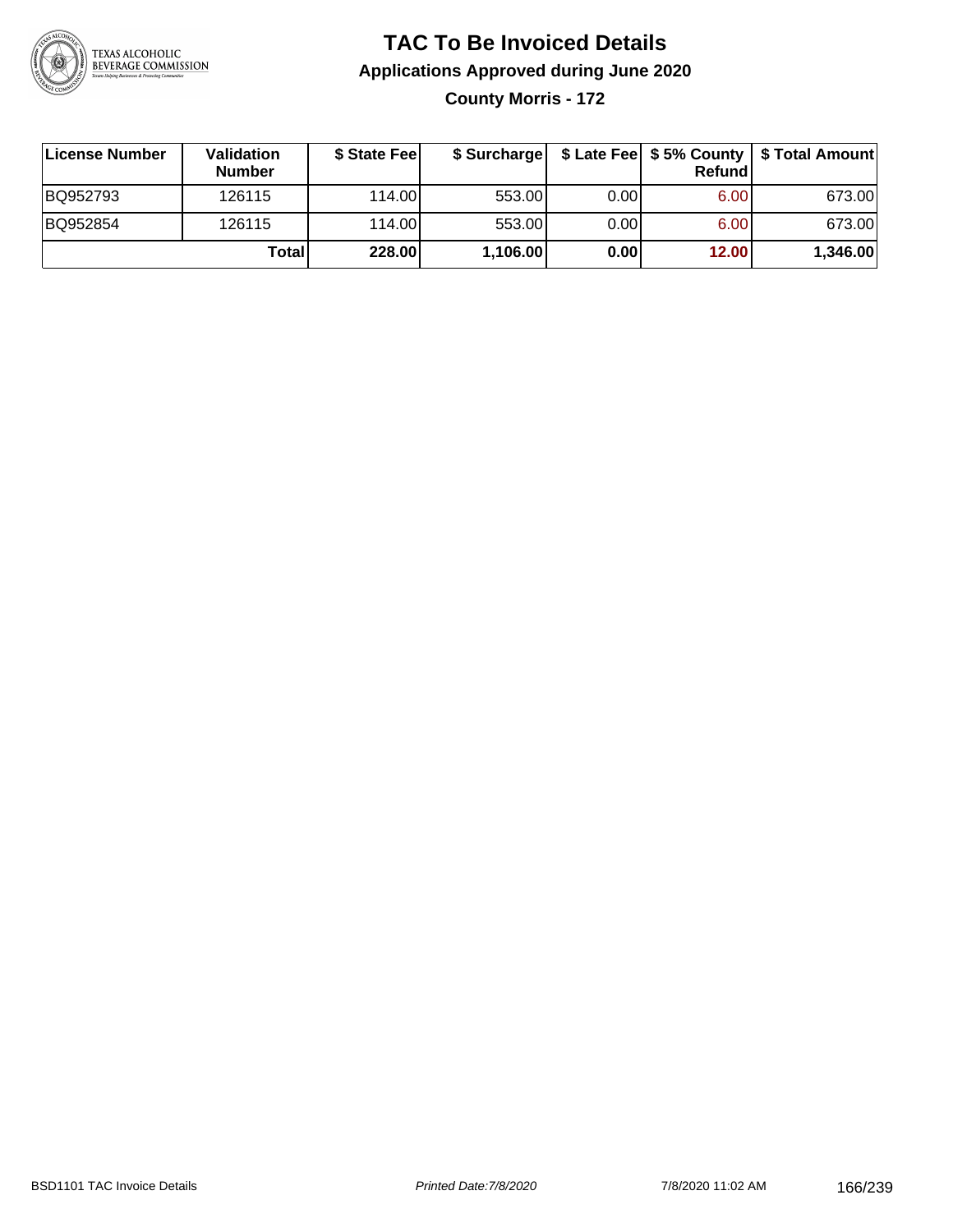# TAC To Be Invoiced Details

## Applications Approved during June 2020

### County Morris - 172

| License Number | Validation Number | $ State Fee | $ Surcharge | $ Late Fee | $ 5% County Refund | $ Total Amount |
|---|---|---|---|---|---|---|
| BQ952793 | 126115 | 114.00 | 553.00 | 0.00 | 6.00 | 673.00 |
| BQ952854 | 126115 | 114.00 | 553.00 | 0.00 | 6.00 | 673.00 |
| | **Total** | **228.00** | **1,106.00** | **0.00** | **12.00** | **1,346.00** |

BSD1101 TAC Invoice Details | *Printed Date:7/8/2020* | 7/8/2020 11:02 AM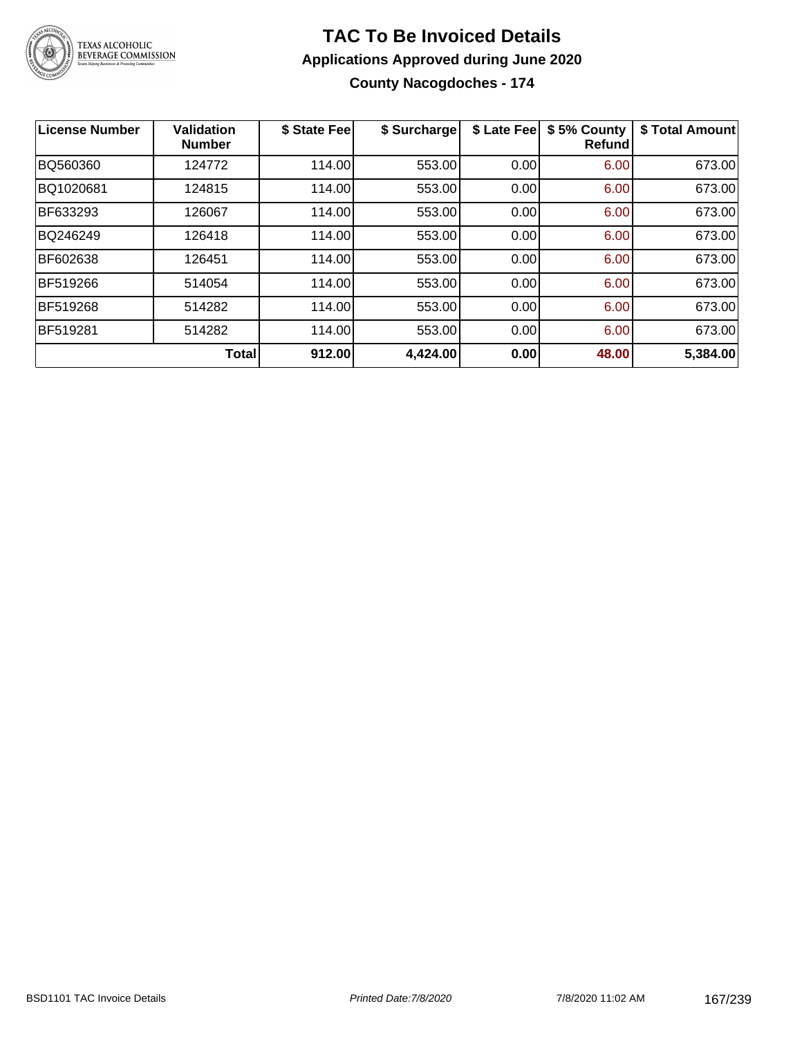# TAC To Be Invoiced Details

## Applications Approved during June 2020

### County Nacogdoches - 174

| License Number | Validation Number | $ State Fee | $ Surcharge | $ Late Fee | $ 5% County Refund | $ Total Amount |
|---|---|---|---|---|---|---|
| BQ560360 | 124772 | 114.00 | 553.00 | 0.00 | 6.00 | 673.00 |
| BQ1020681 | 124815 | 114.00 | 553.00 | 0.00 | 6.00 | 673.00 |
| BF633293 | 126067 | 114.00 | 553.00 | 0.00 | 6.00 | 673.00 |
| BQ246249 | 126418 | 114.00 | 553.00 | 0.00 | 6.00 | 673.00 |
| BF602638 | 126451 | 114.00 | 553.00 | 0.00 | 6.00 | 673.00 |
| BF519266 | 514054 | 114.00 | 553.00 | 0.00 | 6.00 | 673.00 |
| BF519268 | 514282 | 114.00 | 553.00 | 0.00 | 6.00 | 673.00 |
| BF519281 | 514282 | 114.00 | 553.00 | 0.00 | 6.00 | 673.00 |
| | **Total** | **912.00** | **4,424.00** | **0.00** | **48.00** | **5,384.00** |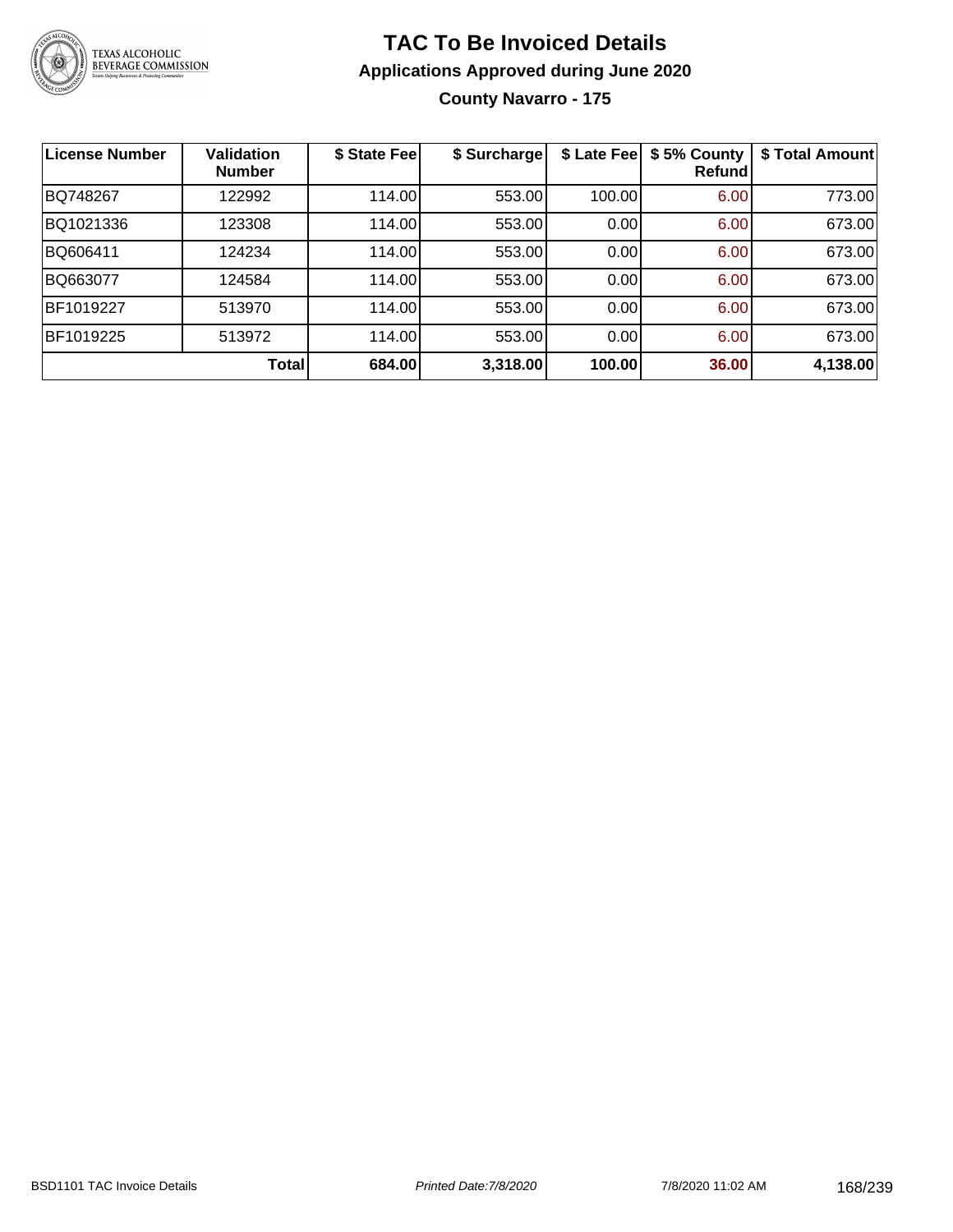# TAC To Be Invoiced Details

## Applications Approved during June 2020

### County Navarro - 175

| License Number | Validation Number | $ State Fee | $ Surcharge | $ Late Fee | $ 5% County Refund | $ Total Amount |
|---|---|---|---|---|---|---|
| BQ748267 | 122992 | 114.00 | 553.00 | 100.00 | 6.00 | 773.00 |
| BQ1021336 | 123308 | 114.00 | 553.00 | 0.00 | 6.00 | 673.00 |
| BQ606411 | 124234 | 114.00 | 553.00 | 0.00 | 6.00 | 673.00 |
| BQ663077 | 124584 | 114.00 | 553.00 | 0.00 | 6.00 | 673.00 |
| BF1019227 | 513970 | 114.00 | 553.00 | 0.00 | 6.00 | 673.00 |
| BF1019225 | 513972 | 114.00 | 553.00 | 0.00 | 6.00 | 673.00 |
| | **Total** | **684.00** | **3,318.00** | **100.00** | **36.00** | **4,138.00** |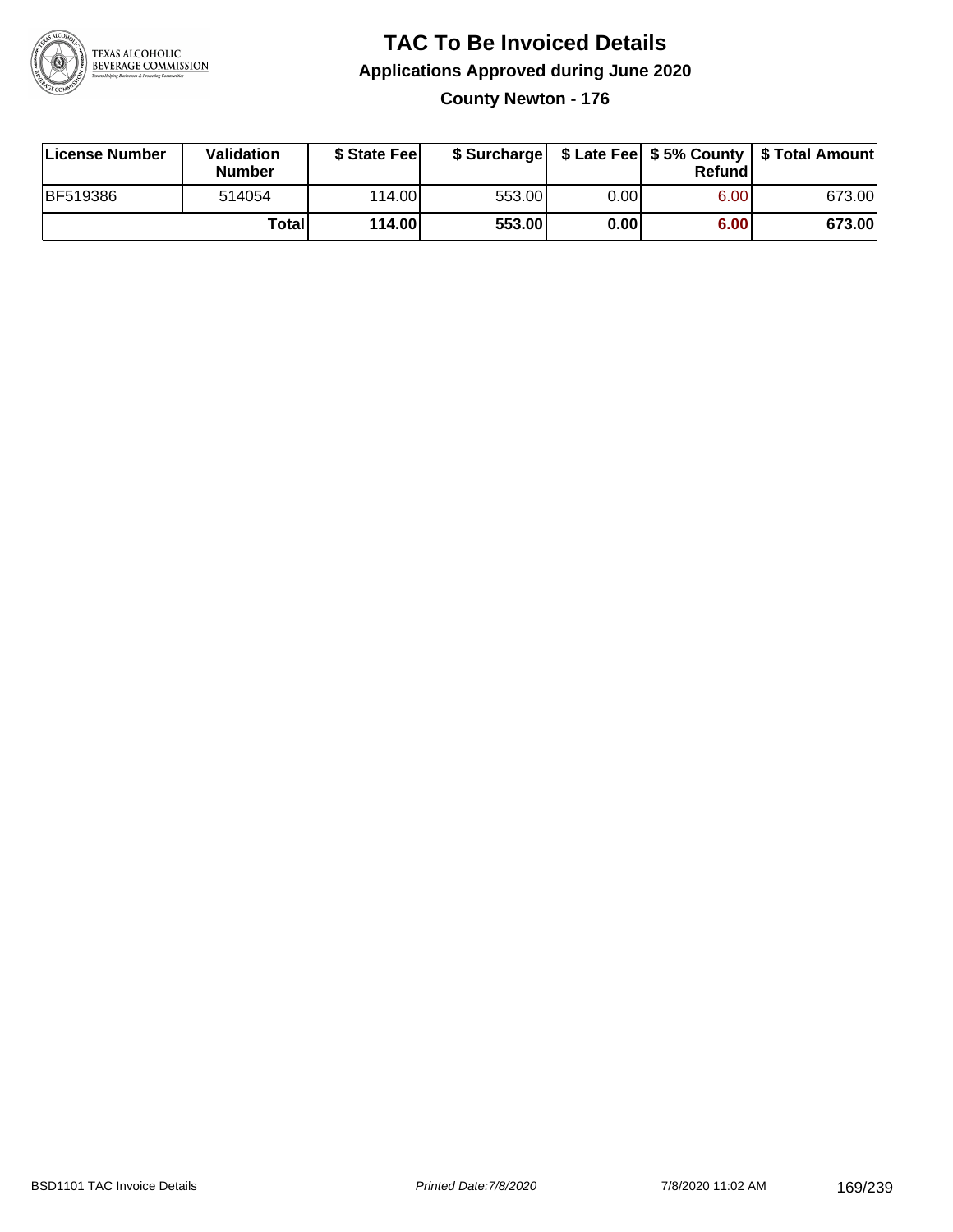# TAC To Be Invoiced Details

## Applications Approved during June 2020

### County Newton - 176

| License Number | Validation Number | $ State Fee | $ Surcharge | $ Late Fee | $ 5% County Refund | $ Total Amount |
|---|---|---|---|---|---|---|
| BF519386 | 514054 | 114.00 | 553.00 | 0.00 | 6.00 | 673.00 |
| | **Total** | **114.00** | **553.00** | **0.00** | **6.00** | **673.00** |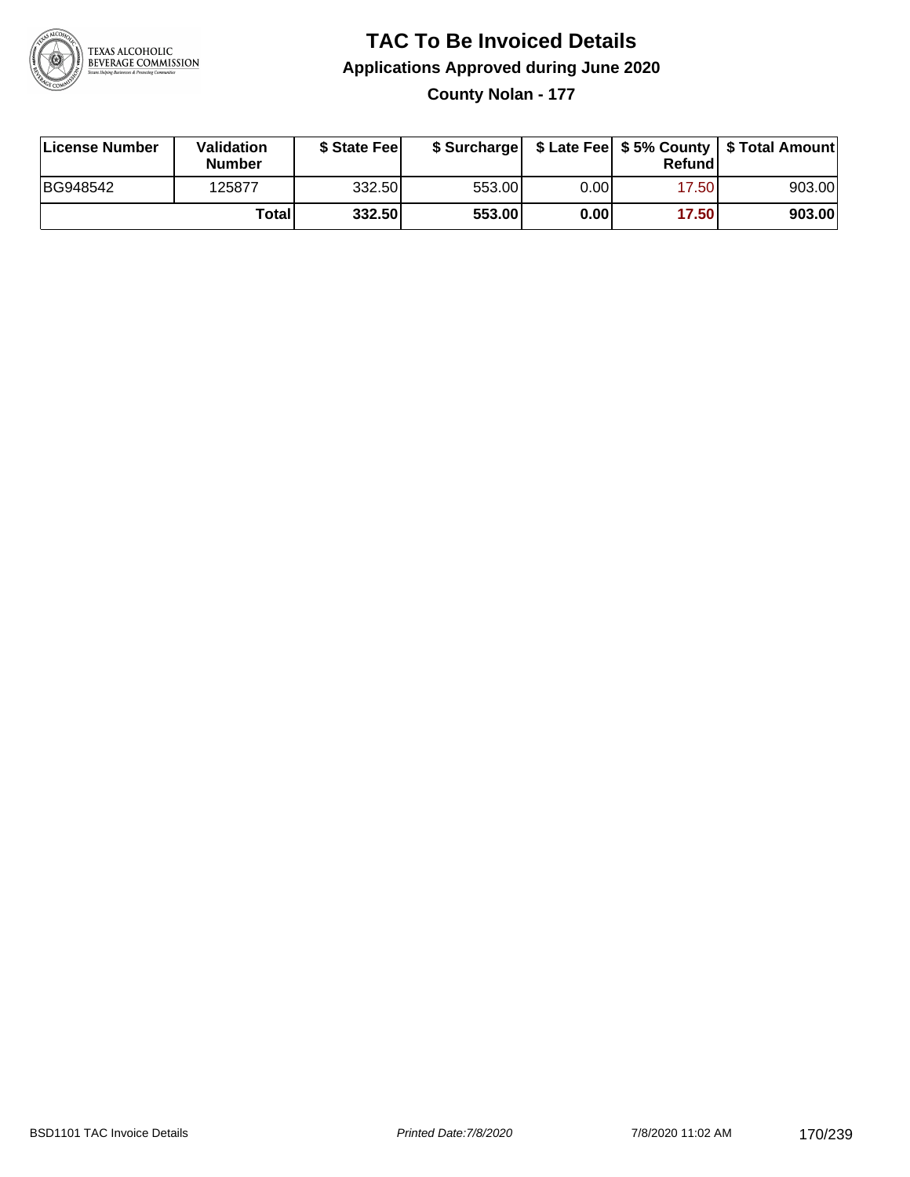# TAC To Be Invoiced Details

## Applications Approved during June 2020

### County Nolan - 177

| License Number | Validation Number | $ State Fee | $ Surcharge | $ Late Fee | $ 5% County Refund | $ Total Amount |
|---|---|---|---|---|---|---|
| BG948542 | 125877 | 332.50 | 553.00 | 0.00 | 17.50 | 903.00 |
| | **Total** | **332.50** | **553.00** | **0.00** | **17.50** | **903.00** |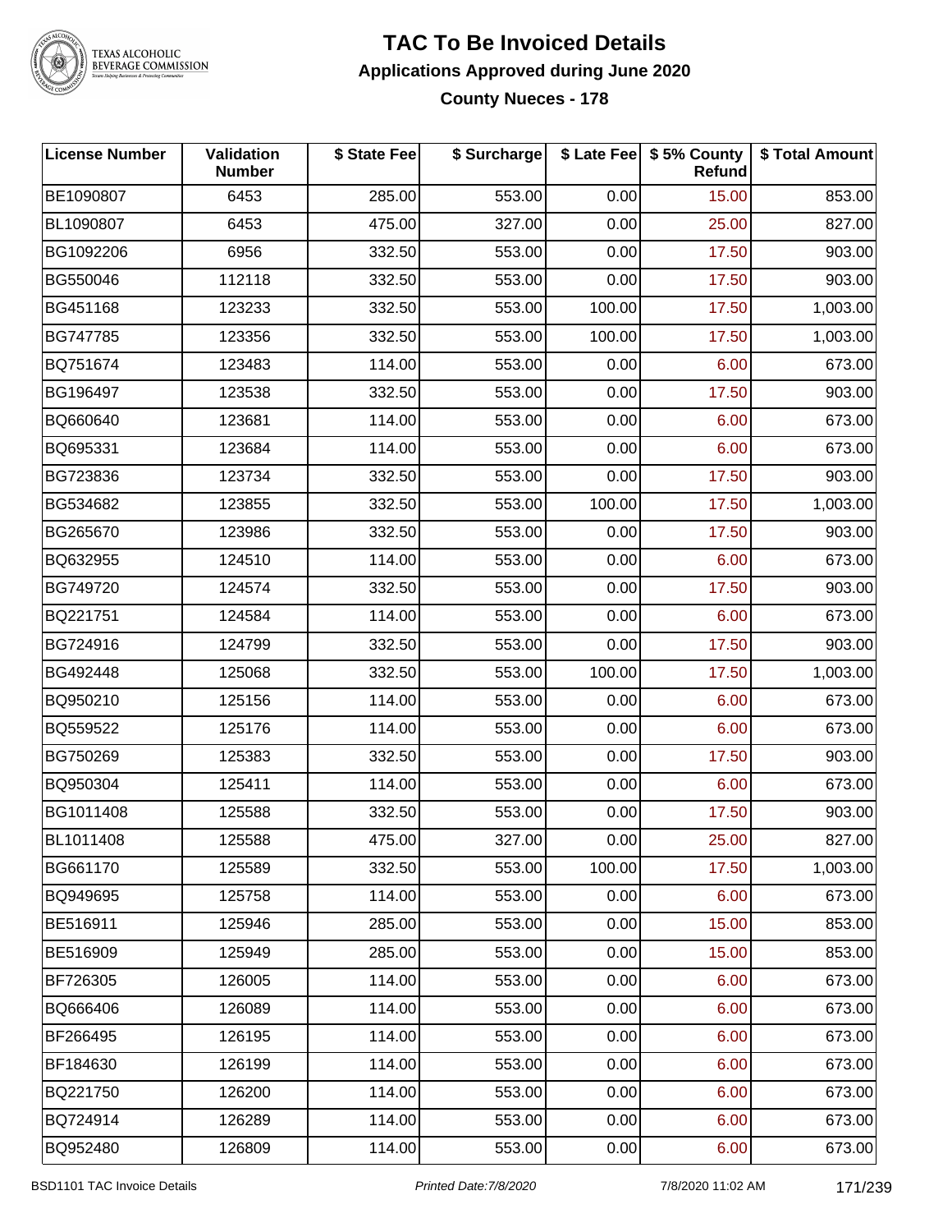# TAC To Be Invoiced Details

## Applications Approved during June 2020

### County Nueces - 178

| License Number | Validation Number | \$ State Fee | \$ Surcharge | \$ Late Fee | \$ 5% County Refund | \$ Total Amount |
|---|---|---|---|---|---|---|
| BE1090807 | 6453 | 285.00 | 553.00 | 0.00 | 15.00 | 853.00 |
| BL1090807 | 6453 | 475.00 | 327.00 | 0.00 | 25.00 | 827.00 |
| BG1092206 | 6956 | 332.50 | 553.00 | 0.00 | 17.50 | 903.00 |
| BG550046 | 112118 | 332.50 | 553.00 | 0.00 | 17.50 | 903.00 |
| BG451168 | 123233 | 332.50 | 553.00 | 100.00 | 17.50 | 1,003.00 |
| BG747785 | 123356 | 332.50 | 553.00 | 100.00 | 17.50 | 1,003.00 |
| BQ751674 | 123483 | 114.00 | 553.00 | 0.00 | 6.00 | 673.00 |
| BG196497 | 123538 | 332.50 | 553.00 | 0.00 | 17.50 | 903.00 |
| BQ660640 | 123681 | 114.00 | 553.00 | 0.00 | 6.00 | 673.00 |
| BQ695331 | 123684 | 114.00 | 553.00 | 0.00 | 6.00 | 673.00 |
| BG723836 | 123734 | 332.50 | 553.00 | 0.00 | 17.50 | 903.00 |
| BG534682 | 123855 | 332.50 | 553.00 | 100.00 | 17.50 | 1,003.00 |
| BG265670 | 123986 | 332.50 | 553.00 | 0.00 | 17.50 | 903.00 |
| BQ632955 | 124510 | 114.00 | 553.00 | 0.00 | 6.00 | 673.00 |
| BG749720 | 124574 | 332.50 | 553.00 | 0.00 | 17.50 | 903.00 |
| BQ221751 | 124584 | 114.00 | 553.00 | 0.00 | 6.00 | 673.00 |
| BG724916 | 124799 | 332.50 | 553.00 | 0.00 | 17.50 | 903.00 |
| BG492448 | 125068 | 332.50 | 553.00 | 100.00 | 17.50 | 1,003.00 |
| BQ950210 | 125156 | 114.00 | 553.00 | 0.00 | 6.00 | 673.00 |
| BQ559522 | 125176 | 114.00 | 553.00 | 0.00 | 6.00 | 673.00 |
| BG750269 | 125383 | 332.50 | 553.00 | 0.00 | 17.50 | 903.00 |
| BQ950304 | 125411 | 114.00 | 553.00 | 0.00 | 6.00 | 673.00 |
| BG1011408 | 125588 | 332.50 | 553.00 | 0.00 | 17.50 | 903.00 |
| BL1011408 | 125588 | 475.00 | 327.00 | 0.00 | 25.00 | 827.00 |
| BG661170 | 125589 | 332.50 | 553.00 | 100.00 | 17.50 | 1,003.00 |
| BQ949695 | 125758 | 114.00 | 553.00 | 0.00 | 6.00 | 673.00 |
| BE516911 | 125946 | 285.00 | 553.00 | 0.00 | 15.00 | 853.00 |
| BE516909 | 125949 | 285.00 | 553.00 | 0.00 | 15.00 | 853.00 |
| BF726305 | 126005 | 114.00 | 553.00 | 0.00 | 6.00 | 673.00 |
| BQ666406 | 126089 | 114.00 | 553.00 | 0.00 | 6.00 | 673.00 |
| BF266495 | 126195 | 114.00 | 553.00 | 0.00 | 6.00 | 673.00 |
| BF184630 | 126199 | 114.00 | 553.00 | 0.00 | 6.00 | 673.00 |
| BQ221750 | 126200 | 114.00 | 553.00 | 0.00 | 6.00 | 673.00 |
| BQ724914 | 126289 | 114.00 | 553.00 | 0.00 | 6.00 | 673.00 |
| BQ952480 | 126809 | 114.00 | 553.00 | 0.00 | 6.00 | 673.00 |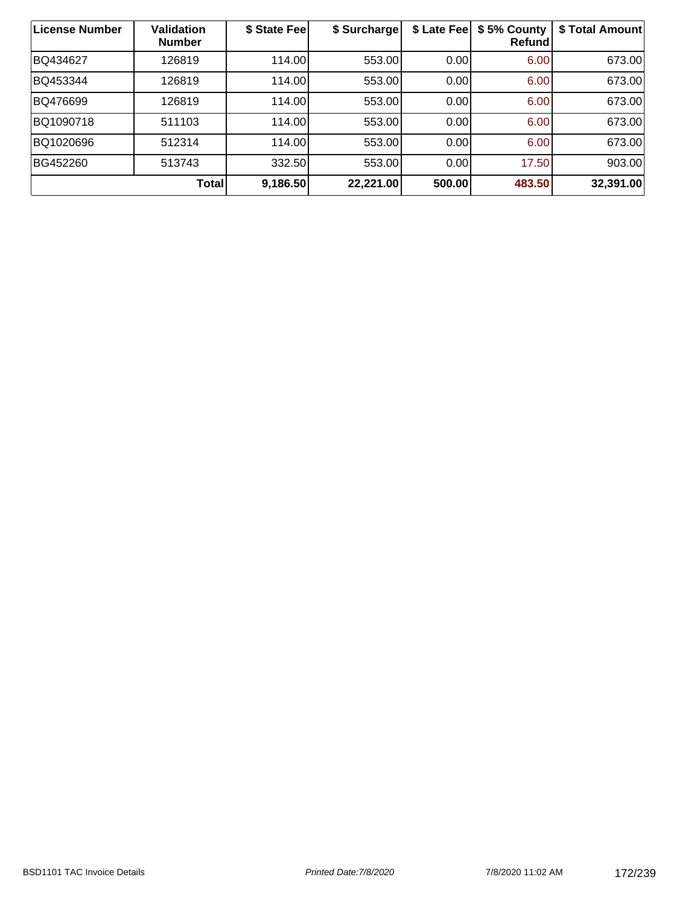| License Number | Validation Number | $ State Fee | $ Surcharge | $ Late Fee | $ 5% County Refund | $ Total Amount |
|---|---|---|---|---|---|---|
| BQ434627 | 126819 | 114.00 | 553.00 | 0.00 | 6.00 | 673.00 |
| BQ453344 | 126819 | 114.00 | 553.00 | 0.00 | 6.00 | 673.00 |
| BQ476699 | 126819 | 114.00 | 553.00 | 0.00 | 6.00 | 673.00 |
| BQ1090718 | 511103 | 114.00 | 553.00 | 0.00 | 6.00 | 673.00 |
| BQ1020696 | 512314 | 114.00 | 553.00 | 0.00 | 6.00 | 673.00 |
| BG452260 | 513743 | 332.50 | 553.00 | 0.00 | 17.50 | 903.00 |
| | **Total** | **9,186.50** | **22,221.00** | **500.00** | **483.50** | **32,391.00** |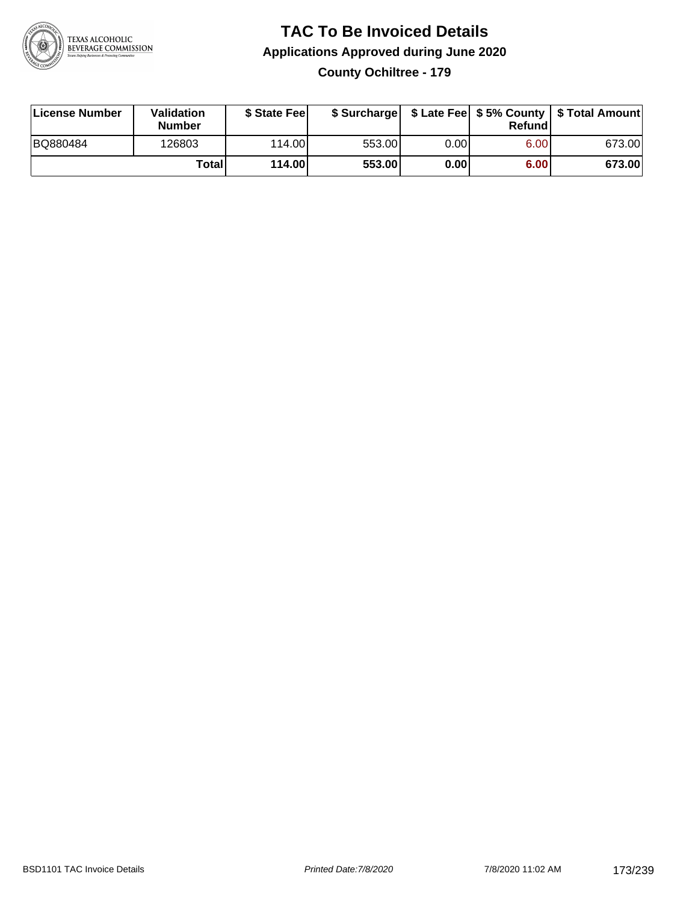# TAC To Be Invoiced Details

## Applications Approved during June 2020

### County Ochiltree - 179

| License Number | Validation Number | $ State Fee | $ Surcharge | $ Late Fee | $ 5% County Refund | $ Total Amount |
|---|---|---|---|---|---|---|
| BQ880484 | 126803 | 114.00 | 553.00 | 0.00 | 6.00 | 673.00 |
| | **Total** | **114.00** | **553.00** | **0.00** | **6.00** | **673.00** |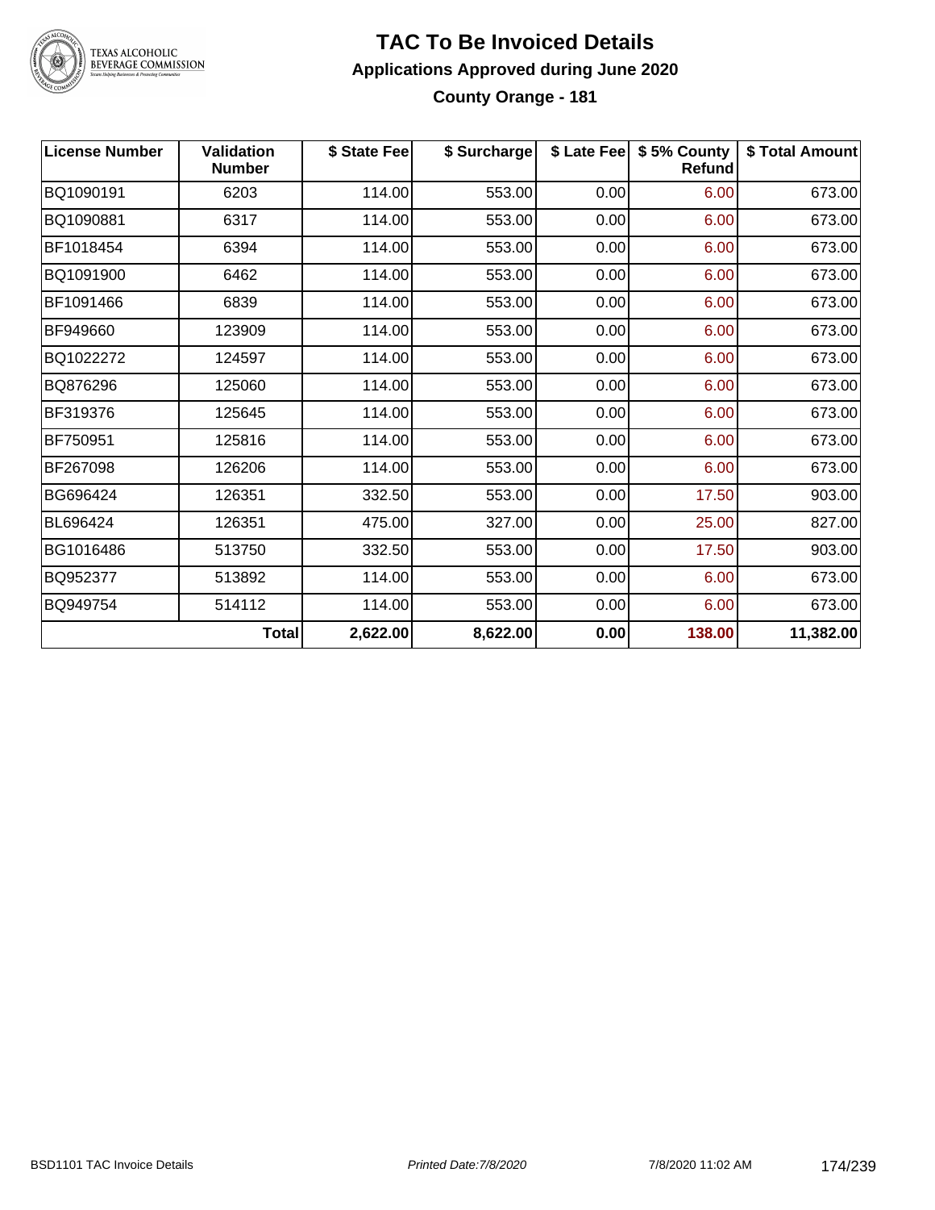# TAC To Be Invoiced Details

## Applications Approved during June 2020

### County Orange - 181

| License Number | Validation Number | $ State Fee | $ Surcharge | $ Late Fee | $ 5% County Refund | $ Total Amount |
|---|---|---|---|---|---|---|
| BQ1090191 | 6203 | 114.00 | 553.00 | 0.00 | 6.00 | 673.00 |
| BQ1090881 | 6317 | 114.00 | 553.00 | 0.00 | 6.00 | 673.00 |
| BF1018454 | 6394 | 114.00 | 553.00 | 0.00 | 6.00 | 673.00 |
| BQ1091900 | 6462 | 114.00 | 553.00 | 0.00 | 6.00 | 673.00 |
| BF1091466 | 6839 | 114.00 | 553.00 | 0.00 | 6.00 | 673.00 |
| BF949660 | 123909 | 114.00 | 553.00 | 0.00 | 6.00 | 673.00 |
| BQ1022272 | 124597 | 114.00 | 553.00 | 0.00 | 6.00 | 673.00 |
| BQ876296 | 125060 | 114.00 | 553.00 | 0.00 | 6.00 | 673.00 |
| BF319376 | 125645 | 114.00 | 553.00 | 0.00 | 6.00 | 673.00 |
| BF750951 | 125816 | 114.00 | 553.00 | 0.00 | 6.00 | 673.00 |
| BF267098 | 126206 | 114.00 | 553.00 | 0.00 | 6.00 | 673.00 |
| BG696424 | 126351 | 332.50 | 553.00 | 0.00 | 17.50 | 903.00 |
| BL696424 | 126351 | 475.00 | 327.00 | 0.00 | 25.00 | 827.00 |
| BG1016486 | 513750 | 332.50 | 553.00 | 0.00 | 17.50 | 903.00 |
| BQ952377 | 513892 | 114.00 | 553.00 | 0.00 | 6.00 | 673.00 |
| BQ949754 | 514112 | 114.00 | 553.00 | 0.00 | 6.00 | 673.00 |
| | **Total** | **2,622.00** | **8,622.00** | **0.00** | **138.00** | **11,382.00** |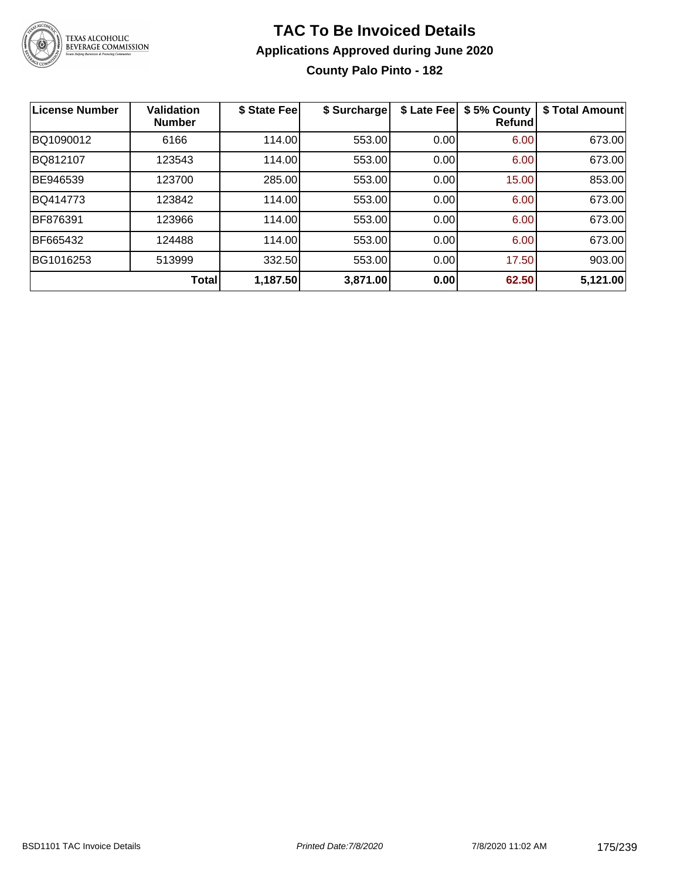# TAC To Be Invoiced Details

## Applications Approved during June 2020

### County Palo Pinto - 182

| License Number | Validation Number | \$ State Fee | \$ Surcharge | \$ Late Fee | \$ 5% County Refund | \$ Total Amount |
|---|---|---|---|---|---|---|
| BQ1090012 | 6166 | 114.00 | 553.00 | 0.00 | 6.00 | 673.00 |
| BQ812107 | 123543 | 114.00 | 553.00 | 0.00 | 6.00 | 673.00 |
| BE946539 | 123700 | 285.00 | 553.00 | 0.00 | 15.00 | 853.00 |
| BQ414773 | 123842 | 114.00 | 553.00 | 0.00 | 6.00 | 673.00 |
| BF876391 | 123966 | 114.00 | 553.00 | 0.00 | 6.00 | 673.00 |
| BF665432 | 124488 | 114.00 | 553.00 | 0.00 | 6.00 | 673.00 |
| BG1016253 | 513999 | 332.50 | 553.00 | 0.00 | 17.50 | 903.00 |
| | **Total** | **1,187.50** | **3,871.00** | **0.00** | **62.50** | **5,121.00** |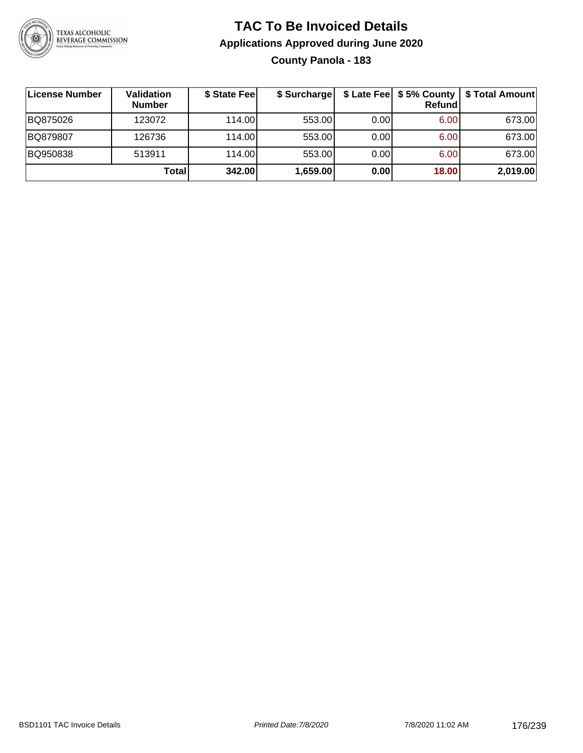# TAC To Be Invoiced Details

## Applications Approved during June 2020

### County Panola - 183

| License Number | Validation Number | $ State Fee | $ Surcharge | $ Late Fee | $ 5% County Refund | $ Total Amount |
|---|---|---|---|---|---|---|
| BQ875026 | 123072 | 114.00 | 553.00 | 0.00 | 6.00 | 673.00 |
| BQ879807 | 126736 | 114.00 | 553.00 | 0.00 | 6.00 | 673.00 |
| BQ950838 | 513911 | 114.00 | 553.00 | 0.00 | 6.00 | 673.00 |
| | **Total** | **342.00** | **1,659.00** | **0.00** | **18.00** | **2,019.00** |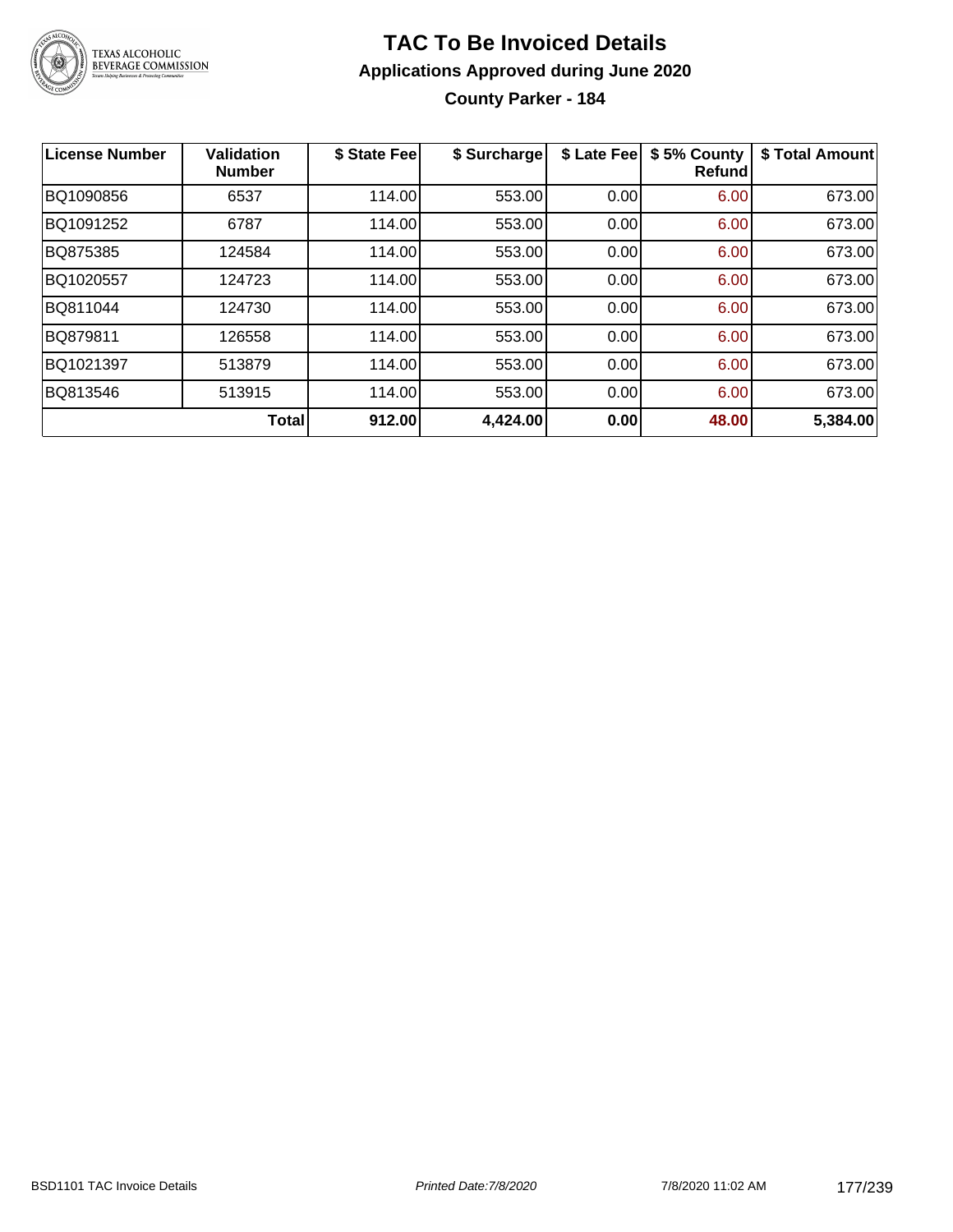# TAC To Be Invoiced Details

## Applications Approved during June 2020

### County Parker - 184

| License Number | Validation Number | $ State Fee | $ Surcharge | $ Late Fee | $ 5% County Refund | $ Total Amount |
|---|---|---|---|---|---|---|
| BQ1090856 | 6537 | 114.00 | 553.00 | 0.00 | 6.00 | 673.00 |
| BQ1091252 | 6787 | 114.00 | 553.00 | 0.00 | 6.00 | 673.00 |
| BQ875385 | 124584 | 114.00 | 553.00 | 0.00 | 6.00 | 673.00 |
| BQ1020557 | 124723 | 114.00 | 553.00 | 0.00 | 6.00 | 673.00 |
| BQ811044 | 124730 | 114.00 | 553.00 | 0.00 | 6.00 | 673.00 |
| BQ879811 | 126558 | 114.00 | 553.00 | 0.00 | 6.00 | 673.00 |
| BQ1021397 | 513879 | 114.00 | 553.00 | 0.00 | 6.00 | 673.00 |
| BQ813546 | 513915 | 114.00 | 553.00 | 0.00 | 6.00 | 673.00 |
| | **Total** | **912.00** | **4,424.00** | **0.00** | **48.00** | **5,384.00** |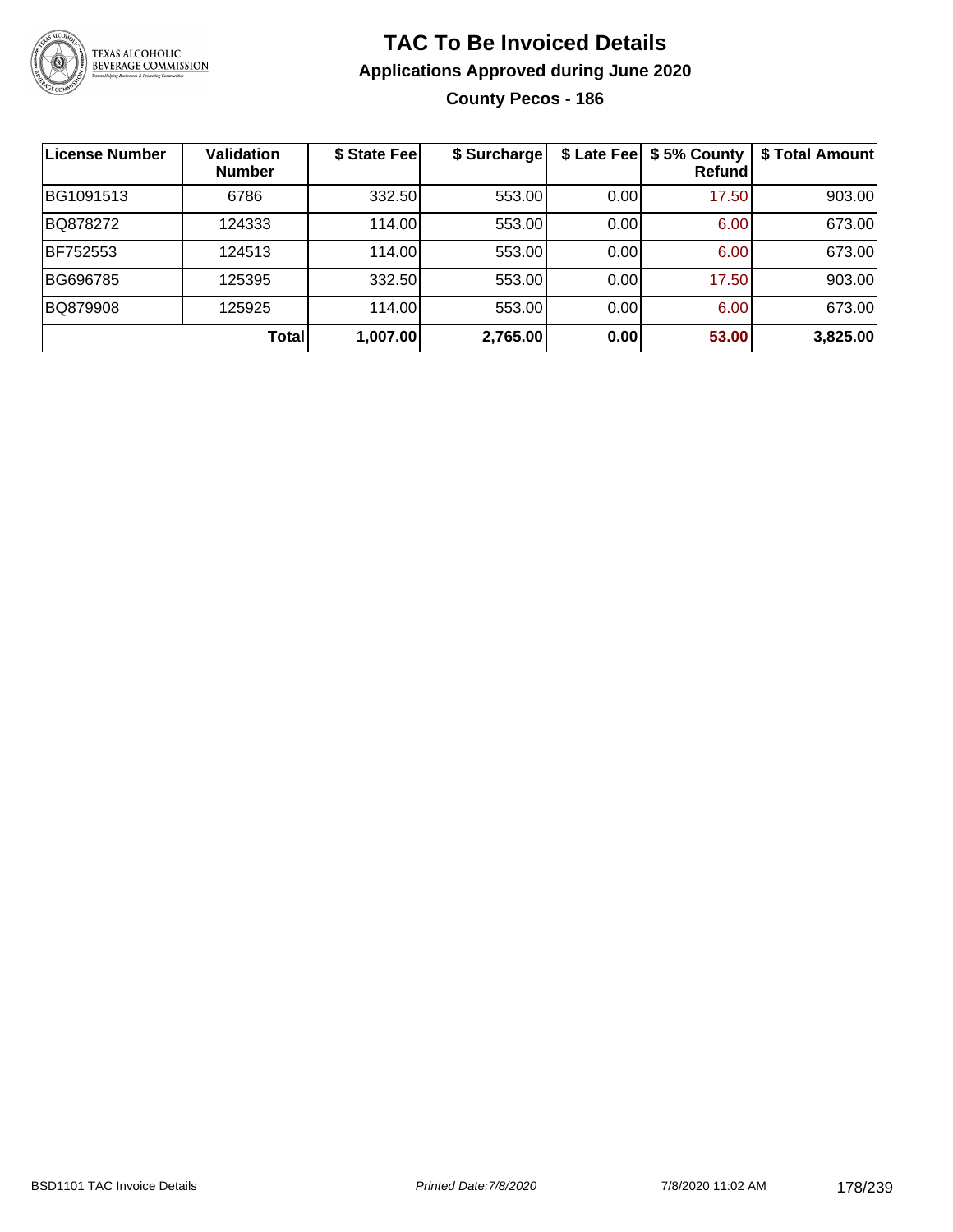# TAC To Be Invoiced Details

## Applications Approved during June 2020

### County Pecos - 186

| License Number | Validation Number | $ State Fee | $ Surcharge | $ Late Fee | $ 5% County Refund | $ Total Amount |
|---|---|---|---|---|---|---|
| BG1091513 | 6786 | 332.50 | 553.00 | 0.00 | 17.50 | 903.00 |
| BQ878272 | 124333 | 114.00 | 553.00 | 0.00 | 6.00 | 673.00 |
| BF752553 | 124513 | 114.00 | 553.00 | 0.00 | 6.00 | 673.00 |
| BG696785 | 125395 | 332.50 | 553.00 | 0.00 | 17.50 | 903.00 |
| BQ879908 | 125925 | 114.00 | 553.00 | 0.00 | 6.00 | 673.00 |
| | **Total** | **1,007.00** | **2,765.00** | **0.00** | **53.00** | **3,825.00** |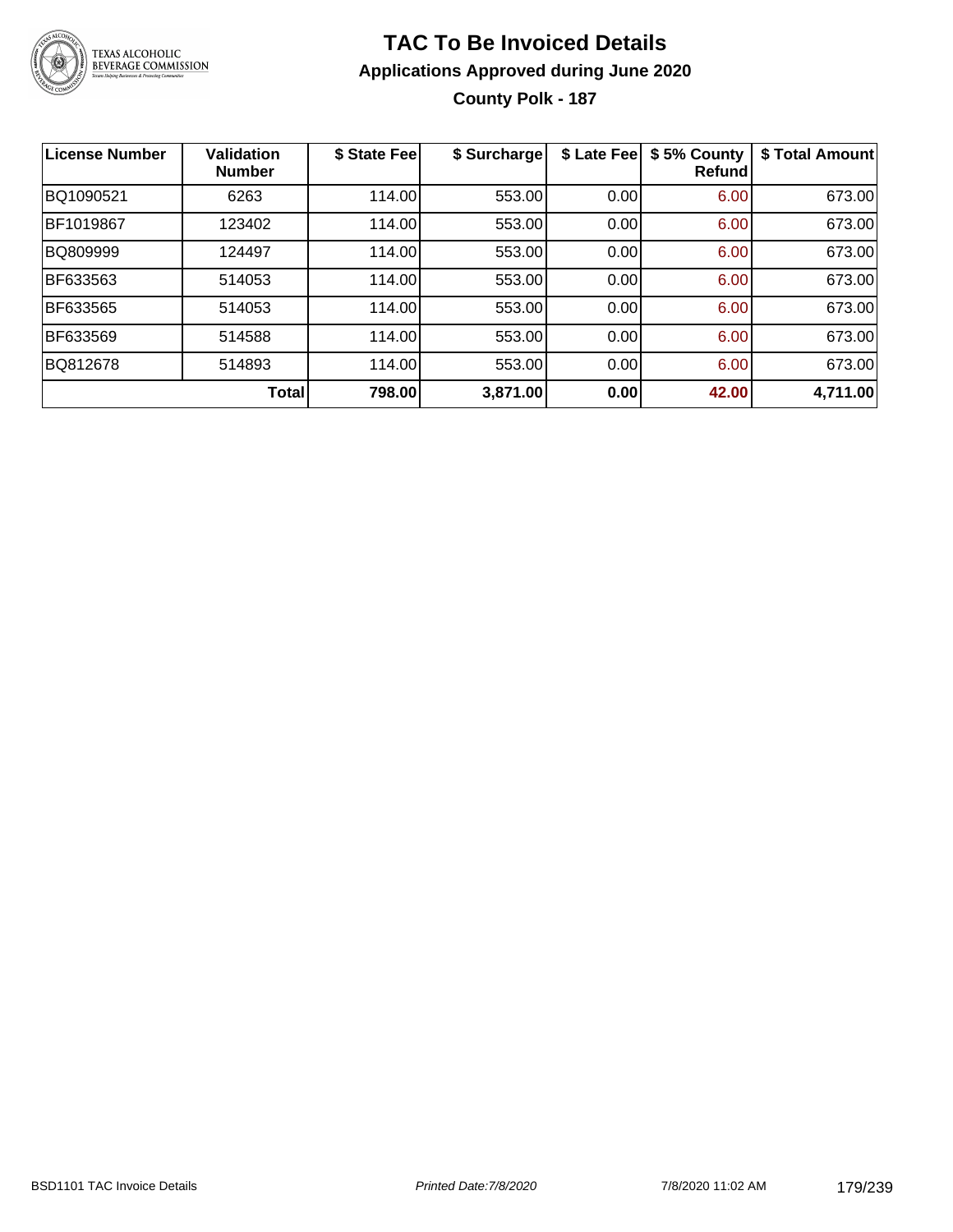# TAC To Be Invoiced Details

## Applications Approved during June 2020

### County Polk - 187

| License Number | Validation Number | $ State Fee | $ Surcharge | $ Late Fee | $ 5% County Refund | $ Total Amount |
|---|---|---|---|---|---|---|
| BQ1090521 | 6263 | 114.00 | 553.00 | 0.00 | 6.00 | 673.00 |
| BF1019867 | 123402 | 114.00 | 553.00 | 0.00 | 6.00 | 673.00 |
| BQ809999 | 124497 | 114.00 | 553.00 | 0.00 | 6.00 | 673.00 |
| BF633563 | 514053 | 114.00 | 553.00 | 0.00 | 6.00 | 673.00 |
| BF633565 | 514053 | 114.00 | 553.00 | 0.00 | 6.00 | 673.00 |
| BF633569 | 514588 | 114.00 | 553.00 | 0.00 | 6.00 | 673.00 |
| BQ812678 | 514893 | 114.00 | 553.00 | 0.00 | 6.00 | 673.00 |
| | **Total** | **798.00** | **3,871.00** | **0.00** | **42.00** | **4,711.00** |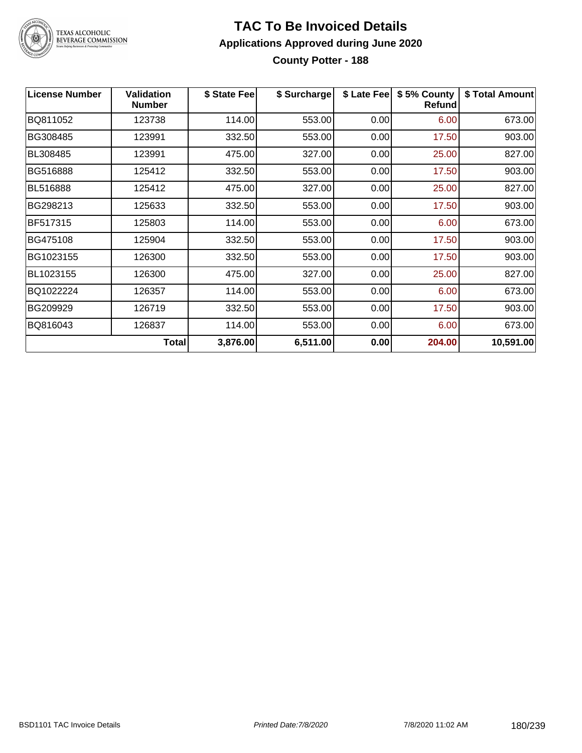# TAC To Be Invoiced Details

## Applications Approved during June 2020

### County Potter - 188

| License Number | Validation Number | $ State Fee | $ Surcharge | $ Late Fee | $ 5% County Refund | $ Total Amount |
|---|---|---|---|---|---|---|
| BQ811052 | 123738 | 114.00 | 553.00 | 0.00 | 6.00 | 673.00 |
| BG308485 | 123991 | 332.50 | 553.00 | 0.00 | 17.50 | 903.00 |
| BL308485 | 123991 | 475.00 | 327.00 | 0.00 | 25.00 | 827.00 |
| BG516888 | 125412 | 332.50 | 553.00 | 0.00 | 17.50 | 903.00 |
| BL516888 | 125412 | 475.00 | 327.00 | 0.00 | 25.00 | 827.00 |
| BG298213 | 125633 | 332.50 | 553.00 | 0.00 | 17.50 | 903.00 |
| BF517315 | 125803 | 114.00 | 553.00 | 0.00 | 6.00 | 673.00 |
| BG475108 | 125904 | 332.50 | 553.00 | 0.00 | 17.50 | 903.00 |
| BG1023155 | 126300 | 332.50 | 553.00 | 0.00 | 17.50 | 903.00 |
| BL1023155 | 126300 | 475.00 | 327.00 | 0.00 | 25.00 | 827.00 |
| BQ1022224 | 126357 | 114.00 | 553.00 | 0.00 | 6.00 | 673.00 |
| BG209929 | 126719 | 332.50 | 553.00 | 0.00 | 17.50 | 903.00 |
| BQ816043 | 126837 | 114.00 | 553.00 | 0.00 | 6.00 | 673.00 |
| | **Total** | **3,876.00** | **6,511.00** | **0.00** | **204.00** | **10,591.00** |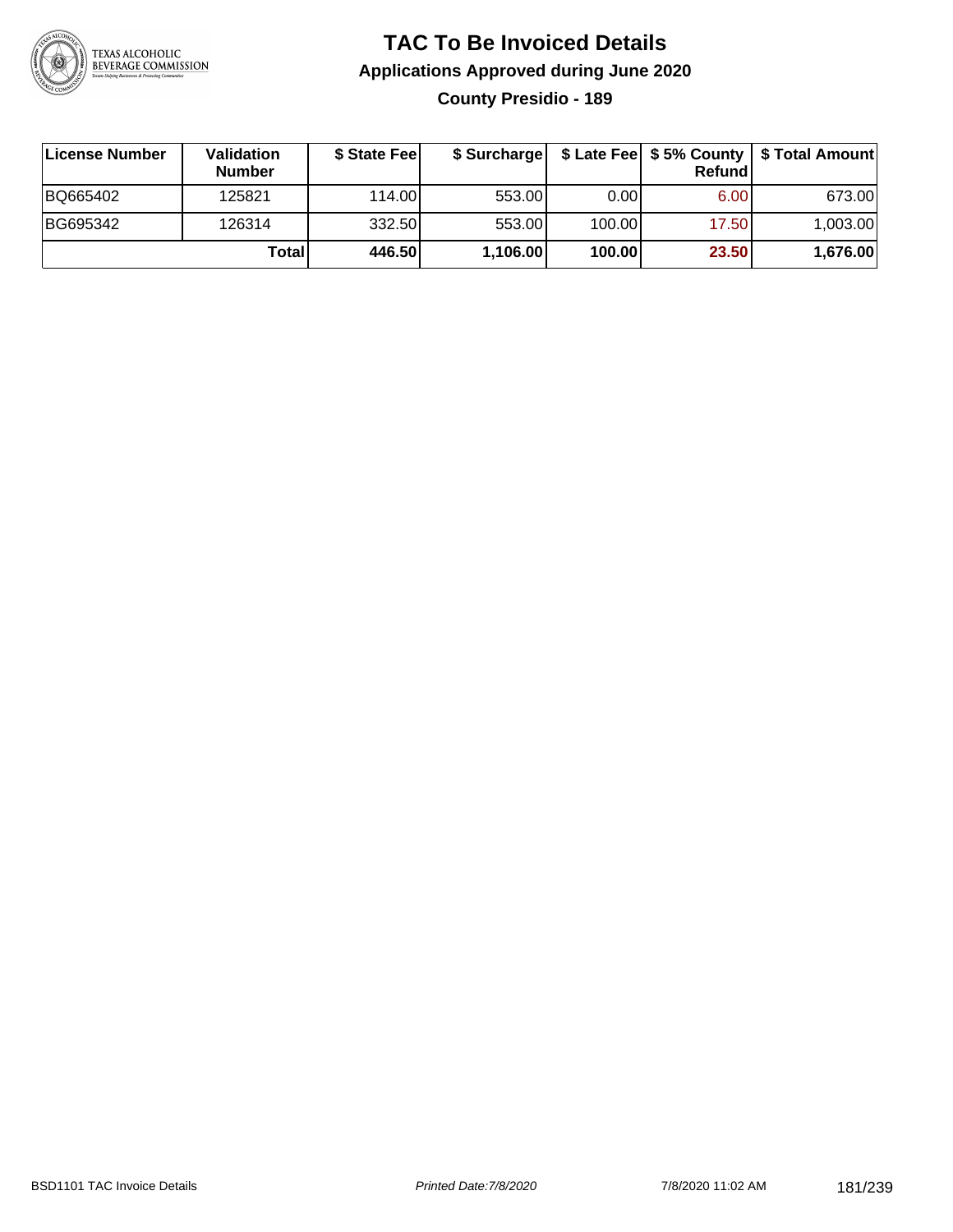# TAC To Be Invoiced Details

## Applications Approved during June 2020

### County Presidio - 189

| License Number | Validation Number | $ State Fee | $ Surcharge | $ Late Fee | $ 5% County Refund | $ Total Amount |
|---|---|---|---|---|---|---|
| BQ665402 | 125821 | 114.00 | 553.00 | 0.00 | 6.00 | 673.00 |
| BG695342 | 126314 | 332.50 | 553.00 | 100.00 | 17.50 | 1,003.00 |
| | **Total** | **446.50** | **1,106.00** | **100.00** | **23.50** | **1,676.00** |

BSD1101 TAC Invoice Details | *Printed Date:7/8/2020* | 7/8/2020 11:02 AM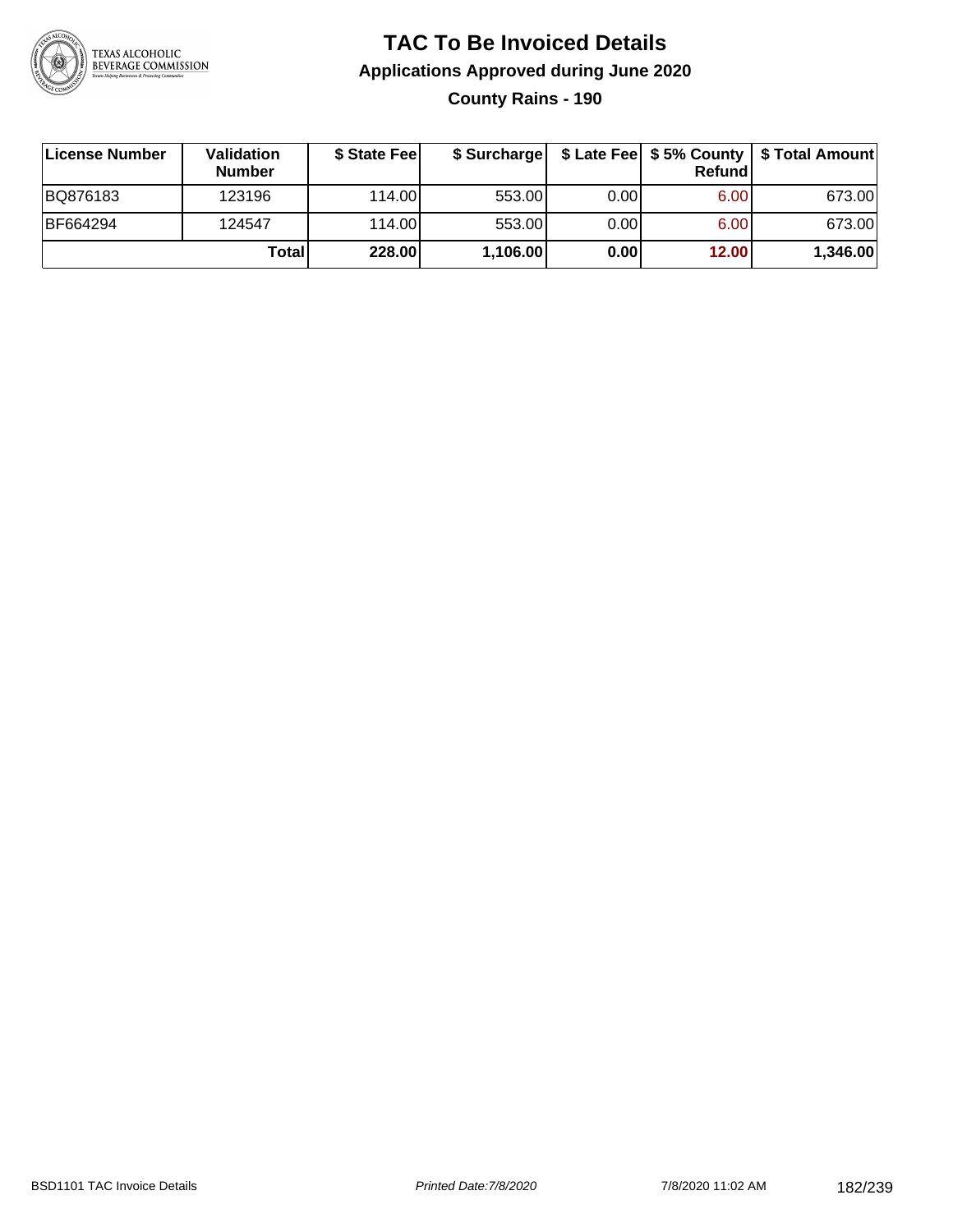# TAC To Be Invoiced Details

## Applications Approved during June 2020

### County Rains - 190

| License Number | Validation Number | $ State Fee | $ Surcharge | $ Late Fee | $ 5% County Refund | $ Total Amount |
|---|---|---|---|---|---|---|
| BQ876183 | 123196 | 114.00 | 553.00 | 0.00 | 6.00 | 673.00 |
| BF664294 | 124547 | 114.00 | 553.00 | 0.00 | 6.00 | 673.00 |
| | **Total** | **228.00** | **1,106.00** | **0.00** | **12.00** | **1,346.00** |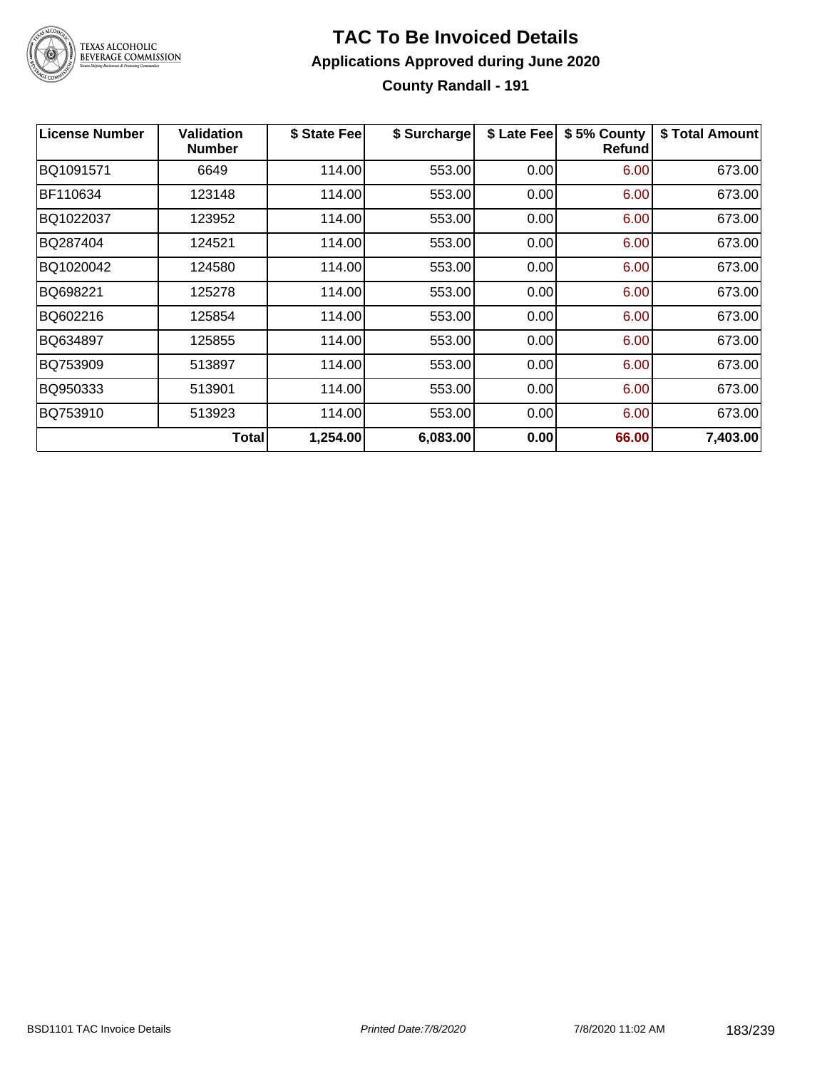# TAC To Be Invoiced Details

## Applications Approved during June 2020

### County Randall - 191

| License Number | Validation Number | $ State Fee | $ Surcharge | $ Late Fee | $ 5% County Refund | $ Total Amount |
|---|---|---|---|---|---|---|
| BQ1091571 | 6649 | 114.00 | 553.00 | 0.00 | 6.00 | 673.00 |
| BF110634 | 123148 | 114.00 | 553.00 | 0.00 | 6.00 | 673.00 |
| BQ1022037 | 123952 | 114.00 | 553.00 | 0.00 | 6.00 | 673.00 |
| BQ287404 | 124521 | 114.00 | 553.00 | 0.00 | 6.00 | 673.00 |
| BQ1020042 | 124580 | 114.00 | 553.00 | 0.00 | 6.00 | 673.00 |
| BQ698221 | 125278 | 114.00 | 553.00 | 0.00 | 6.00 | 673.00 |
| BQ602216 | 125854 | 114.00 | 553.00 | 0.00 | 6.00 | 673.00 |
| BQ634897 | 125855 | 114.00 | 553.00 | 0.00 | 6.00 | 673.00 |
| BQ753909 | 513897 | 114.00 | 553.00 | 0.00 | 6.00 | 673.00 |
| BQ950333 | 513901 | 114.00 | 553.00 | 0.00 | 6.00 | 673.00 |
| BQ753910 | 513923 | 114.00 | 553.00 | 0.00 | 6.00 | 673.00 |
| | **Total** | **1,254.00** | **6,083.00** | **0.00** | **66.00** | **7,403.00** |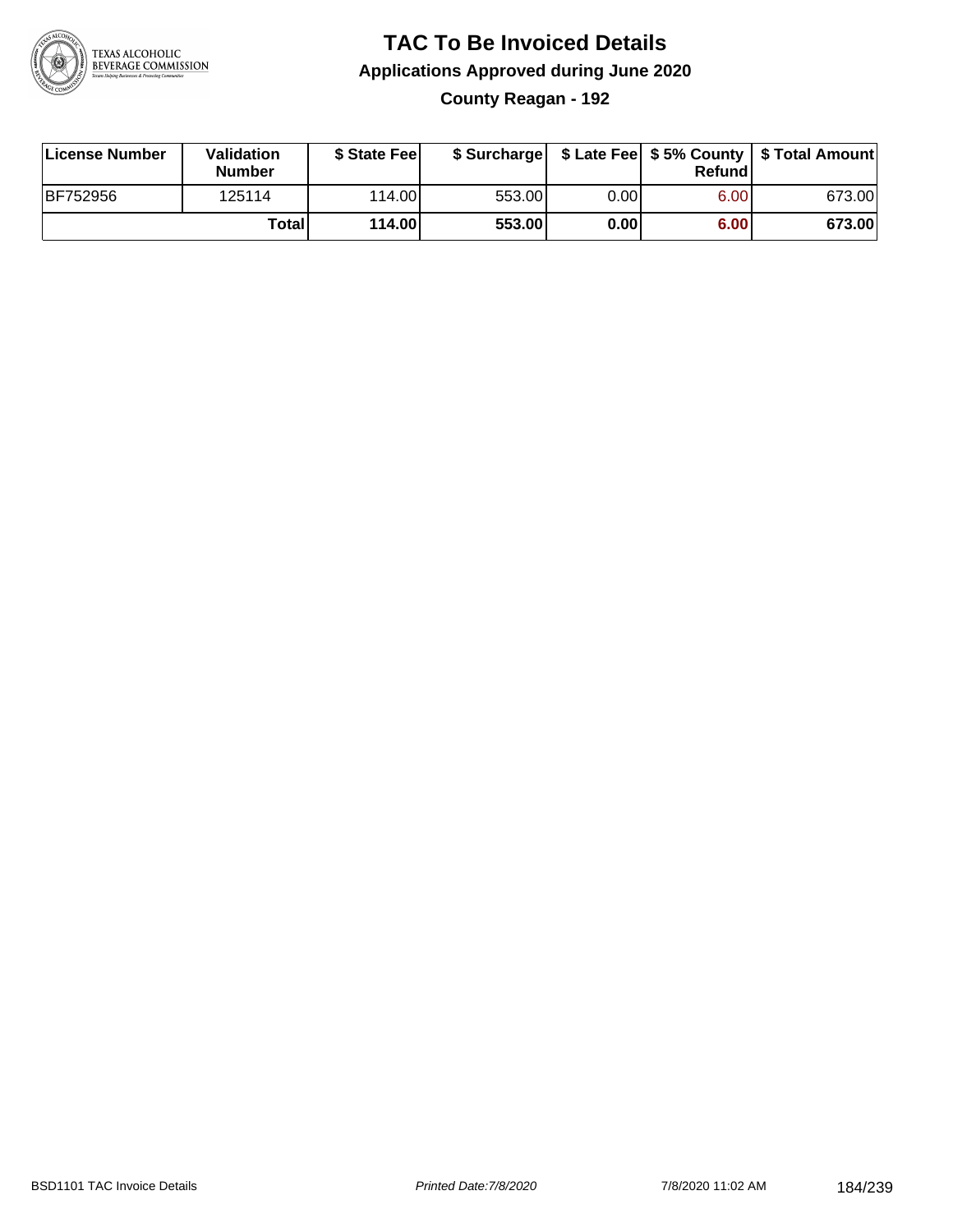# TAC To Be Invoiced Details

## Applications Approved during June 2020

### County Reagan - 192

| License Number | Validation Number | $ State Fee | $ Surcharge | $ Late Fee | $ 5% County Refund | $ Total Amount |
|---|---|---|---|---|---|---|
| BF752956 | 125114 | 114.00 | 553.00 | 0.00 | 6.00 | 673.00 |
| | **Total** | **114.00** | **553.00** | **0.00** | **6.00** | **673.00** |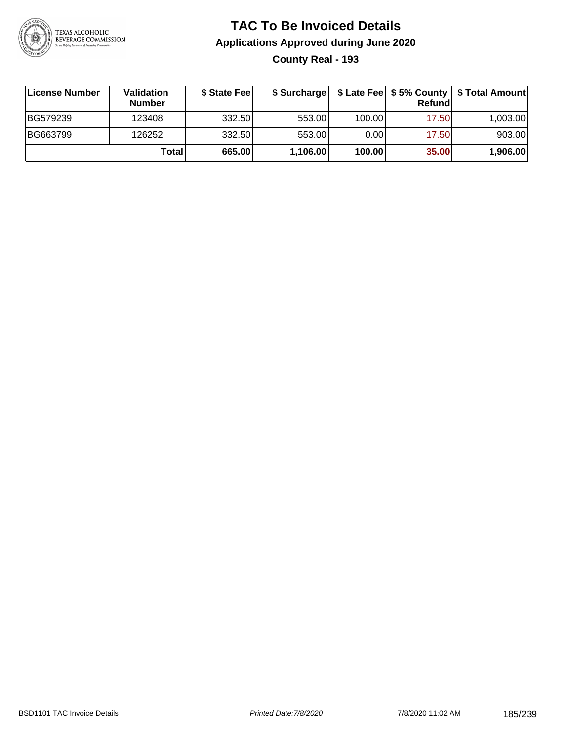# TAC To Be Invoiced Details

## Applications Approved during June 2020

### County Real - 193

| License Number | Validation Number | $ State Fee | $ Surcharge | $ Late Fee | $ 5% County Refund | $ Total Amount |
|---|---|---|---|---|---|---|
| BG579239 | 123408 | 332.50 | 553.00 | 100.00 | 17.50 | 1,003.00 |
| BG663799 | 126252 | 332.50 | 553.00 | 0.00 | 17.50 | 903.00 |
| | **Total** | **665.00** | **1,106.00** | **100.00** | **35.00** | **1,906.00** |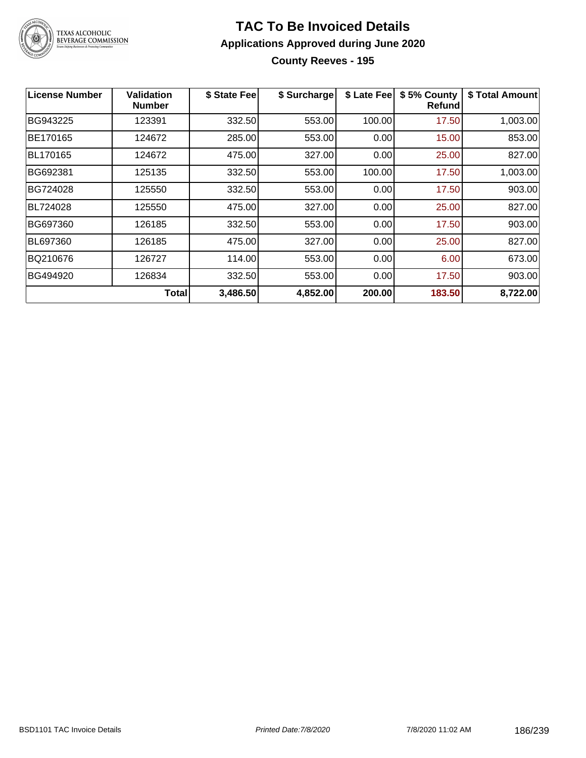# TAC To Be Invoiced Details

## Applications Approved during June 2020

### County Reeves - 195

| License Number | Validation Number | $ State Fee | $ Surcharge | $ Late Fee | $ 5% County Refund | $ Total Amount |
|---|---|---|---|---|---|---|
| BG943225 | 123391 | 332.50 | 553.00 | 100.00 | 17.50 | 1,003.00 |
| BE170165 | 124672 | 285.00 | 553.00 | 0.00 | 15.00 | 853.00 |
| BL170165 | 124672 | 475.00 | 327.00 | 0.00 | 25.00 | 827.00 |
| BG692381 | 125135 | 332.50 | 553.00 | 100.00 | 17.50 | 1,003.00 |
| BG724028 | 125550 | 332.50 | 553.00 | 0.00 | 17.50 | 903.00 |
| BL724028 | 125550 | 475.00 | 327.00 | 0.00 | 25.00 | 827.00 |
| BG697360 | 126185 | 332.50 | 553.00 | 0.00 | 17.50 | 903.00 |
| BL697360 | 126185 | 475.00 | 327.00 | 0.00 | 25.00 | 827.00 |
| BQ210676 | 126727 | 114.00 | 553.00 | 0.00 | 6.00 | 673.00 |
| BG494920 | 126834 | 332.50 | 553.00 | 0.00 | 17.50 | 903.00 |
| | **Total** | **3,486.50** | **4,852.00** | **200.00** | **183.50** | **8,722.00** |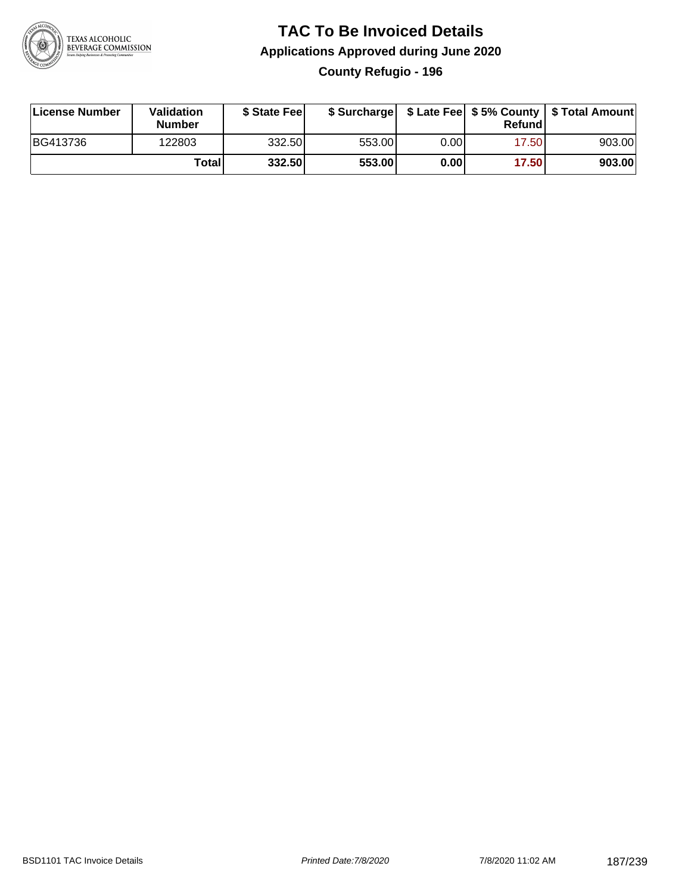# TAC To Be Invoiced Details

## Applications Approved during June 2020

### County Refugio - 196

| License Number | Validation Number | $ State Fee | $ Surcharge | $ Late Fee | $ 5% County Refund | $ Total Amount |
|---|---|---|---|---|---|---|
| BG413736 | 122803 | 332.50 | 553.00 | 0.00 | 17.50 | 903.00 |
| | **Total** | **332.50** | **553.00** | **0.00** | **17.50** | **903.00** |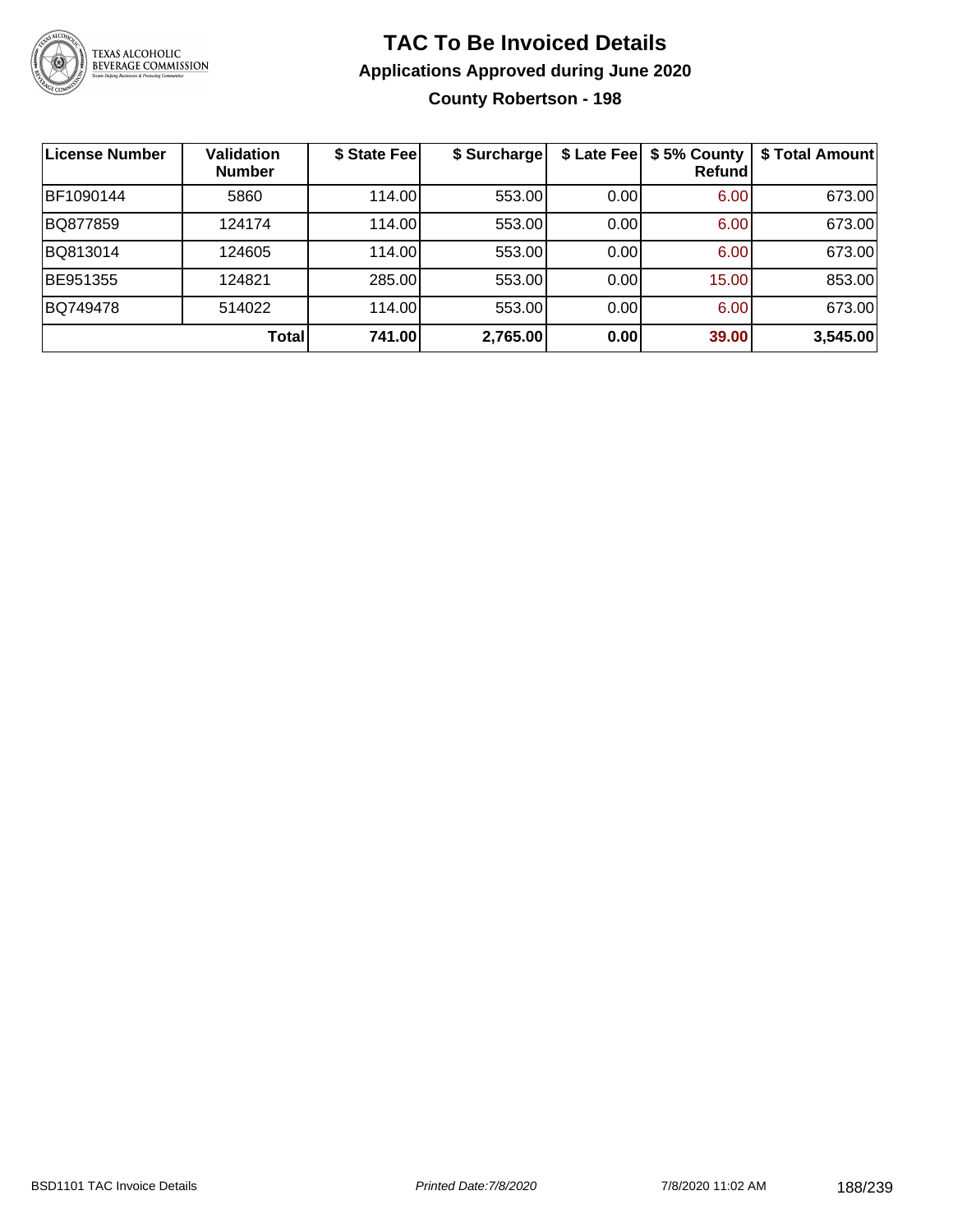# TAC To Be Invoiced Details

## Applications Approved during June 2020

### County Robertson - 198

| License Number | Validation Number | $ State Fee | $ Surcharge | $ Late Fee | $ 5% County Refund | $ Total Amount |
|---|---|---|---|---|---|---|
| BF1090144 | 5860 | 114.00 | 553.00 | 0.00 | 6.00 | 673.00 |
| BQ877859 | 124174 | 114.00 | 553.00 | 0.00 | 6.00 | 673.00 |
| BQ813014 | 124605 | 114.00 | 553.00 | 0.00 | 6.00 | 673.00 |
| BE951355 | 124821 | 285.00 | 553.00 | 0.00 | 15.00 | 853.00 |
| BQ749478 | 514022 | 114.00 | 553.00 | 0.00 | 6.00 | 673.00 |
| | **Total** | **741.00** | **2,765.00** | **0.00** | **39.00** | **3,545.00** |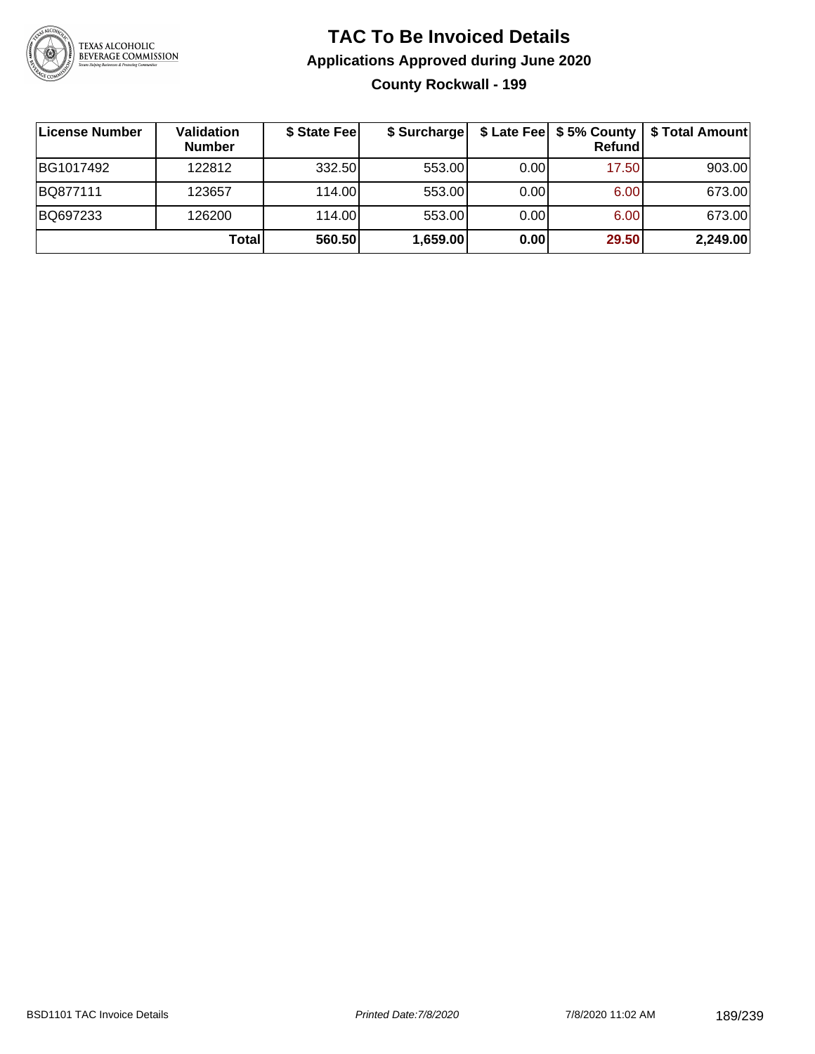# TAC To Be Invoiced Details

## Applications Approved during June 2020

### County Rockwall - 199

| License Number | Validation Number | $ State Fee | $ Surcharge | $ Late Fee | $ 5% County Refund | $ Total Amount |
|---|---|---|---|---|---|---|
| BG1017492 | 122812 | 332.50 | 553.00 | 0.00 | 17.50 | 903.00 |
| BQ877111 | 123657 | 114.00 | 553.00 | 0.00 | 6.00 | 673.00 |
| BQ697233 | 126200 | 114.00 | 553.00 | 0.00 | 6.00 | 673.00 |
| | **Total** | **560.50** | **1,659.00** | **0.00** | **29.50** | **2,249.00** |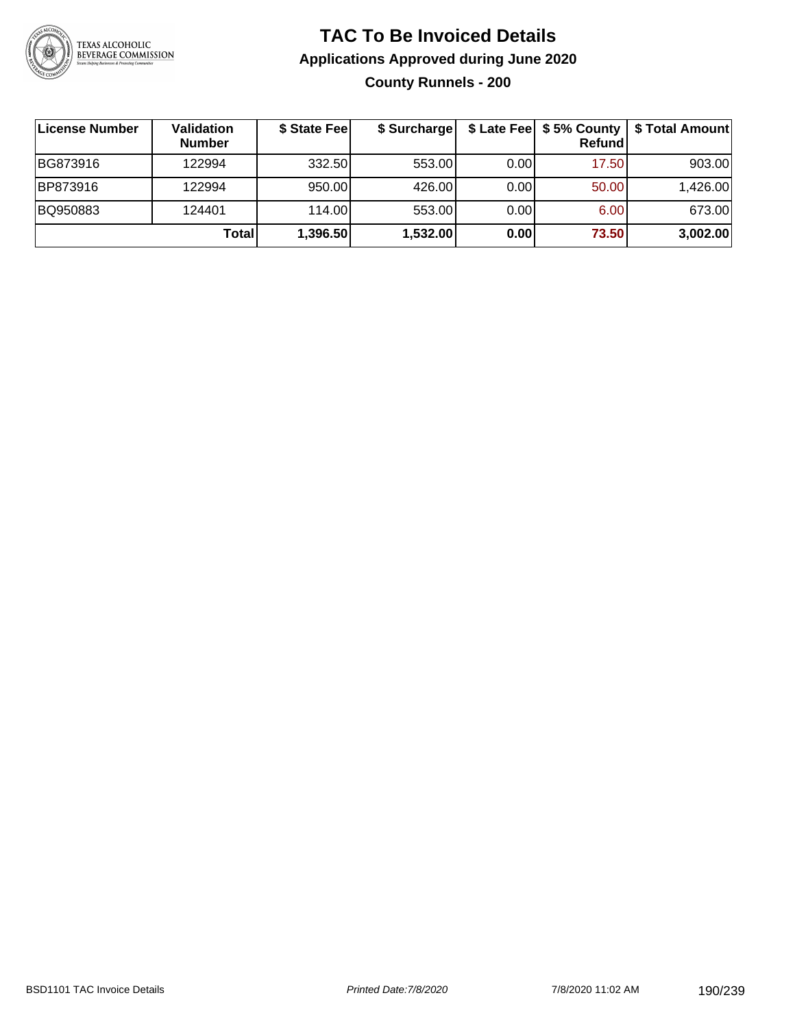# TAC To Be Invoiced Details

## Applications Approved during June 2020

### County Runnels - 200

| License Number | Validation Number | $ State Fee | $ Surcharge | $ Late Fee | $ 5% County Refund | $ Total Amount |
|---|---|---|---|---|---|---|
| BG873916 | 122994 | 332.50 | 553.00 | 0.00 | 17.50 | 903.00 |
| BP873916 | 122994 | 950.00 | 426.00 | 0.00 | 50.00 | 1,426.00 |
| BQ950883 | 124401 | 114.00 | 553.00 | 0.00 | 6.00 | 673.00 |
| | **Total** | **1,396.50** | **1,532.00** | **0.00** | **73.50** | **3,002.00** |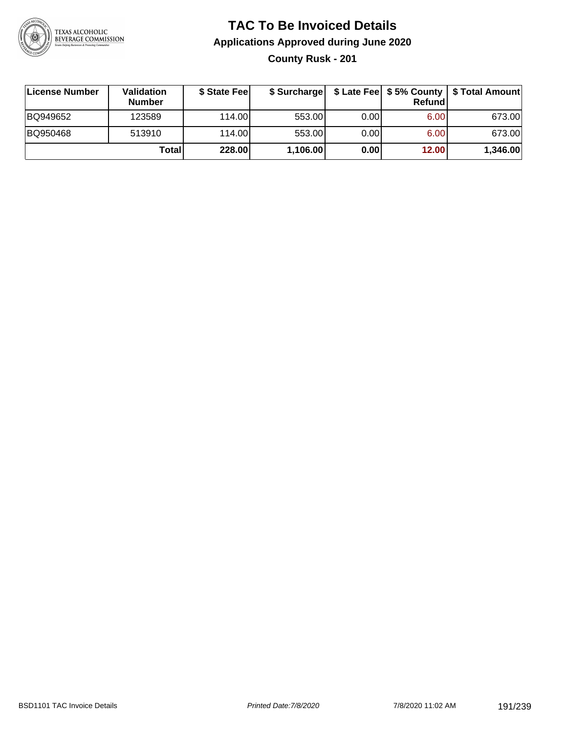# TAC To Be Invoiced Details

## Applications Approved during June 2020

### County Rusk - 201

| License Number | Validation Number | $ State Fee | $ Surcharge | $ Late Fee | $ 5% County Refund | $ Total Amount |
|---|---|---|---|---|---|---|
| BQ949652 | 123589 | 114.00 | 553.00 | 0.00 | 6.00 | 673.00 |
| BQ950468 | 513910 | 114.00 | 553.00 | 0.00 | 6.00 | 673.00 |
| | **Total** | **228.00** | **1,106.00** | **0.00** | **12.00** | **1,346.00** |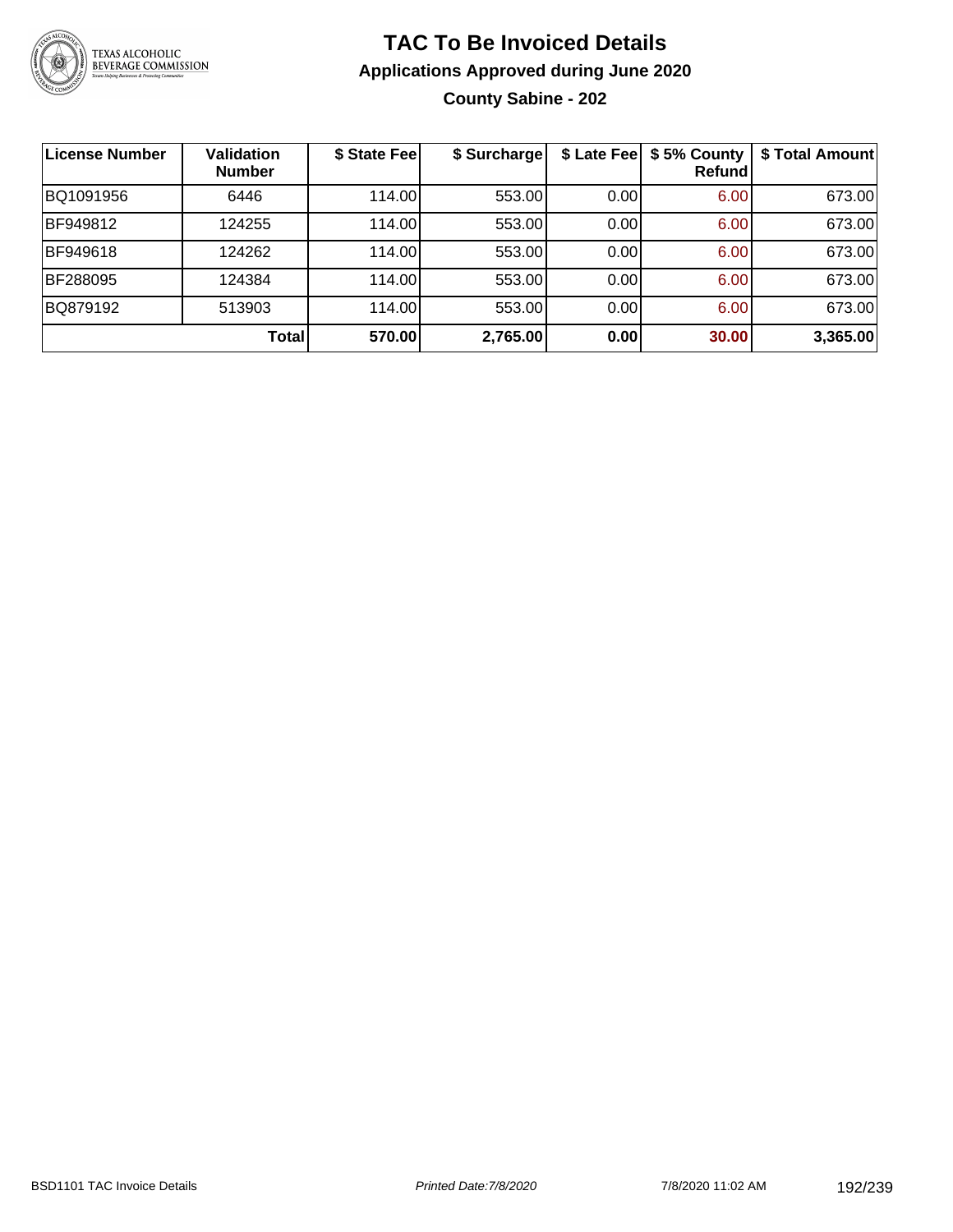# TAC To Be Invoiced Details

## Applications Approved during June 2020

### County Sabine - 202

| License Number | Validation Number | $ State Fee | $ Surcharge | $ Late Fee | $ 5% County Refund | $ Total Amount |
|---|---|---|---|---|---|---|
| BQ1091956 | 6446 | 114.00 | 553.00 | 0.00 | 6.00 | 673.00 |
| BF949812 | 124255 | 114.00 | 553.00 | 0.00 | 6.00 | 673.00 |
| BF949618 | 124262 | 114.00 | 553.00 | 0.00 | 6.00 | 673.00 |
| BF288095 | 124384 | 114.00 | 553.00 | 0.00 | 6.00 | 673.00 |
| BQ879192 | 513903 | 114.00 | 553.00 | 0.00 | 6.00 | 673.00 |
| | **Total** | **570.00** | **2,765.00** | **0.00** | **30.00** | **3,365.00** |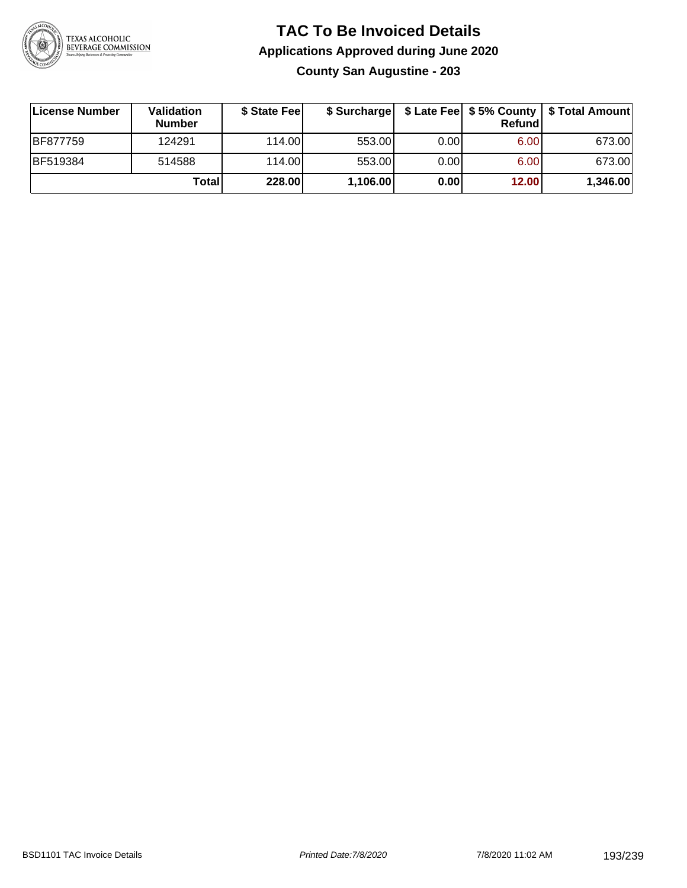# TAC To Be Invoiced Details

## Applications Approved during June 2020

### County San Augustine - 203

| License Number | Validation Number | $ State Fee | $ Surcharge | $ Late Fee | $ 5% County Refund | $ Total Amount |
|---|---|---|---|---|---|---|
| BF877759 | 124291 | 114.00 | 553.00 | 0.00 | 6.00 | 673.00 |
| BF519384 | 514588 | 114.00 | 553.00 | 0.00 | 6.00 | 673.00 |
| | **Total** | **228.00** | **1,106.00** | **0.00** | **12.00** | **1,346.00** |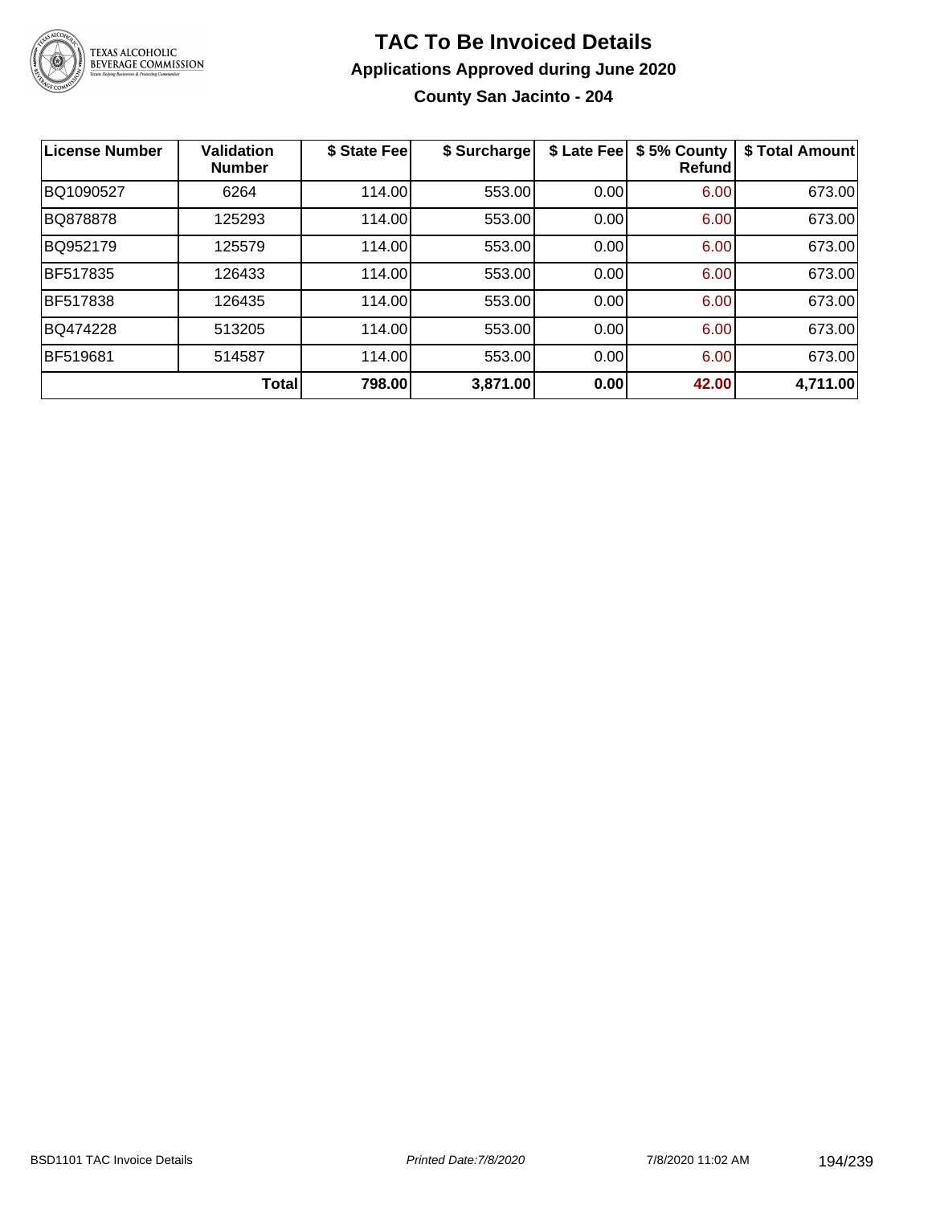# TAC To Be Invoiced Details

## Applications Approved during June 2020

### County San Jacinto - 204

| License Number | Validation Number | $ State Fee | $ Surcharge | $ Late Fee | $ 5% County Refund | $ Total Amount |
|---|---|---|---|---|---|---|
| BQ1090527 | 6264 | 114.00 | 553.00 | 0.00 | 6.00 | 673.00 |
| BQ878878 | 125293 | 114.00 | 553.00 | 0.00 | 6.00 | 673.00 |
| BQ952179 | 125579 | 114.00 | 553.00 | 0.00 | 6.00 | 673.00 |
| BF517835 | 126433 | 114.00 | 553.00 | 0.00 | 6.00 | 673.00 |
| BF517838 | 126435 | 114.00 | 553.00 | 0.00 | 6.00 | 673.00 |
| BQ474228 | 513205 | 114.00 | 553.00 | 0.00 | 6.00 | 673.00 |
| BF519681 | 514587 | 114.00 | 553.00 | 0.00 | 6.00 | 673.00 |
| | **Total** | **798.00** | **3,871.00** | **0.00** | **42.00** | **4,711.00** |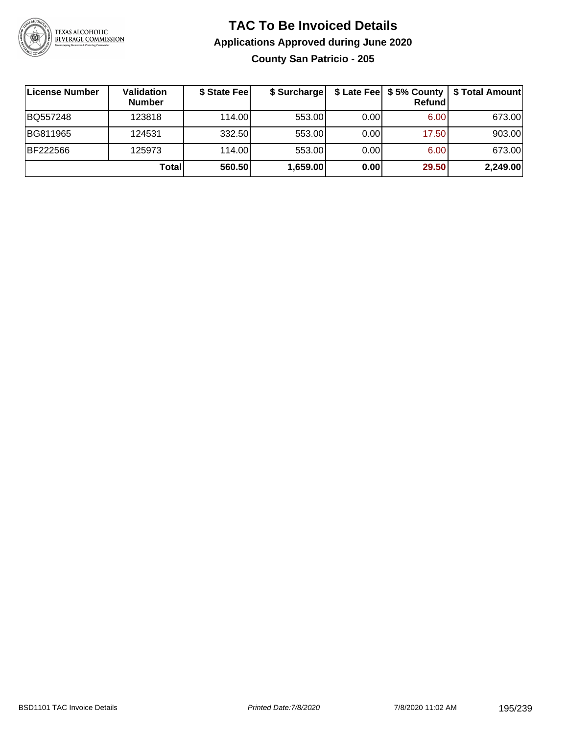# TAC To Be Invoiced Details

## Applications Approved during June 2020

### County San Patricio - 205

| License Number | Validation Number | $ State Fee | $ Surcharge | $ Late Fee | $ 5% County Refund | $ Total Amount |
|---|---|---|---|---|---|---|
| BQ557248 | 123818 | 114.00 | 553.00 | 0.00 | 6.00 | 673.00 |
| BG811965 | 124531 | 332.50 | 553.00 | 0.00 | 17.50 | 903.00 |
| BF222566 | 125973 | 114.00 | 553.00 | 0.00 | 6.00 | 673.00 |
| | **Total** | **560.50** | **1,659.00** | **0.00** | **29.50** | **2,249.00** |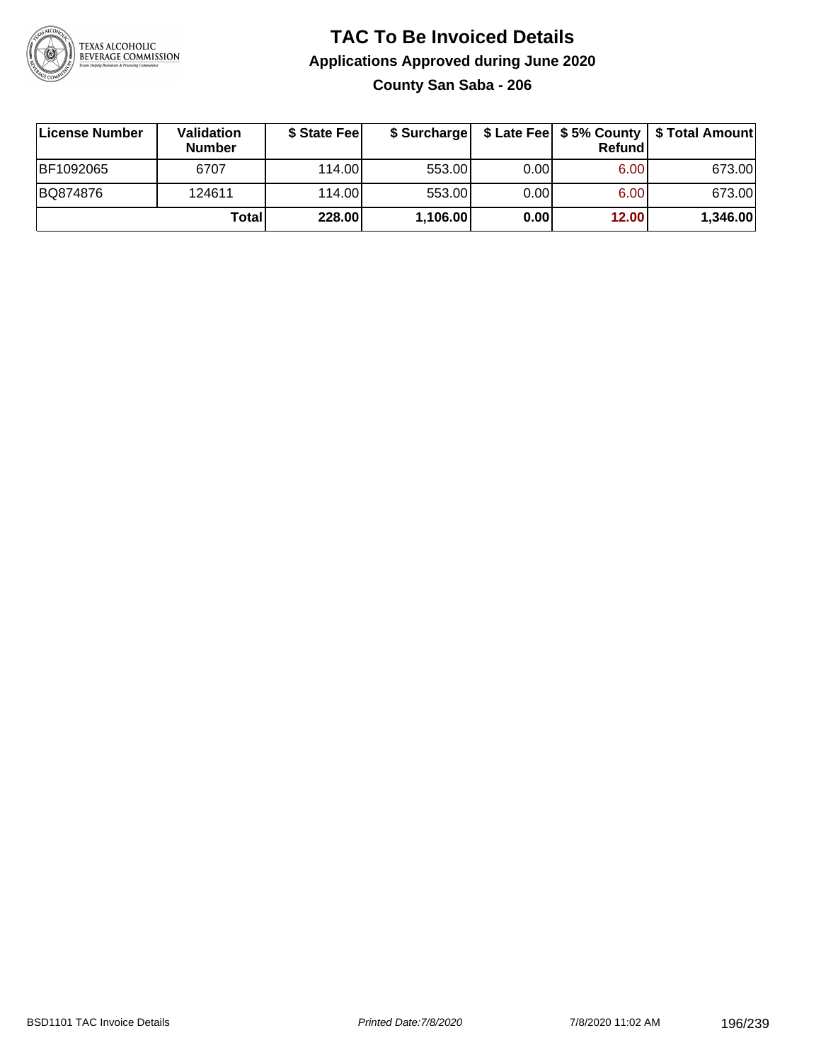# TAC To Be Invoiced Details

## Applications Approved during June 2020

### County San Saba - 206

| License Number | Validation Number | $ State Fee | $ Surcharge | $ Late Fee | $ 5% County Refund | $ Total Amount |
|---|---|---|---|---|---|---|
| BF1092065 | 6707 | 114.00 | 553.00 | 0.00 | 6.00 | 673.00 |
| BQ874876 | 124611 | 114.00 | 553.00 | 0.00 | 6.00 | 673.00 |
| | **Total** | **228.00** | **1,106.00** | **0.00** | **12.00** | **1,346.00** |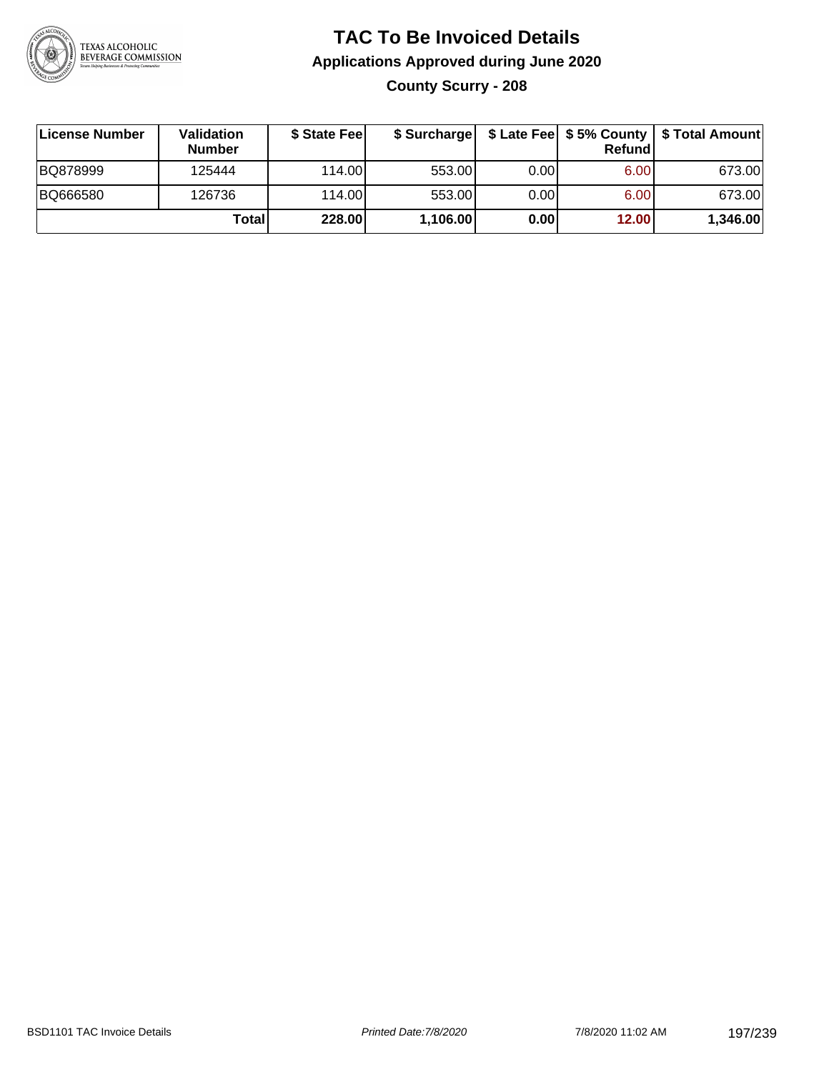# TAC To Be Invoiced Details

## Applications Approved during June 2020

### County Scurry - 208

| License Number | Validation Number | $ State Fee | $ Surcharge | $ Late Fee | $ 5% County Refund | $ Total Amount |
|---|---|---|---|---|---|---|
| BQ878999 | 125444 | 114.00 | 553.00 | 0.00 | 6.00 | 673.00 |
| BQ666580 | 126736 | 114.00 | 553.00 | 0.00 | 6.00 | 673.00 |
| | **Total** | **228.00** | **1,106.00** | **0.00** | **12.00** | **1,346.00** |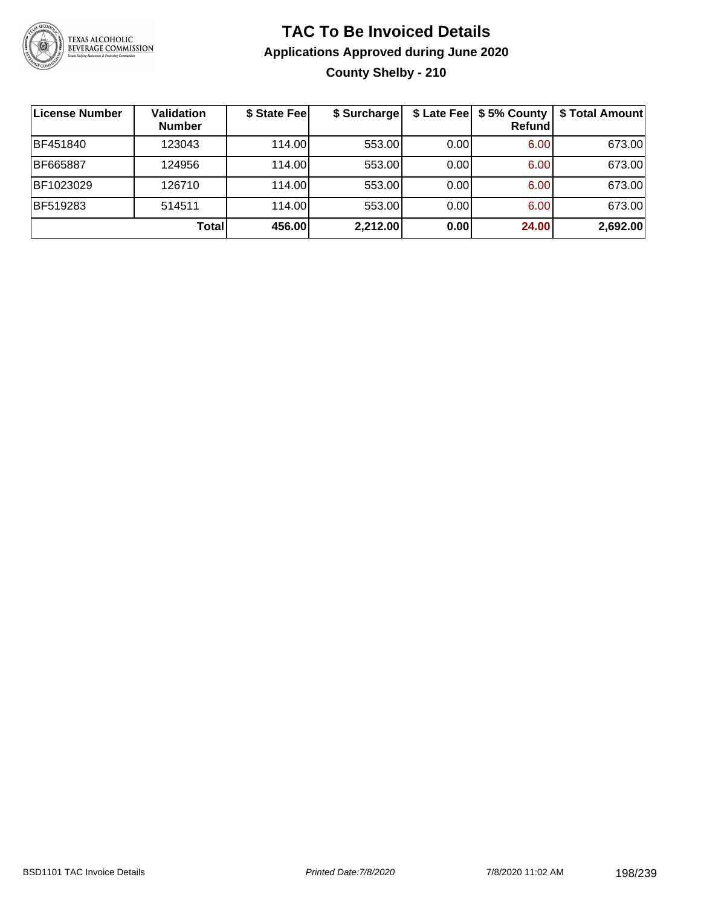# TAC To Be Invoiced Details

## Applications Approved during June 2020

### County Shelby - 210

| License Number | Validation Number | $ State Fee | $ Surcharge | $ Late Fee | $ 5% County Refund | $ Total Amount |
|---|---|---|---|---|---|---|
| BF451840 | 123043 | 114.00 | 553.00 | 0.00 | 6.00 | 673.00 |
| BF665887 | 124956 | 114.00 | 553.00 | 0.00 | 6.00 | 673.00 |
| BF1023029 | 126710 | 114.00 | 553.00 | 0.00 | 6.00 | 673.00 |
| BF519283 | 514511 | 114.00 | 553.00 | 0.00 | 6.00 | 673.00 |
| | **Total** | **456.00** | **2,212.00** | **0.00** | **24.00** | **2,692.00** |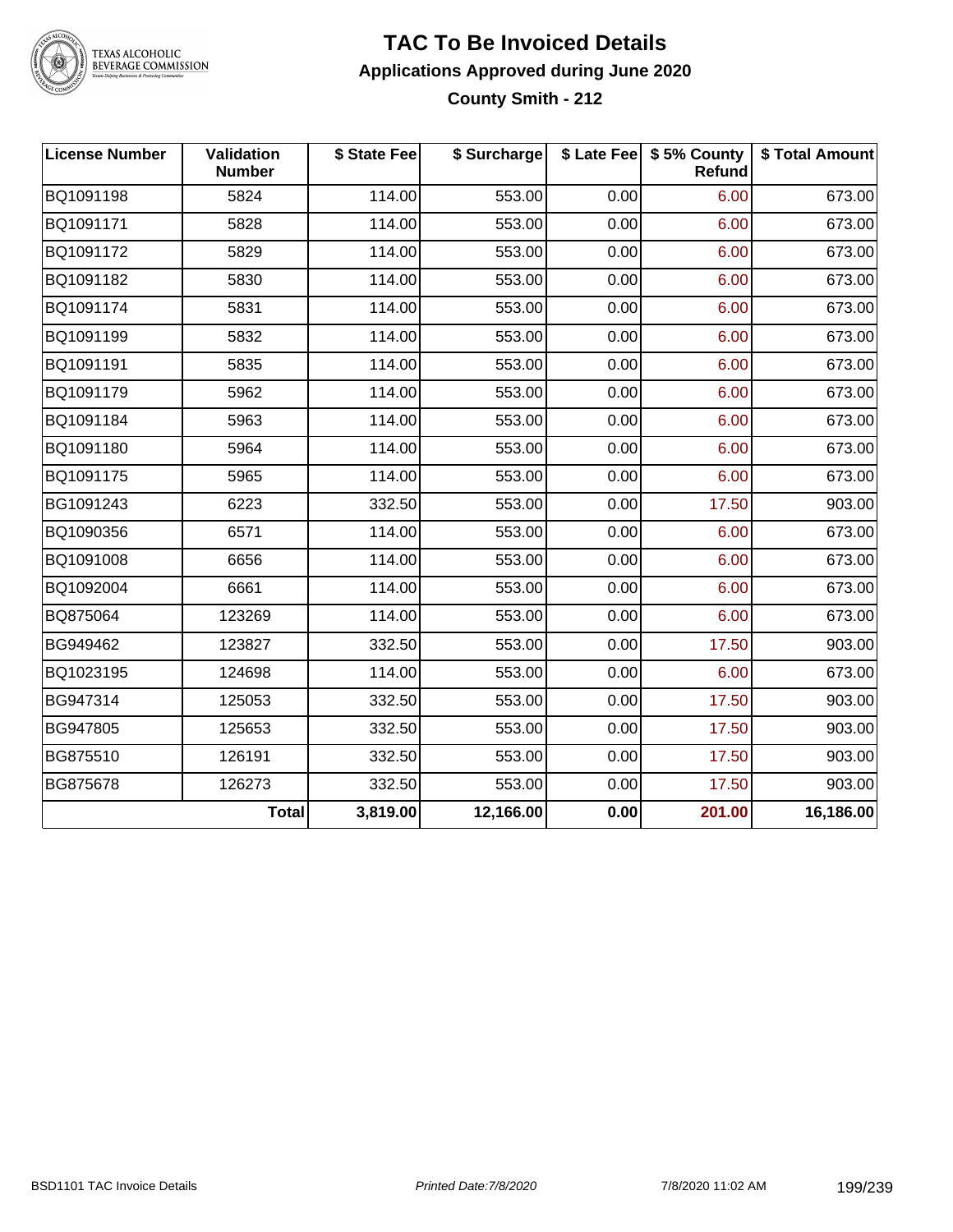# TAC To Be Invoiced Details

## Applications Approved during June 2020

### County Smith - 212

| License Number | Validation Number | $ State Fee | $ Surcharge | $ Late Fee | $ 5% County Refund | $ Total Amount |
|---|---|---|---|---|---|---|
| BQ1091198 | 5824 | 114.00 | 553.00 | 0.00 | 6.00 | 673.00 |
| BQ1091171 | 5828 | 114.00 | 553.00 | 0.00 | 6.00 | 673.00 |
| BQ1091172 | 5829 | 114.00 | 553.00 | 0.00 | 6.00 | 673.00 |
| BQ1091182 | 5830 | 114.00 | 553.00 | 0.00 | 6.00 | 673.00 |
| BQ1091174 | 5831 | 114.00 | 553.00 | 0.00 | 6.00 | 673.00 |
| BQ1091199 | 5832 | 114.00 | 553.00 | 0.00 | 6.00 | 673.00 |
| BQ1091191 | 5835 | 114.00 | 553.00 | 0.00 | 6.00 | 673.00 |
| BQ1091179 | 5962 | 114.00 | 553.00 | 0.00 | 6.00 | 673.00 |
| BQ1091184 | 5963 | 114.00 | 553.00 | 0.00 | 6.00 | 673.00 |
| BQ1091180 | 5964 | 114.00 | 553.00 | 0.00 | 6.00 | 673.00 |
| BQ1091175 | 5965 | 114.00 | 553.00 | 0.00 | 6.00 | 673.00 |
| BG1091243 | 6223 | 332.50 | 553.00 | 0.00 | 17.50 | 903.00 |
| BQ1090356 | 6571 | 114.00 | 553.00 | 0.00 | 6.00 | 673.00 |
| BQ1091008 | 6656 | 114.00 | 553.00 | 0.00 | 6.00 | 673.00 |
| BQ1092004 | 6661 | 114.00 | 553.00 | 0.00 | 6.00 | 673.00 |
| BQ875064 | 123269 | 114.00 | 553.00 | 0.00 | 6.00 | 673.00 |
| BG949462 | 123827 | 332.50 | 553.00 | 0.00 | 17.50 | 903.00 |
| BQ1023195 | 124698 | 114.00 | 553.00 | 0.00 | 6.00 | 673.00 |
| BG947314 | 125053 | 332.50 | 553.00 | 0.00 | 17.50 | 903.00 |
| BG947805 | 125653 | 332.50 | 553.00 | 0.00 | 17.50 | 903.00 |
| BG875510 | 126191 | 332.50 | 553.00 | 0.00 | 17.50 | 903.00 |
| BG875678 | 126273 | 332.50 | 553.00 | 0.00 | 17.50 | 903.00 |
| | **Total** | **3,819.00** | **12,166.00** | **0.00** | **201.00** | **16,186.00** |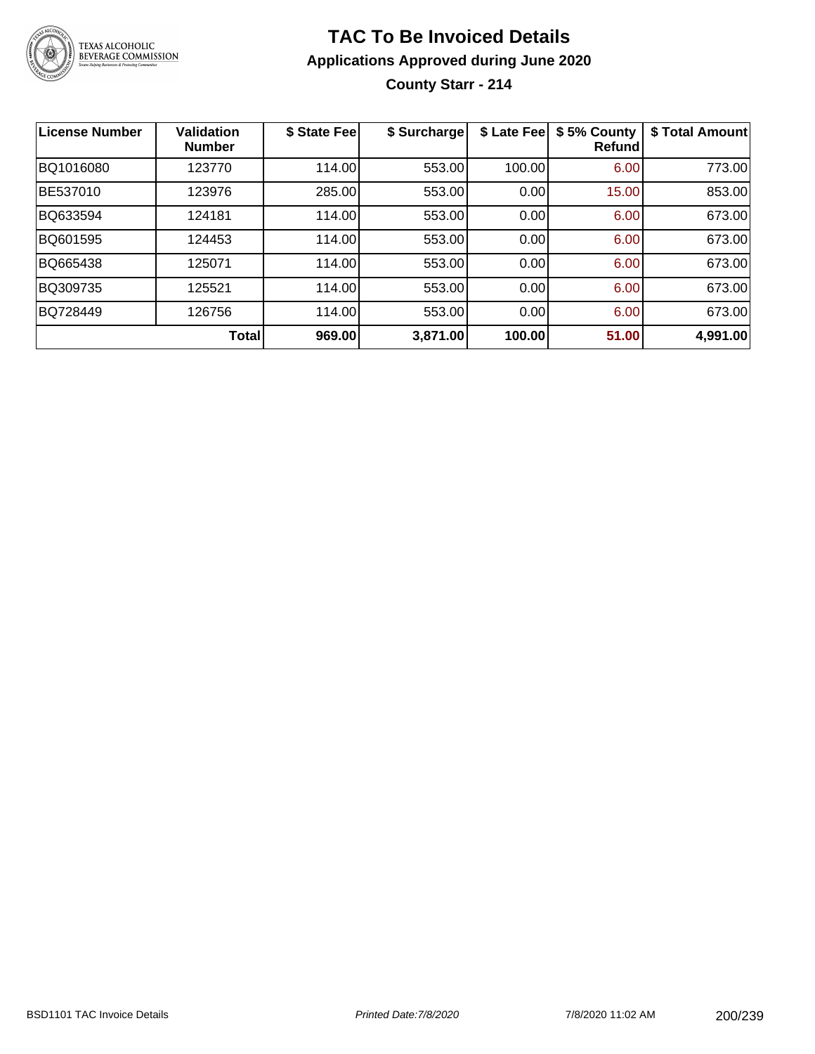# TAC To Be Invoiced Details

## Applications Approved during June 2020

### County Starr - 214

| License Number | Validation Number | $ State Fee | $ Surcharge | $ Late Fee | $ 5% County Refund | $ Total Amount |
|---|---|---|---|---|---|---|
| BQ1016080 | 123770 | 114.00 | 553.00 | 100.00 | 6.00 | 773.00 |
| BE537010 | 123976 | 285.00 | 553.00 | 0.00 | 15.00 | 853.00 |
| BQ633594 | 124181 | 114.00 | 553.00 | 0.00 | 6.00 | 673.00 |
| BQ601595 | 124453 | 114.00 | 553.00 | 0.00 | 6.00 | 673.00 |
| BQ665438 | 125071 | 114.00 | 553.00 | 0.00 | 6.00 | 673.00 |
| BQ309735 | 125521 | 114.00 | 553.00 | 0.00 | 6.00 | 673.00 |
| BQ728449 | 126756 | 114.00 | 553.00 | 0.00 | 6.00 | 673.00 |
| | **Total** | **969.00** | **3,871.00** | **100.00** | **51.00** | **4,991.00** |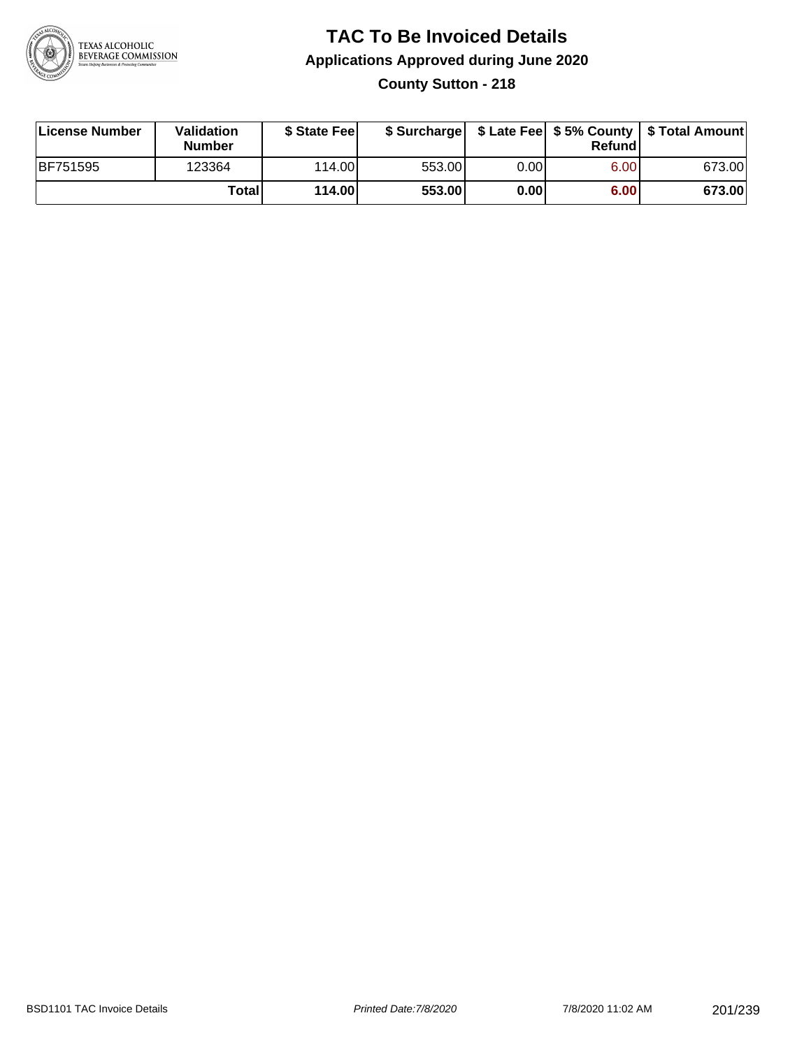# TAC To Be Invoiced Details

## Applications Approved during June 2020

### County Sutton - 218

| License Number | Validation Number | $ State Fee | $ Surcharge | $ Late Fee | $ 5% County Refund | $ Total Amount |
|---|---|---|---|---|---|---|
| BF751595 | 123364 | 114.00 | 553.00 | 0.00 | 6.00 | 673.00 |
| | **Total** | **114.00** | **553.00** | **0.00** | **6.00** | **673.00** |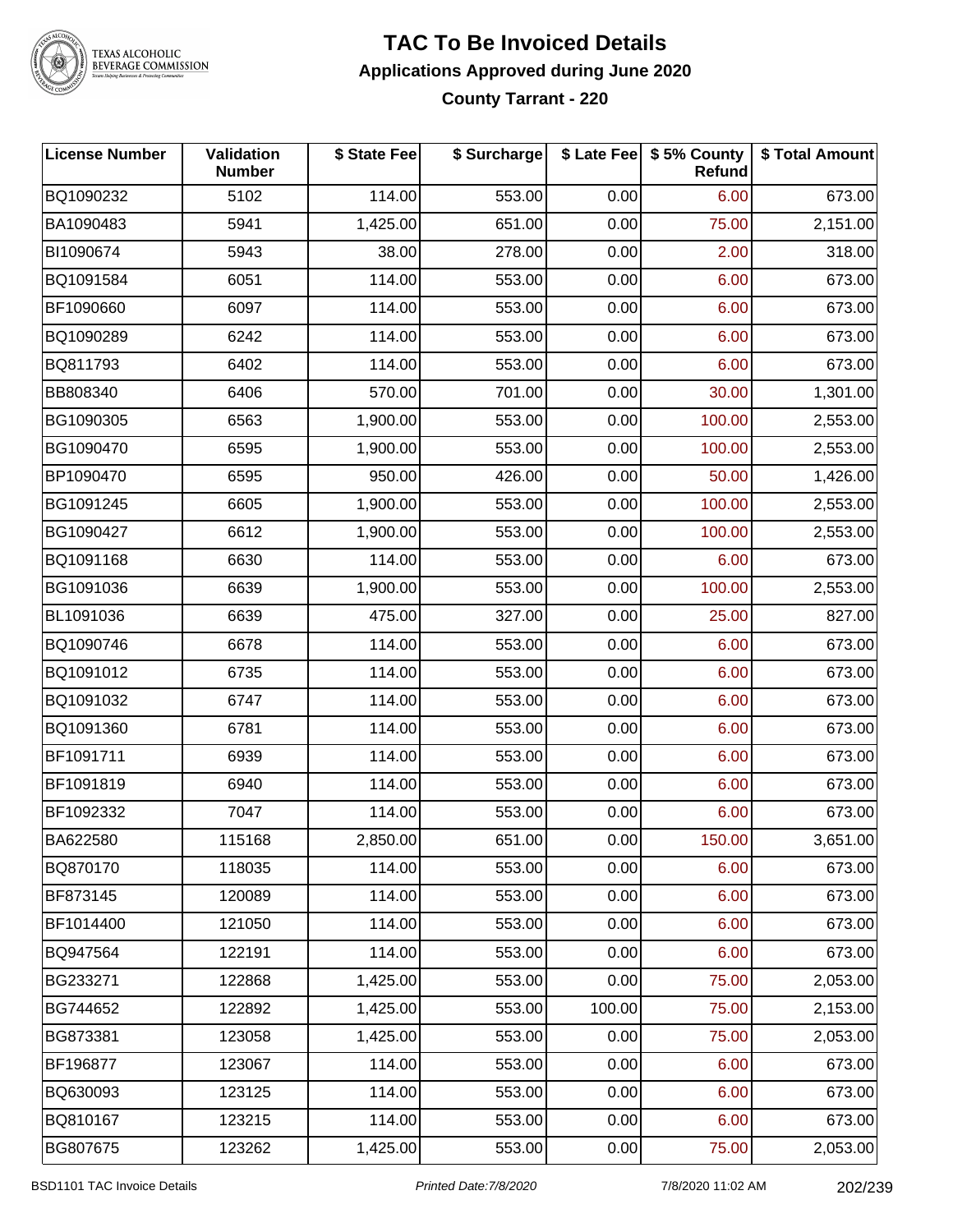# TAC To Be Invoiced Details

## Applications Approved during June 2020

### County Tarrant - 220

| License Number | Validation Number | $ State Fee | $ Surcharge | $ Late Fee | $ 5% County Refund | $ Total Amount |
|---|---|---|---|---|---|---|
| BQ1090232 | 5102 | 114.00 | 553.00 | 0.00 | 6.00 | 673.00 |
| BA1090483 | 5941 | 1,425.00 | 651.00 | 0.00 | 75.00 | 2,151.00 |
| BI1090674 | 5943 | 38.00 | 278.00 | 0.00 | 2.00 | 318.00 |
| BQ1091584 | 6051 | 114.00 | 553.00 | 0.00 | 6.00 | 673.00 |
| BF1090660 | 6097 | 114.00 | 553.00 | 0.00 | 6.00 | 673.00 |
| BQ1090289 | 6242 | 114.00 | 553.00 | 0.00 | 6.00 | 673.00 |
| BQ811793 | 6402 | 114.00 | 553.00 | 0.00 | 6.00 | 673.00 |
| BB808340 | 6406 | 570.00 | 701.00 | 0.00 | 30.00 | 1,301.00 |
| BG1090305 | 6563 | 1,900.00 | 553.00 | 0.00 | 100.00 | 2,553.00 |
| BG1090470 | 6595 | 1,900.00 | 553.00 | 0.00 | 100.00 | 2,553.00 |
| BP1090470 | 6595 | 950.00 | 426.00 | 0.00 | 50.00 | 1,426.00 |
| BG1091245 | 6605 | 1,900.00 | 553.00 | 0.00 | 100.00 | 2,553.00 |
| BG1090427 | 6612 | 1,900.00 | 553.00 | 0.00 | 100.00 | 2,553.00 |
| BQ1091168 | 6630 | 114.00 | 553.00 | 0.00 | 6.00 | 673.00 |
| BG1091036 | 6639 | 1,900.00 | 553.00 | 0.00 | 100.00 | 2,553.00 |
| BL1091036 | 6639 | 475.00 | 327.00 | 0.00 | 25.00 | 827.00 |
| BQ1090746 | 6678 | 114.00 | 553.00 | 0.00 | 6.00 | 673.00 |
| BQ1091012 | 6735 | 114.00 | 553.00 | 0.00 | 6.00 | 673.00 |
| BQ1091032 | 6747 | 114.00 | 553.00 | 0.00 | 6.00 | 673.00 |
| BQ1091360 | 6781 | 114.00 | 553.00 | 0.00 | 6.00 | 673.00 |
| BF1091711 | 6939 | 114.00 | 553.00 | 0.00 | 6.00 | 673.00 |
| BF1091819 | 6940 | 114.00 | 553.00 | 0.00 | 6.00 | 673.00 |
| BF1092332 | 7047 | 114.00 | 553.00 | 0.00 | 6.00 | 673.00 |
| BA622580 | 115168 | 2,850.00 | 651.00 | 0.00 | 150.00 | 3,651.00 |
| BQ870170 | 118035 | 114.00 | 553.00 | 0.00 | 6.00 | 673.00 |
| BF873145 | 120089 | 114.00 | 553.00 | 0.00 | 6.00 | 673.00 |
| BF1014400 | 121050 | 114.00 | 553.00 | 0.00 | 6.00 | 673.00 |
| BQ947564 | 122191 | 114.00 | 553.00 | 0.00 | 6.00 | 673.00 |
| BG233271 | 122868 | 1,425.00 | 553.00 | 0.00 | 75.00 | 2,053.00 |
| BG744652 | 122892 | 1,425.00 | 553.00 | 100.00 | 75.00 | 2,153.00 |
| BG873381 | 123058 | 1,425.00 | 553.00 | 0.00 | 75.00 | 2,053.00 |
| BF196877 | 123067 | 114.00 | 553.00 | 0.00 | 6.00 | 673.00 |
| BQ630093 | 123125 | 114.00 | 553.00 | 0.00 | 6.00 | 673.00 |
| BQ810167 | 123215 | 114.00 | 553.00 | 0.00 | 6.00 | 673.00 |
| BG807675 | 123262 | 1,425.00 | 553.00 | 0.00 | 75.00 | 2,053.00 |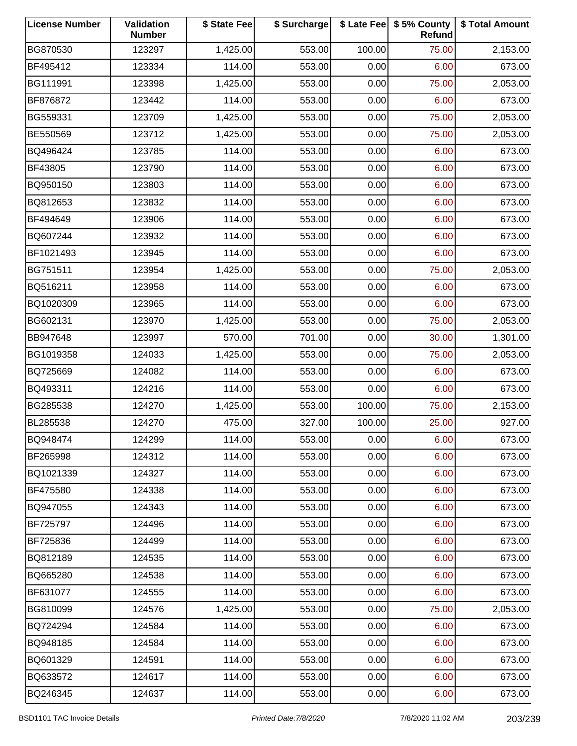| License Number | Validation Number | $ State Fee | $ Surcharge | $ Late Fee | $ 5% County Refund | $ Total Amount |
|---|---|---|---|---|---|---|
| BG870530 | 123297 | 1,425.00 | 553.00 | 100.00 | 75.00 | 2,153.00 |
| BF495412 | 123334 | 114.00 | 553.00 | 0.00 | 6.00 | 673.00 |
| BG111991 | 123398 | 1,425.00 | 553.00 | 0.00 | 75.00 | 2,053.00 |
| BF876872 | 123442 | 114.00 | 553.00 | 0.00 | 6.00 | 673.00 |
| BG559331 | 123709 | 1,425.00 | 553.00 | 0.00 | 75.00 | 2,053.00 |
| BE550569 | 123712 | 1,425.00 | 553.00 | 0.00 | 75.00 | 2,053.00 |
| BQ496424 | 123785 | 114.00 | 553.00 | 0.00 | 6.00 | 673.00 |
| BF43805 | 123790 | 114.00 | 553.00 | 0.00 | 6.00 | 673.00 |
| BQ950150 | 123803 | 114.00 | 553.00 | 0.00 | 6.00 | 673.00 |
| BQ812653 | 123832 | 114.00 | 553.00 | 0.00 | 6.00 | 673.00 |
| BF494649 | 123906 | 114.00 | 553.00 | 0.00 | 6.00 | 673.00 |
| BQ607244 | 123932 | 114.00 | 553.00 | 0.00 | 6.00 | 673.00 |
| BF1021493 | 123945 | 114.00 | 553.00 | 0.00 | 6.00 | 673.00 |
| BG751511 | 123954 | 1,425.00 | 553.00 | 0.00 | 75.00 | 2,053.00 |
| BQ516211 | 123958 | 114.00 | 553.00 | 0.00 | 6.00 | 673.00 |
| BQ1020309 | 123965 | 114.00 | 553.00 | 0.00 | 6.00 | 673.00 |
| BG602131 | 123970 | 1,425.00 | 553.00 | 0.00 | 75.00 | 2,053.00 |
| BB947648 | 123997 | 570.00 | 701.00 | 0.00 | 30.00 | 1,301.00 |
| BG1019358 | 124033 | 1,425.00 | 553.00 | 0.00 | 75.00 | 2,053.00 |
| BQ725669 | 124082 | 114.00 | 553.00 | 0.00 | 6.00 | 673.00 |
| BQ493311 | 124216 | 114.00 | 553.00 | 0.00 | 6.00 | 673.00 |
| BG285538 | 124270 | 1,425.00 | 553.00 | 100.00 | 75.00 | 2,153.00 |
| BL285538 | 124270 | 475.00 | 327.00 | 100.00 | 25.00 | 927.00 |
| BQ948474 | 124299 | 114.00 | 553.00 | 0.00 | 6.00 | 673.00 |
| BF265998 | 124312 | 114.00 | 553.00 | 0.00 | 6.00 | 673.00 |
| BQ1021339 | 124327 | 114.00 | 553.00 | 0.00 | 6.00 | 673.00 |
| BF475580 | 124338 | 114.00 | 553.00 | 0.00 | 6.00 | 673.00 |
| BQ947055 | 124343 | 114.00 | 553.00 | 0.00 | 6.00 | 673.00 |
| BF725797 | 124496 | 114.00 | 553.00 | 0.00 | 6.00 | 673.00 |
| BF725836 | 124499 | 114.00 | 553.00 | 0.00 | 6.00 | 673.00 |
| BQ812189 | 124535 | 114.00 | 553.00 | 0.00 | 6.00 | 673.00 |
| BQ665280 | 124538 | 114.00 | 553.00 | 0.00 | 6.00 | 673.00 |
| BF631077 | 124555 | 114.00 | 553.00 | 0.00 | 6.00 | 673.00 |
| BG810099 | 124576 | 1,425.00 | 553.00 | 0.00 | 75.00 | 2,053.00 |
| BQ724294 | 124584 | 114.00 | 553.00 | 0.00 | 6.00 | 673.00 |
| BQ948185 | 124584 | 114.00 | 553.00 | 0.00 | 6.00 | 673.00 |
| BQ601329 | 124591 | 114.00 | 553.00 | 0.00 | 6.00 | 673.00 |
| BQ633572 | 124617 | 114.00 | 553.00 | 0.00 | 6.00 | 673.00 |
| BQ246345 | 124637 | 114.00 | 553.00 | 0.00 | 6.00 | 673.00 |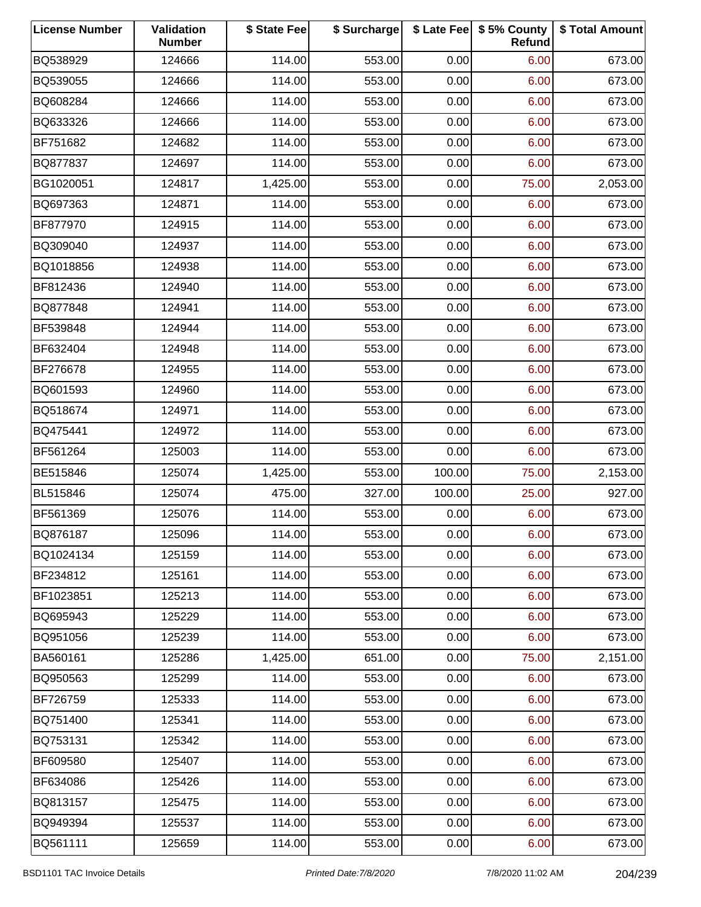| License Number | Validation Number | $ State Fee | $ Surcharge | $ Late Fee | $ 5% County Refund | $ Total Amount |
|---|---|---|---|---|---|---|
| BQ538929 | 124666 | 114.00 | 553.00 | 0.00 | 6.00 | 673.00 |
| BQ539055 | 124666 | 114.00 | 553.00 | 0.00 | 6.00 | 673.00 |
| BQ608284 | 124666 | 114.00 | 553.00 | 0.00 | 6.00 | 673.00 |
| BQ633326 | 124666 | 114.00 | 553.00 | 0.00 | 6.00 | 673.00 |
| BF751682 | 124682 | 114.00 | 553.00 | 0.00 | 6.00 | 673.00 |
| BQ877837 | 124697 | 114.00 | 553.00 | 0.00 | 6.00 | 673.00 |
| BG1020051 | 124817 | 1,425.00 | 553.00 | 0.00 | 75.00 | 2,053.00 |
| BQ697363 | 124871 | 114.00 | 553.00 | 0.00 | 6.00 | 673.00 |
| BF877970 | 124915 | 114.00 | 553.00 | 0.00 | 6.00 | 673.00 |
| BQ309040 | 124937 | 114.00 | 553.00 | 0.00 | 6.00 | 673.00 |
| BQ1018856 | 124938 | 114.00 | 553.00 | 0.00 | 6.00 | 673.00 |
| BF812436 | 124940 | 114.00 | 553.00 | 0.00 | 6.00 | 673.00 |
| BQ877848 | 124941 | 114.00 | 553.00 | 0.00 | 6.00 | 673.00 |
| BF539848 | 124944 | 114.00 | 553.00 | 0.00 | 6.00 | 673.00 |
| BF632404 | 124948 | 114.00 | 553.00 | 0.00 | 6.00 | 673.00 |
| BF276678 | 124955 | 114.00 | 553.00 | 0.00 | 6.00 | 673.00 |
| BQ601593 | 124960 | 114.00 | 553.00 | 0.00 | 6.00 | 673.00 |
| BQ518674 | 124971 | 114.00 | 553.00 | 0.00 | 6.00 | 673.00 |
| BQ475441 | 124972 | 114.00 | 553.00 | 0.00 | 6.00 | 673.00 |
| BF561264 | 125003 | 114.00 | 553.00 | 0.00 | 6.00 | 673.00 |
| BE515846 | 125074 | 1,425.00 | 553.00 | 100.00 | 75.00 | 2,153.00 |
| BL515846 | 125074 | 475.00 | 327.00 | 100.00 | 25.00 | 927.00 |
| BF561369 | 125076 | 114.00 | 553.00 | 0.00 | 6.00 | 673.00 |
| BQ876187 | 125096 | 114.00 | 553.00 | 0.00 | 6.00 | 673.00 |
| BQ1024134 | 125159 | 114.00 | 553.00 | 0.00 | 6.00 | 673.00 |
| BF234812 | 125161 | 114.00 | 553.00 | 0.00 | 6.00 | 673.00 |
| BF1023851 | 125213 | 114.00 | 553.00 | 0.00 | 6.00 | 673.00 |
| BQ695943 | 125229 | 114.00 | 553.00 | 0.00 | 6.00 | 673.00 |
| BQ951056 | 125239 | 114.00 | 553.00 | 0.00 | 6.00 | 673.00 |
| BA560161 | 125286 | 1,425.00 | 651.00 | 0.00 | 75.00 | 2,151.00 |
| BQ950563 | 125299 | 114.00 | 553.00 | 0.00 | 6.00 | 673.00 |
| BF726759 | 125333 | 114.00 | 553.00 | 0.00 | 6.00 | 673.00 |
| BQ751400 | 125341 | 114.00 | 553.00 | 0.00 | 6.00 | 673.00 |
| BQ753131 | 125342 | 114.00 | 553.00 | 0.00 | 6.00 | 673.00 |
| BF609580 | 125407 | 114.00 | 553.00 | 0.00 | 6.00 | 673.00 |
| BF634086 | 125426 | 114.00 | 553.00 | 0.00 | 6.00 | 673.00 |
| BQ813157 | 125475 | 114.00 | 553.00 | 0.00 | 6.00 | 673.00 |
| BQ949394 | 125537 | 114.00 | 553.00 | 0.00 | 6.00 | 673.00 |
| BQ561111 | 125659 | 114.00 | 553.00 | 0.00 | 6.00 | 673.00 |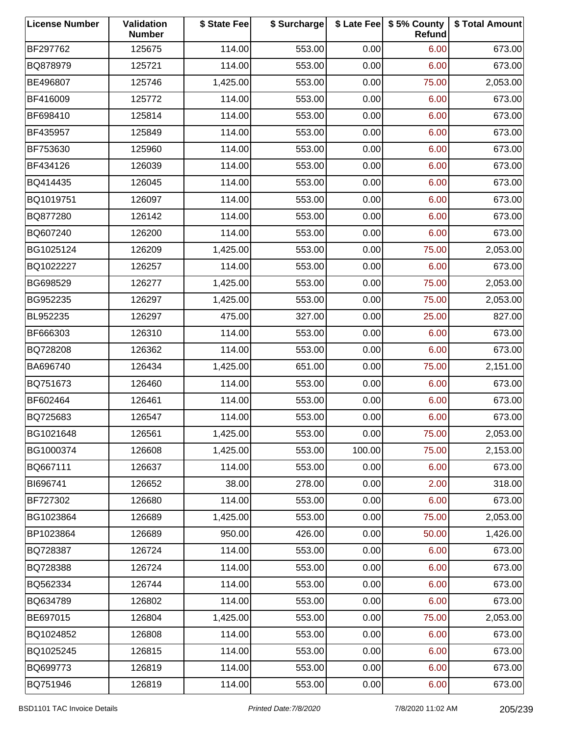| License Number | Validation Number | $ State Fee | $ Surcharge | $ Late Fee | $ 5% County Refund | $ Total Amount |
|---|---|---|---|---|---|---|
| BF297762 | 125675 | 114.00 | 553.00 | 0.00 | 6.00 | 673.00 |
| BQ878979 | 125721 | 114.00 | 553.00 | 0.00 | 6.00 | 673.00 |
| BE496807 | 125746 | 1,425.00 | 553.00 | 0.00 | 75.00 | 2,053.00 |
| BF416009 | 125772 | 114.00 | 553.00 | 0.00 | 6.00 | 673.00 |
| BF698410 | 125814 | 114.00 | 553.00 | 0.00 | 6.00 | 673.00 |
| BF435957 | 125849 | 114.00 | 553.00 | 0.00 | 6.00 | 673.00 |
| BF753630 | 125960 | 114.00 | 553.00 | 0.00 | 6.00 | 673.00 |
| BF434126 | 126039 | 114.00 | 553.00 | 0.00 | 6.00 | 673.00 |
| BQ414435 | 126045 | 114.00 | 553.00 | 0.00 | 6.00 | 673.00 |
| BQ1019751 | 126097 | 114.00 | 553.00 | 0.00 | 6.00 | 673.00 |
| BQ877280 | 126142 | 114.00 | 553.00 | 0.00 | 6.00 | 673.00 |
| BQ607240 | 126200 | 114.00 | 553.00 | 0.00 | 6.00 | 673.00 |
| BG1025124 | 126209 | 1,425.00 | 553.00 | 0.00 | 75.00 | 2,053.00 |
| BQ1022227 | 126257 | 114.00 | 553.00 | 0.00 | 6.00 | 673.00 |
| BG698529 | 126277 | 1,425.00 | 553.00 | 0.00 | 75.00 | 2,053.00 |
| BG952235 | 126297 | 1,425.00 | 553.00 | 0.00 | 75.00 | 2,053.00 |
| BL952235 | 126297 | 475.00 | 327.00 | 0.00 | 25.00 | 827.00 |
| BF666303 | 126310 | 114.00 | 553.00 | 0.00 | 6.00 | 673.00 |
| BQ728208 | 126362 | 114.00 | 553.00 | 0.00 | 6.00 | 673.00 |
| BA696740 | 126434 | 1,425.00 | 651.00 | 0.00 | 75.00 | 2,151.00 |
| BQ751673 | 126460 | 114.00 | 553.00 | 0.00 | 6.00 | 673.00 |
| BF602464 | 126461 | 114.00 | 553.00 | 0.00 | 6.00 | 673.00 |
| BQ725683 | 126547 | 114.00 | 553.00 | 0.00 | 6.00 | 673.00 |
| BG1021648 | 126561 | 1,425.00 | 553.00 | 0.00 | 75.00 | 2,053.00 |
| BG1000374 | 126608 | 1,425.00 | 553.00 | 100.00 | 75.00 | 2,153.00 |
| BQ667111 | 126637 | 114.00 | 553.00 | 0.00 | 6.00 | 673.00 |
| BI696741 | 126652 | 38.00 | 278.00 | 0.00 | 2.00 | 318.00 |
| BF727302 | 126680 | 114.00 | 553.00 | 0.00 | 6.00 | 673.00 |
| BG1023864 | 126689 | 1,425.00 | 553.00 | 0.00 | 75.00 | 2,053.00 |
| BP1023864 | 126689 | 950.00 | 426.00 | 0.00 | 50.00 | 1,426.00 |
| BQ728387 | 126724 | 114.00 | 553.00 | 0.00 | 6.00 | 673.00 |
| BQ728388 | 126724 | 114.00 | 553.00 | 0.00 | 6.00 | 673.00 |
| BQ562334 | 126744 | 114.00 | 553.00 | 0.00 | 6.00 | 673.00 |
| BQ634789 | 126802 | 114.00 | 553.00 | 0.00 | 6.00 | 673.00 |
| BE697015 | 126804 | 1,425.00 | 553.00 | 0.00 | 75.00 | 2,053.00 |
| BQ1024852 | 126808 | 114.00 | 553.00 | 0.00 | 6.00 | 673.00 |
| BQ1025245 | 126815 | 114.00 | 553.00 | 0.00 | 6.00 | 673.00 |
| BQ699773 | 126819 | 114.00 | 553.00 | 0.00 | 6.00 | 673.00 |
| BQ751946 | 126819 | 114.00 | 553.00 | 0.00 | 6.00 | 673.00 |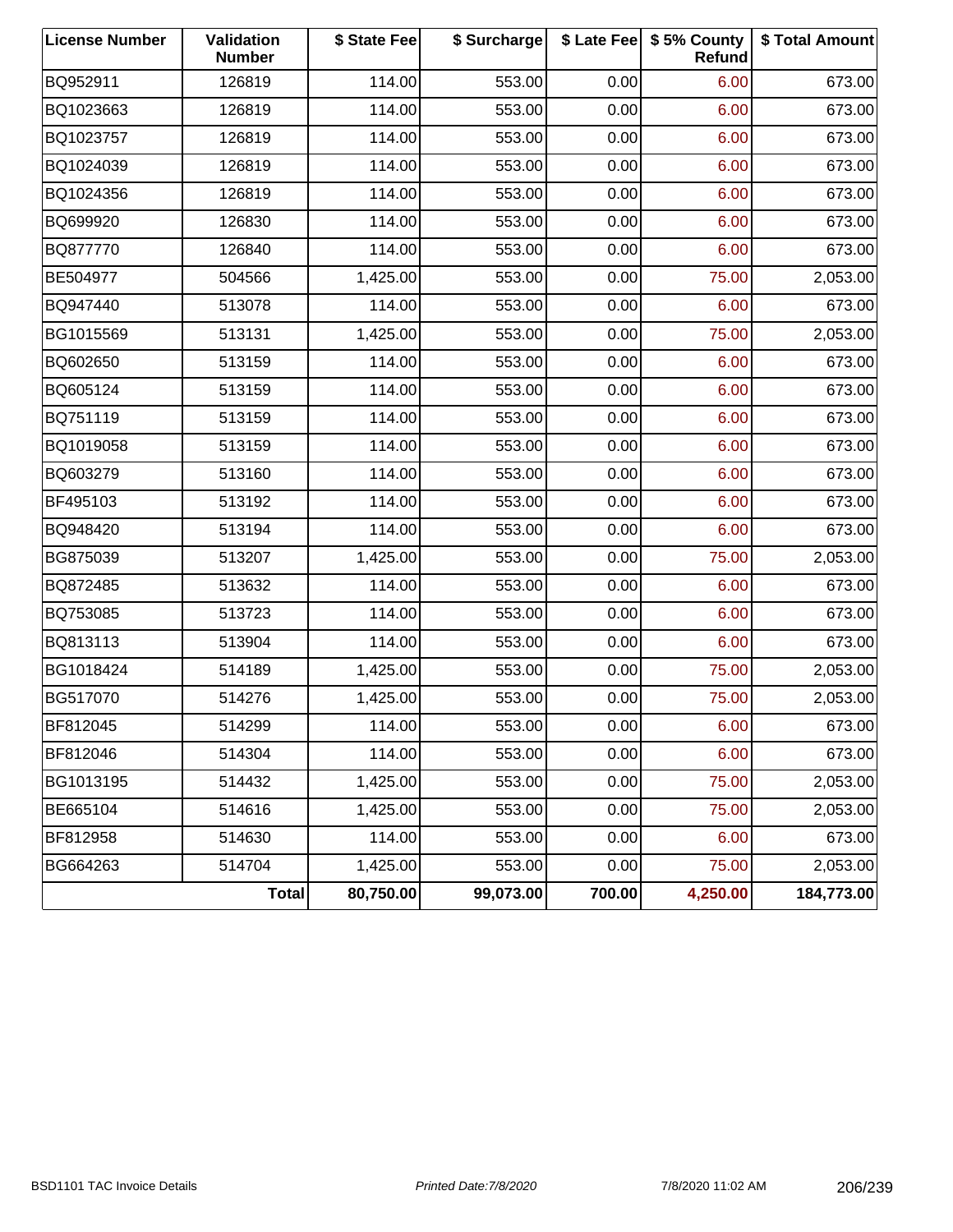| License Number | Validation Number | $ State Fee | $ Surcharge | $ Late Fee | $ 5% County Refund | $ Total Amount |
|---|---|---|---|---|---|---|
| BQ952911 | 126819 | 114.00 | 553.00 | 0.00 | 6.00 | 673.00 |
| BQ1023663 | 126819 | 114.00 | 553.00 | 0.00 | 6.00 | 673.00 |
| BQ1023757 | 126819 | 114.00 | 553.00 | 0.00 | 6.00 | 673.00 |
| BQ1024039 | 126819 | 114.00 | 553.00 | 0.00 | 6.00 | 673.00 |
| BQ1024356 | 126819 | 114.00 | 553.00 | 0.00 | 6.00 | 673.00 |
| BQ699920 | 126830 | 114.00 | 553.00 | 0.00 | 6.00 | 673.00 |
| BQ877770 | 126840 | 114.00 | 553.00 | 0.00 | 6.00 | 673.00 |
| BE504977 | 504566 | 1,425.00 | 553.00 | 0.00 | 75.00 | 2,053.00 |
| BQ947440 | 513078 | 114.00 | 553.00 | 0.00 | 6.00 | 673.00 |
| BG1015569 | 513131 | 1,425.00 | 553.00 | 0.00 | 75.00 | 2,053.00 |
| BQ602650 | 513159 | 114.00 | 553.00 | 0.00 | 6.00 | 673.00 |
| BQ605124 | 513159 | 114.00 | 553.00 | 0.00 | 6.00 | 673.00 |
| BQ751119 | 513159 | 114.00 | 553.00 | 0.00 | 6.00 | 673.00 |
| BQ1019058 | 513159 | 114.00 | 553.00 | 0.00 | 6.00 | 673.00 |
| BQ603279 | 513160 | 114.00 | 553.00 | 0.00 | 6.00 | 673.00 |
| BF495103 | 513192 | 114.00 | 553.00 | 0.00 | 6.00 | 673.00 |
| BQ948420 | 513194 | 114.00 | 553.00 | 0.00 | 6.00 | 673.00 |
| BG875039 | 513207 | 1,425.00 | 553.00 | 0.00 | 75.00 | 2,053.00 |
| BQ872485 | 513632 | 114.00 | 553.00 | 0.00 | 6.00 | 673.00 |
| BQ753085 | 513723 | 114.00 | 553.00 | 0.00 | 6.00 | 673.00 |
| BQ813113 | 513904 | 114.00 | 553.00 | 0.00 | 6.00 | 673.00 |
| BG1018424 | 514189 | 1,425.00 | 553.00 | 0.00 | 75.00 | 2,053.00 |
| BG517070 | 514276 | 1,425.00 | 553.00 | 0.00 | 75.00 | 2,053.00 |
| BF812045 | 514299 | 114.00 | 553.00 | 0.00 | 6.00 | 673.00 |
| BF812046 | 514304 | 114.00 | 553.00 | 0.00 | 6.00 | 673.00 |
| BG1013195 | 514432 | 1,425.00 | 553.00 | 0.00 | 75.00 | 2,053.00 |
| BE665104 | 514616 | 1,425.00 | 553.00 | 0.00 | 75.00 | 2,053.00 |
| BF812958 | 514630 | 114.00 | 553.00 | 0.00 | 6.00 | 673.00 |
| BG664263 | 514704 | 1,425.00 | 553.00 | 0.00 | 75.00 | 2,053.00 |
| | **Total** | **80,750.00** | **99,073.00** | **700.00** | **4,250.00** | **184,773.00** |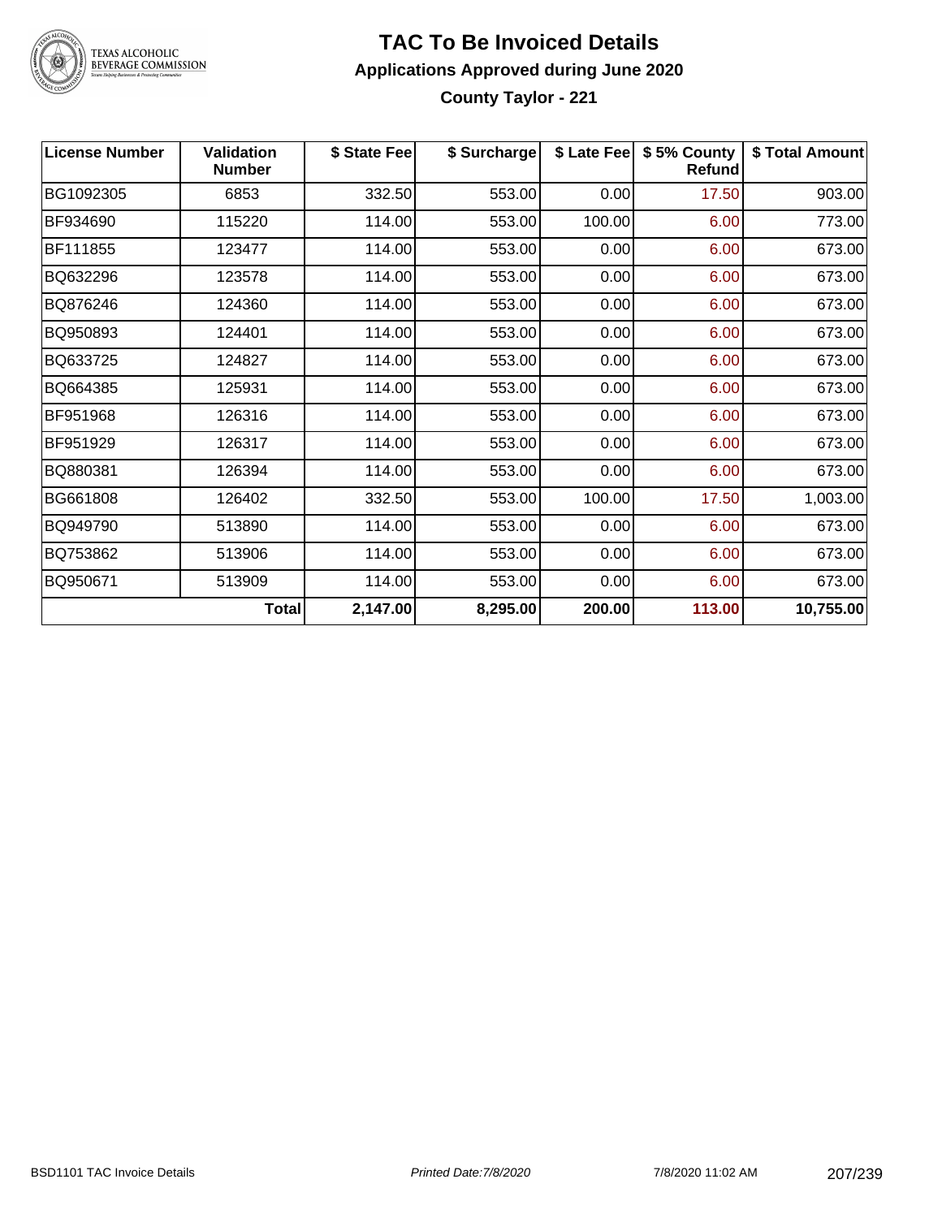# TAC To Be Invoiced Details

## Applications Approved during June 2020

### County Taylor - 221

| License Number | Validation Number | $ State Fee | $ Surcharge | $ Late Fee | $ 5% County Refund | $ Total Amount |
|---|---|---|---|---|---|---|
| BG1092305 | 6853 | 332.50 | 553.00 | 0.00 | 17.50 | 903.00 |
| BF934690 | 115220 | 114.00 | 553.00 | 100.00 | 6.00 | 773.00 |
| BF111855 | 123477 | 114.00 | 553.00 | 0.00 | 6.00 | 673.00 |
| BQ632296 | 123578 | 114.00 | 553.00 | 0.00 | 6.00 | 673.00 |
| BQ876246 | 124360 | 114.00 | 553.00 | 0.00 | 6.00 | 673.00 |
| BQ950893 | 124401 | 114.00 | 553.00 | 0.00 | 6.00 | 673.00 |
| BQ633725 | 124827 | 114.00 | 553.00 | 0.00 | 6.00 | 673.00 |
| BQ664385 | 125931 | 114.00 | 553.00 | 0.00 | 6.00 | 673.00 |
| BF951968 | 126316 | 114.00 | 553.00 | 0.00 | 6.00 | 673.00 |
| BF951929 | 126317 | 114.00 | 553.00 | 0.00 | 6.00 | 673.00 |
| BQ880381 | 126394 | 114.00 | 553.00 | 0.00 | 6.00 | 673.00 |
| BG661808 | 126402 | 332.50 | 553.00 | 100.00 | 17.50 | 1,003.00 |
| BQ949790 | 513890 | 114.00 | 553.00 | 0.00 | 6.00 | 673.00 |
| BQ753862 | 513906 | 114.00 | 553.00 | 0.00 | 6.00 | 673.00 |
| BQ950671 | 513909 | 114.00 | 553.00 | 0.00 | 6.00 | 673.00 |
| | **Total** | **2,147.00** | **8,295.00** | **200.00** | **113.00** | **10,755.00** |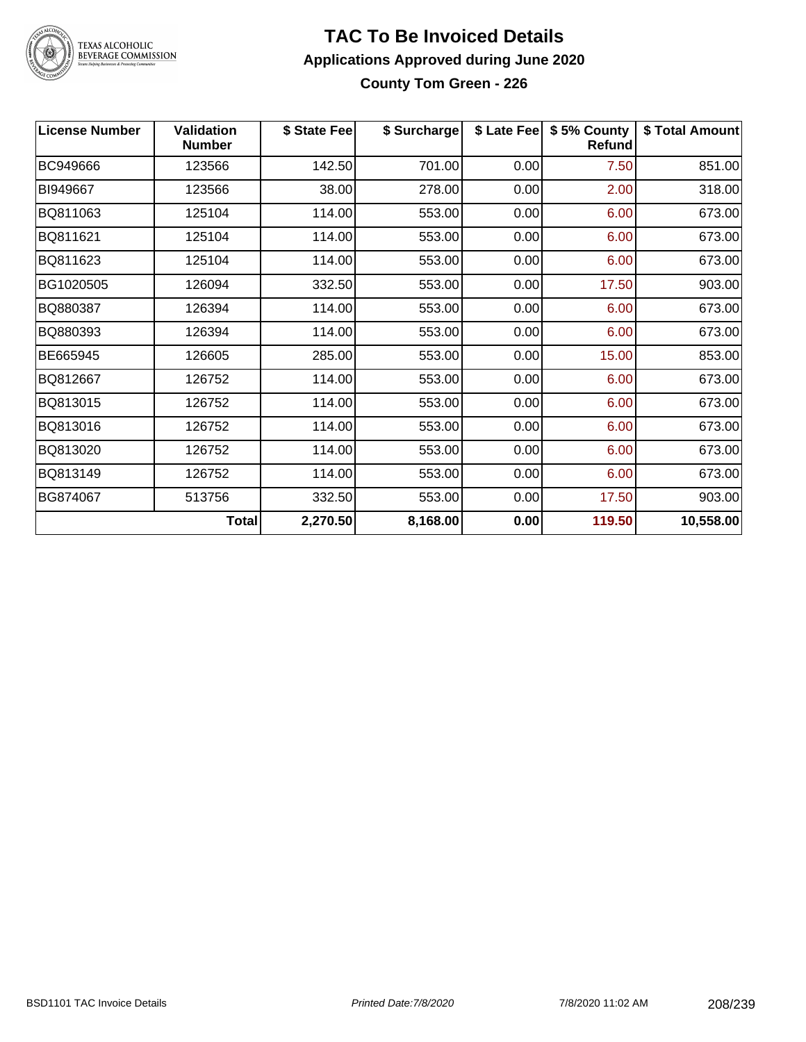# TAC To Be Invoiced Details

## Applications Approved during June 2020

### County Tom Green - 226

| License Number | Validation Number | $ State Fee | $ Surcharge | $ Late Fee | $ 5% County Refund | $ Total Amount |
|---|---|---|---|---|---|---|
| BC949666 | 123566 | 142.50 | 701.00 | 0.00 | 7.50 | 851.00 |
| BI949667 | 123566 | 38.00 | 278.00 | 0.00 | 2.00 | 318.00 |
| BQ811063 | 125104 | 114.00 | 553.00 | 0.00 | 6.00 | 673.00 |
| BQ811621 | 125104 | 114.00 | 553.00 | 0.00 | 6.00 | 673.00 |
| BQ811623 | 125104 | 114.00 | 553.00 | 0.00 | 6.00 | 673.00 |
| BG1020505 | 126094 | 332.50 | 553.00 | 0.00 | 17.50 | 903.00 |
| BQ880387 | 126394 | 114.00 | 553.00 | 0.00 | 6.00 | 673.00 |
| BQ880393 | 126394 | 114.00 | 553.00 | 0.00 | 6.00 | 673.00 |
| BE665945 | 126605 | 285.00 | 553.00 | 0.00 | 15.00 | 853.00 |
| BQ812667 | 126752 | 114.00 | 553.00 | 0.00 | 6.00 | 673.00 |
| BQ813015 | 126752 | 114.00 | 553.00 | 0.00 | 6.00 | 673.00 |
| BQ813016 | 126752 | 114.00 | 553.00 | 0.00 | 6.00 | 673.00 |
| BQ813020 | 126752 | 114.00 | 553.00 | 0.00 | 6.00 | 673.00 |
| BQ813149 | 126752 | 114.00 | 553.00 | 0.00 | 6.00 | 673.00 |
| BG874067 | 513756 | 332.50 | 553.00 | 0.00 | 17.50 | 903.00 |
| | **Total** | **2,270.50** | **8,168.00** | **0.00** | **119.50** | **10,558.00** |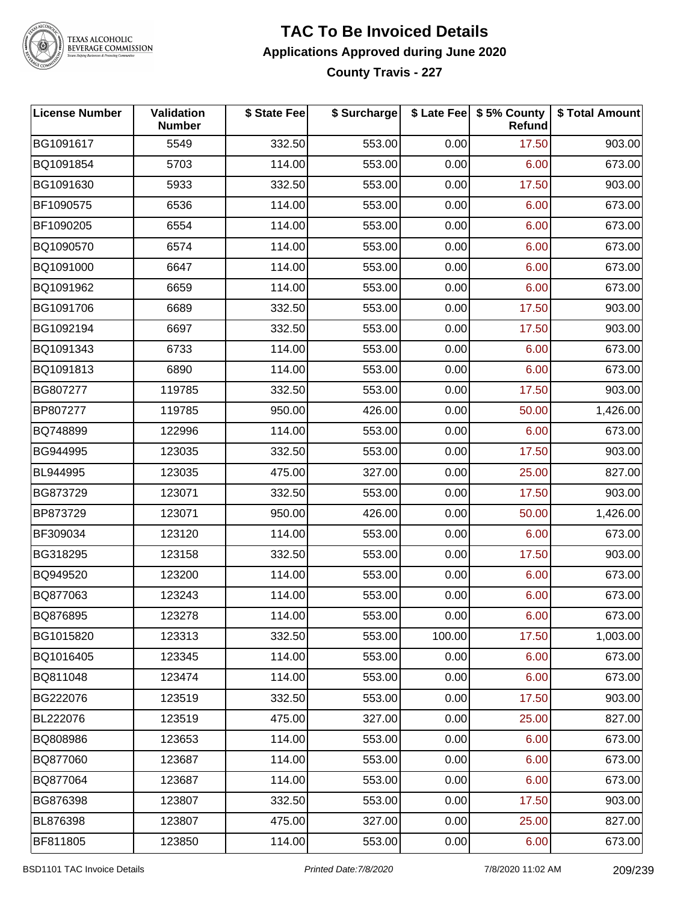# TAC To Be Invoiced Details

## Applications Approved during June 2020

### County Travis - 227

| License Number | Validation Number | $ State Fee | $ Surcharge | $ Late Fee | $ 5% County Refund | $ Total Amount |
|---|---|---|---|---|---|---|
| BG1091617 | 5549 | 332.50 | 553.00 | 0.00 | 17.50 | 903.00 |
| BQ1091854 | 5703 | 114.00 | 553.00 | 0.00 | 6.00 | 673.00 |
| BG1091630 | 5933 | 332.50 | 553.00 | 0.00 | 17.50 | 903.00 |
| BF1090575 | 6536 | 114.00 | 553.00 | 0.00 | 6.00 | 673.00 |
| BF1090205 | 6554 | 114.00 | 553.00 | 0.00 | 6.00 | 673.00 |
| BQ1090570 | 6574 | 114.00 | 553.00 | 0.00 | 6.00 | 673.00 |
| BQ1091000 | 6647 | 114.00 | 553.00 | 0.00 | 6.00 | 673.00 |
| BQ1091962 | 6659 | 114.00 | 553.00 | 0.00 | 6.00 | 673.00 |
| BG1091706 | 6689 | 332.50 | 553.00 | 0.00 | 17.50 | 903.00 |
| BG1092194 | 6697 | 332.50 | 553.00 | 0.00 | 17.50 | 903.00 |
| BQ1091343 | 6733 | 114.00 | 553.00 | 0.00 | 6.00 | 673.00 |
| BQ1091813 | 6890 | 114.00 | 553.00 | 0.00 | 6.00 | 673.00 |
| BG807277 | 119785 | 332.50 | 553.00 | 0.00 | 17.50 | 903.00 |
| BP807277 | 119785 | 950.00 | 426.00 | 0.00 | 50.00 | 1,426.00 |
| BQ748899 | 122996 | 114.00 | 553.00 | 0.00 | 6.00 | 673.00 |
| BG944995 | 123035 | 332.50 | 553.00 | 0.00 | 17.50 | 903.00 |
| BL944995 | 123035 | 475.00 | 327.00 | 0.00 | 25.00 | 827.00 |
| BG873729 | 123071 | 332.50 | 553.00 | 0.00 | 17.50 | 903.00 |
| BP873729 | 123071 | 950.00 | 426.00 | 0.00 | 50.00 | 1,426.00 |
| BF309034 | 123120 | 114.00 | 553.00 | 0.00 | 6.00 | 673.00 |
| BG318295 | 123158 | 332.50 | 553.00 | 0.00 | 17.50 | 903.00 |
| BQ949520 | 123200 | 114.00 | 553.00 | 0.00 | 6.00 | 673.00 |
| BQ877063 | 123243 | 114.00 | 553.00 | 0.00 | 6.00 | 673.00 |
| BQ876895 | 123278 | 114.00 | 553.00 | 0.00 | 6.00 | 673.00 |
| BG1015820 | 123313 | 332.50 | 553.00 | 100.00 | 17.50 | 1,003.00 |
| BQ1016405 | 123345 | 114.00 | 553.00 | 0.00 | 6.00 | 673.00 |
| BQ811048 | 123474 | 114.00 | 553.00 | 0.00 | 6.00 | 673.00 |
| BG222076 | 123519 | 332.50 | 553.00 | 0.00 | 17.50 | 903.00 |
| BL222076 | 123519 | 475.00 | 327.00 | 0.00 | 25.00 | 827.00 |
| BQ808986 | 123653 | 114.00 | 553.00 | 0.00 | 6.00 | 673.00 |
| BQ877060 | 123687 | 114.00 | 553.00 | 0.00 | 6.00 | 673.00 |
| BQ877064 | 123687 | 114.00 | 553.00 | 0.00 | 6.00 | 673.00 |
| BG876398 | 123807 | 332.50 | 553.00 | 0.00 | 17.50 | 903.00 |
| BL876398 | 123807 | 475.00 | 327.00 | 0.00 | 25.00 | 827.00 |
| BF811805 | 123850 | 114.00 | 553.00 | 0.00 | 6.00 | 673.00 |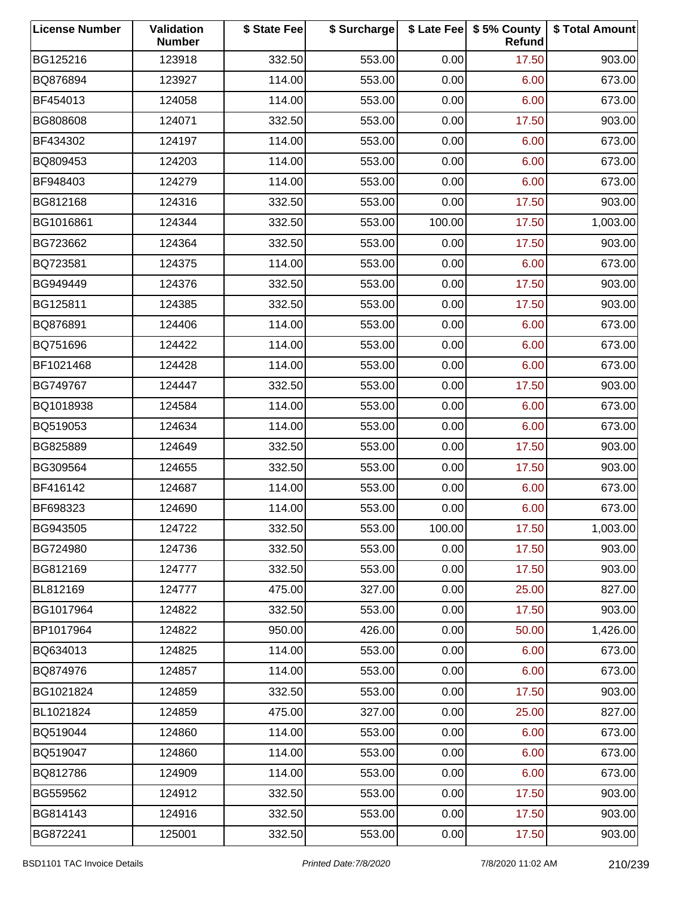| License Number | Validation Number | $ State Fee | $ Surcharge | $ Late Fee | $ 5% County Refund | $ Total Amount |
|---|---|---|---|---|---|---|
| BG125216 | 123918 | 332.50 | 553.00 | 0.00 | 17.50 | 903.00 |
| BQ876894 | 123927 | 114.00 | 553.00 | 0.00 | 6.00 | 673.00 |
| BF454013 | 124058 | 114.00 | 553.00 | 0.00 | 6.00 | 673.00 |
| BG808608 | 124071 | 332.50 | 553.00 | 0.00 | 17.50 | 903.00 |
| BF434302 | 124197 | 114.00 | 553.00 | 0.00 | 6.00 | 673.00 |
| BQ809453 | 124203 | 114.00 | 553.00 | 0.00 | 6.00 | 673.00 |
| BF948403 | 124279 | 114.00 | 553.00 | 0.00 | 6.00 | 673.00 |
| BG812168 | 124316 | 332.50 | 553.00 | 0.00 | 17.50 | 903.00 |
| BG1016861 | 124344 | 332.50 | 553.00 | 100.00 | 17.50 | 1,003.00 |
| BG723662 | 124364 | 332.50 | 553.00 | 0.00 | 17.50 | 903.00 |
| BQ723581 | 124375 | 114.00 | 553.00 | 0.00 | 6.00 | 673.00 |
| BG949449 | 124376 | 332.50 | 553.00 | 0.00 | 17.50 | 903.00 |
| BG125811 | 124385 | 332.50 | 553.00 | 0.00 | 17.50 | 903.00 |
| BQ876891 | 124406 | 114.00 | 553.00 | 0.00 | 6.00 | 673.00 |
| BQ751696 | 124422 | 114.00 | 553.00 | 0.00 | 6.00 | 673.00 |
| BF1021468 | 124428 | 114.00 | 553.00 | 0.00 | 6.00 | 673.00 |
| BG749767 | 124447 | 332.50 | 553.00 | 0.00 | 17.50 | 903.00 |
| BQ1018938 | 124584 | 114.00 | 553.00 | 0.00 | 6.00 | 673.00 |
| BQ519053 | 124634 | 114.00 | 553.00 | 0.00 | 6.00 | 673.00 |
| BG825889 | 124649 | 332.50 | 553.00 | 0.00 | 17.50 | 903.00 |
| BG309564 | 124655 | 332.50 | 553.00 | 0.00 | 17.50 | 903.00 |
| BF416142 | 124687 | 114.00 | 553.00 | 0.00 | 6.00 | 673.00 |
| BF698323 | 124690 | 114.00 | 553.00 | 0.00 | 6.00 | 673.00 |
| BG943505 | 124722 | 332.50 | 553.00 | 100.00 | 17.50 | 1,003.00 |
| BG724980 | 124736 | 332.50 | 553.00 | 0.00 | 17.50 | 903.00 |
| BG812169 | 124777 | 332.50 | 553.00 | 0.00 | 17.50 | 903.00 |
| BL812169 | 124777 | 475.00 | 327.00 | 0.00 | 25.00 | 827.00 |
| BG1017964 | 124822 | 332.50 | 553.00 | 0.00 | 17.50 | 903.00 |
| BP1017964 | 124822 | 950.00 | 426.00 | 0.00 | 50.00 | 1,426.00 |
| BQ634013 | 124825 | 114.00 | 553.00 | 0.00 | 6.00 | 673.00 |
| BQ874976 | 124857 | 114.00 | 553.00 | 0.00 | 6.00 | 673.00 |
| BG1021824 | 124859 | 332.50 | 553.00 | 0.00 | 17.50 | 903.00 |
| BL1021824 | 124859 | 475.00 | 327.00 | 0.00 | 25.00 | 827.00 |
| BQ519044 | 124860 | 114.00 | 553.00 | 0.00 | 6.00 | 673.00 |
| BQ519047 | 124860 | 114.00 | 553.00 | 0.00 | 6.00 | 673.00 |
| BQ812786 | 124909 | 114.00 | 553.00 | 0.00 | 6.00 | 673.00 |
| BG559562 | 124912 | 332.50 | 553.00 | 0.00 | 17.50 | 903.00 |
| BG814143 | 124916 | 332.50 | 553.00 | 0.00 | 17.50 | 903.00 |
| BG872241 | 125001 | 332.50 | 553.00 | 0.00 | 17.50 | 903.00 |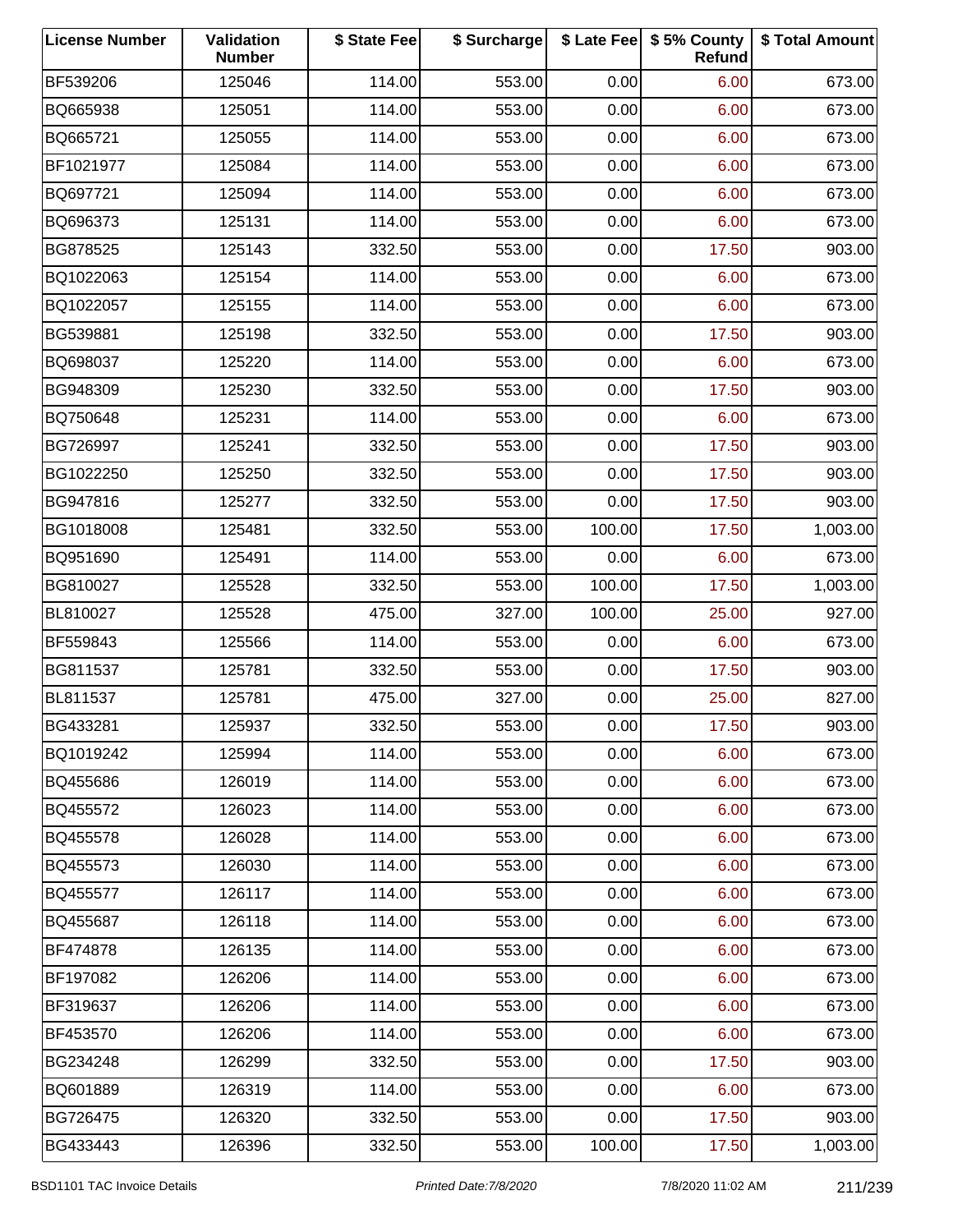| License Number | Validation Number | $ State Fee | $ Surcharge | $ Late Fee | $ 5% County Refund | $ Total Amount |
|---|---|---|---|---|---|---|
| BF539206 | 125046 | 114.00 | 553.00 | 0.00 | 6.00 | 673.00 |
| BQ665938 | 125051 | 114.00 | 553.00 | 0.00 | 6.00 | 673.00 |
| BQ665721 | 125055 | 114.00 | 553.00 | 0.00 | 6.00 | 673.00 |
| BF1021977 | 125084 | 114.00 | 553.00 | 0.00 | 6.00 | 673.00 |
| BQ697721 | 125094 | 114.00 | 553.00 | 0.00 | 6.00 | 673.00 |
| BQ696373 | 125131 | 114.00 | 553.00 | 0.00 | 6.00 | 673.00 |
| BG878525 | 125143 | 332.50 | 553.00 | 0.00 | 17.50 | 903.00 |
| BQ1022063 | 125154 | 114.00 | 553.00 | 0.00 | 6.00 | 673.00 |
| BQ1022057 | 125155 | 114.00 | 553.00 | 0.00 | 6.00 | 673.00 |
| BG539881 | 125198 | 332.50 | 553.00 | 0.00 | 17.50 | 903.00 |
| BQ698037 | 125220 | 114.00 | 553.00 | 0.00 | 6.00 | 673.00 |
| BG948309 | 125230 | 332.50 | 553.00 | 0.00 | 17.50 | 903.00 |
| BQ750648 | 125231 | 114.00 | 553.00 | 0.00 | 6.00 | 673.00 |
| BG726997 | 125241 | 332.50 | 553.00 | 0.00 | 17.50 | 903.00 |
| BG1022250 | 125250 | 332.50 | 553.00 | 0.00 | 17.50 | 903.00 |
| BG947816 | 125277 | 332.50 | 553.00 | 0.00 | 17.50 | 903.00 |
| BG1018008 | 125481 | 332.50 | 553.00 | 100.00 | 17.50 | 1,003.00 |
| BQ951690 | 125491 | 114.00 | 553.00 | 0.00 | 6.00 | 673.00 |
| BG810027 | 125528 | 332.50 | 553.00 | 100.00 | 17.50 | 1,003.00 |
| BL810027 | 125528 | 475.00 | 327.00 | 100.00 | 25.00 | 927.00 |
| BF559843 | 125566 | 114.00 | 553.00 | 0.00 | 6.00 | 673.00 |
| BG811537 | 125781 | 332.50 | 553.00 | 0.00 | 17.50 | 903.00 |
| BL811537 | 125781 | 475.00 | 327.00 | 0.00 | 25.00 | 827.00 |
| BG433281 | 125937 | 332.50 | 553.00 | 0.00 | 17.50 | 903.00 |
| BQ1019242 | 125994 | 114.00 | 553.00 | 0.00 | 6.00 | 673.00 |
| BQ455686 | 126019 | 114.00 | 553.00 | 0.00 | 6.00 | 673.00 |
| BQ455572 | 126023 | 114.00 | 553.00 | 0.00 | 6.00 | 673.00 |
| BQ455578 | 126028 | 114.00 | 553.00 | 0.00 | 6.00 | 673.00 |
| BQ455573 | 126030 | 114.00 | 553.00 | 0.00 | 6.00 | 673.00 |
| BQ455577 | 126117 | 114.00 | 553.00 | 0.00 | 6.00 | 673.00 |
| BQ455687 | 126118 | 114.00 | 553.00 | 0.00 | 6.00 | 673.00 |
| BF474878 | 126135 | 114.00 | 553.00 | 0.00 | 6.00 | 673.00 |
| BF197082 | 126206 | 114.00 | 553.00 | 0.00 | 6.00 | 673.00 |
| BF319637 | 126206 | 114.00 | 553.00 | 0.00 | 6.00 | 673.00 |
| BF453570 | 126206 | 114.00 | 553.00 | 0.00 | 6.00 | 673.00 |
| BG234248 | 126299 | 332.50 | 553.00 | 0.00 | 17.50 | 903.00 |
| BQ601889 | 126319 | 114.00 | 553.00 | 0.00 | 6.00 | 673.00 |
| BG726475 | 126320 | 332.50 | 553.00 | 0.00 | 17.50 | 903.00 |
| BG433443 | 126396 | 332.50 | 553.00 | 100.00 | 17.50 | 1,003.00 |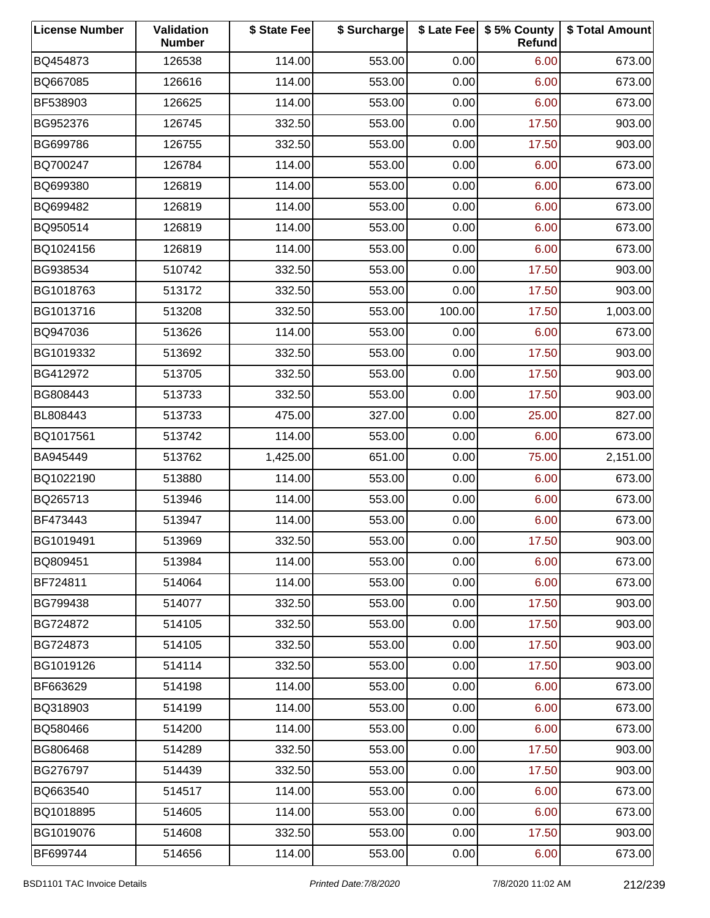| License Number | Validation Number | $ State Fee | $ Surcharge | $ Late Fee | $ 5% County Refund | $ Total Amount |
|---|---|---|---|---|---|---|
| BQ454873 | 126538 | 114.00 | 553.00 | 0.00 | 6.00 | 673.00 |
| BQ667085 | 126616 | 114.00 | 553.00 | 0.00 | 6.00 | 673.00 |
| BF538903 | 126625 | 114.00 | 553.00 | 0.00 | 6.00 | 673.00 |
| BG952376 | 126745 | 332.50 | 553.00 | 0.00 | 17.50 | 903.00 |
| BG699786 | 126755 | 332.50 | 553.00 | 0.00 | 17.50 | 903.00 |
| BQ700247 | 126784 | 114.00 | 553.00 | 0.00 | 6.00 | 673.00 |
| BQ699380 | 126819 | 114.00 | 553.00 | 0.00 | 6.00 | 673.00 |
| BQ699482 | 126819 | 114.00 | 553.00 | 0.00 | 6.00 | 673.00 |
| BQ950514 | 126819 | 114.00 | 553.00 | 0.00 | 6.00 | 673.00 |
| BQ1024156 | 126819 | 114.00 | 553.00 | 0.00 | 6.00 | 673.00 |
| BG938534 | 510742 | 332.50 | 553.00 | 0.00 | 17.50 | 903.00 |
| BG1018763 | 513172 | 332.50 | 553.00 | 0.00 | 17.50 | 903.00 |
| BG1013716 | 513208 | 332.50 | 553.00 | 100.00 | 17.50 | 1,003.00 |
| BQ947036 | 513626 | 114.00 | 553.00 | 0.00 | 6.00 | 673.00 |
| BG1019332 | 513692 | 332.50 | 553.00 | 0.00 | 17.50 | 903.00 |
| BG412972 | 513705 | 332.50 | 553.00 | 0.00 | 17.50 | 903.00 |
| BG808443 | 513733 | 332.50 | 553.00 | 0.00 | 17.50 | 903.00 |
| BL808443 | 513733 | 475.00 | 327.00 | 0.00 | 25.00 | 827.00 |
| BQ1017561 | 513742 | 114.00 | 553.00 | 0.00 | 6.00 | 673.00 |
| BA945449 | 513762 | 1,425.00 | 651.00 | 0.00 | 75.00 | 2,151.00 |
| BQ1022190 | 513880 | 114.00 | 553.00 | 0.00 | 6.00 | 673.00 |
| BQ265713 | 513946 | 114.00 | 553.00 | 0.00 | 6.00 | 673.00 |
| BF473443 | 513947 | 114.00 | 553.00 | 0.00 | 6.00 | 673.00 |
| BG1019491 | 513969 | 332.50 | 553.00 | 0.00 | 17.50 | 903.00 |
| BQ809451 | 513984 | 114.00 | 553.00 | 0.00 | 6.00 | 673.00 |
| BF724811 | 514064 | 114.00 | 553.00 | 0.00 | 6.00 | 673.00 |
| BG799438 | 514077 | 332.50 | 553.00 | 0.00 | 17.50 | 903.00 |
| BG724872 | 514105 | 332.50 | 553.00 | 0.00 | 17.50 | 903.00 |
| BG724873 | 514105 | 332.50 | 553.00 | 0.00 | 17.50 | 903.00 |
| BG1019126 | 514114 | 332.50 | 553.00 | 0.00 | 17.50 | 903.00 |
| BF663629 | 514198 | 114.00 | 553.00 | 0.00 | 6.00 | 673.00 |
| BQ318903 | 514199 | 114.00 | 553.00 | 0.00 | 6.00 | 673.00 |
| BQ580466 | 514200 | 114.00 | 553.00 | 0.00 | 6.00 | 673.00 |
| BG806468 | 514289 | 332.50 | 553.00 | 0.00 | 17.50 | 903.00 |
| BG276797 | 514439 | 332.50 | 553.00 | 0.00 | 17.50 | 903.00 |
| BQ663540 | 514517 | 114.00 | 553.00 | 0.00 | 6.00 | 673.00 |
| BQ1018895 | 514605 | 114.00 | 553.00 | 0.00 | 6.00 | 673.00 |
| BG1019076 | 514608 | 332.50 | 553.00 | 0.00 | 17.50 | 903.00 |
| BF699744 | 514656 | 114.00 | 553.00 | 0.00 | 6.00 | 673.00 |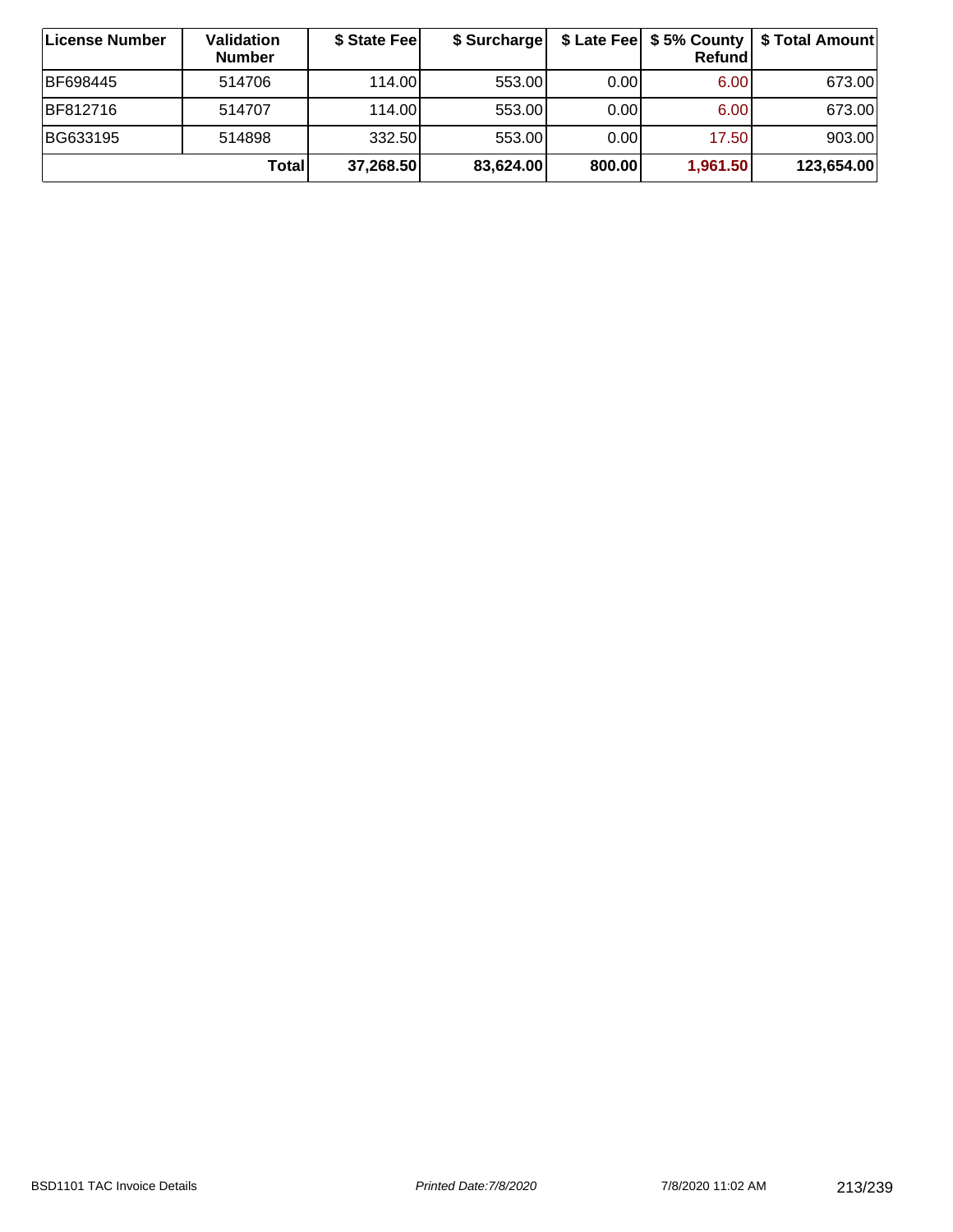| License Number | Validation Number | $ State Fee | $ Surcharge | $ Late Fee | $ 5% County Refund | $ Total Amount |
|---|---|---|---|---|---|---|
| BF698445 | 514706 | 114.00 | 553.00 | 0.00 | 6.00 | 673.00 |
| BF812716 | 514707 | 114.00 | 553.00 | 0.00 | 6.00 | 673.00 |
| BG633195 | 514898 | 332.50 | 553.00 | 0.00 | 17.50 | 903.00 |
| **Total** | | **37,268.50** | **83,624.00** | **800.00** | **1,961.50** | **123,654.00** |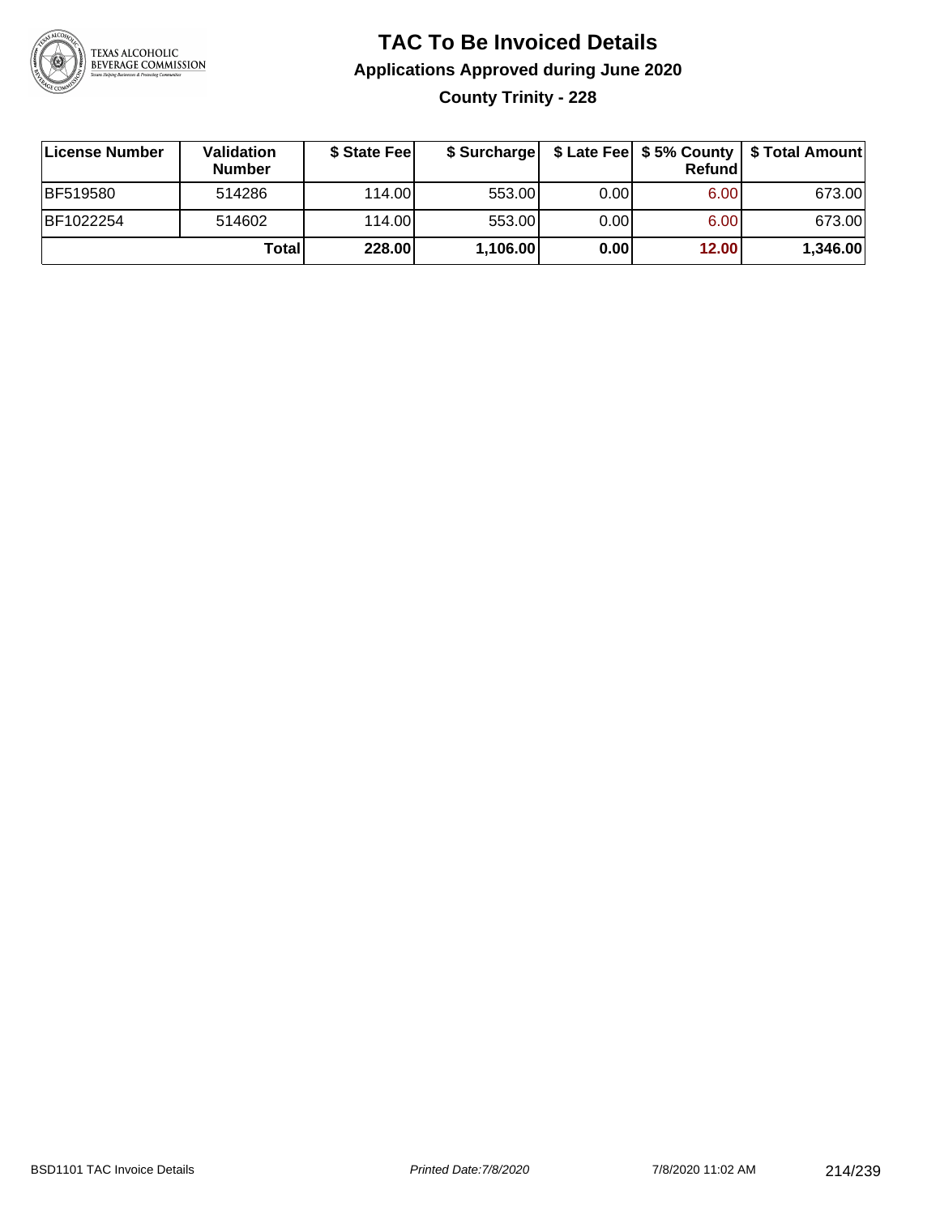# TAC To Be Invoiced Details

## Applications Approved during June 2020

### County Trinity - 228

| License Number | Validation Number | $ State Fee | $ Surcharge | $ Late Fee | $ 5% County Refund | $ Total Amount |
|---|---|---|---|---|---|---|
| BF519580 | 514286 | 114.00 | 553.00 | 0.00 | 6.00 | 673.00 |
| BF1022254 | 514602 | 114.00 | 553.00 | 0.00 | 6.00 | 673.00 |
| | **Total** | **228.00** | **1,106.00** | **0.00** | **12.00** | **1,346.00** |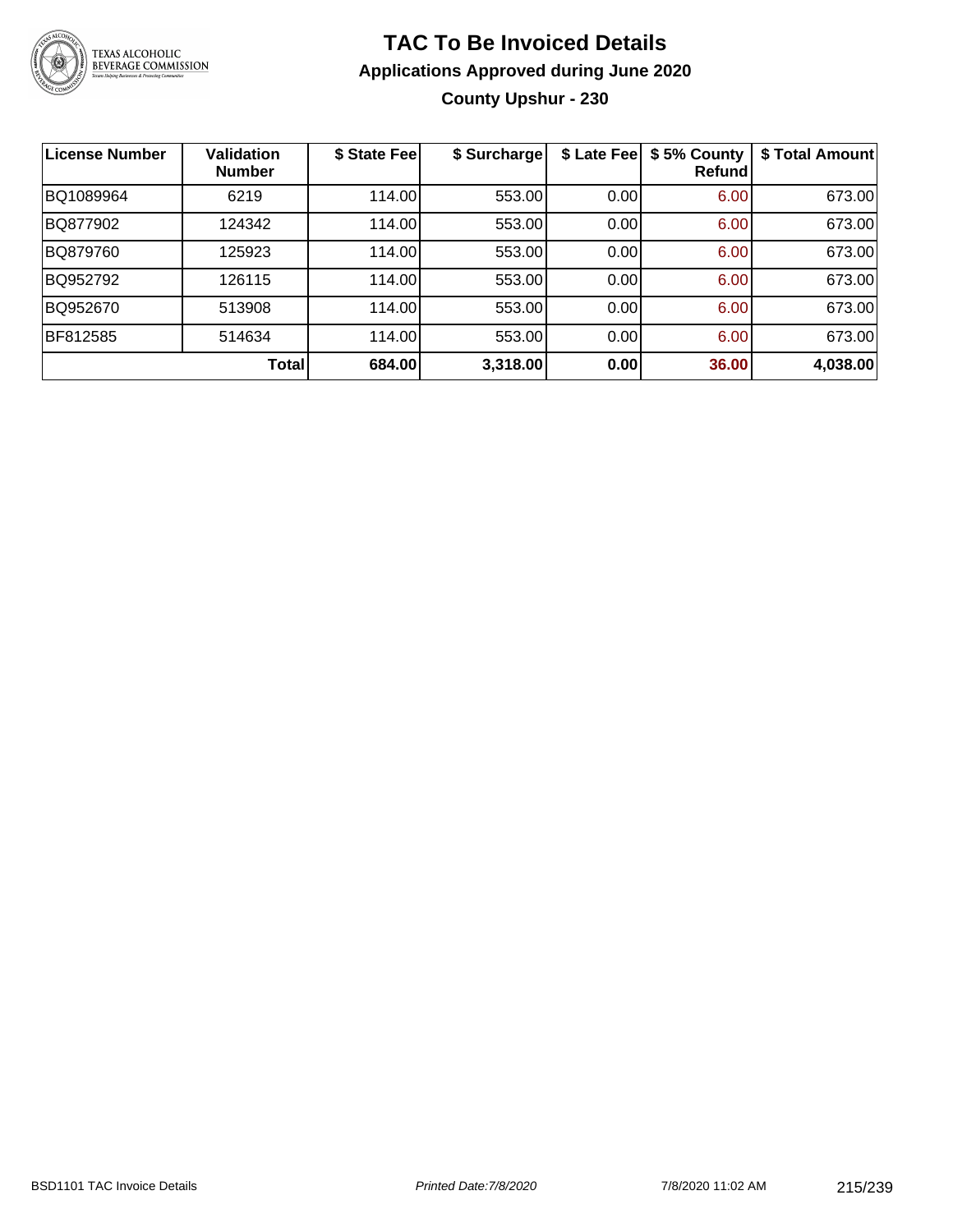# TAC To Be Invoiced Details

## Applications Approved during June 2020

### County Upshur - 230

| License Number | Validation Number | $ State Fee | $ Surcharge | $ Late Fee | $ 5% County Refund | $ Total Amount |
|---|---|---|---|---|---|---|
| BQ1089964 | 6219 | 114.00 | 553.00 | 0.00 | 6.00 | 673.00 |
| BQ877902 | 124342 | 114.00 | 553.00 | 0.00 | 6.00 | 673.00 |
| BQ879760 | 125923 | 114.00 | 553.00 | 0.00 | 6.00 | 673.00 |
| BQ952792 | 126115 | 114.00 | 553.00 | 0.00 | 6.00 | 673.00 |
| BQ952670 | 513908 | 114.00 | 553.00 | 0.00 | 6.00 | 673.00 |
| BF812585 | 514634 | 114.00 | 553.00 | 0.00 | 6.00 | 673.00 |
| | **Total** | **684.00** | **3,318.00** | **0.00** | **36.00** | **4,038.00** |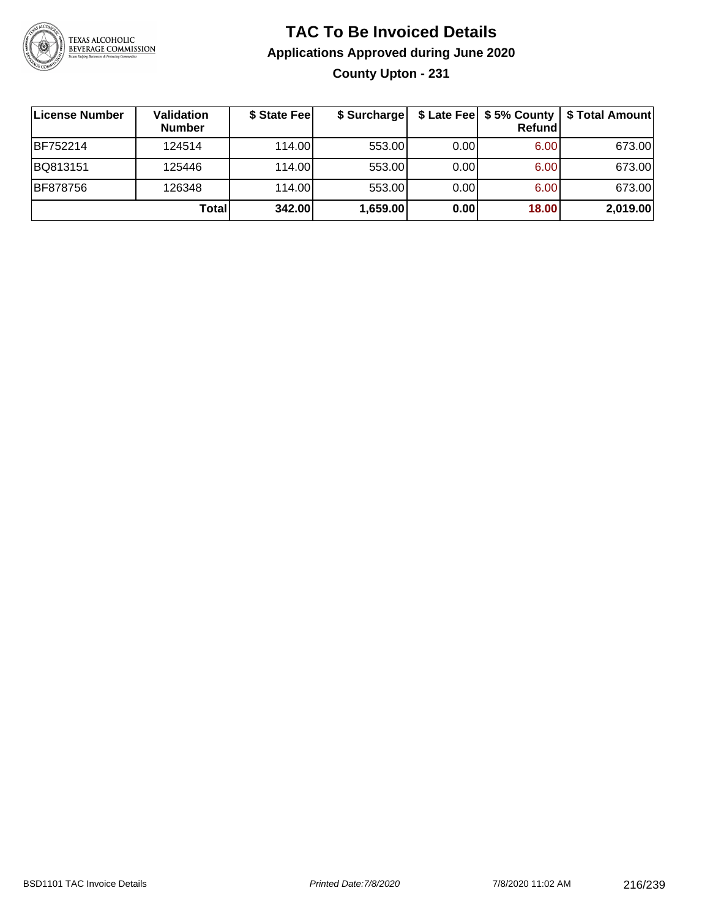# TAC To Be Invoiced Details

## Applications Approved during June 2020

### County Upton - 231

| License Number | Validation Number | \$ State Fee | \$ Surcharge | \$ Late Fee | \$ 5% County Refund | \$ Total Amount |
|---|---|---|---|---|---|---|
| BF752214 | 124514 | 114.00 | 553.00 | 0.00 | 6.00 | 673.00 |
| BQ813151 | 125446 | 114.00 | 553.00 | 0.00 | 6.00 | 673.00 |
| BF878756 | 126348 | 114.00 | 553.00 | 0.00 | 6.00 | 673.00 |
| | **Total** | **342.00** | **1,659.00** | **0.00** | **18.00** | **2,019.00** |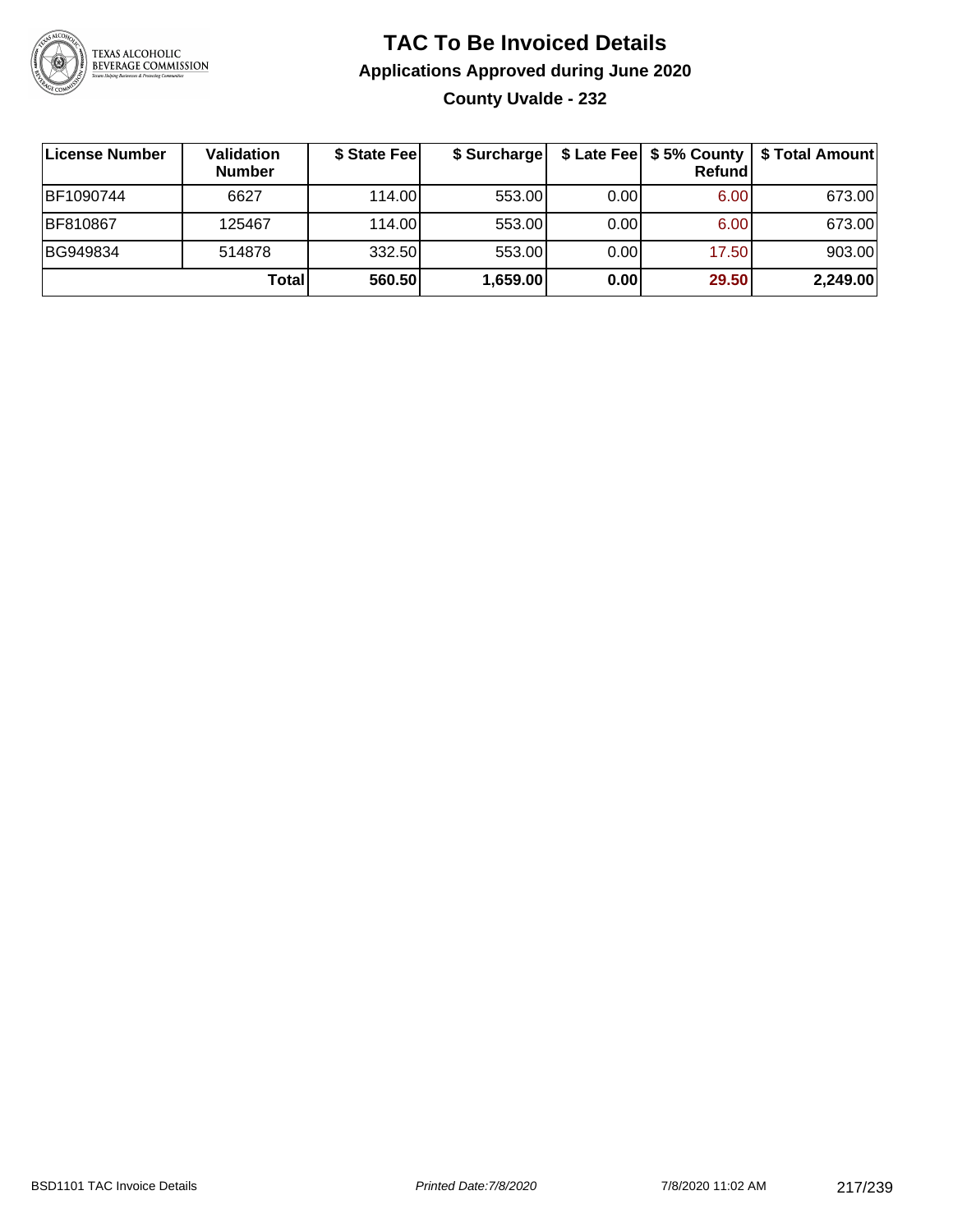# TAC To Be Invoiced Details

## Applications Approved during June 2020

### County Uvalde - 232

| License Number | Validation Number | $ State Fee | $ Surcharge | $ Late Fee | $ 5% County Refund | $ Total Amount |
|---|---|---|---|---|---|---|
| BF1090744 | 6627 | 114.00 | 553.00 | 0.00 | 6.00 | 673.00 |
| BF810867 | 125467 | 114.00 | 553.00 | 0.00 | 6.00 | 673.00 |
| BG949834 | 514878 | 332.50 | 553.00 | 0.00 | 17.50 | 903.00 |
| | **Total** | **560.50** | **1,659.00** | **0.00** | **29.50** | **2,249.00** |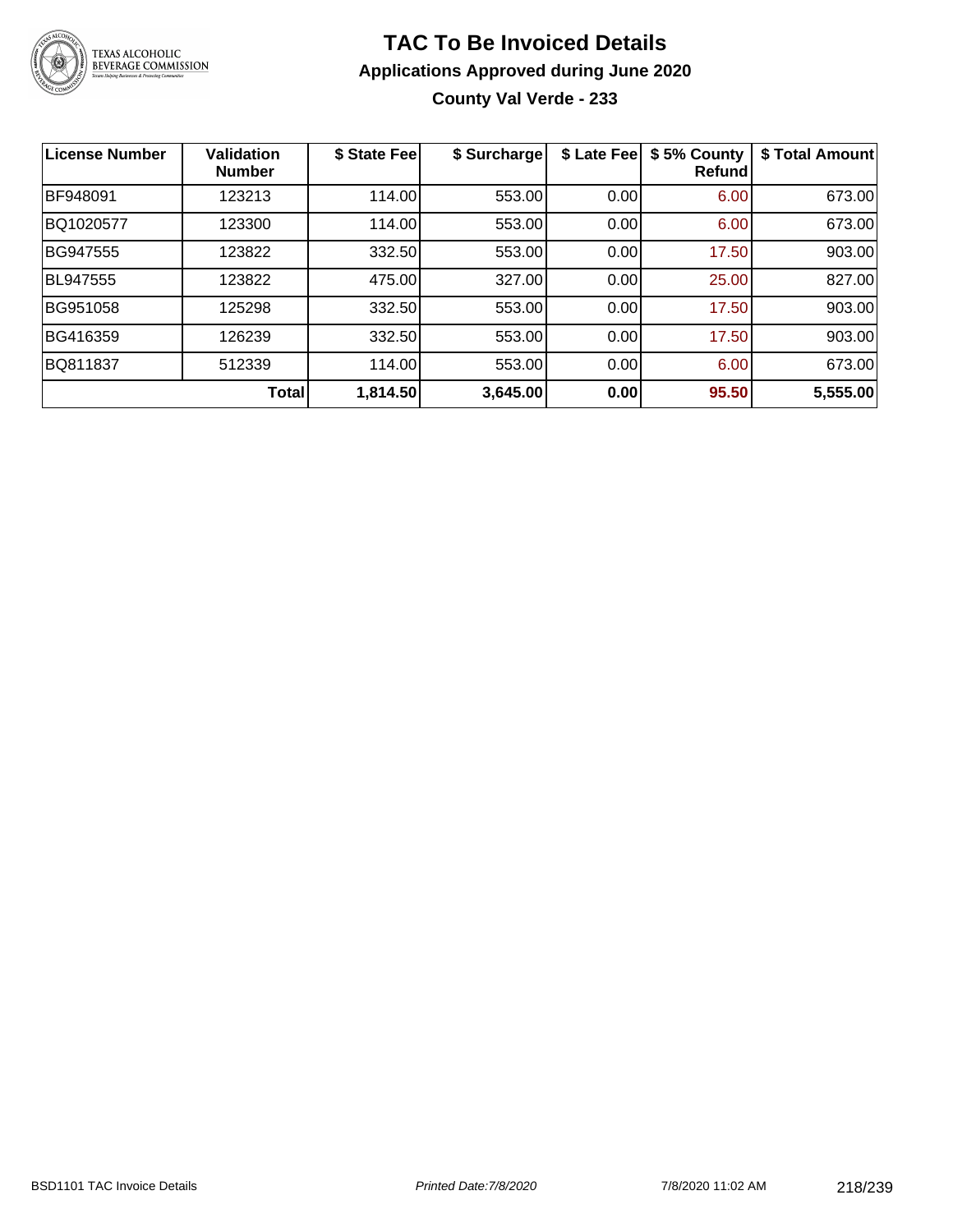# TAC To Be Invoiced Details

## Applications Approved during June 2020

### County Val Verde - 233

| License Number | Validation Number | $ State Fee | $ Surcharge | $ Late Fee | $ 5% County Refund | $ Total Amount |
|---|---|---|---|---|---|---|
| BF948091 | 123213 | 114.00 | 553.00 | 0.00 | 6.00 | 673.00 |
| BQ1020577 | 123300 | 114.00 | 553.00 | 0.00 | 6.00 | 673.00 |
| BG947555 | 123822 | 332.50 | 553.00 | 0.00 | 17.50 | 903.00 |
| BL947555 | 123822 | 475.00 | 327.00 | 0.00 | 25.00 | 827.00 |
| BG951058 | 125298 | 332.50 | 553.00 | 0.00 | 17.50 | 903.00 |
| BG416359 | 126239 | 332.50 | 553.00 | 0.00 | 17.50 | 903.00 |
| BQ811837 | 512339 | 114.00 | 553.00 | 0.00 | 6.00 | 673.00 |
| | **Total** | **1,814.50** | **3,645.00** | **0.00** | **95.50** | **5,555.00** |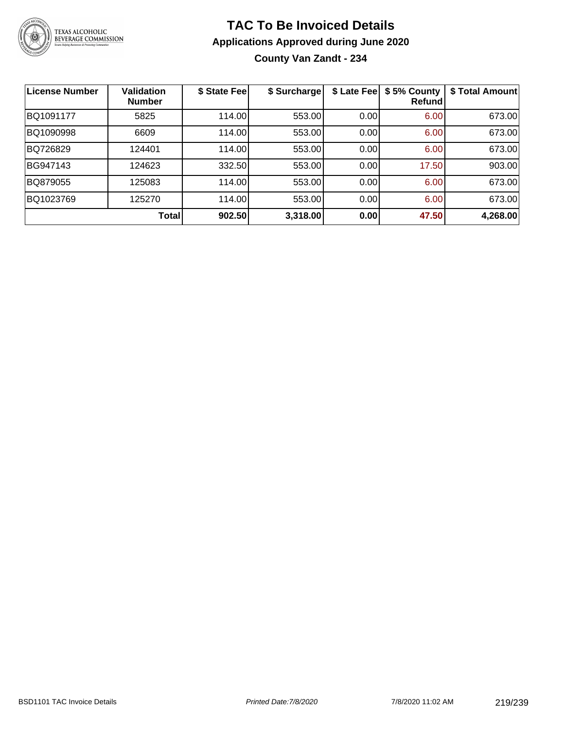# TAC To Be Invoiced Details

## Applications Approved during June 2020

### County Van Zandt - 234

| License Number | Validation Number | $ State Fee | $ Surcharge | $ Late Fee | $ 5% County Refund | $ Total Amount |
|---|---|---|---|---|---|---|
| BQ1091177 | 5825 | 114.00 | 553.00 | 0.00 | 6.00 | 673.00 |
| BQ1090998 | 6609 | 114.00 | 553.00 | 0.00 | 6.00 | 673.00 |
| BQ726829 | 124401 | 114.00 | 553.00 | 0.00 | 6.00 | 673.00 |
| BG947143 | 124623 | 332.50 | 553.00 | 0.00 | 17.50 | 903.00 |
| BQ879055 | 125083 | 114.00 | 553.00 | 0.00 | 6.00 | 673.00 |
| BQ1023769 | 125270 | 114.00 | 553.00 | 0.00 | 6.00 | 673.00 |
| | **Total** | **902.50** | **3,318.00** | **0.00** | **47.50** | **4,268.00** |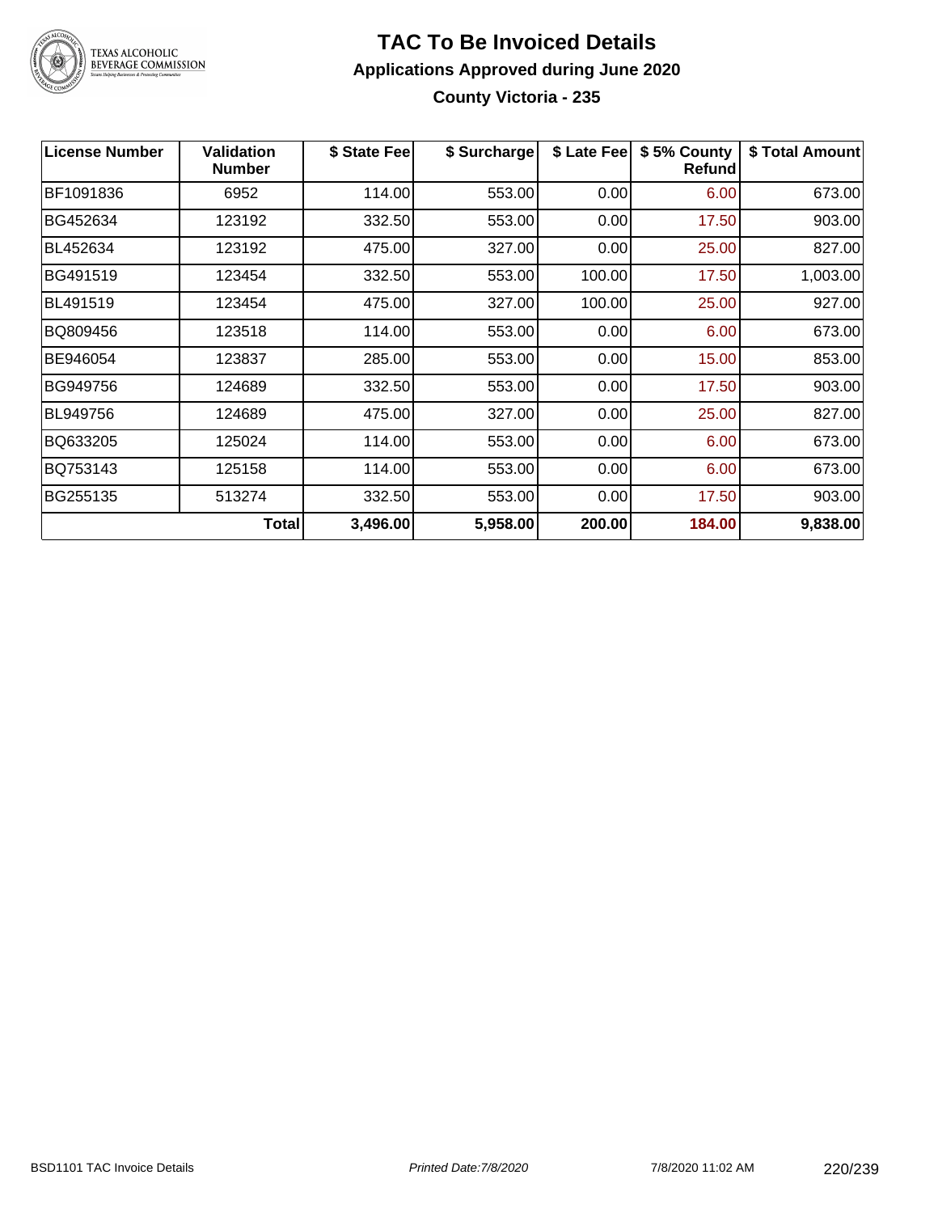# TAC To Be Invoiced Details

## Applications Approved during June 2020

### County Victoria - 235

| License Number | Validation Number | $ State Fee | $ Surcharge | $ Late Fee | $ 5% County Refund | $ Total Amount |
|---|---|---|---|---|---|---|
| BF1091836 | 6952 | 114.00 | 553.00 | 0.00 | 6.00 | 673.00 |
| BG452634 | 123192 | 332.50 | 553.00 | 0.00 | 17.50 | 903.00 |
| BL452634 | 123192 | 475.00 | 327.00 | 0.00 | 25.00 | 827.00 |
| BG491519 | 123454 | 332.50 | 553.00 | 100.00 | 17.50 | 1,003.00 |
| BL491519 | 123454 | 475.00 | 327.00 | 100.00 | 25.00 | 927.00 |
| BQ809456 | 123518 | 114.00 | 553.00 | 0.00 | 6.00 | 673.00 |
| BE946054 | 123837 | 285.00 | 553.00 | 0.00 | 15.00 | 853.00 |
| BG949756 | 124689 | 332.50 | 553.00 | 0.00 | 17.50 | 903.00 |
| BL949756 | 124689 | 475.00 | 327.00 | 0.00 | 25.00 | 827.00 |
| BQ633205 | 125024 | 114.00 | 553.00 | 0.00 | 6.00 | 673.00 |
| BQ753143 | 125158 | 114.00 | 553.00 | 0.00 | 6.00 | 673.00 |
| BG255135 | 513274 | 332.50 | 553.00 | 0.00 | 17.50 | 903.00 |
| | **Total** | **3,496.00** | **5,958.00** | **200.00** | **184.00** | **9,838.00** |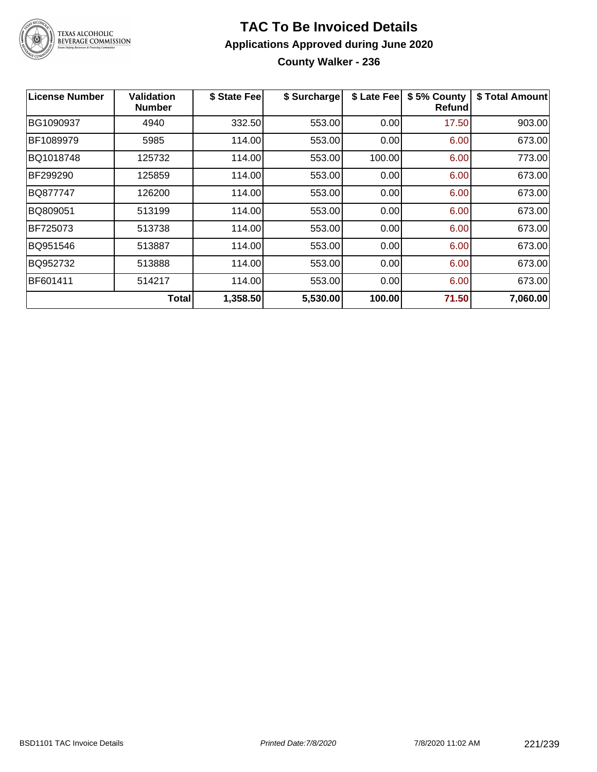# TAC To Be Invoiced Details

## Applications Approved during June 2020

### County Walker - 236

| License Number | Validation Number | $ State Fee | $ Surcharge | $ Late Fee | $ 5% County Refund | $ Total Amount |
|---|---|---|---|---|---|---|
| BG1090937 | 4940 | 332.50 | 553.00 | 0.00 | 17.50 | 903.00 |
| BF1089979 | 5985 | 114.00 | 553.00 | 0.00 | 6.00 | 673.00 |
| BQ1018748 | 125732 | 114.00 | 553.00 | 100.00 | 6.00 | 773.00 |
| BF299290 | 125859 | 114.00 | 553.00 | 0.00 | 6.00 | 673.00 |
| BQ877747 | 126200 | 114.00 | 553.00 | 0.00 | 6.00 | 673.00 |
| BQ809051 | 513199 | 114.00 | 553.00 | 0.00 | 6.00 | 673.00 |
| BF725073 | 513738 | 114.00 | 553.00 | 0.00 | 6.00 | 673.00 |
| BQ951546 | 513887 | 114.00 | 553.00 | 0.00 | 6.00 | 673.00 |
| BQ952732 | 513888 | 114.00 | 553.00 | 0.00 | 6.00 | 673.00 |
| BF601411 | 514217 | 114.00 | 553.00 | 0.00 | 6.00 | 673.00 |
| | **Total** | **1,358.50** | **5,530.00** | **100.00** | **71.50** | **7,060.00** |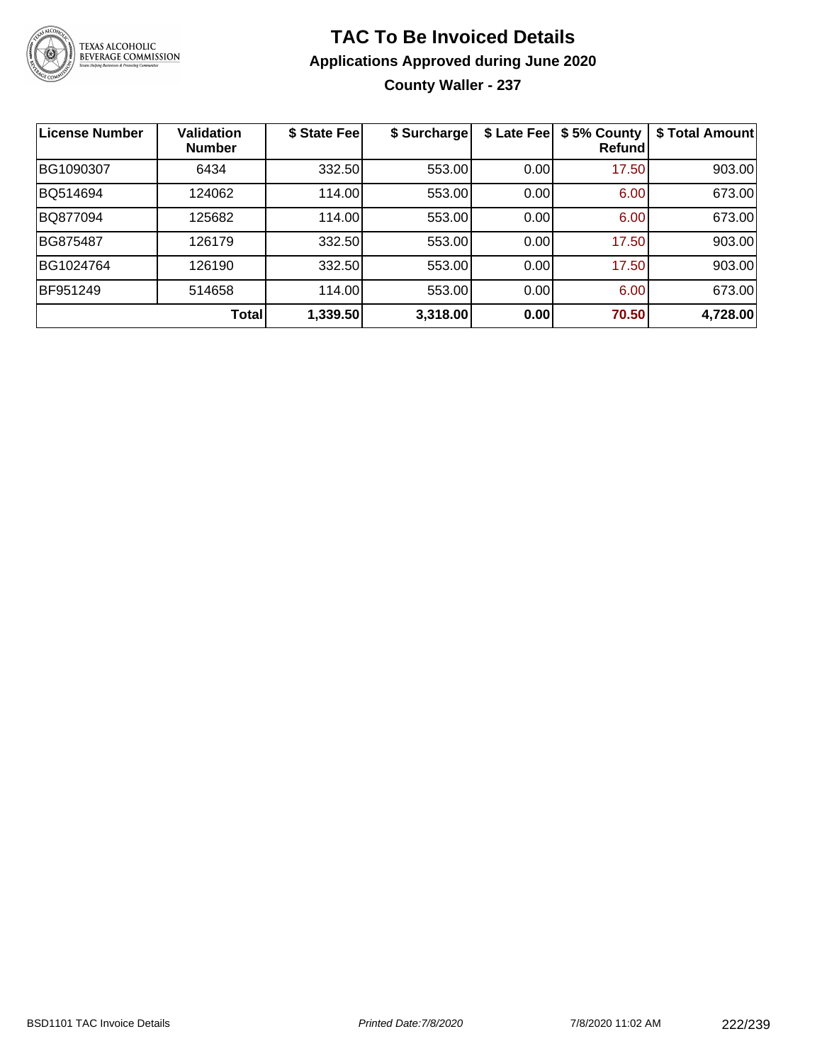# TAC To Be Invoiced Details

## Applications Approved during June 2020

### County Waller - 237

| License Number | Validation Number | $ State Fee | $ Surcharge | $ Late Fee | $ 5% County Refund | $ Total Amount |
|---|---|---|---|---|---|---|
| BG1090307 | 6434 | 332.50 | 553.00 | 0.00 | 17.50 | 903.00 |
| BQ514694 | 124062 | 114.00 | 553.00 | 0.00 | 6.00 | 673.00 |
| BQ877094 | 125682 | 114.00 | 553.00 | 0.00 | 6.00 | 673.00 |
| BG875487 | 126179 | 332.50 | 553.00 | 0.00 | 17.50 | 903.00 |
| BG1024764 | 126190 | 332.50 | 553.00 | 0.00 | 17.50 | 903.00 |
| BF951249 | 514658 | 114.00 | 553.00 | 0.00 | 6.00 | 673.00 |
| | **Total** | **1,339.50** | **3,318.00** | **0.00** | **70.50** | **4,728.00** |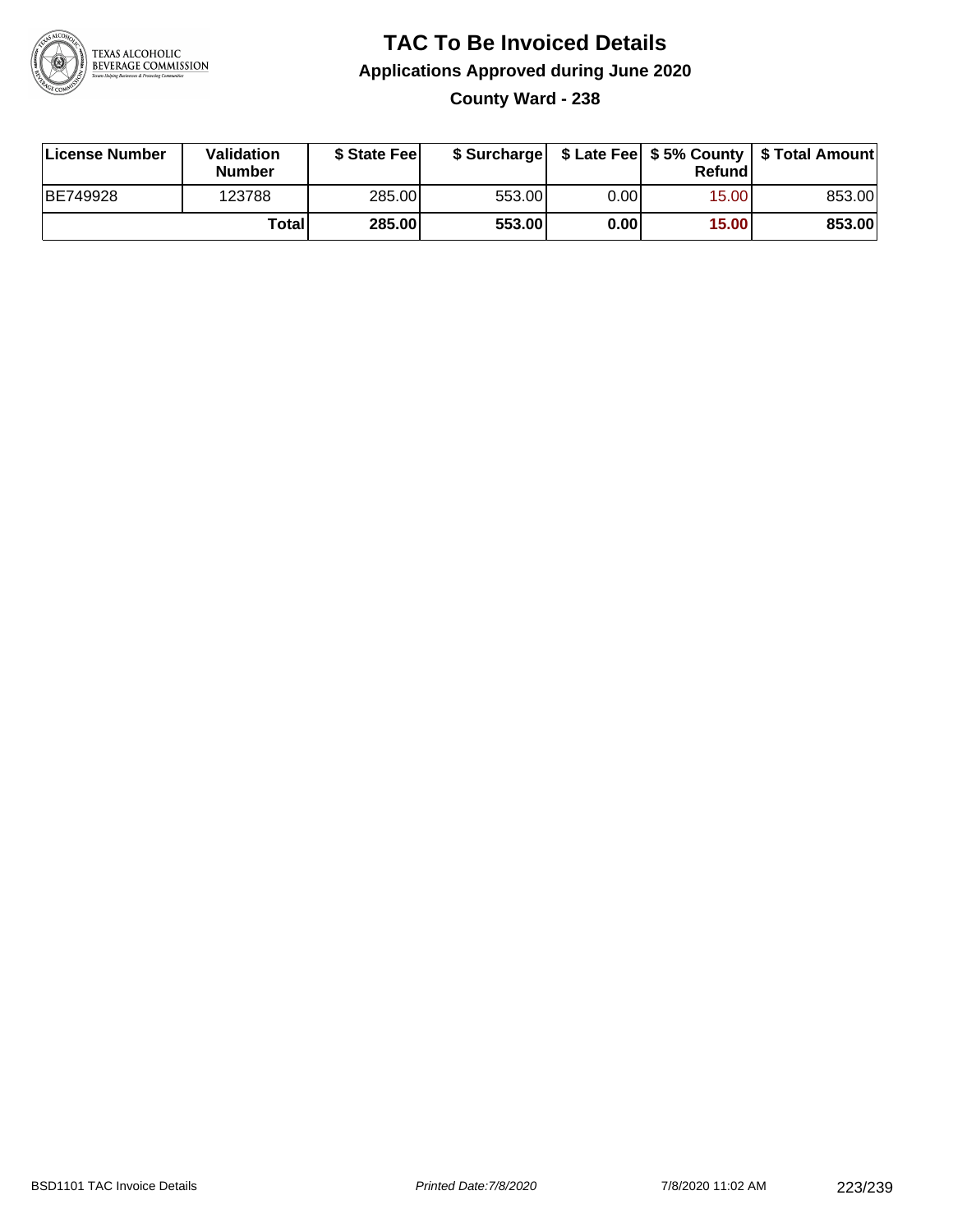# TAC To Be Invoiced Details

## Applications Approved during June 2020

### County Ward - 238

| License Number | Validation Number | $ State Fee | $ Surcharge | $ Late Fee | $ 5% County Refund | $ Total Amount |
|---|---|---|---|---|---|---|
| BE749928 | 123788 | 285.00 | 553.00 | 0.00 | 15.00 | 853.00 |
| | **Total** | **285.00** | **553.00** | **0.00** | **15.00** | **853.00** |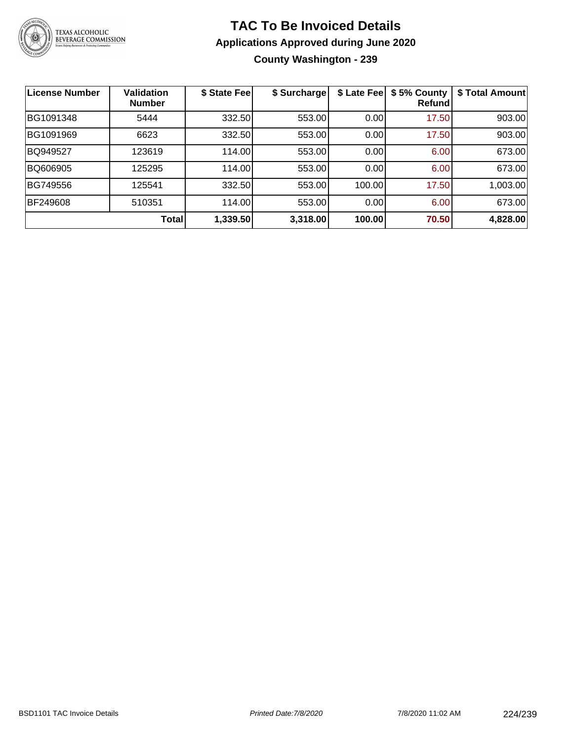# TAC To Be Invoiced Details

## Applications Approved during June 2020

### County Washington - 239

| License Number | Validation Number | $ State Fee | $ Surcharge | $ Late Fee | $ 5% County Refund | $ Total Amount |
|---|---|---|---|---|---|---|
| BG1091348 | 5444 | 332.50 | 553.00 | 0.00 | 17.50 | 903.00 |
| BG1091969 | 6623 | 332.50 | 553.00 | 0.00 | 17.50 | 903.00 |
| BQ949527 | 123619 | 114.00 | 553.00 | 0.00 | 6.00 | 673.00 |
| BQ606905 | 125295 | 114.00 | 553.00 | 0.00 | 6.00 | 673.00 |
| BG749556 | 125541 | 332.50 | 553.00 | 100.00 | 17.50 | 1,003.00 |
| BF249608 | 510351 | 114.00 | 553.00 | 0.00 | 6.00 | 673.00 |
| | **Total** | **1,339.50** | **3,318.00** | **100.00** | **70.50** | **4,828.00** |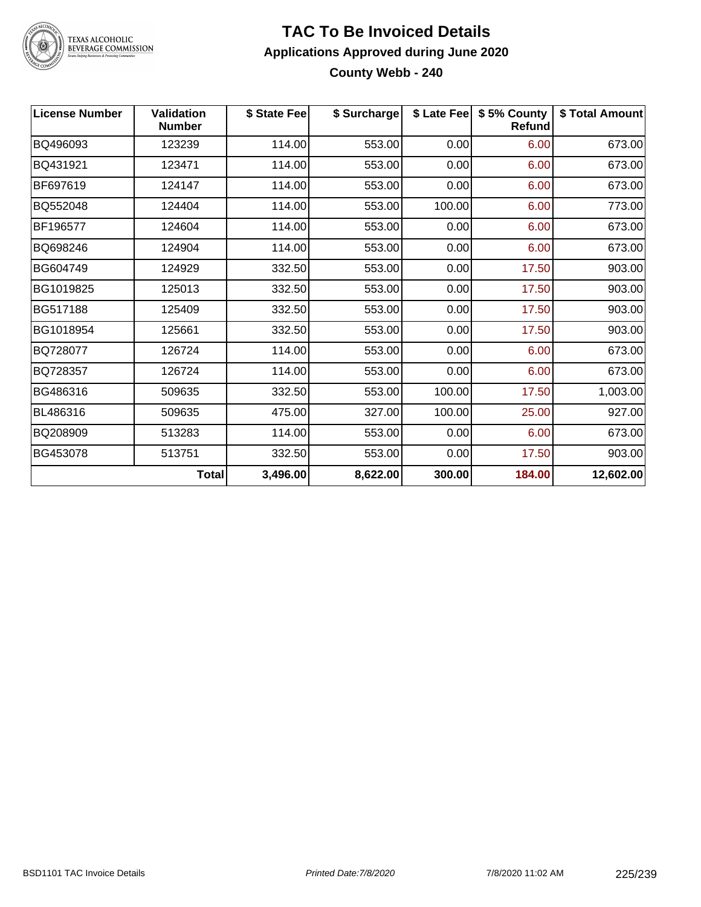# TAC To Be Invoiced Details

## Applications Approved during June 2020

### County Webb - 240

| License Number | Validation Number | $ State Fee | $ Surcharge | $ Late Fee | $ 5% County Refund | $ Total Amount |
|---|---|---|---|---|---|---|
| BQ496093 | 123239 | 114.00 | 553.00 | 0.00 | 6.00 | 673.00 |
| BQ431921 | 123471 | 114.00 | 553.00 | 0.00 | 6.00 | 673.00 |
| BF697619 | 124147 | 114.00 | 553.00 | 0.00 | 6.00 | 673.00 |
| BQ552048 | 124404 | 114.00 | 553.00 | 100.00 | 6.00 | 773.00 |
| BF196577 | 124604 | 114.00 | 553.00 | 0.00 | 6.00 | 673.00 |
| BQ698246 | 124904 | 114.00 | 553.00 | 0.00 | 6.00 | 673.00 |
| BG604749 | 124929 | 332.50 | 553.00 | 0.00 | 17.50 | 903.00 |
| BG1019825 | 125013 | 332.50 | 553.00 | 0.00 | 17.50 | 903.00 |
| BG517188 | 125409 | 332.50 | 553.00 | 0.00 | 17.50 | 903.00 |
| BG1018954 | 125661 | 332.50 | 553.00 | 0.00 | 17.50 | 903.00 |
| BQ728077 | 126724 | 114.00 | 553.00 | 0.00 | 6.00 | 673.00 |
| BQ728357 | 126724 | 114.00 | 553.00 | 0.00 | 6.00 | 673.00 |
| BG486316 | 509635 | 332.50 | 553.00 | 100.00 | 17.50 | 1,003.00 |
| BL486316 | 509635 | 475.00 | 327.00 | 100.00 | 25.00 | 927.00 |
| BQ208909 | 513283 | 114.00 | 553.00 | 0.00 | 6.00 | 673.00 |
| BG453078 | 513751 | 332.50 | 553.00 | 0.00 | 17.50 | 903.00 |
| | **Total** | **3,496.00** | **8,622.00** | **300.00** | **184.00** | **12,602.00** |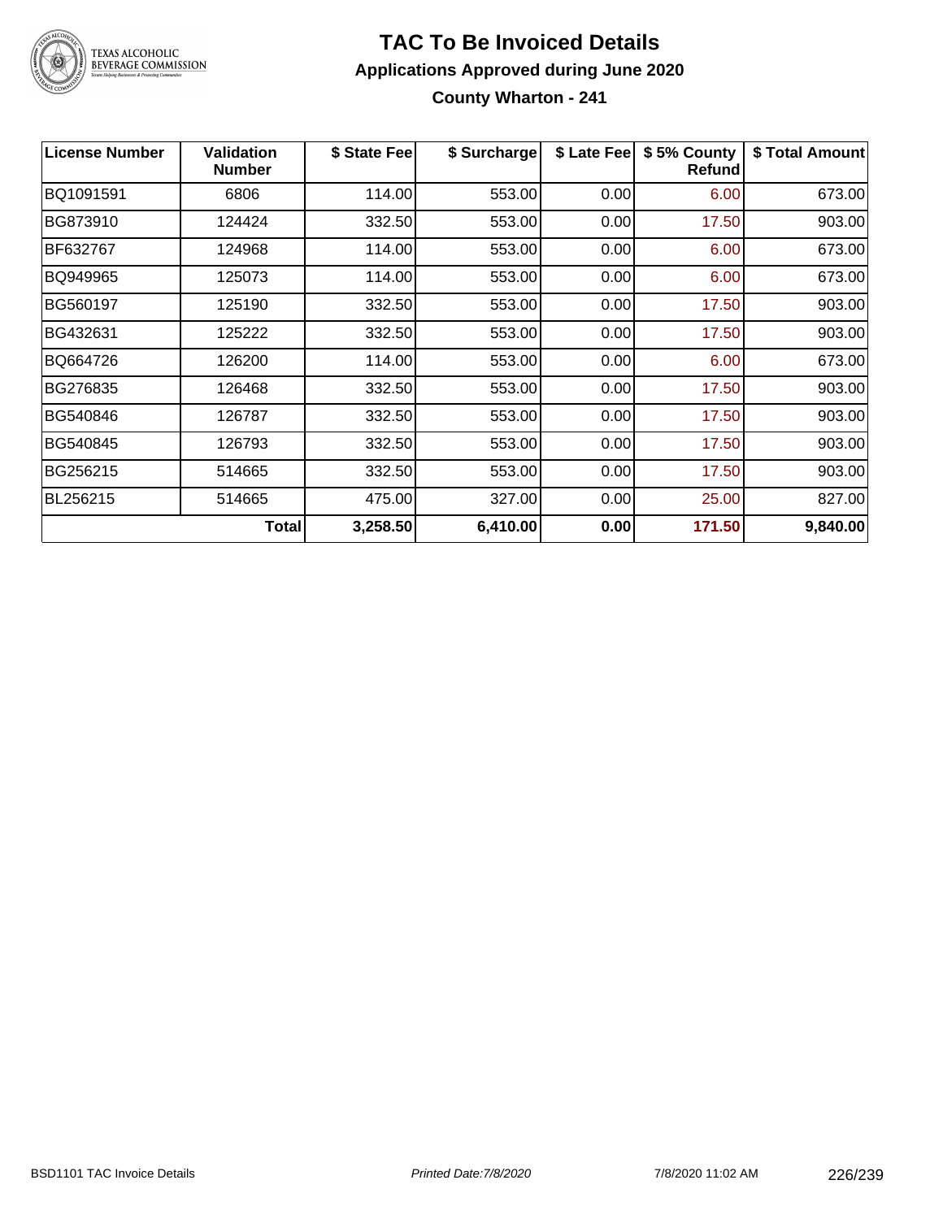# TAC To Be Invoiced Details

## Applications Approved during June 2020

### County Wharton - 241

| License Number | Validation Number | $ State Fee | $ Surcharge | $ Late Fee | $ 5% County Refund | $ Total Amount |
|---|---|---|---|---|---|---|
| BQ1091591 | 6806 | 114.00 | 553.00 | 0.00 | 6.00 | 673.00 |
| BG873910 | 124424 | 332.50 | 553.00 | 0.00 | 17.50 | 903.00 |
| BF632767 | 124968 | 114.00 | 553.00 | 0.00 | 6.00 | 673.00 |
| BQ949965 | 125073 | 114.00 | 553.00 | 0.00 | 6.00 | 673.00 |
| BG560197 | 125190 | 332.50 | 553.00 | 0.00 | 17.50 | 903.00 |
| BG432631 | 125222 | 332.50 | 553.00 | 0.00 | 17.50 | 903.00 |
| BQ664726 | 126200 | 114.00 | 553.00 | 0.00 | 6.00 | 673.00 |
| BG276835 | 126468 | 332.50 | 553.00 | 0.00 | 17.50 | 903.00 |
| BG540846 | 126787 | 332.50 | 553.00 | 0.00 | 17.50 | 903.00 |
| BG540845 | 126793 | 332.50 | 553.00 | 0.00 | 17.50 | 903.00 |
| BG256215 | 514665 | 332.50 | 553.00 | 0.00 | 17.50 | 903.00 |
| BL256215 | 514665 | 475.00 | 327.00 | 0.00 | 25.00 | 827.00 |
| | **Total** | **3,258.50** | **6,410.00** | **0.00** | **171.50** | **9,840.00** |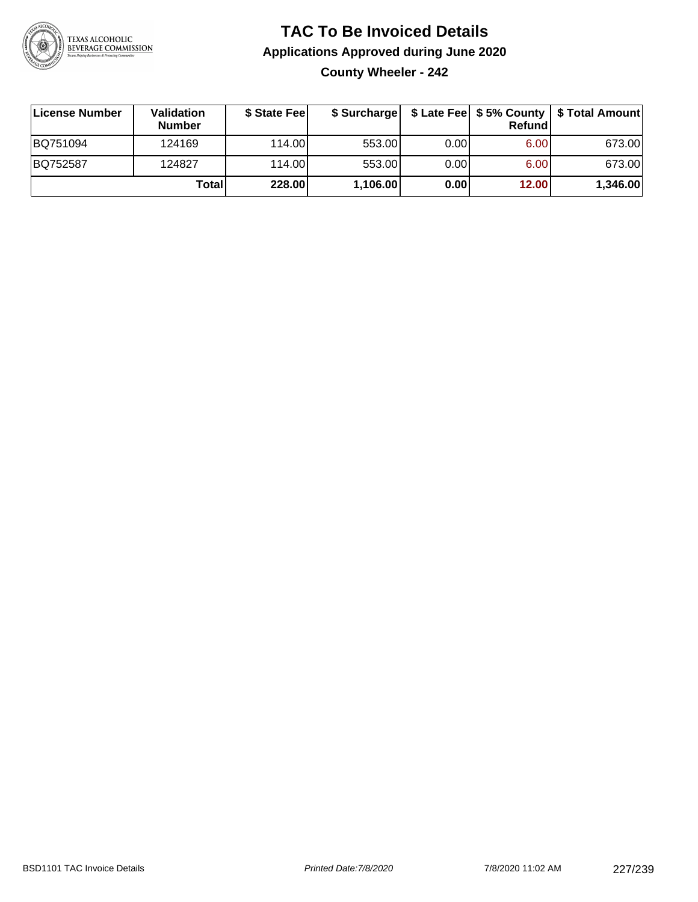# TAC To Be Invoiced Details

## Applications Approved during June 2020

### County Wheeler - 242

| License Number | Validation Number | $ State Fee | $ Surcharge | $ Late Fee | $ 5% County Refund | $ Total Amount |
|---|---|---|---|---|---|---|
| BQ751094 | 124169 | 114.00 | 553.00 | 0.00 | 6.00 | 673.00 |
| BQ752587 | 124827 | 114.00 | 553.00 | 0.00 | 6.00 | 673.00 |
| | **Total** | **228.00** | **1,106.00** | **0.00** | **12.00** | **1,346.00** |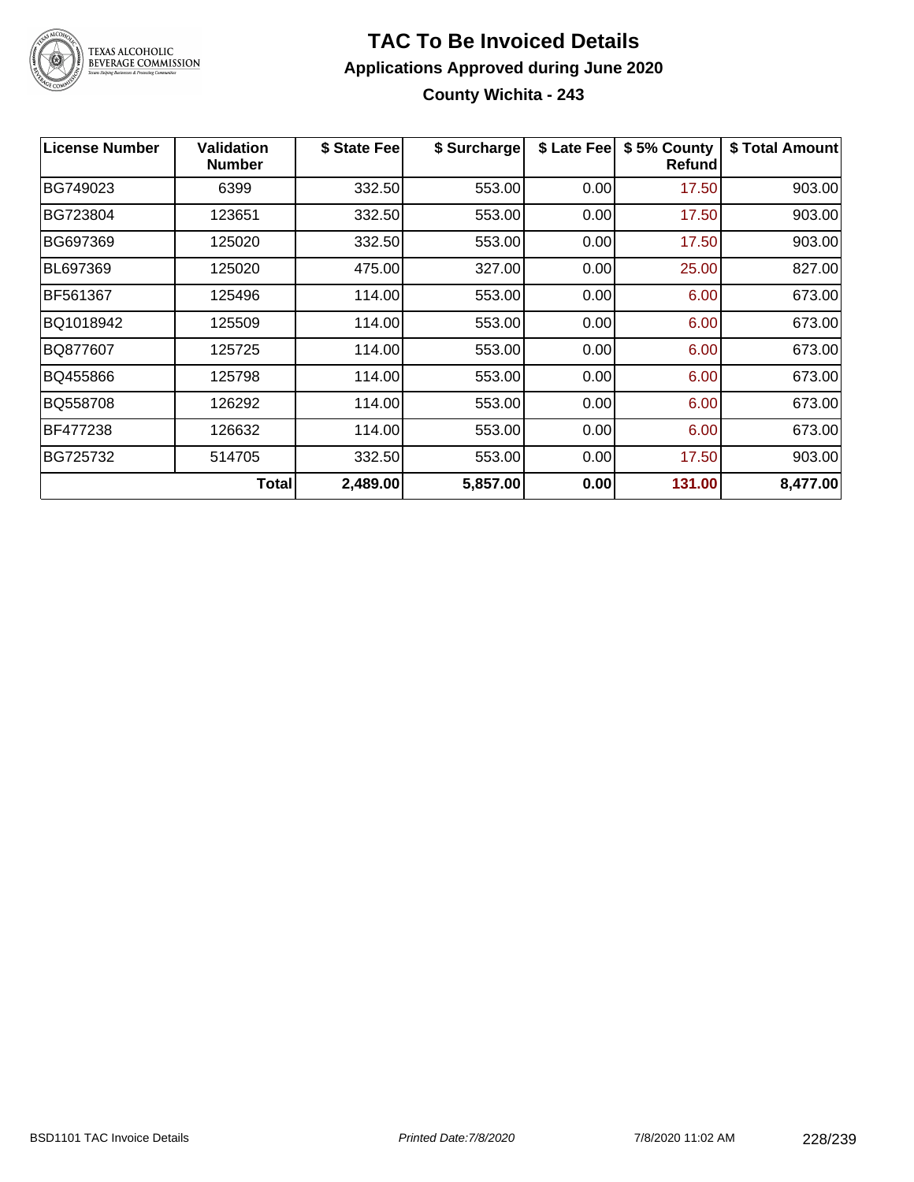# TAC To Be Invoiced Details

## Applications Approved during June 2020

### County Wichita - 243

| License Number | Validation Number | $ State Fee | $ Surcharge | $ Late Fee | $ 5% County Refund | $ Total Amount |
|---|---|---|---|---|---|---|
| BG749023 | 6399 | 332.50 | 553.00 | 0.00 | 17.50 | 903.00 |
| BG723804 | 123651 | 332.50 | 553.00 | 0.00 | 17.50 | 903.00 |
| BG697369 | 125020 | 332.50 | 553.00 | 0.00 | 17.50 | 903.00 |
| BL697369 | 125020 | 475.00 | 327.00 | 0.00 | 25.00 | 827.00 |
| BF561367 | 125496 | 114.00 | 553.00 | 0.00 | 6.00 | 673.00 |
| BQ1018942 | 125509 | 114.00 | 553.00 | 0.00 | 6.00 | 673.00 |
| BQ877607 | 125725 | 114.00 | 553.00 | 0.00 | 6.00 | 673.00 |
| BQ455866 | 125798 | 114.00 | 553.00 | 0.00 | 6.00 | 673.00 |
| BQ558708 | 126292 | 114.00 | 553.00 | 0.00 | 6.00 | 673.00 |
| BF477238 | 126632 | 114.00 | 553.00 | 0.00 | 6.00 | 673.00 |
| BG725732 | 514705 | 332.50 | 553.00 | 0.00 | 17.50 | 903.00 |
| | **Total** | **2,489.00** | **5,857.00** | **0.00** | **131.00** | **8,477.00** |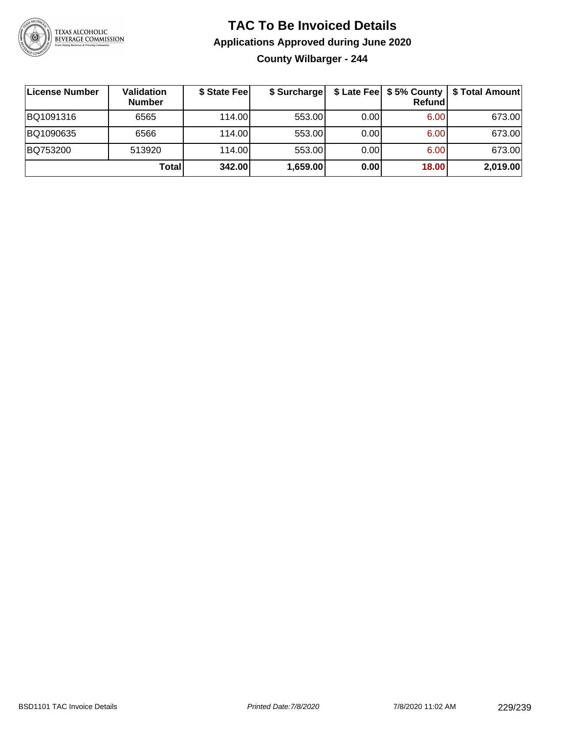# TAC To Be Invoiced Details

## Applications Approved during June 2020

### County Wilbarger - 244

| License Number | Validation Number | $ State Fee | $ Surcharge | $ Late Fee | $ 5% County Refund | $ Total Amount |
|---|---|---|---|---|---|---|
| BQ1091316 | 6565 | 114.00 | 553.00 | 0.00 | 6.00 | 673.00 |
| BQ1090635 | 6566 | 114.00 | 553.00 | 0.00 | 6.00 | 673.00 |
| BQ753200 | 513920 | 114.00 | 553.00 | 0.00 | 6.00 | 673.00 |
| | **Total** | **342.00** | **1,659.00** | **0.00** | **18.00** | **2,019.00** |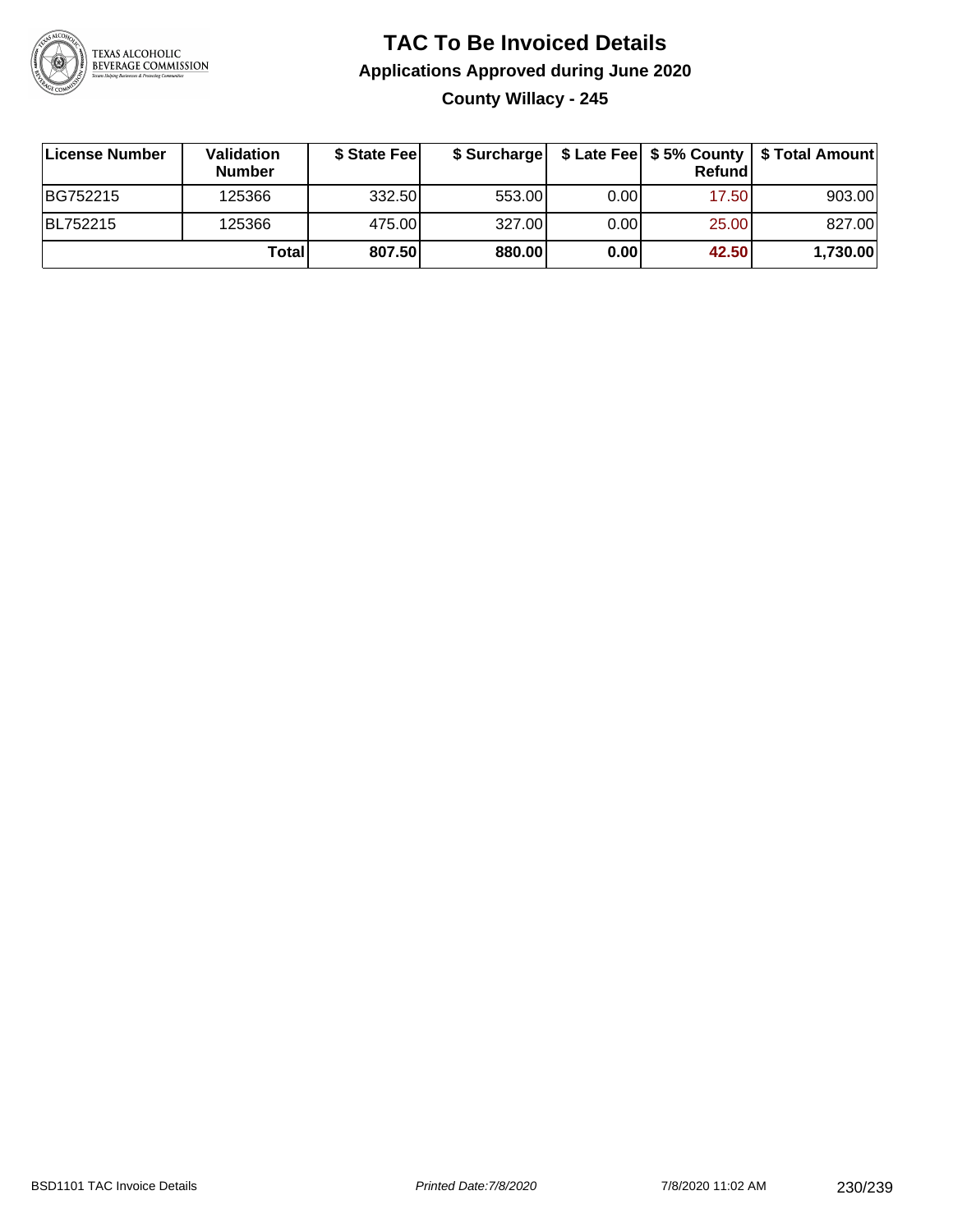# TAC To Be Invoiced Details

## Applications Approved during June 2020

### County Willacy - 245

| License Number | Validation Number | $ State Fee | $ Surcharge | $ Late Fee | $ 5% County Refund | $ Total Amount |
|---|---|---|---|---|---|---|
| BG752215 | 125366 | 332.50 | 553.00 | 0.00 | 17.50 | 903.00 |
| BL752215 | 125366 | 475.00 | 327.00 | 0.00 | 25.00 | 827.00 |
| | **Total** | **807.50** | **880.00** | **0.00** | **42.50** | **1,730.00** |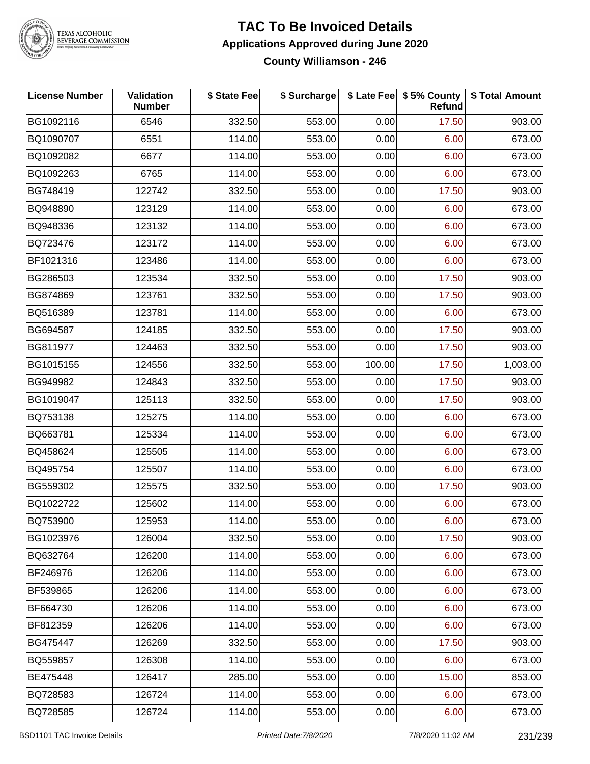# TAC To Be Invoiced Details

## Applications Approved during June 2020

### County Williamson - 246

| License Number | Validation Number | $ State Fee | $ Surcharge | $ Late Fee | $ 5% County Refund | $ Total Amount |
|---|---|---|---|---|---|---|
| BG1092116 | 6546 | 332.50 | 553.00 | 0.00 | 17.50 | 903.00 |
| BQ1090707 | 6551 | 114.00 | 553.00 | 0.00 | 6.00 | 673.00 |
| BQ1092082 | 6677 | 114.00 | 553.00 | 0.00 | 6.00 | 673.00 |
| BQ1092263 | 6765 | 114.00 | 553.00 | 0.00 | 6.00 | 673.00 |
| BG748419 | 122742 | 332.50 | 553.00 | 0.00 | 17.50 | 903.00 |
| BQ948890 | 123129 | 114.00 | 553.00 | 0.00 | 6.00 | 673.00 |
| BQ948336 | 123132 | 114.00 | 553.00 | 0.00 | 6.00 | 673.00 |
| BQ723476 | 123172 | 114.00 | 553.00 | 0.00 | 6.00 | 673.00 |
| BF1021316 | 123486 | 114.00 | 553.00 | 0.00 | 6.00 | 673.00 |
| BG286503 | 123534 | 332.50 | 553.00 | 0.00 | 17.50 | 903.00 |
| BG874869 | 123761 | 332.50 | 553.00 | 0.00 | 17.50 | 903.00 |
| BQ516389 | 123781 | 114.00 | 553.00 | 0.00 | 6.00 | 673.00 |
| BG694587 | 124185 | 332.50 | 553.00 | 0.00 | 17.50 | 903.00 |
| BG811977 | 124463 | 332.50 | 553.00 | 0.00 | 17.50 | 903.00 |
| BG1015155 | 124556 | 332.50 | 553.00 | 100.00 | 17.50 | 1,003.00 |
| BG949982 | 124843 | 332.50 | 553.00 | 0.00 | 17.50 | 903.00 |
| BG1019047 | 125113 | 332.50 | 553.00 | 0.00 | 17.50 | 903.00 |
| BQ753138 | 125275 | 114.00 | 553.00 | 0.00 | 6.00 | 673.00 |
| BQ663781 | 125334 | 114.00 | 553.00 | 0.00 | 6.00 | 673.00 |
| BQ458624 | 125505 | 114.00 | 553.00 | 0.00 | 6.00 | 673.00 |
| BQ495754 | 125507 | 114.00 | 553.00 | 0.00 | 6.00 | 673.00 |
| BG559302 | 125575 | 332.50 | 553.00 | 0.00 | 17.50 | 903.00 |
| BQ1022722 | 125602 | 114.00 | 553.00 | 0.00 | 6.00 | 673.00 |
| BQ753900 | 125953 | 114.00 | 553.00 | 0.00 | 6.00 | 673.00 |
| BG1023976 | 126004 | 332.50 | 553.00 | 0.00 | 17.50 | 903.00 |
| BQ632764 | 126200 | 114.00 | 553.00 | 0.00 | 6.00 | 673.00 |
| BF246976 | 126206 | 114.00 | 553.00 | 0.00 | 6.00 | 673.00 |
| BF539865 | 126206 | 114.00 | 553.00 | 0.00 | 6.00 | 673.00 |
| BF664730 | 126206 | 114.00 | 553.00 | 0.00 | 6.00 | 673.00 |
| BF812359 | 126206 | 114.00 | 553.00 | 0.00 | 6.00 | 673.00 |
| BG475447 | 126269 | 332.50 | 553.00 | 0.00 | 17.50 | 903.00 |
| BQ559857 | 126308 | 114.00 | 553.00 | 0.00 | 6.00 | 673.00 |
| BE475448 | 126417 | 285.00 | 553.00 | 0.00 | 15.00 | 853.00 |
| BQ728583 | 126724 | 114.00 | 553.00 | 0.00 | 6.00 | 673.00 |
| BQ728585 | 126724 | 114.00 | 553.00 | 0.00 | 6.00 | 673.00 |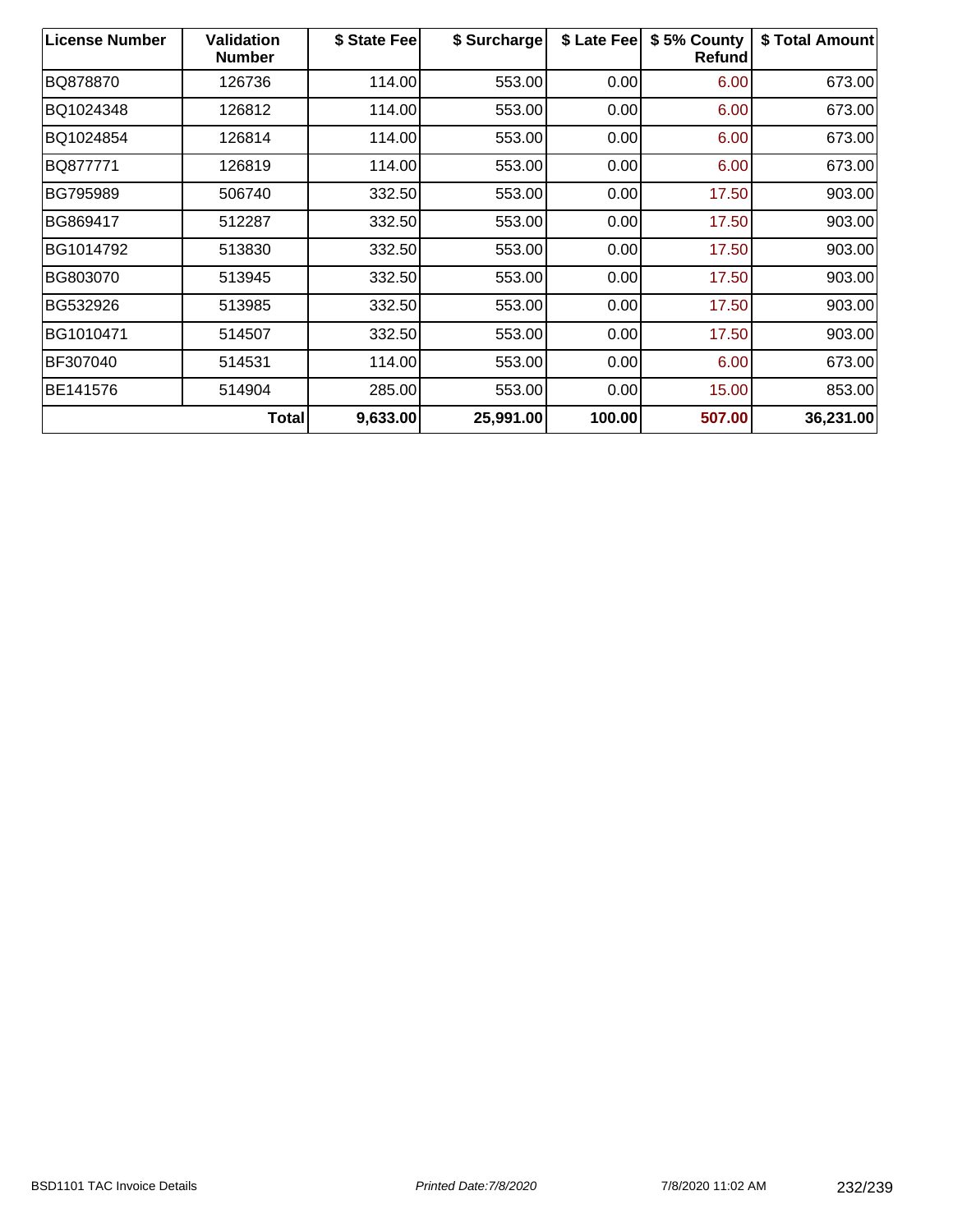| License Number | Validation Number | $ State Fee | $ Surcharge | $ Late Fee | $ 5% County Refund | $ Total Amount |
|---|---|---|---|---|---|---|
| BQ878870 | 126736 | 114.00 | 553.00 | 0.00 | 6.00 | 673.00 |
| BQ1024348 | 126812 | 114.00 | 553.00 | 0.00 | 6.00 | 673.00 |
| BQ1024854 | 126814 | 114.00 | 553.00 | 0.00 | 6.00 | 673.00 |
| BQ877771 | 126819 | 114.00 | 553.00 | 0.00 | 6.00 | 673.00 |
| BG795989 | 506740 | 332.50 | 553.00 | 0.00 | 17.50 | 903.00 |
| BG869417 | 512287 | 332.50 | 553.00 | 0.00 | 17.50 | 903.00 |
| BG1014792 | 513830 | 332.50 | 553.00 | 0.00 | 17.50 | 903.00 |
| BG803070 | 513945 | 332.50 | 553.00 | 0.00 | 17.50 | 903.00 |
| BG532926 | 513985 | 332.50 | 553.00 | 0.00 | 17.50 | 903.00 |
| BG1010471 | 514507 | 332.50 | 553.00 | 0.00 | 17.50 | 903.00 |
| BF307040 | 514531 | 114.00 | 553.00 | 0.00 | 6.00 | 673.00 |
| BE141576 | 514904 | 285.00 | 553.00 | 0.00 | 15.00 | 853.00 |
| | **Total** | **9,633.00** | **25,991.00** | **100.00** | **507.00** | **36,231.00** |

BSD1101 TAC Invoice Details *Printed Date:7/8/2020* 7/8/2020 11:02 AM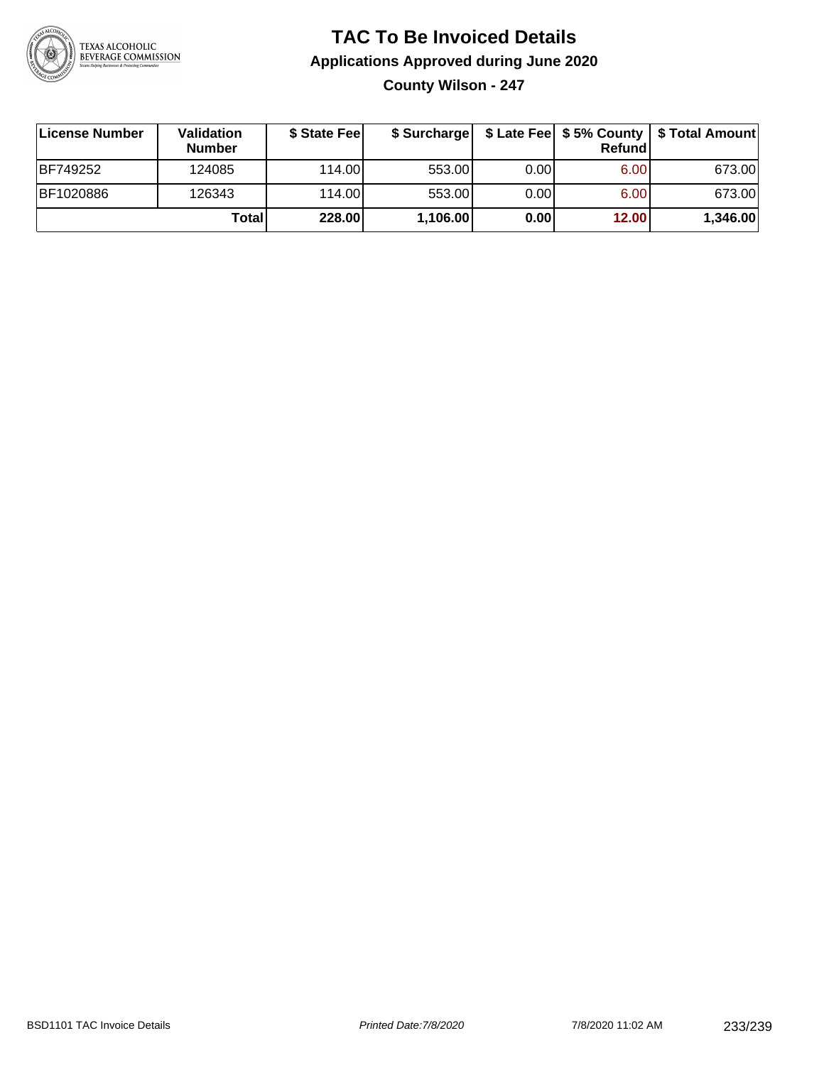# TAC To Be Invoiced Details

## Applications Approved during June 2020

### County Wilson - 247

| License Number | Validation Number | $ State Fee | $ Surcharge | $ Late Fee | $ 5% County Refund | $ Total Amount |
|---|---|---|---|---|---|---|
| BF749252 | 124085 | 114.00 | 553.00 | 0.00 | 6.00 | 673.00 |
| BF1020886 | 126343 | 114.00 | 553.00 | 0.00 | 6.00 | 673.00 |
| | **Total** | **228.00** | **1,106.00** | **0.00** | **12.00** | **1,346.00** |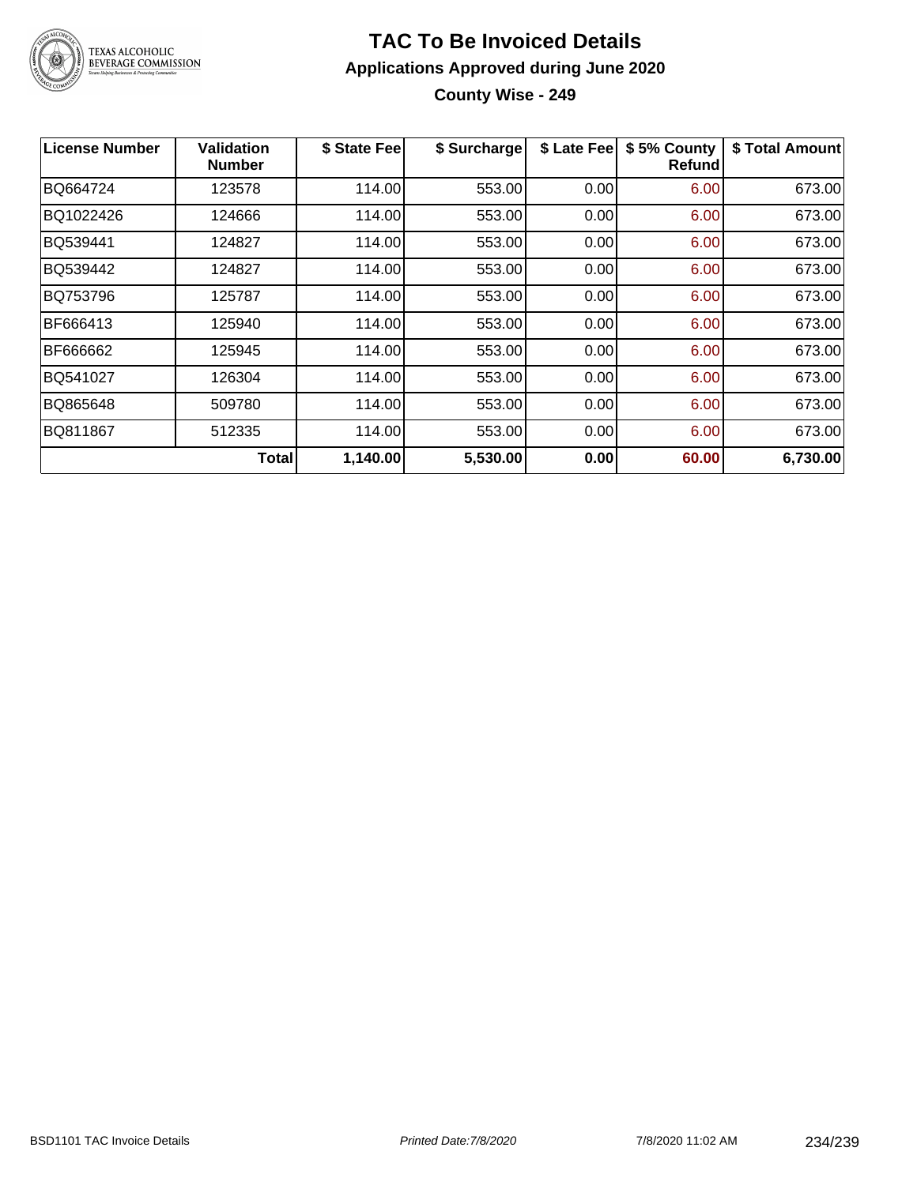# TAC To Be Invoiced Details

## Applications Approved during June 2020

### County Wise - 249

| License Number | Validation Number | $ State Fee | $ Surcharge | $ Late Fee | $ 5% County Refund | $ Total Amount |
|---|---|---|---|---|---|---|
| BQ664724 | 123578 | 114.00 | 553.00 | 0.00 | 6.00 | 673.00 |
| BQ1022426 | 124666 | 114.00 | 553.00 | 0.00 | 6.00 | 673.00 |
| BQ539441 | 124827 | 114.00 | 553.00 | 0.00 | 6.00 | 673.00 |
| BQ539442 | 124827 | 114.00 | 553.00 | 0.00 | 6.00 | 673.00 |
| BQ753796 | 125787 | 114.00 | 553.00 | 0.00 | 6.00 | 673.00 |
| BF666413 | 125940 | 114.00 | 553.00 | 0.00 | 6.00 | 673.00 |
| BF666662 | 125945 | 114.00 | 553.00 | 0.00 | 6.00 | 673.00 |
| BQ541027 | 126304 | 114.00 | 553.00 | 0.00 | 6.00 | 673.00 |
| BQ865648 | 509780 | 114.00 | 553.00 | 0.00 | 6.00 | 673.00 |
| BQ811867 | 512335 | 114.00 | 553.00 | 0.00 | 6.00 | 673.00 |
| | **Total** | **1,140.00** | **5,530.00** | **0.00** | **60.00** | **6,730.00** |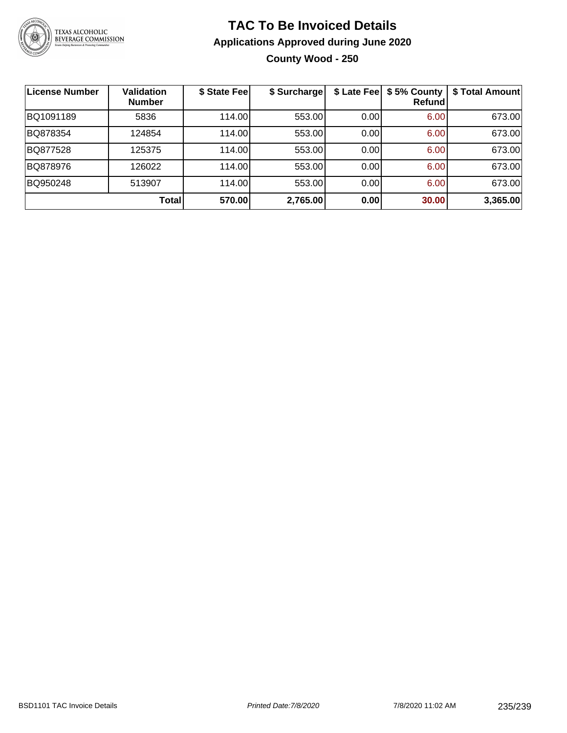# TAC To Be Invoiced Details

## Applications Approved during June 2020

### County Wood - 250

| License Number | Validation Number | $ State Fee | $ Surcharge | $ Late Fee | $ 5% County Refund | $ Total Amount |
|---|---|---|---|---|---|---|
| BQ1091189 | 5836 | 114.00 | 553.00 | 0.00 | 6.00 | 673.00 |
| BQ878354 | 124854 | 114.00 | 553.00 | 0.00 | 6.00 | 673.00 |
| BQ877528 | 125375 | 114.00 | 553.00 | 0.00 | 6.00 | 673.00 |
| BQ878976 | 126022 | 114.00 | 553.00 | 0.00 | 6.00 | 673.00 |
| BQ950248 | 513907 | 114.00 | 553.00 | 0.00 | 6.00 | 673.00 |
| | **Total** | **570.00** | **2,765.00** | **0.00** | **30.00** | **3,365.00** |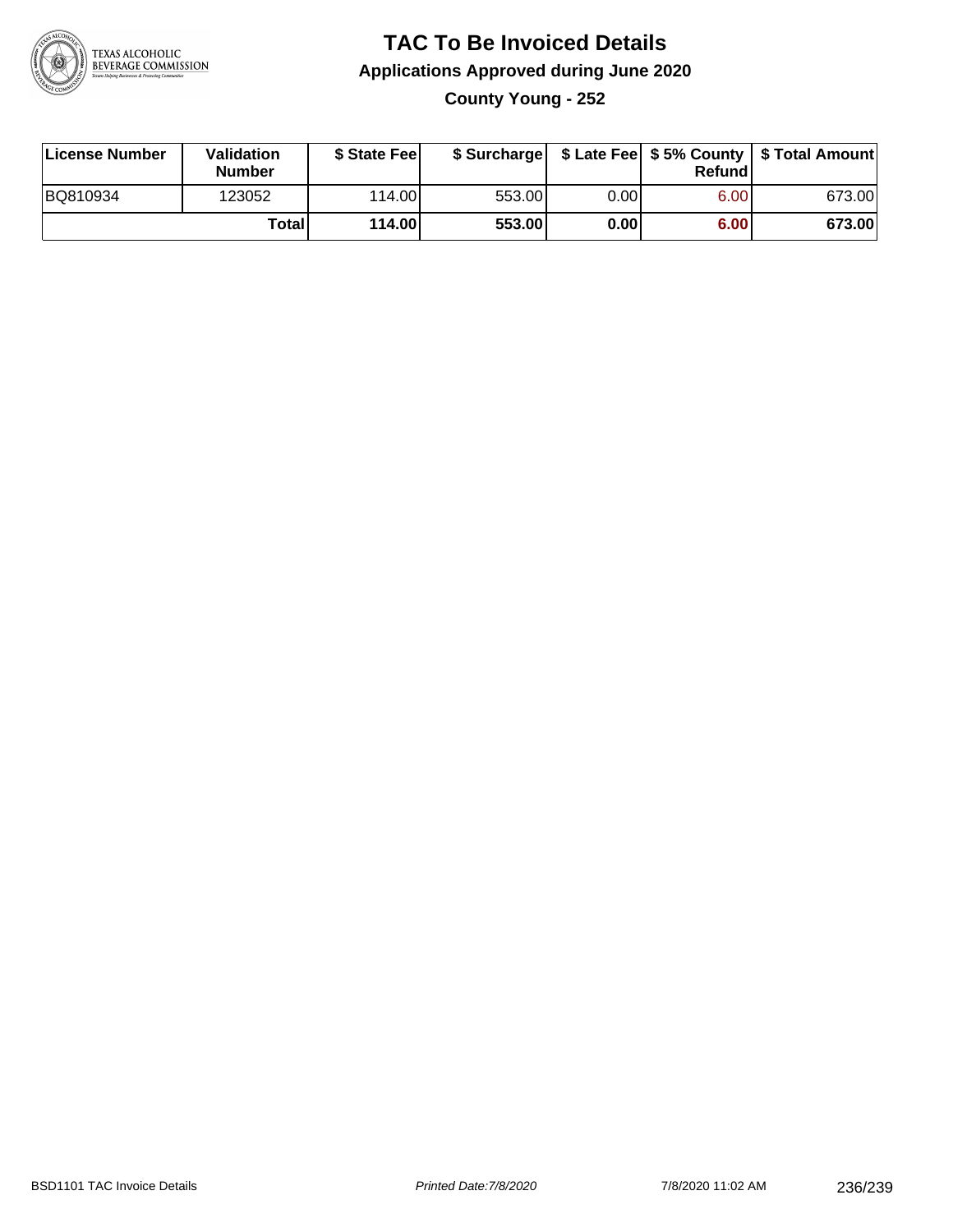# TAC To Be Invoiced Details

## Applications Approved during June 2020

### County Young - 252

| License Number | Validation Number | $ State Fee | $ Surcharge | $ Late Fee | $ 5% County Refund | $ Total Amount |
|---|---|---|---|---|---|---|
| BQ810934 | 123052 | 114.00 | 553.00 | 0.00 | 6.00 | 673.00 |
| | **Total** | **114.00** | **553.00** | **0.00** | **6.00** | **673.00** |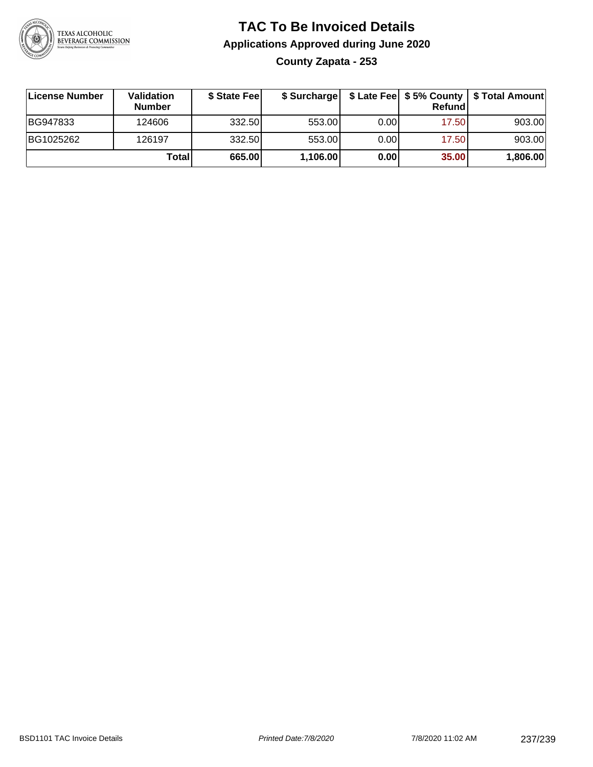# TAC To Be Invoiced Details

## Applications Approved during June 2020

### County Zapata - 253

| License Number | Validation Number | $ State Fee | $ Surcharge | $ Late Fee | $ 5% County Refund | $ Total Amount |
|---|---|---|---|---|---|---|
| BG947833 | 124606 | 332.50 | 553.00 | 0.00 | 17.50 | 903.00 |
| BG1025262 | 126197 | 332.50 | 553.00 | 0.00 | 17.50 | 903.00 |
| | **Total** | **665.00** | **1,106.00** | **0.00** | **35.00** | **1,806.00** |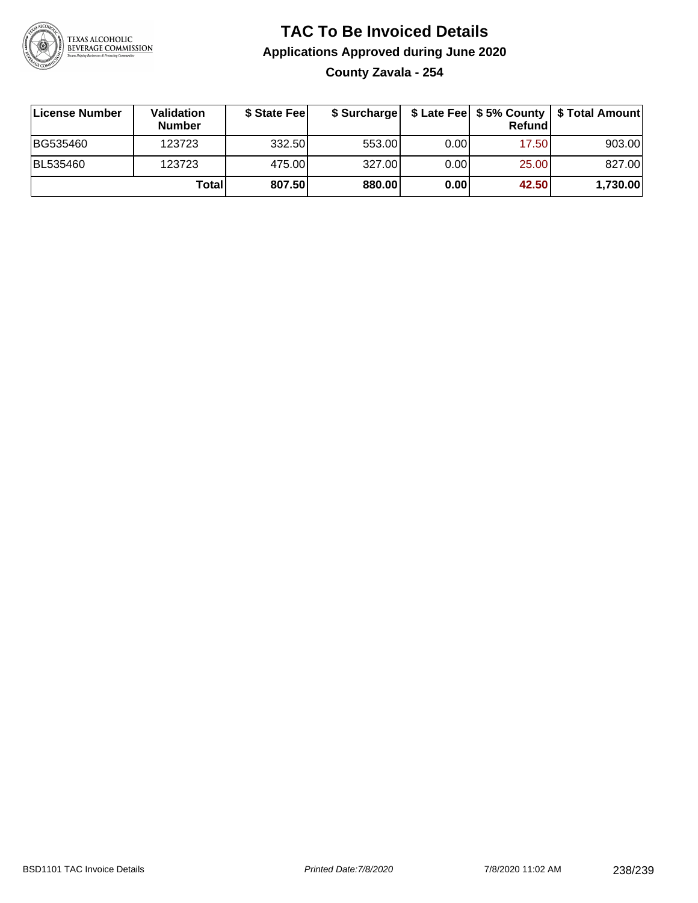# TAC To Be Invoiced Details

## Applications Approved during June 2020

### County Zavala - 254

| License Number | Validation Number | $ State Fee | $ Surcharge | $ Late Fee | $ 5% County Refund | $ Total Amount |
|---|---|---|---|---|---|---|
| BG535460 | 123723 | 332.50 | 553.00 | 0.00 | 17.50 | 903.00 |
| BL535460 | 123723 | 475.00 | 327.00 | 0.00 | 25.00 | 827.00 |
| | **Total** | **807.50** | **880.00** | **0.00** | **42.50** | **1,730.00** |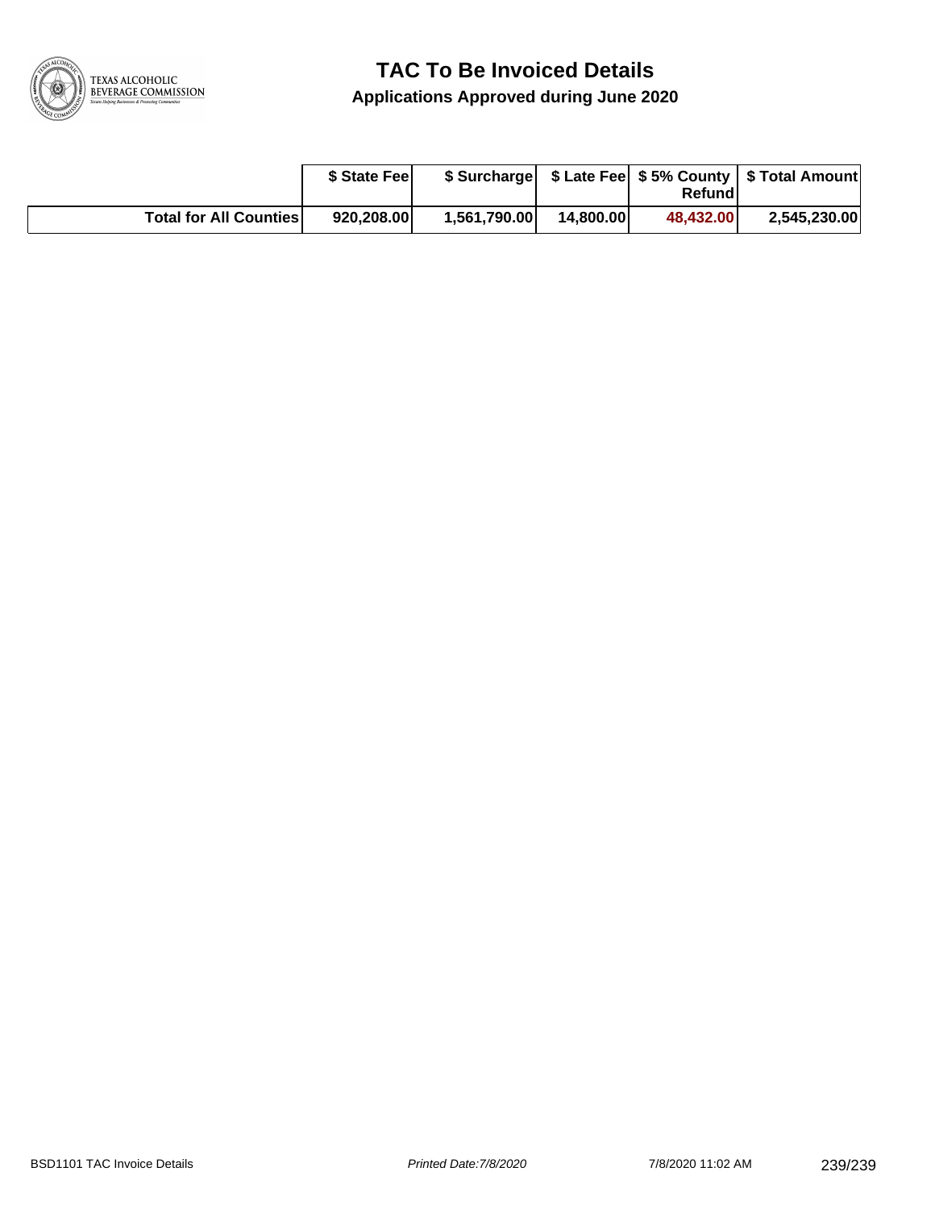# TAC To Be Invoiced Details

## Applications Approved during June 2020

| | \$ State Fee | \$ Surcharge | \$ Late Fee | \$ 5% County Refund | \$ Total Amount |
|---|---|---|---|---|---|
| **Total for All Counties** | 920,208.00 | 1,561,790.00 | 14,800.00 | 48,432.00 | 2,545,230.00 |